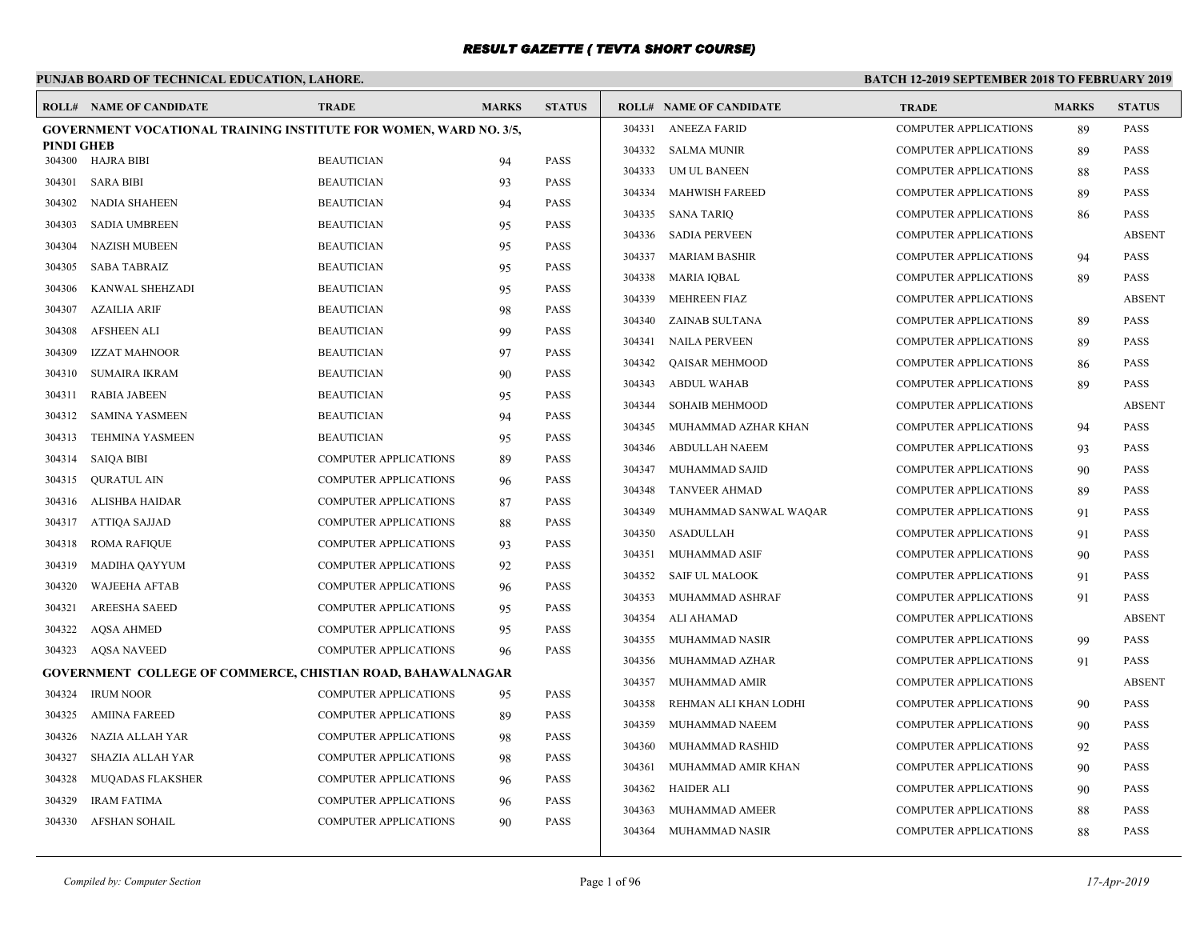# RESULT GAZETTE ( TEVTA SHORT COURSE)

**PUNJAB BOARD OF TECHNICAL EDUCATION, LAHORE.**

**BATCH 12-2019 SEPTEMBER 2018 TO FEBRUARY 2019**

**GOVERNMENT VOCATIONAL TRAINING INSTITUTE FOR WOMEN, WARD NO. 3/5, PINDI GHEB**

| ROLL# | NAME OF CANDIDATE | TRADE | MARKS | STATUS |
|---|---|---|---|---|
| 304300 | HAJRA BIBI | BEAUTICIAN | 94 | PASS |
| 304301 | SARA BIBI | BEAUTICIAN | 93 | PASS |
| 304302 | NADIA SHAHEEN | BEAUTICIAN | 94 | PASS |
| 304303 | SADIA UMBREEN | BEAUTICIAN | 95 | PASS |
| 304304 | NAZISH MUBEEN | BEAUTICIAN | 95 | PASS |
| 304305 | SABA TABRAIZ | BEAUTICIAN | 95 | PASS |
| 304306 | KANWAL SHEHZADI | BEAUTICIAN | 95 | PASS |
| 304307 | AZAILIA ARIF | BEAUTICIAN | 98 | PASS |
| 304308 | AFSHEEN ALI | BEAUTICIAN | 99 | PASS |
| 304309 | IZZAT MAHNOOR | BEAUTICIAN | 97 | PASS |
| 304310 | SUMAIRA IKRAM | BEAUTICIAN | 90 | PASS |
| 304311 | RABIA JABEEN | BEAUTICIAN | 95 | PASS |
| 304312 | SAMINA YASMEEN | BEAUTICIAN | 94 | PASS |
| 304313 | TEHMINA YASMEEN | BEAUTICIAN | 95 | PASS |
| 304314 | SAIQA BIBI | COMPUTER APPLICATIONS | 89 | PASS |
| 304315 | QURATUL AIN | COMPUTER APPLICATIONS | 96 | PASS |
| 304316 | ALISHBA HAIDAR | COMPUTER APPLICATIONS | 87 | PASS |
| 304317 | ATTIQA SAJJAD | COMPUTER APPLICATIONS | 88 | PASS |
| 304318 | ROMA RAFIQUE | COMPUTER APPLICATIONS | 93 | PASS |
| 304319 | MADIHA QAYYUM | COMPUTER APPLICATIONS | 92 | PASS |
| 304320 | WAJEEHA AFTAB | COMPUTER APPLICATIONS | 96 | PASS |
| 304321 | AREESHA SAEED | COMPUTER APPLICATIONS | 95 | PASS |
| 304322 | AQSA AHMED | COMPUTER APPLICATIONS | 95 | PASS |
| 304323 | AQSA NAVEED | COMPUTER APPLICATIONS | 96 | PASS |

**GOVERNMENT COLLEGE OF COMMERCE, CHISTIAN ROAD, BAHAWALNAGAR**

| ROLL# | NAME OF CANDIDATE | TRADE | MARKS | STATUS |
|---|---|---|---|---|
| 304324 | IRUM NOOR | COMPUTER APPLICATIONS | 95 | PASS |
| 304325 | AMIINA FAREED | COMPUTER APPLICATIONS | 89 | PASS |
| 304326 | NAZIA ALLAH YAR | COMPUTER APPLICATIONS | 98 | PASS |
| 304327 | SHAZIA ALLAH YAR | COMPUTER APPLICATIONS | 98 | PASS |
| 304328 | MUQADAS FLAKSHER | COMPUTER APPLICATIONS | 96 | PASS |
| 304329 | IRAM FATIMA | COMPUTER APPLICATIONS | 96 | PASS |
| 304330 | AFSHAN SOHAIL | COMPUTER APPLICATIONS | 90 | PASS |
| 304331 | ANEEZA FARID | COMPUTER APPLICATIONS | 89 | PASS |
| 304332 | SALMA MUNIR | COMPUTER APPLICATIONS | 89 | PASS |
| 304333 | UM UL BANEEN | COMPUTER APPLICATIONS | 88 | PASS |
| 304334 | MAHWISH FAREED | COMPUTER APPLICATIONS | 89 | PASS |
| 304335 | SANA TARIQ | COMPUTER APPLICATIONS | 86 | PASS |
| 304336 | SADIA PERVEEN | COMPUTER APPLICATIONS | | ABSENT |
| 304337 | MARIAM BASHIR | COMPUTER APPLICATIONS | 94 | PASS |
| 304338 | MARIA IQBAL | COMPUTER APPLICATIONS | 89 | PASS |
| 304339 | MEHREEN FIAZ | COMPUTER APPLICATIONS | | ABSENT |
| 304340 | ZAINAB SULTANA | COMPUTER APPLICATIONS | 89 | PASS |
| 304341 | NAILA PERVEEN | COMPUTER APPLICATIONS | 89 | PASS |
| 304342 | QAISAR MEHMOOD | COMPUTER APPLICATIONS | 86 | PASS |
| 304343 | ABDUL WAHAB | COMPUTER APPLICATIONS | 89 | PASS |
| 304344 | SOHAIB MEHMOOD | COMPUTER APPLICATIONS | | ABSENT |
| 304345 | MUHAMMAD AZHAR KHAN | COMPUTER APPLICATIONS | 94 | PASS |
| 304346 | ABDULLAH NAEEM | COMPUTER APPLICATIONS | 93 | PASS |
| 304347 | MUHAMMAD SAJID | COMPUTER APPLICATIONS | 90 | PASS |
| 304348 | TANVEER AHMAD | COMPUTER APPLICATIONS | 89 | PASS |
| 304349 | MUHAMMAD SANWAL WAQAR | COMPUTER APPLICATIONS | 91 | PASS |
| 304350 | ASADULLAH | COMPUTER APPLICATIONS | 91 | PASS |
| 304351 | MUHAMMAD ASIF | COMPUTER APPLICATIONS | 90 | PASS |
| 304352 | SAIF UL MALOOK | COMPUTER APPLICATIONS | 91 | PASS |
| 304353 | MUHAMMAD ASHRAF | COMPUTER APPLICATIONS | 91 | PASS |
| 304354 | ALI AHAMAD | COMPUTER APPLICATIONS | | ABSENT |
| 304355 | MUHAMMAD NASIR | COMPUTER APPLICATIONS | 99 | PASS |
| 304356 | MUHAMMAD AZHAR | COMPUTER APPLICATIONS | 91 | PASS |
| 304357 | MUHAMMAD AMIR | COMPUTER APPLICATIONS | | ABSENT |
| 304358 | REHMAN ALI KHAN LODHI | COMPUTER APPLICATIONS | 90 | PASS |
| 304359 | MUHAMMAD NAEEM | COMPUTER APPLICATIONS | 90 | PASS |
| 304360 | MUHAMMAD RASHID | COMPUTER APPLICATIONS | 92 | PASS |
| 304361 | MUHAMMAD AMIR KHAN | COMPUTER APPLICATIONS | 90 | PASS |
| 304362 | HAIDER ALI | COMPUTER APPLICATIONS | 90 | PASS |
| 304363 | MUHAMMAD AMEER | COMPUTER APPLICATIONS | 88 | PASS |
| 304364 | MUHAMMAD NASIR | COMPUTER APPLICATIONS | 88 | PASS |

*Compiled by: Computer Section*

*17-Apr-2019*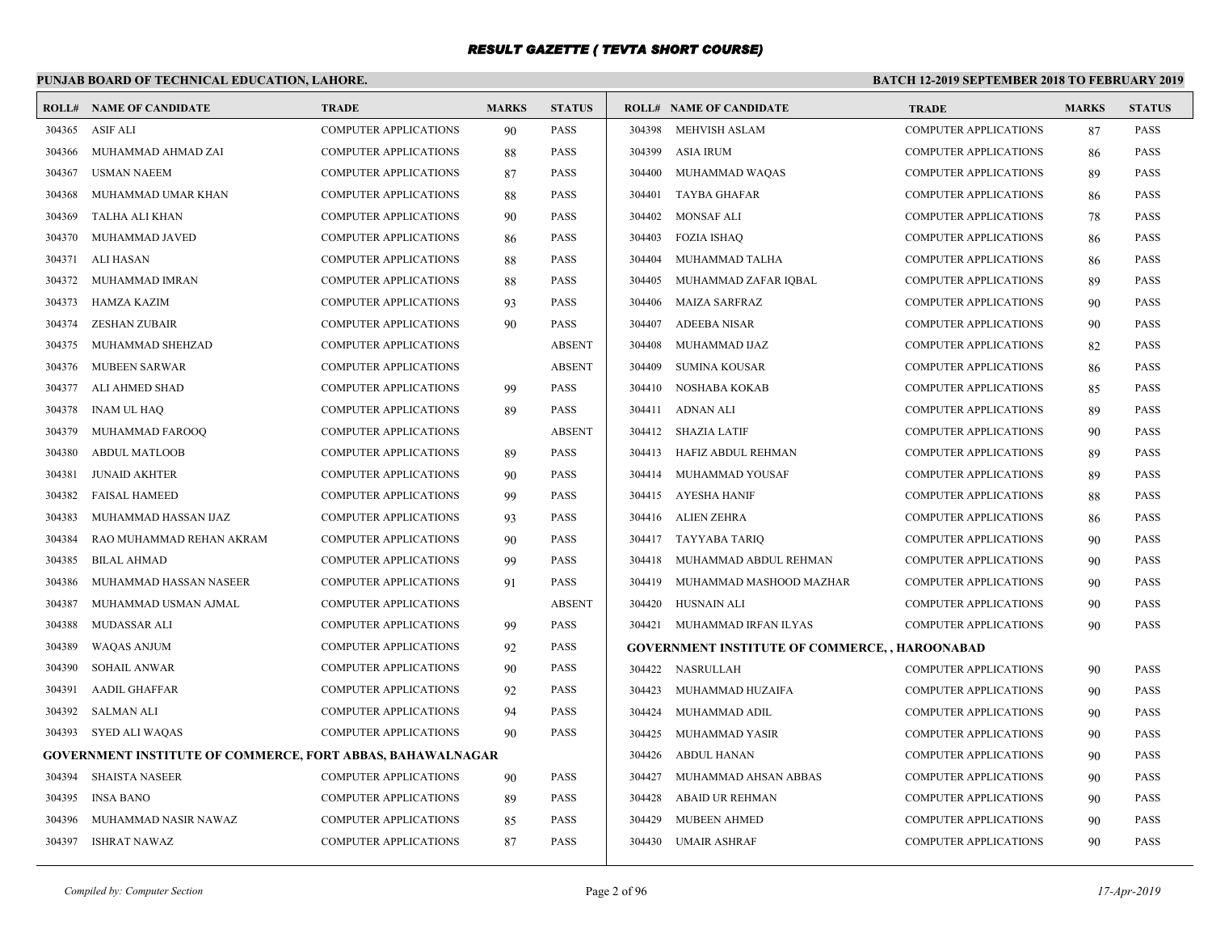# RESULT GAZETTE ( TEVTA SHORT COURSE)

## PUNJAB BOARD OF TECHNICAL EDUCATION, LAHORE.

**BATCH 12-2019 SEPTEMBER 2018 TO FEBRUARY 2019**

| ROLL# | NAME OF CANDIDATE | TRADE | MARKS | STATUS |
|---|---|---|---|---|
| 304365 | ASIF ALI | COMPUTER APPLICATIONS | 90 | PASS |
| 304366 | MUHAMMAD AHMAD ZAI | COMPUTER APPLICATIONS | 88 | PASS |
| 304367 | USMAN NAEEM | COMPUTER APPLICATIONS | 87 | PASS |
| 304368 | MUHAMMAD UMAR KHAN | COMPUTER APPLICATIONS | 88 | PASS |
| 304369 | TALHA ALI KHAN | COMPUTER APPLICATIONS | 90 | PASS |
| 304370 | MUHAMMAD JAVED | COMPUTER APPLICATIONS | 86 | PASS |
| 304371 | ALI HASAN | COMPUTER APPLICATIONS | 88 | PASS |
| 304372 | MUHAMMAD IMRAN | COMPUTER APPLICATIONS | 88 | PASS |
| 304373 | HAMZA KAZIM | COMPUTER APPLICATIONS | 93 | PASS |
| 304374 | ZESHAN ZUBAIR | COMPUTER APPLICATIONS | 90 | PASS |
| 304375 | MUHAMMAD SHEHZAD | COMPUTER APPLICATIONS | | ABSENT |
| 304376 | MUBEEN SARWAR | COMPUTER APPLICATIONS | | ABSENT |
| 304377 | ALI AHMED SHAD | COMPUTER APPLICATIONS | 99 | PASS |
| 304378 | INAM UL HAQ | COMPUTER APPLICATIONS | 89 | PASS |
| 304379 | MUHAMMAD FAROOQ | COMPUTER APPLICATIONS | | ABSENT |
| 304380 | ABDUL MATLOOB | COMPUTER APPLICATIONS | 89 | PASS |
| 304381 | JUNAID AKHTER | COMPUTER APPLICATIONS | 90 | PASS |
| 304382 | FAISAL HAMEED | COMPUTER APPLICATIONS | 99 | PASS |
| 304383 | MUHAMMAD HASSAN IJAZ | COMPUTER APPLICATIONS | 93 | PASS |
| 304384 | RAO MUHAMMAD REHAN AKRAM | COMPUTER APPLICATIONS | 90 | PASS |
| 304385 | BILAL AHMAD | COMPUTER APPLICATIONS | 99 | PASS |
| 304386 | MUHAMMAD HASSAN NASEER | COMPUTER APPLICATIONS | 91 | PASS |
| 304387 | MUHAMMAD USMAN AJMAL | COMPUTER APPLICATIONS | | ABSENT |
| 304388 | MUDASSAR ALI | COMPUTER APPLICATIONS | 99 | PASS |
| 304389 | WAQAS ANJUM | COMPUTER APPLICATIONS | 92 | PASS |
| 304390 | SOHAIL ANWAR | COMPUTER APPLICATIONS | 90 | PASS |
| 304391 | AADIL GHAFFAR | COMPUTER APPLICATIONS | 92 | PASS |
| 304392 | SALMAN ALI | COMPUTER APPLICATIONS | 94 | PASS |
| 304393 | SYED ALI WAQAS | COMPUTER APPLICATIONS | 90 | PASS |
| **GOVERNMENT INSTITUTE OF COMMERCE, FORT ABBAS, BAHAWALNAGAR** | | | | |
| 304394 | SHAISTA NASEER | COMPUTER APPLICATIONS | 90 | PASS |
| 304395 | INSA BANO | COMPUTER APPLICATIONS | 89 | PASS |
| 304396 | MUHAMMAD NASIR NAWAZ | COMPUTER APPLICATIONS | 85 | PASS |
| 304397 | ISHRAT NAWAZ | COMPUTER APPLICATIONS | 87 | PASS |
| 304398 | MEHVISH ASLAM | COMPUTER APPLICATIONS | 87 | PASS |
| 304399 | ASIA IRUM | COMPUTER APPLICATIONS | 86 | PASS |
| 304400 | MUHAMMAD WAQAS | COMPUTER APPLICATIONS | 89 | PASS |
| 304401 | TAYBA GHAFAR | COMPUTER APPLICATIONS | 86 | PASS |
| 304402 | MONSAF ALI | COMPUTER APPLICATIONS | 78 | PASS |
| 304403 | FOZIA ISHAQ | COMPUTER APPLICATIONS | 86 | PASS |
| 304404 | MUHAMMAD TALHA | COMPUTER APPLICATIONS | 86 | PASS |
| 304405 | MUHAMMAD ZAFAR IQBAL | COMPUTER APPLICATIONS | 89 | PASS |
| 304406 | MAIZA SARFRAZ | COMPUTER APPLICATIONS | 90 | PASS |
| 304407 | ADEEBA NISAR | COMPUTER APPLICATIONS | 90 | PASS |
| 304408 | MUHAMMAD IJAZ | COMPUTER APPLICATIONS | 82 | PASS |
| 304409 | SUMINA KOUSAR | COMPUTER APPLICATIONS | 86 | PASS |
| 304410 | NOSHABA KOKAB | COMPUTER APPLICATIONS | 85 | PASS |
| 304411 | ADNAN ALI | COMPUTER APPLICATIONS | 89 | PASS |
| 304412 | SHAZIA LATIF | COMPUTER APPLICATIONS | 90 | PASS |
| 304413 | HAFIZ ABDUL REHMAN | COMPUTER APPLICATIONS | 89 | PASS |
| 304414 | MUHAMMAD YOUSAF | COMPUTER APPLICATIONS | 89 | PASS |
| 304415 | AYESHA HANIF | COMPUTER APPLICATIONS | 88 | PASS |
| 304416 | ALIEN ZEHRA | COMPUTER APPLICATIONS | 86 | PASS |
| 304417 | TAYYABA TARIQ | COMPUTER APPLICATIONS | 90 | PASS |
| 304418 | MUHAMMAD ABDUL REHMAN | COMPUTER APPLICATIONS | 90 | PASS |
| 304419 | MUHAMMAD MASHOOD MAZHAR | COMPUTER APPLICATIONS | 90 | PASS |
| 304420 | HUSNAIN ALI | COMPUTER APPLICATIONS | 90 | PASS |
| 304421 | MUHAMMAD IRFAN ILYAS | COMPUTER APPLICATIONS | 90 | PASS |
| **GOVERNMENT INSTITUTE OF COMMERCE, , HAROONABAD** | | | | |
| 304422 | NASRULLAH | COMPUTER APPLICATIONS | 90 | PASS |
| 304423 | MUHAMMAD HUZAIFA | COMPUTER APPLICATIONS | 90 | PASS |
| 304424 | MUHAMMAD ADIL | COMPUTER APPLICATIONS | 90 | PASS |
| 304425 | MUHAMMAD YASIR | COMPUTER APPLICATIONS | 90 | PASS |
| 304426 | ABDUL HANAN | COMPUTER APPLICATIONS | 90 | PASS |
| 304427 | MUHAMMAD AHSAN ABBAS | COMPUTER APPLICATIONS | 90 | PASS |
| 304428 | ABAID UR REHMAN | COMPUTER APPLICATIONS | 90 | PASS |
| 304429 | MUBEEN AHMED | COMPUTER APPLICATIONS | 90 | PASS |
| 304430 | UMAIR ASHRAF | COMPUTER APPLICATIONS | 90 | PASS |

*Compiled by: Computer Section* — *17-Apr-2019*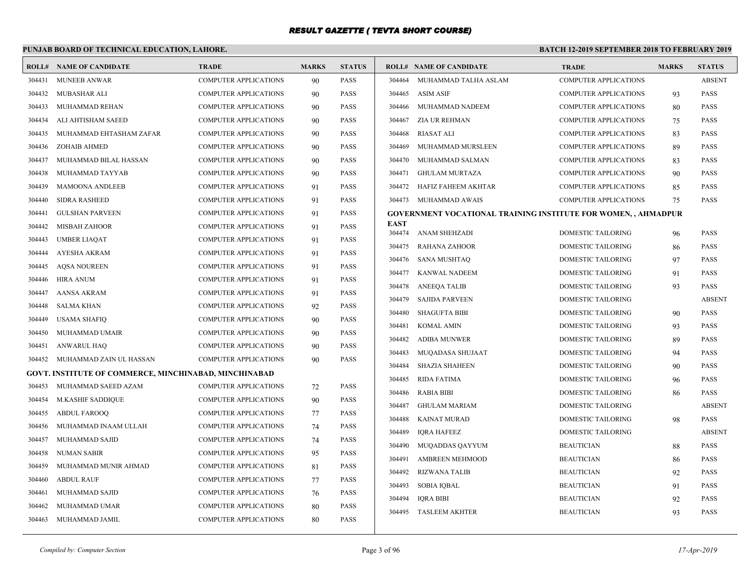## RESULT GAZETTE ( TEVTA SHORT COURSE)

**PUNJAB BOARD OF TECHNICAL EDUCATION, LAHORE.** **BATCH 12-2019 SEPTEMBER 2018 TO FEBRUARY 2019**

| ROLL# | NAME OF CANDIDATE | TRADE | MARKS | STATUS |
|---|---|---|---|---|
| 304431 | MUNEEB ANWAR | COMPUTER APPLICATIONS | 90 | PASS |
| 304432 | MUBASHAR ALI | COMPUTER APPLICATIONS | 90 | PASS |
| 304433 | MUHAMMAD REHAN | COMPUTER APPLICATIONS | 90 | PASS |
| 304434 | ALI AHTISHAM SAEED | COMPUTER APPLICATIONS | 90 | PASS |
| 304435 | MUHAMMAD EHTASHAM ZAFAR | COMPUTER APPLICATIONS | 90 | PASS |
| 304436 | ZOHAIB AHMED | COMPUTER APPLICATIONS | 90 | PASS |
| 304437 | MUHAMMAD BILAL HASSAN | COMPUTER APPLICATIONS | 90 | PASS |
| 304438 | MUHAMMAD TAYYAB | COMPUTER APPLICATIONS | 90 | PASS |
| 304439 | MAMOONA ANDLEEB | COMPUTER APPLICATIONS | 91 | PASS |
| 304440 | SIDRA RASHEED | COMPUTER APPLICATIONS | 91 | PASS |
| 304441 | GULSHAN PARVEEN | COMPUTER APPLICATIONS | 91 | PASS |
| 304442 | MISBAH ZAHOOR | COMPUTER APPLICATIONS | 91 | PASS |
| 304443 | UMBER LIAQAT | COMPUTER APPLICATIONS | 91 | PASS |
| 304444 | AYESHA AKRAM | COMPUTER APPLICATIONS | 91 | PASS |
| 304445 | AQSA NOUREEN | COMPUTER APPLICATIONS | 91 | PASS |
| 304446 | HIRA ANUM | COMPUTER APPLICATIONS | 91 | PASS |
| 304447 | AANSA AKRAM | COMPUTER APPLICATIONS | 91 | PASS |
| 304448 | SALMA KHAN | COMPUTER APPLICATIONS | 92 | PASS |
| 304449 | USAMA SHAFIQ | COMPUTER APPLICATIONS | 90 | PASS |
| 304450 | MUHAMMAD UMAIR | COMPUTER APPLICATIONS | 90 | PASS |
| 304451 | ANWARUL HAQ | COMPUTER APPLICATIONS | 90 | PASS |
| 304452 | MUHAMMAD ZAIN UL HASSAN | COMPUTER APPLICATIONS | 90 | PASS |

**GOVT. INSTITUTE OF COMMERCE, MINCHINABAD, MINCHINABAD**

| ROLL# | NAME OF CANDIDATE | TRADE | MARKS | STATUS |
|---|---|---|---|---|
| 304453 | MUHAMMAD SAEED AZAM | COMPUTER APPLICATIONS | 72 | PASS |
| 304454 | M.KASHIF SADDIQUE | COMPUTER APPLICATIONS | 90 | PASS |
| 304455 | ABDUL FAROOQ | COMPUTER APPLICATIONS | 77 | PASS |
| 304456 | MUHAMMAD INAAM ULLAH | COMPUTER APPLICATIONS | 74 | PASS |
| 304457 | MUHAMMAD SAJID | COMPUTER APPLICATIONS | 74 | PASS |
| 304458 | NUMAN SABIR | COMPUTER APPLICATIONS | 95 | PASS |
| 304459 | MUHAMMAD MUNIR AHMAD | COMPUTER APPLICATIONS | 81 | PASS |
| 304460 | ABDUL RAUF | COMPUTER APPLICATIONS | 77 | PASS |
| 304461 | MUHAMMAD SAJID | COMPUTER APPLICATIONS | 76 | PASS |
| 304462 | MUHAMMAD UMAR | COMPUTER APPLICATIONS | 80 | PASS |
| 304463 | MUHAMMAD JAMIL | COMPUTER APPLICATIONS | 80 | PASS |
| 304464 | MUHAMMAD TALHA ASLAM | COMPUTER APPLICATIONS | | ABSENT |
| 304465 | ASIM ASIF | COMPUTER APPLICATIONS | 93 | PASS |
| 304466 | MUHAMMAD NADEEM | COMPUTER APPLICATIONS | 80 | PASS |
| 304467 | ZIA UR REHMAN | COMPUTER APPLICATIONS | 75 | PASS |
| 304468 | RIASAT ALI | COMPUTER APPLICATIONS | 83 | PASS |
| 304469 | MUHAMMAD MURSLEEN | COMPUTER APPLICATIONS | 89 | PASS |
| 304470 | MUHAMMAD SALMAN | COMPUTER APPLICATIONS | 83 | PASS |
| 304471 | GHULAM MURTAZA | COMPUTER APPLICATIONS | 90 | PASS |
| 304472 | HAFIZ FAHEEM AKHTAR | COMPUTER APPLICATIONS | 85 | PASS |
| 304473 | MUHAMMAD AWAIS | COMPUTER APPLICATIONS | 75 | PASS |

**GOVERNMENT VOCATIONAL TRAINING INSTITUTE FOR WOMEN, , AHMADPUR EAST**

| ROLL# | NAME OF CANDIDATE | TRADE | MARKS | STATUS |
|---|---|---|---|---|
| 304474 | ANAM SHEHZADI | DOMESTIC TAILORING | 96 | PASS |
| 304475 | RAHANA ZAHOOR | DOMESTIC TAILORING | 86 | PASS |
| 304476 | SANA MUSHTAQ | DOMESTIC TAILORING | 97 | PASS |
| 304477 | KANWAL NADEEM | DOMESTIC TAILORING | 91 | PASS |
| 304478 | ANEEQA TALIB | DOMESTIC TAILORING | 93 | PASS |
| 304479 | SAJIDA PARVEEN | DOMESTIC TAILORING | | ABSENT |
| 304480 | SHAGUFTA BIBI | DOMESTIC TAILORING | 90 | PASS |
| 304481 | KOMAL AMIN | DOMESTIC TAILORING | 93 | PASS |
| 304482 | ADIBA MUNWER | DOMESTIC TAILORING | 89 | PASS |
| 304483 | MUQADASA SHUJAAT | DOMESTIC TAILORING | 94 | PASS |
| 304484 | SHAZIA SHAHEEN | DOMESTIC TAILORING | 90 | PASS |
| 304485 | RIDA FATIMA | DOMESTIC TAILORING | 96 | PASS |
| 304486 | RABIA BIBI | DOMESTIC TAILORING | 86 | PASS |
| 304487 | GHULAM MARIAM | DOMESTIC TAILORING | | ABSENT |
| 304488 | KAINAT MURAD | DOMESTIC TAILORING | 98 | PASS |
| 304489 | IQRA HAFEEZ | DOMESTIC TAILORING | | ABSENT |
| 304490 | MUQADDAS QAYYUM | BEAUTICIAN | 88 | PASS |
| 304491 | AMBREEN MEHMOOD | BEAUTICIAN | 86 | PASS |
| 304492 | RIZWANA TALIB | BEAUTICIAN | 92 | PASS |
| 304493 | SOBIA IQBAL | BEAUTICIAN | 91 | PASS |
| 304494 | IQRA BIBI | BEAUTICIAN | 92 | PASS |
| 304495 | TASLEEM AKHTER | BEAUTICIAN | 93 | PASS |

*Compiled by: Computer Section* *17-Apr-2019*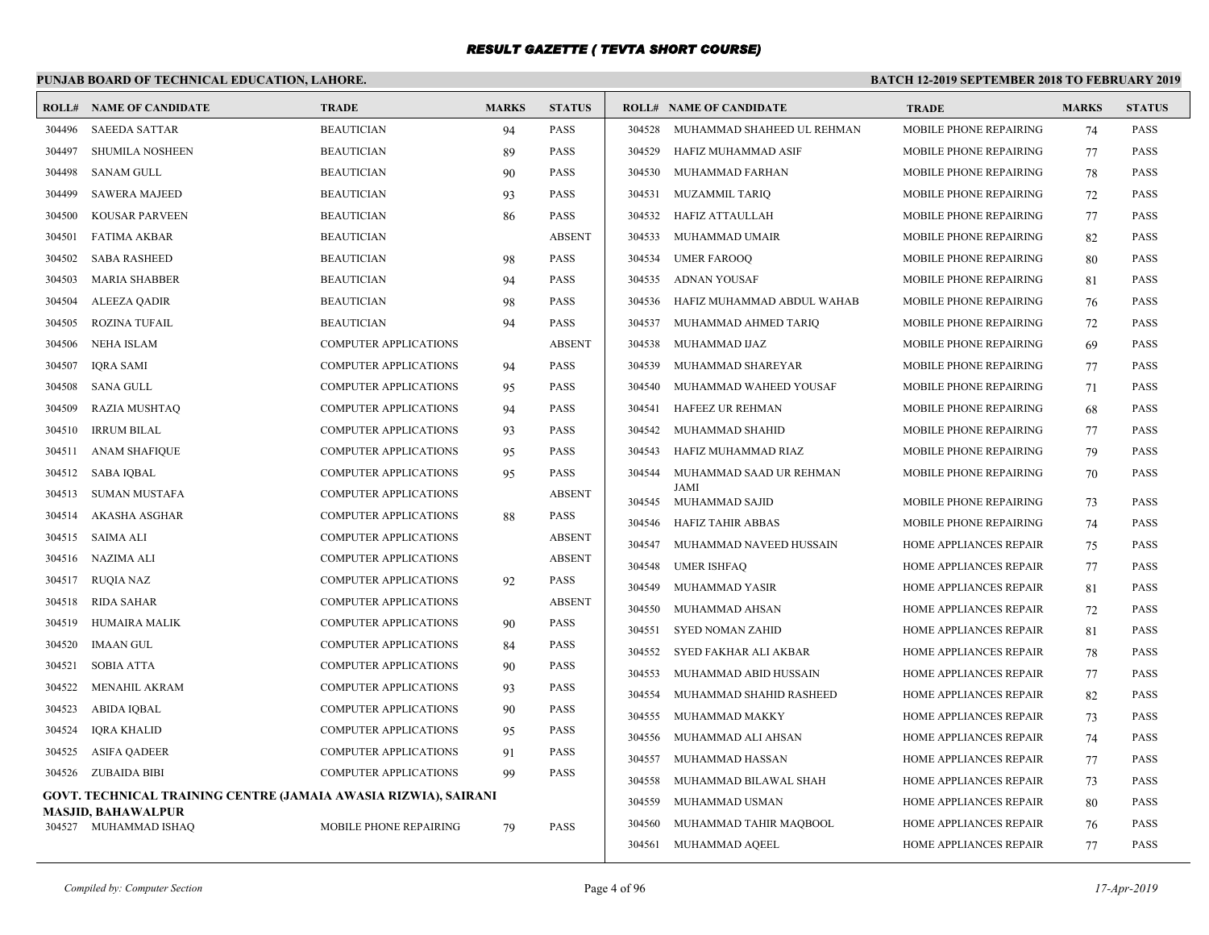# RESULT GAZETTE ( TEVTA SHORT COURSE)

**PUNJAB BOARD OF TECHNICAL EDUCATION, LAHORE.**

**BATCH 12-2019 SEPTEMBER 2018 TO FEBRUARY 2019**

| ROLL# | NAME OF CANDIDATE | TRADE | MARKS | STATUS |
|---|---|---|---|---|
| 304496 | SAEEDA SATTAR | BEAUTICIAN | 94 | PASS |
| 304497 | SHUMILA NOSHEEN | BEAUTICIAN | 89 | PASS |
| 304498 | SANAM GULL | BEAUTICIAN | 90 | PASS |
| 304499 | SAWERA MAJEED | BEAUTICIAN | 93 | PASS |
| 304500 | KOUSAR PARVEEN | BEAUTICIAN | 86 | PASS |
| 304501 | FATIMA AKBAR | BEAUTICIAN | | ABSENT |
| 304502 | SABA RASHEED | BEAUTICIAN | 98 | PASS |
| 304503 | MARIA SHABBER | BEAUTICIAN | 94 | PASS |
| 304504 | ALEEZA QADIR | BEAUTICIAN | 98 | PASS |
| 304505 | ROZINA TUFAIL | BEAUTICIAN | 94 | PASS |
| 304506 | NEHA ISLAM | COMPUTER APPLICATIONS | | ABSENT |
| 304507 | IQRA SAMI | COMPUTER APPLICATIONS | 94 | PASS |
| 304508 | SANA GULL | COMPUTER APPLICATIONS | 95 | PASS |
| 304509 | RAZIA MUSHTAQ | COMPUTER APPLICATIONS | 94 | PASS |
| 304510 | IRRUM BILAL | COMPUTER APPLICATIONS | 93 | PASS |
| 304511 | ANAM SHAFIQUE | COMPUTER APPLICATIONS | 95 | PASS |
| 304512 | SABA IQBAL | COMPUTER APPLICATIONS | 95 | PASS |
| 304513 | SUMAN MUSTAFA | COMPUTER APPLICATIONS | | ABSENT |
| 304514 | AKASHA ASGHAR | COMPUTER APPLICATIONS | 88 | PASS |
| 304515 | SAIMA ALI | COMPUTER APPLICATIONS | | ABSENT |
| 304516 | NAZIMA ALI | COMPUTER APPLICATIONS | | ABSENT |
| 304517 | RUQIA NAZ | COMPUTER APPLICATIONS | 92 | PASS |
| 304518 | RIDA SAHAR | COMPUTER APPLICATIONS | | ABSENT |
| 304519 | HUMAIRA MALIK | COMPUTER APPLICATIONS | 90 | PASS |
| 304520 | IMAAN GUL | COMPUTER APPLICATIONS | 84 | PASS |
| 304521 | SOBIA ATTA | COMPUTER APPLICATIONS | 90 | PASS |
| 304522 | MENAHIL AKRAM | COMPUTER APPLICATIONS | 93 | PASS |
| 304523 | ABIDA IQBAL | COMPUTER APPLICATIONS | 90 | PASS |
| 304524 | IQRA KHALID | COMPUTER APPLICATIONS | 95 | PASS |
| 304525 | ASIFA QADEER | COMPUTER APPLICATIONS | 91 | PASS |
| 304526 | ZUBAIDA BIBI | COMPUTER APPLICATIONS | 99 | PASS |

**GOVT. TECHNICAL TRAINING CENTRE (JAMAIA AWASIA RIZWIA), SAIRANI MASJID, BAHAWALPUR**

| ROLL# | NAME OF CANDIDATE | TRADE | MARKS | STATUS |
|---|---|---|---|---|
| 304527 | MUHAMMAD ISHAQ | MOBILE PHONE REPAIRING | 79 | PASS |
| 304528 | MUHAMMAD SHAHEED UL REHMAN | MOBILE PHONE REPAIRING | 74 | PASS |
| 304529 | HAFIZ MUHAMMAD ASIF | MOBILE PHONE REPAIRING | 77 | PASS |
| 304530 | MUHAMMAD FARHAN | MOBILE PHONE REPAIRING | 78 | PASS |
| 304531 | MUZAMMIL TARIQ | MOBILE PHONE REPAIRING | 72 | PASS |
| 304532 | HAFIZ ATTAULLAH | MOBILE PHONE REPAIRING | 77 | PASS |
| 304533 | MUHAMMAD UMAIR | MOBILE PHONE REPAIRING | 82 | PASS |
| 304534 | UMER FAROOQ | MOBILE PHONE REPAIRING | 80 | PASS |
| 304535 | ADNAN YOUSAF | MOBILE PHONE REPAIRING | 81 | PASS |
| 304536 | HAFIZ MUHAMMAD ABDUL WAHAB | MOBILE PHONE REPAIRING | 76 | PASS |
| 304537 | MUHAMMAD AHMED TARIQ | MOBILE PHONE REPAIRING | 72 | PASS |
| 304538 | MUHAMMAD IJAZ | MOBILE PHONE REPAIRING | 69 | PASS |
| 304539 | MUHAMMAD SHAREYAR | MOBILE PHONE REPAIRING | 77 | PASS |
| 304540 | MUHAMMAD WAHEED YOUSAF | MOBILE PHONE REPAIRING | 71 | PASS |
| 304541 | HAFEEZ UR REHMAN | MOBILE PHONE REPAIRING | 68 | PASS |
| 304542 | MUHAMMAD SHAHID | MOBILE PHONE REPAIRING | 77 | PASS |
| 304543 | HAFIZ MUHAMMAD RIAZ | MOBILE PHONE REPAIRING | 79 | PASS |
| 304544 | MUHAMMAD SAAD UR REHMAN JAMI | MOBILE PHONE REPAIRING | 70 | PASS |
| 304545 | MUHAMMAD SAJID | MOBILE PHONE REPAIRING | 73 | PASS |
| 304546 | HAFIZ TAHIR ABBAS | MOBILE PHONE REPAIRING | 74 | PASS |
| 304547 | MUHAMMAD NAVEED HUSSAIN | HOME APPLIANCES REPAIR | 75 | PASS |
| 304548 | UMER ISHFAQ | HOME APPLIANCES REPAIR | 77 | PASS |
| 304549 | MUHAMMAD YASIR | HOME APPLIANCES REPAIR | 81 | PASS |
| 304550 | MUHAMMAD AHSAN | HOME APPLIANCES REPAIR | 72 | PASS |
| 304551 | SYED NOMAN ZAHID | HOME APPLIANCES REPAIR | 81 | PASS |
| 304552 | SYED FAKHAR ALI AKBAR | HOME APPLIANCES REPAIR | 78 | PASS |
| 304553 | MUHAMMAD ABID HUSSAIN | HOME APPLIANCES REPAIR | 77 | PASS |
| 304554 | MUHAMMAD SHAHID RASHEED | HOME APPLIANCES REPAIR | 82 | PASS |
| 304555 | MUHAMMAD MAKKY | HOME APPLIANCES REPAIR | 73 | PASS |
| 304556 | MUHAMMAD ALI AHSAN | HOME APPLIANCES REPAIR | 74 | PASS |
| 304557 | MUHAMMAD HASSAN | HOME APPLIANCES REPAIR | 77 | PASS |
| 304558 | MUHAMMAD BILAWAL SHAH | HOME APPLIANCES REPAIR | 73 | PASS |
| 304559 | MUHAMMAD USMAN | HOME APPLIANCES REPAIR | 80 | PASS |
| 304560 | MUHAMMAD TAHIR MAQBOOL | HOME APPLIANCES REPAIR | 76 | PASS |
| 304561 | MUHAMMAD AQEEL | HOME APPLIANCES REPAIR | 77 | PASS |

*Compiled by: Computer Section*

*17-Apr-2019*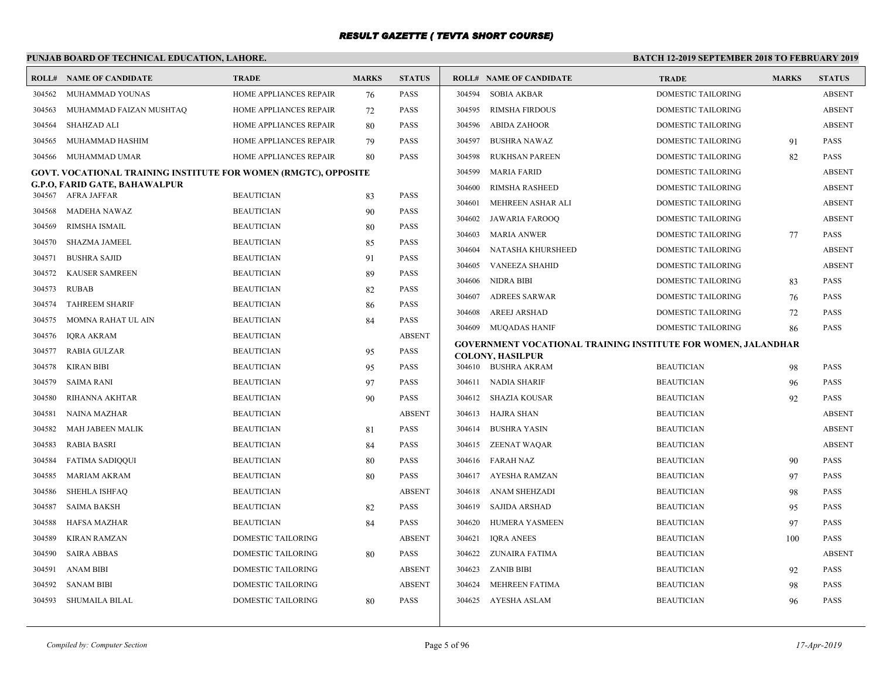# RESULT GAZETTE ( TEVTA SHORT COURSE)

**PUNJAB BOARD OF TECHNICAL EDUCATION, LAHORE.**

**BATCH 12-2019 SEPTEMBER 2018 TO FEBRUARY 2019**

| ROLL# | NAME OF CANDIDATE | TRADE | MARKS | STATUS |
|---|---|---|---|---|
| 304562 | MUHAMMAD YOUNAS | HOME APPLIANCES REPAIR | 76 | PASS |
| 304563 | MUHAMMAD FAIZAN MUSHTAQ | HOME APPLIANCES REPAIR | 72 | PASS |
| 304564 | SHAHZAD ALI | HOME APPLIANCES REPAIR | 80 | PASS |
| 304565 | MUHAMMAD HASHIM | HOME APPLIANCES REPAIR | 79 | PASS |
| 304566 | MUHAMMAD UMAR | HOME APPLIANCES REPAIR | 80 | PASS |

**GOVT. VOCATIONAL TRAINING INSTITUTE FOR WOMEN (RMGTC), OPPOSITE G.P.O, FARID GATE, BAHAWALPUR**

| ROLL# | NAME OF CANDIDATE | TRADE | MARKS | STATUS |
|---|---|---|---|---|
| 304567 | AFRA JAFFAR | BEAUTICIAN | 83 | PASS |
| 304568 | MADEHA NAWAZ | BEAUTICIAN | 90 | PASS |
| 304569 | RIMSHA ISMAIL | BEAUTICIAN | 80 | PASS |
| 304570 | SHAZMA JAMEEL | BEAUTICIAN | 85 | PASS |
| 304571 | BUSHRA SAJID | BEAUTICIAN | 91 | PASS |
| 304572 | KAUSER SAMREEN | BEAUTICIAN | 89 | PASS |
| 304573 | RUBAB | BEAUTICIAN | 82 | PASS |
| 304574 | TAHREEM SHARIF | BEAUTICIAN | 86 | PASS |
| 304575 | MOMNA RAHAT UL AIN | BEAUTICIAN | 84 | PASS |
| 304576 | IQRA AKRAM | BEAUTICIAN | | ABSENT |
| 304577 | RABIA GULZAR | BEAUTICIAN | 95 | PASS |
| 304578 | KIRAN BIBI | BEAUTICIAN | 95 | PASS |
| 304579 | SAIMA RANI | BEAUTICIAN | 97 | PASS |
| 304580 | RIHANNA AKHTAR | BEAUTICIAN | 90 | PASS |
| 304581 | NAINA MAZHAR | BEAUTICIAN | | ABSENT |
| 304582 | MAH JABEEN MALIK | BEAUTICIAN | 81 | PASS |
| 304583 | RABIA BASRI | BEAUTICIAN | 84 | PASS |
| 304584 | FATIMA SADIQQUI | BEAUTICIAN | 80 | PASS |
| 304585 | MARIAM AKRAM | BEAUTICIAN | 80 | PASS |
| 304586 | SHEHLA ISHFAQ | BEAUTICIAN | | ABSENT |
| 304587 | SAIMA BAKSH | BEAUTICIAN | 82 | PASS |
| 304588 | HAFSA MAZHAR | BEAUTICIAN | 84 | PASS |
| 304589 | KIRAN RAMZAN | DOMESTIC TAILORING | | ABSENT |
| 304590 | SAIRA ABBAS | DOMESTIC TAILORING | 80 | PASS |
| 304591 | ANAM BIBI | DOMESTIC TAILORING | | ABSENT |
| 304592 | SANAM BIBI | DOMESTIC TAILORING | | ABSENT |
| 304593 | SHUMAILA BILAL | DOMESTIC TAILORING | 80 | PASS |
| 304594 | SOBIA AKBAR | DOMESTIC TAILORING | | ABSENT |
| 304595 | RIMSHA FIRDOUS | DOMESTIC TAILORING | | ABSENT |
| 304596 | ABIDA ZAHOOR | DOMESTIC TAILORING | | ABSENT |
| 304597 | BUSHRA NAWAZ | DOMESTIC TAILORING | 91 | PASS |
| 304598 | RUKHSAN PAREEN | DOMESTIC TAILORING | 82 | PASS |
| 304599 | MARIA FARID | DOMESTIC TAILORING | | ABSENT |
| 304600 | RIMSHA RASHEED | DOMESTIC TAILORING | | ABSENT |
| 304601 | MEHREEN ASHAR ALI | DOMESTIC TAILORING | | ABSENT |
| 304602 | JAWARIA FAROOQ | DOMESTIC TAILORING | | ABSENT |
| 304603 | MARIA ANWER | DOMESTIC TAILORING | 77 | PASS |
| 304604 | NATASHA KHURSHEED | DOMESTIC TAILORING | | ABSENT |
| 304605 | VANEEZA SHAHID | DOMESTIC TAILORING | | ABSENT |
| 304606 | NIDRA BIBI | DOMESTIC TAILORING | 83 | PASS |
| 304607 | ADREES SARWAR | DOMESTIC TAILORING | 76 | PASS |
| 304608 | AREEJ ARSHAD | DOMESTIC TAILORING | 72 | PASS |
| 304609 | MUQADAS HANIF | DOMESTIC TAILORING | 86 | PASS |

**GOVERNMENT VOCATIONAL TRAINING INSTITUTE FOR WOMEN, JALANDHAR COLONY, HASILPUR**

| ROLL# | NAME OF CANDIDATE | TRADE | MARKS | STATUS |
|---|---|---|---|---|
| 304610 | BUSHRA AKRAM | BEAUTICIAN | 98 | PASS |
| 304611 | NADIA SHARIF | BEAUTICIAN | 96 | PASS |
| 304612 | SHAZIA KOUSAR | BEAUTICIAN | 92 | PASS |
| 304613 | HAJRA SHAN | BEAUTICIAN | | ABSENT |
| 304614 | BUSHRA YASIN | BEAUTICIAN | | ABSENT |
| 304615 | ZEENAT WAQAR | BEAUTICIAN | | ABSENT |
| 304616 | FARAH NAZ | BEAUTICIAN | 90 | PASS |
| 304617 | AYESHA RAMZAN | BEAUTICIAN | 97 | PASS |
| 304618 | ANAM SHEHZADI | BEAUTICIAN | 98 | PASS |
| 304619 | SAJIDA ARSHAD | BEAUTICIAN | 95 | PASS |
| 304620 | HUMERA YASMEEN | BEAUTICIAN | 97 | PASS |
| 304621 | IQRA ANEES | BEAUTICIAN | 100 | PASS |
| 304622 | ZUNAIRA FATIMA | BEAUTICIAN | | ABSENT |
| 304623 | ZANIB BIBI | BEAUTICIAN | 92 | PASS |
| 304624 | MEHREEN FATIMA | BEAUTICIAN | 98 | PASS |
| 304625 | AYESHA ASLAM | BEAUTICIAN | 96 | PASS |

*Compiled by: Computer Section*

*17-Apr-2019*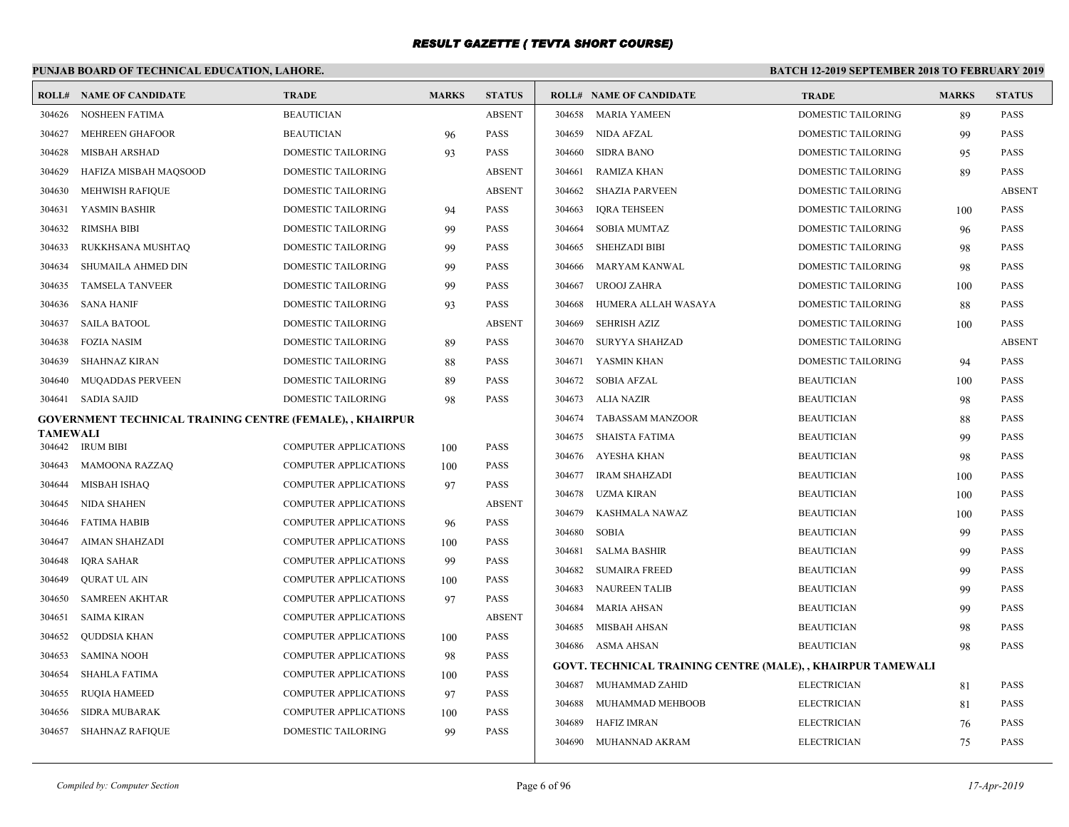# RESULT GAZETTE ( TEVTA SHORT COURSE)

## PUNJAB BOARD OF TECHNICAL EDUCATION, LAHORE.

**BATCH 12-2019 SEPTEMBER 2018 TO FEBRUARY 2019**

| ROLL# | NAME OF CANDIDATE | TRADE | MARKS | STATUS |
|---|---|---|---|---|
| 304626 | NOSHEEN FATIMA | BEAUTICIAN | | ABSENT |
| 304627 | MEHREEN GHAFOOR | BEAUTICIAN | 96 | PASS |
| 304628 | MISBAH ARSHAD | DOMESTIC TAILORING | 93 | PASS |
| 304629 | HAFIZA MISBAH MAQSOOD | DOMESTIC TAILORING | | ABSENT |
| 304630 | MEHWISH RAFIQUE | DOMESTIC TAILORING | | ABSENT |
| 304631 | YASMIN BASHIR | DOMESTIC TAILORING | 94 | PASS |
| 304632 | RIMSHA BIBI | DOMESTIC TAILORING | 99 | PASS |
| 304633 | RUKKHSANA MUSHTAQ | DOMESTIC TAILORING | 99 | PASS |
| 304634 | SHUMAILA AHMED DIN | DOMESTIC TAILORING | 99 | PASS |
| 304635 | TAMSELA TANVEER | DOMESTIC TAILORING | 99 | PASS |
| 304636 | SANA HANIF | DOMESTIC TAILORING | 93 | PASS |
| 304637 | SAILA BATOOL | DOMESTIC TAILORING | | ABSENT |
| 304638 | FOZIA NASIM | DOMESTIC TAILORING | 89 | PASS |
| 304639 | SHAHNAZ KIRAN | DOMESTIC TAILORING | 88 | PASS |
| 304640 | MUQADDAS PERVEEN | DOMESTIC TAILORING | 89 | PASS |
| 304641 | SADIA SAJID | DOMESTIC TAILORING | 98 | PASS |

**GOVERNMENT TECHNICAL TRAINING CENTRE (FEMALE), , KHAIRPUR TAMEWALI**

| ROLL# | NAME OF CANDIDATE | TRADE | MARKS | STATUS |
|---|---|---|---|---|
| 304642 | IRUM BIBI | COMPUTER APPLICATIONS | 100 | PASS |
| 304643 | MAMOONA RAZZAQ | COMPUTER APPLICATIONS | 100 | PASS |
| 304644 | MISBAH ISHAQ | COMPUTER APPLICATIONS | 97 | PASS |
| 304645 | NIDA SHAHEN | COMPUTER APPLICATIONS | | ABSENT |
| 304646 | FATIMA HABIB | COMPUTER APPLICATIONS | 96 | PASS |
| 304647 | AIMAN SHAHZADI | COMPUTER APPLICATIONS | 100 | PASS |
| 304648 | IQRA SAHAR | COMPUTER APPLICATIONS | 99 | PASS |
| 304649 | QURAT UL AIN | COMPUTER APPLICATIONS | 100 | PASS |
| 304650 | SAMREEN AKHTAR | COMPUTER APPLICATIONS | 97 | PASS |
| 304651 | SAIMA KIRAN | COMPUTER APPLICATIONS | | ABSENT |
| 304652 | QUDDSIA KHAN | COMPUTER APPLICATIONS | 100 | PASS |
| 304653 | SAMINA NOOH | COMPUTER APPLICATIONS | 98 | PASS |
| 304654 | SHAHLA FATIMA | COMPUTER APPLICATIONS | 100 | PASS |
| 304655 | RUQIA HAMEED | COMPUTER APPLICATIONS | 97 | PASS |
| 304656 | SIDRA MUBARAK | COMPUTER APPLICATIONS | 100 | PASS |
| 304657 | SHAHNAZ RAFIQUE | DOMESTIC TAILORING | 99 | PASS |
| 304658 | MARIA YAMEEN | DOMESTIC TAILORING | 89 | PASS |
| 304659 | NIDA AFZAL | DOMESTIC TAILORING | 99 | PASS |
| 304660 | SIDRA BANO | DOMESTIC TAILORING | 95 | PASS |
| 304661 | RAMIZA KHAN | DOMESTIC TAILORING | 89 | PASS |
| 304662 | SHAZIA PARVEEN | DOMESTIC TAILORING | | ABSENT |
| 304663 | IQRA TEHSEEN | DOMESTIC TAILORING | 100 | PASS |
| 304664 | SOBIA MUMTAZ | DOMESTIC TAILORING | 96 | PASS |
| 304665 | SHEHZADI BIBI | DOMESTIC TAILORING | 98 | PASS |
| 304666 | MARYAM KANWAL | DOMESTIC TAILORING | 98 | PASS |
| 304667 | UROOJ ZAHRA | DOMESTIC TAILORING | 100 | PASS |
| 304668 | HUMERA ALLAH WASAYA | DOMESTIC TAILORING | 88 | PASS |
| 304669 | SEHRISH AZIZ | DOMESTIC TAILORING | 100 | PASS |
| 304670 | SURYYA SHAHZAD | DOMESTIC TAILORING | | ABSENT |
| 304671 | YASMIN KHAN | DOMESTIC TAILORING | 94 | PASS |
| 304672 | SOBIA AFZAL | BEAUTICIAN | 100 | PASS |
| 304673 | ALIA NAZIR | BEAUTICIAN | 98 | PASS |
| 304674 | TABASSAM MANZOOR | BEAUTICIAN | 88 | PASS |
| 304675 | SHAISTA FATIMA | BEAUTICIAN | 99 | PASS |
| 304676 | AYESHA KHAN | BEAUTICIAN | 98 | PASS |
| 304677 | IRAM SHAHZADI | BEAUTICIAN | 100 | PASS |
| 304678 | UZMA KIRAN | BEAUTICIAN | 100 | PASS |
| 304679 | KASHMALA NAWAZ | BEAUTICIAN | 100 | PASS |
| 304680 | SOBIA | BEAUTICIAN | 99 | PASS |
| 304681 | SALMA BASHIR | BEAUTICIAN | 99 | PASS |
| 304682 | SUMAIRA FREED | BEAUTICIAN | 99 | PASS |
| 304683 | NAUREEN TALIB | BEAUTICIAN | 99 | PASS |
| 304684 | MARIA AHSAN | BEAUTICIAN | 99 | PASS |
| 304685 | MISBAH AHSAN | BEAUTICIAN | 98 | PASS |
| 304686 | ASMA AHSAN | BEAUTICIAN | 98 | PASS |

**GOVT. TECHNICAL TRAINING CENTRE (MALE), , KHAIRPUR TAMEWALI**

| ROLL# | NAME OF CANDIDATE | TRADE | MARKS | STATUS |
|---|---|---|---|---|
| 304687 | MUHAMMAD ZAHID | ELECTRICIAN | 81 | PASS |
| 304688 | MUHAMMAD MEHBOOB | ELECTRICIAN | 81 | PASS |
| 304689 | HAFIZ IMRAN | ELECTRICIAN | 76 | PASS |
| 304690 | MUHANNAD AKRAM | ELECTRICIAN | 75 | PASS |

*Compiled by: Computer Section*

*17-Apr-2019*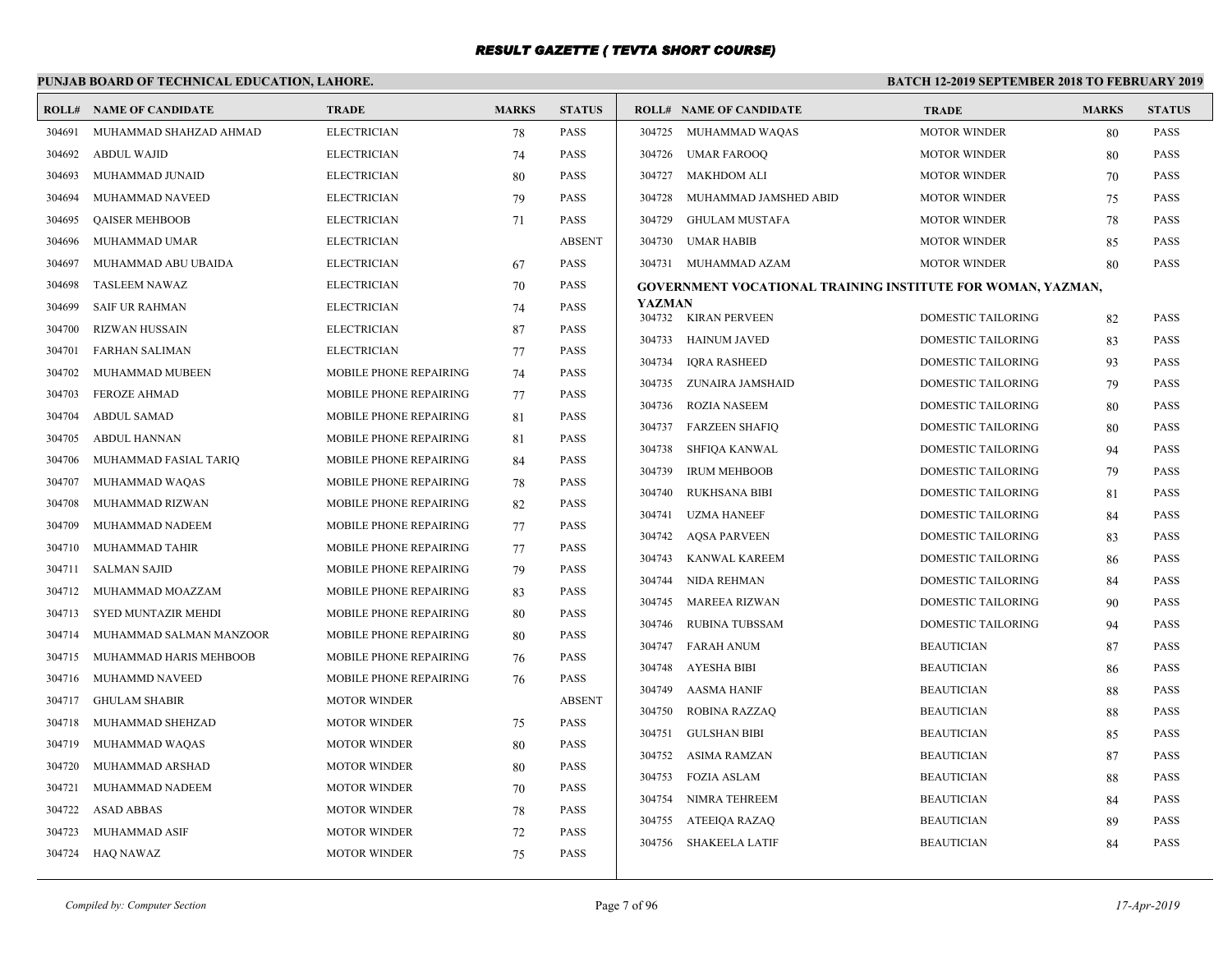# RESULT GAZETTE ( TEVTA SHORT COURSE)

**PUNJAB BOARD OF TECHNICAL EDUCATION, LAHORE.**

**BATCH 12-2019 SEPTEMBER 2018 TO FEBRUARY 2019**

| ROLL# | NAME OF CANDIDATE | TRADE | MARKS | STATUS |
|---|---|---|---|---|
| 304691 | MUHAMMAD SHAHZAD AHMAD | ELECTRICIAN | 78 | PASS |
| 304692 | ABDUL WAJID | ELECTRICIAN | 74 | PASS |
| 304693 | MUHAMMAD JUNAID | ELECTRICIAN | 80 | PASS |
| 304694 | MUHAMMAD NAVEED | ELECTRICIAN | 79 | PASS |
| 304695 | QAISER MEHBOOB | ELECTRICIAN | 71 | PASS |
| 304696 | MUHAMMAD UMAR | ELECTRICIAN | | ABSENT |
| 304697 | MUHAMMAD ABU UBAIDA | ELECTRICIAN | 67 | PASS |
| 304698 | TASLEEM NAWAZ | ELECTRICIAN | 70 | PASS |
| 304699 | SAIF UR RAHMAN | ELECTRICIAN | 74 | PASS |
| 304700 | RIZWAN HUSSAIN | ELECTRICIAN | 87 | PASS |
| 304701 | FARHAN SALIMAN | ELECTRICIAN | 77 | PASS |
| 304702 | MUHAMMAD MUBEEN | MOBILE PHONE REPAIRING | 74 | PASS |
| 304703 | FEROZE AHMAD | MOBILE PHONE REPAIRING | 77 | PASS |
| 304704 | ABDUL SAMAD | MOBILE PHONE REPAIRING | 81 | PASS |
| 304705 | ABDUL HANNAN | MOBILE PHONE REPAIRING | 81 | PASS |
| 304706 | MUHAMMAD FASIAL TARIQ | MOBILE PHONE REPAIRING | 84 | PASS |
| 304707 | MUHAMMAD WAQAS | MOBILE PHONE REPAIRING | 78 | PASS |
| 304708 | MUHAMMAD RIZWAN | MOBILE PHONE REPAIRING | 82 | PASS |
| 304709 | MUHAMMAD NADEEM | MOBILE PHONE REPAIRING | 77 | PASS |
| 304710 | MUHAMMAD TAHIR | MOBILE PHONE REPAIRING | 77 | PASS |
| 304711 | SALMAN SAJID | MOBILE PHONE REPAIRING | 79 | PASS |
| 304712 | MUHAMMAD MOAZZAM | MOBILE PHONE REPAIRING | 83 | PASS |
| 304713 | SYED MUNTAZIR MEHDI | MOBILE PHONE REPAIRING | 80 | PASS |
| 304714 | MUHAMMAD SALMAN MANZOOR | MOBILE PHONE REPAIRING | 80 | PASS |
| 304715 | MUHAMMAD HARIS MEHBOOB | MOBILE PHONE REPAIRING | 76 | PASS |
| 304716 | MUHAMMD NAVEED | MOBILE PHONE REPAIRING | 76 | PASS |
| 304717 | GHULAM SHABIR | MOTOR WINDER | | ABSENT |
| 304718 | MUHAMMAD SHEHZAD | MOTOR WINDER | 75 | PASS |
| 304719 | MUHAMMAD WAQAS | MOTOR WINDER | 80 | PASS |
| 304720 | MUHAMMAD ARSHAD | MOTOR WINDER | 80 | PASS |
| 304721 | MUHAMMAD NADEEM | MOTOR WINDER | 70 | PASS |
| 304722 | ASAD ABBAS | MOTOR WINDER | 78 | PASS |
| 304723 | MUHAMMAD ASIF | MOTOR WINDER | 72 | PASS |
| 304724 | HAQ NAWAZ | MOTOR WINDER | 75 | PASS |
| 304725 | MUHAMMAD WAQAS | MOTOR WINDER | 80 | PASS |
| 304726 | UMAR FAROOQ | MOTOR WINDER | 80 | PASS |
| 304727 | MAKHDOM ALI | MOTOR WINDER | 70 | PASS |
| 304728 | MUHAMMAD JAMSHED ABID | MOTOR WINDER | 75 | PASS |
| 304729 | GHULAM MUSTAFA | MOTOR WINDER | 78 | PASS |
| 304730 | UMAR HABIB | MOTOR WINDER | 85 | PASS |
| 304731 | MUHAMMAD AZAM | MOTOR WINDER | 80 | PASS |

**GOVERNMENT VOCATIONAL TRAINING INSTITUTE FOR WOMAN, YAZMAN, YAZMAN**

| ROLL# | NAME OF CANDIDATE | TRADE | MARKS | STATUS |
|---|---|---|---|---|
| 304732 | KIRAN PERVEEN | DOMESTIC TAILORING | 82 | PASS |
| 304733 | HAINUM JAVED | DOMESTIC TAILORING | 83 | PASS |
| 304734 | IQRA RASHEED | DOMESTIC TAILORING | 93 | PASS |
| 304735 | ZUNAIRA JAMSHAID | DOMESTIC TAILORING | 79 | PASS |
| 304736 | ROZIA NASEEM | DOMESTIC TAILORING | 80 | PASS |
| 304737 | FARZEEN SHAFIQ | DOMESTIC TAILORING | 80 | PASS |
| 304738 | SHFIQA KANWAL | DOMESTIC TAILORING | 94 | PASS |
| 304739 | IRUM MEHBOOB | DOMESTIC TAILORING | 79 | PASS |
| 304740 | RUKHSANA BIBI | DOMESTIC TAILORING | 81 | PASS |
| 304741 | UZMA HANEEF | DOMESTIC TAILORING | 84 | PASS |
| 304742 | AQSA PARVEEN | DOMESTIC TAILORING | 83 | PASS |
| 304743 | KANWAL KAREEM | DOMESTIC TAILORING | 86 | PASS |
| 304744 | NIDA REHMAN | DOMESTIC TAILORING | 84 | PASS |
| 304745 | MAREEA RIZWAN | DOMESTIC TAILORING | 90 | PASS |
| 304746 | RUBINA TUBSSAM | DOMESTIC TAILORING | 94 | PASS |
| 304747 | FARAH ANUM | BEAUTICIAN | 87 | PASS |
| 304748 | AYESHA BIBI | BEAUTICIAN | 86 | PASS |
| 304749 | AASMA HANIF | BEAUTICIAN | 88 | PASS |
| 304750 | ROBINA RAZZAQ | BEAUTICIAN | 88 | PASS |
| 304751 | GULSHAN BIBI | BEAUTICIAN | 85 | PASS |
| 304752 | ASIMA RAMZAN | BEAUTICIAN | 87 | PASS |
| 304753 | FOZIA ASLAM | BEAUTICIAN | 88 | PASS |
| 304754 | NIMRA TEHREEM | BEAUTICIAN | 84 | PASS |
| 304755 | ATEEIQA RAZAQ | BEAUTICIAN | 89 | PASS |
| 304756 | SHAKEELA LATIF | BEAUTICIAN | 84 | PASS |

*Compiled by: Computer Section*

*17-Apr-2019*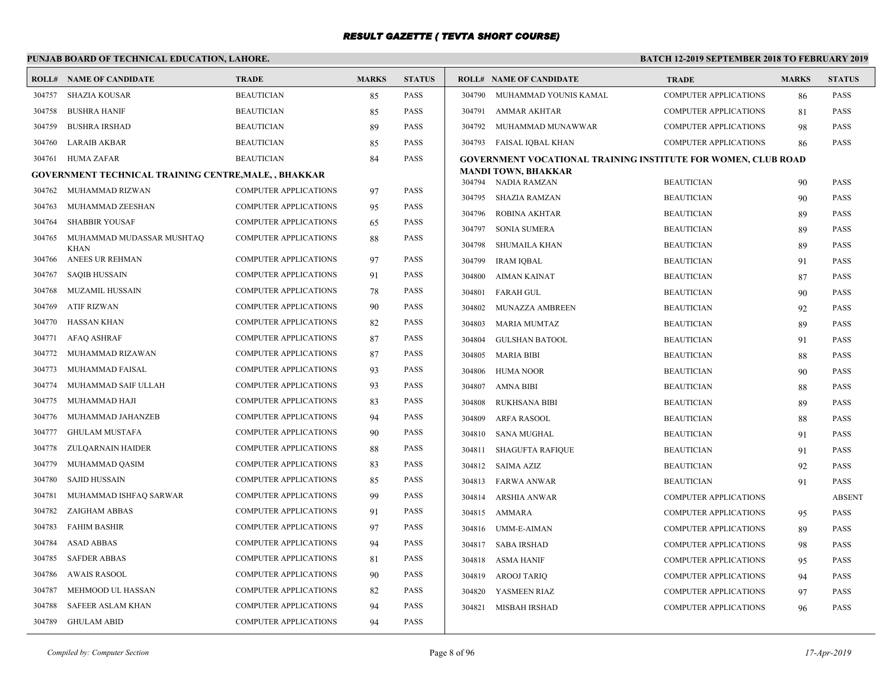# RESULT GAZETTE ( TEVTA SHORT COURSE)

**PUNJAB BOARD OF TECHNICAL EDUCATION, LAHORE.** **BATCH 12-2019 SEPTEMBER 2018 TO FEBRUARY 2019**

| ROLL# | NAME OF CANDIDATE | TRADE | MARKS | STATUS |
|---|---|---|---|---|
| 304757 | SHAZIA KOUSAR | BEAUTICIAN | 85 | PASS |
| 304758 | BUSHRA HANIF | BEAUTICIAN | 85 | PASS |
| 304759 | BUSHRA IRSHAD | BEAUTICIAN | 89 | PASS |
| 304760 | LARAIB AKBAR | BEAUTICIAN | 85 | PASS |
| 304761 | HUMA ZAFAR | BEAUTICIAN | 84 | PASS |

**GOVERNMENT TECHNICAL TRAINING CENTRE,MALE, , BHAKKAR**

| ROLL# | NAME OF CANDIDATE | TRADE | MARKS | STATUS |
|---|---|---|---|---|
| 304762 | MUHAMMAD RIZWAN | COMPUTER APPLICATIONS | 97 | PASS |
| 304763 | MUHAMMAD ZEESHAN | COMPUTER APPLICATIONS | 95 | PASS |
| 304764 | SHABBIR YOUSAF | COMPUTER APPLICATIONS | 65 | PASS |
| 304765 | MUHAMMAD MUDASSAR MUSHTAQ KHAN | COMPUTER APPLICATIONS | 88 | PASS |
| 304766 | ANEES UR REHMAN | COMPUTER APPLICATIONS | 97 | PASS |
| 304767 | SAQIB HUSSAIN | COMPUTER APPLICATIONS | 91 | PASS |
| 304768 | MUZAMIL HUSSAIN | COMPUTER APPLICATIONS | 78 | PASS |
| 304769 | ATIF RIZWAN | COMPUTER APPLICATIONS | 90 | PASS |
| 304770 | HASSAN KHAN | COMPUTER APPLICATIONS | 82 | PASS |
| 304771 | AFAQ ASHRAF | COMPUTER APPLICATIONS | 87 | PASS |
| 304772 | MUHAMMAD RIZAWAN | COMPUTER APPLICATIONS | 87 | PASS |
| 304773 | MUHAMMAD FAISAL | COMPUTER APPLICATIONS | 93 | PASS |
| 304774 | MUHAMMAD SAIF ULLAH | COMPUTER APPLICATIONS | 93 | PASS |
| 304775 | MUHAMMAD HAJI | COMPUTER APPLICATIONS | 83 | PASS |
| 304776 | MUHAMMAD JAHANZEB | COMPUTER APPLICATIONS | 94 | PASS |
| 304777 | GHULAM MUSTAFA | COMPUTER APPLICATIONS | 90 | PASS |
| 304778 | ZULQARNAIN HAIDER | COMPUTER APPLICATIONS | 88 | PASS |
| 304779 | MUHAMMAD QASIM | COMPUTER APPLICATIONS | 83 | PASS |
| 304780 | SAJID HUSSAIN | COMPUTER APPLICATIONS | 85 | PASS |
| 304781 | MUHAMMAD ISHFAQ SARWAR | COMPUTER APPLICATIONS | 99 | PASS |
| 304782 | ZAIGHAM ABBAS | COMPUTER APPLICATIONS | 91 | PASS |
| 304783 | FAHIM BASHIR | COMPUTER APPLICATIONS | 97 | PASS |
| 304784 | ASAD ABBAS | COMPUTER APPLICATIONS | 94 | PASS |
| 304785 | SAFDER ABBAS | COMPUTER APPLICATIONS | 81 | PASS |
| 304786 | AWAIS RASOOL | COMPUTER APPLICATIONS | 90 | PASS |
| 304787 | MEHMOOD UL HASSAN | COMPUTER APPLICATIONS | 82 | PASS |
| 304788 | SAFEER ASLAM KHAN | COMPUTER APPLICATIONS | 94 | PASS |
| 304789 | GHULAM ABID | COMPUTER APPLICATIONS | 94 | PASS |
| 304790 | MUHAMMAD YOUNIS KAMAL | COMPUTER APPLICATIONS | 86 | PASS |
| 304791 | AMMAR AKHTAR | COMPUTER APPLICATIONS | 81 | PASS |
| 304792 | MUHAMMAD MUNAWWAR | COMPUTER APPLICATIONS | 98 | PASS |
| 304793 | FAISAL IQBAL KHAN | COMPUTER APPLICATIONS | 86 | PASS |

**GOVERNMENT VOCATIONAL TRAINING INSTITUTE FOR WOMEN, CLUB ROAD MANDI TOWN, BHAKKAR**

| ROLL# | NAME OF CANDIDATE | TRADE | MARKS | STATUS |
|---|---|---|---|---|
| 304794 | NADIA RAMZAN | BEAUTICIAN | 90 | PASS |
| 304795 | SHAZIA RAMZAN | BEAUTICIAN | 90 | PASS |
| 304796 | ROBINA AKHTAR | BEAUTICIAN | 89 | PASS |
| 304797 | SONIA SUMERA | BEAUTICIAN | 89 | PASS |
| 304798 | SHUMAILA KHAN | BEAUTICIAN | 89 | PASS |
| 304799 | IRAM IQBAL | BEAUTICIAN | 91 | PASS |
| 304800 | AIMAN KAINAT | BEAUTICIAN | 87 | PASS |
| 304801 | FARAH GUL | BEAUTICIAN | 90 | PASS |
| 304802 | MUNAZZA AMBREEN | BEAUTICIAN | 92 | PASS |
| 304803 | MARIA MUMTAZ | BEAUTICIAN | 89 | PASS |
| 304804 | GULSHAN BATOOL | BEAUTICIAN | 91 | PASS |
| 304805 | MARIA BIBI | BEAUTICIAN | 88 | PASS |
| 304806 | HUMA NOOR | BEAUTICIAN | 90 | PASS |
| 304807 | AMNA BIBI | BEAUTICIAN | 88 | PASS |
| 304808 | RUKHSANA BIBI | BEAUTICIAN | 89 | PASS |
| 304809 | ARFA RASOOL | BEAUTICIAN | 88 | PASS |
| 304810 | SANA MUGHAL | BEAUTICIAN | 91 | PASS |
| 304811 | SHAGUFTA RAFIQUE | BEAUTICIAN | 91 | PASS |
| 304812 | SAIMA AZIZ | BEAUTICIAN | 92 | PASS |
| 304813 | FARWA ANWAR | BEAUTICIAN | 91 | PASS |
| 304814 | ARSHIA ANWAR | COMPUTER APPLICATIONS | | ABSENT |
| 304815 | AMMARA | COMPUTER APPLICATIONS | 95 | PASS |
| 304816 | UMM-E-AIMAN | COMPUTER APPLICATIONS | 89 | PASS |
| 304817 | SABA IRSHAD | COMPUTER APPLICATIONS | 98 | PASS |
| 304818 | ASMA HANIF | COMPUTER APPLICATIONS | 95 | PASS |
| 304819 | AROOJ TARIQ | COMPUTER APPLICATIONS | 94 | PASS |
| 304820 | YASMEEN RIAZ | COMPUTER APPLICATIONS | 97 | PASS |
| 304821 | MISBAH IRSHAD | COMPUTER APPLICATIONS | 96 | PASS |

*Compiled by: Computer Section* *17-Apr-2019*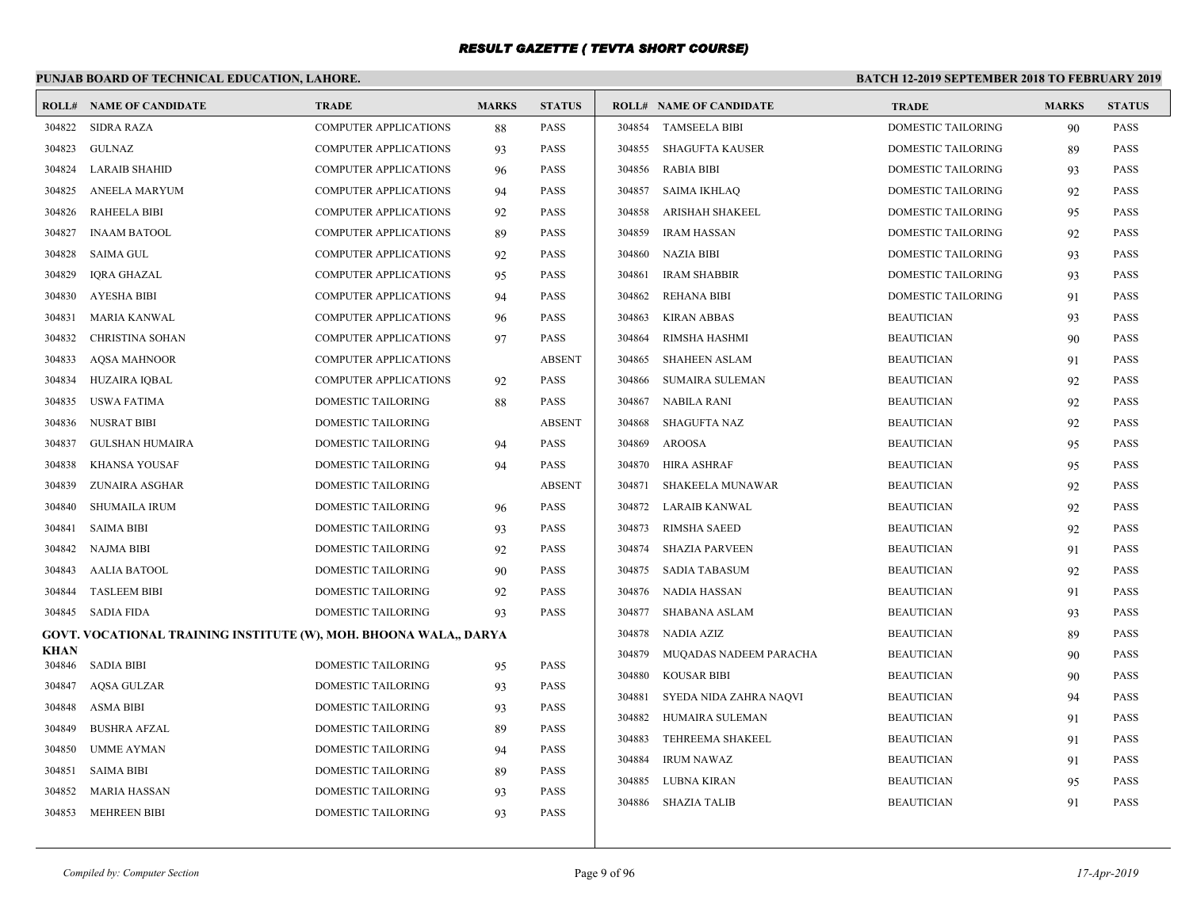# RESULT GAZETTE ( TEVTA SHORT COURSE)

**PUNJAB BOARD OF TECHNICAL EDUCATION, LAHORE.** | **BATCH 12-2019 SEPTEMBER 2018 TO FEBRUARY 2019**

| ROLL# | NAME OF CANDIDATE | TRADE | MARKS | STATUS |
|---|---|---|---|---|
| 304822 | SIDRA RAZA | COMPUTER APPLICATIONS | 88 | PASS |
| 304823 | GULNAZ | COMPUTER APPLICATIONS | 93 | PASS |
| 304824 | LARAIB SHAHID | COMPUTER APPLICATIONS | 96 | PASS |
| 304825 | ANEELA MARYUM | COMPUTER APPLICATIONS | 94 | PASS |
| 304826 | RAHEELA BIBI | COMPUTER APPLICATIONS | 92 | PASS |
| 304827 | INAAM BATOOL | COMPUTER APPLICATIONS | 89 | PASS |
| 304828 | SAIMA GUL | COMPUTER APPLICATIONS | 92 | PASS |
| 304829 | IQRA GHAZAL | COMPUTER APPLICATIONS | 95 | PASS |
| 304830 | AYESHA BIBI | COMPUTER APPLICATIONS | 94 | PASS |
| 304831 | MARIA KANWAL | COMPUTER APPLICATIONS | 96 | PASS |
| 304832 | CHRISTINA SOHAN | COMPUTER APPLICATIONS | 97 | PASS |
| 304833 | AQSA MAHNOOR | COMPUTER APPLICATIONS | | ABSENT |
| 304834 | HUZAIRA IQBAL | COMPUTER APPLICATIONS | 92 | PASS |
| 304835 | USWA FATIMA | DOMESTIC TAILORING | 88 | PASS |
| 304836 | NUSRAT BIBI | DOMESTIC TAILORING | | ABSENT |
| 304837 | GULSHAN HUMAIRA | DOMESTIC TAILORING | 94 | PASS |
| 304838 | KHANSA YOUSAF | DOMESTIC TAILORING | 94 | PASS |
| 304839 | ZUNAIRA ASGHAR | DOMESTIC TAILORING | | ABSENT |
| 304840 | SHUMAILA IRUM | DOMESTIC TAILORING | 96 | PASS |
| 304841 | SAIMA BIBI | DOMESTIC TAILORING | 93 | PASS |
| 304842 | NAJMA BIBI | DOMESTIC TAILORING | 92 | PASS |
| 304843 | AALIA BATOOL | DOMESTIC TAILORING | 90 | PASS |
| 304844 | TASLEEM BIBI | DOMESTIC TAILORING | 92 | PASS |
| 304845 | SADIA FIDA | DOMESTIC TAILORING | 93 | PASS |

**GOVT. VOCATIONAL TRAINING INSTITUTE (W), MOH. BHOONA WALA,, DARYA KHAN**

| ROLL# | NAME OF CANDIDATE | TRADE | MARKS | STATUS |
|---|---|---|---|---|
| 304846 | SADIA BIBI | DOMESTIC TAILORING | 95 | PASS |
| 304847 | AQSA GULZAR | DOMESTIC TAILORING | 93 | PASS |
| 304848 | ASMA BIBI | DOMESTIC TAILORING | 93 | PASS |
| 304849 | BUSHRA AFZAL | DOMESTIC TAILORING | 89 | PASS |
| 304850 | UMME AYMAN | DOMESTIC TAILORING | 94 | PASS |
| 304851 | SAIMA BIBI | DOMESTIC TAILORING | 89 | PASS |
| 304852 | MARIA HASSAN | DOMESTIC TAILORING | 93 | PASS |
| 304853 | MEHREEN BIBI | DOMESTIC TAILORING | 93 | PASS |
| 304854 | TAMSEELA BIBI | DOMESTIC TAILORING | 90 | PASS |
| 304855 | SHAGUFTA KAUSER | DOMESTIC TAILORING | 89 | PASS |
| 304856 | RABIA BIBI | DOMESTIC TAILORING | 93 | PASS |
| 304857 | SAIMA IKHLAQ | DOMESTIC TAILORING | 92 | PASS |
| 304858 | ARISHAH SHAKEEL | DOMESTIC TAILORING | 95 | PASS |
| 304859 | IRAM HASSAN | DOMESTIC TAILORING | 92 | PASS |
| 304860 | NAZIA BIBI | DOMESTIC TAILORING | 93 | PASS |
| 304861 | IRAM SHABBIR | DOMESTIC TAILORING | 93 | PASS |
| 304862 | REHANA BIBI | DOMESTIC TAILORING | 91 | PASS |
| 304863 | KIRAN ABBAS | BEAUTICIAN | 93 | PASS |
| 304864 | RIMSHA HASHMI | BEAUTICIAN | 90 | PASS |
| 304865 | SHAHEEN ASLAM | BEAUTICIAN | 91 | PASS |
| 304866 | SUMAIRA SULEMAN | BEAUTICIAN | 92 | PASS |
| 304867 | NABILA RANI | BEAUTICIAN | 92 | PASS |
| 304868 | SHAGUFTA NAZ | BEAUTICIAN | 92 | PASS |
| 304869 | AROOSA | BEAUTICIAN | 95 | PASS |
| 304870 | HIRA ASHRAF | BEAUTICIAN | 95 | PASS |
| 304871 | SHAKEELA MUNAWAR | BEAUTICIAN | 92 | PASS |
| 304872 | LARAIB KANWAL | BEAUTICIAN | 92 | PASS |
| 304873 | RIMSHA SAEED | BEAUTICIAN | 92 | PASS |
| 304874 | SHAZIA PARVEEN | BEAUTICIAN | 91 | PASS |
| 304875 | SADIA TABASUM | BEAUTICIAN | 92 | PASS |
| 304876 | NADIA HASSAN | BEAUTICIAN | 91 | PASS |
| 304877 | SHABANA ASLAM | BEAUTICIAN | 93 | PASS |
| 304878 | NADIA AZIZ | BEAUTICIAN | 89 | PASS |
| 304879 | MUQADAS NADEEM PARACHA | BEAUTICIAN | 90 | PASS |
| 304880 | KOUSAR BIBI | BEAUTICIAN | 90 | PASS |
| 304881 | SYEDA NIDA ZAHRA NAQVI | BEAUTICIAN | 94 | PASS |
| 304882 | HUMAIRA SULEMAN | BEAUTICIAN | 91 | PASS |
| 304883 | TEHREEMA SHAKEEL | BEAUTICIAN | 91 | PASS |
| 304884 | IRUM NAWAZ | BEAUTICIAN | 91 | PASS |
| 304885 | LUBNA KIRAN | BEAUTICIAN | 95 | PASS |
| 304886 | SHAZIA TALIB | BEAUTICIAN | 91 | PASS |

*Compiled by: Computer Section* | *17-Apr-2019*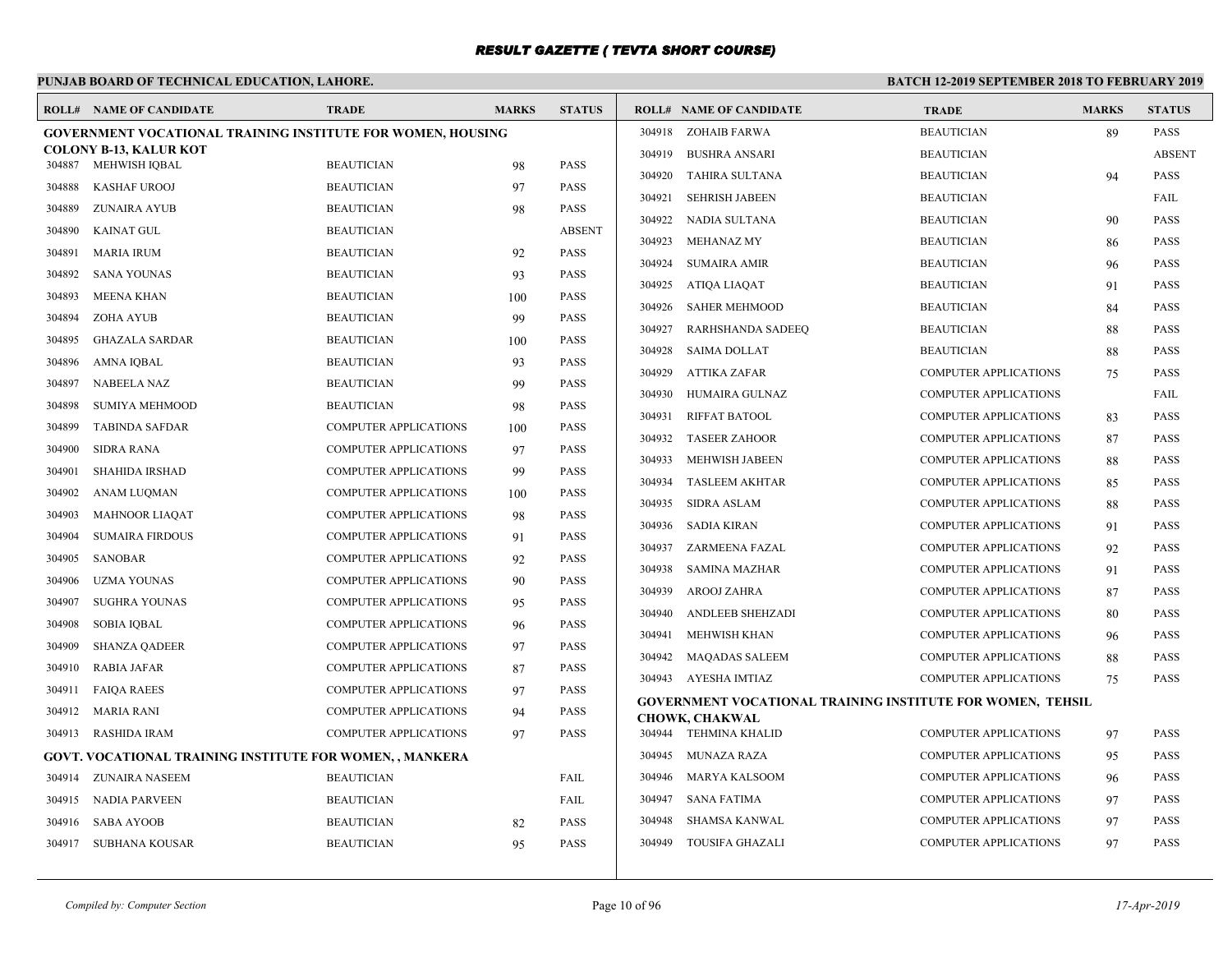# RESULT GAZETTE ( TEVTA SHORT COURSE)

**PUNJAB BOARD OF TECHNICAL EDUCATION, LAHORE.**

**BATCH 12-2019 SEPTEMBER 2018 TO FEBRUARY 2019**

| ROLL# | NAME OF CANDIDATE | TRADE | MARKS | STATUS |
|---|---|---|---|---|
| **GOVERNMENT VOCATIONAL TRAINING INSTITUTE FOR WOMEN, HOUSING COLONY B-13, KALUR KOT** | | | | |
| 304887 | MEHWISH IQBAL | BEAUTICIAN | 98 | PASS |
| 304888 | KASHAF UROOJ | BEAUTICIAN | 97 | PASS |
| 304889 | ZUNAIRA AYUB | BEAUTICIAN | 98 | PASS |
| 304890 | KAINAT GUL | BEAUTICIAN | | ABSENT |
| 304891 | MARIA IRUM | BEAUTICIAN | 92 | PASS |
| 304892 | SANA YOUNAS | BEAUTICIAN | 93 | PASS |
| 304893 | MEENA KHAN | BEAUTICIAN | 100 | PASS |
| 304894 | ZOHA AYUB | BEAUTICIAN | 99 | PASS |
| 304895 | GHAZALA SARDAR | BEAUTICIAN | 100 | PASS |
| 304896 | AMNA IQBAL | BEAUTICIAN | 93 | PASS |
| 304897 | NABEELA NAZ | BEAUTICIAN | 99 | PASS |
| 304898 | SUMIYA MEHMOOD | BEAUTICIAN | 98 | PASS |
| 304899 | TABINDA SAFDAR | COMPUTER APPLICATIONS | 100 | PASS |
| 304900 | SIDRA RANA | COMPUTER APPLICATIONS | 97 | PASS |
| 304901 | SHAHIDA IRSHAD | COMPUTER APPLICATIONS | 99 | PASS |
| 304902 | ANAM LUQMAN | COMPUTER APPLICATIONS | 100 | PASS |
| 304903 | MAHNOOR LIAQAT | COMPUTER APPLICATIONS | 98 | PASS |
| 304904 | SUMAIRA FIRDOUS | COMPUTER APPLICATIONS | 91 | PASS |
| 304905 | SANOBAR | COMPUTER APPLICATIONS | 92 | PASS |
| 304906 | UZMA YOUNAS | COMPUTER APPLICATIONS | 90 | PASS |
| 304907 | SUGHRA YOUNAS | COMPUTER APPLICATIONS | 95 | PASS |
| 304908 | SOBIA IQBAL | COMPUTER APPLICATIONS | 96 | PASS |
| 304909 | SHANZA QADEER | COMPUTER APPLICATIONS | 97 | PASS |
| 304910 | RABIA JAFAR | COMPUTER APPLICATIONS | 87 | PASS |
| 304911 | FAIQA RAEES | COMPUTER APPLICATIONS | 97 | PASS |
| 304912 | MARIA RANI | COMPUTER APPLICATIONS | 94 | PASS |
| 304913 | RASHIDA IRAM | COMPUTER APPLICATIONS | 97 | PASS |
| **GOVT. VOCATIONAL TRAINING INSTITUTE FOR WOMEN, , MANKERA** | | | | |
| 304914 | ZUNAIRA NASEEM | BEAUTICIAN | | FAIL |
| 304915 | NADIA PARVEEN | BEAUTICIAN | | FAIL |
| 304916 | SABA AYOOB | BEAUTICIAN | 82 | PASS |
| 304917 | SUBHANA KOUSAR | BEAUTICIAN | 95 | PASS |
| 304918 | ZOHAIB FARWA | BEAUTICIAN | 89 | PASS |
| 304919 | BUSHRA ANSARI | BEAUTICIAN | | ABSENT |
| 304920 | TAHIRA SULTANA | BEAUTICIAN | 94 | PASS |
| 304921 | SEHRISH JABEEN | BEAUTICIAN | | FAIL |
| 304922 | NADIA SULTANA | BEAUTICIAN | 90 | PASS |
| 304923 | MEHANAZ MY | BEAUTICIAN | 86 | PASS |
| 304924 | SUMAIRA AMIR | BEAUTICIAN | 96 | PASS |
| 304925 | ATIQA LIAQAT | BEAUTICIAN | 91 | PASS |
| 304926 | SAHER MEHMOOD | BEAUTICIAN | 84 | PASS |
| 304927 | RARHSHANDA SADEEQ | BEAUTICIAN | 88 | PASS |
| 304928 | SAIMA DOLLAT | BEAUTICIAN | 88 | PASS |
| 304929 | ATTIKA ZAFAR | COMPUTER APPLICATIONS | 75 | PASS |
| 304930 | HUMAIRA GULNAZ | COMPUTER APPLICATIONS | | FAIL |
| 304931 | RIFFAT BATOOL | COMPUTER APPLICATIONS | 83 | PASS |
| 304932 | TASEER ZAHOOR | COMPUTER APPLICATIONS | 87 | PASS |
| 304933 | MEHWISH JABEEN | COMPUTER APPLICATIONS | 88 | PASS |
| 304934 | TASLEEM AKHTAR | COMPUTER APPLICATIONS | 85 | PASS |
| 304935 | SIDRA ASLAM | COMPUTER APPLICATIONS | 88 | PASS |
| 304936 | SADIA KIRAN | COMPUTER APPLICATIONS | 91 | PASS |
| 304937 | ZARMEENA FAZAL | COMPUTER APPLICATIONS | 92 | PASS |
| 304938 | SAMINA MAZHAR | COMPUTER APPLICATIONS | 91 | PASS |
| 304939 | AROOJ ZAHRA | COMPUTER APPLICATIONS | 87 | PASS |
| 304940 | ANDLEEB SHEHZADI | COMPUTER APPLICATIONS | 80 | PASS |
| 304941 | MEHWISH KHAN | COMPUTER APPLICATIONS | 96 | PASS |
| 304942 | MAQADAS SALEEM | COMPUTER APPLICATIONS | 88 | PASS |
| 304943 | AYESHA IMTIAZ | COMPUTER APPLICATIONS | 75 | PASS |
| **GOVERNMENT VOCATIONAL TRAINING INSTITUTE FOR WOMEN, TEHSIL CHOWK, CHAKWAL** | | | | |
| 304944 | TEHMINA KHALID | COMPUTER APPLICATIONS | 97 | PASS |
| 304945 | MUNAZA RAZA | COMPUTER APPLICATIONS | 95 | PASS |
| 304946 | MARYA KALSOOM | COMPUTER APPLICATIONS | 96 | PASS |
| 304947 | SANA FATIMA | COMPUTER APPLICATIONS | 97 | PASS |
| 304948 | SHAMSA KANWAL | COMPUTER APPLICATIONS | 97 | PASS |
| 304949 | TOUSIFA GHAZALI | COMPUTER APPLICATIONS | 97 | PASS |

*Compiled by: Computer Section* *17-Apr-2019*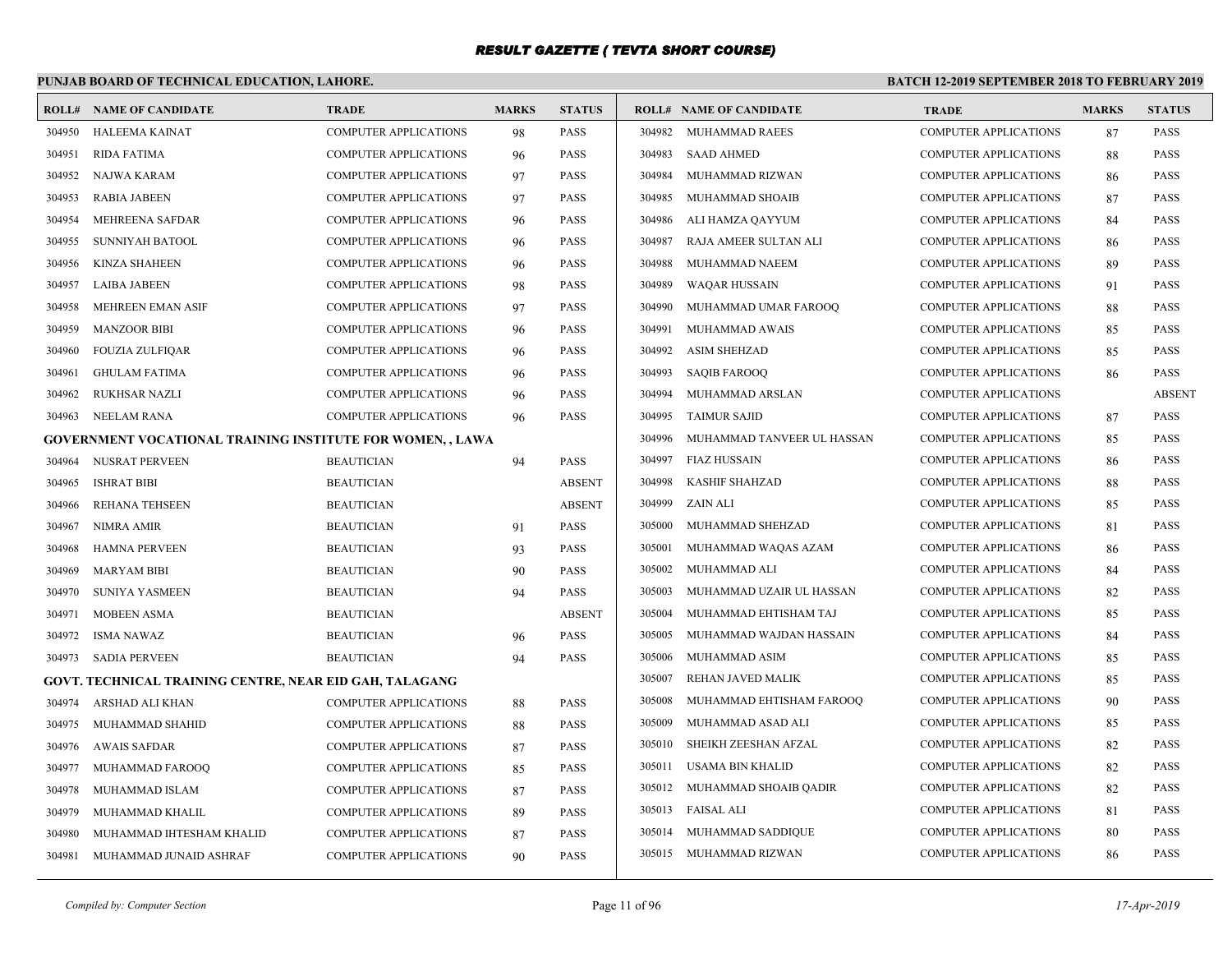# RESULT GAZETTE ( TEVTA SHORT COURSE)

**PUNJAB BOARD OF TECHNICAL EDUCATION, LAHORE.**

**BATCH 12-2019 SEPTEMBER 2018 TO FEBRUARY 2019**

| ROLL# | NAME OF CANDIDATE | TRADE | MARKS | STATUS |
|---|---|---|---|---|
| 304950 | HALEEMA KAINAT | COMPUTER APPLICATIONS | 98 | PASS |
| 304951 | RIDA FATIMA | COMPUTER APPLICATIONS | 96 | PASS |
| 304952 | NAJWA KARAM | COMPUTER APPLICATIONS | 97 | PASS |
| 304953 | RABIA JABEEN | COMPUTER APPLICATIONS | 97 | PASS |
| 304954 | MEHREENA SAFDAR | COMPUTER APPLICATIONS | 96 | PASS |
| 304955 | SUNNIYAH BATOOL | COMPUTER APPLICATIONS | 96 | PASS |
| 304956 | KINZA SHAHEEN | COMPUTER APPLICATIONS | 96 | PASS |
| 304957 | LAIBA JABEEN | COMPUTER APPLICATIONS | 98 | PASS |
| 304958 | MEHREEN EMAN ASIF | COMPUTER APPLICATIONS | 97 | PASS |
| 304959 | MANZOOR BIBI | COMPUTER APPLICATIONS | 96 | PASS |
| 304960 | FOUZIA ZULFIQAR | COMPUTER APPLICATIONS | 96 | PASS |
| 304961 | GHULAM FATIMA | COMPUTER APPLICATIONS | 96 | PASS |
| 304962 | RUKHSAR NAZLI | COMPUTER APPLICATIONS | 96 | PASS |
| 304963 | NEELAM RANA | COMPUTER APPLICATIONS | 96 | PASS |

**GOVERNMENT VOCATIONAL TRAINING INSTITUTE FOR WOMEN, , LAWA**

| ROLL# | NAME OF CANDIDATE | TRADE | MARKS | STATUS |
|---|---|---|---|---|
| 304964 | NUSRAT PERVEEN | BEAUTICIAN | 94 | PASS |
| 304965 | ISHRAT BIBI | BEAUTICIAN | | ABSENT |
| 304966 | REHANA TEHSEEN | BEAUTICIAN | | ABSENT |
| 304967 | NIMRA AMIR | BEAUTICIAN | 91 | PASS |
| 304968 | HAMNA PERVEEN | BEAUTICIAN | 93 | PASS |
| 304969 | MARYAM BIBI | BEAUTICIAN | 90 | PASS |
| 304970 | SUNIYA YASMEEN | BEAUTICIAN | 94 | PASS |
| 304971 | MOBEEN ASMA | BEAUTICIAN | | ABSENT |
| 304972 | ISMA NAWAZ | BEAUTICIAN | 96 | PASS |
| 304973 | SADIA PERVEEN | BEAUTICIAN | 94 | PASS |

**GOVT. TECHNICAL TRAINING CENTRE, NEAR EID GAH, TALAGANG**

| ROLL# | NAME OF CANDIDATE | TRADE | MARKS | STATUS |
|---|---|---|---|---|
| 304974 | ARSHAD ALI KHAN | COMPUTER APPLICATIONS | 88 | PASS |
| 304975 | MUHAMMAD SHAHID | COMPUTER APPLICATIONS | 88 | PASS |
| 304976 | AWAIS SAFDAR | COMPUTER APPLICATIONS | 87 | PASS |
| 304977 | MUHAMMAD FAROOQ | COMPUTER APPLICATIONS | 85 | PASS |
| 304978 | MUHAMMAD ISLAM | COMPUTER APPLICATIONS | 87 | PASS |
| 304979 | MUHAMMAD KHALIL | COMPUTER APPLICATIONS | 89 | PASS |
| 304980 | MUHAMMAD IHTESHAM KHALID | COMPUTER APPLICATIONS | 87 | PASS |
| 304981 | MUHAMMAD JUNAID ASHRAF | COMPUTER APPLICATIONS | 90 | PASS |
| 304982 | MUHAMMAD RAEES | COMPUTER APPLICATIONS | 87 | PASS |
| 304983 | SAAD AHMED | COMPUTER APPLICATIONS | 88 | PASS |
| 304984 | MUHAMMAD RIZWAN | COMPUTER APPLICATIONS | 86 | PASS |
| 304985 | MUHAMMAD SHOAIB | COMPUTER APPLICATIONS | 87 | PASS |
| 304986 | ALI HAMZA QAYYUM | COMPUTER APPLICATIONS | 84 | PASS |
| 304987 | RAJA AMEER SULTAN ALI | COMPUTER APPLICATIONS | 86 | PASS |
| 304988 | MUHAMMAD NAEEM | COMPUTER APPLICATIONS | 89 | PASS |
| 304989 | WAQAR HUSSAIN | COMPUTER APPLICATIONS | 91 | PASS |
| 304990 | MUHAMMAD UMAR FAROOQ | COMPUTER APPLICATIONS | 88 | PASS |
| 304991 | MUHAMMAD AWAIS | COMPUTER APPLICATIONS | 85 | PASS |
| 304992 | ASIM SHEHZAD | COMPUTER APPLICATIONS | 85 | PASS |
| 304993 | SAQIB FAROOQ | COMPUTER APPLICATIONS | 86 | PASS |
| 304994 | MUHAMMAD ARSLAN | COMPUTER APPLICATIONS | | ABSENT |
| 304995 | TAIMUR SAJID | COMPUTER APPLICATIONS | 87 | PASS |
| 304996 | MUHAMMAD TANVEER UL HASSAN | COMPUTER APPLICATIONS | 85 | PASS |
| 304997 | FIAZ HUSSAIN | COMPUTER APPLICATIONS | 86 | PASS |
| 304998 | KASHIF SHAHZAD | COMPUTER APPLICATIONS | 88 | PASS |
| 304999 | ZAIN ALI | COMPUTER APPLICATIONS | 85 | PASS |
| 305000 | MUHAMMAD SHEHZAD | COMPUTER APPLICATIONS | 81 | PASS |
| 305001 | MUHAMMAD WAQAS AZAM | COMPUTER APPLICATIONS | 86 | PASS |
| 305002 | MUHAMMAD ALI | COMPUTER APPLICATIONS | 84 | PASS |
| 305003 | MUHAMMAD UZAIR UL HASSAN | COMPUTER APPLICATIONS | 82 | PASS |
| 305004 | MUHAMMAD EHTISHAM TAJ | COMPUTER APPLICATIONS | 85 | PASS |
| 305005 | MUHAMMAD WAJDAN HASSAIN | COMPUTER APPLICATIONS | 84 | PASS |
| 305006 | MUHAMMAD ASIM | COMPUTER APPLICATIONS | 85 | PASS |
| 305007 | REHAN JAVED MALIK | COMPUTER APPLICATIONS | 85 | PASS |
| 305008 | MUHAMMAD EHTISHAM FAROOQ | COMPUTER APPLICATIONS | 90 | PASS |
| 305009 | MUHAMMAD ASAD ALI | COMPUTER APPLICATIONS | 85 | PASS |
| 305010 | SHEIKH ZEESHAN AFZAL | COMPUTER APPLICATIONS | 82 | PASS |
| 305011 | USAMA BIN KHALID | COMPUTER APPLICATIONS | 82 | PASS |
| 305012 | MUHAMMAD SHOAIB QADIR | COMPUTER APPLICATIONS | 82 | PASS |
| 305013 | FAISAL ALI | COMPUTER APPLICATIONS | 81 | PASS |
| 305014 | MUHAMMAD SADDIQUE | COMPUTER APPLICATIONS | 80 | PASS |
| 305015 | MUHAMMAD RIZWAN | COMPUTER APPLICATIONS | 86 | PASS |

*Compiled by: Computer Section* | *17-Apr-2019*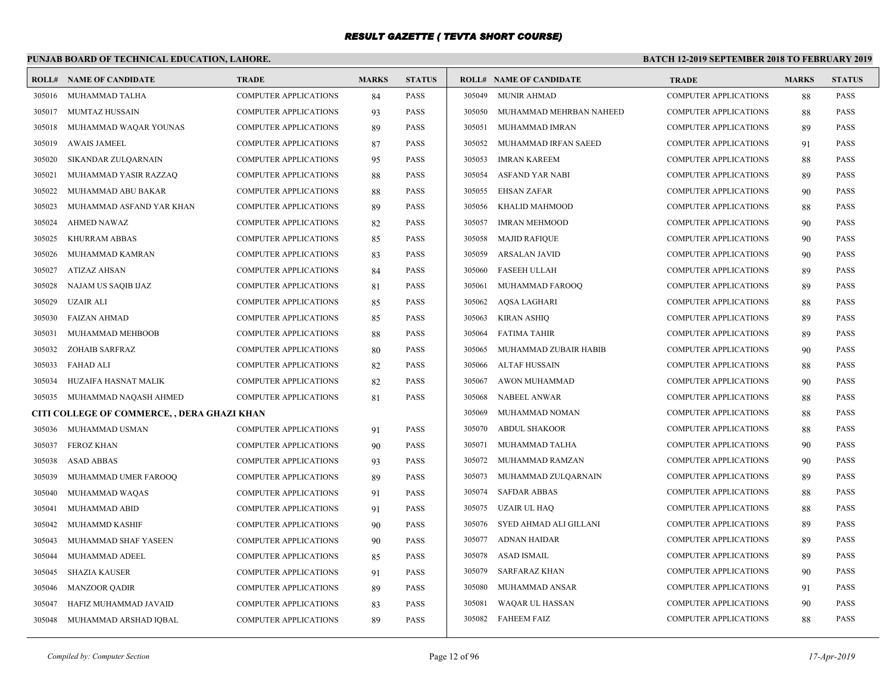# RESULT GAZETTE ( TEVTA SHORT COURSE)

## PUNJAB BOARD OF TECHNICAL EDUCATION, LAHORE.

**BATCH 12-2019 SEPTEMBER 2018 TO FEBRUARY 2019**

| ROLL# | NAME OF CANDIDATE | TRADE | MARKS | STATUS |
|---|---|---|---|---|
| 305016 | MUHAMMAD TALHA | COMPUTER APPLICATIONS | 84 | PASS |
| 305017 | MUMTAZ HUSSAIN | COMPUTER APPLICATIONS | 93 | PASS |
| 305018 | MUHAMMAD WAQAR YOUNAS | COMPUTER APPLICATIONS | 89 | PASS |
| 305019 | AWAIS JAMEEL | COMPUTER APPLICATIONS | 87 | PASS |
| 305020 | SIKANDAR ZULQARNAIN | COMPUTER APPLICATIONS | 95 | PASS |
| 305021 | MUHAMMAD YASIR RAZZAQ | COMPUTER APPLICATIONS | 88 | PASS |
| 305022 | MUHAMMAD ABU BAKAR | COMPUTER APPLICATIONS | 88 | PASS |
| 305023 | MUHAMMAD ASFAND YAR KHAN | COMPUTER APPLICATIONS | 89 | PASS |
| 305024 | AHMED NAWAZ | COMPUTER APPLICATIONS | 82 | PASS |
| 305025 | KHURRAM ABBAS | COMPUTER APPLICATIONS | 85 | PASS |
| 305026 | MUHAMMAD KAMRAN | COMPUTER APPLICATIONS | 83 | PASS |
| 305027 | ATIZAZ AHSAN | COMPUTER APPLICATIONS | 84 | PASS |
| 305028 | NAJAM US SAQIB IJAZ | COMPUTER APPLICATIONS | 81 | PASS |
| 305029 | UZAIR ALI | COMPUTER APPLICATIONS | 85 | PASS |
| 305030 | FAIZAN AHMAD | COMPUTER APPLICATIONS | 85 | PASS |
| 305031 | MUHAMMAD MEHBOOB | COMPUTER APPLICATIONS | 88 | PASS |
| 305032 | ZOHAIB SARFRAZ | COMPUTER APPLICATIONS | 80 | PASS |
| 305033 | FAHAD ALI | COMPUTER APPLICATIONS | 82 | PASS |
| 305034 | HUZAIFA HASNAT MALIK | COMPUTER APPLICATIONS | 82 | PASS |
| 305035 | MUHAMMAD NAQASH AHMED | COMPUTER APPLICATIONS | 81 | PASS |

### CITI COLLEGE OF COMMERCE, , DERA GHAZI KHAN

| ROLL# | NAME OF CANDIDATE | TRADE | MARKS | STATUS |
|---|---|---|---|---|
| 305036 | MUHAMMAD USMAN | COMPUTER APPLICATIONS | 91 | PASS |
| 305037 | FEROZ KHAN | COMPUTER APPLICATIONS | 90 | PASS |
| 305038 | ASAD ABBAS | COMPUTER APPLICATIONS | 93 | PASS |
| 305039 | MUHAMMAD UMER FAROOQ | COMPUTER APPLICATIONS | 89 | PASS |
| 305040 | MUHAMMAD WAQAS | COMPUTER APPLICATIONS | 91 | PASS |
| 305041 | MUHAMMAD ABID | COMPUTER APPLICATIONS | 91 | PASS |
| 305042 | MUHAMMD KASHIF | COMPUTER APPLICATIONS | 90 | PASS |
| 305043 | MUHAMMAD SHAF YASEEN | COMPUTER APPLICATIONS | 90 | PASS |
| 305044 | MUHAMMAD ADEEL | COMPUTER APPLICATIONS | 85 | PASS |
| 305045 | SHAZIA KAUSER | COMPUTER APPLICATIONS | 91 | PASS |
| 305046 | MANZOOR QADIR | COMPUTER APPLICATIONS | 89 | PASS |
| 305047 | HAFIZ MUHAMMAD JAVAID | COMPUTER APPLICATIONS | 83 | PASS |
| 305048 | MUHAMMAD ARSHAD IQBAL | COMPUTER APPLICATIONS | 89 | PASS |
| 305049 | MUNIR AHMAD | COMPUTER APPLICATIONS | 88 | PASS |
| 305050 | MUHAMMAD MEHRBAN NAHEED | COMPUTER APPLICATIONS | 88 | PASS |
| 305051 | MUHAMMAD IMRAN | COMPUTER APPLICATIONS | 89 | PASS |
| 305052 | MUHAMMAD IRFAN SAEED | COMPUTER APPLICATIONS | 91 | PASS |
| 305053 | IMRAN KAREEM | COMPUTER APPLICATIONS | 88 | PASS |
| 305054 | ASFAND YAR NABI | COMPUTER APPLICATIONS | 89 | PASS |
| 305055 | EHSAN ZAFAR | COMPUTER APPLICATIONS | 90 | PASS |
| 305056 | KHALID MAHMOOD | COMPUTER APPLICATIONS | 88 | PASS |
| 305057 | IMRAN MEHMOOD | COMPUTER APPLICATIONS | 90 | PASS |
| 305058 | MAJID RAFIQUE | COMPUTER APPLICATIONS | 90 | PASS |
| 305059 | ARSALAN JAVID | COMPUTER APPLICATIONS | 90 | PASS |
| 305060 | FASEEH ULLAH | COMPUTER APPLICATIONS | 89 | PASS |
| 305061 | MUHAMMAD FAROOQ | COMPUTER APPLICATIONS | 89 | PASS |
| 305062 | AQSA LAGHARI | COMPUTER APPLICATIONS | 88 | PASS |
| 305063 | KIRAN ASHIQ | COMPUTER APPLICATIONS | 89 | PASS |
| 305064 | FATIMA TAHIR | COMPUTER APPLICATIONS | 89 | PASS |
| 305065 | MUHAMMAD ZUBAIR HABIB | COMPUTER APPLICATIONS | 90 | PASS |
| 305066 | ALTAF HUSSAIN | COMPUTER APPLICATIONS | 88 | PASS |
| 305067 | AWON MUHAMMAD | COMPUTER APPLICATIONS | 90 | PASS |
| 305068 | NABEEL ANWAR | COMPUTER APPLICATIONS | 88 | PASS |
| 305069 | MUHAMMAD NOMAN | COMPUTER APPLICATIONS | 88 | PASS |
| 305070 | ABDUL SHAKOOR | COMPUTER APPLICATIONS | 88 | PASS |
| 305071 | MUHAMMAD TALHA | COMPUTER APPLICATIONS | 90 | PASS |
| 305072 | MUHAMMAD RAMZAN | COMPUTER APPLICATIONS | 90 | PASS |
| 305073 | MUHAMMAD ZULQARNAIN | COMPUTER APPLICATIONS | 89 | PASS |
| 305074 | SAFDAR ABBAS | COMPUTER APPLICATIONS | 88 | PASS |
| 305075 | UZAIR UL HAQ | COMPUTER APPLICATIONS | 88 | PASS |
| 305076 | SYED AHMAD ALI GILLANI | COMPUTER APPLICATIONS | 89 | PASS |
| 305077 | ADNAN HAIDAR | COMPUTER APPLICATIONS | 89 | PASS |
| 305078 | ASAD ISMAIL | COMPUTER APPLICATIONS | 89 | PASS |
| 305079 | SARFARAZ KHAN | COMPUTER APPLICATIONS | 90 | PASS |
| 305080 | MUHAMMAD ANSAR | COMPUTER APPLICATIONS | 91 | PASS |
| 305081 | WAQAR UL HASSAN | COMPUTER APPLICATIONS | 90 | PASS |
| 305082 | FAHEEM FAIZ | COMPUTER APPLICATIONS | 88 | PASS |

*Compiled by: Computer Section* | *17-Apr-2019*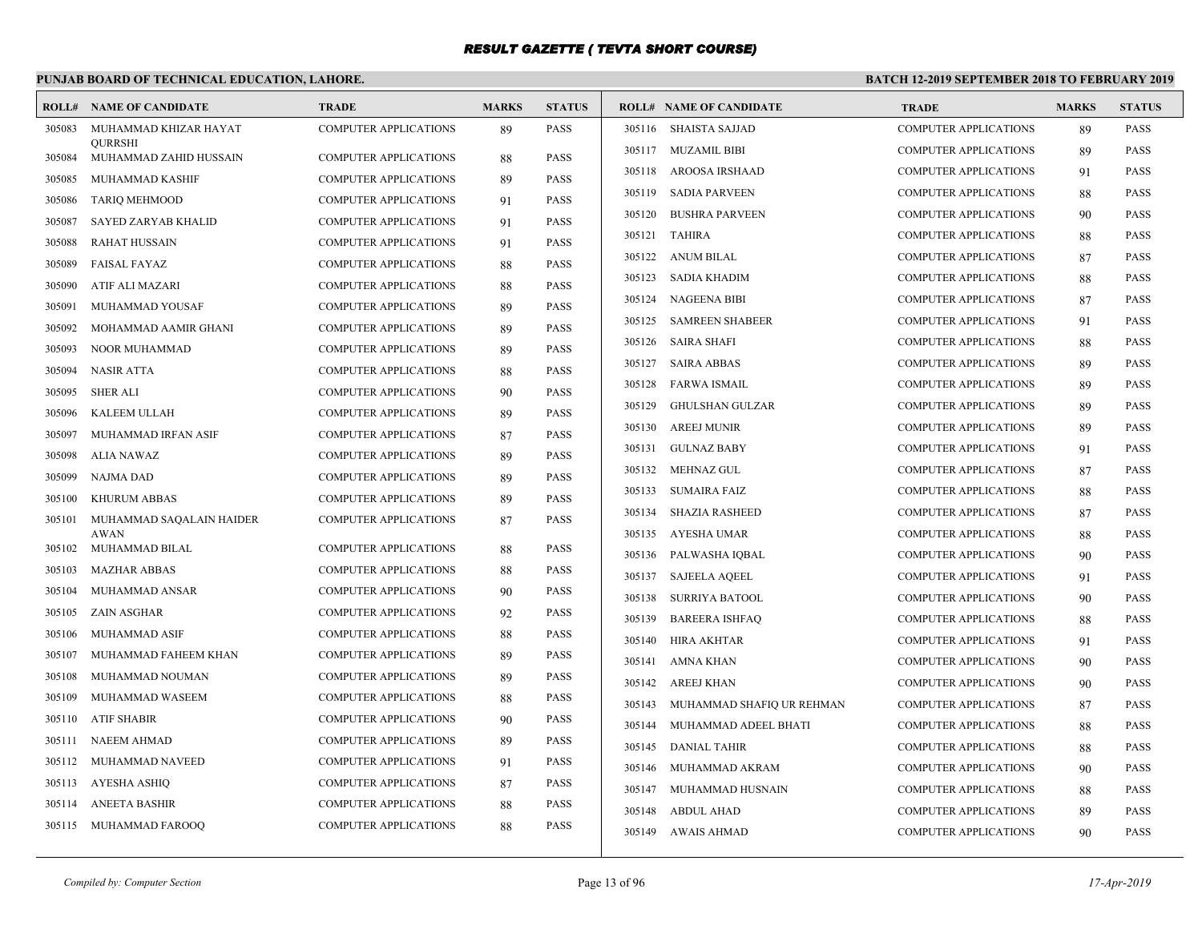## RESULT GAZETTE ( TEVTA SHORT COURSE)

**PUNJAB BOARD OF TECHNICAL EDUCATION, LAHORE.**

**BATCH 12-2019 SEPTEMBER 2018 TO FEBRUARY 2019**

| ROLL# | NAME OF CANDIDATE | TRADE | MARKS | STATUS |
|---|---|---|---|---|
| 305083 | MUHAMMAD KHIZAR HAYAT QURRSHI | COMPUTER APPLICATIONS | 89 | PASS |
| 305084 | MUHAMMAD ZAHID HUSSAIN | COMPUTER APPLICATIONS | 88 | PASS |
| 305085 | MUHAMMAD KASHIF | COMPUTER APPLICATIONS | 89 | PASS |
| 305086 | TARIQ MEHMOOD | COMPUTER APPLICATIONS | 91 | PASS |
| 305087 | SAYED ZARYAB KHALID | COMPUTER APPLICATIONS | 91 | PASS |
| 305088 | RAHAT HUSSAIN | COMPUTER APPLICATIONS | 91 | PASS |
| 305089 | FAISAL FAYAZ | COMPUTER APPLICATIONS | 88 | PASS |
| 305090 | ATIF ALI MAZARI | COMPUTER APPLICATIONS | 88 | PASS |
| 305091 | MUHAMMAD YOUSAF | COMPUTER APPLICATIONS | 89 | PASS |
| 305092 | MOHAMMAD AAMIR GHANI | COMPUTER APPLICATIONS | 89 | PASS |
| 305093 | NOOR MUHAMMAD | COMPUTER APPLICATIONS | 89 | PASS |
| 305094 | NASIR ATTA | COMPUTER APPLICATIONS | 88 | PASS |
| 305095 | SHER ALI | COMPUTER APPLICATIONS | 90 | PASS |
| 305096 | KALEEM ULLAH | COMPUTER APPLICATIONS | 89 | PASS |
| 305097 | MUHAMMAD IRFAN ASIF | COMPUTER APPLICATIONS | 87 | PASS |
| 305098 | ALIA NAWAZ | COMPUTER APPLICATIONS | 89 | PASS |
| 305099 | NAJMA DAD | COMPUTER APPLICATIONS | 89 | PASS |
| 305100 | KHURUM ABBAS | COMPUTER APPLICATIONS | 89 | PASS |
| 305101 | MUHAMMAD SAQALAIN HAIDER AWAN | COMPUTER APPLICATIONS | 87 | PASS |
| 305102 | MUHAMMAD BILAL | COMPUTER APPLICATIONS | 88 | PASS |
| 305103 | MAZHAR ABBAS | COMPUTER APPLICATIONS | 88 | PASS |
| 305104 | MUHAMMAD ANSAR | COMPUTER APPLICATIONS | 90 | PASS |
| 305105 | ZAIN ASGHAR | COMPUTER APPLICATIONS | 92 | PASS |
| 305106 | MUHAMMAD ASIF | COMPUTER APPLICATIONS | 88 | PASS |
| 305107 | MUHAMMAD FAHEEM KHAN | COMPUTER APPLICATIONS | 89 | PASS |
| 305108 | MUHAMMAD NOUMAN | COMPUTER APPLICATIONS | 89 | PASS |
| 305109 | MUHAMMAD WASEEM | COMPUTER APPLICATIONS | 88 | PASS |
| 305110 | ATIF SHABIR | COMPUTER APPLICATIONS | 90 | PASS |
| 305111 | NAEEM AHMAD | COMPUTER APPLICATIONS | 89 | PASS |
| 305112 | MUHAMMAD NAVEED | COMPUTER APPLICATIONS | 91 | PASS |
| 305113 | AYESHA ASHIQ | COMPUTER APPLICATIONS | 87 | PASS |
| 305114 | ANEETA BASHIR | COMPUTER APPLICATIONS | 88 | PASS |
| 305115 | MUHAMMAD FAROOQ | COMPUTER APPLICATIONS | 88 | PASS |
| 305116 | SHAISTA SAJJAD | COMPUTER APPLICATIONS | 89 | PASS |
| 305117 | MUZAMIL BIBI | COMPUTER APPLICATIONS | 89 | PASS |
| 305118 | AROOSA IRSHAAD | COMPUTER APPLICATIONS | 91 | PASS |
| 305119 | SADIA PARVEEN | COMPUTER APPLICATIONS | 88 | PASS |
| 305120 | BUSHRA PARVEEN | COMPUTER APPLICATIONS | 90 | PASS |
| 305121 | TAHIRA | COMPUTER APPLICATIONS | 88 | PASS |
| 305122 | ANUM BILAL | COMPUTER APPLICATIONS | 87 | PASS |
| 305123 | SADIA KHADIM | COMPUTER APPLICATIONS | 88 | PASS |
| 305124 | NAGEENA BIBI | COMPUTER APPLICATIONS | 87 | PASS |
| 305125 | SAMREEN SHABEER | COMPUTER APPLICATIONS | 91 | PASS |
| 305126 | SAIRA SHAFI | COMPUTER APPLICATIONS | 88 | PASS |
| 305127 | SAIRA ABBAS | COMPUTER APPLICATIONS | 89 | PASS |
| 305128 | FARWA ISMAIL | COMPUTER APPLICATIONS | 89 | PASS |
| 305129 | GHULSHAN GULZAR | COMPUTER APPLICATIONS | 89 | PASS |
| 305130 | AREEJ MUNIR | COMPUTER APPLICATIONS | 89 | PASS |
| 305131 | GULNAZ BABY | COMPUTER APPLICATIONS | 91 | PASS |
| 305132 | MEHNAZ GUL | COMPUTER APPLICATIONS | 87 | PASS |
| 305133 | SUMAIRA FAIZ | COMPUTER APPLICATIONS | 88 | PASS |
| 305134 | SHAZIA RASHEED | COMPUTER APPLICATIONS | 87 | PASS |
| 305135 | AYESHA UMAR | COMPUTER APPLICATIONS | 88 | PASS |
| 305136 | PALWASHA IQBAL | COMPUTER APPLICATIONS | 90 | PASS |
| 305137 | SAJEELA AQEEL | COMPUTER APPLICATIONS | 91 | PASS |
| 305138 | SURRIYA BATOOL | COMPUTER APPLICATIONS | 90 | PASS |
| 305139 | BAREERA ISHFAQ | COMPUTER APPLICATIONS | 88 | PASS |
| 305140 | HIRA AKHTAR | COMPUTER APPLICATIONS | 91 | PASS |
| 305141 | AMNA KHAN | COMPUTER APPLICATIONS | 90 | PASS |
| 305142 | AREEJ KHAN | COMPUTER APPLICATIONS | 90 | PASS |
| 305143 | MUHAMMAD SHAFIQ UR REHMAN | COMPUTER APPLICATIONS | 87 | PASS |
| 305144 | MUHAMMAD ADEEL BHATI | COMPUTER APPLICATIONS | 88 | PASS |
| 305145 | DANIAL TAHIR | COMPUTER APPLICATIONS | 88 | PASS |
| 305146 | MUHAMMAD AKRAM | COMPUTER APPLICATIONS | 90 | PASS |
| 305147 | MUHAMMAD HUSNAIN | COMPUTER APPLICATIONS | 88 | PASS |
| 305148 | ABDUL AHAD | COMPUTER APPLICATIONS | 89 | PASS |
| 305149 | AWAIS AHMAD | COMPUTER APPLICATIONS | 90 | PASS |

*Compiled by: Computer Section*

*17-Apr-2019*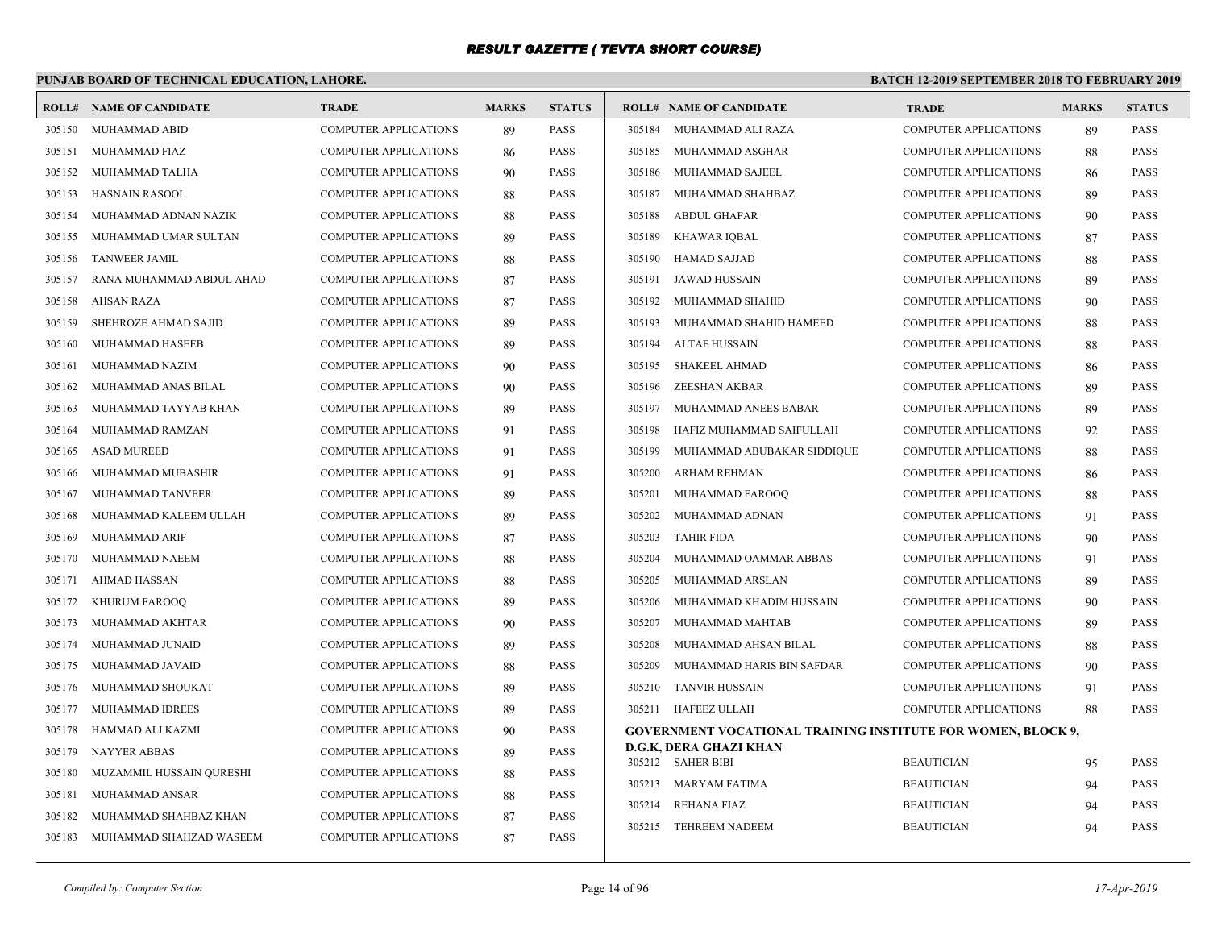# RESULT GAZETTE ( TEVTA SHORT COURSE)

## PUNJAB BOARD OF TECHNICAL EDUCATION, LAHORE.

**BATCH 12-2019 SEPTEMBER 2018 TO FEBRUARY 2019**

| ROLL# | NAME OF CANDIDATE | TRADE | MARKS | STATUS |
|---|---|---|---|---|
| 305150 | MUHAMMAD ABID | COMPUTER APPLICATIONS | 89 | PASS |
| 305151 | MUHAMMAD FIAZ | COMPUTER APPLICATIONS | 86 | PASS |
| 305152 | MUHAMMAD TALHA | COMPUTER APPLICATIONS | 90 | PASS |
| 305153 | HASNAIN RASOOL | COMPUTER APPLICATIONS | 88 | PASS |
| 305154 | MUHAMMAD ADNAN NAZIK | COMPUTER APPLICATIONS | 88 | PASS |
| 305155 | MUHAMMAD UMAR SULTAN | COMPUTER APPLICATIONS | 89 | PASS |
| 305156 | TANWEER JAMIL | COMPUTER APPLICATIONS | 88 | PASS |
| 305157 | RANA MUHAMMAD ABDUL AHAD | COMPUTER APPLICATIONS | 87 | PASS |
| 305158 | AHSAN RAZA | COMPUTER APPLICATIONS | 87 | PASS |
| 305159 | SHEHROZE AHMAD SAJID | COMPUTER APPLICATIONS | 89 | PASS |
| 305160 | MUHAMMAD HASEEB | COMPUTER APPLICATIONS | 89 | PASS |
| 305161 | MUHAMMAD NAZIM | COMPUTER APPLICATIONS | 90 | PASS |
| 305162 | MUHAMMAD ANAS BILAL | COMPUTER APPLICATIONS | 90 | PASS |
| 305163 | MUHAMMAD TAYYAB KHAN | COMPUTER APPLICATIONS | 89 | PASS |
| 305164 | MUHAMMAD RAMZAN | COMPUTER APPLICATIONS | 91 | PASS |
| 305165 | ASAD MUREED | COMPUTER APPLICATIONS | 91 | PASS |
| 305166 | MUHAMMAD MUBASHIR | COMPUTER APPLICATIONS | 91 | PASS |
| 305167 | MUHAMMAD TANVEER | COMPUTER APPLICATIONS | 89 | PASS |
| 305168 | MUHAMMAD KALEEM ULLAH | COMPUTER APPLICATIONS | 89 | PASS |
| 305169 | MUHAMMAD ARIF | COMPUTER APPLICATIONS | 87 | PASS |
| 305170 | MUHAMMAD NAEEM | COMPUTER APPLICATIONS | 88 | PASS |
| 305171 | AHMAD HASSAN | COMPUTER APPLICATIONS | 88 | PASS |
| 305172 | KHURUM FAROOQ | COMPUTER APPLICATIONS | 89 | PASS |
| 305173 | MUHAMMAD AKHTAR | COMPUTER APPLICATIONS | 90 | PASS |
| 305174 | MUHAMMAD JUNAID | COMPUTER APPLICATIONS | 89 | PASS |
| 305175 | MUHAMMAD JAVAID | COMPUTER APPLICATIONS | 88 | PASS |
| 305176 | MUHAMMAD SHOUKAT | COMPUTER APPLICATIONS | 89 | PASS |
| 305177 | MUHAMMAD IDREES | COMPUTER APPLICATIONS | 89 | PASS |
| 305178 | HAMMAD ALI KAZMI | COMPUTER APPLICATIONS | 90 | PASS |
| 305179 | NAYYER ABBAS | COMPUTER APPLICATIONS | 89 | PASS |
| 305180 | MUZAMMIL HUSSAIN QURESHI | COMPUTER APPLICATIONS | 88 | PASS |
| 305181 | MUHAMMAD ANSAR | COMPUTER APPLICATIONS | 88 | PASS |
| 305182 | MUHAMMAD SHAHBAZ KHAN | COMPUTER APPLICATIONS | 87 | PASS |
| 305183 | MUHAMMAD SHAHZAD WASEEM | COMPUTER APPLICATIONS | 87 | PASS |
| 305184 | MUHAMMAD ALI RAZA | COMPUTER APPLICATIONS | 89 | PASS |
| 305185 | MUHAMMAD ASGHAR | COMPUTER APPLICATIONS | 88 | PASS |
| 305186 | MUHAMMAD SAJEEL | COMPUTER APPLICATIONS | 86 | PASS |
| 305187 | MUHAMMAD SHAHBAZ | COMPUTER APPLICATIONS | 89 | PASS |
| 305188 | ABDUL GHAFAR | COMPUTER APPLICATIONS | 90 | PASS |
| 305189 | KHAWAR IQBAL | COMPUTER APPLICATIONS | 87 | PASS |
| 305190 | HAMAD SAJJAD | COMPUTER APPLICATIONS | 88 | PASS |
| 305191 | JAWAD HUSSAIN | COMPUTER APPLICATIONS | 89 | PASS |
| 305192 | MUHAMMAD SHAHID | COMPUTER APPLICATIONS | 90 | PASS |
| 305193 | MUHAMMAD SHAHID HAMEED | COMPUTER APPLICATIONS | 88 | PASS |
| 305194 | ALTAF HUSSAIN | COMPUTER APPLICATIONS | 88 | PASS |
| 305195 | SHAKEEL AHMAD | COMPUTER APPLICATIONS | 86 | PASS |
| 305196 | ZEESHAN AKBAR | COMPUTER APPLICATIONS | 89 | PASS |
| 305197 | MUHAMMAD ANEES BABAR | COMPUTER APPLICATIONS | 89 | PASS |
| 305198 | HAFIZ MUHAMMAD SAIFULLAH | COMPUTER APPLICATIONS | 92 | PASS |
| 305199 | MUHAMMAD ABUBAKAR SIDDIQUE | COMPUTER APPLICATIONS | 88 | PASS |
| 305200 | ARHAM REHMAN | COMPUTER APPLICATIONS | 86 | PASS |
| 305201 | MUHAMMAD FAROOQ | COMPUTER APPLICATIONS | 88 | PASS |
| 305202 | MUHAMMAD ADNAN | COMPUTER APPLICATIONS | 91 | PASS |
| 305203 | TAHIR FIDA | COMPUTER APPLICATIONS | 90 | PASS |
| 305204 | MUHAMMAD OAMMAR ABBAS | COMPUTER APPLICATIONS | 91 | PASS |
| 305205 | MUHAMMAD ARSLAN | COMPUTER APPLICATIONS | 89 | PASS |
| 305206 | MUHAMMAD KHADIM HUSSAIN | COMPUTER APPLICATIONS | 90 | PASS |
| 305207 | MUHAMMAD MAHTAB | COMPUTER APPLICATIONS | 89 | PASS |
| 305208 | MUHAMMAD AHSAN BILAL | COMPUTER APPLICATIONS | 88 | PASS |
| 305209 | MUHAMMAD HARIS BIN SAFDAR | COMPUTER APPLICATIONS | 90 | PASS |
| 305210 | TANVIR HUSSAIN | COMPUTER APPLICATIONS | 91 | PASS |
| 305211 | HAFEEZ ULLAH | COMPUTER APPLICATIONS | 88 | PASS |

**GOVERNMENT VOCATIONAL TRAINING INSTITUTE FOR WOMEN, BLOCK 9, D.G.K, DERA GHAZI KHAN**

| ROLL# | NAME OF CANDIDATE | TRADE | MARKS | STATUS |
|---|---|---|---|---|
| 305212 | SAHER BIBI | BEAUTICIAN | 95 | PASS |
| 305213 | MARYAM FATIMA | BEAUTICIAN | 94 | PASS |
| 305214 | REHANA FIAZ | BEAUTICIAN | 94 | PASS |
| 305215 | TEHREEM NADEEM | BEAUTICIAN | 94 | PASS |

*Compiled by: Computer Section*

*17-Apr-2019*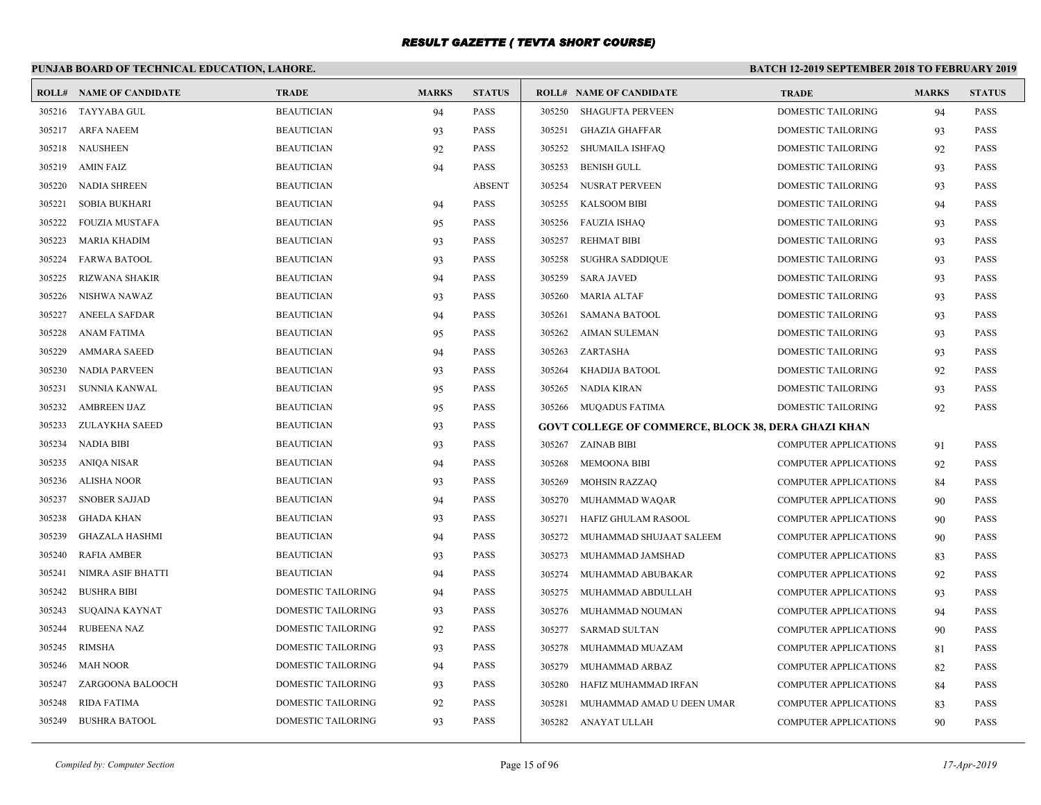# RESULT GAZETTE ( TEVTA SHORT COURSE)

## PUNJAB BOARD OF TECHNICAL EDUCATION, LAHORE.

**BATCH 12-2019 SEPTEMBER 2018 TO FEBRUARY 2019**

| ROLL# | NAME OF CANDIDATE | TRADE | MARKS | STATUS |
|---|---|---|---|---|
| 305216 | TAYYABA GUL | BEAUTICIAN | 94 | PASS |
| 305217 | ARFA NAEEM | BEAUTICIAN | 93 | PASS |
| 305218 | NAUSHEEN | BEAUTICIAN | 92 | PASS |
| 305219 | AMIN FAIZ | BEAUTICIAN | 94 | PASS |
| 305220 | NADIA SHREEN | BEAUTICIAN | | ABSENT |
| 305221 | SOBIA BUKHARI | BEAUTICIAN | 94 | PASS |
| 305222 | FOUZIA MUSTAFA | BEAUTICIAN | 95 | PASS |
| 305223 | MARIA KHADIM | BEAUTICIAN | 93 | PASS |
| 305224 | FARWA BATOOL | BEAUTICIAN | 93 | PASS |
| 305225 | RIZWANA SHAKIR | BEAUTICIAN | 94 | PASS |
| 305226 | NISHWA NAWAZ | BEAUTICIAN | 93 | PASS |
| 305227 | ANEELA SAFDAR | BEAUTICIAN | 94 | PASS |
| 305228 | ANAM FATIMA | BEAUTICIAN | 95 | PASS |
| 305229 | AMMARA SAEED | BEAUTICIAN | 94 | PASS |
| 305230 | NADIA PARVEEN | BEAUTICIAN | 93 | PASS |
| 305231 | SUNNIA KANWAL | BEAUTICIAN | 95 | PASS |
| 305232 | AMBREEN IJAZ | BEAUTICIAN | 95 | PASS |
| 305233 | ZULAYKHA SAEED | BEAUTICIAN | 93 | PASS |
| 305234 | NADIA BIBI | BEAUTICIAN | 93 | PASS |
| 305235 | ANIQA NISAR | BEAUTICIAN | 94 | PASS |
| 305236 | ALISHA NOOR | BEAUTICIAN | 93 | PASS |
| 305237 | SNOBER SAJJAD | BEAUTICIAN | 94 | PASS |
| 305238 | GHADA KHAN | BEAUTICIAN | 93 | PASS |
| 305239 | GHAZALA HASHMI | BEAUTICIAN | 94 | PASS |
| 305240 | RAFIA AMBER | BEAUTICIAN | 93 | PASS |
| 305241 | NIMRA ASIF BHATTI | BEAUTICIAN | 94 | PASS |
| 305242 | BUSHRA BIBI | DOMESTIC TAILORING | 94 | PASS |
| 305243 | SUQAINA KAYNAT | DOMESTIC TAILORING | 93 | PASS |
| 305244 | RUBEENA NAZ | DOMESTIC TAILORING | 92 | PASS |
| 305245 | RIMSHA | DOMESTIC TAILORING | 93 | PASS |
| 305246 | MAH NOOR | DOMESTIC TAILORING | 94 | PASS |
| 305247 | ZARGOONA BALOOCH | DOMESTIC TAILORING | 93 | PASS |
| 305248 | RIDA FATIMA | DOMESTIC TAILORING | 92 | PASS |
| 305249 | BUSHRA BATOOL | DOMESTIC TAILORING | 93 | PASS |
| 305250 | SHAGUFTA PERVEEN | DOMESTIC TAILORING | 94 | PASS |
| 305251 | GHAZIA GHAFFAR | DOMESTIC TAILORING | 93 | PASS |
| 305252 | SHUMAILA ISHFAQ | DOMESTIC TAILORING | 92 | PASS |
| 305253 | BENISH GULL | DOMESTIC TAILORING | 93 | PASS |
| 305254 | NUSRAT PERVEEN | DOMESTIC TAILORING | 93 | PASS |
| 305255 | KALSOOM BIBI | DOMESTIC TAILORING | 94 | PASS |
| 305256 | FAUZIA ISHAQ | DOMESTIC TAILORING | 93 | PASS |
| 305257 | REHMAT BIBI | DOMESTIC TAILORING | 93 | PASS |
| 305258 | SUGHRA SADDIQUE | DOMESTIC TAILORING | 93 | PASS |
| 305259 | SARA JAVED | DOMESTIC TAILORING | 93 | PASS |
| 305260 | MARIA ALTAF | DOMESTIC TAILORING | 93 | PASS |
| 305261 | SAMANA BATOOL | DOMESTIC TAILORING | 93 | PASS |
| 305262 | AIMAN SULEMAN | DOMESTIC TAILORING | 93 | PASS |
| 305263 | ZARTASHA | DOMESTIC TAILORING | 93 | PASS |
| 305264 | KHADIJA BATOOL | DOMESTIC TAILORING | 92 | PASS |
| 305265 | NADIA KIRAN | DOMESTIC TAILORING | 93 | PASS |
| 305266 | MUQADUS FATIMA | DOMESTIC TAILORING | 92 | PASS |

### GOVT COLLEGE OF COMMERCE, BLOCK 38, DERA GHAZI KHAN

| ROLL# | NAME OF CANDIDATE | TRADE | MARKS | STATUS |
|---|---|---|---|---|
| 305267 | ZAINAB BIBI | COMPUTER APPLICATIONS | 91 | PASS |
| 305268 | MEMOONA BIBI | COMPUTER APPLICATIONS | 92 | PASS |
| 305269 | MOHSIN RAZZAQ | COMPUTER APPLICATIONS | 84 | PASS |
| 305270 | MUHAMMAD WAQAR | COMPUTER APPLICATIONS | 90 | PASS |
| 305271 | HAFIZ GHULAM RASOOL | COMPUTER APPLICATIONS | 90 | PASS |
| 305272 | MUHAMMAD SHUJAAT SALEEM | COMPUTER APPLICATIONS | 90 | PASS |
| 305273 | MUHAMMAD JAMSHAD | COMPUTER APPLICATIONS | 83 | PASS |
| 305274 | MUHAMMAD ABUBAKAR | COMPUTER APPLICATIONS | 92 | PASS |
| 305275 | MUHAMMAD ABDULLAH | COMPUTER APPLICATIONS | 93 | PASS |
| 305276 | MUHAMMAD NOUMAN | COMPUTER APPLICATIONS | 94 | PASS |
| 305277 | SARMAD SULTAN | COMPUTER APPLICATIONS | 90 | PASS |
| 305278 | MUHAMMAD MUAZAM | COMPUTER APPLICATIONS | 81 | PASS |
| 305279 | MUHAMMAD ARBAZ | COMPUTER APPLICATIONS | 82 | PASS |
| 305280 | HAFIZ MUHAMMAD IRFAN | COMPUTER APPLICATIONS | 84 | PASS |
| 305281 | MUHAMMAD AMAD U DEEN UMAR | COMPUTER APPLICATIONS | 83 | PASS |
| 305282 | ANAYAT ULLAH | COMPUTER APPLICATIONS | 90 | PASS |

*Compiled by: Computer Section* *17-Apr-2019*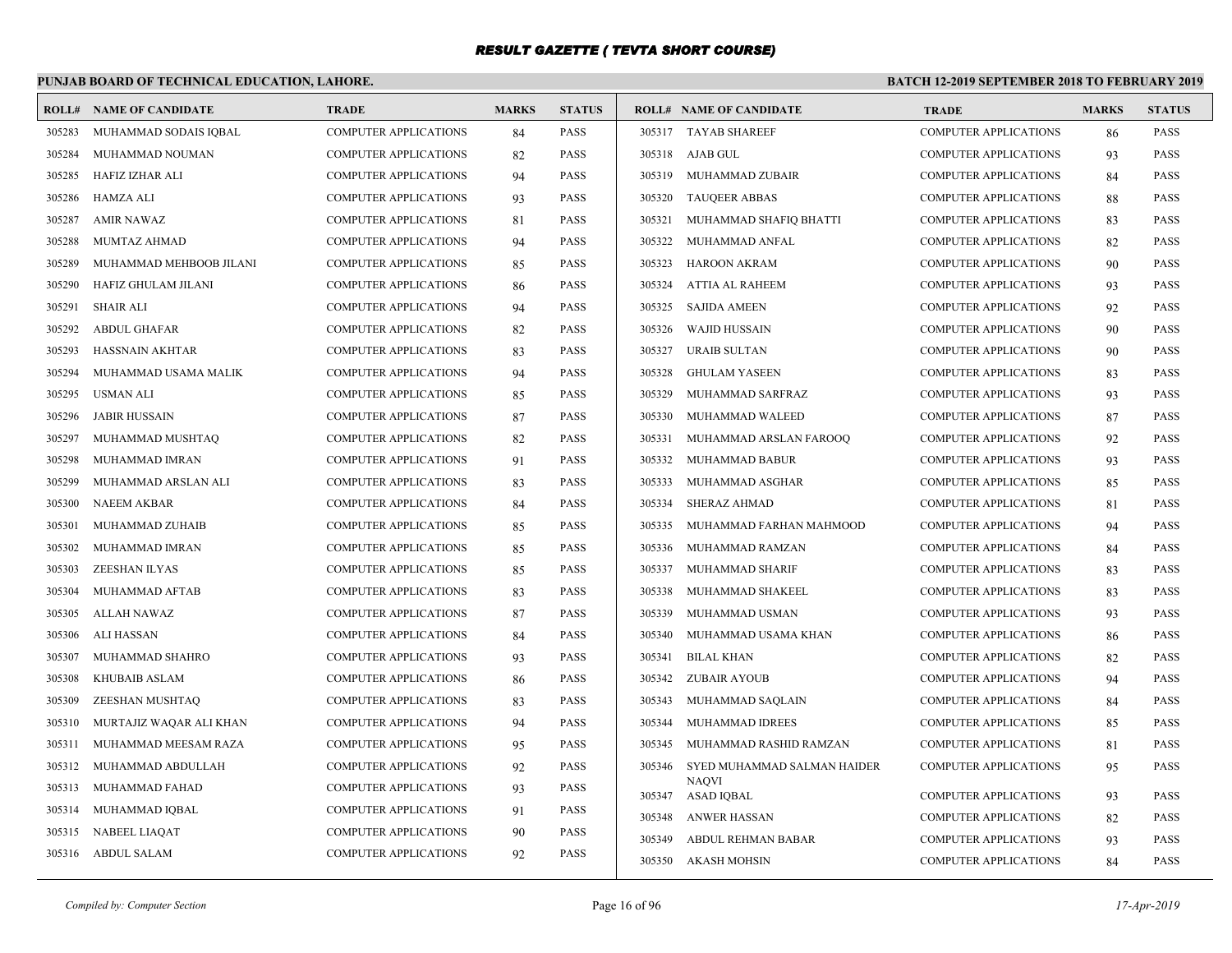# RESULT GAZETTE ( TEVTA SHORT COURSE)

**PUNJAB BOARD OF TECHNICAL EDUCATION, LAHORE.**

**BATCH 12-2019 SEPTEMBER 2018 TO FEBRUARY 2019**

| ROLL# | NAME OF CANDIDATE | TRADE | MARKS | STATUS |
|---|---|---|---|---|
| 305283 | MUHAMMAD SODAIS IQBAL | COMPUTER APPLICATIONS | 84 | PASS |
| 305284 | MUHAMMAD NOUMAN | COMPUTER APPLICATIONS | 82 | PASS |
| 305285 | HAFIZ IZHAR ALI | COMPUTER APPLICATIONS | 94 | PASS |
| 305286 | HAMZA ALI | COMPUTER APPLICATIONS | 93 | PASS |
| 305287 | AMIR NAWAZ | COMPUTER APPLICATIONS | 81 | PASS |
| 305288 | MUMTAZ AHMAD | COMPUTER APPLICATIONS | 94 | PASS |
| 305289 | MUHAMMAD MEHBOOB JILANI | COMPUTER APPLICATIONS | 85 | PASS |
| 305290 | HAFIZ GHULAM JILANI | COMPUTER APPLICATIONS | 86 | PASS |
| 305291 | SHAIR ALI | COMPUTER APPLICATIONS | 94 | PASS |
| 305292 | ABDUL GHAFAR | COMPUTER APPLICATIONS | 82 | PASS |
| 305293 | HASSNAIN AKHTAR | COMPUTER APPLICATIONS | 83 | PASS |
| 305294 | MUHAMMAD USAMA MALIK | COMPUTER APPLICATIONS | 94 | PASS |
| 305295 | USMAN ALI | COMPUTER APPLICATIONS | 85 | PASS |
| 305296 | JABIR HUSSAIN | COMPUTER APPLICATIONS | 87 | PASS |
| 305297 | MUHAMMAD MUSHTAQ | COMPUTER APPLICATIONS | 82 | PASS |
| 305298 | MUHAMMAD IMRAN | COMPUTER APPLICATIONS | 91 | PASS |
| 305299 | MUHAMMAD ARSLAN ALI | COMPUTER APPLICATIONS | 83 | PASS |
| 305300 | NAEEM AKBAR | COMPUTER APPLICATIONS | 84 | PASS |
| 305301 | MUHAMMAD ZUHAIB | COMPUTER APPLICATIONS | 85 | PASS |
| 305302 | MUHAMMAD IMRAN | COMPUTER APPLICATIONS | 85 | PASS |
| 305303 | ZEESHAN ILYAS | COMPUTER APPLICATIONS | 85 | PASS |
| 305304 | MUHAMMAD AFTAB | COMPUTER APPLICATIONS | 83 | PASS |
| 305305 | ALLAH NAWAZ | COMPUTER APPLICATIONS | 87 | PASS |
| 305306 | ALI HASSAN | COMPUTER APPLICATIONS | 84 | PASS |
| 305307 | MUHAMMAD SHAHRO | COMPUTER APPLICATIONS | 93 | PASS |
| 305308 | KHUBAIB ASLAM | COMPUTER APPLICATIONS | 86 | PASS |
| 305309 | ZEESHAN MUSHTAQ | COMPUTER APPLICATIONS | 83 | PASS |
| 305310 | MURTAJIZ WAQAR ALI KHAN | COMPUTER APPLICATIONS | 94 | PASS |
| 305311 | MUHAMMAD MEESAM RAZA | COMPUTER APPLICATIONS | 95 | PASS |
| 305312 | MUHAMMAD ABDULLAH | COMPUTER APPLICATIONS | 92 | PASS |
| 305313 | MUHAMMAD FAHAD | COMPUTER APPLICATIONS | 93 | PASS |
| 305314 | MUHAMMAD IQBAL | COMPUTER APPLICATIONS | 91 | PASS |
| 305315 | NABEEL LIAQAT | COMPUTER APPLICATIONS | 90 | PASS |
| 305316 | ABDUL SALAM | COMPUTER APPLICATIONS | 92 | PASS |
| 305317 | TAYAB SHAREEF | COMPUTER APPLICATIONS | 86 | PASS |
| 305318 | AJAB GUL | COMPUTER APPLICATIONS | 93 | PASS |
| 305319 | MUHAMMAD ZUBAIR | COMPUTER APPLICATIONS | 84 | PASS |
| 305320 | TAUQEER ABBAS | COMPUTER APPLICATIONS | 88 | PASS |
| 305321 | MUHAMMAD SHAFIQ BHATTI | COMPUTER APPLICATIONS | 83 | PASS |
| 305322 | MUHAMMAD ANFAL | COMPUTER APPLICATIONS | 82 | PASS |
| 305323 | HAROON AKRAM | COMPUTER APPLICATIONS | 90 | PASS |
| 305324 | ATTIA AL RAHEEM | COMPUTER APPLICATIONS | 93 | PASS |
| 305325 | SAJIDA AMEEN | COMPUTER APPLICATIONS | 92 | PASS |
| 305326 | WAJID HUSSAIN | COMPUTER APPLICATIONS | 90 | PASS |
| 305327 | URAIB SULTAN | COMPUTER APPLICATIONS | 90 | PASS |
| 305328 | GHULAM YASEEN | COMPUTER APPLICATIONS | 83 | PASS |
| 305329 | MUHAMMAD SARFRAZ | COMPUTER APPLICATIONS | 93 | PASS |
| 305330 | MUHAMMAD WALEED | COMPUTER APPLICATIONS | 87 | PASS |
| 305331 | MUHAMMAD ARSLAN FAROOQ | COMPUTER APPLICATIONS | 92 | PASS |
| 305332 | MUHAMMAD BABUR | COMPUTER APPLICATIONS | 93 | PASS |
| 305333 | MUHAMMAD ASGHAR | COMPUTER APPLICATIONS | 85 | PASS |
| 305334 | SHERAZ AHMAD | COMPUTER APPLICATIONS | 81 | PASS |
| 305335 | MUHAMMAD FARHAN MAHMOOD | COMPUTER APPLICATIONS | 94 | PASS |
| 305336 | MUHAMMAD RAMZAN | COMPUTER APPLICATIONS | 84 | PASS |
| 305337 | MUHAMMAD SHARIF | COMPUTER APPLICATIONS | 83 | PASS |
| 305338 | MUHAMMAD SHAKEEL | COMPUTER APPLICATIONS | 83 | PASS |
| 305339 | MUHAMMAD USMAN | COMPUTER APPLICATIONS | 93 | PASS |
| 305340 | MUHAMMAD USAMA KHAN | COMPUTER APPLICATIONS | 86 | PASS |
| 305341 | BILAL KHAN | COMPUTER APPLICATIONS | 82 | PASS |
| 305342 | ZUBAIR AYOUB | COMPUTER APPLICATIONS | 94 | PASS |
| 305343 | MUHAMMAD SAQLAIN | COMPUTER APPLICATIONS | 84 | PASS |
| 305344 | MUHAMMAD IDREES | COMPUTER APPLICATIONS | 85 | PASS |
| 305345 | MUHAMMAD RASHID RAMZAN | COMPUTER APPLICATIONS | 81 | PASS |
| 305346 | SYED MUHAMMAD SALMAN HAIDER NAQVI | COMPUTER APPLICATIONS | 95 | PASS |
| 305347 | ASAD IQBAL | COMPUTER APPLICATIONS | 93 | PASS |
| 305348 | ANWER HASSAN | COMPUTER APPLICATIONS | 82 | PASS |
| 305349 | ABDUL REHMAN BABAR | COMPUTER APPLICATIONS | 93 | PASS |
| 305350 | AKASH MOHSIN | COMPUTER APPLICATIONS | 84 | PASS |

*Compiled by: Computer Section*

*17-Apr-2019*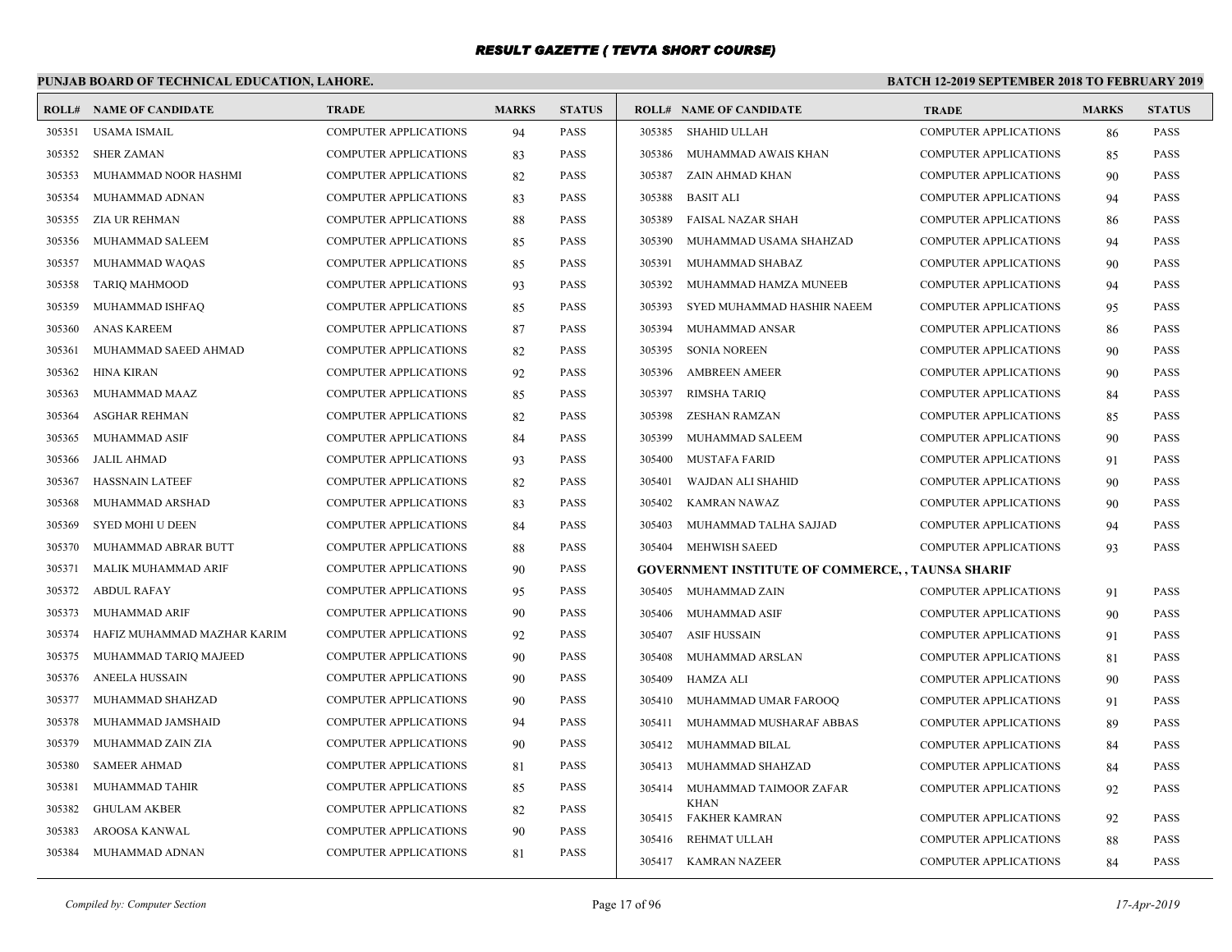# RESULT GAZETTE ( TEVTA SHORT COURSE)

## PUNJAB BOARD OF TECHNICAL EDUCATION, LAHORE.

**BATCH 12-2019 SEPTEMBER 2018 TO FEBRUARY 2019**

| ROLL# | NAME OF CANDIDATE | TRADE | MARKS | STATUS |
|---|---|---|---|---|
| 305351 | USAMA ISMAIL | COMPUTER APPLICATIONS | 94 | PASS |
| 305352 | SHER ZAMAN | COMPUTER APPLICATIONS | 83 | PASS |
| 305353 | MUHAMMAD NOOR HASHMI | COMPUTER APPLICATIONS | 82 | PASS |
| 305354 | MUHAMMAD ADNAN | COMPUTER APPLICATIONS | 83 | PASS |
| 305355 | ZIA UR REHMAN | COMPUTER APPLICATIONS | 88 | PASS |
| 305356 | MUHAMMAD SALEEM | COMPUTER APPLICATIONS | 85 | PASS |
| 305357 | MUHAMMAD WAQAS | COMPUTER APPLICATIONS | 85 | PASS |
| 305358 | TARIQ MAHMOOD | COMPUTER APPLICATIONS | 93 | PASS |
| 305359 | MUHAMMAD ISHFAQ | COMPUTER APPLICATIONS | 85 | PASS |
| 305360 | ANAS KAREEM | COMPUTER APPLICATIONS | 87 | PASS |
| 305361 | MUHAMMAD SAEED AHMAD | COMPUTER APPLICATIONS | 82 | PASS |
| 305362 | HINA KIRAN | COMPUTER APPLICATIONS | 92 | PASS |
| 305363 | MUHAMMAD MAAZ | COMPUTER APPLICATIONS | 85 | PASS |
| 305364 | ASGHAR REHMAN | COMPUTER APPLICATIONS | 82 | PASS |
| 305365 | MUHAMMAD ASIF | COMPUTER APPLICATIONS | 84 | PASS |
| 305366 | JALIL AHMAD | COMPUTER APPLICATIONS | 93 | PASS |
| 305367 | HASSNAIN LATEEF | COMPUTER APPLICATIONS | 82 | PASS |
| 305368 | MUHAMMAD ARSHAD | COMPUTER APPLICATIONS | 83 | PASS |
| 305369 | SYED MOHI U DEEN | COMPUTER APPLICATIONS | 84 | PASS |
| 305370 | MUHAMMAD ABRAR BUTT | COMPUTER APPLICATIONS | 88 | PASS |
| 305371 | MALIK MUHAMMAD ARIF | COMPUTER APPLICATIONS | 90 | PASS |
| 305372 | ABDUL RAFAY | COMPUTER APPLICATIONS | 95 | PASS |
| 305373 | MUHAMMAD ARIF | COMPUTER APPLICATIONS | 90 | PASS |
| 305374 | HAFIZ MUHAMMAD MAZHAR KARIM | COMPUTER APPLICATIONS | 92 | PASS |
| 305375 | MUHAMMAD TARIQ MAJEED | COMPUTER APPLICATIONS | 90 | PASS |
| 305376 | ANEELA HUSSAIN | COMPUTER APPLICATIONS | 90 | PASS |
| 305377 | MUHAMMAD SHAHZAD | COMPUTER APPLICATIONS | 90 | PASS |
| 305378 | MUHAMMAD JAMSHAID | COMPUTER APPLICATIONS | 94 | PASS |
| 305379 | MUHAMMAD ZAIN ZIA | COMPUTER APPLICATIONS | 90 | PASS |
| 305380 | SAMEER AHMAD | COMPUTER APPLICATIONS | 81 | PASS |
| 305381 | MUHAMMAD TAHIR | COMPUTER APPLICATIONS | 85 | PASS |
| 305382 | GHULAM AKBER | COMPUTER APPLICATIONS | 82 | PASS |
| 305383 | AROOSA KANWAL | COMPUTER APPLICATIONS | 90 | PASS |
| 305384 | MUHAMMAD ADNAN | COMPUTER APPLICATIONS | 81 | PASS |
| 305385 | SHAHID ULLAH | COMPUTER APPLICATIONS | 86 | PASS |
| 305386 | MUHAMMAD AWAIS KHAN | COMPUTER APPLICATIONS | 85 | PASS |
| 305387 | ZAIN AHMAD KHAN | COMPUTER APPLICATIONS | 90 | PASS |
| 305388 | BASIT ALI | COMPUTER APPLICATIONS | 94 | PASS |
| 305389 | FAISAL NAZAR SHAH | COMPUTER APPLICATIONS | 86 | PASS |
| 305390 | MUHAMMAD USAMA SHAHZAD | COMPUTER APPLICATIONS | 94 | PASS |
| 305391 | MUHAMMAD SHABAZ | COMPUTER APPLICATIONS | 90 | PASS |
| 305392 | MUHAMMAD HAMZA MUNEEB | COMPUTER APPLICATIONS | 94 | PASS |
| 305393 | SYED MUHAMMAD HASHIR NAEEM | COMPUTER APPLICATIONS | 95 | PASS |
| 305394 | MUHAMMAD ANSAR | COMPUTER APPLICATIONS | 86 | PASS |
| 305395 | SONIA NOREEN | COMPUTER APPLICATIONS | 90 | PASS |
| 305396 | AMBREEN AMEER | COMPUTER APPLICATIONS | 90 | PASS |
| 305397 | RIMSHA TARIQ | COMPUTER APPLICATIONS | 84 | PASS |
| 305398 | ZESHAN RAMZAN | COMPUTER APPLICATIONS | 85 | PASS |
| 305399 | MUHAMMAD SALEEM | COMPUTER APPLICATIONS | 90 | PASS |
| 305400 | MUSTAFA FARID | COMPUTER APPLICATIONS | 91 | PASS |
| 305401 | WAJDAN ALI SHAHID | COMPUTER APPLICATIONS | 90 | PASS |
| 305402 | KAMRAN NAWAZ | COMPUTER APPLICATIONS | 90 | PASS |
| 305403 | MUHAMMAD TALHA SAJJAD | COMPUTER APPLICATIONS | 94 | PASS |
| 305404 | MEHWISH SAEED | COMPUTER APPLICATIONS | 93 | PASS |

**GOVERNMENT INSTITUTE OF COMMERCE, , TAUNSA SHARIF**

| ROLL# | NAME OF CANDIDATE | TRADE | MARKS | STATUS |
|---|---|---|---|---|
| 305405 | MUHAMMAD ZAIN | COMPUTER APPLICATIONS | 91 | PASS |
| 305406 | MUHAMMAD ASIF | COMPUTER APPLICATIONS | 90 | PASS |
| 305407 | ASIF HUSSAIN | COMPUTER APPLICATIONS | 91 | PASS |
| 305408 | MUHAMMAD ARSLAN | COMPUTER APPLICATIONS | 81 | PASS |
| 305409 | HAMZA ALI | COMPUTER APPLICATIONS | 90 | PASS |
| 305410 | MUHAMMAD UMAR FAROOQ | COMPUTER APPLICATIONS | 91 | PASS |
| 305411 | MUHAMMAD MUSHARAF ABBAS | COMPUTER APPLICATIONS | 89 | PASS |
| 305412 | MUHAMMAD BILAL | COMPUTER APPLICATIONS | 84 | PASS |
| 305413 | MUHAMMAD SHAHZAD | COMPUTER APPLICATIONS | 84 | PASS |
| 305414 | MUHAMMAD TAIMOOR ZAFAR KHAN | COMPUTER APPLICATIONS | 92 | PASS |
| 305415 | FAKHER KAMRAN | COMPUTER APPLICATIONS | 92 | PASS |
| 305416 | REHMAT ULLAH | COMPUTER APPLICATIONS | 88 | PASS |
| 305417 | KAMRAN NAZEER | COMPUTER APPLICATIONS | 84 | PASS |

*Compiled by: Computer Section* *17-Apr-2019*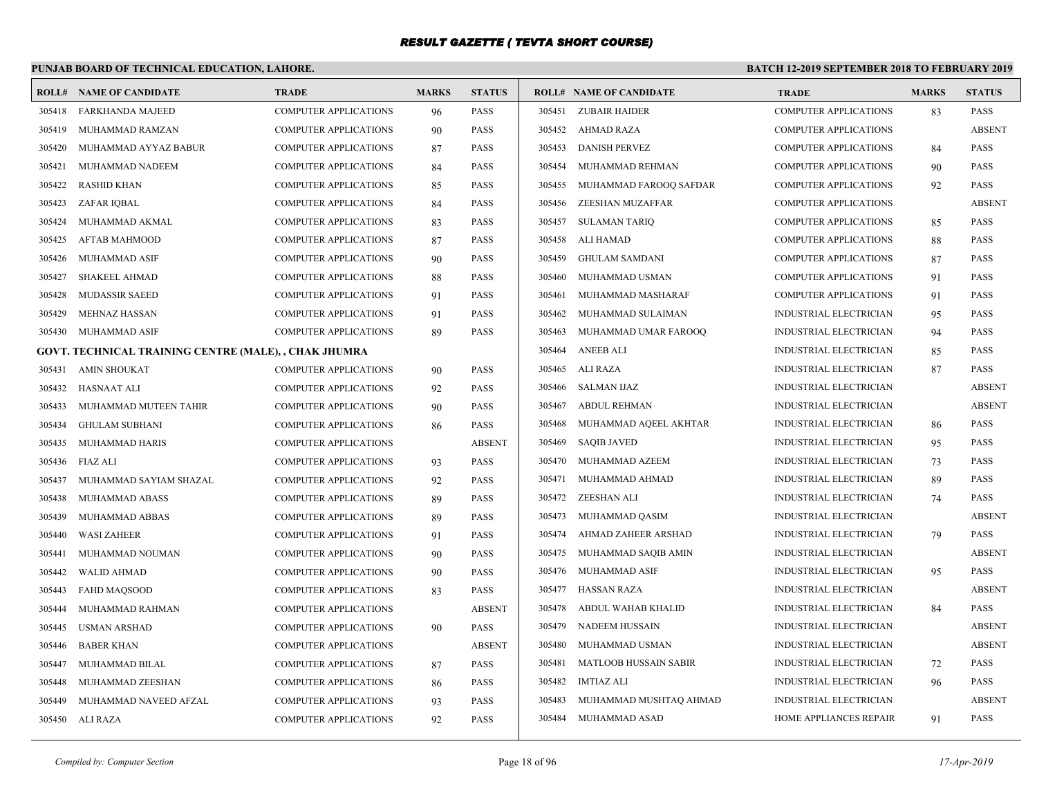## RESULT GAZETTE ( TEVTA SHORT COURSE)

**PUNJAB BOARD OF TECHNICAL EDUCATION, LAHORE.**

**BATCH 12-2019 SEPTEMBER 2018 TO FEBRUARY 2019**

| ROLL# | NAME OF CANDIDATE | TRADE | MARKS | STATUS |
|---|---|---|---|---|
| 305418 | FARKHANDA MAJEED | COMPUTER APPLICATIONS | 96 | PASS |
| 305419 | MUHAMMAD RAMZAN | COMPUTER APPLICATIONS | 90 | PASS |
| 305420 | MUHAMMAD AYYAZ BABUR | COMPUTER APPLICATIONS | 87 | PASS |
| 305421 | MUHAMMAD NADEEM | COMPUTER APPLICATIONS | 84 | PASS |
| 305422 | RASHID KHAN | COMPUTER APPLICATIONS | 85 | PASS |
| 305423 | ZAFAR IQBAL | COMPUTER APPLICATIONS | 84 | PASS |
| 305424 | MUHAMMAD AKMAL | COMPUTER APPLICATIONS | 83 | PASS |
| 305425 | AFTAB MAHMOOD | COMPUTER APPLICATIONS | 87 | PASS |
| 305426 | MUHAMMAD ASIF | COMPUTER APPLICATIONS | 90 | PASS |
| 305427 | SHAKEEL AHMAD | COMPUTER APPLICATIONS | 88 | PASS |
| 305428 | MUDASSIR SAEED | COMPUTER APPLICATIONS | 91 | PASS |
| 305429 | MEHNAZ HASSAN | COMPUTER APPLICATIONS | 91 | PASS |
| 305430 | MUHAMMAD ASIF | COMPUTER APPLICATIONS | 89 | PASS |

**GOVT. TECHNICAL TRAINING CENTRE (MALE), , CHAK JHUMRA**

| ROLL# | NAME OF CANDIDATE | TRADE | MARKS | STATUS |
|---|---|---|---|---|
| 305431 | AMIN SHOUKAT | COMPUTER APPLICATIONS | 90 | PASS |
| 305432 | HASNAAT ALI | COMPUTER APPLICATIONS | 92 | PASS |
| 305433 | MUHAMMAD MUTEEN TAHIR | COMPUTER APPLICATIONS | 90 | PASS |
| 305434 | GHULAM SUBHANI | COMPUTER APPLICATIONS | 86 | PASS |
| 305435 | MUHAMMAD HARIS | COMPUTER APPLICATIONS | | ABSENT |
| 305436 | FIAZ ALI | COMPUTER APPLICATIONS | 93 | PASS |
| 305437 | MUHAMMAD SAYIAM SHAZAL | COMPUTER APPLICATIONS | 92 | PASS |
| 305438 | MUHAMMAD ABASS | COMPUTER APPLICATIONS | 89 | PASS |
| 305439 | MUHAMMAD ABBAS | COMPUTER APPLICATIONS | 89 | PASS |
| 305440 | WASI ZAHEER | COMPUTER APPLICATIONS | 91 | PASS |
| 305441 | MUHAMMAD NOUMAN | COMPUTER APPLICATIONS | 90 | PASS |
| 305442 | WALID AHMAD | COMPUTER APPLICATIONS | 90 | PASS |
| 305443 | FAHD MAQSOOD | COMPUTER APPLICATIONS | 83 | PASS |
| 305444 | MUHAMMAD RAHMAN | COMPUTER APPLICATIONS | | ABSENT |
| 305445 | USMAN ARSHAD | COMPUTER APPLICATIONS | 90 | PASS |
| 305446 | BABER KHAN | COMPUTER APPLICATIONS | | ABSENT |
| 305447 | MUHAMMAD BILAL | COMPUTER APPLICATIONS | 87 | PASS |
| 305448 | MUHAMMAD ZEESHAN | COMPUTER APPLICATIONS | 86 | PASS |
| 305449 | MUHAMMAD NAVEED AFZAL | COMPUTER APPLICATIONS | 93 | PASS |
| 305450 | ALI RAZA | COMPUTER APPLICATIONS | 92 | PASS |
| 305451 | ZUBAIR HAIDER | COMPUTER APPLICATIONS | 83 | PASS |
| 305452 | AHMAD RAZA | COMPUTER APPLICATIONS | | ABSENT |
| 305453 | DANISH PERVEZ | COMPUTER APPLICATIONS | 84 | PASS |
| 305454 | MUHAMMAD REHMAN | COMPUTER APPLICATIONS | 90 | PASS |
| 305455 | MUHAMMAD FAROOQ SAFDAR | COMPUTER APPLICATIONS | 92 | PASS |
| 305456 | ZEESHAN MUZAFFAR | COMPUTER APPLICATIONS | | ABSENT |
| 305457 | SULAMAN TARIQ | COMPUTER APPLICATIONS | 85 | PASS |
| 305458 | ALI HAMAD | COMPUTER APPLICATIONS | 88 | PASS |
| 305459 | GHULAM SAMDANI | COMPUTER APPLICATIONS | 87 | PASS |
| 305460 | MUHAMMAD USMAN | COMPUTER APPLICATIONS | 91 | PASS |
| 305461 | MUHAMMAD MASHARAF | COMPUTER APPLICATIONS | 91 | PASS |
| 305462 | MUHAMMAD SULAIMAN | INDUSTRIAL ELECTRICIAN | 95 | PASS |
| 305463 | MUHAMMAD UMAR FAROOQ | INDUSTRIAL ELECTRICIAN | 94 | PASS |
| 305464 | ANEEB ALI | INDUSTRIAL ELECTRICIAN | 85 | PASS |
| 305465 | ALI RAZA | INDUSTRIAL ELECTRICIAN | 87 | PASS |
| 305466 | SALMAN IJAZ | INDUSTRIAL ELECTRICIAN | | ABSENT |
| 305467 | ABDUL REHMAN | INDUSTRIAL ELECTRICIAN | | ABSENT |
| 305468 | MUHAMMAD AQEEL AKHTAR | INDUSTRIAL ELECTRICIAN | 86 | PASS |
| 305469 | SAQIB JAVED | INDUSTRIAL ELECTRICIAN | 95 | PASS |
| 305470 | MUHAMMAD AZEEM | INDUSTRIAL ELECTRICIAN | 73 | PASS |
| 305471 | MUHAMMAD AHMAD | INDUSTRIAL ELECTRICIAN | 89 | PASS |
| 305472 | ZEESHAN ALI | INDUSTRIAL ELECTRICIAN | 74 | PASS |
| 305473 | MUHAMMAD QASIM | INDUSTRIAL ELECTRICIAN | | ABSENT |
| 305474 | AHMAD ZAHEER ARSHAD | INDUSTRIAL ELECTRICIAN | 79 | PASS |
| 305475 | MUHAMMAD SAQIB AMIN | INDUSTRIAL ELECTRICIAN | | ABSENT |
| 305476 | MUHAMMAD ASIF | INDUSTRIAL ELECTRICIAN | 95 | PASS |
| 305477 | HASSAN RAZA | INDUSTRIAL ELECTRICIAN | | ABSENT |
| 305478 | ABDUL WAHAB KHALID | INDUSTRIAL ELECTRICIAN | 84 | PASS |
| 305479 | NADEEM HUSSAIN | INDUSTRIAL ELECTRICIAN | | ABSENT |
| 305480 | MUHAMMAD USMAN | INDUSTRIAL ELECTRICIAN | | ABSENT |
| 305481 | MATLOOB HUSSAIN SABIR | INDUSTRIAL ELECTRICIAN | 72 | PASS |
| 305482 | IMTIAZ ALI | INDUSTRIAL ELECTRICIAN | 96 | PASS |
| 305483 | MUHAMMAD MUSHTAQ AHMAD | INDUSTRIAL ELECTRICIAN | | ABSENT |
| 305484 | MUHAMMAD ASAD | HOME APPLIANCES REPAIR | 91 | PASS |

*Compiled by: Computer Section*

*17-Apr-2019*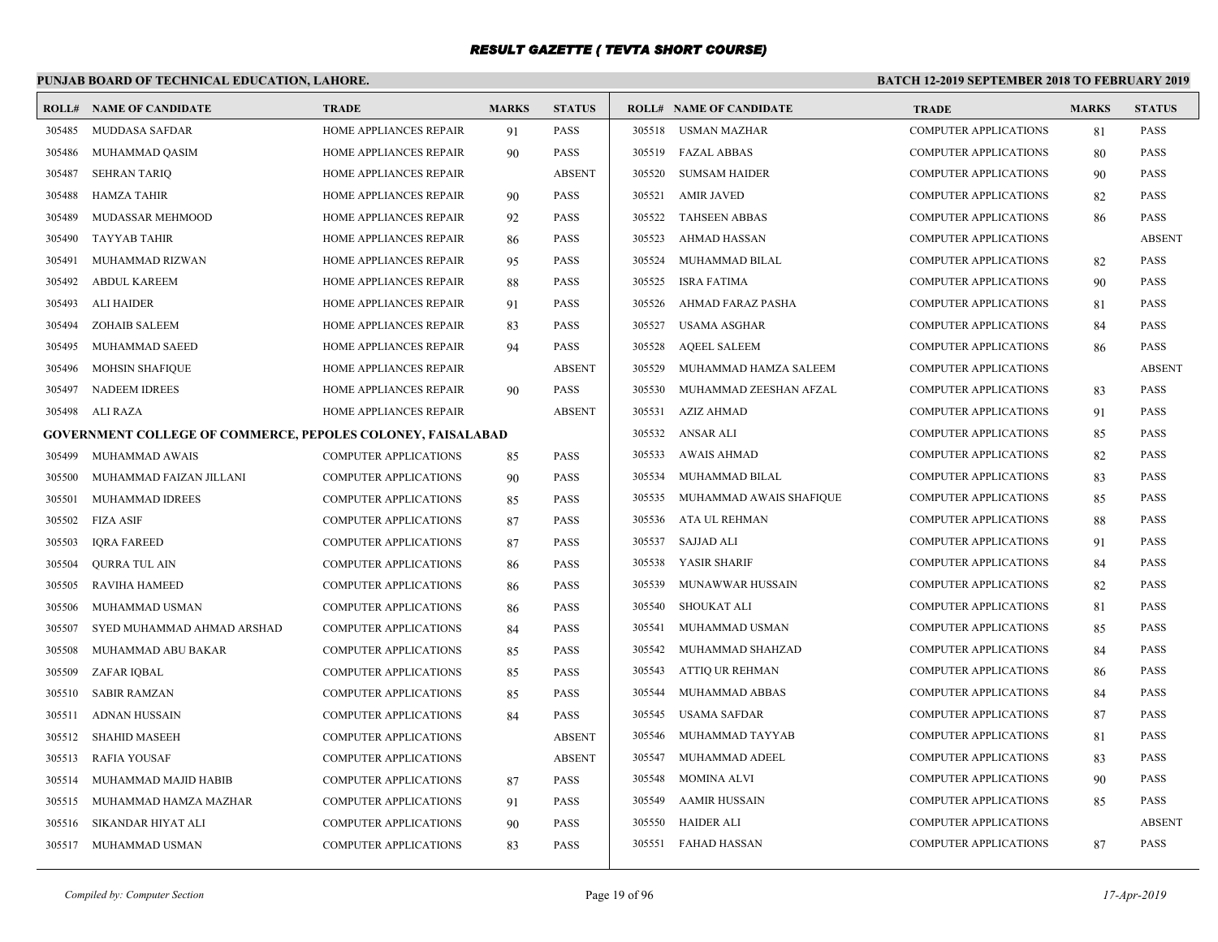# RESULT GAZETTE ( TEVTA SHORT COURSE)

## PUNJAB BOARD OF TECHNICAL EDUCATION, LAHORE.

**BATCH 12-2019 SEPTEMBER 2018 TO FEBRUARY 2019**

| ROLL# | NAME OF CANDIDATE | TRADE | MARKS | STATUS |
|---|---|---|---|---|
| 305485 | MUDDASA SAFDAR | HOME APPLIANCES REPAIR | 91 | PASS |
| 305486 | MUHAMMAD QASIM | HOME APPLIANCES REPAIR | 90 | PASS |
| 305487 | SEHRAN TARIQ | HOME APPLIANCES REPAIR | | ABSENT |
| 305488 | HAMZA TAHIR | HOME APPLIANCES REPAIR | 90 | PASS |
| 305489 | MUDASSAR MEHMOOD | HOME APPLIANCES REPAIR | 92 | PASS |
| 305490 | TAYYAB TAHIR | HOME APPLIANCES REPAIR | 86 | PASS |
| 305491 | MUHAMMAD RIZWAN | HOME APPLIANCES REPAIR | 95 | PASS |
| 305492 | ABDUL KAREEM | HOME APPLIANCES REPAIR | 88 | PASS |
| 305493 | ALI HAIDER | HOME APPLIANCES REPAIR | 91 | PASS |
| 305494 | ZOHAIB SALEEM | HOME APPLIANCES REPAIR | 83 | PASS |
| 305495 | MUHAMMAD SAEED | HOME APPLIANCES REPAIR | 94 | PASS |
| 305496 | MOHSIN SHAFIQUE | HOME APPLIANCES REPAIR | | ABSENT |
| 305497 | NADEEM IDREES | HOME APPLIANCES REPAIR | 90 | PASS |
| 305498 | ALI RAZA | HOME APPLIANCES REPAIR | | ABSENT |

**GOVERNMENT COLLEGE OF COMMERCE, PEPOLES COLONEY, FAISALABAD**

| ROLL# | NAME OF CANDIDATE | TRADE | MARKS | STATUS |
|---|---|---|---|---|
| 305499 | MUHAMMAD AWAIS | COMPUTER APPLICATIONS | 85 | PASS |
| 305500 | MUHAMMAD FAIZAN JILLANI | COMPUTER APPLICATIONS | 90 | PASS |
| 305501 | MUHAMMAD IDREES | COMPUTER APPLICATIONS | 85 | PASS |
| 305502 | FIZA ASIF | COMPUTER APPLICATIONS | 87 | PASS |
| 305503 | IQRA FAREED | COMPUTER APPLICATIONS | 87 | PASS |
| 305504 | QURRA TUL AIN | COMPUTER APPLICATIONS | 86 | PASS |
| 305505 | RAVIHA HAMEED | COMPUTER APPLICATIONS | 86 | PASS |
| 305506 | MUHAMMAD USMAN | COMPUTER APPLICATIONS | 86 | PASS |
| 305507 | SYED MUHAMMAD AHMAD ARSHAD | COMPUTER APPLICATIONS | 84 | PASS |
| 305508 | MUHAMMAD ABU BAKAR | COMPUTER APPLICATIONS | 85 | PASS |
| 305509 | ZAFAR IQBAL | COMPUTER APPLICATIONS | 85 | PASS |
| 305510 | SABIR RAMZAN | COMPUTER APPLICATIONS | 85 | PASS |
| 305511 | ADNAN HUSSAIN | COMPUTER APPLICATIONS | 84 | PASS |
| 305512 | SHAHID MASEEH | COMPUTER APPLICATIONS | | ABSENT |
| 305513 | RAFIA YOUSAF | COMPUTER APPLICATIONS | | ABSENT |
| 305514 | MUHAMMAD MAJID HABIB | COMPUTER APPLICATIONS | 87 | PASS |
| 305515 | MUHAMMAD HAMZA MAZHAR | COMPUTER APPLICATIONS | 91 | PASS |
| 305516 | SIKANDAR HIYAT ALI | COMPUTER APPLICATIONS | 90 | PASS |
| 305517 | MUHAMMAD USMAN | COMPUTER APPLICATIONS | 83 | PASS |
| 305518 | USMAN MAZHAR | COMPUTER APPLICATIONS | 81 | PASS |
| 305519 | FAZAL ABBAS | COMPUTER APPLICATIONS | 80 | PASS |
| 305520 | SUMSAM HAIDER | COMPUTER APPLICATIONS | 90 | PASS |
| 305521 | AMIR JAVED | COMPUTER APPLICATIONS | 82 | PASS |
| 305522 | TAHSEEN ABBAS | COMPUTER APPLICATIONS | 86 | PASS |
| 305523 | AHMAD HASSAN | COMPUTER APPLICATIONS | | ABSENT |
| 305524 | MUHAMMAD BILAL | COMPUTER APPLICATIONS | 82 | PASS |
| 305525 | ISRA FATIMA | COMPUTER APPLICATIONS | 90 | PASS |
| 305526 | AHMAD FARAZ PASHA | COMPUTER APPLICATIONS | 81 | PASS |
| 305527 | USAMA ASGHAR | COMPUTER APPLICATIONS | 84 | PASS |
| 305528 | AQEEL SALEEM | COMPUTER APPLICATIONS | 86 | PASS |
| 305529 | MUHAMMAD HAMZA SALEEM | COMPUTER APPLICATIONS | | ABSENT |
| 305530 | MUHAMMAD ZEESHAN AFZAL | COMPUTER APPLICATIONS | 83 | PASS |
| 305531 | AZIZ AHMAD | COMPUTER APPLICATIONS | 91 | PASS |
| 305532 | ANSAR ALI | COMPUTER APPLICATIONS | 85 | PASS |
| 305533 | AWAIS AHMAD | COMPUTER APPLICATIONS | 82 | PASS |
| 305534 | MUHAMMAD BILAL | COMPUTER APPLICATIONS | 83 | PASS |
| 305535 | MUHAMMAD AWAIS SHAFIQUE | COMPUTER APPLICATIONS | 85 | PASS |
| 305536 | ATA UL REHMAN | COMPUTER APPLICATIONS | 88 | PASS |
| 305537 | SAJJAD ALI | COMPUTER APPLICATIONS | 91 | PASS |
| 305538 | YASIR SHARIF | COMPUTER APPLICATIONS | 84 | PASS |
| 305539 | MUNAWWAR HUSSAIN | COMPUTER APPLICATIONS | 82 | PASS |
| 305540 | SHOUKAT ALI | COMPUTER APPLICATIONS | 81 | PASS |
| 305541 | MUHAMMAD USMAN | COMPUTER APPLICATIONS | 85 | PASS |
| 305542 | MUHAMMAD SHAHZAD | COMPUTER APPLICATIONS | 84 | PASS |
| 305543 | ATTIQ UR REHMAN | COMPUTER APPLICATIONS | 86 | PASS |
| 305544 | MUHAMMAD ABBAS | COMPUTER APPLICATIONS | 84 | PASS |
| 305545 | USAMA SAFDAR | COMPUTER APPLICATIONS | 87 | PASS |
| 305546 | MUHAMMAD TAYYAB | COMPUTER APPLICATIONS | 81 | PASS |
| 305547 | MUHAMMAD ADEEL | COMPUTER APPLICATIONS | 83 | PASS |
| 305548 | MOMINA ALVI | COMPUTER APPLICATIONS | 90 | PASS |
| 305549 | AAMIR HUSSAIN | COMPUTER APPLICATIONS | 85 | PASS |
| 305550 | HAIDER ALI | COMPUTER APPLICATIONS | | ABSENT |
| 305551 | FAHAD HASSAN | COMPUTER APPLICATIONS | 87 | PASS |

*Compiled by: Computer Section*

*17-Apr-2019*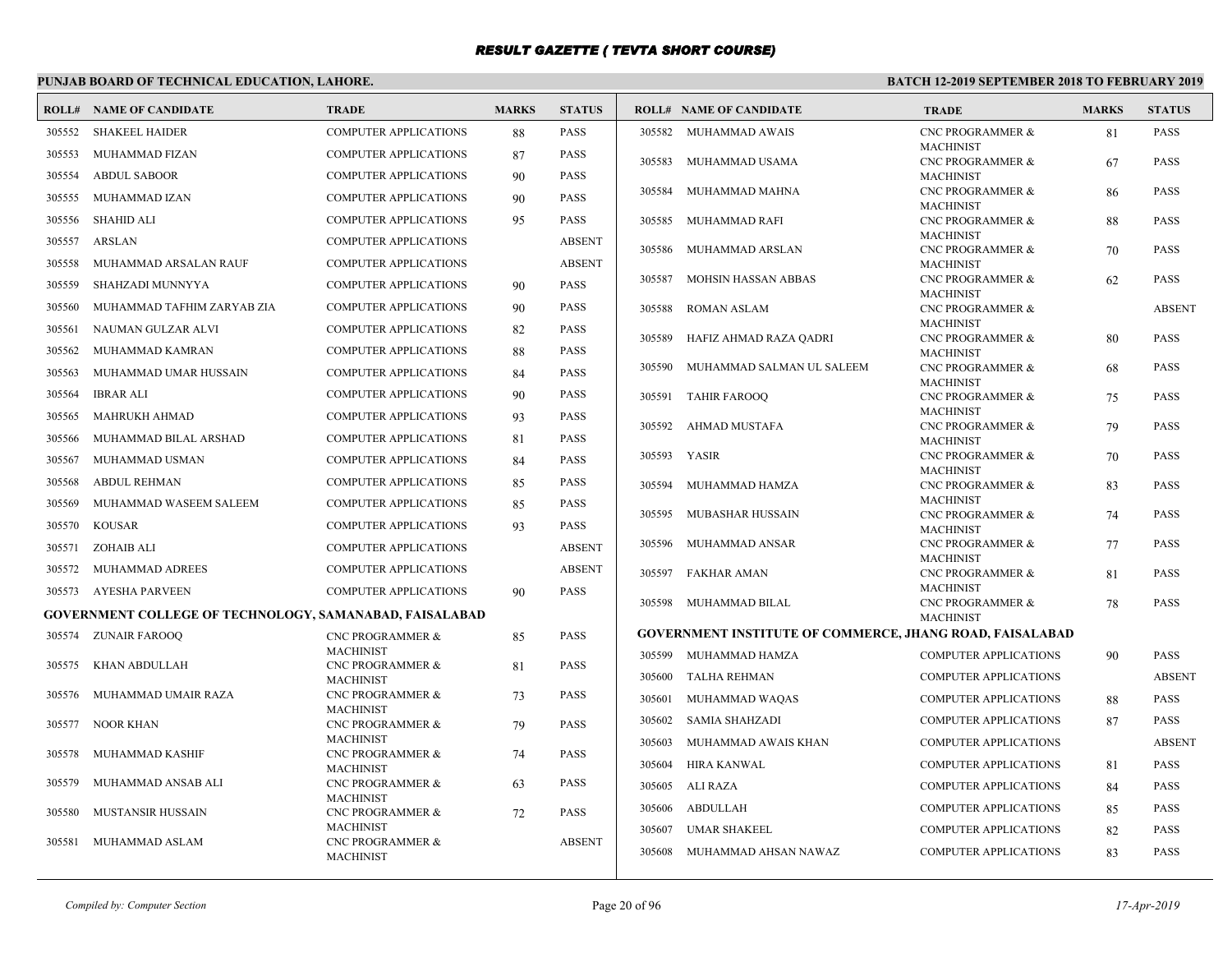# RESULT GAZETTE ( TEVTA SHORT COURSE)

**PUNJAB BOARD OF TECHNICAL EDUCATION, LAHORE.** **BATCH 12-2019 SEPTEMBER 2018 TO FEBRUARY 2019**

| ROLL# | NAME OF CANDIDATE | TRADE | MARKS | STATUS |
|---|---|---|---|---|
| 305552 | SHAKEEL HAIDER | COMPUTER APPLICATIONS | 88 | PASS |
| 305553 | MUHAMMAD FIZAN | COMPUTER APPLICATIONS | 87 | PASS |
| 305554 | ABDUL SABOOR | COMPUTER APPLICATIONS | 90 | PASS |
| 305555 | MUHAMMAD IZAN | COMPUTER APPLICATIONS | 90 | PASS |
| 305556 | SHAHID ALI | COMPUTER APPLICATIONS | 95 | PASS |
| 305557 | ARSLAN | COMPUTER APPLICATIONS | | ABSENT |
| 305558 | MUHAMMAD ARSALAN RAUF | COMPUTER APPLICATIONS | | ABSENT |
| 305559 | SHAHZADI MUNNYYA | COMPUTER APPLICATIONS | 90 | PASS |
| 305560 | MUHAMMAD TAFHIM ZARYAB ZIA | COMPUTER APPLICATIONS | 90 | PASS |
| 305561 | NAUMAN GULZAR ALVI | COMPUTER APPLICATIONS | 82 | PASS |
| 305562 | MUHAMMAD KAMRAN | COMPUTER APPLICATIONS | 88 | PASS |
| 305563 | MUHAMMAD UMAR HUSSAIN | COMPUTER APPLICATIONS | 84 | PASS |
| 305564 | IBRAR ALI | COMPUTER APPLICATIONS | 90 | PASS |
| 305565 | MAHRUKH AHMAD | COMPUTER APPLICATIONS | 93 | PASS |
| 305566 | MUHAMMAD BILAL ARSHAD | COMPUTER APPLICATIONS | 81 | PASS |
| 305567 | MUHAMMAD USMAN | COMPUTER APPLICATIONS | 84 | PASS |
| 305568 | ABDUL REHMAN | COMPUTER APPLICATIONS | 85 | PASS |
| 305569 | MUHAMMAD WASEEM SALEEM | COMPUTER APPLICATIONS | 85 | PASS |
| 305570 | KOUSAR | COMPUTER APPLICATIONS | 93 | PASS |
| 305571 | ZOHAIB ALI | COMPUTER APPLICATIONS | | ABSENT |
| 305572 | MUHAMMAD ADREES | COMPUTER APPLICATIONS | | ABSENT |
| 305573 | AYESHA PARVEEN | COMPUTER APPLICATIONS | 90 | PASS |

**GOVERNMENT COLLEGE OF TECHNOLOGY, SAMANABAD, FAISALABAD**

| ROLL# | NAME OF CANDIDATE | TRADE | MARKS | STATUS |
|---|---|---|---|---|
| 305574 | ZUNAIR FAROOQ | CNC PROGRAMMER & MACHINIST | 85 | PASS |
| 305575 | KHAN ABDULLAH | CNC PROGRAMMER & MACHINIST | 81 | PASS |
| 305576 | MUHAMMAD UMAIR RAZA | CNC PROGRAMMER & MACHINIST | 73 | PASS |
| 305577 | NOOR KHAN | CNC PROGRAMMER & MACHINIST | 79 | PASS |
| 305578 | MUHAMMAD KASHIF | CNC PROGRAMMER & MACHINIST | 74 | PASS |
| 305579 | MUHAMMAD ANSAB ALI | CNC PROGRAMMER & MACHINIST | 63 | PASS |
| 305580 | MUSTANSIR HUSSAIN | CNC PROGRAMMER & MACHINIST | 72 | PASS |
| 305581 | MUHAMMAD ASLAM | CNC PROGRAMMER & MACHINIST | | ABSENT |
| 305582 | MUHAMMAD AWAIS | CNC PROGRAMMER & MACHINIST | 81 | PASS |
| 305583 | MUHAMMAD USAMA | CNC PROGRAMMER & MACHINIST | 67 | PASS |
| 305584 | MUHAMMAD MAHNA | CNC PROGRAMMER & MACHINIST | 86 | PASS |
| 305585 | MUHAMMAD RAFI | CNC PROGRAMMER & MACHINIST | 88 | PASS |
| 305586 | MUHAMMAD ARSLAN | CNC PROGRAMMER & MACHINIST | 70 | PASS |
| 305587 | MOHSIN HASSAN ABBAS | CNC PROGRAMMER & MACHINIST | 62 | PASS |
| 305588 | ROMAN ASLAM | CNC PROGRAMMER & MACHINIST | | ABSENT |
| 305589 | HAFIZ AHMAD RAZA QADRI | CNC PROGRAMMER & MACHINIST | 80 | PASS |
| 305590 | MUHAMMAD SALMAN UL SALEEM | CNC PROGRAMMER & MACHINIST | 68 | PASS |
| 305591 | TAHIR FAROOQ | CNC PROGRAMMER & MACHINIST | 75 | PASS |
| 305592 | AHMAD MUSTAFA | CNC PROGRAMMER & MACHINIST | 79 | PASS |
| 305593 | YASIR | CNC PROGRAMMER & MACHINIST | 70 | PASS |
| 305594 | MUHAMMAD HAMZA | CNC PROGRAMMER & MACHINIST | 83 | PASS |
| 305595 | MUBASHAR HUSSAIN | CNC PROGRAMMER & MACHINIST | 74 | PASS |
| 305596 | MUHAMMAD ANSAR | CNC PROGRAMMER & MACHINIST | 77 | PASS |
| 305597 | FAKHAR AMAN | CNC PROGRAMMER & MACHINIST | 81 | PASS |
| 305598 | MUHAMMAD BILAL | CNC PROGRAMMER & MACHINIST | 78 | PASS |

**GOVERNMENT INSTITUTE OF COMMERCE, JHANG ROAD, FAISALABAD**

| ROLL# | NAME OF CANDIDATE | TRADE | MARKS | STATUS |
|---|---|---|---|---|
| 305599 | MUHAMMAD HAMZA | COMPUTER APPLICATIONS | 90 | PASS |
| 305600 | TALHA REHMAN | COMPUTER APPLICATIONS | | ABSENT |
| 305601 | MUHAMMAD WAQAS | COMPUTER APPLICATIONS | 88 | PASS |
| 305602 | SAMIA SHAHZADI | COMPUTER APPLICATIONS | 87 | PASS |
| 305603 | MUHAMMAD AWAIS KHAN | COMPUTER APPLICATIONS | | ABSENT |
| 305604 | HIRA KANWAL | COMPUTER APPLICATIONS | 81 | PASS |
| 305605 | ALI RAZA | COMPUTER APPLICATIONS | 84 | PASS |
| 305606 | ABDULLAH | COMPUTER APPLICATIONS | 85 | PASS |
| 305607 | UMAR SHAKEEL | COMPUTER APPLICATIONS | 82 | PASS |
| 305608 | MUHAMMAD AHSAN NAWAZ | COMPUTER APPLICATIONS | 83 | PASS |

*Compiled by: Computer Section* *17-Apr-2019*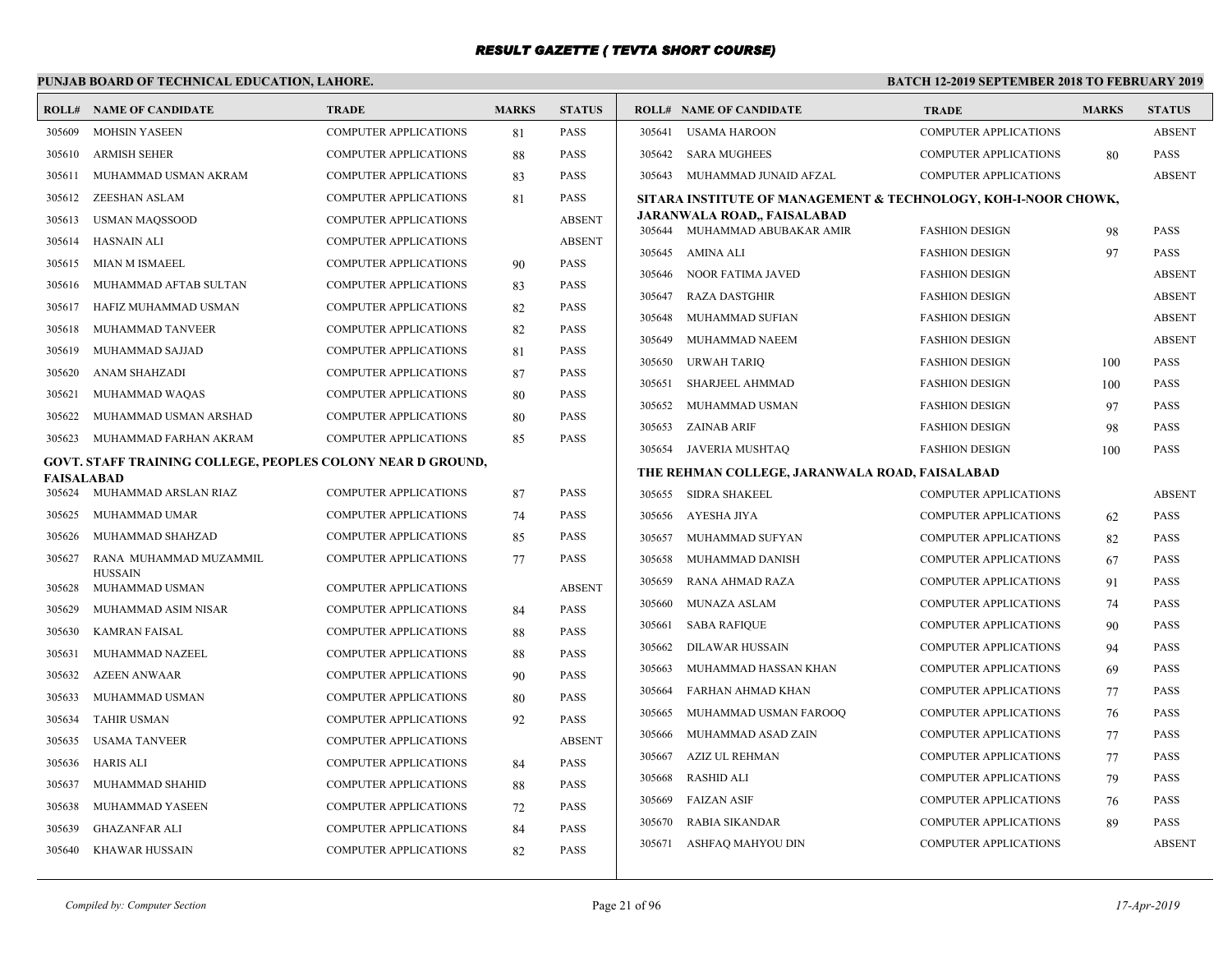# RESULT GAZETTE ( TEVTA SHORT COURSE)

**PUNJAB BOARD OF TECHNICAL EDUCATION, LAHORE.**

**BATCH 12-2019 SEPTEMBER 2018 TO FEBRUARY 2019**

| ROLL# | NAME OF CANDIDATE | TRADE | MARKS | STATUS |
|---|---|---|---|---|
| 305609 | MOHSIN YASEEN | COMPUTER APPLICATIONS | 81 | PASS |
| 305610 | ARMISH SEHER | COMPUTER APPLICATIONS | 88 | PASS |
| 305611 | MUHAMMAD USMAN AKRAM | COMPUTER APPLICATIONS | 83 | PASS |
| 305612 | ZEESHAN ASLAM | COMPUTER APPLICATIONS | 81 | PASS |
| 305613 | USMAN MAQSSOOD | COMPUTER APPLICATIONS | | ABSENT |
| 305614 | HASNAIN ALI | COMPUTER APPLICATIONS | | ABSENT |
| 305615 | MIAN M ISMAEEL | COMPUTER APPLICATIONS | 90 | PASS |
| 305616 | MUHAMMAD AFTAB SULTAN | COMPUTER APPLICATIONS | 83 | PASS |
| 305617 | HAFIZ MUHAMMAD USMAN | COMPUTER APPLICATIONS | 82 | PASS |
| 305618 | MUHAMMAD TANVEER | COMPUTER APPLICATIONS | 82 | PASS |
| 305619 | MUHAMMAD SAJJAD | COMPUTER APPLICATIONS | 81 | PASS |
| 305620 | ANAM SHAHZADI | COMPUTER APPLICATIONS | 87 | PASS |
| 305621 | MUHAMMAD WAQAS | COMPUTER APPLICATIONS | 80 | PASS |
| 305622 | MUHAMMAD USMAN ARSHAD | COMPUTER APPLICATIONS | 80 | PASS |
| 305623 | MUHAMMAD FARHAN AKRAM | COMPUTER APPLICATIONS | 85 | PASS |

**GOVT. STAFF TRAINING COLLEGE, PEOPLES COLONY NEAR D GROUND, FAISALABAD**

| ROLL# | NAME OF CANDIDATE | TRADE | MARKS | STATUS |
|---|---|---|---|---|
| 305624 | MUHAMMAD ARSLAN RIAZ | COMPUTER APPLICATIONS | 87 | PASS |
| 305625 | MUHAMMAD UMAR | COMPUTER APPLICATIONS | 74 | PASS |
| 305626 | MUHAMMAD SHAHZAD | COMPUTER APPLICATIONS | 85 | PASS |
| 305627 | RANA MUHAMMAD MUZAMMIL HUSSAIN | COMPUTER APPLICATIONS | 77 | PASS |
| 305628 | MUHAMMAD USMAN | COMPUTER APPLICATIONS | | ABSENT |
| 305629 | MUHAMMAD ASIM NISAR | COMPUTER APPLICATIONS | 84 | PASS |
| 305630 | KAMRAN FAISAL | COMPUTER APPLICATIONS | 88 | PASS |
| 305631 | MUHAMMAD NAZEEL | COMPUTER APPLICATIONS | 88 | PASS |
| 305632 | AZEEN ANWAAR | COMPUTER APPLICATIONS | 90 | PASS |
| 305633 | MUHAMMAD USMAN | COMPUTER APPLICATIONS | 80 | PASS |
| 305634 | TAHIR USMAN | COMPUTER APPLICATIONS | 92 | PASS |
| 305635 | USAMA TANVEER | COMPUTER APPLICATIONS | | ABSENT |
| 305636 | HARIS ALI | COMPUTER APPLICATIONS | 84 | PASS |
| 305637 | MUHAMMAD SHAHID | COMPUTER APPLICATIONS | 88 | PASS |
| 305638 | MUHAMMAD YASEEN | COMPUTER APPLICATIONS | 72 | PASS |
| 305639 | GHAZANFAR ALI | COMPUTER APPLICATIONS | 84 | PASS |
| 305640 | KHAWAR HUSSAIN | COMPUTER APPLICATIONS | 82 | PASS |
| 305641 | USAMA HAROON | COMPUTER APPLICATIONS | | ABSENT |
| 305642 | SARA MUGHEES | COMPUTER APPLICATIONS | 80 | PASS |
| 305643 | MUHAMMAD JUNAID AFZAL | COMPUTER APPLICATIONS | | ABSENT |

**SITARA INSTITUTE OF MANAGEMENT & TECHNOLOGY, KOH-I-NOOR CHOWK, JARANWALA ROAD,, FAISALABAD**

| ROLL# | NAME OF CANDIDATE | TRADE | MARKS | STATUS |
|---|---|---|---|---|
| 305644 | MUHAMMAD ABUBAKAR AMIR | FASHION DESIGN | 98 | PASS |
| 305645 | AMINA ALI | FASHION DESIGN | 97 | PASS |
| 305646 | NOOR FATIMA JAVED | FASHION DESIGN | | ABSENT |
| 305647 | RAZA DASTGHIR | FASHION DESIGN | | ABSENT |
| 305648 | MUHAMMAD SUFIAN | FASHION DESIGN | | ABSENT |
| 305649 | MUHAMMAD NAEEM | FASHION DESIGN | | ABSENT |
| 305650 | URWAH TARIQ | FASHION DESIGN | 100 | PASS |
| 305651 | SHARJEEL AHMMAD | FASHION DESIGN | 100 | PASS |
| 305652 | MUHAMMAD USMAN | FASHION DESIGN | 97 | PASS |
| 305653 | ZAINAB ARIF | FASHION DESIGN | 98 | PASS |
| 305654 | JAVERIA MUSHTAQ | FASHION DESIGN | 100 | PASS |

**THE REHMAN COLLEGE, JARANWALA ROAD, FAISALABAD**

| ROLL# | NAME OF CANDIDATE | TRADE | MARKS | STATUS |
|---|---|---|---|---|
| 305655 | SIDRA SHAKEEL | COMPUTER APPLICATIONS | | ABSENT |
| 305656 | AYESHA JIYA | COMPUTER APPLICATIONS | 62 | PASS |
| 305657 | MUHAMMAD SUFYAN | COMPUTER APPLICATIONS | 82 | PASS |
| 305658 | MUHAMMAD DANISH | COMPUTER APPLICATIONS | 67 | PASS |
| 305659 | RANA AHMAD RAZA | COMPUTER APPLICATIONS | 91 | PASS |
| 305660 | MUNAZA ASLAM | COMPUTER APPLICATIONS | 74 | PASS |
| 305661 | SABA RAFIQUE | COMPUTER APPLICATIONS | 90 | PASS |
| 305662 | DILAWAR HUSSAIN | COMPUTER APPLICATIONS | 94 | PASS |
| 305663 | MUHAMMAD HASSAN KHAN | COMPUTER APPLICATIONS | 69 | PASS |
| 305664 | FARHAN AHMAD KHAN | COMPUTER APPLICATIONS | 77 | PASS |
| 305665 | MUHAMMAD USMAN FAROOQ | COMPUTER APPLICATIONS | 76 | PASS |
| 305666 | MUHAMMAD ASAD ZAIN | COMPUTER APPLICATIONS | 77 | PASS |
| 305667 | AZIZ UL REHMAN | COMPUTER APPLICATIONS | 77 | PASS |
| 305668 | RASHID ALI | COMPUTER APPLICATIONS | 79 | PASS |
| 305669 | FAIZAN ASIF | COMPUTER APPLICATIONS | 76 | PASS |
| 305670 | RABIA SIKANDAR | COMPUTER APPLICATIONS | 89 | PASS |
| 305671 | ASHFAQ MAHYOU DIN | COMPUTER APPLICATIONS | | ABSENT |

*Compiled by: Computer Section* | *17-Apr-2019*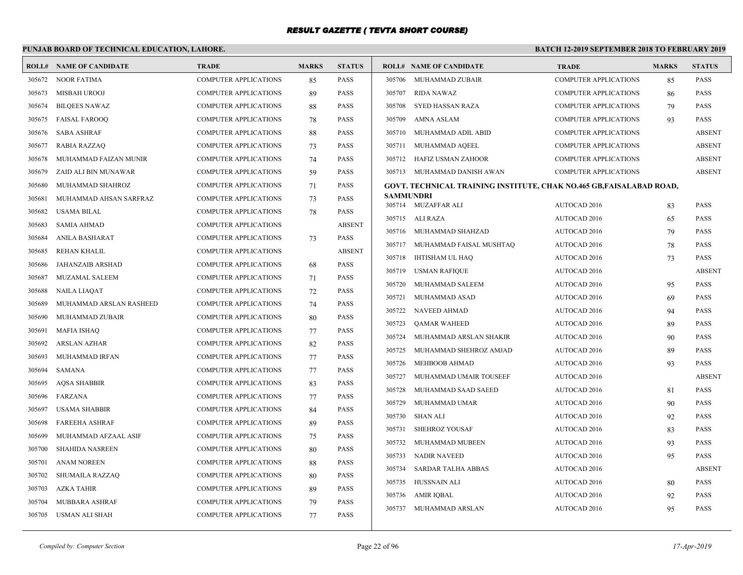# RESULT GAZETTE ( TEVTA SHORT COURSE)

**PUNJAB BOARD OF TECHNICAL EDUCATION, LAHORE.**

**BATCH 12-2019 SEPTEMBER 2018 TO FEBRUARY 2019**

| ROLL# | NAME OF CANDIDATE | TRADE | MARKS | STATUS |
|---|---|---|---|---|
| 305672 | NOOR FATIMA | COMPUTER APPLICATIONS | 85 | PASS |
| 305673 | MISBAH UROOJ | COMPUTER APPLICATIONS | 89 | PASS |
| 305674 | BILQEES NAWAZ | COMPUTER APPLICATIONS | 88 | PASS |
| 305675 | FAISAL FAROOQ | COMPUTER APPLICATIONS | 78 | PASS |
| 305676 | SABA ASHRAF | COMPUTER APPLICATIONS | 88 | PASS |
| 305677 | RABIA RAZZAQ | COMPUTER APPLICATIONS | 73 | PASS |
| 305678 | MUHAMMAD FAIZAN MUNIR | COMPUTER APPLICATIONS | 74 | PASS |
| 305679 | ZAID ALI BIN MUNAWAR | COMPUTER APPLICATIONS | 59 | PASS |
| 305680 | MUHAMMAD SHAHROZ | COMPUTER APPLICATIONS | 71 | PASS |
| 305681 | MUHAMMAD AHSAN SARFRAZ | COMPUTER APPLICATIONS | 73 | PASS |
| 305682 | USAMA BILAL | COMPUTER APPLICATIONS | 78 | PASS |
| 305683 | SAMIA AHMAD | COMPUTER APPLICATIONS | | ABSENT |
| 305684 | ANILA BASHARAT | COMPUTER APPLICATIONS | 73 | PASS |
| 305685 | REHAN KHALIL | COMPUTER APPLICATIONS | | ABSENT |
| 305686 | JAHANZAIB ARSHAD | COMPUTER APPLICATIONS | 68 | PASS |
| 305687 | MUZAMAL SALEEM | COMPUTER APPLICATIONS | 71 | PASS |
| 305688 | NAILA LIAQAT | COMPUTER APPLICATIONS | 72 | PASS |
| 305689 | MUHAMMAD ARSLAN RASHEED | COMPUTER APPLICATIONS | 74 | PASS |
| 305690 | MUHAMMAD ZUBAIR | COMPUTER APPLICATIONS | 80 | PASS |
| 305691 | MAFIA ISHAQ | COMPUTER APPLICATIONS | 77 | PASS |
| 305692 | ARSLAN AZHAR | COMPUTER APPLICATIONS | 82 | PASS |
| 305693 | MUHAMMAD IRFAN | COMPUTER APPLICATIONS | 77 | PASS |
| 305694 | SAMANA | COMPUTER APPLICATIONS | 77 | PASS |
| 305695 | AQSA SHABBIR | COMPUTER APPLICATIONS | 83 | PASS |
| 305696 | FARZANA | COMPUTER APPLICATIONS | 77 | PASS |
| 305697 | USAMA SHABBIR | COMPUTER APPLICATIONS | 84 | PASS |
| 305698 | FAREEHA ASHRAF | COMPUTER APPLICATIONS | 89 | PASS |
| 305699 | MUHAMMAD AFZAAL ASIF | COMPUTER APPLICATIONS | 75 | PASS |
| 305700 | SHAHIDA NASREEN | COMPUTER APPLICATIONS | 80 | PASS |
| 305701 | ANAM NOREEN | COMPUTER APPLICATIONS | 88 | PASS |
| 305702 | SHUMAILA RAZZAQ | COMPUTER APPLICATIONS | 80 | PASS |
| 305703 | AZKA TAHIR | COMPUTER APPLICATIONS | 89 | PASS |
| 305704 | MUBBARA ASHRAF | COMPUTER APPLICATIONS | 79 | PASS |
| 305705 | USMAN ALI SHAH | COMPUTER APPLICATIONS | 77 | PASS |
| 305706 | MUHAMMAD ZUBAIR | COMPUTER APPLICATIONS | 85 | PASS |
| 305707 | RIDA NAWAZ | COMPUTER APPLICATIONS | 86 | PASS |
| 305708 | SYED HASSAN RAZA | COMPUTER APPLICATIONS | 79 | PASS |
| 305709 | AMNA ASLAM | COMPUTER APPLICATIONS | 93 | PASS |
| 305710 | MUHAMMAD ADIL ABID | COMPUTER APPLICATIONS | | ABSENT |
| 305711 | MUHAMMAD AQEEL | COMPUTER APPLICATIONS | | ABSENT |
| 305712 | HAFIZ USMAN ZAHOOR | COMPUTER APPLICATIONS | | ABSENT |
| 305713 | MUHAMMAD DANISH AWAN | COMPUTER APPLICATIONS | | ABSENT |

**GOVT. TECHNICAL TRAINING INSTITUTE, CHAK NO.465 GB,FAISALABAD ROAD, SAMMUNDRI**

| ROLL# | NAME OF CANDIDATE | TRADE | MARKS | STATUS |
|---|---|---|---|---|
| 305714 | MUZAFFAR ALI | AUTOCAD 2016 | 83 | PASS |
| 305715 | ALI RAZA | AUTOCAD 2016 | 65 | PASS |
| 305716 | MUHAMMAD SHAHZAD | AUTOCAD 2016 | 79 | PASS |
| 305717 | MUHAMMAD FAISAL MUSHTAQ | AUTOCAD 2016 | 78 | PASS |
| 305718 | IHTISHAM UL HAQ | AUTOCAD 2016 | 73 | PASS |
| 305719 | USMAN RAFIQUE | AUTOCAD 2016 | | ABSENT |
| 305720 | MUHAMMAD SALEEM | AUTOCAD 2016 | 95 | PASS |
| 305721 | MUHAMMAD ASAD | AUTOCAD 2016 | 69 | PASS |
| 305722 | NAVEED AHMAD | AUTOCAD 2016 | 94 | PASS |
| 305723 | QAMAR WAHEED | AUTOCAD 2016 | 89 | PASS |
| 305724 | MUHAMMAD ARSLAN SHAKIR | AUTOCAD 2016 | 90 | PASS |
| 305725 | MUHAMMAD SHEHROZ AMJAD | AUTOCAD 2016 | 89 | PASS |
| 305726 | MEHBOOB AHMAD | AUTOCAD 2016 | 93 | PASS |
| 305727 | MUHAMMAD UMAIR TOUSEEF | AUTOCAD 2016 | | ABSENT |
| 305728 | MUHAMMAD SAAD SAEED | AUTOCAD 2016 | 81 | PASS |
| 305729 | MUHAMMAD UMAR | AUTOCAD 2016 | 90 | PASS |
| 305730 | SHAN ALI | AUTOCAD 2016 | 92 | PASS |
| 305731 | SHEHROZ YOUSAF | AUTOCAD 2016 | 83 | PASS |
| 305732 | MUHAMMAD MUBEEN | AUTOCAD 2016 | 93 | PASS |
| 305733 | NADIR NAVEED | AUTOCAD 2016 | 95 | PASS |
| 305734 | SARDAR TALHA ABBAS | AUTOCAD 2016 | | ABSENT |
| 305735 | HUSSNAIN ALI | AUTOCAD 2016 | 80 | PASS |
| 305736 | AMIR IQBAL | AUTOCAD 2016 | 92 | PASS |
| 305737 | MUHAMMAD ARSLAN | AUTOCAD 2016 | 95 | PASS |

*Compiled by: Computer Section*

*17-Apr-2019*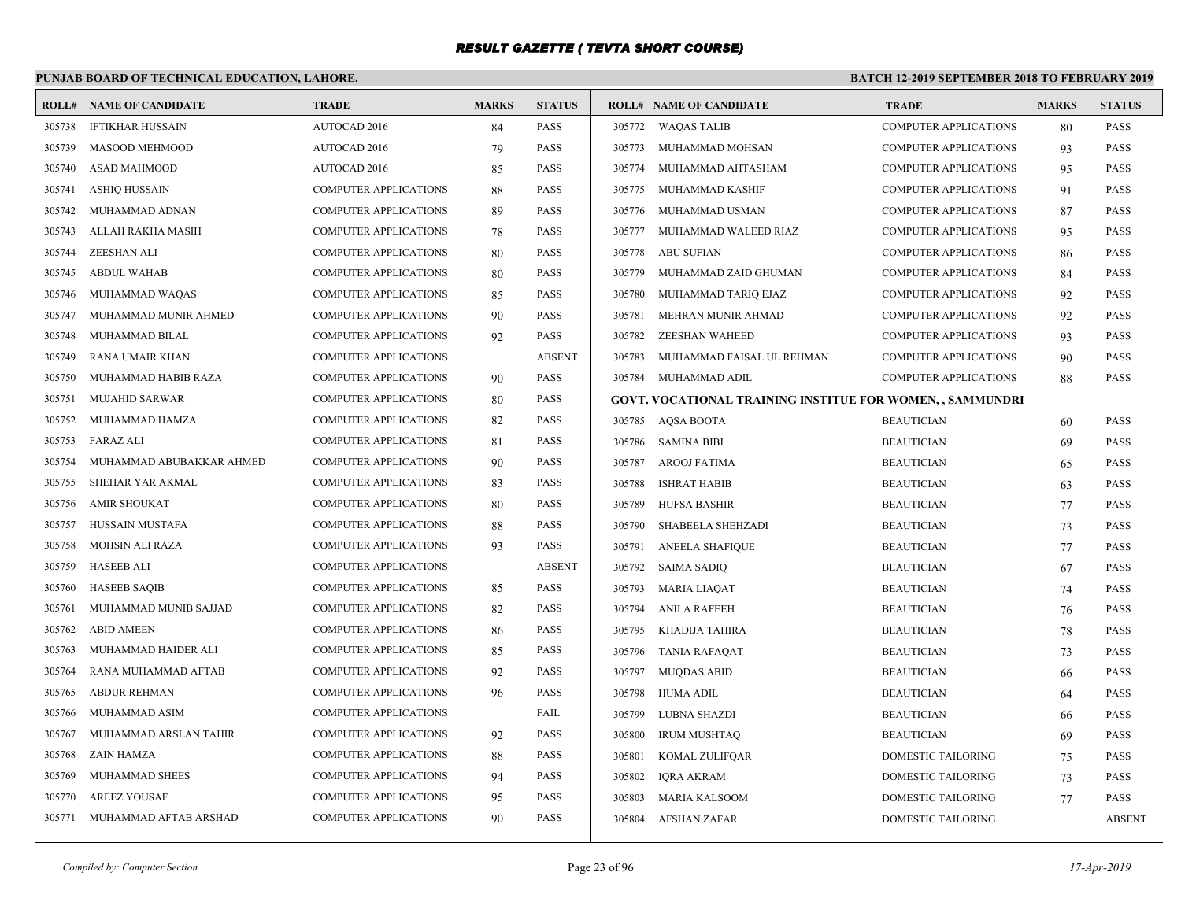# RESULT GAZETTE ( TEVTA SHORT COURSE)

**PUNJAB BOARD OF TECHNICAL EDUCATION, LAHORE.**

**BATCH 12-2019 SEPTEMBER 2018 TO FEBRUARY 2019**

| ROLL# | NAME OF CANDIDATE | TRADE | MARKS | STATUS |
|---|---|---|---|---|
| 305738 | IFTIKHAR HUSSAIN | AUTOCAD 2016 | 84 | PASS |
| 305739 | MASOOD MEHMOOD | AUTOCAD 2016 | 79 | PASS |
| 305740 | ASAD MAHMOOD | AUTOCAD 2016 | 85 | PASS |
| 305741 | ASHIQ HUSSAIN | COMPUTER APPLICATIONS | 88 | PASS |
| 305742 | MUHAMMAD ADNAN | COMPUTER APPLICATIONS | 89 | PASS |
| 305743 | ALLAH RAKHA MASIH | COMPUTER APPLICATIONS | 78 | PASS |
| 305744 | ZEESHAN ALI | COMPUTER APPLICATIONS | 80 | PASS |
| 305745 | ABDUL WAHAB | COMPUTER APPLICATIONS | 80 | PASS |
| 305746 | MUHAMMAD WAQAS | COMPUTER APPLICATIONS | 85 | PASS |
| 305747 | MUHAMMAD MUNIR AHMED | COMPUTER APPLICATIONS | 90 | PASS |
| 305748 | MUHAMMAD BILAL | COMPUTER APPLICATIONS | 92 | PASS |
| 305749 | RANA UMAIR KHAN | COMPUTER APPLICATIONS | | ABSENT |
| 305750 | MUHAMMAD HABIB RAZA | COMPUTER APPLICATIONS | 90 | PASS |
| 305751 | MUJAHID SARWAR | COMPUTER APPLICATIONS | 80 | PASS |
| 305752 | MUHAMMAD HAMZA | COMPUTER APPLICATIONS | 82 | PASS |
| 305753 | FARAZ ALI | COMPUTER APPLICATIONS | 81 | PASS |
| 305754 | MUHAMMAD ABUBAKKAR AHMED | COMPUTER APPLICATIONS | 90 | PASS |
| 305755 | SHEHAR YAR AKMAL | COMPUTER APPLICATIONS | 83 | PASS |
| 305756 | AMIR SHOUKAT | COMPUTER APPLICATIONS | 80 | PASS |
| 305757 | HUSSAIN MUSTAFA | COMPUTER APPLICATIONS | 88 | PASS |
| 305758 | MOHSIN ALI RAZA | COMPUTER APPLICATIONS | 93 | PASS |
| 305759 | HASEEB ALI | COMPUTER APPLICATIONS | | ABSENT |
| 305760 | HASEEB SAQIB | COMPUTER APPLICATIONS | 85 | PASS |
| 305761 | MUHAMMAD MUNIB SAJJAD | COMPUTER APPLICATIONS | 82 | PASS |
| 305762 | ABID AMEEN | COMPUTER APPLICATIONS | 86 | PASS |
| 305763 | MUHAMMAD HAIDER ALI | COMPUTER APPLICATIONS | 85 | PASS |
| 305764 | RANA MUHAMMAD AFTAB | COMPUTER APPLICATIONS | 92 | PASS |
| 305765 | ABDUR REHMAN | COMPUTER APPLICATIONS | 96 | PASS |
| 305766 | MUHAMMAD ASIM | COMPUTER APPLICATIONS | | FAIL |
| 305767 | MUHAMMAD ARSLAN TAHIR | COMPUTER APPLICATIONS | 92 | PASS |
| 305768 | ZAIN HAMZA | COMPUTER APPLICATIONS | 88 | PASS |
| 305769 | MUHAMMAD SHEES | COMPUTER APPLICATIONS | 94 | PASS |
| 305770 | AREEZ YOUSAF | COMPUTER APPLICATIONS | 95 | PASS |
| 305771 | MUHAMMAD AFTAB ARSHAD | COMPUTER APPLICATIONS | 90 | PASS |
| 305772 | WAQAS TALIB | COMPUTER APPLICATIONS | 80 | PASS |
| 305773 | MUHAMMAD MOHSAN | COMPUTER APPLICATIONS | 93 | PASS |
| 305774 | MUHAMMAD AHTASHAM | COMPUTER APPLICATIONS | 95 | PASS |
| 305775 | MUHAMMAD KASHIF | COMPUTER APPLICATIONS | 91 | PASS |
| 305776 | MUHAMMAD USMAN | COMPUTER APPLICATIONS | 87 | PASS |
| 305777 | MUHAMMAD WALEED RIAZ | COMPUTER APPLICATIONS | 95 | PASS |
| 305778 | ABU SUFIAN | COMPUTER APPLICATIONS | 86 | PASS |
| 305779 | MUHAMMAD ZAID GHUMAN | COMPUTER APPLICATIONS | 84 | PASS |
| 305780 | MUHAMMAD TARIQ EJAZ | COMPUTER APPLICATIONS | 92 | PASS |
| 305781 | MEHRAN MUNIR AHMAD | COMPUTER APPLICATIONS | 92 | PASS |
| 305782 | ZEESHAN WAHEED | COMPUTER APPLICATIONS | 93 | PASS |
| 305783 | MUHAMMAD FAISAL UL REHMAN | COMPUTER APPLICATIONS | 90 | PASS |
| 305784 | MUHAMMAD ADIL | COMPUTER APPLICATIONS | 88 | PASS |
| **GOVT. VOCATIONAL TRAINING INSTITUE FOR WOMEN, , SAMMUNDRI** | | | | |
| 305785 | AQSA BOOTA | BEAUTICIAN | 60 | PASS |
| 305786 | SAMINA BIBI | BEAUTICIAN | 69 | PASS |
| 305787 | AROOJ FATIMA | BEAUTICIAN | 65 | PASS |
| 305788 | ISHRAT HABIB | BEAUTICIAN | 63 | PASS |
| 305789 | HUFSA BASHIR | BEAUTICIAN | 77 | PASS |
| 305790 | SHABEELA SHEHZADI | BEAUTICIAN | 73 | PASS |
| 305791 | ANEELA SHAFIQUE | BEAUTICIAN | 77 | PASS |
| 305792 | SAIMA SADIQ | BEAUTICIAN | 67 | PASS |
| 305793 | MARIA LIAQAT | BEAUTICIAN | 74 | PASS |
| 305794 | ANILA RAFEEH | BEAUTICIAN | 76 | PASS |
| 305795 | KHADIJA TAHIRA | BEAUTICIAN | 78 | PASS |
| 305796 | TANIA RAFAQAT | BEAUTICIAN | 73 | PASS |
| 305797 | MUQDAS ABID | BEAUTICIAN | 66 | PASS |
| 305798 | HUMA ADIL | BEAUTICIAN | 64 | PASS |
| 305799 | LUBNA SHAZDI | BEAUTICIAN | 66 | PASS |
| 305800 | IRUM MUSHTAQ | BEAUTICIAN | 69 | PASS |
| 305801 | KOMAL ZULIFQAR | DOMESTIC TAILORING | 75 | PASS |
| 305802 | IQRA AKRAM | DOMESTIC TAILORING | 73 | PASS |
| 305803 | MARIA KALSOOM | DOMESTIC TAILORING | 77 | PASS |
| 305804 | AFSHAN ZAFAR | DOMESTIC TAILORING | | ABSENT |

*Compiled by: Computer Section*

*17-Apr-2019*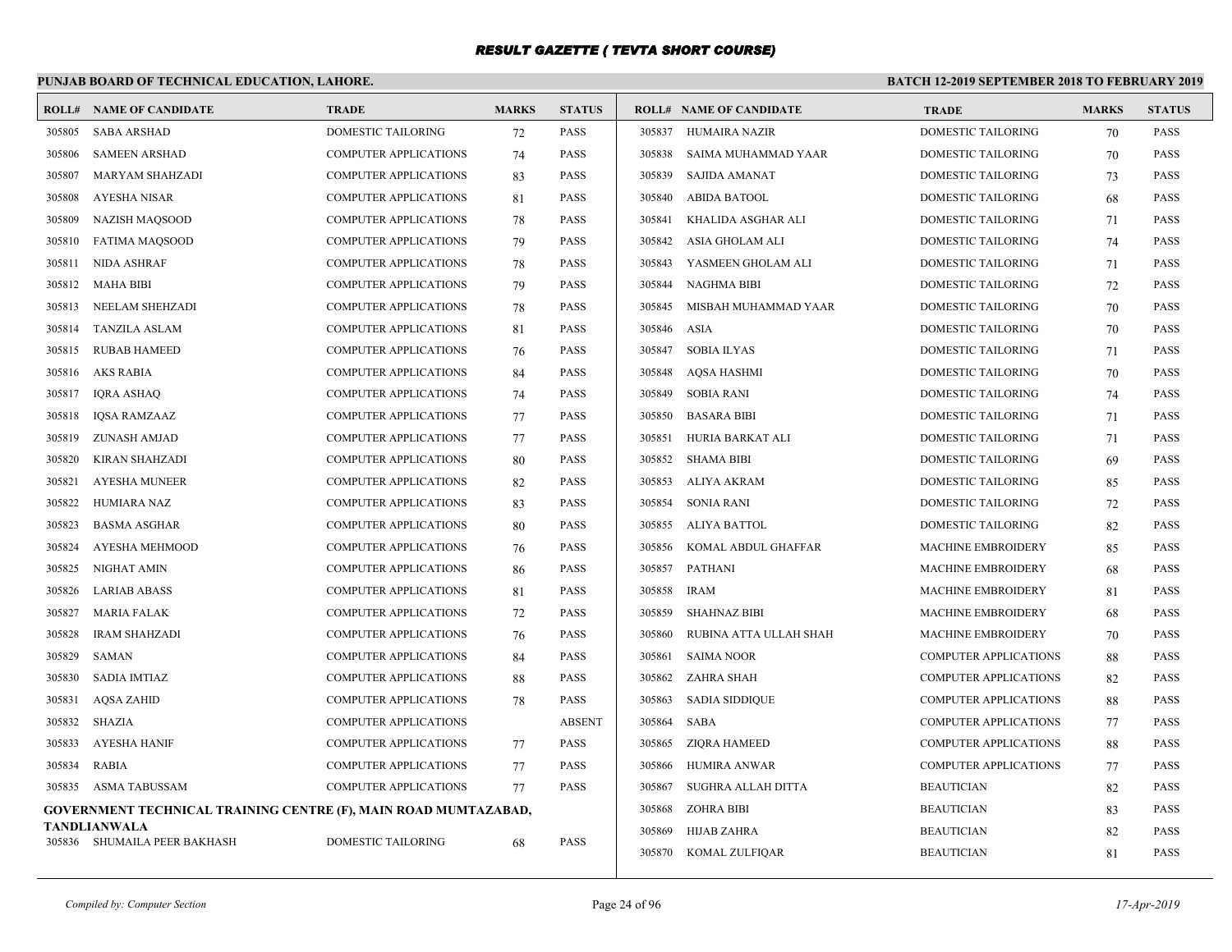# RESULT GAZETTE ( TEVTA SHORT COURSE)

## PUNJAB BOARD OF TECHNICAL EDUCATION, LAHORE.

**BATCH 12-2019 SEPTEMBER 2018 TO FEBRUARY 2019**

| ROLL# | NAME OF CANDIDATE | TRADE | MARKS | STATUS |
|---|---|---|---|---|
| 305805 | SABA ARSHAD | DOMESTIC TAILORING | 72 | PASS |
| 305806 | SAMEEN ARSHAD | COMPUTER APPLICATIONS | 74 | PASS |
| 305807 | MARYAM SHAHZADI | COMPUTER APPLICATIONS | 83 | PASS |
| 305808 | AYESHA NISAR | COMPUTER APPLICATIONS | 81 | PASS |
| 305809 | NAZISH MAQSOOD | COMPUTER APPLICATIONS | 78 | PASS |
| 305810 | FATIMA MAQSOOD | COMPUTER APPLICATIONS | 79 | PASS |
| 305811 | NIDA ASHRAF | COMPUTER APPLICATIONS | 78 | PASS |
| 305812 | MAHA BIBI | COMPUTER APPLICATIONS | 79 | PASS |
| 305813 | NEELAM SHEHZADI | COMPUTER APPLICATIONS | 78 | PASS |
| 305814 | TANZILA ASLAM | COMPUTER APPLICATIONS | 81 | PASS |
| 305815 | RUBAB HAMEED | COMPUTER APPLICATIONS | 76 | PASS |
| 305816 | AKS RABIA | COMPUTER APPLICATIONS | 84 | PASS |
| 305817 | IQRA ASHAQ | COMPUTER APPLICATIONS | 74 | PASS |
| 305818 | IQSA RAMZAAZ | COMPUTER APPLICATIONS | 77 | PASS |
| 305819 | ZUNASH AMJAD | COMPUTER APPLICATIONS | 77 | PASS |
| 305820 | KIRAN SHAHZADI | COMPUTER APPLICATIONS | 80 | PASS |
| 305821 | AYESHA MUNEER | COMPUTER APPLICATIONS | 82 | PASS |
| 305822 | HUMIARA NAZ | COMPUTER APPLICATIONS | 83 | PASS |
| 305823 | BASMA ASGHAR | COMPUTER APPLICATIONS | 80 | PASS |
| 305824 | AYESHA MEHMOOD | COMPUTER APPLICATIONS | 76 | PASS |
| 305825 | NIGHAT AMIN | COMPUTER APPLICATIONS | 86 | PASS |
| 305826 | LARIAB ABASS | COMPUTER APPLICATIONS | 81 | PASS |
| 305827 | MARIA FALAK | COMPUTER APPLICATIONS | 72 | PASS |
| 305828 | IRAM SHAHZADI | COMPUTER APPLICATIONS | 76 | PASS |
| 305829 | SAMAN | COMPUTER APPLICATIONS | 84 | PASS |
| 305830 | SADIA IMTIAZ | COMPUTER APPLICATIONS | 88 | PASS |
| 305831 | AQSA ZAHID | COMPUTER APPLICATIONS | 78 | PASS |
| 305832 | SHAZIA | COMPUTER APPLICATIONS | | ABSENT |
| 305833 | AYESHA HANIF | COMPUTER APPLICATIONS | 77 | PASS |
| 305834 | RABIA | COMPUTER APPLICATIONS | 77 | PASS |
| 305835 | ASMA TABUSSAM | COMPUTER APPLICATIONS | 77 | PASS |

**GOVERNMENT TECHNICAL TRAINING CENTRE (F), MAIN ROAD MUMTAZABAD, TANDLIANWALA**

| ROLL# | NAME OF CANDIDATE | TRADE | MARKS | STATUS |
|---|---|---|---|---|
| 305836 | SHUMAILA PEER BAKHASH | DOMESTIC TAILORING | 68 | PASS |
| 305837 | HUMAIRA NAZIR | DOMESTIC TAILORING | 70 | PASS |
| 305838 | SAIMA MUHAMMAD YAAR | DOMESTIC TAILORING | 70 | PASS |
| 305839 | SAJIDA AMANAT | DOMESTIC TAILORING | 73 | PASS |
| 305840 | ABIDA BATOOL | DOMESTIC TAILORING | 68 | PASS |
| 305841 | KHALIDA ASGHAR ALI | DOMESTIC TAILORING | 71 | PASS |
| 305842 | ASIA GHOLAM ALI | DOMESTIC TAILORING | 74 | PASS |
| 305843 | YASMEEN GHOLAM ALI | DOMESTIC TAILORING | 71 | PASS |
| 305844 | NAGHMA BIBI | DOMESTIC TAILORING | 72 | PASS |
| 305845 | MISBAH MUHAMMAD YAAR | DOMESTIC TAILORING | 70 | PASS |
| 305846 | ASIA | DOMESTIC TAILORING | 70 | PASS |
| 305847 | SOBIA ILYAS | DOMESTIC TAILORING | 71 | PASS |
| 305848 | AQSA HASHMI | DOMESTIC TAILORING | 70 | PASS |
| 305849 | SOBIA RANI | DOMESTIC TAILORING | 74 | PASS |
| 305850 | BASARA BIBI | DOMESTIC TAILORING | 71 | PASS |
| 305851 | HURIA BARKAT ALI | DOMESTIC TAILORING | 71 | PASS |
| 305852 | SHAMA BIBI | DOMESTIC TAILORING | 69 | PASS |
| 305853 | ALIYA AKRAM | DOMESTIC TAILORING | 85 | PASS |
| 305854 | SONIA RANI | DOMESTIC TAILORING | 72 | PASS |
| 305855 | ALIYA BATTOL | DOMESTIC TAILORING | 82 | PASS |
| 305856 | KOMAL ABDUL GHAFFAR | MACHINE EMBROIDERY | 85 | PASS |
| 305857 | PATHANI | MACHINE EMBROIDERY | 68 | PASS |
| 305858 | IRAM | MACHINE EMBROIDERY | 81 | PASS |
| 305859 | SHAHNAZ BIBI | MACHINE EMBROIDERY | 68 | PASS |
| 305860 | RUBINA ATTA ULLAH SHAH | MACHINE EMBROIDERY | 70 | PASS |
| 305861 | SAIMA NOOR | COMPUTER APPLICATIONS | 88 | PASS |
| 305862 | ZAHRA SHAH | COMPUTER APPLICATIONS | 82 | PASS |
| 305863 | SADIA SIDDIQUE | COMPUTER APPLICATIONS | 88 | PASS |
| 305864 | SABA | COMPUTER APPLICATIONS | 77 | PASS |
| 305865 | ZIQRA HAMEED | COMPUTER APPLICATIONS | 88 | PASS |
| 305866 | HUMIRA ANWAR | COMPUTER APPLICATIONS | 77 | PASS |
| 305867 | SUGHRA ALLAH DITTA | BEAUTICIAN | 82 | PASS |
| 305868 | ZOHRA BIBI | BEAUTICIAN | 83 | PASS |
| 305869 | HIJAB ZAHRA | BEAUTICIAN | 82 | PASS |
| 305870 | KOMAL ZULFIQAR | BEAUTICIAN | 81 | PASS |

*Compiled by: Computer Section*

*17-Apr-2019*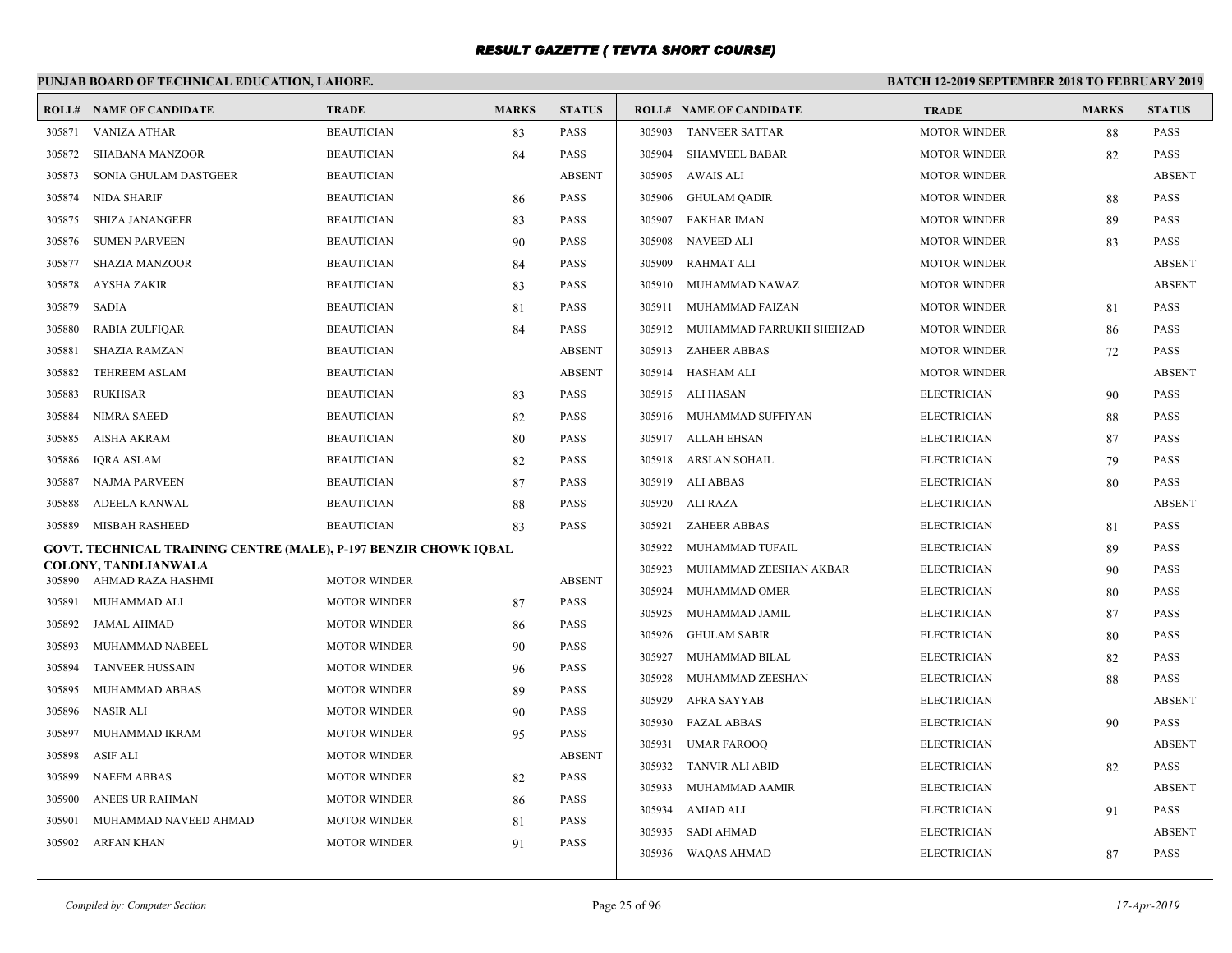# RESULT GAZETTE ( TEVTA SHORT COURSE)

**PUNJAB BOARD OF TECHNICAL EDUCATION, LAHORE.** — **BATCH 12-2019 SEPTEMBER 2018 TO FEBRUARY 2019**

| ROLL# | NAME OF CANDIDATE | TRADE | MARKS | STATUS |
|---|---|---|---|---|
| 305871 | VANIZA ATHAR | BEAUTICIAN | 83 | PASS |
| 305872 | SHABANA MANZOOR | BEAUTICIAN | 84 | PASS |
| 305873 | SONIA GHULAM DASTGEER | BEAUTICIAN | | ABSENT |
| 305874 | NIDA SHARIF | BEAUTICIAN | 86 | PASS |
| 305875 | SHIZA JANANGEER | BEAUTICIAN | 83 | PASS |
| 305876 | SUMEN PARVEEN | BEAUTICIAN | 90 | PASS |
| 305877 | SHAZIA MANZOOR | BEAUTICIAN | 84 | PASS |
| 305878 | AYSHA ZAKIR | BEAUTICIAN | 83 | PASS |
| 305879 | SADIA | BEAUTICIAN | 81 | PASS |
| 305880 | RABIA ZULFIQAR | BEAUTICIAN | 84 | PASS |
| 305881 | SHAZIA RAMZAN | BEAUTICIAN | | ABSENT |
| 305882 | TEHREEM ASLAM | BEAUTICIAN | | ABSENT |
| 305883 | RUKHSAR | BEAUTICIAN | 83 | PASS |
| 305884 | NIMRA SAEED | BEAUTICIAN | 82 | PASS |
| 305885 | AISHA AKRAM | BEAUTICIAN | 80 | PASS |
| 305886 | IQRA ASLAM | BEAUTICIAN | 82 | PASS |
| 305887 | NAJMA PARVEEN | BEAUTICIAN | 87 | PASS |
| 305888 | ADEELA KANWAL | BEAUTICIAN | 88 | PASS |
| 305889 | MISBAH RASHEED | BEAUTICIAN | 83 | PASS |

**GOVT. TECHNICAL TRAINING CENTRE (MALE), P-197 BENZIR CHOWK IQBAL COLONY, TANDLIANWALA**

| ROLL# | NAME OF CANDIDATE | TRADE | MARKS | STATUS |
|---|---|---|---|---|
| 305890 | AHMAD RAZA HASHMI | MOTOR WINDER | | ABSENT |
| 305891 | MUHAMMAD ALI | MOTOR WINDER | 87 | PASS |
| 305892 | JAMAL AHMAD | MOTOR WINDER | 86 | PASS |
| 305893 | MUHAMMAD NABEEL | MOTOR WINDER | 90 | PASS |
| 305894 | TANVEER HUSSAIN | MOTOR WINDER | 96 | PASS |
| 305895 | MUHAMMAD ABBAS | MOTOR WINDER | 89 | PASS |
| 305896 | NASIR ALI | MOTOR WINDER | 90 | PASS |
| 305897 | MUHAMMAD IKRAM | MOTOR WINDER | 95 | PASS |
| 305898 | ASIF ALI | MOTOR WINDER | | ABSENT |
| 305899 | NAEEM ABBAS | MOTOR WINDER | 82 | PASS |
| 305900 | ANEES UR RAHMAN | MOTOR WINDER | 86 | PASS |
| 305901 | MUHAMMAD NAVEED AHMAD | MOTOR WINDER | 81 | PASS |
| 305902 | ARFAN KHAN | MOTOR WINDER | 91 | PASS |
| 305903 | TANVEER SATTAR | MOTOR WINDER | 88 | PASS |
| 305904 | SHAMVEEL BABAR | MOTOR WINDER | 82 | PASS |
| 305905 | AWAIS ALI | MOTOR WINDER | | ABSENT |
| 305906 | GHULAM QADIR | MOTOR WINDER | 88 | PASS |
| 305907 | FAKHAR IMAN | MOTOR WINDER | 89 | PASS |
| 305908 | NAVEED ALI | MOTOR WINDER | 83 | PASS |
| 305909 | RAHMAT ALI | MOTOR WINDER | | ABSENT |
| 305910 | MUHAMMAD NAWAZ | MOTOR WINDER | | ABSENT |
| 305911 | MUHAMMAD FAIZAN | MOTOR WINDER | 81 | PASS |
| 305912 | MUHAMMAD FARRUKH SHEHZAD | MOTOR WINDER | 86 | PASS |
| 305913 | ZAHEER ABBAS | MOTOR WINDER | 72 | PASS |
| 305914 | HASHAM ALI | MOTOR WINDER | | ABSENT |
| 305915 | ALI HASAN | ELECTRICIAN | 90 | PASS |
| 305916 | MUHAMMAD SUFFIYAN | ELECTRICIAN | 88 | PASS |
| 305917 | ALLAH EHSAN | ELECTRICIAN | 87 | PASS |
| 305918 | ARSLAN SOHAIL | ELECTRICIAN | 79 | PASS |
| 305919 | ALI ABBAS | ELECTRICIAN | 80 | PASS |
| 305920 | ALI RAZA | ELECTRICIAN | | ABSENT |
| 305921 | ZAHEER ABBAS | ELECTRICIAN | 81 | PASS |
| 305922 | MUHAMMAD TUFAIL | ELECTRICIAN | 89 | PASS |
| 305923 | MUHAMMAD ZEESHAN AKBAR | ELECTRICIAN | 90 | PASS |
| 305924 | MUHAMMAD OMER | ELECTRICIAN | 80 | PASS |
| 305925 | MUHAMMAD JAMIL | ELECTRICIAN | 87 | PASS |
| 305926 | GHULAM SABIR | ELECTRICIAN | 80 | PASS |
| 305927 | MUHAMMAD BILAL | ELECTRICIAN | 82 | PASS |
| 305928 | MUHAMMAD ZEESHAN | ELECTRICIAN | 88 | PASS |
| 305929 | AFRA SAYYAB | ELECTRICIAN | | ABSENT |
| 305930 | FAZAL ABBAS | ELECTRICIAN | 90 | PASS |
| 305931 | UMAR FAROOQ | ELECTRICIAN | | ABSENT |
| 305932 | TANVIR ALI ABID | ELECTRICIAN | 82 | PASS |
| 305933 | MUHAMMAD AAMIR | ELECTRICIAN | | ABSENT |
| 305934 | AMJAD ALI | ELECTRICIAN | 91 | PASS |
| 305935 | SADI AHMAD | ELECTRICIAN | | ABSENT |
| 305936 | WAQAS AHMAD | ELECTRICIAN | 87 | PASS |

*Compiled by: Computer Section* — *17-Apr-2019*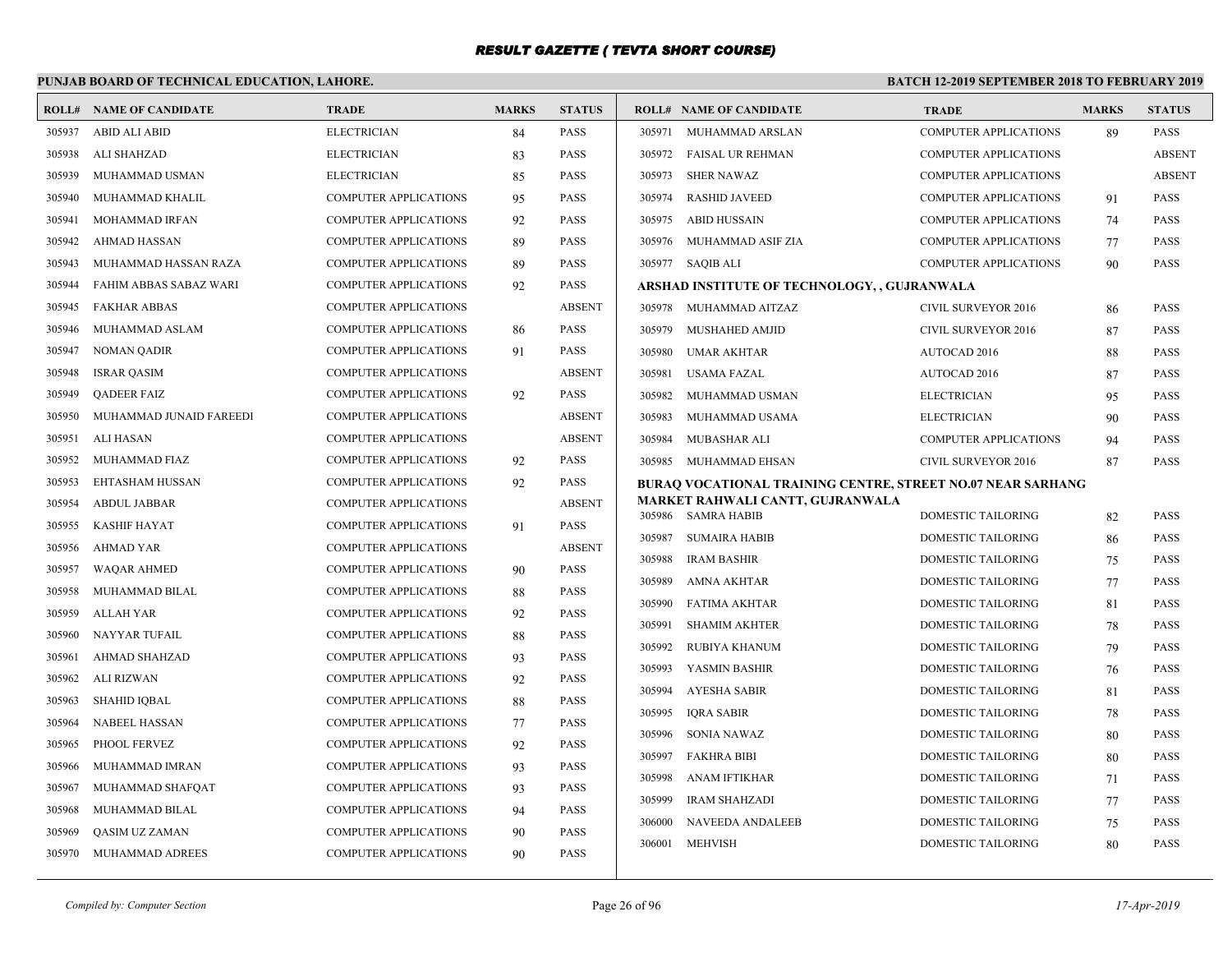# RESULT GAZETTE ( TEVTA SHORT COURSE)

## PUNJAB BOARD OF TECHNICAL EDUCATION, LAHORE.

**BATCH 12-2019 SEPTEMBER 2018 TO FEBRUARY 2019**

| ROLL# | NAME OF CANDIDATE | TRADE | MARKS | STATUS |
|---|---|---|---|---|
| 305937 | ABID ALI ABID | ELECTRICIAN | 84 | PASS |
| 305938 | ALI SHAHZAD | ELECTRICIAN | 83 | PASS |
| 305939 | MUHAMMAD USMAN | ELECTRICIAN | 85 | PASS |
| 305940 | MUHAMMAD KHALIL | COMPUTER APPLICATIONS | 95 | PASS |
| 305941 | MOHAMMAD IRFAN | COMPUTER APPLICATIONS | 92 | PASS |
| 305942 | AHMAD HASSAN | COMPUTER APPLICATIONS | 89 | PASS |
| 305943 | MUHAMMAD HASSAN RAZA | COMPUTER APPLICATIONS | 89 | PASS |
| 305944 | FAHIM ABBAS SABAZ WARI | COMPUTER APPLICATIONS | 92 | PASS |
| 305945 | FAKHAR ABBAS | COMPUTER APPLICATIONS | | ABSENT |
| 305946 | MUHAMMAD ASLAM | COMPUTER APPLICATIONS | 86 | PASS |
| 305947 | NOMAN QADIR | COMPUTER APPLICATIONS | 91 | PASS |
| 305948 | ISRAR QASIM | COMPUTER APPLICATIONS | | ABSENT |
| 305949 | QADEER FAIZ | COMPUTER APPLICATIONS | 92 | PASS |
| 305950 | MUHAMMAD JUNAID FAREEDI | COMPUTER APPLICATIONS | | ABSENT |
| 305951 | ALI HASAN | COMPUTER APPLICATIONS | | ABSENT |
| 305952 | MUHAMMAD FIAZ | COMPUTER APPLICATIONS | 92 | PASS |
| 305953 | EHTASHAM HUSSAN | COMPUTER APPLICATIONS | 92 | PASS |
| 305954 | ABDUL JABBAR | COMPUTER APPLICATIONS | | ABSENT |
| 305955 | KASHIF HAYAT | COMPUTER APPLICATIONS | 91 | PASS |
| 305956 | AHMAD YAR | COMPUTER APPLICATIONS | | ABSENT |
| 305957 | WAQAR AHMED | COMPUTER APPLICATIONS | 90 | PASS |
| 305958 | MUHAMMAD BILAL | COMPUTER APPLICATIONS | 88 | PASS |
| 305959 | ALLAH YAR | COMPUTER APPLICATIONS | 92 | PASS |
| 305960 | NAYYAR TUFAIL | COMPUTER APPLICATIONS | 88 | PASS |
| 305961 | AHMAD SHAHZAD | COMPUTER APPLICATIONS | 93 | PASS |
| 305962 | ALI RIZWAN | COMPUTER APPLICATIONS | 92 | PASS |
| 305963 | SHAHID IQBAL | COMPUTER APPLICATIONS | 88 | PASS |
| 305964 | NABEEL HASSAN | COMPUTER APPLICATIONS | 77 | PASS |
| 305965 | PHOOL FERVEZ | COMPUTER APPLICATIONS | 92 | PASS |
| 305966 | MUHAMMAD IMRAN | COMPUTER APPLICATIONS | 93 | PASS |
| 305967 | MUHAMMAD SHAFQAT | COMPUTER APPLICATIONS | 93 | PASS |
| 305968 | MUHAMMAD BILAL | COMPUTER APPLICATIONS | 94 | PASS |
| 305969 | QASIM UZ ZAMAN | COMPUTER APPLICATIONS | 90 | PASS |
| 305970 | MUHAMMAD ADREES | COMPUTER APPLICATIONS | 90 | PASS |
| 305971 | MUHAMMAD ARSLAN | COMPUTER APPLICATIONS | 89 | PASS |
| 305972 | FAISAL UR REHMAN | COMPUTER APPLICATIONS | | ABSENT |
| 305973 | SHER NAWAZ | COMPUTER APPLICATIONS | | ABSENT |
| 305974 | RASHID JAVEED | COMPUTER APPLICATIONS | 91 | PASS |
| 305975 | ABID HUSSAIN | COMPUTER APPLICATIONS | 74 | PASS |
| 305976 | MUHAMMAD ASIF ZIA | COMPUTER APPLICATIONS | 77 | PASS |
| 305977 | SAQIB ALI | COMPUTER APPLICATIONS | 90 | PASS |

### ARSHAD INSTITUTE OF TECHNOLOGY, , GUJRANWALA

| ROLL# | NAME OF CANDIDATE | TRADE | MARKS | STATUS |
|---|---|---|---|---|
| 305978 | MUHAMMAD AITZAZ | CIVIL SURVEYOR 2016 | 86 | PASS |
| 305979 | MUSHAHED AMJID | CIVIL SURVEYOR 2016 | 87 | PASS |
| 305980 | UMAR AKHTAR | AUTOCAD 2016 | 88 | PASS |
| 305981 | USAMA FAZAL | AUTOCAD 2016 | 87 | PASS |
| 305982 | MUHAMMAD USMAN | ELECTRICIAN | 95 | PASS |
| 305983 | MUHAMMAD USAMA | ELECTRICIAN | 90 | PASS |
| 305984 | MUBASHAR ALI | COMPUTER APPLICATIONS | 94 | PASS |
| 305985 | MUHAMMAD EHSAN | CIVIL SURVEYOR 2016 | 87 | PASS |

### BURAQ VOCATIONAL TRAINING CENTRE, STREET NO.07 NEAR SARHANG MARKET RAHWALI CANTT, GUJRANWALA

| ROLL# | NAME OF CANDIDATE | TRADE | MARKS | STATUS |
|---|---|---|---|---|
| 305986 | SAMRA HABIB | DOMESTIC TAILORING | 82 | PASS |
| 305987 | SUMAIRA HABIB | DOMESTIC TAILORING | 86 | PASS |
| 305988 | IRAM BASHIR | DOMESTIC TAILORING | 75 | PASS |
| 305989 | AMNA AKHTAR | DOMESTIC TAILORING | 77 | PASS |
| 305990 | FATIMA AKHTAR | DOMESTIC TAILORING | 81 | PASS |
| 305991 | SHAMIM AKHTER | DOMESTIC TAILORING | 78 | PASS |
| 305992 | RUBIYA KHANUM | DOMESTIC TAILORING | 79 | PASS |
| 305993 | YASMIN BASHIR | DOMESTIC TAILORING | 76 | PASS |
| 305994 | AYESHA SABIR | DOMESTIC TAILORING | 81 | PASS |
| 305995 | IQRA SABIR | DOMESTIC TAILORING | 78 | PASS |
| 305996 | SONIA NAWAZ | DOMESTIC TAILORING | 80 | PASS |
| 305997 | FAKHRA BIBI | DOMESTIC TAILORING | 80 | PASS |
| 305998 | ANAM IFTIKHAR | DOMESTIC TAILORING | 71 | PASS |
| 305999 | IRAM SHAHZADI | DOMESTIC TAILORING | 77 | PASS |
| 306000 | NAVEEDA ANDALEEB | DOMESTIC TAILORING | 75 | PASS |
| 306001 | MEHVISH | DOMESTIC TAILORING | 80 | PASS |

*Compiled by: Computer Section* *17-Apr-2019*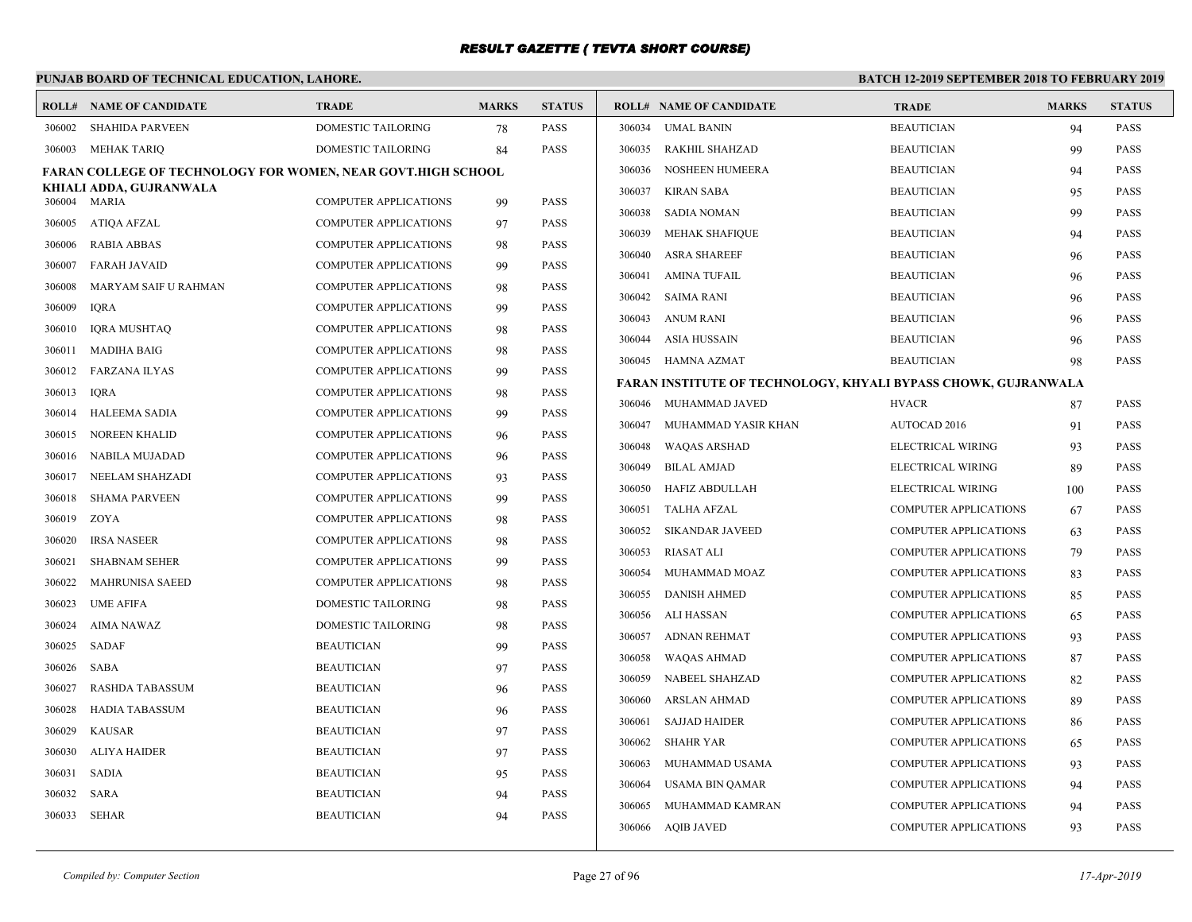# RESULT GAZETTE ( TEVTA SHORT COURSE)

## PUNJAB BOARD OF TECHNICAL EDUCATION, LAHORE.

**BATCH 12-2019 SEPTEMBER 2018 TO FEBRUARY 2019**

| ROLL# | NAME OF CANDIDATE | TRADE | MARKS | STATUS |
|---|---|---|---|---|
| 306002 | SHAHIDA PARVEEN | DOMESTIC TAILORING | 78 | PASS |
| 306003 | MEHAK TARIQ | DOMESTIC TAILORING | 84 | PASS |

**FARAN COLLEGE OF TECHNOLOGY FOR WOMEN, NEAR GOVT.HIGH SCHOOL KHIALI ADDA, GUJRANWALA**

| ROLL# | NAME OF CANDIDATE | TRADE | MARKS | STATUS |
|---|---|---|---|---|
| 306004 | MARIA | COMPUTER APPLICATIONS | 99 | PASS |
| 306005 | ATIQA AFZAL | COMPUTER APPLICATIONS | 97 | PASS |
| 306006 | RABIA ABBAS | COMPUTER APPLICATIONS | 98 | PASS |
| 306007 | FARAH JAVAID | COMPUTER APPLICATIONS | 99 | PASS |
| 306008 | MARYAM SAIF U RAHMAN | COMPUTER APPLICATIONS | 98 | PASS |
| 306009 | IQRA | COMPUTER APPLICATIONS | 99 | PASS |
| 306010 | IQRA MUSHTAQ | COMPUTER APPLICATIONS | 98 | PASS |
| 306011 | MADIHA BAIG | COMPUTER APPLICATIONS | 98 | PASS |
| 306012 | FARZANA ILYAS | COMPUTER APPLICATIONS | 99 | PASS |
| 306013 | IQRA | COMPUTER APPLICATIONS | 98 | PASS |
| 306014 | HALEEMA SADIA | COMPUTER APPLICATIONS | 99 | PASS |
| 306015 | NOREEN KHALID | COMPUTER APPLICATIONS | 96 | PASS |
| 306016 | NABILA MUJADAD | COMPUTER APPLICATIONS | 96 | PASS |
| 306017 | NEELAM SHAHZADI | COMPUTER APPLICATIONS | 93 | PASS |
| 306018 | SHAMA PARVEEN | COMPUTER APPLICATIONS | 99 | PASS |
| 306019 | ZOYA | COMPUTER APPLICATIONS | 98 | PASS |
| 306020 | IRSA NASEER | COMPUTER APPLICATIONS | 98 | PASS |
| 306021 | SHABNAM SEHER | COMPUTER APPLICATIONS | 99 | PASS |
| 306022 | MAHRUNISA SAEED | COMPUTER APPLICATIONS | 98 | PASS |
| 306023 | UME AFIFA | DOMESTIC TAILORING | 98 | PASS |
| 306024 | AIMA NAWAZ | DOMESTIC TAILORING | 98 | PASS |
| 306025 | SADAF | BEAUTICIAN | 99 | PASS |
| 306026 | SABA | BEAUTICIAN | 97 | PASS |
| 306027 | RASHDA TABASSUM | BEAUTICIAN | 96 | PASS |
| 306028 | HADIA TABASSUM | BEAUTICIAN | 96 | PASS |
| 306029 | KAUSAR | BEAUTICIAN | 97 | PASS |
| 306030 | ALIYA HAIDER | BEAUTICIAN | 97 | PASS |
| 306031 | SADIA | BEAUTICIAN | 95 | PASS |
| 306032 | SARA | BEAUTICIAN | 94 | PASS |
| 306033 | SEHAR | BEAUTICIAN | 94 | PASS |
| 306034 | UMAL BANIN | BEAUTICIAN | 94 | PASS |
| 306035 | RAKHIL SHAHZAD | BEAUTICIAN | 99 | PASS |
| 306036 | NOSHEEN HUMEERA | BEAUTICIAN | 94 | PASS |
| 306037 | KIRAN SABA | BEAUTICIAN | 95 | PASS |
| 306038 | SADIA NOMAN | BEAUTICIAN | 99 | PASS |
| 306039 | MEHAK SHAFIQUE | BEAUTICIAN | 94 | PASS |
| 306040 | ASRA SHAREEF | BEAUTICIAN | 96 | PASS |
| 306041 | AMINA TUFAIL | BEAUTICIAN | 96 | PASS |
| 306042 | SAIMA RANI | BEAUTICIAN | 96 | PASS |
| 306043 | ANUM RANI | BEAUTICIAN | 96 | PASS |
| 306044 | ASIA HUSSAIN | BEAUTICIAN | 96 | PASS |
| 306045 | HAMNA AZMAT | BEAUTICIAN | 98 | PASS |

**FARAN INSTITUTE OF TECHNOLOGY, KHYALI BYPASS CHOWK, GUJRANWALA**

| ROLL# | NAME OF CANDIDATE | TRADE | MARKS | STATUS |
|---|---|---|---|---|
| 306046 | MUHAMMAD JAVED | HVACR | 87 | PASS |
| 306047 | MUHAMMAD YASIR KHAN | AUTOCAD 2016 | 91 | PASS |
| 306048 | WAQAS ARSHAD | ELECTRICAL WIRING | 93 | PASS |
| 306049 | BILAL AMJAD | ELECTRICAL WIRING | 89 | PASS |
| 306050 | HAFIZ ABDULLAH | ELECTRICAL WIRING | 100 | PASS |
| 306051 | TALHA AFZAL | COMPUTER APPLICATIONS | 67 | PASS |
| 306052 | SIKANDAR JAVEED | COMPUTER APPLICATIONS | 63 | PASS |
| 306053 | RIASAT ALI | COMPUTER APPLICATIONS | 79 | PASS |
| 306054 | MUHAMMAD MOAZ | COMPUTER APPLICATIONS | 83 | PASS |
| 306055 | DANISH AHMED | COMPUTER APPLICATIONS | 85 | PASS |
| 306056 | ALI HASSAN | COMPUTER APPLICATIONS | 65 | PASS |
| 306057 | ADNAN REHMAT | COMPUTER APPLICATIONS | 93 | PASS |
| 306058 | WAQAS AHMAD | COMPUTER APPLICATIONS | 87 | PASS |
| 306059 | NABEEL SHAHZAD | COMPUTER APPLICATIONS | 82 | PASS |
| 306060 | ARSLAN AHMAD | COMPUTER APPLICATIONS | 89 | PASS |
| 306061 | SAJJAD HAIDER | COMPUTER APPLICATIONS | 86 | PASS |
| 306062 | SHAHR YAR | COMPUTER APPLICATIONS | 65 | PASS |
| 306063 | MUHAMMAD USAMA | COMPUTER APPLICATIONS | 93 | PASS |
| 306064 | USAMA BIN QAMAR | COMPUTER APPLICATIONS | 94 | PASS |
| 306065 | MUHAMMAD KAMRAN | COMPUTER APPLICATIONS | 94 | PASS |
| 306066 | AQIB JAVED | COMPUTER APPLICATIONS | 93 | PASS |

*Compiled by: Computer Section* *17-Apr-2019*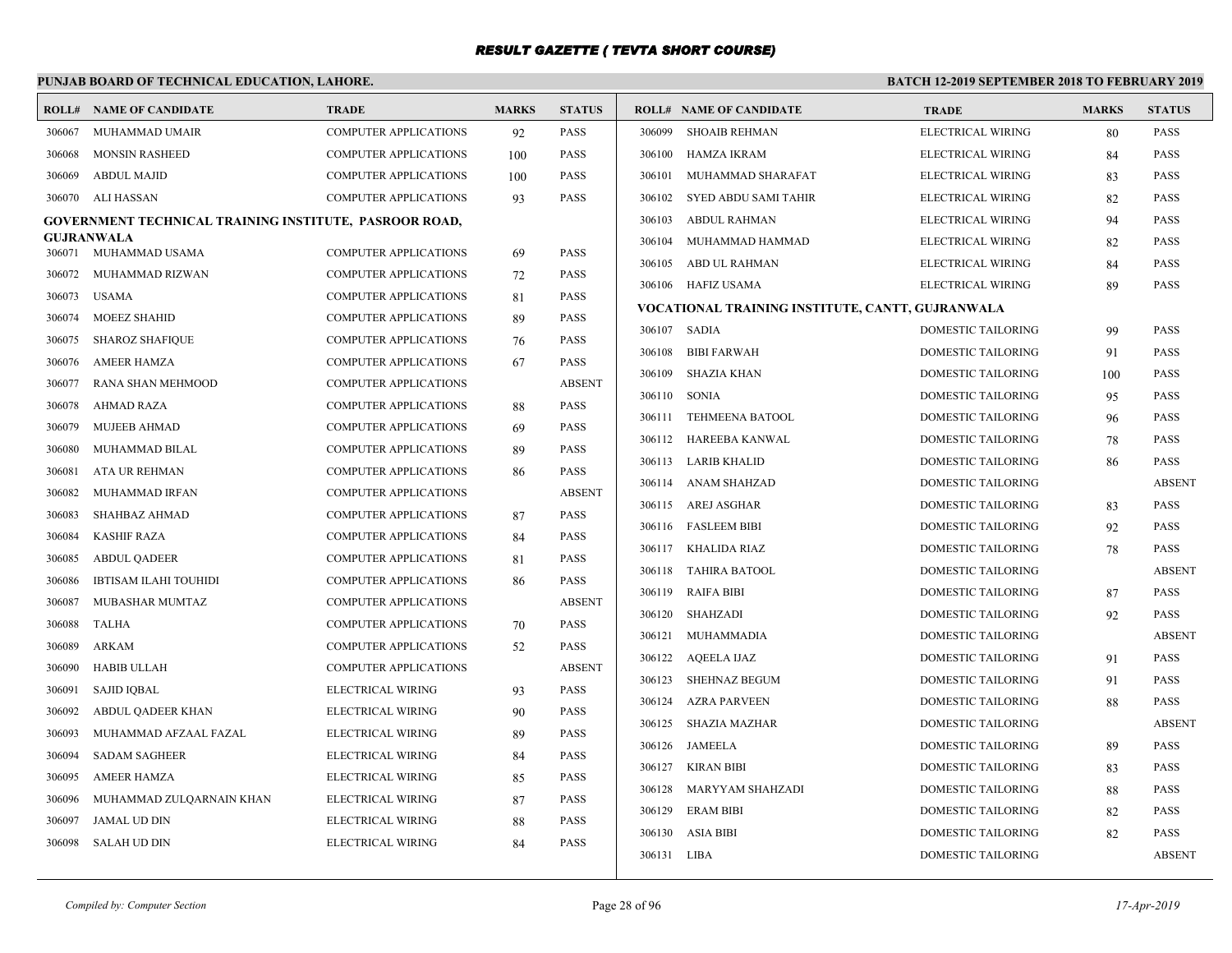# RESULT GAZETTE ( TEVTA SHORT COURSE)

**PUNJAB BOARD OF TECHNICAL EDUCATION, LAHORE.**

**BATCH 12-2019 SEPTEMBER 2018 TO FEBRUARY 2019**

| ROLL# | NAME OF CANDIDATE | TRADE | MARKS | STATUS |
|---|---|---|---|---|
| 306067 | MUHAMMAD UMAIR | COMPUTER APPLICATIONS | 92 | PASS |
| 306068 | MONSIN RASHEED | COMPUTER APPLICATIONS | 100 | PASS |
| 306069 | ABDUL MAJID | COMPUTER APPLICATIONS | 100 | PASS |
| 306070 | ALI HASSAN | COMPUTER APPLICATIONS | 93 | PASS |

**GOVERNMENT TECHNICAL TRAINING INSTITUTE, PASROOR ROAD, GUJRANWALA**

| ROLL# | NAME OF CANDIDATE | TRADE | MARKS | STATUS |
|---|---|---|---|---|
| 306071 | MUHAMMAD USAMA | COMPUTER APPLICATIONS | 69 | PASS |
| 306072 | MUHAMMAD RIZWAN | COMPUTER APPLICATIONS | 72 | PASS |
| 306073 | USAMA | COMPUTER APPLICATIONS | 81 | PASS |
| 306074 | MOEEZ SHAHID | COMPUTER APPLICATIONS | 89 | PASS |
| 306075 | SHAROZ SHAFIQUE | COMPUTER APPLICATIONS | 76 | PASS |
| 306076 | AMEER HAMZA | COMPUTER APPLICATIONS | 67 | PASS |
| 306077 | RANA SHAN MEHMOOD | COMPUTER APPLICATIONS | | ABSENT |
| 306078 | AHMAD RAZA | COMPUTER APPLICATIONS | 88 | PASS |
| 306079 | MUJEEB AHMAD | COMPUTER APPLICATIONS | 69 | PASS |
| 306080 | MUHAMMAD BILAL | COMPUTER APPLICATIONS | 89 | PASS |
| 306081 | ATA UR REHMAN | COMPUTER APPLICATIONS | 86 | PASS |
| 306082 | MUHAMMAD IRFAN | COMPUTER APPLICATIONS | | ABSENT |
| 306083 | SHAHBAZ AHMAD | COMPUTER APPLICATIONS | 87 | PASS |
| 306084 | KASHIF RAZA | COMPUTER APPLICATIONS | 84 | PASS |
| 306085 | ABDUL QADEER | COMPUTER APPLICATIONS | 81 | PASS |
| 306086 | IBTISAM ILAHI TOUHIDI | COMPUTER APPLICATIONS | 86 | PASS |
| 306087 | MUBASHAR MUMTAZ | COMPUTER APPLICATIONS | | ABSENT |
| 306088 | TALHA | COMPUTER APPLICATIONS | 70 | PASS |
| 306089 | ARKAM | COMPUTER APPLICATIONS | 52 | PASS |
| 306090 | HABIB ULLAH | COMPUTER APPLICATIONS | | ABSENT |
| 306091 | SAJID IQBAL | ELECTRICAL WIRING | 93 | PASS |
| 306092 | ABDUL QADEER KHAN | ELECTRICAL WIRING | 90 | PASS |
| 306093 | MUHAMMAD AFZAAL FAZAL | ELECTRICAL WIRING | 89 | PASS |
| 306094 | SADAM SAGHEER | ELECTRICAL WIRING | 84 | PASS |
| 306095 | AMEER HAMZA | ELECTRICAL WIRING | 85 | PASS |
| 306096 | MUHAMMAD ZULQARNAIN KHAN | ELECTRICAL WIRING | 87 | PASS |
| 306097 | JAMAL UD DIN | ELECTRICAL WIRING | 88 | PASS |
| 306098 | SALAH UD DIN | ELECTRICAL WIRING | 84 | PASS |
| 306099 | SHOAIB REHMAN | ELECTRICAL WIRING | 80 | PASS |
| 306100 | HAMZA IKRAM | ELECTRICAL WIRING | 84 | PASS |
| 306101 | MUHAMMAD SHARAFAT | ELECTRICAL WIRING | 83 | PASS |
| 306102 | SYED ABDU SAMI TAHIR | ELECTRICAL WIRING | 82 | PASS |
| 306103 | ABDUL RAHMAN | ELECTRICAL WIRING | 94 | PASS |
| 306104 | MUHAMMAD HAMMAD | ELECTRICAL WIRING | 82 | PASS |
| 306105 | ABD UL RAHMAN | ELECTRICAL WIRING | 84 | PASS |
| 306106 | HAFIZ USAMA | ELECTRICAL WIRING | 89 | PASS |

**VOCATIONAL TRAINING INSTITUTE, CANTT, GUJRANWALA**

| ROLL# | NAME OF CANDIDATE | TRADE | MARKS | STATUS |
|---|---|---|---|---|
| 306107 | SADIA | DOMESTIC TAILORING | 99 | PASS |
| 306108 | BIBI FARWAH | DOMESTIC TAILORING | 91 | PASS |
| 306109 | SHAZIA KHAN | DOMESTIC TAILORING | 100 | PASS |
| 306110 | SONIA | DOMESTIC TAILORING | 95 | PASS |
| 306111 | TEHMEENA BATOOL | DOMESTIC TAILORING | 96 | PASS |
| 306112 | HAREEBA KANWAL | DOMESTIC TAILORING | 78 | PASS |
| 306113 | LARIB KHALID | DOMESTIC TAILORING | 86 | PASS |
| 306114 | ANAM SHAHZAD | DOMESTIC TAILORING | | ABSENT |
| 306115 | AREJ ASGHAR | DOMESTIC TAILORING | 83 | PASS |
| 306116 | FASLEEM BIBI | DOMESTIC TAILORING | 92 | PASS |
| 306117 | KHALIDA RIAZ | DOMESTIC TAILORING | 78 | PASS |
| 306118 | TAHIRA BATOOL | DOMESTIC TAILORING | | ABSENT |
| 306119 | RAIFA BIBI | DOMESTIC TAILORING | 87 | PASS |
| 306120 | SHAHZADI | DOMESTIC TAILORING | 92 | PASS |
| 306121 | MUHAMMADIA | DOMESTIC TAILORING | | ABSENT |
| 306122 | AQEELA IJAZ | DOMESTIC TAILORING | 91 | PASS |
| 306123 | SHEHNAZ BEGUM | DOMESTIC TAILORING | 91 | PASS |
| 306124 | AZRA PARVEEN | DOMESTIC TAILORING | 88 | PASS |
| 306125 | SHAZIA MAZHAR | DOMESTIC TAILORING | | ABSENT |
| 306126 | JAMEELA | DOMESTIC TAILORING | 89 | PASS |
| 306127 | KIRAN BIBI | DOMESTIC TAILORING | 83 | PASS |
| 306128 | MARYYAM SHAHZADI | DOMESTIC TAILORING | 88 | PASS |
| 306129 | ERAM BIBI | DOMESTIC TAILORING | 82 | PASS |
| 306130 | ASIA BIBI | DOMESTIC TAILORING | 82 | PASS |
| 306131 | LIBA | DOMESTIC TAILORING | | ABSENT |

*Compiled by: Computer Section*

*17-Apr-2019*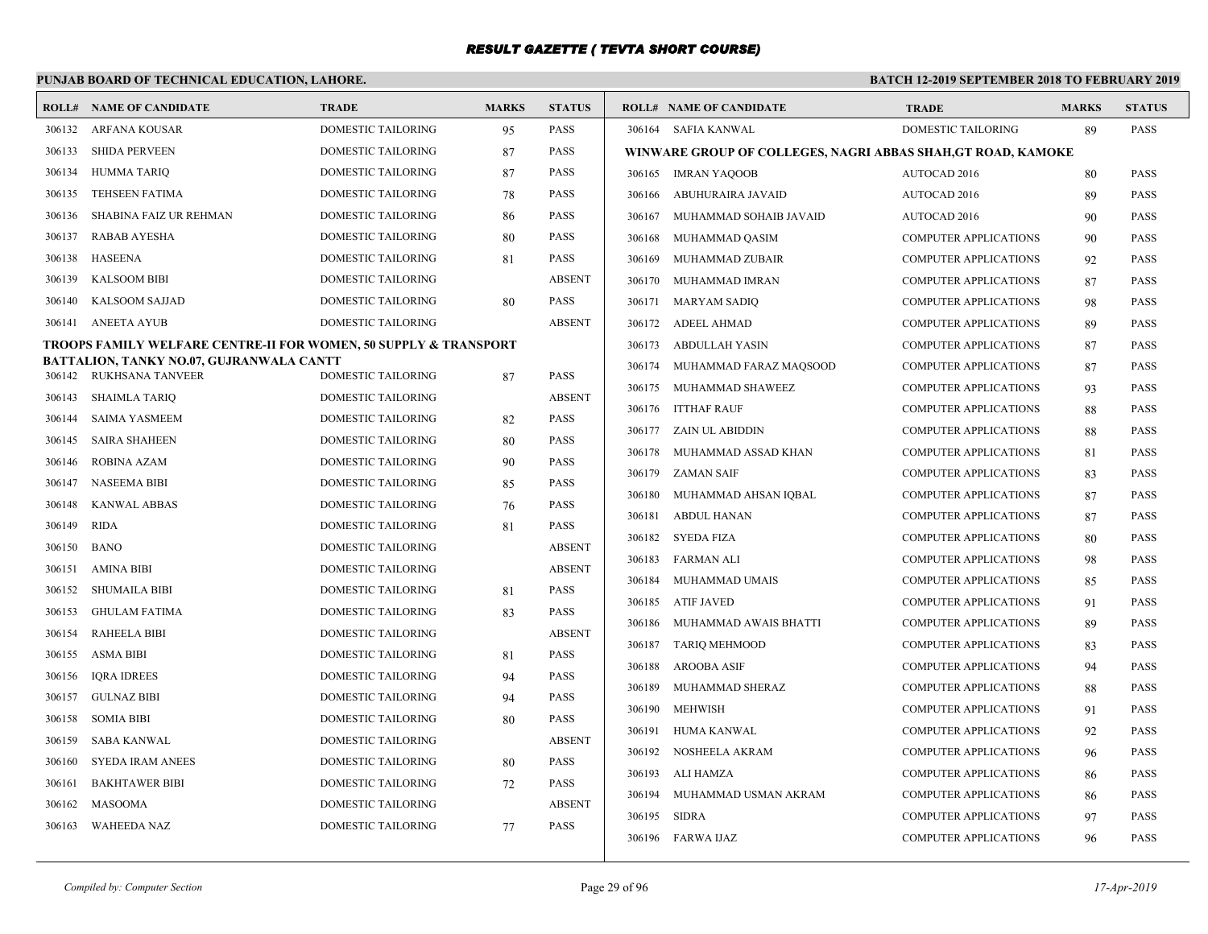# RESULT GAZETTE ( TEVTA SHORT COURSE)

## PUNJAB BOARD OF TECHNICAL EDUCATION, LAHORE.

**BATCH 12-2019 SEPTEMBER 2018 TO FEBRUARY 2019**

| ROLL# | NAME OF CANDIDATE | TRADE | MARKS | STATUS |
|---|---|---|---|---|
| 306132 | ARFANA KOUSAR | DOMESTIC TAILORING | 95 | PASS |
| 306133 | SHIDA PERVEEN | DOMESTIC TAILORING | 87 | PASS |
| 306134 | HUMMA TARIQ | DOMESTIC TAILORING | 87 | PASS |
| 306135 | TEHSEEN FATIMA | DOMESTIC TAILORING | 78 | PASS |
| 306136 | SHABINA FAIZ UR REHMAN | DOMESTIC TAILORING | 86 | PASS |
| 306137 | RABAB AYESHA | DOMESTIC TAILORING | 80 | PASS |
| 306138 | HASEENA | DOMESTIC TAILORING | 81 | PASS |
| 306139 | KALSOOM BIBI | DOMESTIC TAILORING | | ABSENT |
| 306140 | KALSOOM SAJJAD | DOMESTIC TAILORING | 80 | PASS |
| 306141 | ANEETA AYUB | DOMESTIC TAILORING | | ABSENT |

**TROOPS FAMILY WELFARE CENTRE-II FOR WOMEN, 50 SUPPLY & TRANSPORT BATTALION, TANKY NO.07, GUJRANWALA CANTT**

| ROLL# | NAME OF CANDIDATE | TRADE | MARKS | STATUS |
|---|---|---|---|---|
| 306142 | RUKHSANA TANVEER | DOMESTIC TAILORING | 87 | PASS |
| 306143 | SHAIMLA TARIQ | DOMESTIC TAILORING | | ABSENT |
| 306144 | SAIMA YASMEEM | DOMESTIC TAILORING | 82 | PASS |
| 306145 | SAIRA SHAHEEN | DOMESTIC TAILORING | 80 | PASS |
| 306146 | ROBINA AZAM | DOMESTIC TAILORING | 90 | PASS |
| 306147 | NASEEMA BIBI | DOMESTIC TAILORING | 85 | PASS |
| 306148 | KANWAL ABBAS | DOMESTIC TAILORING | 76 | PASS |
| 306149 | RIDA | DOMESTIC TAILORING | 81 | PASS |
| 306150 | BANO | DOMESTIC TAILORING | | ABSENT |
| 306151 | AMINA BIBI | DOMESTIC TAILORING | | ABSENT |
| 306152 | SHUMAILA BIBI | DOMESTIC TAILORING | 81 | PASS |
| 306153 | GHULAM FATIMA | DOMESTIC TAILORING | 83 | PASS |
| 306154 | RAHEELA BIBI | DOMESTIC TAILORING | | ABSENT |
| 306155 | ASMA BIBI | DOMESTIC TAILORING | 81 | PASS |
| 306156 | IQRA IDREES | DOMESTIC TAILORING | 94 | PASS |
| 306157 | GULNAZ BIBI | DOMESTIC TAILORING | 94 | PASS |
| 306158 | SOMIA BIBI | DOMESTIC TAILORING | 80 | PASS |
| 306159 | SABA KANWAL | DOMESTIC TAILORING | | ABSENT |
| 306160 | SYEDA IRAM ANEES | DOMESTIC TAILORING | 80 | PASS |
| 306161 | BAKHTAWER BIBI | DOMESTIC TAILORING | 72 | PASS |
| 306162 | MASOOMA | DOMESTIC TAILORING | | ABSENT |
| 306163 | WAHEEDA NAZ | DOMESTIC TAILORING | 77 | PASS |
| 306164 | SAFIA KANWAL | DOMESTIC TAILORING | 89 | PASS |

**WINWARE GROUP OF COLLEGES, NAGRI ABBAS SHAH,GT ROAD, KAMOKE**

| ROLL# | NAME OF CANDIDATE | TRADE | MARKS | STATUS |
|---|---|---|---|---|
| 306165 | IMRAN YAQOOB | AUTOCAD 2016 | 80 | PASS |
| 306166 | ABUHURAIRA JAVAID | AUTOCAD 2016 | 89 | PASS |
| 306167 | MUHAMMAD SOHAIB JAVAID | AUTOCAD 2016 | 90 | PASS |
| 306168 | MUHAMMAD QASIM | COMPUTER APPLICATIONS | 90 | PASS |
| 306169 | MUHAMMAD ZUBAIR | COMPUTER APPLICATIONS | 92 | PASS |
| 306170 | MUHAMMAD IMRAN | COMPUTER APPLICATIONS | 87 | PASS |
| 306171 | MARYAM SADIQ | COMPUTER APPLICATIONS | 98 | PASS |
| 306172 | ADEEL AHMAD | COMPUTER APPLICATIONS | 89 | PASS |
| 306173 | ABDULLAH YASIN | COMPUTER APPLICATIONS | 87 | PASS |
| 306174 | MUHAMMAD FARAZ MAQSOOD | COMPUTER APPLICATIONS | 87 | PASS |
| 306175 | MUHAMMAD SHAWEEZ | COMPUTER APPLICATIONS | 93 | PASS |
| 306176 | ITTHAF RAUF | COMPUTER APPLICATIONS | 88 | PASS |
| 306177 | ZAIN UL ABIDDIN | COMPUTER APPLICATIONS | 88 | PASS |
| 306178 | MUHAMMAD ASSAD KHAN | COMPUTER APPLICATIONS | 81 | PASS |
| 306179 | ZAMAN SAIF | COMPUTER APPLICATIONS | 83 | PASS |
| 306180 | MUHAMMAD AHSAN IQBAL | COMPUTER APPLICATIONS | 87 | PASS |
| 306181 | ABDUL HANAN | COMPUTER APPLICATIONS | 87 | PASS |
| 306182 | SYEDA FIZA | COMPUTER APPLICATIONS | 80 | PASS |
| 306183 | FARMAN ALI | COMPUTER APPLICATIONS | 98 | PASS |
| 306184 | MUHAMMAD UMAIS | COMPUTER APPLICATIONS | 85 | PASS |
| 306185 | ATIF JAVED | COMPUTER APPLICATIONS | 91 | PASS |
| 306186 | MUHAMMAD AWAIS BHATTI | COMPUTER APPLICATIONS | 89 | PASS |
| 306187 | TARIQ MEHMOOD | COMPUTER APPLICATIONS | 83 | PASS |
| 306188 | AROOBA ASIF | COMPUTER APPLICATIONS | 94 | PASS |
| 306189 | MUHAMMAD SHERAZ | COMPUTER APPLICATIONS | 88 | PASS |
| 306190 | MEHWISH | COMPUTER APPLICATIONS | 91 | PASS |
| 306191 | HUMA KANWAL | COMPUTER APPLICATIONS | 92 | PASS |
| 306192 | NOSHEELA AKRAM | COMPUTER APPLICATIONS | 96 | PASS |
| 306193 | ALI HAMZA | COMPUTER APPLICATIONS | 86 | PASS |
| 306194 | MUHAMMAD USMAN AKRAM | COMPUTER APPLICATIONS | 86 | PASS |
| 306195 | SIDRA | COMPUTER APPLICATIONS | 97 | PASS |
| 306196 | FARWA IJAZ | COMPUTER APPLICATIONS | 96 | PASS |

*Compiled by: Computer Section*

*17-Apr-2019*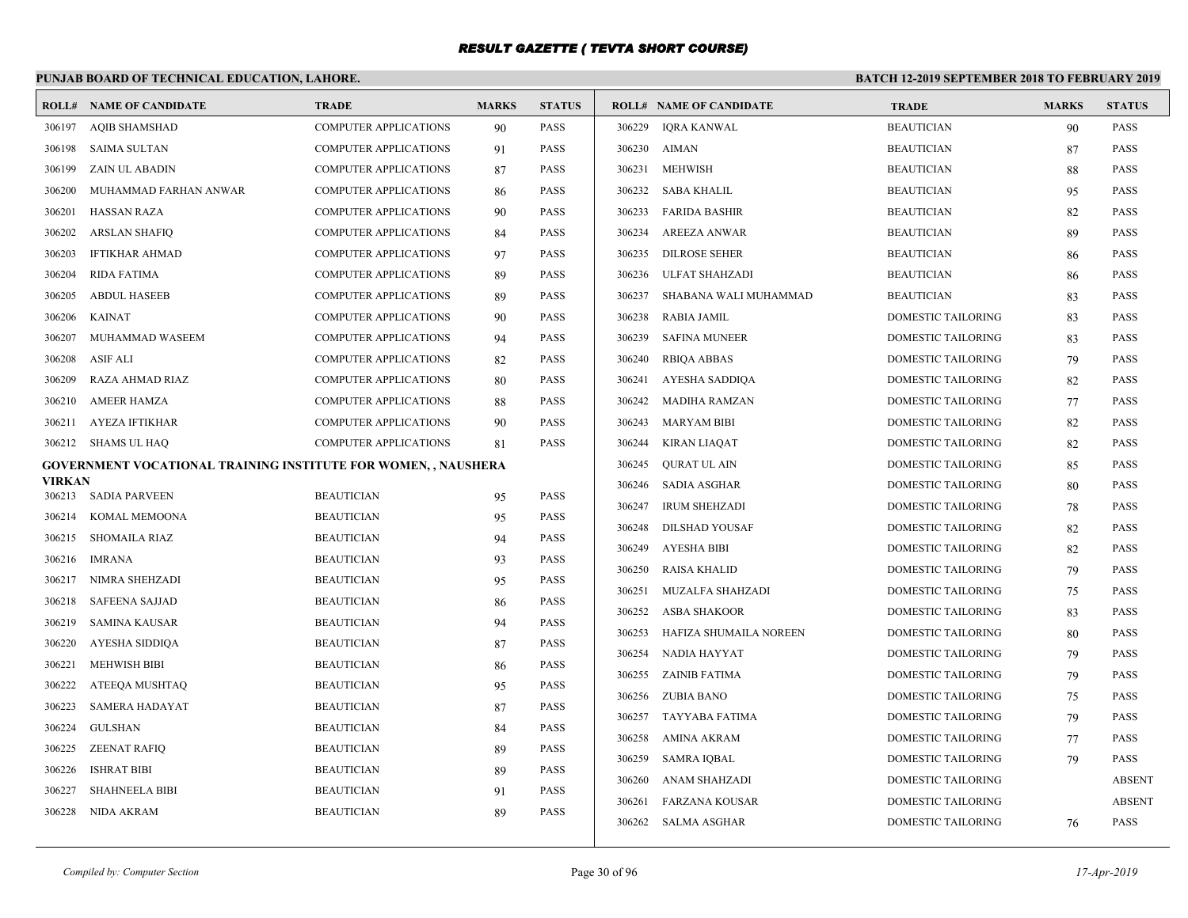# RESULT GAZETTE ( TEVTA SHORT COURSE)

**PUNJAB BOARD OF TECHNICAL EDUCATION, LAHORE.** **BATCH 12-2019 SEPTEMBER 2018 TO FEBRUARY 2019**

| ROLL# | NAME OF CANDIDATE | TRADE | MARKS | STATUS |
|---|---|---|---|---|
| 306197 | AQIB SHAMSHAD | COMPUTER APPLICATIONS | 90 | PASS |
| 306198 | SAIMA SULTAN | COMPUTER APPLICATIONS | 91 | PASS |
| 306199 | ZAIN UL ABADIN | COMPUTER APPLICATIONS | 87 | PASS |
| 306200 | MUHAMMAD FARHAN ANWAR | COMPUTER APPLICATIONS | 86 | PASS |
| 306201 | HASSAN RAZA | COMPUTER APPLICATIONS | 90 | PASS |
| 306202 | ARSLAN SHAFIQ | COMPUTER APPLICATIONS | 84 | PASS |
| 306203 | IFTIKHAR AHMAD | COMPUTER APPLICATIONS | 97 | PASS |
| 306204 | RIDA FATIMA | COMPUTER APPLICATIONS | 89 | PASS |
| 306205 | ABDUL HASEEB | COMPUTER APPLICATIONS | 89 | PASS |
| 306206 | KAINAT | COMPUTER APPLICATIONS | 90 | PASS |
| 306207 | MUHAMMAD WASEEM | COMPUTER APPLICATIONS | 94 | PASS |
| 306208 | ASIF ALI | COMPUTER APPLICATIONS | 82 | PASS |
| 306209 | RAZA AHMAD RIAZ | COMPUTER APPLICATIONS | 80 | PASS |
| 306210 | AMEER HAMZA | COMPUTER APPLICATIONS | 88 | PASS |
| 306211 | AYEZA IFTIKHAR | COMPUTER APPLICATIONS | 90 | PASS |
| 306212 | SHAMS UL HAQ | COMPUTER APPLICATIONS | 81 | PASS |

**GOVERNMENT VOCATIONAL TRAINING INSTITUTE FOR WOMEN, , NAUSHERA VIRKAN**

| ROLL# | NAME OF CANDIDATE | TRADE | MARKS | STATUS |
|---|---|---|---|---|
| 306213 | SADIA PARVEEN | BEAUTICIAN | 95 | PASS |
| 306214 | KOMAL MEMOONA | BEAUTICIAN | 95 | PASS |
| 306215 | SHOMAILA RIAZ | BEAUTICIAN | 94 | PASS |
| 306216 | IMRANA | BEAUTICIAN | 93 | PASS |
| 306217 | NIMRA SHEHZADI | BEAUTICIAN | 95 | PASS |
| 306218 | SAFEENA SAJJAD | BEAUTICIAN | 86 | PASS |
| 306219 | SAMINA KAUSAR | BEAUTICIAN | 94 | PASS |
| 306220 | AYESHA SIDDIQA | BEAUTICIAN | 87 | PASS |
| 306221 | MEHWISH BIBI | BEAUTICIAN | 86 | PASS |
| 306222 | ATEEQA MUSHTAQ | BEAUTICIAN | 95 | PASS |
| 306223 | SAMERA HADAYAT | BEAUTICIAN | 87 | PASS |
| 306224 | GULSHAN | BEAUTICIAN | 84 | PASS |
| 306225 | ZEENAT RAFIQ | BEAUTICIAN | 89 | PASS |
| 306226 | ISHRAT BIBI | BEAUTICIAN | 89 | PASS |
| 306227 | SHAHNEELA BIBI | BEAUTICIAN | 91 | PASS |
| 306228 | NIDA AKRAM | BEAUTICIAN | 89 | PASS |
| 306229 | IQRA KANWAL | BEAUTICIAN | 90 | PASS |
| 306230 | AIMAN | BEAUTICIAN | 87 | PASS |
| 306231 | MEHWISH | BEAUTICIAN | 88 | PASS |
| 306232 | SABA KHALIL | BEAUTICIAN | 95 | PASS |
| 306233 | FARIDA BASHIR | BEAUTICIAN | 82 | PASS |
| 306234 | AREEZA ANWAR | BEAUTICIAN | 89 | PASS |
| 306235 | DILROSE SEHER | BEAUTICIAN | 86 | PASS |
| 306236 | ULFAT SHAHZADI | BEAUTICIAN | 86 | PASS |
| 306237 | SHABANA WALI MUHAMMAD | BEAUTICIAN | 83 | PASS |
| 306238 | RABIA JAMIL | DOMESTIC TAILORING | 83 | PASS |
| 306239 | SAFINA MUNEER | DOMESTIC TAILORING | 83 | PASS |
| 306240 | RBIQA ABBAS | DOMESTIC TAILORING | 79 | PASS |
| 306241 | AYESHA SADDIQA | DOMESTIC TAILORING | 82 | PASS |
| 306242 | MADIHA RAMZAN | DOMESTIC TAILORING | 77 | PASS |
| 306243 | MARYAM BIBI | DOMESTIC TAILORING | 82 | PASS |
| 306244 | KIRAN LIAQAT | DOMESTIC TAILORING | 82 | PASS |
| 306245 | QURAT UL AIN | DOMESTIC TAILORING | 85 | PASS |
| 306246 | SADIA ASGHAR | DOMESTIC TAILORING | 80 | PASS |
| 306247 | IRUM SHEHZADI | DOMESTIC TAILORING | 78 | PASS |
| 306248 | DILSHAD YOUSAF | DOMESTIC TAILORING | 82 | PASS |
| 306249 | AYESHA BIBI | DOMESTIC TAILORING | 82 | PASS |
| 306250 | RAISA KHALID | DOMESTIC TAILORING | 79 | PASS |
| 306251 | MUZALFA SHAHZADI | DOMESTIC TAILORING | 75 | PASS |
| 306252 | ASBA SHAKOOR | DOMESTIC TAILORING | 83 | PASS |
| 306253 | HAFIZA SHUMAILA NOREEN | DOMESTIC TAILORING | 80 | PASS |
| 306254 | NADIA HAYYAT | DOMESTIC TAILORING | 79 | PASS |
| 306255 | ZAINIB FATIMA | DOMESTIC TAILORING | 79 | PASS |
| 306256 | ZUBIA BANO | DOMESTIC TAILORING | 75 | PASS |
| 306257 | TAYYABA FATIMA | DOMESTIC TAILORING | 79 | PASS |
| 306258 | AMINA AKRAM | DOMESTIC TAILORING | 77 | PASS |
| 306259 | SAMRA IQBAL | DOMESTIC TAILORING | 79 | PASS |
| 306260 | ANAM SHAHZADI | DOMESTIC TAILORING | | ABSENT |
| 306261 | FARZANA KOUSAR | DOMESTIC TAILORING | | ABSENT |
| 306262 | SALMA ASGHAR | DOMESTIC TAILORING | 76 | PASS |

*Compiled by: Computer Section* *17-Apr-2019*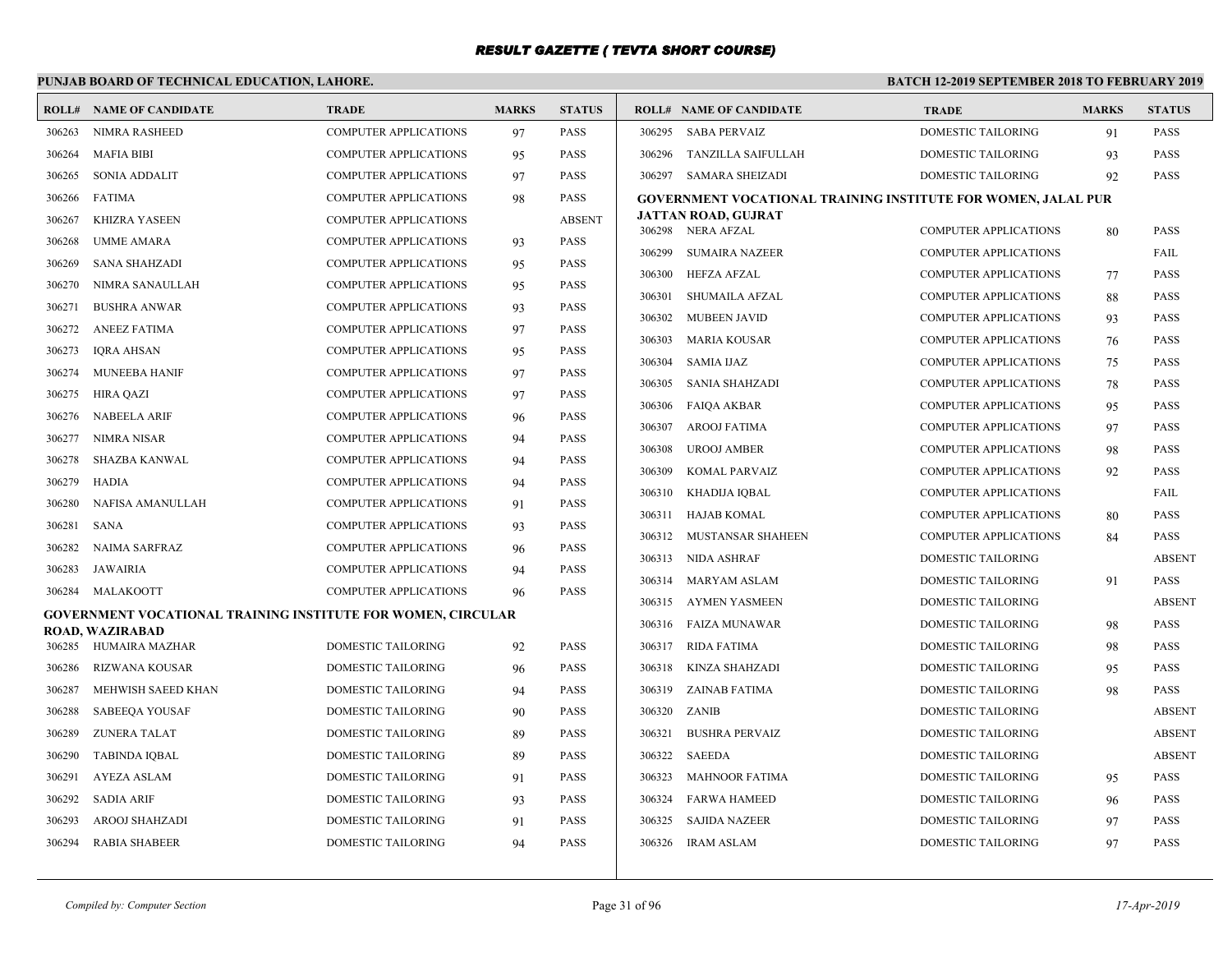# RESULT GAZETTE ( TEVTA SHORT COURSE)

## PUNJAB BOARD OF TECHNICAL EDUCATION, LAHORE.

**BATCH 12-2019 SEPTEMBER 2018 TO FEBRUARY 2019**

| ROLL# | NAME OF CANDIDATE | TRADE | MARKS | STATUS |
|---|---|---|---|---|
| 306263 | NIMRA RASHEED | COMPUTER APPLICATIONS | 97 | PASS |
| 306264 | MAFIA BIBI | COMPUTER APPLICATIONS | 95 | PASS |
| 306265 | SONIA ADDALIT | COMPUTER APPLICATIONS | 97 | PASS |
| 306266 | FATIMA | COMPUTER APPLICATIONS | 98 | PASS |
| 306267 | KHIZRA YASEEN | COMPUTER APPLICATIONS | | ABSENT |
| 306268 | UMME AMARA | COMPUTER APPLICATIONS | 93 | PASS |
| 306269 | SANA SHAHZADI | COMPUTER APPLICATIONS | 95 | PASS |
| 306270 | NIMRA SANAULLAH | COMPUTER APPLICATIONS | 95 | PASS |
| 306271 | BUSHRA ANWAR | COMPUTER APPLICATIONS | 93 | PASS |
| 306272 | ANEEZ FATIMA | COMPUTER APPLICATIONS | 97 | PASS |
| 306273 | IQRA AHSAN | COMPUTER APPLICATIONS | 95 | PASS |
| 306274 | MUNEEBA HANIF | COMPUTER APPLICATIONS | 97 | PASS |
| 306275 | HIRA QAZI | COMPUTER APPLICATIONS | 97 | PASS |
| 306276 | NABEELA ARIF | COMPUTER APPLICATIONS | 96 | PASS |
| 306277 | NIMRA NISAR | COMPUTER APPLICATIONS | 94 | PASS |
| 306278 | SHAZBA KANWAL | COMPUTER APPLICATIONS | 94 | PASS |
| 306279 | HADIA | COMPUTER APPLICATIONS | 94 | PASS |
| 306280 | NAFISA AMANULLAH | COMPUTER APPLICATIONS | 91 | PASS |
| 306281 | SANA | COMPUTER APPLICATIONS | 93 | PASS |
| 306282 | NAIMA SARFRAZ | COMPUTER APPLICATIONS | 96 | PASS |
| 306283 | JAWAIRIA | COMPUTER APPLICATIONS | 94 | PASS |
| 306284 | MALAKOOTT | COMPUTER APPLICATIONS | 96 | PASS |

### GOVERNMENT VOCATIONAL TRAINING INSTITUTE FOR WOMEN, CIRCULAR ROAD, WAZIRABAD

| ROLL# | NAME OF CANDIDATE | TRADE | MARKS | STATUS |
|---|---|---|---|---|
| 306285 | HUMAIRA MAZHAR | DOMESTIC TAILORING | 92 | PASS |
| 306286 | RIZWANA KOUSAR | DOMESTIC TAILORING | 96 | PASS |
| 306287 | MEHWISH SAEED KHAN | DOMESTIC TAILORING | 94 | PASS |
| 306288 | SABEEQA YOUSAF | DOMESTIC TAILORING | 90 | PASS |
| 306289 | ZUNERA TALAT | DOMESTIC TAILORING | 89 | PASS |
| 306290 | TABINDA IQBAL | DOMESTIC TAILORING | 89 | PASS |
| 306291 | AYEZA ASLAM | DOMESTIC TAILORING | 91 | PASS |
| 306292 | SADIA ARIF | DOMESTIC TAILORING | 93 | PASS |
| 306293 | AROOJ SHAHZADI | DOMESTIC TAILORING | 91 | PASS |
| 306294 | RABIA SHABEER | DOMESTIC TAILORING | 94 | PASS |
| 306295 | SABA PERVAIZ | DOMESTIC TAILORING | 91 | PASS |
| 306296 | TANZILLA SAIFULLAH | DOMESTIC TAILORING | 93 | PASS |
| 306297 | SAMARA SHEIZADI | DOMESTIC TAILORING | 92 | PASS |

### GOVERNMENT VOCATIONAL TRAINING INSTITUTE FOR WOMEN, JALAL PUR JATTAN ROAD, GUJRAT

| ROLL# | NAME OF CANDIDATE | TRADE | MARKS | STATUS |
|---|---|---|---|---|
| 306298 | NERA AFZAL | COMPUTER APPLICATIONS | 80 | PASS |
| 306299 | SUMAIRA NAZEER | COMPUTER APPLICATIONS | | FAIL |
| 306300 | HEFZA AFZAL | COMPUTER APPLICATIONS | 77 | PASS |
| 306301 | SHUMAILA AFZAL | COMPUTER APPLICATIONS | 88 | PASS |
| 306302 | MUBEEN JAVID | COMPUTER APPLICATIONS | 93 | PASS |
| 306303 | MARIA KOUSAR | COMPUTER APPLICATIONS | 76 | PASS |
| 306304 | SAMIA IJAZ | COMPUTER APPLICATIONS | 75 | PASS |
| 306305 | SANIA SHAHZADI | COMPUTER APPLICATIONS | 78 | PASS |
| 306306 | FAIQA AKBAR | COMPUTER APPLICATIONS | 95 | PASS |
| 306307 | AROOJ FATIMA | COMPUTER APPLICATIONS | 97 | PASS |
| 306308 | UROOJ AMBER | COMPUTER APPLICATIONS | 98 | PASS |
| 306309 | KOMAL PARVAIZ | COMPUTER APPLICATIONS | 92 | PASS |
| 306310 | KHADIJA IQBAL | COMPUTER APPLICATIONS | | FAIL |
| 306311 | HAJAB KOMAL | COMPUTER APPLICATIONS | 80 | PASS |
| 306312 | MUSTANSAR SHAHEEN | COMPUTER APPLICATIONS | 84 | PASS |
| 306313 | NIDA ASHRAF | DOMESTIC TAILORING | | ABSENT |
| 306314 | MARYAM ASLAM | DOMESTIC TAILORING | 91 | PASS |
| 306315 | AYMEN YASMEEN | DOMESTIC TAILORING | | ABSENT |
| 306316 | FAIZA MUNAWAR | DOMESTIC TAILORING | 98 | PASS |
| 306317 | RIDA FATIMA | DOMESTIC TAILORING | 98 | PASS |
| 306318 | KINZA SHAHZADI | DOMESTIC TAILORING | 95 | PASS |
| 306319 | ZAINAB FATIMA | DOMESTIC TAILORING | 98 | PASS |
| 306320 | ZANIB | DOMESTIC TAILORING | | ABSENT |
| 306321 | BUSHRA PERVAIZ | DOMESTIC TAILORING | | ABSENT |
| 306322 | SAEEDA | DOMESTIC TAILORING | | ABSENT |
| 306323 | MAHNOOR FATIMA | DOMESTIC TAILORING | 95 | PASS |
| 306324 | FARWA HAMEED | DOMESTIC TAILORING | 96 | PASS |
| 306325 | SAJIDA NAZEER | DOMESTIC TAILORING | 97 | PASS |
| 306326 | IRAM ASLAM | DOMESTIC TAILORING | 97 | PASS |

*Compiled by: Computer Section* — *17-Apr-2019*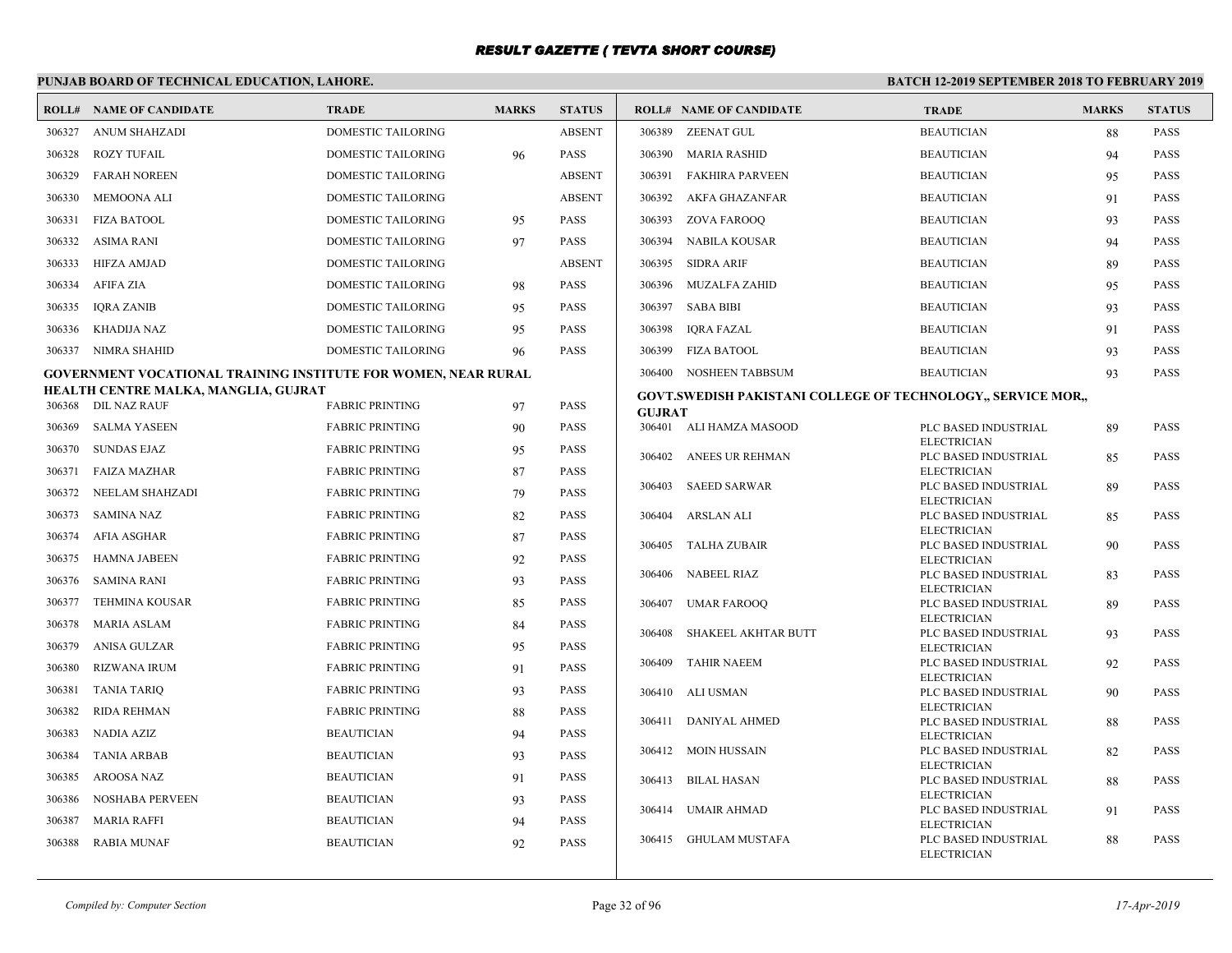# RESULT GAZETTE ( TEVTA SHORT COURSE)

**PUNJAB BOARD OF TECHNICAL EDUCATION, LAHORE.**

**BATCH 12-2019 SEPTEMBER 2018 TO FEBRUARY 2019**

| ROLL# | NAME OF CANDIDATE | TRADE | MARKS | STATUS |
|---|---|---|---|---|
| 306327 | ANUM SHAHZADI | DOMESTIC TAILORING | | ABSENT |
| 306328 | ROZY TUFAIL | DOMESTIC TAILORING | 96 | PASS |
| 306329 | FARAH NOREEN | DOMESTIC TAILORING | | ABSENT |
| 306330 | MEMOONA ALI | DOMESTIC TAILORING | | ABSENT |
| 306331 | FIZA BATOOL | DOMESTIC TAILORING | 95 | PASS |
| 306332 | ASIMA RANI | DOMESTIC TAILORING | 97 | PASS |
| 306333 | HIFZA AMJAD | DOMESTIC TAILORING | | ABSENT |
| 306334 | AFIFA ZIA | DOMESTIC TAILORING | 98 | PASS |
| 306335 | IQRA ZANIB | DOMESTIC TAILORING | 95 | PASS |
| 306336 | KHADIJA NAZ | DOMESTIC TAILORING | 95 | PASS |
| 306337 | NIMRA SHAHID | DOMESTIC TAILORING | 96 | PASS |

**GOVERNMENT VOCATIONAL TRAINING INSTITUTE FOR WOMEN, NEAR RURAL HEALTH CENTRE MALKA, MANGLIA, GUJRAT**

| ROLL# | NAME OF CANDIDATE | TRADE | MARKS | STATUS |
|---|---|---|---|---|
| 306368 | DIL NAZ RAUF | FABRIC PRINTING | 97 | PASS |
| 306369 | SALMA YASEEN | FABRIC PRINTING | 90 | PASS |
| 306370 | SUNDAS EJAZ | FABRIC PRINTING | 95 | PASS |
| 306371 | FAIZA MAZHAR | FABRIC PRINTING | 87 | PASS |
| 306372 | NEELAM SHAHZADI | FABRIC PRINTING | 79 | PASS |
| 306373 | SAMINA NAZ | FABRIC PRINTING | 82 | PASS |
| 306374 | AFIA ASGHAR | FABRIC PRINTING | 87 | PASS |
| 306375 | HAMNA JABEEN | FABRIC PRINTING | 92 | PASS |
| 306376 | SAMINA RANI | FABRIC PRINTING | 93 | PASS |
| 306377 | TEHMINA KOUSAR | FABRIC PRINTING | 85 | PASS |
| 306378 | MARIA ASLAM | FABRIC PRINTING | 84 | PASS |
| 306379 | ANISA GULZAR | FABRIC PRINTING | 95 | PASS |
| 306380 | RIZWANA IRUM | FABRIC PRINTING | 91 | PASS |
| 306381 | TANIA TARIQ | FABRIC PRINTING | 93 | PASS |
| 306382 | RIDA REHMAN | FABRIC PRINTING | 88 | PASS |
| 306383 | NADIA AZIZ | BEAUTICIAN | 94 | PASS |
| 306384 | TANIA ARBAB | BEAUTICIAN | 93 | PASS |
| 306385 | AROOSA NAZ | BEAUTICIAN | 91 | PASS |
| 306386 | NOSHABA PERVEEN | BEAUTICIAN | 93 | PASS |
| 306387 | MARIA RAFFI | BEAUTICIAN | 94 | PASS |
| 306388 | RABIA MUNAF | BEAUTICIAN | 92 | PASS |
| 306389 | ZEENAT GUL | BEAUTICIAN | 88 | PASS |
| 306390 | MARIA RASHID | BEAUTICIAN | 94 | PASS |
| 306391 | FAKHIRA PARVEEN | BEAUTICIAN | 95 | PASS |
| 306392 | AKFA GHAZANFAR | BEAUTICIAN | 91 | PASS |
| 306393 | ZOVA FAROOQ | BEAUTICIAN | 93 | PASS |
| 306394 | NABILA KOUSAR | BEAUTICIAN | 94 | PASS |
| 306395 | SIDRA ARIF | BEAUTICIAN | 89 | PASS |
| 306396 | MUZALFA ZAHID | BEAUTICIAN | 95 | PASS |
| 306397 | SABA BIBI | BEAUTICIAN | 93 | PASS |
| 306398 | IQRA FAZAL | BEAUTICIAN | 91 | PASS |
| 306399 | FIZA BATOOL | BEAUTICIAN | 93 | PASS |
| 306400 | NOSHEEN TABBSUM | BEAUTICIAN | 93 | PASS |

**GOVT.SWEDISH PAKISTANI COLLEGE OF TECHNOLOGY,, SERVICE MOR,, GUJRAT**

| ROLL# | NAME OF CANDIDATE | TRADE | MARKS | STATUS |
|---|---|---|---|---|
| 306401 | ALI HAMZA MASOOD | PLC BASED INDUSTRIAL ELECTRICIAN | 89 | PASS |
| 306402 | ANEES UR REHMAN | PLC BASED INDUSTRIAL ELECTRICIAN | 85 | PASS |
| 306403 | SAEED SARWAR | PLC BASED INDUSTRIAL ELECTRICIAN | 89 | PASS |
| 306404 | ARSLAN ALI | PLC BASED INDUSTRIAL ELECTRICIAN | 85 | PASS |
| 306405 | TALHA ZUBAIR | PLC BASED INDUSTRIAL ELECTRICIAN | 90 | PASS |
| 306406 | NABEEL RIAZ | PLC BASED INDUSTRIAL ELECTRICIAN | 83 | PASS |
| 306407 | UMAR FAROOQ | PLC BASED INDUSTRIAL ELECTRICIAN | 89 | PASS |
| 306408 | SHAKEEL AKHTAR BUTT | PLC BASED INDUSTRIAL ELECTRICIAN | 93 | PASS |
| 306409 | TAHIR NAEEM | PLC BASED INDUSTRIAL ELECTRICIAN | 92 | PASS |
| 306410 | ALI USMAN | PLC BASED INDUSTRIAL ELECTRICIAN | 90 | PASS |
| 306411 | DANIYAL AHMED | PLC BASED INDUSTRIAL ELECTRICIAN | 88 | PASS |
| 306412 | MOIN HUSSAIN | PLC BASED INDUSTRIAL ELECTRICIAN | 82 | PASS |
| 306413 | BILAL HASAN | PLC BASED INDUSTRIAL ELECTRICIAN | 88 | PASS |
| 306414 | UMAIR AHMAD | PLC BASED INDUSTRIAL ELECTRICIAN | 91 | PASS |
| 306415 | GHULAM MUSTAFA | PLC BASED INDUSTRIAL ELECTRICIAN | 88 | PASS |

*Compiled by: Computer Section*

*17-Apr-2019*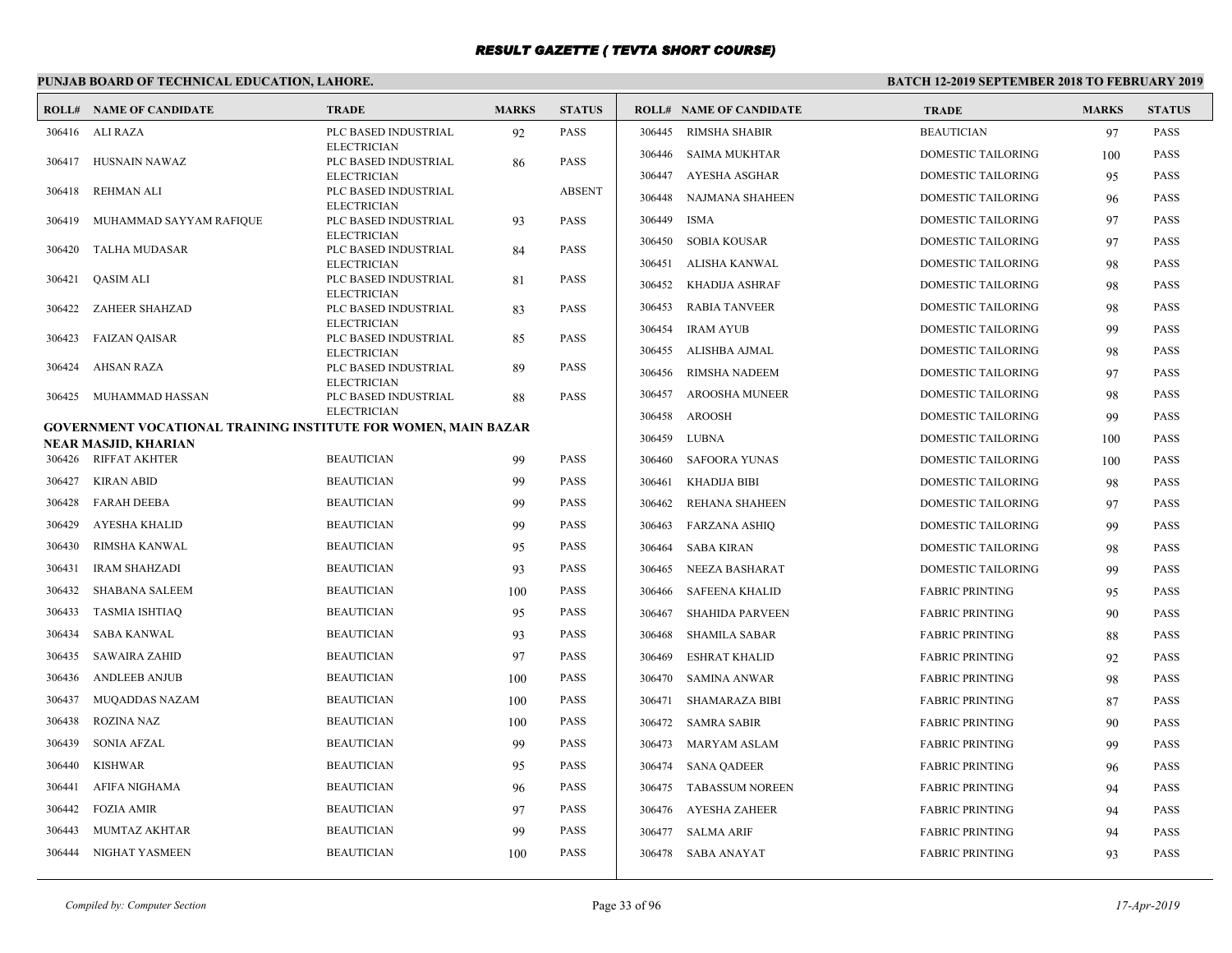# RESULT GAZETTE ( TEVTA SHORT COURSE)

**PUNJAB BOARD OF TECHNICAL EDUCATION, LAHORE.**

**BATCH 12-2019 SEPTEMBER 2018 TO FEBRUARY 2019**

| ROLL# | NAME OF CANDIDATE | TRADE | MARKS | STATUS |
|---|---|---|---|---|
| 306416 | ALI RAZA | PLC BASED INDUSTRIAL ELECTRICIAN | 92 | PASS |
| 306417 | HUSNAIN NAWAZ | PLC BASED INDUSTRIAL ELECTRICIAN | 86 | PASS |
| 306418 | REHMAN ALI | PLC BASED INDUSTRIAL ELECTRICIAN | | ABSENT |
| 306419 | MUHAMMAD SAYYAM RAFIQUE | PLC BASED INDUSTRIAL ELECTRICIAN | 93 | PASS |
| 306420 | TALHA MUDASAR | PLC BASED INDUSTRIAL ELECTRICIAN | 84 | PASS |
| 306421 | QASIM ALI | PLC BASED INDUSTRIAL ELECTRICIAN | 81 | PASS |
| 306422 | ZAHEER SHAHZAD | PLC BASED INDUSTRIAL ELECTRICIAN | 83 | PASS |
| 306423 | FAIZAN QAISAR | PLC BASED INDUSTRIAL ELECTRICIAN | 85 | PASS |
| 306424 | AHSAN RAZA | PLC BASED INDUSTRIAL ELECTRICIAN | 89 | PASS |
| 306425 | MUHAMMAD HASSAN | PLC BASED INDUSTRIAL ELECTRICIAN | 88 | PASS |

**GOVERNMENT VOCATIONAL TRAINING INSTITUTE FOR WOMEN, MAIN BAZAR NEAR MASJID, KHARIAN**

| ROLL# | NAME OF CANDIDATE | TRADE | MARKS | STATUS |
|---|---|---|---|---|
| 306426 | RIFFAT AKHTER | BEAUTICIAN | 99 | PASS |
| 306427 | KIRAN ABID | BEAUTICIAN | 99 | PASS |
| 306428 | FARAH DEEBA | BEAUTICIAN | 99 | PASS |
| 306429 | AYESHA KHALID | BEAUTICIAN | 99 | PASS |
| 306430 | RIMSHA KANWAL | BEAUTICIAN | 95 | PASS |
| 306431 | IRAM SHAHZADI | BEAUTICIAN | 93 | PASS |
| 306432 | SHABANA SALEEM | BEAUTICIAN | 100 | PASS |
| 306433 | TASMIA ISHTIAQ | BEAUTICIAN | 95 | PASS |
| 306434 | SABA KANWAL | BEAUTICIAN | 93 | PASS |
| 306435 | SAWAIRA ZAHID | BEAUTICIAN | 97 | PASS |
| 306436 | ANDLEEB ANJUB | BEAUTICIAN | 100 | PASS |
| 306437 | MUQADDAS NAZAM | BEAUTICIAN | 100 | PASS |
| 306438 | ROZINA NAZ | BEAUTICIAN | 100 | PASS |
| 306439 | SONIA AFZAL | BEAUTICIAN | 99 | PASS |
| 306440 | KISHWAR | BEAUTICIAN | 95 | PASS |
| 306441 | AFIFA NIGHAMA | BEAUTICIAN | 96 | PASS |
| 306442 | FOZIA AMIR | BEAUTICIAN | 97 | PASS |
| 306443 | MUMTAZ AKHTAR | BEAUTICIAN | 99 | PASS |
| 306444 | NIGHAT YASMEEN | BEAUTICIAN | 100 | PASS |
| 306445 | RIMSHA SHABIR | BEAUTICIAN | 97 | PASS |
| 306446 | SAIMA MUKHTAR | DOMESTIC TAILORING | 100 | PASS |
| 306447 | AYESHA ASGHAR | DOMESTIC TAILORING | 95 | PASS |
| 306448 | NAJMANA SHAHEEN | DOMESTIC TAILORING | 96 | PASS |
| 306449 | ISMA | DOMESTIC TAILORING | 97 | PASS |
| 306450 | SOBIA KOUSAR | DOMESTIC TAILORING | 97 | PASS |
| 306451 | ALISHA KANWAL | DOMESTIC TAILORING | 98 | PASS |
| 306452 | KHADIJA ASHRAF | DOMESTIC TAILORING | 98 | PASS |
| 306453 | RABIA TANVEER | DOMESTIC TAILORING | 98 | PASS |
| 306454 | IRAM AYUB | DOMESTIC TAILORING | 99 | PASS |
| 306455 | ALISHBA AJMAL | DOMESTIC TAILORING | 98 | PASS |
| 306456 | RIMSHA NADEEM | DOMESTIC TAILORING | 97 | PASS |
| 306457 | AROOSHA MUNEER | DOMESTIC TAILORING | 98 | PASS |
| 306458 | AROOSH | DOMESTIC TAILORING | 99 | PASS |
| 306459 | LUBNA | DOMESTIC TAILORING | 100 | PASS |
| 306460 | SAFOORA YUNAS | DOMESTIC TAILORING | 100 | PASS |
| 306461 | KHADIJA BIBI | DOMESTIC TAILORING | 98 | PASS |
| 306462 | REHANA SHAHEEN | DOMESTIC TAILORING | 97 | PASS |
| 306463 | FARZANA ASHIQ | DOMESTIC TAILORING | 99 | PASS |
| 306464 | SABA KIRAN | DOMESTIC TAILORING | 98 | PASS |
| 306465 | NEEZA BASHARAT | DOMESTIC TAILORING | 99 | PASS |
| 306466 | SAFEENA KHALID | FABRIC PRINTING | 95 | PASS |
| 306467 | SHAHIDA PARVEEN | FABRIC PRINTING | 90 | PASS |
| 306468 | SHAMILA SABAR | FABRIC PRINTING | 88 | PASS |
| 306469 | ESHRAT KHALID | FABRIC PRINTING | 92 | PASS |
| 306470 | SAMINA ANWAR | FABRIC PRINTING | 98 | PASS |
| 306471 | SHAMARAZA BIBI | FABRIC PRINTING | 87 | PASS |
| 306472 | SAMRA SABIR | FABRIC PRINTING | 90 | PASS |
| 306473 | MARYAM ASLAM | FABRIC PRINTING | 99 | PASS |
| 306474 | SANA QADEER | FABRIC PRINTING | 96 | PASS |
| 306475 | TABASSUM NOREEN | FABRIC PRINTING | 94 | PASS |
| 306476 | AYESHA ZAHEER | FABRIC PRINTING | 94 | PASS |
| 306477 | SALMA ARIF | FABRIC PRINTING | 94 | PASS |
| 306478 | SABA ANAYAT | FABRIC PRINTING | 93 | PASS |

*Compiled by: Computer Section*

*17-Apr-2019*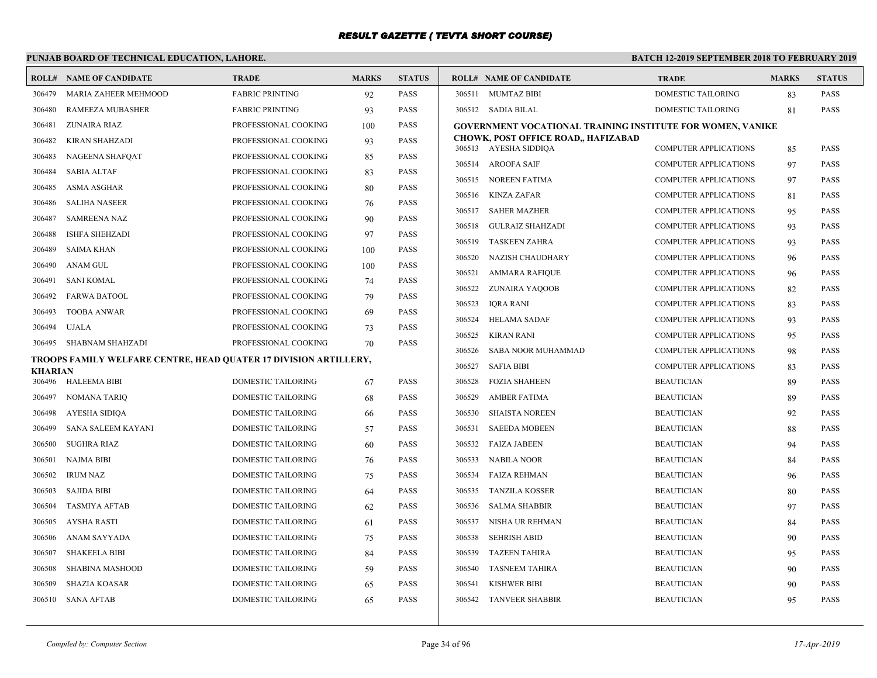# RESULT GAZETTE ( TEVTA SHORT COURSE)

**PUNJAB BOARD OF TECHNICAL EDUCATION, LAHORE.**

**BATCH 12-2019 SEPTEMBER 2018 TO FEBRUARY 2019**

| ROLL# | NAME OF CANDIDATE | TRADE | MARKS | STATUS |
|---|---|---|---|---|
| 306479 | MARIA ZAHEER MEHMOOD | FABRIC PRINTING | 92 | PASS |
| 306480 | RAMEEZA MUBASHER | FABRIC PRINTING | 93 | PASS |
| 306481 | ZUNAIRA RIAZ | PROFESSIONAL COOKING | 100 | PASS |
| 306482 | KIRAN SHAHZADI | PROFESSIONAL COOKING | 93 | PASS |
| 306483 | NAGEENA SHAFQAT | PROFESSIONAL COOKING | 85 | PASS |
| 306484 | SABIA ALTAF | PROFESSIONAL COOKING | 83 | PASS |
| 306485 | ASMA ASGHAR | PROFESSIONAL COOKING | 80 | PASS |
| 306486 | SALIHA NASEER | PROFESSIONAL COOKING | 76 | PASS |
| 306487 | SAMREENA NAZ | PROFESSIONAL COOKING | 90 | PASS |
| 306488 | ISHFA SHEHZADI | PROFESSIONAL COOKING | 97 | PASS |
| 306489 | SAIMA KHAN | PROFESSIONAL COOKING | 100 | PASS |
| 306490 | ANAM GUL | PROFESSIONAL COOKING | 100 | PASS |
| 306491 | SANI KOMAL | PROFESSIONAL COOKING | 74 | PASS |
| 306492 | FARWA BATOOL | PROFESSIONAL COOKING | 79 | PASS |
| 306493 | TOOBA ANWAR | PROFESSIONAL COOKING | 69 | PASS |
| 306494 | UJALA | PROFESSIONAL COOKING | 73 | PASS |
| 306495 | SHABNAM SHAHZADI | PROFESSIONAL COOKING | 70 | PASS |

**TROOPS FAMILY WELFARE CENTRE, HEAD QUATER 17 DIVISION ARTILLERY, KHARIAN**

| ROLL# | NAME OF CANDIDATE | TRADE | MARKS | STATUS |
|---|---|---|---|---|
| 306496 | HALEEMA BIBI | DOMESTIC TAILORING | 67 | PASS |
| 306497 | NOMANA TARIQ | DOMESTIC TAILORING | 68 | PASS |
| 306498 | AYESHA SIDIQA | DOMESTIC TAILORING | 66 | PASS |
| 306499 | SANA SALEEM KAYANI | DOMESTIC TAILORING | 57 | PASS |
| 306500 | SUGHRA RIAZ | DOMESTIC TAILORING | 60 | PASS |
| 306501 | NAJMA BIBI | DOMESTIC TAILORING | 76 | PASS |
| 306502 | IRUM NAZ | DOMESTIC TAILORING | 75 | PASS |
| 306503 | SAJIDA BIBI | DOMESTIC TAILORING | 64 | PASS |
| 306504 | TASMIYA AFTAB | DOMESTIC TAILORING | 62 | PASS |
| 306505 | AYSHA RASTI | DOMESTIC TAILORING | 61 | PASS |
| 306506 | ANAM SAYYADA | DOMESTIC TAILORING | 75 | PASS |
| 306507 | SHAKEELA BIBI | DOMESTIC TAILORING | 84 | PASS |
| 306508 | SHABINA MASHOOD | DOMESTIC TAILORING | 59 | PASS |
| 306509 | SHAZIA KOASAR | DOMESTIC TAILORING | 65 | PASS |
| 306510 | SANA AFTAB | DOMESTIC TAILORING | 65 | PASS |
| 306511 | MUMTAZ BIBI | DOMESTIC TAILORING | 83 | PASS |
| 306512 | SADIA BILAL | DOMESTIC TAILORING | 81 | PASS |

**GOVERNMENT VOCATIONAL TRAINING INSTITUTE FOR WOMEN, VANIKE CHOWK, POST OFFICE ROAD,, HAFIZABAD**

| ROLL# | NAME OF CANDIDATE | TRADE | MARKS | STATUS |
|---|---|---|---|---|
| 306513 | AYESHA SIDDIQA | COMPUTER APPLICATIONS | 85 | PASS |
| 306514 | AROOFA SAIF | COMPUTER APPLICATIONS | 97 | PASS |
| 306515 | NOREEN FATIMA | COMPUTER APPLICATIONS | 97 | PASS |
| 306516 | KINZA ZAFAR | COMPUTER APPLICATIONS | 81 | PASS |
| 306517 | SAHER MAZHER | COMPUTER APPLICATIONS | 95 | PASS |
| 306518 | GULRAIZ SHAHZADI | COMPUTER APPLICATIONS | 93 | PASS |
| 306519 | TASKEEN ZAHRA | COMPUTER APPLICATIONS | 93 | PASS |
| 306520 | NAZISH CHAUDHARY | COMPUTER APPLICATIONS | 96 | PASS |
| 306521 | AMMARA RAFIQUE | COMPUTER APPLICATIONS | 96 | PASS |
| 306522 | ZUNAIRA YAQOOB | COMPUTER APPLICATIONS | 82 | PASS |
| 306523 | IQRA RANI | COMPUTER APPLICATIONS | 83 | PASS |
| 306524 | HELAMA SADAF | COMPUTER APPLICATIONS | 93 | PASS |
| 306525 | KIRAN RANI | COMPUTER APPLICATIONS | 95 | PASS |
| 306526 | SABA NOOR MUHAMMAD | COMPUTER APPLICATIONS | 98 | PASS |
| 306527 | SAFIA BIBI | COMPUTER APPLICATIONS | 83 | PASS |
| 306528 | FOZIA SHAHEEN | BEAUTICIAN | 89 | PASS |
| 306529 | AMBER FATIMA | BEAUTICIAN | 89 | PASS |
| 306530 | SHAISTA NOREEN | BEAUTICIAN | 92 | PASS |
| 306531 | SAEEDA MOBEEN | BEAUTICIAN | 88 | PASS |
| 306532 | FAIZA JABEEN | BEAUTICIAN | 94 | PASS |
| 306533 | NABILA NOOR | BEAUTICIAN | 84 | PASS |
| 306534 | FAIZA REHMAN | BEAUTICIAN | 96 | PASS |
| 306535 | TANZILA KOSSER | BEAUTICIAN | 80 | PASS |
| 306536 | SALMA SHABBIR | BEAUTICIAN | 97 | PASS |
| 306537 | NISHA UR REHMAN | BEAUTICIAN | 84 | PASS |
| 306538 | SEHRISH ABID | BEAUTICIAN | 90 | PASS |
| 306539 | TAZEEN TAHIRA | BEAUTICIAN | 95 | PASS |
| 306540 | TASNEEM TAHIRA | BEAUTICIAN | 90 | PASS |
| 306541 | KISHWER BIBI | BEAUTICIAN | 90 | PASS |
| 306542 | TANVEER SHABBIR | BEAUTICIAN | 95 | PASS |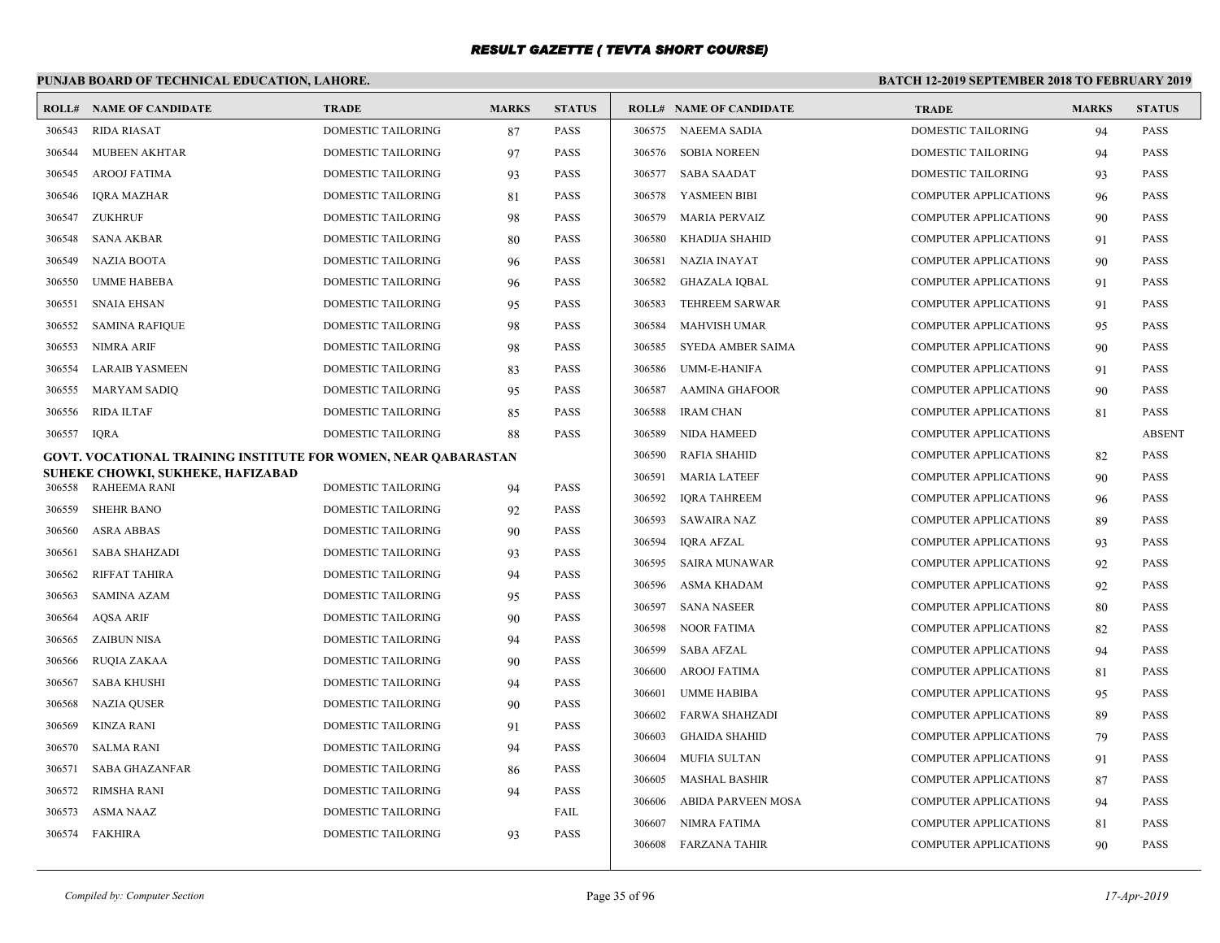# RESULT GAZETTE ( TEVTA SHORT COURSE)

**PUNJAB BOARD OF TECHNICAL EDUCATION, LAHORE.**

**BATCH 12-2019 SEPTEMBER 2018 TO FEBRUARY 2019**

| ROLL# | NAME OF CANDIDATE | TRADE | MARKS | STATUS |
|---|---|---|---|---|
| 306543 | RIDA RIASAT | DOMESTIC TAILORING | 87 | PASS |
| 306544 | MUBEEN AKHTAR | DOMESTIC TAILORING | 97 | PASS |
| 306545 | AROOJ FATIMA | DOMESTIC TAILORING | 93 | PASS |
| 306546 | IQRA MAZHAR | DOMESTIC TAILORING | 81 | PASS |
| 306547 | ZUKHRUF | DOMESTIC TAILORING | 98 | PASS |
| 306548 | SANA AKBAR | DOMESTIC TAILORING | 80 | PASS |
| 306549 | NAZIA BOOTA | DOMESTIC TAILORING | 96 | PASS |
| 306550 | UMME HABEBA | DOMESTIC TAILORING | 96 | PASS |
| 306551 | SNAIA EHSAN | DOMESTIC TAILORING | 95 | PASS |
| 306552 | SAMINA RAFIQUE | DOMESTIC TAILORING | 98 | PASS |
| 306553 | NIMRA ARIF | DOMESTIC TAILORING | 98 | PASS |
| 306554 | LARAIB YASMEEN | DOMESTIC TAILORING | 83 | PASS |
| 306555 | MARYAM SADIQ | DOMESTIC TAILORING | 95 | PASS |
| 306556 | RIDA ILTAF | DOMESTIC TAILORING | 85 | PASS |
| 306557 | IQRA | DOMESTIC TAILORING | 88 | PASS |

**GOVT. VOCATIONAL TRAINING INSTITUTE FOR WOMEN, NEAR QABARASTAN SUHEKE CHOWKI, SUKHEKE, HAFIZABAD**

| ROLL# | NAME OF CANDIDATE | TRADE | MARKS | STATUS |
|---|---|---|---|---|
| 306558 | RAHEEMA RANI | DOMESTIC TAILORING | 94 | PASS |
| 306559 | SHEHR BANO | DOMESTIC TAILORING | 92 | PASS |
| 306560 | ASRA ABBAS | DOMESTIC TAILORING | 90 | PASS |
| 306561 | SABA SHAHZADI | DOMESTIC TAILORING | 93 | PASS |
| 306562 | RIFFAT TAHIRA | DOMESTIC TAILORING | 94 | PASS |
| 306563 | SAMINA AZAM | DOMESTIC TAILORING | 95 | PASS |
| 306564 | AQSA ARIF | DOMESTIC TAILORING | 90 | PASS |
| 306565 | ZAIBUN NISA | DOMESTIC TAILORING | 94 | PASS |
| 306566 | RUQIA ZAKAA | DOMESTIC TAILORING | 90 | PASS |
| 306567 | SABA KHUSHI | DOMESTIC TAILORING | 94 | PASS |
| 306568 | NAZIA QUSER | DOMESTIC TAILORING | 90 | PASS |
| 306569 | KINZA RANI | DOMESTIC TAILORING | 91 | PASS |
| 306570 | SALMA RANI | DOMESTIC TAILORING | 94 | PASS |
| 306571 | SABA GHAZANFAR | DOMESTIC TAILORING | 86 | PASS |
| 306572 | RIMSHA RANI | DOMESTIC TAILORING | 94 | PASS |
| 306573 | ASMA NAAZ | DOMESTIC TAILORING | | FAIL |
| 306574 | FAKHIRA | DOMESTIC TAILORING | 93 | PASS |
| 306575 | NAEEMA SADIA | DOMESTIC TAILORING | 94 | PASS |
| 306576 | SOBIA NOREEN | DOMESTIC TAILORING | 94 | PASS |
| 306577 | SABA SAADAT | DOMESTIC TAILORING | 93 | PASS |
| 306578 | YASMEEN BIBI | COMPUTER APPLICATIONS | 96 | PASS |
| 306579 | MARIA PERVAIZ | COMPUTER APPLICATIONS | 90 | PASS |
| 306580 | KHADIJA SHAHID | COMPUTER APPLICATIONS | 91 | PASS |
| 306581 | NAZIA INAYAT | COMPUTER APPLICATIONS | 90 | PASS |
| 306582 | GHAZALA IQBAL | COMPUTER APPLICATIONS | 91 | PASS |
| 306583 | TEHREEM SARWAR | COMPUTER APPLICATIONS | 91 | PASS |
| 306584 | MAHVISH UMAR | COMPUTER APPLICATIONS | 95 | PASS |
| 306585 | SYEDA AMBER SAIMA | COMPUTER APPLICATIONS | 90 | PASS |
| 306586 | UMM-E-HANIFA | COMPUTER APPLICATIONS | 91 | PASS |
| 306587 | AAMINA GHAFOOR | COMPUTER APPLICATIONS | 90 | PASS |
| 306588 | IRAM CHAN | COMPUTER APPLICATIONS | 81 | PASS |
| 306589 | NIDA HAMEED | COMPUTER APPLICATIONS | | ABSENT |
| 306590 | RAFIA SHAHID | COMPUTER APPLICATIONS | 82 | PASS |
| 306591 | MARIA LATEEF | COMPUTER APPLICATIONS | 90 | PASS |
| 306592 | IQRA TAHREEM | COMPUTER APPLICATIONS | 96 | PASS |
| 306593 | SAWAIRA NAZ | COMPUTER APPLICATIONS | 89 | PASS |
| 306594 | IQRA AFZAL | COMPUTER APPLICATIONS | 93 | PASS |
| 306595 | SAIRA MUNAWAR | COMPUTER APPLICATIONS | 92 | PASS |
| 306596 | ASMA KHADAM | COMPUTER APPLICATIONS | 92 | PASS |
| 306597 | SANA NASEER | COMPUTER APPLICATIONS | 80 | PASS |
| 306598 | NOOR FATIMA | COMPUTER APPLICATIONS | 82 | PASS |
| 306599 | SABA AFZAL | COMPUTER APPLICATIONS | 94 | PASS |
| 306600 | AROOJ FATIMA | COMPUTER APPLICATIONS | 81 | PASS |
| 306601 | UMME HABIBA | COMPUTER APPLICATIONS | 95 | PASS |
| 306602 | FARWA SHAHZADI | COMPUTER APPLICATIONS | 89 | PASS |
| 306603 | GHAIDA SHAHID | COMPUTER APPLICATIONS | 79 | PASS |
| 306604 | MUFIA SULTAN | COMPUTER APPLICATIONS | 91 | PASS |
| 306605 | MASHAL BASHIR | COMPUTER APPLICATIONS | 87 | PASS |
| 306606 | ABIDA PARVEEN MOSA | COMPUTER APPLICATIONS | 94 | PASS |
| 306607 | NIMRA FATIMA | COMPUTER APPLICATIONS | 81 | PASS |
| 306608 | FARZANA TAHIR | COMPUTER APPLICATIONS | 90 | PASS |

*Compiled by: Computer Section*

*17-Apr-2019*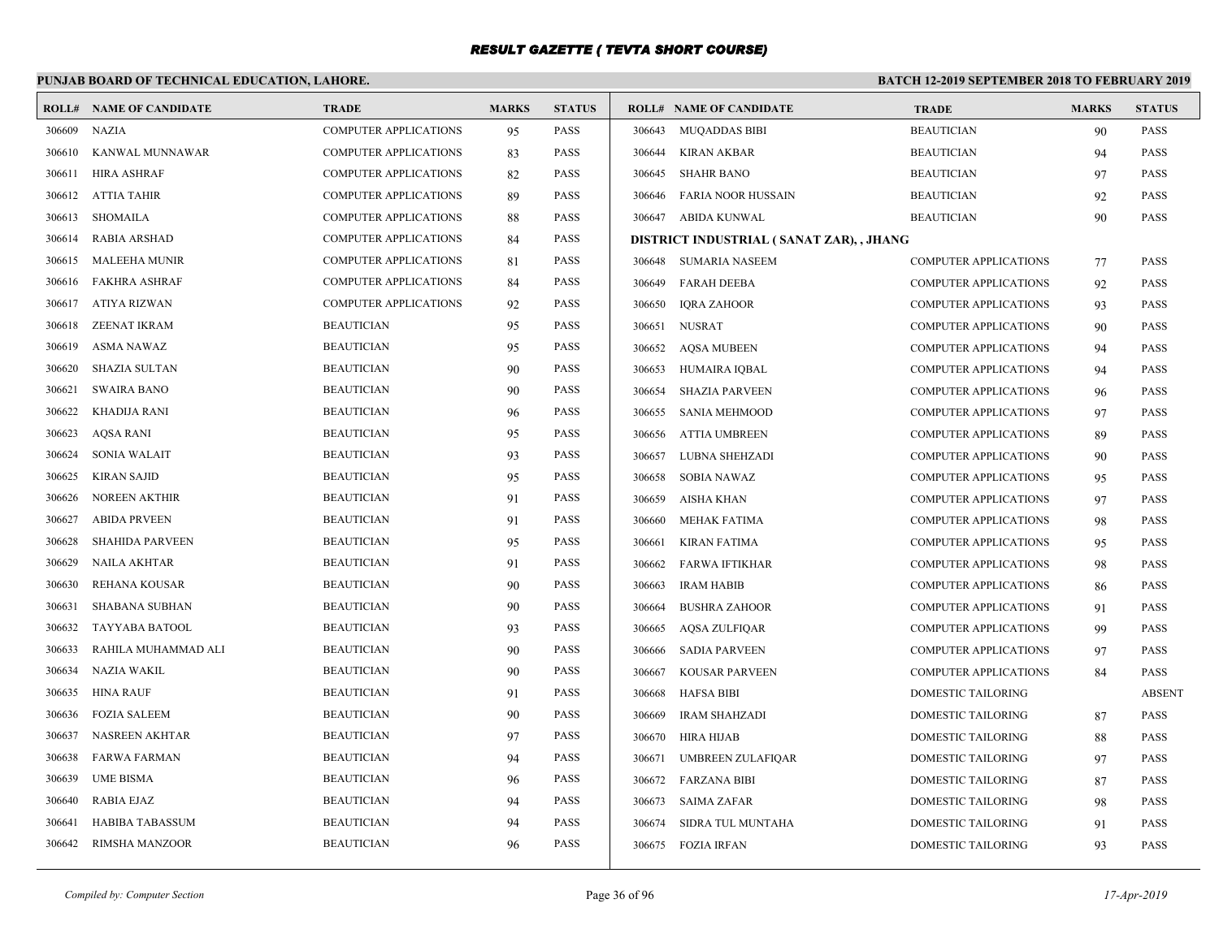# RESULT GAZETTE ( TEVTA SHORT COURSE)

## PUNJAB BOARD OF TECHNICAL EDUCATION, LAHORE.

**BATCH 12-2019 SEPTEMBER 2018 TO FEBRUARY 2019**

| ROLL# | NAME OF CANDIDATE | TRADE | MARKS | STATUS |
|---|---|---|---|---|
| 306609 | NAZIA | COMPUTER APPLICATIONS | 95 | PASS |
| 306610 | KANWAL MUNNAWAR | COMPUTER APPLICATIONS | 83 | PASS |
| 306611 | HIRA ASHRAF | COMPUTER APPLICATIONS | 82 | PASS |
| 306612 | ATTIA TAHIR | COMPUTER APPLICATIONS | 89 | PASS |
| 306613 | SHOMAILA | COMPUTER APPLICATIONS | 88 | PASS |
| 306614 | RABIA ARSHAD | COMPUTER APPLICATIONS | 84 | PASS |
| 306615 | MALEEHA MUNIR | COMPUTER APPLICATIONS | 81 | PASS |
| 306616 | FAKHRA ASHRAF | COMPUTER APPLICATIONS | 84 | PASS |
| 306617 | ATIYA RIZWAN | COMPUTER APPLICATIONS | 92 | PASS |
| 306618 | ZEENAT IKRAM | BEAUTICIAN | 95 | PASS |
| 306619 | ASMA NAWAZ | BEAUTICIAN | 95 | PASS |
| 306620 | SHAZIA SULTAN | BEAUTICIAN | 90 | PASS |
| 306621 | SWAIRA BANO | BEAUTICIAN | 90 | PASS |
| 306622 | KHADIJA RANI | BEAUTICIAN | 96 | PASS |
| 306623 | AQSA RANI | BEAUTICIAN | 95 | PASS |
| 306624 | SONIA WALAIT | BEAUTICIAN | 93 | PASS |
| 306625 | KIRAN SAJID | BEAUTICIAN | 95 | PASS |
| 306626 | NOREEN AKTHIR | BEAUTICIAN | 91 | PASS |
| 306627 | ABIDA PRVEEN | BEAUTICIAN | 91 | PASS |
| 306628 | SHAHIDA PARVEEN | BEAUTICIAN | 95 | PASS |
| 306629 | NAILA AKHTAR | BEAUTICIAN | 91 | PASS |
| 306630 | REHANA KOUSAR | BEAUTICIAN | 90 | PASS |
| 306631 | SHABANA SUBHAN | BEAUTICIAN | 90 | PASS |
| 306632 | TAYYABA BATOOL | BEAUTICIAN | 93 | PASS |
| 306633 | RAHILA MUHAMMAD ALI | BEAUTICIAN | 90 | PASS |
| 306634 | NAZIA WAKIL | BEAUTICIAN | 90 | PASS |
| 306635 | HINA RAUF | BEAUTICIAN | 91 | PASS |
| 306636 | FOZIA SALEEM | BEAUTICIAN | 90 | PASS |
| 306637 | NASREEN AKHTAR | BEAUTICIAN | 97 | PASS |
| 306638 | FARWA FARMAN | BEAUTICIAN | 94 | PASS |
| 306639 | UME BISMA | BEAUTICIAN | 96 | PASS |
| 306640 | RABIA EJAZ | BEAUTICIAN | 94 | PASS |
| 306641 | HABIBA TABASSUM | BEAUTICIAN | 94 | PASS |
| 306642 | RIMSHA MANZOOR | BEAUTICIAN | 96 | PASS |
| 306643 | MUQADDAS BIBI | BEAUTICIAN | 90 | PASS |
| 306644 | KIRAN AKBAR | BEAUTICIAN | 94 | PASS |
| 306645 | SHAHR BANO | BEAUTICIAN | 97 | PASS |
| 306646 | FARIA NOOR HUSSAIN | BEAUTICIAN | 92 | PASS |
| 306647 | ABIDA KUNWAL | BEAUTICIAN | 90 | PASS |

**DISTRICT INDUSTRIAL ( SANAT ZAR), , JHANG**

| ROLL# | NAME OF CANDIDATE | TRADE | MARKS | STATUS |
|---|---|---|---|---|
| 306648 | SUMARIA NASEEM | COMPUTER APPLICATIONS | 77 | PASS |
| 306649 | FARAH DEEBA | COMPUTER APPLICATIONS | 92 | PASS |
| 306650 | IQRA ZAHOOR | COMPUTER APPLICATIONS | 93 | PASS |
| 306651 | NUSRAT | COMPUTER APPLICATIONS | 90 | PASS |
| 306652 | AQSA MUBEEN | COMPUTER APPLICATIONS | 94 | PASS |
| 306653 | HUMAIRA IQBAL | COMPUTER APPLICATIONS | 94 | PASS |
| 306654 | SHAZIA PARVEEN | COMPUTER APPLICATIONS | 96 | PASS |
| 306655 | SANIA MEHMOOD | COMPUTER APPLICATIONS | 97 | PASS |
| 306656 | ATTIA UMBREEN | COMPUTER APPLICATIONS | 89 | PASS |
| 306657 | LUBNA SHEHZADI | COMPUTER APPLICATIONS | 90 | PASS |
| 306658 | SOBIA NAWAZ | COMPUTER APPLICATIONS | 95 | PASS |
| 306659 | AISHA KHAN | COMPUTER APPLICATIONS | 97 | PASS |
| 306660 | MEHAK FATIMA | COMPUTER APPLICATIONS | 98 | PASS |
| 306661 | KIRAN FATIMA | COMPUTER APPLICATIONS | 95 | PASS |
| 306662 | FARWA IFTIKHAR | COMPUTER APPLICATIONS | 98 | PASS |
| 306663 | IRAM HABIB | COMPUTER APPLICATIONS | 86 | PASS |
| 306664 | BUSHRA ZAHOOR | COMPUTER APPLICATIONS | 91 | PASS |
| 306665 | AQSA ZULFIQAR | COMPUTER APPLICATIONS | 99 | PASS |
| 306666 | SADIA PARVEEN | COMPUTER APPLICATIONS | 97 | PASS |
| 306667 | KOUSAR PARVEEN | COMPUTER APPLICATIONS | 84 | PASS |
| 306668 | HAFSA BIBI | DOMESTIC TAILORING | | ABSENT |
| 306669 | IRAM SHAHZADI | DOMESTIC TAILORING | 87 | PASS |
| 306670 | HIRA HIJAB | DOMESTIC TAILORING | 88 | PASS |
| 306671 | UMBREEN ZULAFIQAR | DOMESTIC TAILORING | 97 | PASS |
| 306672 | FARZANA BIBI | DOMESTIC TAILORING | 87 | PASS |
| 306673 | SAIMA ZAFAR | DOMESTIC TAILORING | 98 | PASS |
| 306674 | SIDRA TUL MUNTAHA | DOMESTIC TAILORING | 91 | PASS |
| 306675 | FOZIA IRFAN | DOMESTIC TAILORING | 93 | PASS |

*Compiled by: Computer Section* *17-Apr-2019*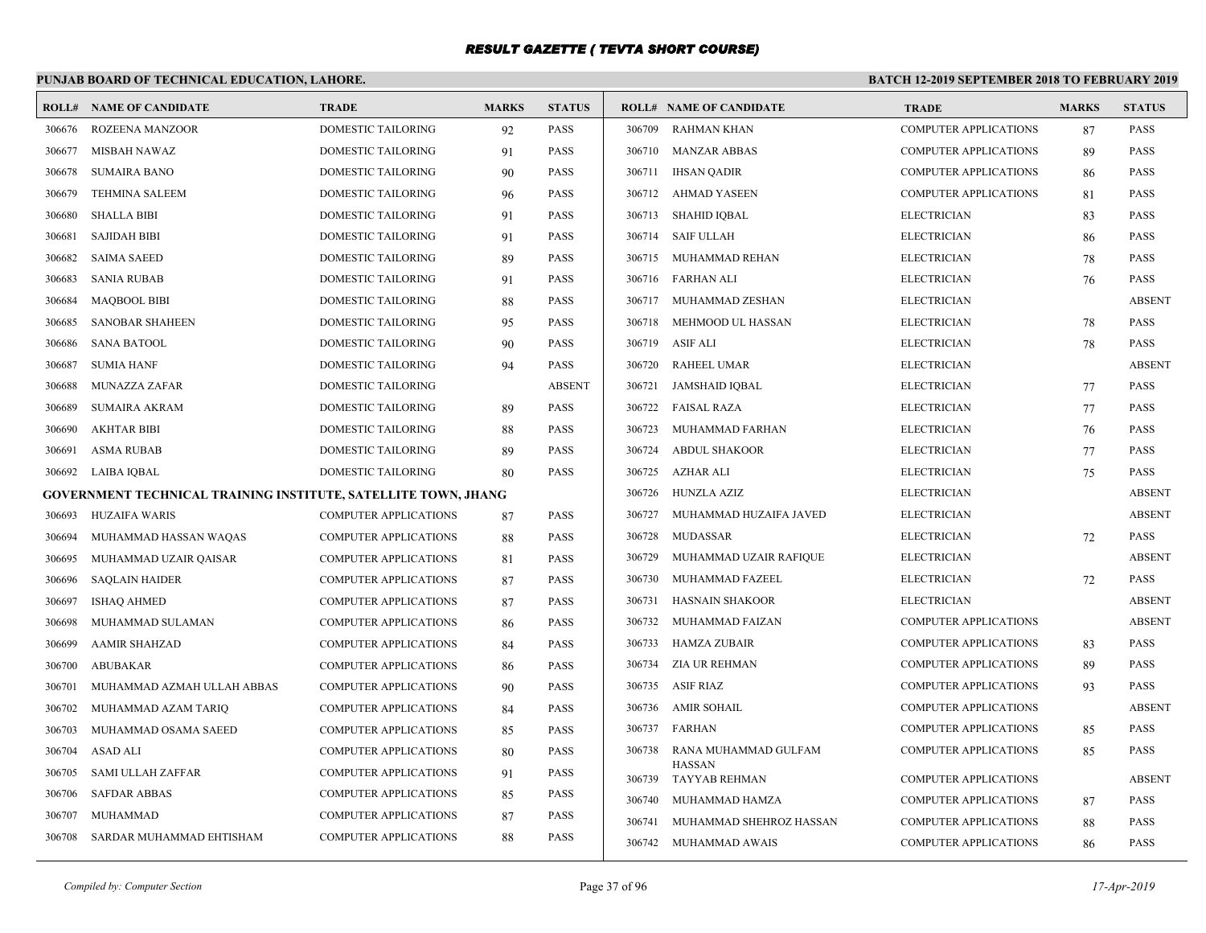# RESULT GAZETTE ( TEVTA SHORT COURSE)

## PUNJAB BOARD OF TECHNICAL EDUCATION, LAHORE.

**BATCH 12-2019 SEPTEMBER 2018 TO FEBRUARY 2019**

| ROLL# | NAME OF CANDIDATE | TRADE | MARKS | STATUS |
|---|---|---|---|---|
| 306676 | ROZEENA MANZOOR | DOMESTIC TAILORING | 92 | PASS |
| 306677 | MISBAH NAWAZ | DOMESTIC TAILORING | 91 | PASS |
| 306678 | SUMAIRA BANO | DOMESTIC TAILORING | 90 | PASS |
| 306679 | TEHMINA SALEEM | DOMESTIC TAILORING | 96 | PASS |
| 306680 | SHALLA BIBI | DOMESTIC TAILORING | 91 | PASS |
| 306681 | SAJIDAH BIBI | DOMESTIC TAILORING | 91 | PASS |
| 306682 | SAIMA SAEED | DOMESTIC TAILORING | 89 | PASS |
| 306683 | SANIA RUBAB | DOMESTIC TAILORING | 91 | PASS |
| 306684 | MAQBOOL BIBI | DOMESTIC TAILORING | 88 | PASS |
| 306685 | SANOBAR SHAHEEN | DOMESTIC TAILORING | 95 | PASS |
| 306686 | SANA BATOOL | DOMESTIC TAILORING | 90 | PASS |
| 306687 | SUMIA HANF | DOMESTIC TAILORING | 94 | PASS |
| 306688 | MUNAZZA ZAFAR | DOMESTIC TAILORING | | ABSENT |
| 306689 | SUMAIRA AKRAM | DOMESTIC TAILORING | 89 | PASS |
| 306690 | AKHTAR BIBI | DOMESTIC TAILORING | 88 | PASS |
| 306691 | ASMA RUBAB | DOMESTIC TAILORING | 89 | PASS |
| 306692 | LAIBA IQBAL | DOMESTIC TAILORING | 80 | PASS |

**GOVERNMENT TECHNICAL TRAINING INSTITUTE, SATELLITE TOWN, JHANG**

| ROLL# | NAME OF CANDIDATE | TRADE | MARKS | STATUS |
|---|---|---|---|---|
| 306693 | HUZAIFA WARIS | COMPUTER APPLICATIONS | 87 | PASS |
| 306694 | MUHAMMAD HASSAN WAQAS | COMPUTER APPLICATIONS | 88 | PASS |
| 306695 | MUHAMMAD UZAIR QAISAR | COMPUTER APPLICATIONS | 81 | PASS |
| 306696 | SAQLAIN HAIDER | COMPUTER APPLICATIONS | 87 | PASS |
| 306697 | ISHAQ AHMED | COMPUTER APPLICATIONS | 87 | PASS |
| 306698 | MUHAMMAD SULAMAN | COMPUTER APPLICATIONS | 86 | PASS |
| 306699 | AAMIR SHAHZAD | COMPUTER APPLICATIONS | 84 | PASS |
| 306700 | ABUBAKAR | COMPUTER APPLICATIONS | 86 | PASS |
| 306701 | MUHAMMAD AZMAH ULLAH ABBAS | COMPUTER APPLICATIONS | 90 | PASS |
| 306702 | MUHAMMAD AZAM TARIQ | COMPUTER APPLICATIONS | 84 | PASS |
| 306703 | MUHAMMAD OSAMA SAEED | COMPUTER APPLICATIONS | 85 | PASS |
| 306704 | ASAD ALI | COMPUTER APPLICATIONS | 80 | PASS |
| 306705 | SAMI ULLAH ZAFFAR | COMPUTER APPLICATIONS | 91 | PASS |
| 306706 | SAFDAR ABBAS | COMPUTER APPLICATIONS | 85 | PASS |
| 306707 | MUHAMMAD | COMPUTER APPLICATIONS | 87 | PASS |
| 306708 | SARDAR MUHAMMAD EHTISHAM | COMPUTER APPLICATIONS | 88 | PASS |
| 306709 | RAHMAN KHAN | COMPUTER APPLICATIONS | 87 | PASS |
| 306710 | MANZAR ABBAS | COMPUTER APPLICATIONS | 89 | PASS |
| 306711 | IHSAN QADIR | COMPUTER APPLICATIONS | 86 | PASS |
| 306712 | AHMAD YASEEN | COMPUTER APPLICATIONS | 81 | PASS |
| 306713 | SHAHID IQBAL | ELECTRICIAN | 83 | PASS |
| 306714 | SAIF ULLAH | ELECTRICIAN | 86 | PASS |
| 306715 | MUHAMMAD REHAN | ELECTRICIAN | 78 | PASS |
| 306716 | FARHAN ALI | ELECTRICIAN | 76 | PASS |
| 306717 | MUHAMMAD ZESHAN | ELECTRICIAN | | ABSENT |
| 306718 | MEHMOOD UL HASSAN | ELECTRICIAN | 78 | PASS |
| 306719 | ASIF ALI | ELECTRICIAN | 78 | PASS |
| 306720 | RAHEEL UMAR | ELECTRICIAN | | ABSENT |
| 306721 | JAMSHAID IQBAL | ELECTRICIAN | 77 | PASS |
| 306722 | FAISAL RAZA | ELECTRICIAN | 77 | PASS |
| 306723 | MUHAMMAD FARHAN | ELECTRICIAN | 76 | PASS |
| 306724 | ABDUL SHAKOOR | ELECTRICIAN | 77 | PASS |
| 306725 | AZHAR ALI | ELECTRICIAN | 75 | PASS |
| 306726 | HUNZLA AZIZ | ELECTRICIAN | | ABSENT |
| 306727 | MUHAMMAD HUZAIFA JAVED | ELECTRICIAN | | ABSENT |
| 306728 | MUDASSAR | ELECTRICIAN | 72 | PASS |
| 306729 | MUHAMMAD UZAIR RAFIQUE | ELECTRICIAN | | ABSENT |
| 306730 | MUHAMMAD FAZEEL | ELECTRICIAN | 72 | PASS |
| 306731 | HASNAIN SHAKOOR | ELECTRICIAN | | ABSENT |
| 306732 | MUHAMMAD FAIZAN | COMPUTER APPLICATIONS | | ABSENT |
| 306733 | HAMZA ZUBAIR | COMPUTER APPLICATIONS | 83 | PASS |
| 306734 | ZIA UR REHMAN | COMPUTER APPLICATIONS | 89 | PASS |
| 306735 | ASIF RIAZ | COMPUTER APPLICATIONS | 93 | PASS |
| 306736 | AMIR SOHAIL | COMPUTER APPLICATIONS | | ABSENT |
| 306737 | FARHAN | COMPUTER APPLICATIONS | 85 | PASS |
| 306738 | RANA MUHAMMAD GULFAM HASSAN | COMPUTER APPLICATIONS | 85 | PASS |
| 306739 | TAYYAB REHMAN | COMPUTER APPLICATIONS | | ABSENT |
| 306740 | MUHAMMAD HAMZA | COMPUTER APPLICATIONS | 87 | PASS |
| 306741 | MUHAMMAD SHEHROZ HASSAN | COMPUTER APPLICATIONS | 88 | PASS |
| 306742 | MUHAMMAD AWAIS | COMPUTER APPLICATIONS | 86 | PASS |

*Compiled by: Computer Section*

*17-Apr-2019*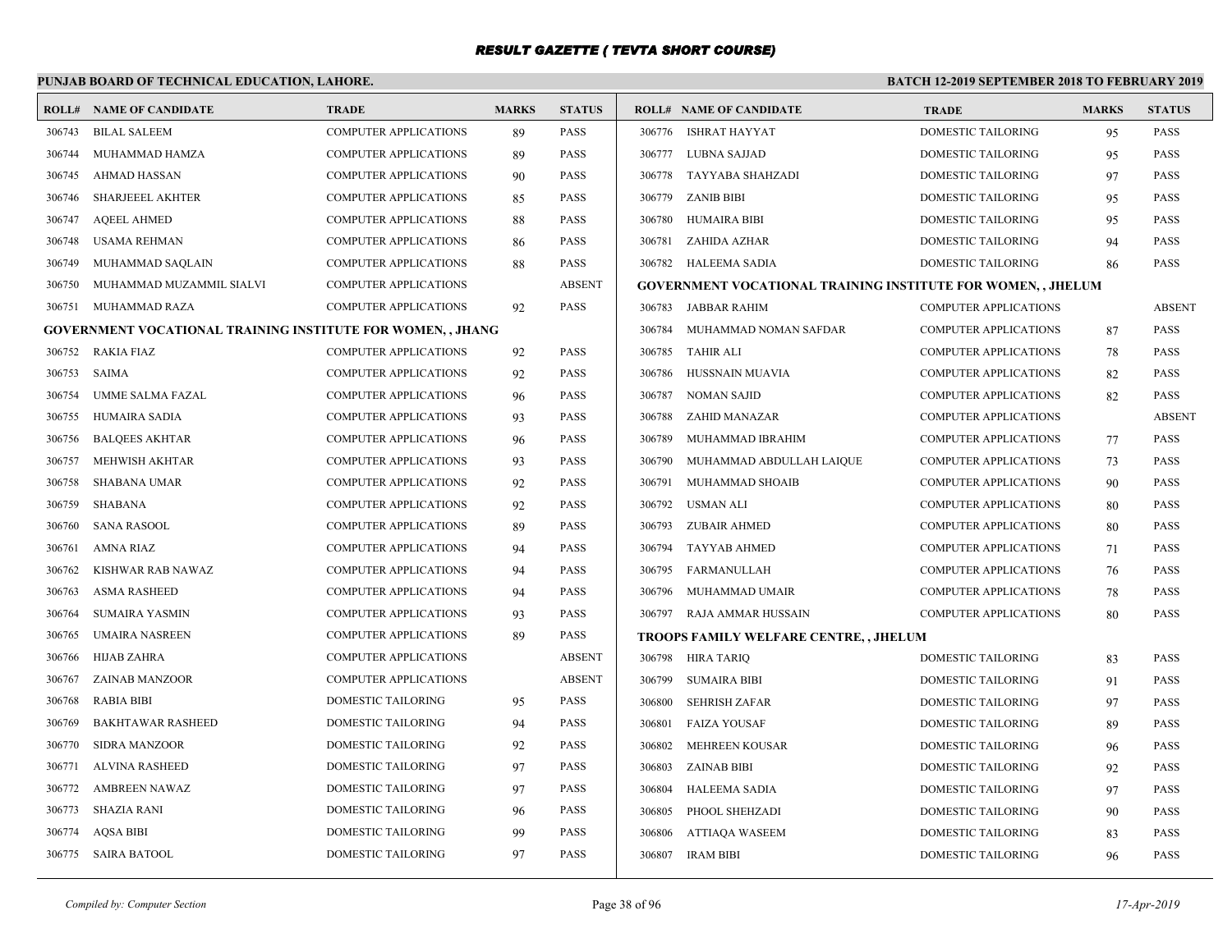# RESULT GAZETTE ( TEVTA SHORT COURSE)

## PUNJAB BOARD OF TECHNICAL EDUCATION, LAHORE.

**BATCH 12-2019 SEPTEMBER 2018 TO FEBRUARY 2019**

| ROLL# | NAME OF CANDIDATE | TRADE | MARKS | STATUS |
|---|---|---|---|---|
| 306743 | BILAL SALEEM | COMPUTER APPLICATIONS | 89 | PASS |
| 306744 | MUHAMMAD HAMZA | COMPUTER APPLICATIONS | 89 | PASS |
| 306745 | AHMAD HASSAN | COMPUTER APPLICATIONS | 90 | PASS |
| 306746 | SHARJEEEL AKHTER | COMPUTER APPLICATIONS | 85 | PASS |
| 306747 | AQEEL AHMED | COMPUTER APPLICATIONS | 88 | PASS |
| 306748 | USAMA REHMAN | COMPUTER APPLICATIONS | 86 | PASS |
| 306749 | MUHAMMAD SAQLAIN | COMPUTER APPLICATIONS | 88 | PASS |
| 306750 | MUHAMMAD MUZAMMIL SIALVI | COMPUTER APPLICATIONS | | ABSENT |
| 306751 | MUHAMMAD RAZA | COMPUTER APPLICATIONS | 92 | PASS |
| **GOVERNMENT VOCATIONAL TRAINING INSTITUTE FOR WOMEN, , JHANG** | | | | |
| 306752 | RAKIA FIAZ | COMPUTER APPLICATIONS | 92 | PASS |
| 306753 | SAIMA | COMPUTER APPLICATIONS | 92 | PASS |
| 306754 | UMME SALMA FAZAL | COMPUTER APPLICATIONS | 96 | PASS |
| 306755 | HUMAIRA SADIA | COMPUTER APPLICATIONS | 93 | PASS |
| 306756 | BALQEES AKHTAR | COMPUTER APPLICATIONS | 96 | PASS |
| 306757 | MEHWISH AKHTAR | COMPUTER APPLICATIONS | 93 | PASS |
| 306758 | SHABANA UMAR | COMPUTER APPLICATIONS | 92 | PASS |
| 306759 | SHABANA | COMPUTER APPLICATIONS | 92 | PASS |
| 306760 | SANA RASOOL | COMPUTER APPLICATIONS | 89 | PASS |
| 306761 | AMNA RIAZ | COMPUTER APPLICATIONS | 94 | PASS |
| 306762 | KISHWAR RAB NAWAZ | COMPUTER APPLICATIONS | 94 | PASS |
| 306763 | ASMA RASHEED | COMPUTER APPLICATIONS | 94 | PASS |
| 306764 | SUMAIRA YASMIN | COMPUTER APPLICATIONS | 93 | PASS |
| 306765 | UMAIRA NASREEN | COMPUTER APPLICATIONS | 89 | PASS |
| 306766 | HIJAB ZAHRA | COMPUTER APPLICATIONS | | ABSENT |
| 306767 | ZAINAB MANZOOR | COMPUTER APPLICATIONS | | ABSENT |
| 306768 | RABIA BIBI | DOMESTIC TAILORING | 95 | PASS |
| 306769 | BAKHTAWAR RASHEED | DOMESTIC TAILORING | 94 | PASS |
| 306770 | SIDRA MANZOOR | DOMESTIC TAILORING | 92 | PASS |
| 306771 | ALVINA RASHEED | DOMESTIC TAILORING | 97 | PASS |
| 306772 | AMBREEN NAWAZ | DOMESTIC TAILORING | 97 | PASS |
| 306773 | SHAZIA RANI | DOMESTIC TAILORING | 96 | PASS |
| 306774 | AQSA BIBI | DOMESTIC TAILORING | 99 | PASS |
| 306775 | SAIRA BATOOL | DOMESTIC TAILORING | 97 | PASS |
| 306776 | ISHRAT HAYYAT | DOMESTIC TAILORING | 95 | PASS |
| 306777 | LUBNA SAJJAD | DOMESTIC TAILORING | 95 | PASS |
| 306778 | TAYYABA SHAHZADI | DOMESTIC TAILORING | 97 | PASS |
| 306779 | ZANIB BIBI | DOMESTIC TAILORING | 95 | PASS |
| 306780 | HUMAIRA BIBI | DOMESTIC TAILORING | 95 | PASS |
| 306781 | ZAHIDA AZHAR | DOMESTIC TAILORING | 94 | PASS |
| 306782 | HALEEMA SADIA | DOMESTIC TAILORING | 86 | PASS |
| **GOVERNMENT VOCATIONAL TRAINING INSTITUTE FOR WOMEN, , JHELUM** | | | | |
| 306783 | JABBAR RAHIM | COMPUTER APPLICATIONS | | ABSENT |
| 306784 | MUHAMMAD NOMAN SAFDAR | COMPUTER APPLICATIONS | 87 | PASS |
| 306785 | TAHIR ALI | COMPUTER APPLICATIONS | 78 | PASS |
| 306786 | HUSSNAIN MUAVIA | COMPUTER APPLICATIONS | 82 | PASS |
| 306787 | NOMAN SAJID | COMPUTER APPLICATIONS | 82 | PASS |
| 306788 | ZAHID MANAZAR | COMPUTER APPLICATIONS | | ABSENT |
| 306789 | MUHAMMAD IBRAHIM | COMPUTER APPLICATIONS | 77 | PASS |
| 306790 | MUHAMMAD ABDULLAH LAIQUE | COMPUTER APPLICATIONS | 73 | PASS |
| 306791 | MUHAMMAD SHOAIB | COMPUTER APPLICATIONS | 90 | PASS |
| 306792 | USMAN ALI | COMPUTER APPLICATIONS | 80 | PASS |
| 306793 | ZUBAIR AHMED | COMPUTER APPLICATIONS | 80 | PASS |
| 306794 | TAYYAB AHMED | COMPUTER APPLICATIONS | 71 | PASS |
| 306795 | FARMANULLAH | COMPUTER APPLICATIONS | 76 | PASS |
| 306796 | MUHAMMAD UMAIR | COMPUTER APPLICATIONS | 78 | PASS |
| 306797 | RAJA AMMAR HUSSAIN | COMPUTER APPLICATIONS | 80 | PASS |
| **TROOPS FAMILY WELFARE CENTRE, , JHELUM** | | | | |
| 306798 | HIRA TARIQ | DOMESTIC TAILORING | 83 | PASS |
| 306799 | SUMAIRA BIBI | DOMESTIC TAILORING | 91 | PASS |
| 306800 | SEHRISH ZAFAR | DOMESTIC TAILORING | 97 | PASS |
| 306801 | FAIZA YOUSAF | DOMESTIC TAILORING | 89 | PASS |
| 306802 | MEHREEN KOUSAR | DOMESTIC TAILORING | 96 | PASS |
| 306803 | ZAINAB BIBI | DOMESTIC TAILORING | 92 | PASS |
| 306804 | HALEEMA SADIA | DOMESTIC TAILORING | 97 | PASS |
| 306805 | PHOOL SHEHZADI | DOMESTIC TAILORING | 90 | PASS |
| 306806 | ATTIAQA WASEEM | DOMESTIC TAILORING | 83 | PASS |
| 306807 | IRAM BIBI | DOMESTIC TAILORING | 96 | PASS |

*Compiled by: Computer Section* — *17-Apr-2019*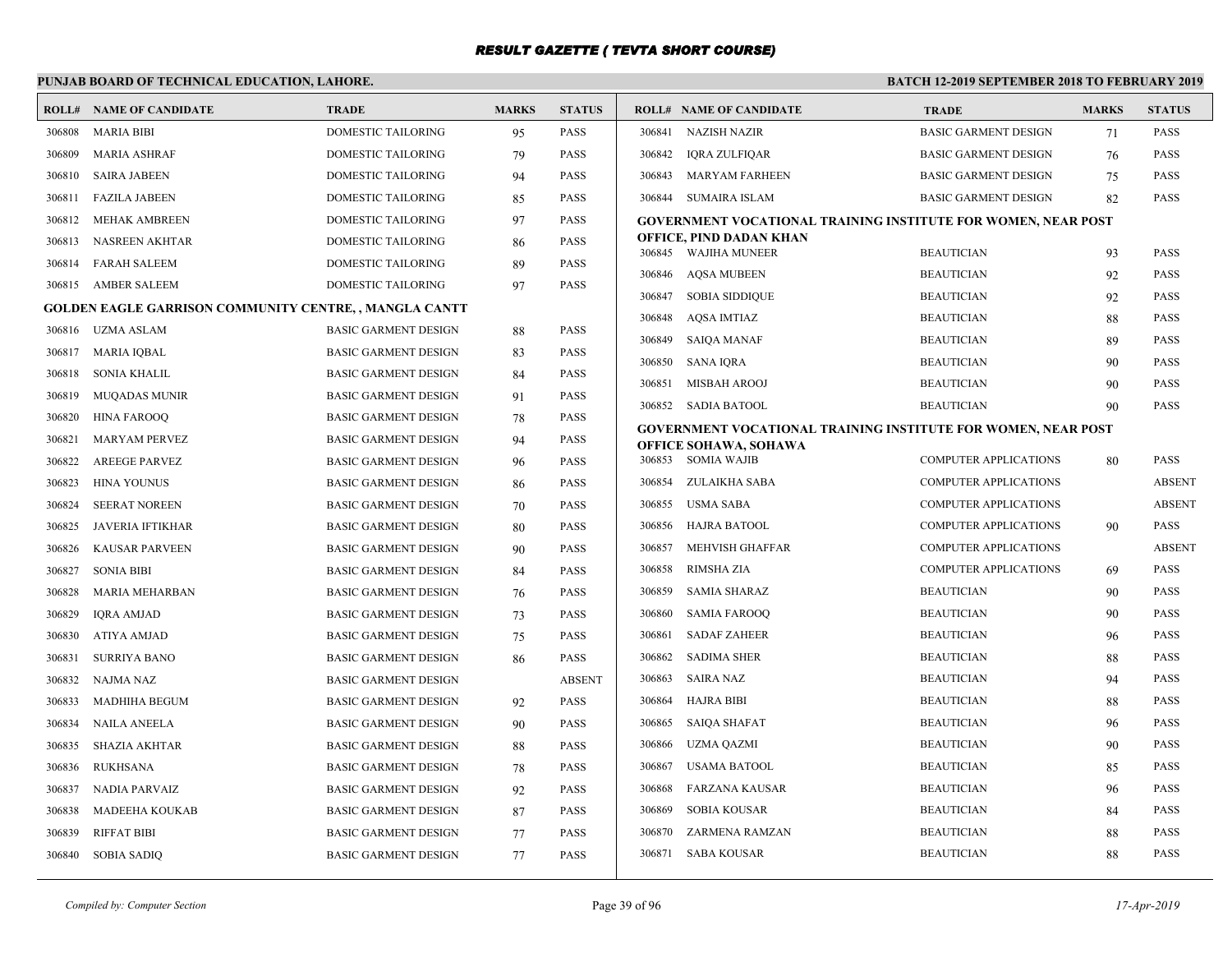# RESULT GAZETTE ( TEVTA SHORT COURSE)

**PUNJAB BOARD OF TECHNICAL EDUCATION, LAHORE.** — **BATCH 12-2019 SEPTEMBER 2018 TO FEBRUARY 2019**

| ROLL# | NAME OF CANDIDATE | TRADE | MARKS | STATUS |
|---|---|---|---|---|
| 306808 | MARIA BIBI | DOMESTIC TAILORING | 95 | PASS |
| 306809 | MARIA ASHRAF | DOMESTIC TAILORING | 79 | PASS |
| 306810 | SAIRA JABEEN | DOMESTIC TAILORING | 94 | PASS |
| 306811 | FAZILA JABEEN | DOMESTIC TAILORING | 85 | PASS |
| 306812 | MEHAK AMBREEN | DOMESTIC TAILORING | 97 | PASS |
| 306813 | NASREEN AKHTAR | DOMESTIC TAILORING | 86 | PASS |
| 306814 | FARAH SALEEM | DOMESTIC TAILORING | 89 | PASS |
| 306815 | AMBER SALEEM | DOMESTIC TAILORING | 97 | PASS |

**GOLDEN EAGLE GARRISON COMMUNITY CENTRE, , MANGLA CANTT**

| ROLL# | NAME OF CANDIDATE | TRADE | MARKS | STATUS |
|---|---|---|---|---|
| 306816 | UZMA ASLAM | BASIC GARMENT DESIGN | 88 | PASS |
| 306817 | MARIA IQBAL | BASIC GARMENT DESIGN | 83 | PASS |
| 306818 | SONIA KHALIL | BASIC GARMENT DESIGN | 84 | PASS |
| 306819 | MUQADAS MUNIR | BASIC GARMENT DESIGN | 91 | PASS |
| 306820 | HINA FAROOQ | BASIC GARMENT DESIGN | 78 | PASS |
| 306821 | MARYAM PERVEZ | BASIC GARMENT DESIGN | 94 | PASS |
| 306822 | AREEGE PARVEZ | BASIC GARMENT DESIGN | 96 | PASS |
| 306823 | HINA YOUNUS | BASIC GARMENT DESIGN | 86 | PASS |
| 306824 | SEERAT NOREEN | BASIC GARMENT DESIGN | 70 | PASS |
| 306825 | JAVERIA IFTIKHAR | BASIC GARMENT DESIGN | 80 | PASS |
| 306826 | KAUSAR PARVEEN | BASIC GARMENT DESIGN | 90 | PASS |
| 306827 | SONIA BIBI | BASIC GARMENT DESIGN | 84 | PASS |
| 306828 | MARIA MEHARBAN | BASIC GARMENT DESIGN | 76 | PASS |
| 306829 | IQRA AMJAD | BASIC GARMENT DESIGN | 73 | PASS |
| 306830 | ATIYA AMJAD | BASIC GARMENT DESIGN | 75 | PASS |
| 306831 | SURRIYA BANO | BASIC GARMENT DESIGN | 86 | PASS |
| 306832 | NAJMA NAZ | BASIC GARMENT DESIGN | | ABSENT |
| 306833 | MADHIHA BEGUM | BASIC GARMENT DESIGN | 92 | PASS |
| 306834 | NAILA ANEELA | BASIC GARMENT DESIGN | 90 | PASS |
| 306835 | SHAZIA AKHTAR | BASIC GARMENT DESIGN | 88 | PASS |
| 306836 | RUKHSANA | BASIC GARMENT DESIGN | 78 | PASS |
| 306837 | NADIA PARVAIZ | BASIC GARMENT DESIGN | 92 | PASS |
| 306838 | MADEEHA KOUKAB | BASIC GARMENT DESIGN | 87 | PASS |
| 306839 | RIFFAT BIBI | BASIC GARMENT DESIGN | 77 | PASS |
| 306840 | SOBIA SADIQ | BASIC GARMENT DESIGN | 77 | PASS |
| 306841 | NAZISH NAZIR | BASIC GARMENT DESIGN | 71 | PASS |
| 306842 | IQRA ZULFIQAR | BASIC GARMENT DESIGN | 76 | PASS |
| 306843 | MARYAM FARHEEN | BASIC GARMENT DESIGN | 75 | PASS |
| 306844 | SUMAIRA ISLAM | BASIC GARMENT DESIGN | 82 | PASS |

**GOVERNMENT VOCATIONAL TRAINING INSTITUTE FOR WOMEN, NEAR POST OFFICE, PIND DADAN KHAN**

| ROLL# | NAME OF CANDIDATE | TRADE | MARKS | STATUS |
|---|---|---|---|---|
| 306845 | WAJIHA MUNEER | BEAUTICIAN | 93 | PASS |
| 306846 | AQSA MUBEEN | BEAUTICIAN | 92 | PASS |
| 306847 | SOBIA SIDDIQUE | BEAUTICIAN | 92 | PASS |
| 306848 | AQSA IMTIAZ | BEAUTICIAN | 88 | PASS |
| 306849 | SAIQA MANAF | BEAUTICIAN | 89 | PASS |
| 306850 | SANA IQRA | BEAUTICIAN | 90 | PASS |
| 306851 | MISBAH AROOJ | BEAUTICIAN | 90 | PASS |
| 306852 | SADIA BATOOL | BEAUTICIAN | 90 | PASS |

**GOVERNMENT VOCATIONAL TRAINING INSTITUTE FOR WOMEN, NEAR POST OFFICE SOHAWA, SOHAWA**

| ROLL# | NAME OF CANDIDATE | TRADE | MARKS | STATUS |
|---|---|---|---|---|
| 306853 | SOMIA WAJIB | COMPUTER APPLICATIONS | 80 | PASS |
| 306854 | ZULAIKHA SABA | COMPUTER APPLICATIONS | | ABSENT |
| 306855 | USMA SABA | COMPUTER APPLICATIONS | | ABSENT |
| 306856 | HAJRA BATOOL | COMPUTER APPLICATIONS | 90 | PASS |
| 306857 | MEHVISH GHAFFAR | COMPUTER APPLICATIONS | | ABSENT |
| 306858 | RIMSHA ZIA | COMPUTER APPLICATIONS | 69 | PASS |
| 306859 | SAMIA SHARAZ | BEAUTICIAN | 90 | PASS |
| 306860 | SAMIA FAROOQ | BEAUTICIAN | 90 | PASS |
| 306861 | SADAF ZAHEER | BEAUTICIAN | 96 | PASS |
| 306862 | SADIMA SHER | BEAUTICIAN | 88 | PASS |
| 306863 | SAIRA NAZ | BEAUTICIAN | 94 | PASS |
| 306864 | HAJRA BIBI | BEAUTICIAN | 88 | PASS |
| 306865 | SAIQA SHAFAT | BEAUTICIAN | 96 | PASS |
| 306866 | UZMA QAZMI | BEAUTICIAN | 90 | PASS |
| 306867 | USAMA BATOOL | BEAUTICIAN | 85 | PASS |
| 306868 | FARZANA KAUSAR | BEAUTICIAN | 96 | PASS |
| 306869 | SOBIA KOUSAR | BEAUTICIAN | 84 | PASS |
| 306870 | ZARMENA RAMZAN | BEAUTICIAN | 88 | PASS |
| 306871 | SABA KOUSAR | BEAUTICIAN | 88 | PASS |

*Compiled by: Computer Section* — *17-Apr-2019*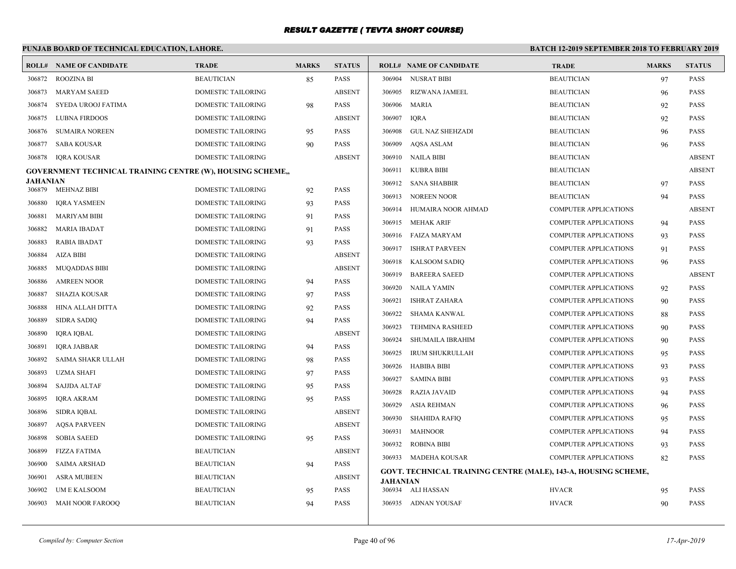# RESULT GAZETTE ( TEVTA SHORT COURSE)

## PUNJAB BOARD OF TECHNICAL EDUCATION, LAHORE.

**BATCH 12-2019 SEPTEMBER 2018 TO FEBRUARY 2019**

| ROLL# | NAME OF CANDIDATE | TRADE | MARKS | STATUS |
|---|---|---|---|---|
| 306872 | ROOZINA BI | BEAUTICIAN | 85 | PASS |
| 306873 | MARYAM SAEED | DOMESTIC TAILORING | | ABSENT |
| 306874 | SYEDA UROOJ FATIMA | DOMESTIC TAILORING | 98 | PASS |
| 306875 | LUBNA FIRDOOS | DOMESTIC TAILORING | | ABSENT |
| 306876 | SUMAIRA NOREEN | DOMESTIC TAILORING | 95 | PASS |
| 306877 | SABA KOUSAR | DOMESTIC TAILORING | 90 | PASS |
| 306878 | IQRA KOUSAR | DOMESTIC TAILORING | | ABSENT |

**GOVERNMENT TECHNICAL TRAINING CENTRE (W), HOUSING SCHEME,, JAHANIAN**

| ROLL# | NAME OF CANDIDATE | TRADE | MARKS | STATUS |
|---|---|---|---|---|
| 306879 | MEHNAZ BIBI | DOMESTIC TAILORING | 92 | PASS |
| 306880 | IQRA YASMEEN | DOMESTIC TAILORING | 93 | PASS |
| 306881 | MARIYAM BIBI | DOMESTIC TAILORING | 91 | PASS |
| 306882 | MARIA IBADAT | DOMESTIC TAILORING | 91 | PASS |
| 306883 | RABIA IBADAT | DOMESTIC TAILORING | 93 | PASS |
| 306884 | AIZA BIBI | DOMESTIC TAILORING | | ABSENT |
| 306885 | MUQADDAS BIBI | DOMESTIC TAILORING | | ABSENT |
| 306886 | AMREEN NOOR | DOMESTIC TAILORING | 94 | PASS |
| 306887 | SHAZIA KOUSAR | DOMESTIC TAILORING | 97 | PASS |
| 306888 | HINA ALLAH DITTA | DOMESTIC TAILORING | 92 | PASS |
| 306889 | SIDRA SADIQ | DOMESTIC TAILORING | 94 | PASS |
| 306890 | IQRA IQBAL | DOMESTIC TAILORING | | ABSENT |
| 306891 | IQRA JABBAR | DOMESTIC TAILORING | 94 | PASS |
| 306892 | SAIMA SHAKR ULLAH | DOMESTIC TAILORING | 98 | PASS |
| 306893 | UZMA SHAFI | DOMESTIC TAILORING | 97 | PASS |
| 306894 | SAJJDA ALTAF | DOMESTIC TAILORING | 95 | PASS |
| 306895 | IQRA AKRAM | DOMESTIC TAILORING | 95 | PASS |
| 306896 | SIDRA IQBAL | DOMESTIC TAILORING | | ABSENT |
| 306897 | AQSA PARVEEN | DOMESTIC TAILORING | | ABSENT |
| 306898 | SOBIA SAEED | DOMESTIC TAILORING | 95 | PASS |
| 306899 | FIZZA FATIMA | BEAUTICIAN | | ABSENT |
| 306900 | SAIMA ARSHAD | BEAUTICIAN | 94 | PASS |
| 306901 | ASRA MUBEEN | BEAUTICIAN | | ABSENT |
| 306902 | UM E KALSOOM | BEAUTICIAN | 95 | PASS |
| 306903 | MAH NOOR FAROOQ | BEAUTICIAN | 94 | PASS |
| 306904 | NUSRAT BIBI | BEAUTICIAN | 97 | PASS |
| 306905 | RIZWANA JAMEEL | BEAUTICIAN | 96 | PASS |
| 306906 | MARIA | BEAUTICIAN | 92 | PASS |
| 306907 | IQRA | BEAUTICIAN | 92 | PASS |
| 306908 | GUL NAZ SHEHZADI | BEAUTICIAN | 96 | PASS |
| 306909 | AQSA ASLAM | BEAUTICIAN | 96 | PASS |
| 306910 | NAILA BIBI | BEAUTICIAN | | ABSENT |
| 306911 | KUBRA BIBI | BEAUTICIAN | | ABSENT |
| 306912 | SANA SHABBIR | BEAUTICIAN | 97 | PASS |
| 306913 | NOREEN NOOR | BEAUTICIAN | 94 | PASS |
| 306914 | HUMAIRA NOOR AHMAD | COMPUTER APPLICATIONS | | ABSENT |
| 306915 | MEHAK ARIF | COMPUTER APPLICATIONS | 94 | PASS |
| 306916 | FAIZA MARYAM | COMPUTER APPLICATIONS | 93 | PASS |
| 306917 | ISHRAT PARVEEN | COMPUTER APPLICATIONS | 91 | PASS |
| 306918 | KALSOOM SADIQ | COMPUTER APPLICATIONS | 96 | PASS |
| 306919 | BAREERA SAEED | COMPUTER APPLICATIONS | | ABSENT |
| 306920 | NAILA YAMIN | COMPUTER APPLICATIONS | 92 | PASS |
| 306921 | ISHRAT ZAHARA | COMPUTER APPLICATIONS | 90 | PASS |
| 306922 | SHAMA KANWAL | COMPUTER APPLICATIONS | 88 | PASS |
| 306923 | TEHMINA RASHEED | COMPUTER APPLICATIONS | 90 | PASS |
| 306924 | SHUMAILA IBRAHIM | COMPUTER APPLICATIONS | 90 | PASS |
| 306925 | IRUM SHUKRULLAH | COMPUTER APPLICATIONS | 95 | PASS |
| 306926 | HABIBA BIBI | COMPUTER APPLICATIONS | 93 | PASS |
| 306927 | SAMINA BIBI | COMPUTER APPLICATIONS | 93 | PASS |
| 306928 | RAZIA JAVAID | COMPUTER APPLICATIONS | 94 | PASS |
| 306929 | ASIA REHMAN | COMPUTER APPLICATIONS | 96 | PASS |
| 306930 | SHAHIDA RAFIQ | COMPUTER APPLICATIONS | 95 | PASS |
| 306931 | MAHNOOR | COMPUTER APPLICATIONS | 94 | PASS |
| 306932 | ROBINA BIBI | COMPUTER APPLICATIONS | 93 | PASS |
| 306933 | MADEHA KOUSAR | COMPUTER APPLICATIONS | 82 | PASS |

**GOVT. TECHNICAL TRAINING CENTRE (MALE), 143-A, HOUSING SCHEME, JAHANIAN**

| ROLL# | NAME OF CANDIDATE | TRADE | MARKS | STATUS |
|---|---|---|---|---|
| 306934 | ALI HASSAN | HVACR | 95 | PASS |
| 306935 | ADNAN YOUSAF | HVACR | 90 | PASS |

*Compiled by: Computer Section* *17-Apr-2019*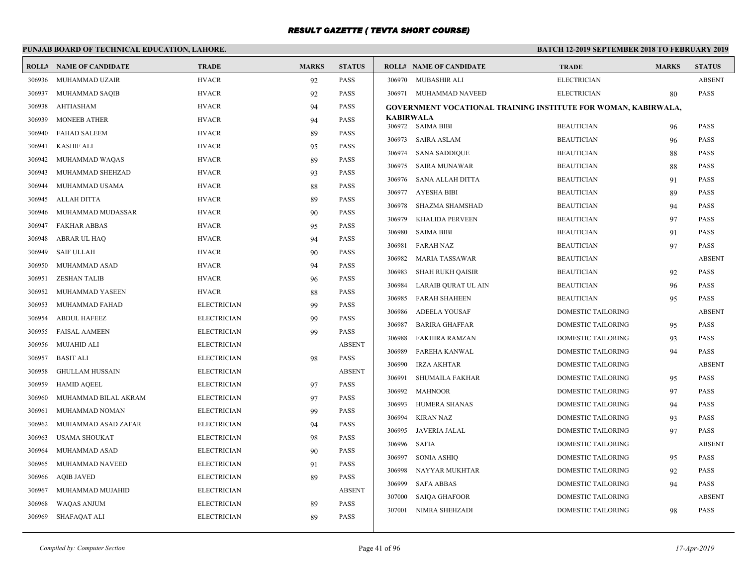# RESULT GAZETTE ( TEVTA SHORT COURSE)

**PUNJAB BOARD OF TECHNICAL EDUCATION, LAHORE.**

**BATCH 12-2019 SEPTEMBER 2018 TO FEBRUARY 2019**

| ROLL# | NAME OF CANDIDATE | TRADE | MARKS | STATUS |
|---|---|---|---|---|
| 306936 | MUHAMMAD UZAIR | HVACR | 92 | PASS |
| 306937 | MUHAMMAD SAQIB | HVACR | 92 | PASS |
| 306938 | AHTIASHAM | HVACR | 94 | PASS |
| 306939 | MONEEB ATHER | HVACR | 94 | PASS |
| 306940 | FAHAD SALEEM | HVACR | 89 | PASS |
| 306941 | KASHIF ALI | HVACR | 95 | PASS |
| 306942 | MUHAMMAD WAQAS | HVACR | 89 | PASS |
| 306943 | MUHAMMAD SHEHZAD | HVACR | 93 | PASS |
| 306944 | MUHAMMAD USAMA | HVACR | 88 | PASS |
| 306945 | ALLAH DITTA | HVACR | 89 | PASS |
| 306946 | MUHAMMAD MUDASSAR | HVACR | 90 | PASS |
| 306947 | FAKHAR ABBAS | HVACR | 95 | PASS |
| 306948 | ABRAR UL HAQ | HVACR | 94 | PASS |
| 306949 | SAIF ULLAH | HVACR | 90 | PASS |
| 306950 | MUHAMMAD ASAD | HVACR | 94 | PASS |
| 306951 | ZESHAN TALIB | HVACR | 96 | PASS |
| 306952 | MUHAMMAD YASEEN | HVACR | 88 | PASS |
| 306953 | MUHAMMAD FAHAD | ELECTRICIAN | 99 | PASS |
| 306954 | ABDUL HAFEEZ | ELECTRICIAN | 99 | PASS |
| 306955 | FAISAL AAMEEN | ELECTRICIAN | 99 | PASS |
| 306956 | MUJAHID ALI | ELECTRICIAN | | ABSENT |
| 306957 | BASIT ALI | ELECTRICIAN | 98 | PASS |
| 306958 | GHULLAM HUSSAIN | ELECTRICIAN | | ABSENT |
| 306959 | HAMID AQEEL | ELECTRICIAN | 97 | PASS |
| 306960 | MUHAMMAD BILAL AKRAM | ELECTRICIAN | 97 | PASS |
| 306961 | MUHAMMAD NOMAN | ELECTRICIAN | 99 | PASS |
| 306962 | MUHAMMAD ASAD ZAFAR | ELECTRICIAN | 94 | PASS |
| 306963 | USAMA SHOUKAT | ELECTRICIAN | 98 | PASS |
| 306964 | MUHAMMAD ASAD | ELECTRICIAN | 90 | PASS |
| 306965 | MUHAMMAD NAVEED | ELECTRICIAN | 91 | PASS |
| 306966 | AQIB JAVED | ELECTRICIAN | 89 | PASS |
| 306967 | MUHAMMAD MUJAHID | ELECTRICIAN | | ABSENT |
| 306968 | WAQAS ANJUM | ELECTRICIAN | 89 | PASS |
| 306969 | SHAFAQAT ALI | ELECTRICIAN | 89 | PASS |
| 306970 | MUBASHIR ALI | ELECTRICIAN | | ABSENT |
| 306971 | MUHAMMAD NAVEED | ELECTRICIAN | 80 | PASS |

**GOVERNMENT VOCATIONAL TRAINING INSTITUTE FOR WOMAN, KABIRWALA, KABIRWALA**

| ROLL# | NAME OF CANDIDATE | TRADE | MARKS | STATUS |
|---|---|---|---|---|
| 306972 | SAIMA BIBI | BEAUTICIAN | 96 | PASS |
| 306973 | SAIRA ASLAM | BEAUTICIAN | 96 | PASS |
| 306974 | SANA SADDIQUE | BEAUTICIAN | 88 | PASS |
| 306975 | SAIRA MUNAWAR | BEAUTICIAN | 88 | PASS |
| 306976 | SANA ALLAH DITTA | BEAUTICIAN | 91 | PASS |
| 306977 | AYESHA BIBI | BEAUTICIAN | 89 | PASS |
| 306978 | SHAZMA SHAMSHAD | BEAUTICIAN | 94 | PASS |
| 306979 | KHALIDA PERVEEN | BEAUTICIAN | 97 | PASS |
| 306980 | SAIMA BIBI | BEAUTICIAN | 91 | PASS |
| 306981 | FARAH NAZ | BEAUTICIAN | 97 | PASS |
| 306982 | MARIA TASSAWAR | BEAUTICIAN | | ABSENT |
| 306983 | SHAH RUKH QAISIR | BEAUTICIAN | 92 | PASS |
| 306984 | LARAIB QURAT UL AIN | BEAUTICIAN | 96 | PASS |
| 306985 | FARAH SHAHEEN | BEAUTICIAN | 95 | PASS |
| 306986 | ADEELA YOUSAF | DOMESTIC TAILORING | | ABSENT |
| 306987 | BARIRA GHAFFAR | DOMESTIC TAILORING | 95 | PASS |
| 306988 | FAKHIRA RAMZAN | DOMESTIC TAILORING | 93 | PASS |
| 306989 | FAREHA KANWAL | DOMESTIC TAILORING | 94 | PASS |
| 306990 | IRZA AKHTAR | DOMESTIC TAILORING | | ABSENT |
| 306991 | SHUMAILA FAKHAR | DOMESTIC TAILORING | 95 | PASS |
| 306992 | MAHNOOR | DOMESTIC TAILORING | 97 | PASS |
| 306993 | HUMERA SHANAS | DOMESTIC TAILORING | 94 | PASS |
| 306994 | KIRAN NAZ | DOMESTIC TAILORING | 93 | PASS |
| 306995 | JAVERIA JALAL | DOMESTIC TAILORING | 97 | PASS |
| 306996 | SAFIA | DOMESTIC TAILORING | | ABSENT |
| 306997 | SONIA ASHIQ | DOMESTIC TAILORING | 95 | PASS |
| 306998 | NAYYAR MUKHTAR | DOMESTIC TAILORING | 92 | PASS |
| 306999 | SAFA ABBAS | DOMESTIC TAILORING | 94 | PASS |
| 307000 | SAIQA GHAFOOR | DOMESTIC TAILORING | | ABSENT |
| 307001 | NIMRA SHEHZADI | DOMESTIC TAILORING | 98 | PASS |

*Compiled by: Computer Section* *17-Apr-2019*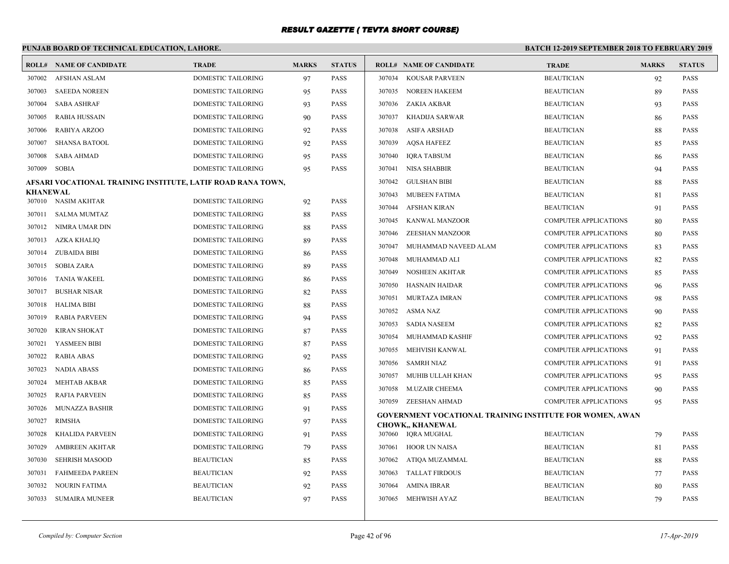# RESULT GAZETTE ( TEVTA SHORT COURSE)

**PUNJAB BOARD OF TECHNICAL EDUCATION, LAHORE.**

**BATCH 12-2019 SEPTEMBER 2018 TO FEBRUARY 2019**

| ROLL# | NAME OF CANDIDATE | TRADE | MARKS | STATUS |
|---|---|---|---|---|
| 307002 | AFSHAN ASLAM | DOMESTIC TAILORING | 97 | PASS |
| 307003 | SAEEDA NOREEN | DOMESTIC TAILORING | 95 | PASS |
| 307004 | SABA ASHRAF | DOMESTIC TAILORING | 93 | PASS |
| 307005 | RABIA HUSSAIN | DOMESTIC TAILORING | 90 | PASS |
| 307006 | RABIYA ARZOO | DOMESTIC TAILORING | 92 | PASS |
| 307007 | SHANSA BATOOL | DOMESTIC TAILORING | 92 | PASS |
| 307008 | SABA AHMAD | DOMESTIC TAILORING | 95 | PASS |
| 307009 | SOBIA | DOMESTIC TAILORING | 95 | PASS |

**AFSARI VOCATIONAL TRAINING INSTITUTE, LATIF ROAD RANA TOWN, KHANEWAL**

| ROLL# | NAME OF CANDIDATE | TRADE | MARKS | STATUS |
|---|---|---|---|---|
| 307010 | NASIM AKHTAR | DOMESTIC TAILORING | 92 | PASS |
| 307011 | SALMA MUMTAZ | DOMESTIC TAILORING | 88 | PASS |
| 307012 | NIMRA UMAR DIN | DOMESTIC TAILORING | 88 | PASS |
| 307013 | AZKA KHALIQ | DOMESTIC TAILORING | 89 | PASS |
| 307014 | ZUBAIDA BIBI | DOMESTIC TAILORING | 86 | PASS |
| 307015 | SOBIA ZARA | DOMESTIC TAILORING | 89 | PASS |
| 307016 | TANIA WAKEEL | DOMESTIC TAILORING | 86 | PASS |
| 307017 | BUSHAR NISAR | DOMESTIC TAILORING | 82 | PASS |
| 307018 | HALIMA BIBI | DOMESTIC TAILORING | 88 | PASS |
| 307019 | RABIA PARVEEN | DOMESTIC TAILORING | 94 | PASS |
| 307020 | KIRAN SHOKAT | DOMESTIC TAILORING | 87 | PASS |
| 307021 | YASMEEN BIBI | DOMESTIC TAILORING | 87 | PASS |
| 307022 | RABIA ABAS | DOMESTIC TAILORING | 92 | PASS |
| 307023 | NADIA ABASS | DOMESTIC TAILORING | 86 | PASS |
| 307024 | MEHTAB AKBAR | DOMESTIC TAILORING | 85 | PASS |
| 307025 | RAFIA PARVEEN | DOMESTIC TAILORING | 85 | PASS |
| 307026 | MUNAZZA BASHIR | DOMESTIC TAILORING | 91 | PASS |
| 307027 | RIMSHA | DOMESTIC TAILORING | 97 | PASS |
| 307028 | KHALIDA PARVEEN | DOMESTIC TAILORING | 91 | PASS |
| 307029 | AMBREEN AKHTAR | DOMESTIC TAILORING | 79 | PASS |
| 307030 | SEHRISH MASOOD | BEAUTICIAN | 85 | PASS |
| 307031 | FAHMEEDA PAREEN | BEAUTICIAN | 92 | PASS |
| 307032 | NOURIN FATIMA | BEAUTICIAN | 92 | PASS |
| 307033 | SUMAIRA MUNEER | BEAUTICIAN | 97 | PASS |
| 307034 | KOUSAR PARVEEN | BEAUTICIAN | 92 | PASS |
| 307035 | NOREEN HAKEEM | BEAUTICIAN | 89 | PASS |
| 307036 | ZAKIA AKBAR | BEAUTICIAN | 93 | PASS |
| 307037 | KHADIJA SARWAR | BEAUTICIAN | 86 | PASS |
| 307038 | ASIFA ARSHAD | BEAUTICIAN | 88 | PASS |
| 307039 | AQSA HAFEEZ | BEAUTICIAN | 85 | PASS |
| 307040 | IQRA TABSUM | BEAUTICIAN | 86 | PASS |
| 307041 | NISA SHABBIR | BEAUTICIAN | 94 | PASS |
| 307042 | GULSHAN BIBI | BEAUTICIAN | 88 | PASS |
| 307043 | MUBEEN FATIMA | BEAUTICIAN | 81 | PASS |
| 307044 | AFSHAN KIRAN | BEAUTICIAN | 91 | PASS |
| 307045 | KANWAL MANZOOR | COMPUTER APPLICATIONS | 80 | PASS |
| 307046 | ZEESHAN MANZOOR | COMPUTER APPLICATIONS | 80 | PASS |
| 307047 | MUHAMMAD NAVEED ALAM | COMPUTER APPLICATIONS | 83 | PASS |
| 307048 | MUHAMMAD ALI | COMPUTER APPLICATIONS | 82 | PASS |
| 307049 | NOSHEEN AKHTAR | COMPUTER APPLICATIONS | 85 | PASS |
| 307050 | HASNAIN HAIDAR | COMPUTER APPLICATIONS | 96 | PASS |
| 307051 | MURTAZA IMRAN | COMPUTER APPLICATIONS | 98 | PASS |
| 307052 | ASMA NAZ | COMPUTER APPLICATIONS | 90 | PASS |
| 307053 | SADIA NASEEM | COMPUTER APPLICATIONS | 82 | PASS |
| 307054 | MUHAMMAD KASHIF | COMPUTER APPLICATIONS | 92 | PASS |
| 307055 | MEHVISH KANWAL | COMPUTER APPLICATIONS | 91 | PASS |
| 307056 | SAMRH NIAZ | COMPUTER APPLICATIONS | 91 | PASS |
| 307057 | MUHIB ULLAH KHAN | COMPUTER APPLICATIONS | 95 | PASS |
| 307058 | M.UZAIR CHEEMA | COMPUTER APPLICATIONS | 90 | PASS |
| 307059 | ZEESHAN AHMAD | COMPUTER APPLICATIONS | 95 | PASS |

**GOVERNMENT VOCATIONAL TRAINING INSTITUTE FOR WOMEN, AWAN CHOWK,, KHANEWAL**

| ROLL# | NAME OF CANDIDATE | TRADE | MARKS | STATUS |
|---|---|---|---|---|
| 307060 | IQRA MUGHAL | BEAUTICIAN | 79 | PASS |
| 307061 | HOOR UN NAISA | BEAUTICIAN | 81 | PASS |
| 307062 | ATIQA MUZAMMAL | BEAUTICIAN | 88 | PASS |
| 307063 | TALLAT FIRDOUS | BEAUTICIAN | 77 | PASS |
| 307064 | AMINA IBRAR | BEAUTICIAN | 80 | PASS |
| 307065 | MEHWISH AYAZ | BEAUTICIAN | 79 | PASS |

*Compiled by: Computer Section* *17-Apr-2019*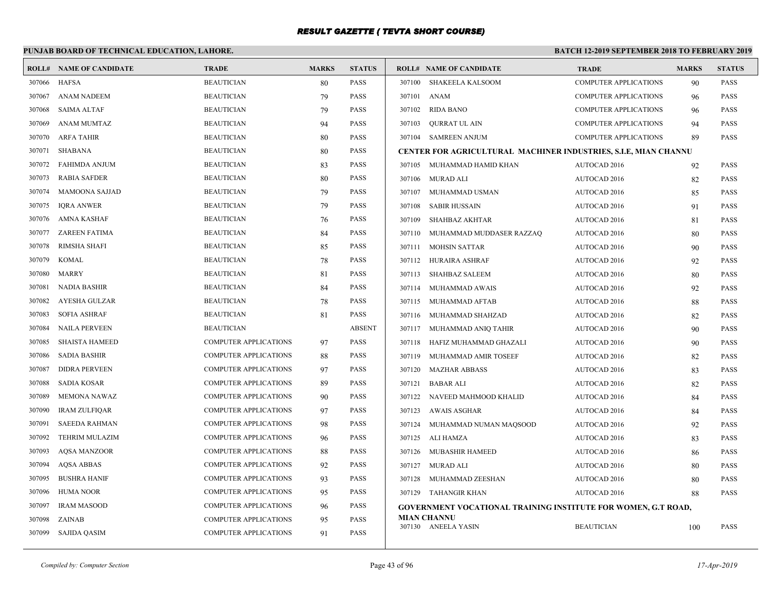# RESULT GAZETTE ( TEVTA SHORT COURSE)

**PUNJAB BOARD OF TECHNICAL EDUCATION, LAHORE.**

**BATCH 12-2019 SEPTEMBER 2018 TO FEBRUARY 2019**

| ROLL# | NAME OF CANDIDATE | TRADE | MARKS | STATUS |
|---|---|---|---|---|
| 307066 | HAFSA | BEAUTICIAN | 80 | PASS |
| 307067 | ANAM NADEEM | BEAUTICIAN | 79 | PASS |
| 307068 | SAIMA ALTAF | BEAUTICIAN | 79 | PASS |
| 307069 | ANAM MUMTAZ | BEAUTICIAN | 94 | PASS |
| 307070 | ARFA TAHIR | BEAUTICIAN | 80 | PASS |
| 307071 | SHABANA | BEAUTICIAN | 80 | PASS |
| 307072 | FAHIMDA ANJUM | BEAUTICIAN | 83 | PASS |
| 307073 | RABIA SAFDER | BEAUTICIAN | 80 | PASS |
| 307074 | MAMOONA SAJJAD | BEAUTICIAN | 79 | PASS |
| 307075 | IQRA ANWER | BEAUTICIAN | 79 | PASS |
| 307076 | AMNA KASHAF | BEAUTICIAN | 76 | PASS |
| 307077 | ZAREEN FATIMA | BEAUTICIAN | 84 | PASS |
| 307078 | RIMSHA SHAFI | BEAUTICIAN | 85 | PASS |
| 307079 | KOMAL | BEAUTICIAN | 78 | PASS |
| 307080 | MARRY | BEAUTICIAN | 81 | PASS |
| 307081 | NADIA BASHIR | BEAUTICIAN | 84 | PASS |
| 307082 | AYESHA GULZAR | BEAUTICIAN | 78 | PASS |
| 307083 | SOFIA ASHRAF | BEAUTICIAN | 81 | PASS |
| 307084 | NAILA PERVEEN | BEAUTICIAN | | ABSENT |
| 307085 | SHAISTA HAMEED | COMPUTER APPLICATIONS | 97 | PASS |
| 307086 | SADIA BASHIR | COMPUTER APPLICATIONS | 88 | PASS |
| 307087 | DIDRA PERVEEN | COMPUTER APPLICATIONS | 97 | PASS |
| 307088 | SADIA KOSAR | COMPUTER APPLICATIONS | 89 | PASS |
| 307089 | MEMONA NAWAZ | COMPUTER APPLICATIONS | 90 | PASS |
| 307090 | IRAM ZULFIQAR | COMPUTER APPLICATIONS | 97 | PASS |
| 307091 | SAEEDA RAHMAN | COMPUTER APPLICATIONS | 98 | PASS |
| 307092 | TEHRIM MULAZIM | COMPUTER APPLICATIONS | 96 | PASS |
| 307093 | AQSA MANZOOR | COMPUTER APPLICATIONS | 88 | PASS |
| 307094 | AQSA ABBAS | COMPUTER APPLICATIONS | 92 | PASS |
| 307095 | BUSHRA HANIF | COMPUTER APPLICATIONS | 93 | PASS |
| 307096 | HUMA NOOR | COMPUTER APPLICATIONS | 95 | PASS |
| 307097 | IRAM MASOOD | COMPUTER APPLICATIONS | 96 | PASS |
| 307098 | ZAINAB | COMPUTER APPLICATIONS | 95 | PASS |
| 307099 | SAJIDA QASIM | COMPUTER APPLICATIONS | 91 | PASS |
| 307100 | SHAKEELA KALSOOM | COMPUTER APPLICATIONS | 90 | PASS |
| 307101 | ANAM | COMPUTER APPLICATIONS | 96 | PASS |
| 307102 | RIDA BANO | COMPUTER APPLICATIONS | 96 | PASS |
| 307103 | QURRAT UL AIN | COMPUTER APPLICATIONS | 94 | PASS |
| 307104 | SAMREEN ANJUM | COMPUTER APPLICATIONS | 89 | PASS |

**CENTER FOR AGRICULTURAL MACHINER INDUSTRIES, S.I.E, MIAN CHANNU**

| ROLL# | NAME OF CANDIDATE | TRADE | MARKS | STATUS |
|---|---|---|---|---|
| 307105 | MUHAMMAD HAMID KHAN | AUTOCAD 2016 | 92 | PASS |
| 307106 | MURAD ALI | AUTOCAD 2016 | 82 | PASS |
| 307107 | MUHAMMAD USMAN | AUTOCAD 2016 | 85 | PASS |
| 307108 | SABIR HUSSAIN | AUTOCAD 2016 | 91 | PASS |
| 307109 | SHAHBAZ AKHTAR | AUTOCAD 2016 | 81 | PASS |
| 307110 | MUHAMMAD MUDDASER RAZZAQ | AUTOCAD 2016 | 80 | PASS |
| 307111 | MOHSIN SATTAR | AUTOCAD 2016 | 90 | PASS |
| 307112 | HURAIRA ASHRAF | AUTOCAD 2016 | 92 | PASS |
| 307113 | SHAHBAZ SALEEM | AUTOCAD 2016 | 80 | PASS |
| 307114 | MUHAMMAD AWAIS | AUTOCAD 2016 | 92 | PASS |
| 307115 | MUHAMMAD AFTAB | AUTOCAD 2016 | 88 | PASS |
| 307116 | MUHAMMAD SHAHZAD | AUTOCAD 2016 | 82 | PASS |
| 307117 | MUHAMMAD ANIQ TAHIR | AUTOCAD 2016 | 90 | PASS |
| 307118 | HAFIZ MUHAMMAD GHAZALI | AUTOCAD 2016 | 90 | PASS |
| 307119 | MUHAMMAD AMIR TOSEEF | AUTOCAD 2016 | 82 | PASS |
| 307120 | MAZHAR ABBASS | AUTOCAD 2016 | 83 | PASS |
| 307121 | BABAR ALI | AUTOCAD 2016 | 82 | PASS |
| 307122 | NAVEED MAHMOOD KHALID | AUTOCAD 2016 | 84 | PASS |
| 307123 | AWAIS ASGHAR | AUTOCAD 2016 | 84 | PASS |
| 307124 | MUHAMMAD NUMAN MAQSOOD | AUTOCAD 2016 | 92 | PASS |
| 307125 | ALI HAMZA | AUTOCAD 2016 | 83 | PASS |
| 307126 | MUBASHIR HAMEED | AUTOCAD 2016 | 86 | PASS |
| 307127 | MURAD ALI | AUTOCAD 2016 | 80 | PASS |
| 307128 | MUHAMMAD ZEESHAN | AUTOCAD 2016 | 80 | PASS |
| 307129 | TAHANGIR KHAN | AUTOCAD 2016 | 88 | PASS |

**GOVERNMENT VOCATIONAL TRAINING INSTITUTE FOR WOMEN, G.T ROAD, MIAN CHANNU**

| ROLL# | NAME OF CANDIDATE | TRADE | MARKS | STATUS |
|---|---|---|---|---|
| 307130 | ANEELA YASIN | BEAUTICIAN | 100 | PASS |

*Compiled by: Computer Section*

*17-Apr-2019*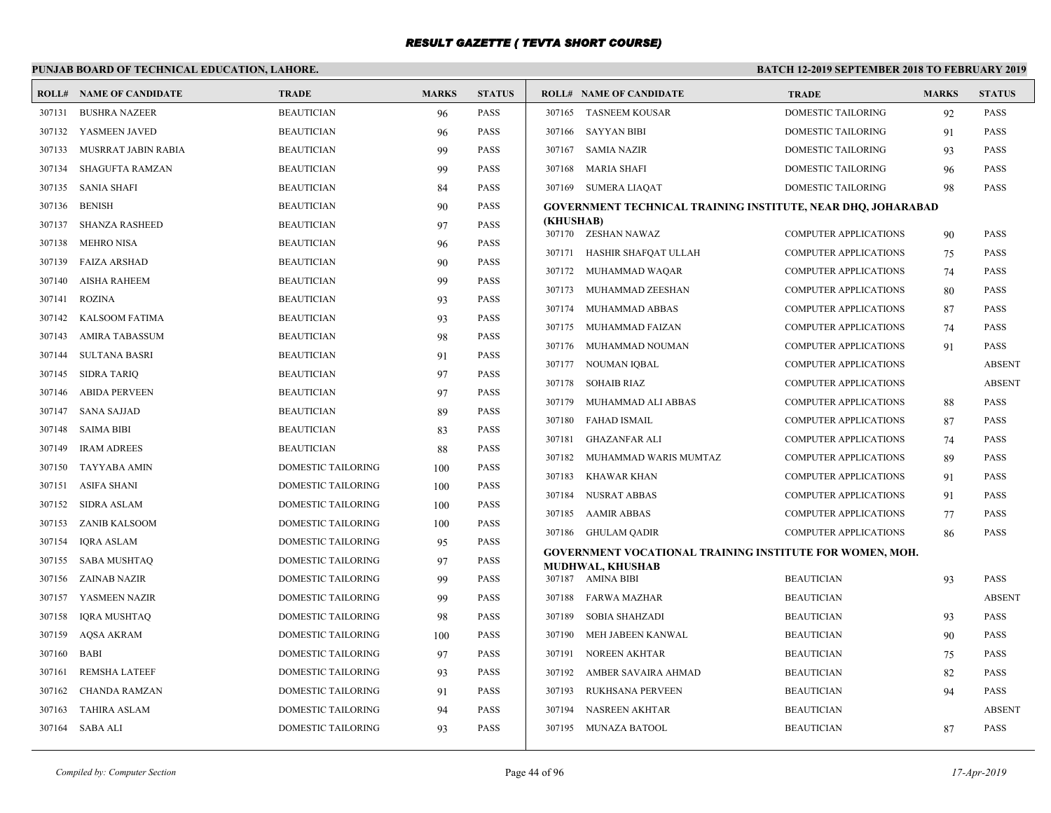# RESULT GAZETTE ( TEVTA SHORT COURSE)

**PUNJAB BOARD OF TECHNICAL EDUCATION, LAHORE.**

**BATCH 12-2019 SEPTEMBER 2018 TO FEBRUARY 2019**

| ROLL# | NAME OF CANDIDATE | TRADE | MARKS | STATUS |
|---|---|---|---|---|
| 307131 | BUSHRA NAZEER | BEAUTICIAN | 96 | PASS |
| 307132 | YASMEEN JAVED | BEAUTICIAN | 96 | PASS |
| 307133 | MUSRRAT JABIN RABIA | BEAUTICIAN | 99 | PASS |
| 307134 | SHAGUFTA RAMZAN | BEAUTICIAN | 99 | PASS |
| 307135 | SANIA SHAFI | BEAUTICIAN | 84 | PASS |
| 307136 | BENISH | BEAUTICIAN | 90 | PASS |
| 307137 | SHANZA RASHEED | BEAUTICIAN | 97 | PASS |
| 307138 | MEHRO NISA | BEAUTICIAN | 96 | PASS |
| 307139 | FAIZA ARSHAD | BEAUTICIAN | 90 | PASS |
| 307140 | AISHA RAHEEM | BEAUTICIAN | 99 | PASS |
| 307141 | ROZINA | BEAUTICIAN | 93 | PASS |
| 307142 | KALSOOM FATIMA | BEAUTICIAN | 93 | PASS |
| 307143 | AMIRA TABASSUM | BEAUTICIAN | 98 | PASS |
| 307144 | SULTANA BASRI | BEAUTICIAN | 91 | PASS |
| 307145 | SIDRA TARIQ | BEAUTICIAN | 97 | PASS |
| 307146 | ABIDA PERVEEN | BEAUTICIAN | 97 | PASS |
| 307147 | SANA SAJJAD | BEAUTICIAN | 89 | PASS |
| 307148 | SAIMA BIBI | BEAUTICIAN | 83 | PASS |
| 307149 | IRAM ADREES | BEAUTICIAN | 88 | PASS |
| 307150 | TAYYABA AMIN | DOMESTIC TAILORING | 100 | PASS |
| 307151 | ASIFA SHANI | DOMESTIC TAILORING | 100 | PASS |
| 307152 | SIDRA ASLAM | DOMESTIC TAILORING | 100 | PASS |
| 307153 | ZANIB KALSOOM | DOMESTIC TAILORING | 100 | PASS |
| 307154 | IQRA ASLAM | DOMESTIC TAILORING | 95 | PASS |
| 307155 | SABA MUSHTAQ | DOMESTIC TAILORING | 97 | PASS |
| 307156 | ZAINAB NAZIR | DOMESTIC TAILORING | 99 | PASS |
| 307157 | YASMEEN NAZIR | DOMESTIC TAILORING | 99 | PASS |
| 307158 | IQRA MUSHTAQ | DOMESTIC TAILORING | 98 | PASS |
| 307159 | AQSA AKRAM | DOMESTIC TAILORING | 100 | PASS |
| 307160 | BABI | DOMESTIC TAILORING | 97 | PASS |
| 307161 | REMSHA LATEEF | DOMESTIC TAILORING | 93 | PASS |
| 307162 | CHANDA RAMZAN | DOMESTIC TAILORING | 91 | PASS |
| 307163 | TAHIRA ASLAM | DOMESTIC TAILORING | 94 | PASS |
| 307164 | SABA ALI | DOMESTIC TAILORING | 93 | PASS |
| 307165 | TASNEEM KOUSAR | DOMESTIC TAILORING | 92 | PASS |
| 307166 | SAYYAN BIBI | DOMESTIC TAILORING | 91 | PASS |
| 307167 | SAMIA NAZIR | DOMESTIC TAILORING | 93 | PASS |
| 307168 | MARIA SHAFI | DOMESTIC TAILORING | 96 | PASS |
| 307169 | SUMERA LIAQAT | DOMESTIC TAILORING | 98 | PASS |

**GOVERNMENT TECHNICAL TRAINING INSTITUTE, NEAR DHQ, JOHARABAD (KHUSHAB)**

| ROLL# | NAME OF CANDIDATE | TRADE | MARKS | STATUS |
|---|---|---|---|---|
| 307170 | ZESHAN NAWAZ | COMPUTER APPLICATIONS | 90 | PASS |
| 307171 | HASHIR SHAFQAT ULLAH | COMPUTER APPLICATIONS | 75 | PASS |
| 307172 | MUHAMMAD WAQAR | COMPUTER APPLICATIONS | 74 | PASS |
| 307173 | MUHAMMAD ZEESHAN | COMPUTER APPLICATIONS | 80 | PASS |
| 307174 | MUHAMMAD ABBAS | COMPUTER APPLICATIONS | 87 | PASS |
| 307175 | MUHAMMAD FAIZAN | COMPUTER APPLICATIONS | 74 | PASS |
| 307176 | MUHAMMAD NOUMAN | COMPUTER APPLICATIONS | 91 | PASS |
| 307177 | NOUMAN IQBAL | COMPUTER APPLICATIONS | | ABSENT |
| 307178 | SOHAIB RIAZ | COMPUTER APPLICATIONS | | ABSENT |
| 307179 | MUHAMMAD ALI ABBAS | COMPUTER APPLICATIONS | 88 | PASS |
| 307180 | FAHAD ISMAIL | COMPUTER APPLICATIONS | 87 | PASS |
| 307181 | GHAZANFAR ALI | COMPUTER APPLICATIONS | 74 | PASS |
| 307182 | MUHAMMAD WARIS MUMTAZ | COMPUTER APPLICATIONS | 89 | PASS |
| 307183 | KHAWAR KHAN | COMPUTER APPLICATIONS | 91 | PASS |
| 307184 | NUSRAT ABBAS | COMPUTER APPLICATIONS | 91 | PASS |
| 307185 | AAMIR ABBAS | COMPUTER APPLICATIONS | 77 | PASS |
| 307186 | GHULAM QADIR | COMPUTER APPLICATIONS | 86 | PASS |

**GOVERNMENT VOCATIONAL TRAINING INSTITUTE FOR WOMEN, MOH. MUDHWAL, KHUSHAB**

| ROLL# | NAME OF CANDIDATE | TRADE | MARKS | STATUS |
|---|---|---|---|---|
| 307187 | AMINA BIBI | BEAUTICIAN | 93 | PASS |
| 307188 | FARWA MAZHAR | BEAUTICIAN | | ABSENT |
| 307189 | SOBIA SHAHZADI | BEAUTICIAN | 93 | PASS |
| 307190 | MEH JABEEN KANWAL | BEAUTICIAN | 90 | PASS |
| 307191 | NOREEN AKHTAR | BEAUTICIAN | 75 | PASS |
| 307192 | AMBER SAVAIRA AHMAD | BEAUTICIAN | 82 | PASS |
| 307193 | RUKHSANA PERVEEN | BEAUTICIAN | 94 | PASS |
| 307194 | NASREEN AKHTAR | BEAUTICIAN | | ABSENT |
| 307195 | MUNAZA BATOOL | BEAUTICIAN | 87 | PASS |

*Compiled by: Computer Section* *17-Apr-2019*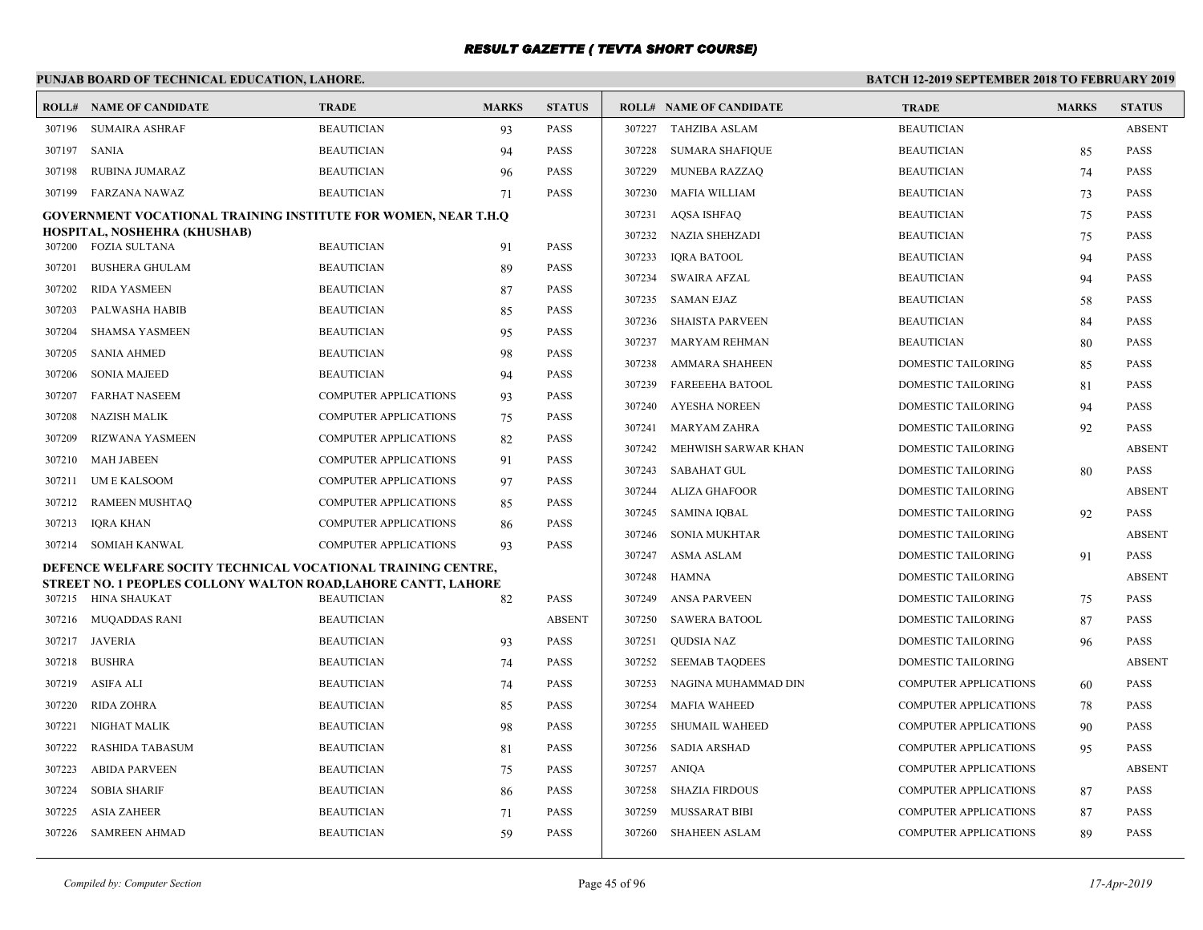# RESULT GAZETTE ( TEVTA SHORT COURSE)

**PUNJAB BOARD OF TECHNICAL EDUCATION, LAHORE.**

**BATCH 12-2019 SEPTEMBER 2018 TO FEBRUARY 2019**

| ROLL# | NAME OF CANDIDATE | TRADE | MARKS | STATUS |
|---|---|---|---|---|
| 307196 | SUMAIRA ASHRAF | BEAUTICIAN | 93 | PASS |
| 307197 | SANIA | BEAUTICIAN | 94 | PASS |
| 307198 | RUBINA JUMARAZ | BEAUTICIAN | 96 | PASS |
| 307199 | FARZANA NAWAZ | BEAUTICIAN | 71 | PASS |

**GOVERNMENT VOCATIONAL TRAINING INSTITUTE FOR WOMEN, NEAR T.H.Q HOSPITAL, NOSHEHRA (KHUSHAB)**

| ROLL# | NAME OF CANDIDATE | TRADE | MARKS | STATUS |
|---|---|---|---|---|
| 307200 | FOZIA SULTANA | BEAUTICIAN | 91 | PASS |
| 307201 | BUSHERA GHULAM | BEAUTICIAN | 89 | PASS |
| 307202 | RIDA YASMEEN | BEAUTICIAN | 87 | PASS |
| 307203 | PALWASHA HABIB | BEAUTICIAN | 85 | PASS |
| 307204 | SHAMSA YASMEEN | BEAUTICIAN | 95 | PASS |
| 307205 | SANIA AHMED | BEAUTICIAN | 98 | PASS |
| 307206 | SONIA MAJEED | BEAUTICIAN | 94 | PASS |
| 307207 | FARHAT NASEEM | COMPUTER APPLICATIONS | 93 | PASS |
| 307208 | NAZISH MALIK | COMPUTER APPLICATIONS | 75 | PASS |
| 307209 | RIZWANA YASMEEN | COMPUTER APPLICATIONS | 82 | PASS |
| 307210 | MAH JABEEN | COMPUTER APPLICATIONS | 91 | PASS |
| 307211 | UM E KALSOOM | COMPUTER APPLICATIONS | 97 | PASS |
| 307212 | RAMEEN MUSHTAQ | COMPUTER APPLICATIONS | 85 | PASS |
| 307213 | IQRA KHAN | COMPUTER APPLICATIONS | 86 | PASS |
| 307214 | SOMIAH KANWAL | COMPUTER APPLICATIONS | 93 | PASS |

**DEFENCE WELFARE SOCITY TECHNICAL VOCATIONAL TRAINING CENTRE, STREET NO. 1 PEOPLES COLLONY WALTON ROAD,LAHORE CANTT, LAHORE**

| ROLL# | NAME OF CANDIDATE | TRADE | MARKS | STATUS |
|---|---|---|---|---|
| 307215 | HINA SHAUKAT | BEAUTICIAN | 82 | PASS |
| 307216 | MUQADDAS RANI | BEAUTICIAN | | ABSENT |
| 307217 | JAVERIA | BEAUTICIAN | 93 | PASS |
| 307218 | BUSHRA | BEAUTICIAN | 74 | PASS |
| 307219 | ASIFA ALI | BEAUTICIAN | 74 | PASS |
| 307220 | RIDA ZOHRA | BEAUTICIAN | 85 | PASS |
| 307221 | NIGHAT MALIK | BEAUTICIAN | 98 | PASS |
| 307222 | RASHIDA TABASUM | BEAUTICIAN | 81 | PASS |
| 307223 | ABIDA PARVEEN | BEAUTICIAN | 75 | PASS |
| 307224 | SOBIA SHARIF | BEAUTICIAN | 86 | PASS |
| 307225 | ASIA ZAHEER | BEAUTICIAN | 71 | PASS |
| 307226 | SAMREEN AHMAD | BEAUTICIAN | 59 | PASS |
| 307227 | TAHZIBA ASLAM | BEAUTICIAN | | ABSENT |
| 307228 | SUMARA SHAFIQUE | BEAUTICIAN | 85 | PASS |
| 307229 | MUNEBA RAZZAQ | BEAUTICIAN | 74 | PASS |
| 307230 | MAFIA WILLIAM | BEAUTICIAN | 73 | PASS |
| 307231 | AQSA ISHFAQ | BEAUTICIAN | 75 | PASS |
| 307232 | NAZIA SHEHZADI | BEAUTICIAN | 75 | PASS |
| 307233 | IQRA BATOOL | BEAUTICIAN | 94 | PASS |
| 307234 | SWAIRA AFZAL | BEAUTICIAN | 94 | PASS |
| 307235 | SAMAN EJAZ | BEAUTICIAN | 58 | PASS |
| 307236 | SHAISTA PARVEEN | BEAUTICIAN | 84 | PASS |
| 307237 | MARYAM REHMAN | BEAUTICIAN | 80 | PASS |
| 307238 | AMMARA SHAHEEN | DOMESTIC TAILORING | 85 | PASS |
| 307239 | FAREEEHA BATOOL | DOMESTIC TAILORING | 81 | PASS |
| 307240 | AYESHA NOREEN | DOMESTIC TAILORING | 94 | PASS |
| 307241 | MARYAM ZAHRA | DOMESTIC TAILORING | 92 | PASS |
| 307242 | MEHWISH SARWAR KHAN | DOMESTIC TAILORING | | ABSENT |
| 307243 | SABAHAT GUL | DOMESTIC TAILORING | 80 | PASS |
| 307244 | ALIZA GHAFOOR | DOMESTIC TAILORING | | ABSENT |
| 307245 | SAMINA IQBAL | DOMESTIC TAILORING | 92 | PASS |
| 307246 | SONIA MUKHTAR | DOMESTIC TAILORING | | ABSENT |
| 307247 | ASMA ASLAM | DOMESTIC TAILORING | 91 | PASS |
| 307248 | HAMNA | DOMESTIC TAILORING | | ABSENT |
| 307249 | ANSA PARVEEN | DOMESTIC TAILORING | 75 | PASS |
| 307250 | SAWERA BATOOL | DOMESTIC TAILORING | 87 | PASS |
| 307251 | QUDSIA NAZ | DOMESTIC TAILORING | 96 | PASS |
| 307252 | SEEMAB TAQDEES | DOMESTIC TAILORING | | ABSENT |
| 307253 | NAGINA MUHAMMAD DIN | COMPUTER APPLICATIONS | 60 | PASS |
| 307254 | MAFIA WAHEED | COMPUTER APPLICATIONS | 78 | PASS |
| 307255 | SHUMAIL WAHEED | COMPUTER APPLICATIONS | 90 | PASS |
| 307256 | SADIA ARSHAD | COMPUTER APPLICATIONS | 95 | PASS |
| 307257 | ANIQA | COMPUTER APPLICATIONS | | ABSENT |
| 307258 | SHAZIA FIRDOUS | COMPUTER APPLICATIONS | 87 | PASS |
| 307259 | MUSSARAT BIBI | COMPUTER APPLICATIONS | 87 | PASS |
| 307260 | SHAHEEN ASLAM | COMPUTER APPLICATIONS | 89 | PASS |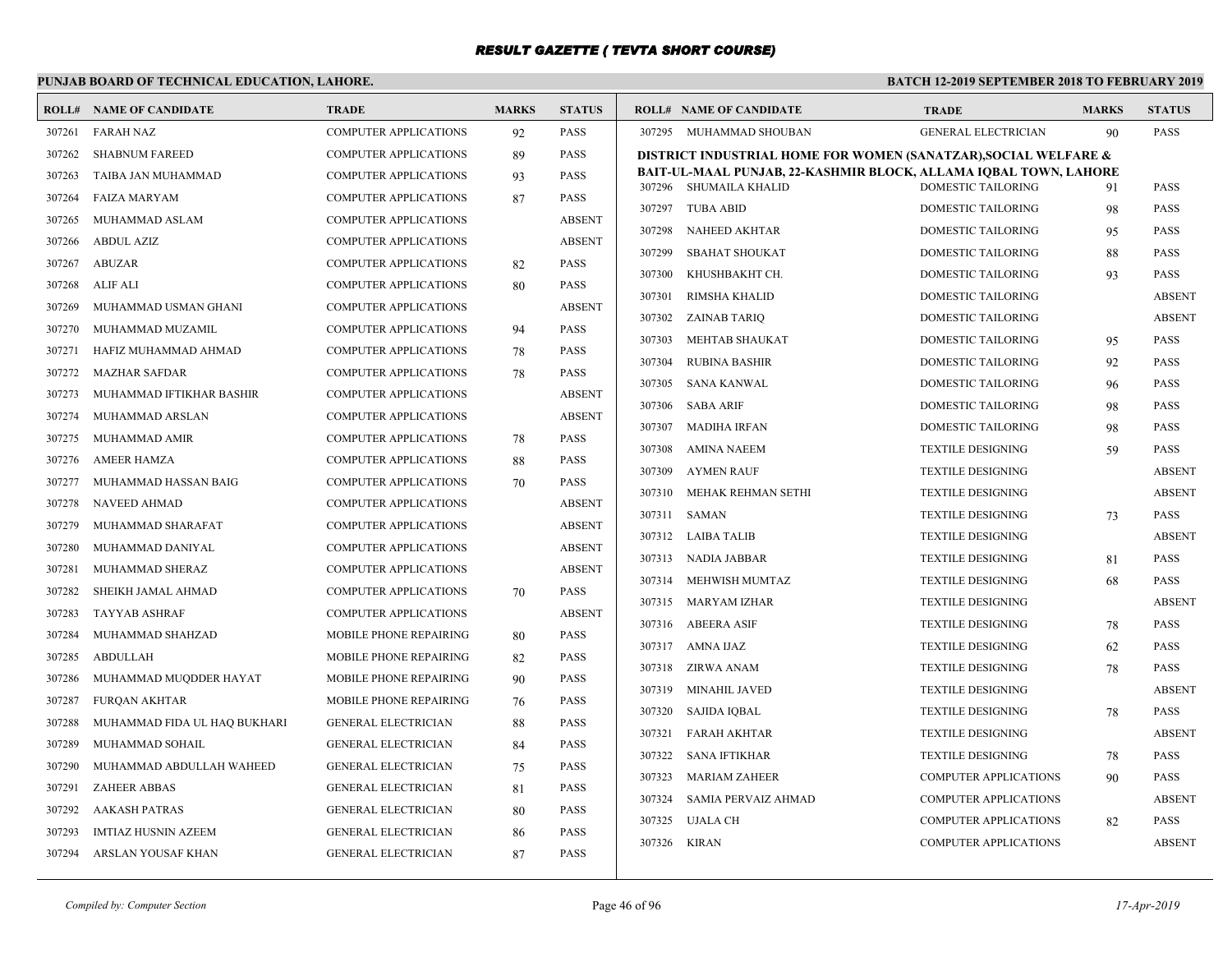# RESULT GAZETTE ( TEVTA SHORT COURSE)

**PUNJAB BOARD OF TECHNICAL EDUCATION, LAHORE.**

**BATCH 12-2019 SEPTEMBER 2018 TO FEBRUARY 2019**

| ROLL# | NAME OF CANDIDATE | TRADE | MARKS | STATUS |
|---|---|---|---|---|
| 307261 | FARAH NAZ | COMPUTER APPLICATIONS | 92 | PASS |
| 307262 | SHABNUM FAREED | COMPUTER APPLICATIONS | 89 | PASS |
| 307263 | TAIBA JAN MUHAMMAD | COMPUTER APPLICATIONS | 93 | PASS |
| 307264 | FAIZA MARYAM | COMPUTER APPLICATIONS | 87 | PASS |
| 307265 | MUHAMMAD ASLAM | COMPUTER APPLICATIONS | | ABSENT |
| 307266 | ABDUL AZIZ | COMPUTER APPLICATIONS | | ABSENT |
| 307267 | ABUZAR | COMPUTER APPLICATIONS | 82 | PASS |
| 307268 | ALIF ALI | COMPUTER APPLICATIONS | 80 | PASS |
| 307269 | MUHAMMAD USMAN GHANI | COMPUTER APPLICATIONS | | ABSENT |
| 307270 | MUHAMMAD MUZAMIL | COMPUTER APPLICATIONS | 94 | PASS |
| 307271 | HAFIZ MUHAMMAD AHMAD | COMPUTER APPLICATIONS | 78 | PASS |
| 307272 | MAZHAR SAFDAR | COMPUTER APPLICATIONS | 78 | PASS |
| 307273 | MUHAMMAD IFTIKHAR BASHIR | COMPUTER APPLICATIONS | | ABSENT |
| 307274 | MUHAMMAD ARSLAN | COMPUTER APPLICATIONS | | ABSENT |
| 307275 | MUHAMMAD AMIR | COMPUTER APPLICATIONS | 78 | PASS |
| 307276 | AMEER HAMZA | COMPUTER APPLICATIONS | 88 | PASS |
| 307277 | MUHAMMAD HASSAN BAIG | COMPUTER APPLICATIONS | 70 | PASS |
| 307278 | NAVEED AHMAD | COMPUTER APPLICATIONS | | ABSENT |
| 307279 | MUHAMMAD SHARAFAT | COMPUTER APPLICATIONS | | ABSENT |
| 307280 | MUHAMMAD DANIYAL | COMPUTER APPLICATIONS | | ABSENT |
| 307281 | MUHAMMAD SHERAZ | COMPUTER APPLICATIONS | | ABSENT |
| 307282 | SHEIKH JAMAL AHMAD | COMPUTER APPLICATIONS | 70 | PASS |
| 307283 | TAYYAB ASHRAF | COMPUTER APPLICATIONS | | ABSENT |
| 307284 | MUHAMMAD SHAHZAD | MOBILE PHONE REPAIRING | 80 | PASS |
| 307285 | ABDULLAH | MOBILE PHONE REPAIRING | 82 | PASS |
| 307286 | MUHAMMAD MUQDDER HAYAT | MOBILE PHONE REPAIRING | 90 | PASS |
| 307287 | FURQAN AKHTAR | MOBILE PHONE REPAIRING | 76 | PASS |
| 307288 | MUHAMMAD FIDA UL HAQ BUKHARI | GENERAL ELECTRICIAN | 88 | PASS |
| 307289 | MUHAMMAD SOHAIL | GENERAL ELECTRICIAN | 84 | PASS |
| 307290 | MUHAMMAD ABDULLAH WAHEED | GENERAL ELECTRICIAN | 75 | PASS |
| 307291 | ZAHEER ABBAS | GENERAL ELECTRICIAN | 81 | PASS |
| 307292 | AAKASH PATRAS | GENERAL ELECTRICIAN | 80 | PASS |
| 307293 | IMTIAZ HUSNIN AZEEM | GENERAL ELECTRICIAN | 86 | PASS |
| 307294 | ARSLAN YOUSAF KHAN | GENERAL ELECTRICIAN | 87 | PASS |
| 307295 | MUHAMMAD SHOUBAN | GENERAL ELECTRICIAN | 90 | PASS |

**DISTRICT INDUSTRIAL HOME FOR WOMEN (SANATZAR),SOCIAL WELFARE & BAIT-UL-MAAL PUNJAB, 22-KASHMIR BLOCK, ALLAMA IQBAL TOWN, LAHORE**

| ROLL# | NAME OF CANDIDATE | TRADE | MARKS | STATUS |
|---|---|---|---|---|
| 307296 | SHUMAILA KHALID | DOMESTIC TAILORING | 91 | PASS |
| 307297 | TUBA ABID | DOMESTIC TAILORING | 98 | PASS |
| 307298 | NAHEED AKHTAR | DOMESTIC TAILORING | 95 | PASS |
| 307299 | SBAHAT SHOUKAT | DOMESTIC TAILORING | 88 | PASS |
| 307300 | KHUSHBAKHT CH. | DOMESTIC TAILORING | 93 | PASS |
| 307301 | RIMSHA KHALID | DOMESTIC TAILORING | | ABSENT |
| 307302 | ZAINAB TARIQ | DOMESTIC TAILORING | | ABSENT |
| 307303 | MEHTAB SHAUKAT | DOMESTIC TAILORING | 95 | PASS |
| 307304 | RUBINA BASHIR | DOMESTIC TAILORING | 92 | PASS |
| 307305 | SANA KANWAL | DOMESTIC TAILORING | 96 | PASS |
| 307306 | SABA ARIF | DOMESTIC TAILORING | 98 | PASS |
| 307307 | MADIHA IRFAN | DOMESTIC TAILORING | 98 | PASS |
| 307308 | AMINA NAEEM | TEXTILE DESIGNING | 59 | PASS |
| 307309 | AYMEN RAUF | TEXTILE DESIGNING | | ABSENT |
| 307310 | MEHAK REHMAN SETHI | TEXTILE DESIGNING | | ABSENT |
| 307311 | SAMAN | TEXTILE DESIGNING | 73 | PASS |
| 307312 | LAIBA TALIB | TEXTILE DESIGNING | | ABSENT |
| 307313 | NADIA JABBAR | TEXTILE DESIGNING | 81 | PASS |
| 307314 | MEHWISH MUMTAZ | TEXTILE DESIGNING | 68 | PASS |
| 307315 | MARYAM IZHAR | TEXTILE DESIGNING | | ABSENT |
| 307316 | ABEERA ASIF | TEXTILE DESIGNING | 78 | PASS |
| 307317 | AMNA IJAZ | TEXTILE DESIGNING | 62 | PASS |
| 307318 | ZIRWA ANAM | TEXTILE DESIGNING | 78 | PASS |
| 307319 | MINAHIL JAVED | TEXTILE DESIGNING | | ABSENT |
| 307320 | SAJIDA IQBAL | TEXTILE DESIGNING | 78 | PASS |
| 307321 | FARAH AKHTAR | TEXTILE DESIGNING | | ABSENT |
| 307322 | SANA IFTIKHAR | TEXTILE DESIGNING | 78 | PASS |
| 307323 | MARIAM ZAHEER | COMPUTER APPLICATIONS | 90 | PASS |
| 307324 | SAMIA PERVAIZ AHMAD | COMPUTER APPLICATIONS | | ABSENT |
| 307325 | UJALA CH | COMPUTER APPLICATIONS | 82 | PASS |
| 307326 | KIRAN | COMPUTER APPLICATIONS | | ABSENT |

*Compiled by: Computer Section* — *17-Apr-2019*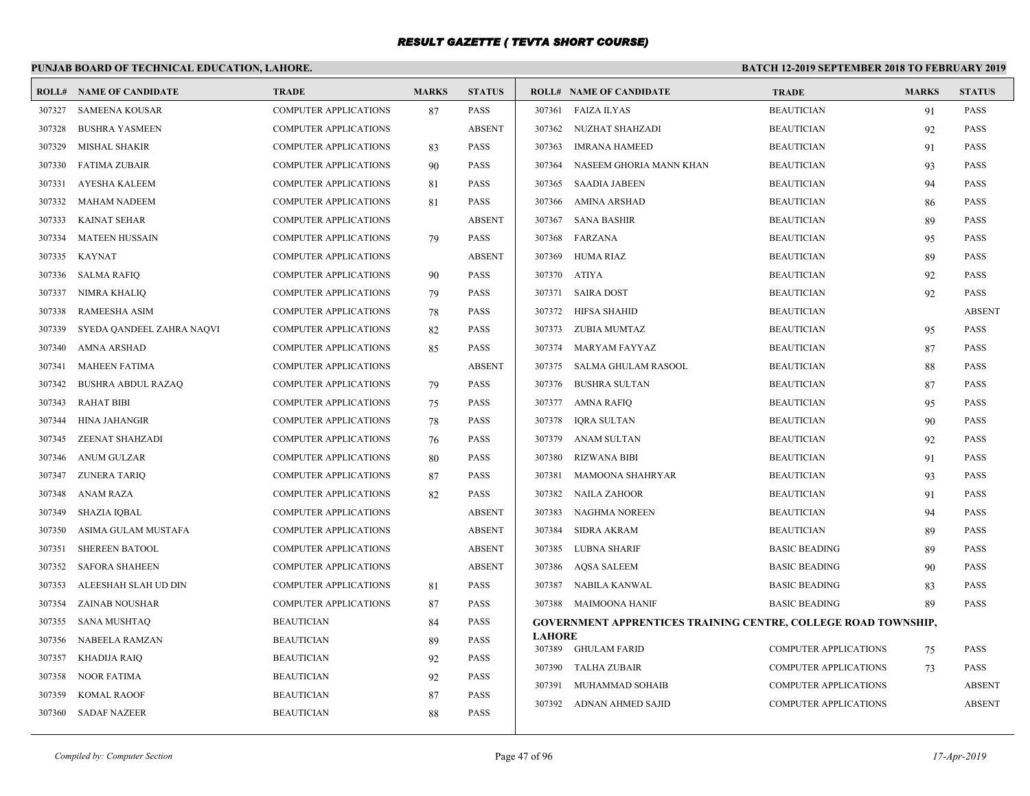# RESULT GAZETTE ( TEVTA SHORT COURSE)

**PUNJAB BOARD OF TECHNICAL EDUCATION, LAHORE.** **BATCH 12-2019 SEPTEMBER 2018 TO FEBRUARY 2019**

| ROLL# | NAME OF CANDIDATE | TRADE | MARKS | STATUS |
|---|---|---|---|---|
| 307327 | SAMEENA KOUSAR | COMPUTER APPLICATIONS | 87 | PASS |
| 307328 | BUSHRA YASMEEN | COMPUTER APPLICATIONS | | ABSENT |
| 307329 | MISHAL SHAKIR | COMPUTER APPLICATIONS | 83 | PASS |
| 307330 | FATIMA ZUBAIR | COMPUTER APPLICATIONS | 90 | PASS |
| 307331 | AYESHA KALEEM | COMPUTER APPLICATIONS | 81 | PASS |
| 307332 | MAHAM NADEEM | COMPUTER APPLICATIONS | 81 | PASS |
| 307333 | KAINAT SEHAR | COMPUTER APPLICATIONS | | ABSENT |
| 307334 | MATEEN HUSSAIN | COMPUTER APPLICATIONS | 79 | PASS |
| 307335 | KAYNAT | COMPUTER APPLICATIONS | | ABSENT |
| 307336 | SALMA RAFIQ | COMPUTER APPLICATIONS | 90 | PASS |
| 307337 | NIMRA KHALIQ | COMPUTER APPLICATIONS | 79 | PASS |
| 307338 | RAMEESHA ASIM | COMPUTER APPLICATIONS | 78 | PASS |
| 307339 | SYEDA QANDEEL ZAHRA NAQVI | COMPUTER APPLICATIONS | 82 | PASS |
| 307340 | AMNA ARSHAD | COMPUTER APPLICATIONS | 85 | PASS |
| 307341 | MAHEEN FATIMA | COMPUTER APPLICATIONS | | ABSENT |
| 307342 | BUSHRA ABDUL RAZAQ | COMPUTER APPLICATIONS | 79 | PASS |
| 307343 | RAHAT BIBI | COMPUTER APPLICATIONS | 75 | PASS |
| 307344 | HINA JAHANGIR | COMPUTER APPLICATIONS | 78 | PASS |
| 307345 | ZEENAT SHAHZADI | COMPUTER APPLICATIONS | 76 | PASS |
| 307346 | ANUM GULZAR | COMPUTER APPLICATIONS | 80 | PASS |
| 307347 | ZUNERA TARIQ | COMPUTER APPLICATIONS | 87 | PASS |
| 307348 | ANAM RAZA | COMPUTER APPLICATIONS | 82 | PASS |
| 307349 | SHAZIA IQBAL | COMPUTER APPLICATIONS | | ABSENT |
| 307350 | ASIMA GULAM MUSTAFA | COMPUTER APPLICATIONS | | ABSENT |
| 307351 | SHEREEN BATOOL | COMPUTER APPLICATIONS | | ABSENT |
| 307352 | SAFORA SHAHEEN | COMPUTER APPLICATIONS | | ABSENT |
| 307353 | ALEESHAH SLAH UD DIN | COMPUTER APPLICATIONS | 81 | PASS |
| 307354 | ZAINAB NOUSHAR | COMPUTER APPLICATIONS | 87 | PASS |
| 307355 | SANA MUSHTAQ | BEAUTICIAN | 84 | PASS |
| 307356 | NABEELA RAMZAN | BEAUTICIAN | 89 | PASS |
| 307357 | KHADIJA RAIQ | BEAUTICIAN | 92 | PASS |
| 307358 | NOOR FATIMA | BEAUTICIAN | 92 | PASS |
| 307359 | KOMAL RAOOF | BEAUTICIAN | 87 | PASS |
| 307360 | SADAF NAZEER | BEAUTICIAN | 88 | PASS |
| 307361 | FAIZA ILYAS | BEAUTICIAN | 91 | PASS |
| 307362 | NUZHAT SHAHZADI | BEAUTICIAN | 92 | PASS |
| 307363 | IMRANA HAMEED | BEAUTICIAN | 91 | PASS |
| 307364 | NASEEM GHORIA MANN KHAN | BEAUTICIAN | 93 | PASS |
| 307365 | SAADIA JABEEN | BEAUTICIAN | 94 | PASS |
| 307366 | AMINA ARSHAD | BEAUTICIAN | 86 | PASS |
| 307367 | SANA BASHIR | BEAUTICIAN | 89 | PASS |
| 307368 | FARZANA | BEAUTICIAN | 95 | PASS |
| 307369 | HUMA RIAZ | BEAUTICIAN | 89 | PASS |
| 307370 | ATIYA | BEAUTICIAN | 92 | PASS |
| 307371 | SAIRA DOST | BEAUTICIAN | 92 | PASS |
| 307372 | HIFSA SHAHID | BEAUTICIAN | | ABSENT |
| 307373 | ZUBIA MUMTAZ | BEAUTICIAN | 95 | PASS |
| 307374 | MARYAM FAYYAZ | BEAUTICIAN | 87 | PASS |
| 307375 | SALMA GHULAM RASOOL | BEAUTICIAN | 88 | PASS |
| 307376 | BUSHRA SULTAN | BEAUTICIAN | 87 | PASS |
| 307377 | AMNA RAFIQ | BEAUTICIAN | 95 | PASS |
| 307378 | IQRA SULTAN | BEAUTICIAN | 90 | PASS |
| 307379 | ANAM SULTAN | BEAUTICIAN | 92 | PASS |
| 307380 | RIZWANA BIBI | BEAUTICIAN | 91 | PASS |
| 307381 | MAMOONA SHAHRYAR | BEAUTICIAN | 93 | PASS |
| 307382 | NAILA ZAHOOR | BEAUTICIAN | 91 | PASS |
| 307383 | NAGHMA NOREEN | BEAUTICIAN | 94 | PASS |
| 307384 | SIDRA AKRAM | BEAUTICIAN | 89 | PASS |
| 307385 | LUBNA SHARIF | BASIC BEADING | 89 | PASS |
| 307386 | AQSA SALEEM | BASIC BEADING | 90 | PASS |
| 307387 | NABILA KANWAL | BASIC BEADING | 83 | PASS |
| 307388 | MAIMOONA HANIF | BASIC BEADING | 89 | PASS |

**GOVERNMENT APPRENTICES TRAINING CENTRE, COLLEGE ROAD TOWNSHIP, LAHORE**

| ROLL# | NAME OF CANDIDATE | TRADE | MARKS | STATUS |
|---|---|---|---|---|
| 307389 | GHULAM FARID | COMPUTER APPLICATIONS | 75 | PASS |
| 307390 | TALHA ZUBAIR | COMPUTER APPLICATIONS | 73 | PASS |
| 307391 | MUHAMMAD SOHAIB | COMPUTER APPLICATIONS | | ABSENT |
| 307392 | ADNAN AHMED SAJID | COMPUTER APPLICATIONS | | ABSENT |

*Compiled by: Computer Section* *17-Apr-2019*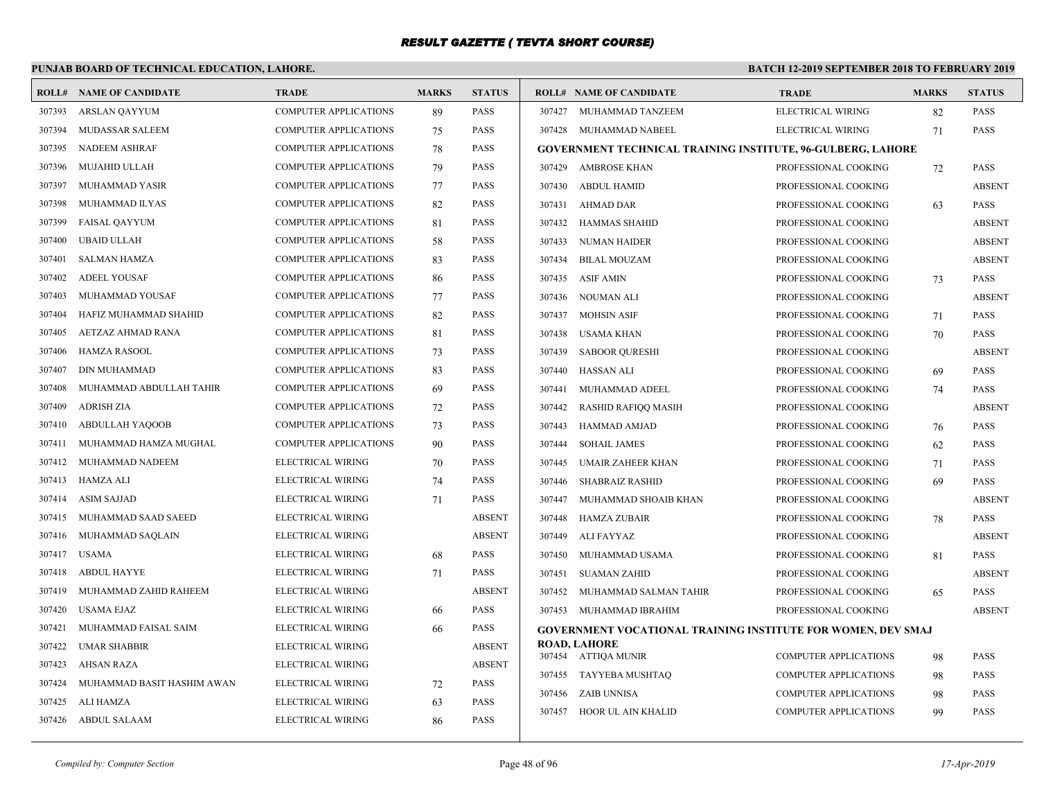# RESULT GAZETTE ( TEVTA SHORT COURSE)

## PUNJAB BOARD OF TECHNICAL EDUCATION, LAHORE.

**BATCH 12-2019 SEPTEMBER 2018 TO FEBRUARY 2019**

| ROLL# | NAME OF CANDIDATE | TRADE | MARKS | STATUS |
|---|---|---|---|---|
| 307393 | ARSLAN QAYYUM | COMPUTER APPLICATIONS | 89 | PASS |
| 307394 | MUDASSAR SALEEM | COMPUTER APPLICATIONS | 75 | PASS |
| 307395 | NADEEM ASHRAF | COMPUTER APPLICATIONS | 78 | PASS |
| 307396 | MUJAHID ULLAH | COMPUTER APPLICATIONS | 79 | PASS |
| 307397 | MUHAMMAD YASIR | COMPUTER APPLICATIONS | 77 | PASS |
| 307398 | MUHAMMAD ILYAS | COMPUTER APPLICATIONS | 82 | PASS |
| 307399 | FAISAL QAYYUM | COMPUTER APPLICATIONS | 81 | PASS |
| 307400 | UBAID ULLAH | COMPUTER APPLICATIONS | 58 | PASS |
| 307401 | SALMAN HAMZA | COMPUTER APPLICATIONS | 83 | PASS |
| 307402 | ADEEL YOUSAF | COMPUTER APPLICATIONS | 86 | PASS |
| 307403 | MUHAMMAD YOUSAF | COMPUTER APPLICATIONS | 77 | PASS |
| 307404 | HAFIZ MUHAMMAD SHAHID | COMPUTER APPLICATIONS | 82 | PASS |
| 307405 | AETZAZ AHMAD RANA | COMPUTER APPLICATIONS | 81 | PASS |
| 307406 | HAMZA RASOOL | COMPUTER APPLICATIONS | 73 | PASS |
| 307407 | DIN MUHAMMAD | COMPUTER APPLICATIONS | 83 | PASS |
| 307408 | MUHAMMAD ABDULLAH TAHIR | COMPUTER APPLICATIONS | 69 | PASS |
| 307409 | ADRISH ZIA | COMPUTER APPLICATIONS | 72 | PASS |
| 307410 | ABDULLAH YAQOOB | COMPUTER APPLICATIONS | 73 | PASS |
| 307411 | MUHAMMAD HAMZA MUGHAL | COMPUTER APPLICATIONS | 90 | PASS |
| 307412 | MUHAMMAD NADEEM | ELECTRICAL WIRING | 70 | PASS |
| 307413 | HAMZA ALI | ELECTRICAL WIRING | 74 | PASS |
| 307414 | ASIM SAJJAD | ELECTRICAL WIRING | 71 | PASS |
| 307415 | MUHAMMAD SAAD SAEED | ELECTRICAL WIRING | | ABSENT |
| 307416 | MUHAMMAD SAQLAIN | ELECTRICAL WIRING | | ABSENT |
| 307417 | USAMA | ELECTRICAL WIRING | 68 | PASS |
| 307418 | ABDUL HAYYE | ELECTRICAL WIRING | 71 | PASS |
| 307419 | MUHAMMAD ZAHID RAHEEM | ELECTRICAL WIRING | | ABSENT |
| 307420 | USAMA EJAZ | ELECTRICAL WIRING | 66 | PASS |
| 307421 | MUHAMMAD FAISAL SAIM | ELECTRICAL WIRING | 66 | PASS |
| 307422 | UMAR SHABBIR | ELECTRICAL WIRING | | ABSENT |
| 307423 | AHSAN RAZA | ELECTRICAL WIRING | | ABSENT |
| 307424 | MUHAMMAD BASIT HASHIM AWAN | ELECTRICAL WIRING | 72 | PASS |
| 307425 | ALI HAMZA | ELECTRICAL WIRING | 63 | PASS |
| 307426 | ABDUL SALAAM | ELECTRICAL WIRING | 86 | PASS |
| 307427 | MUHAMMAD TANZEEM | ELECTRICAL WIRING | 82 | PASS |
| 307428 | MUHAMMAD NABEEL | ELECTRICAL WIRING | 71 | PASS |

### GOVERNMENT TECHNICAL TRAINING INSTITUTE, 96-GULBERG, LAHORE

| ROLL# | NAME OF CANDIDATE | TRADE | MARKS | STATUS |
|---|---|---|---|---|
| 307429 | AMBROSE KHAN | PROFESSIONAL COOKING | 72 | PASS |
| 307430 | ABDUL HAMID | PROFESSIONAL COOKING | | ABSENT |
| 307431 | AHMAD DAR | PROFESSIONAL COOKING | 63 | PASS |
| 307432 | HAMMAS SHAHID | PROFESSIONAL COOKING | | ABSENT |
| 307433 | NUMAN HAIDER | PROFESSIONAL COOKING | | ABSENT |
| 307434 | BILAL MOUZAM | PROFESSIONAL COOKING | | ABSENT |
| 307435 | ASIF AMIN | PROFESSIONAL COOKING | 73 | PASS |
| 307436 | NOUMAN ALI | PROFESSIONAL COOKING | | ABSENT |
| 307437 | MOHSIN ASIF | PROFESSIONAL COOKING | 71 | PASS |
| 307438 | USAMA KHAN | PROFESSIONAL COOKING | 70 | PASS |
| 307439 | SABOOR QURESHI | PROFESSIONAL COOKING | | ABSENT |
| 307440 | HASSAN ALI | PROFESSIONAL COOKING | 69 | PASS |
| 307441 | MUHAMMAD ADEEL | PROFESSIONAL COOKING | 74 | PASS |
| 307442 | RASHID RAFIQQ MASIH | PROFESSIONAL COOKING | | ABSENT |
| 307443 | HAMMAD AMJAD | PROFESSIONAL COOKING | 76 | PASS |
| 307444 | SOHAIL JAMES | PROFESSIONAL COOKING | 62 | PASS |
| 307445 | UMAIR ZAHEER KHAN | PROFESSIONAL COOKING | 71 | PASS |
| 307446 | SHABRAIZ RASHID | PROFESSIONAL COOKING | 69 | PASS |
| 307447 | MUHAMMAD SHOAIB KHAN | PROFESSIONAL COOKING | | ABSENT |
| 307448 | HAMZA ZUBAIR | PROFESSIONAL COOKING | 78 | PASS |
| 307449 | ALI FAYYAZ | PROFESSIONAL COOKING | | ABSENT |
| 307450 | MUHAMMAD USAMA | PROFESSIONAL COOKING | 81 | PASS |
| 307451 | SUAMAN ZAHID | PROFESSIONAL COOKING | | ABSENT |
| 307452 | MUHAMMAD SALMAN TAHIR | PROFESSIONAL COOKING | 65 | PASS |
| 307453 | MUHAMMAD IBRAHIM | PROFESSIONAL COOKING | | ABSENT |

### GOVERNMENT VOCATIONAL TRAINING INSTITUTE FOR WOMEN, DEV SMAJ ROAD, LAHORE

| ROLL# | NAME OF CANDIDATE | TRADE | MARKS | STATUS |
|---|---|---|---|---|
| 307454 | ATTIQA MUNIR | COMPUTER APPLICATIONS | 98 | PASS |
| 307455 | TAYYEBA MUSHTAQ | COMPUTER APPLICATIONS | 98 | PASS |
| 307456 | ZAIB UNNISA | COMPUTER APPLICATIONS | 98 | PASS |
| 307457 | HOOR UL AIN KHALID | COMPUTER APPLICATIONS | 99 | PASS |

*Compiled by: Computer Section*

*17-Apr-2019*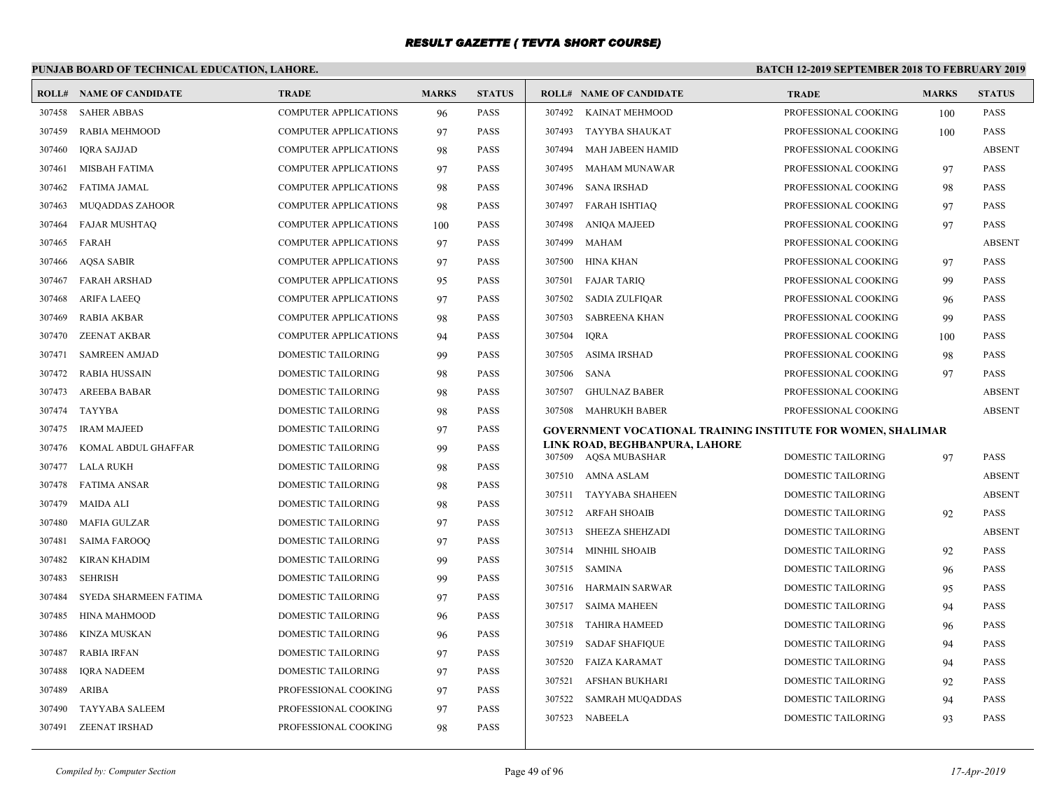# RESULT GAZETTE ( TEVTA SHORT COURSE)

## PUNJAB BOARD OF TECHNICAL EDUCATION, LAHORE.

**BATCH 12-2019 SEPTEMBER 2018 TO FEBRUARY 2019**

| ROLL# | NAME OF CANDIDATE | TRADE | MARKS | STATUS |
|---|---|---|---|---|
| 307458 | SAHER ABBAS | COMPUTER APPLICATIONS | 96 | PASS |
| 307459 | RABIA MEHMOOD | COMPUTER APPLICATIONS | 97 | PASS |
| 307460 | IQRA SAJJAD | COMPUTER APPLICATIONS | 98 | PASS |
| 307461 | MISBAH FATIMA | COMPUTER APPLICATIONS | 97 | PASS |
| 307462 | FATIMA JAMAL | COMPUTER APPLICATIONS | 98 | PASS |
| 307463 | MUQADDAS ZAHOOR | COMPUTER APPLICATIONS | 98 | PASS |
| 307464 | FAJAR MUSHTAQ | COMPUTER APPLICATIONS | 100 | PASS |
| 307465 | FARAH | COMPUTER APPLICATIONS | 97 | PASS |
| 307466 | AQSA SABIR | COMPUTER APPLICATIONS | 97 | PASS |
| 307467 | FARAH ARSHAD | COMPUTER APPLICATIONS | 95 | PASS |
| 307468 | ARIFA LAEEQ | COMPUTER APPLICATIONS | 97 | PASS |
| 307469 | RABIA AKBAR | COMPUTER APPLICATIONS | 98 | PASS |
| 307470 | ZEENAT AKBAR | COMPUTER APPLICATIONS | 94 | PASS |
| 307471 | SAMREEN AMJAD | DOMESTIC TAILORING | 99 | PASS |
| 307472 | RABIA HUSSAIN | DOMESTIC TAILORING | 98 | PASS |
| 307473 | AREEBA BABAR | DOMESTIC TAILORING | 98 | PASS |
| 307474 | TAYYBA | DOMESTIC TAILORING | 98 | PASS |
| 307475 | IRAM MAJEED | DOMESTIC TAILORING | 97 | PASS |
| 307476 | KOMAL ABDUL GHAFFAR | DOMESTIC TAILORING | 99 | PASS |
| 307477 | LALA RUKH | DOMESTIC TAILORING | 98 | PASS |
| 307478 | FATIMA ANSAR | DOMESTIC TAILORING | 98 | PASS |
| 307479 | MAIDA ALI | DOMESTIC TAILORING | 98 | PASS |
| 307480 | MAFIA GULZAR | DOMESTIC TAILORING | 97 | PASS |
| 307481 | SAIMA FAROOQ | DOMESTIC TAILORING | 97 | PASS |
| 307482 | KIRAN KHADIM | DOMESTIC TAILORING | 99 | PASS |
| 307483 | SEHRISH | DOMESTIC TAILORING | 99 | PASS |
| 307484 | SYEDA SHARMEEN FATIMA | DOMESTIC TAILORING | 97 | PASS |
| 307485 | HINA MAHMOOD | DOMESTIC TAILORING | 96 | PASS |
| 307486 | KINZA MUSKAN | DOMESTIC TAILORING | 96 | PASS |
| 307487 | RABIA IRFAN | DOMESTIC TAILORING | 97 | PASS |
| 307488 | IQRA NADEEM | DOMESTIC TAILORING | 97 | PASS |
| 307489 | ARIBA | PROFESSIONAL COOKING | 97 | PASS |
| 307490 | TAYYABA SALEEM | PROFESSIONAL COOKING | 97 | PASS |
| 307491 | ZEENAT IRSHAD | PROFESSIONAL COOKING | 98 | PASS |
| 307492 | KAINAT MEHMOOD | PROFESSIONAL COOKING | 100 | PASS |
| 307493 | TAYYBA SHAUKAT | PROFESSIONAL COOKING | 100 | PASS |
| 307494 | MAH JABEEN HAMID | PROFESSIONAL COOKING | | ABSENT |
| 307495 | MAHAM MUNAWAR | PROFESSIONAL COOKING | 97 | PASS |
| 307496 | SANA IRSHAD | PROFESSIONAL COOKING | 98 | PASS |
| 307497 | FARAH ISHTIAQ | PROFESSIONAL COOKING | 97 | PASS |
| 307498 | ANIQA MAJEED | PROFESSIONAL COOKING | 97 | PASS |
| 307499 | MAHAM | PROFESSIONAL COOKING | | ABSENT |
| 307500 | HINA KHAN | PROFESSIONAL COOKING | 97 | PASS |
| 307501 | FAJAR TARIQ | PROFESSIONAL COOKING | 99 | PASS |
| 307502 | SADIA ZULFIQAR | PROFESSIONAL COOKING | 96 | PASS |
| 307503 | SABREENA KHAN | PROFESSIONAL COOKING | 99 | PASS |
| 307504 | IQRA | PROFESSIONAL COOKING | 100 | PASS |
| 307505 | ASIMA IRSHAD | PROFESSIONAL COOKING | 98 | PASS |
| 307506 | SANA | PROFESSIONAL COOKING | 97 | PASS |
| 307507 | GHULNAZ BABER | PROFESSIONAL COOKING | | ABSENT |
| 307508 | MAHRUKH BABER | PROFESSIONAL COOKING | | ABSENT |

### GOVERNMENT VOCATIONAL TRAINING INSTITUTE FOR WOMEN, SHALIMAR LINK ROAD, BEGHBANPURA, LAHORE

| ROLL# | NAME OF CANDIDATE | TRADE | MARKS | STATUS |
|---|---|---|---|---|
| 307509 | AQSA MUBASHAR | DOMESTIC TAILORING | 97 | PASS |
| 307510 | AMNA ASLAM | DOMESTIC TAILORING | | ABSENT |
| 307511 | TAYYABA SHAHEEN | DOMESTIC TAILORING | | ABSENT |
| 307512 | ARFAH SHOAIB | DOMESTIC TAILORING | 92 | PASS |
| 307513 | SHEEZA SHEHZADI | DOMESTIC TAILORING | | ABSENT |
| 307514 | MINHIL SHOAIB | DOMESTIC TAILORING | 92 | PASS |
| 307515 | SAMINA | DOMESTIC TAILORING | 96 | PASS |
| 307516 | HARMAIN SARWAR | DOMESTIC TAILORING | 95 | PASS |
| 307517 | SAIMA MAHEEN | DOMESTIC TAILORING | 94 | PASS |
| 307518 | TAHIRA HAMEED | DOMESTIC TAILORING | 96 | PASS |
| 307519 | SADAF SHAFIQUE | DOMESTIC TAILORING | 94 | PASS |
| 307520 | FAIZA KARAMAT | DOMESTIC TAILORING | 94 | PASS |
| 307521 | AFSHAN BUKHARI | DOMESTIC TAILORING | 92 | PASS |
| 307522 | SAMRAH MUQADDAS | DOMESTIC TAILORING | 94 | PASS |
| 307523 | NABEELA | DOMESTIC TAILORING | 93 | PASS |

*Compiled by: Computer Section* — *17-Apr-2019*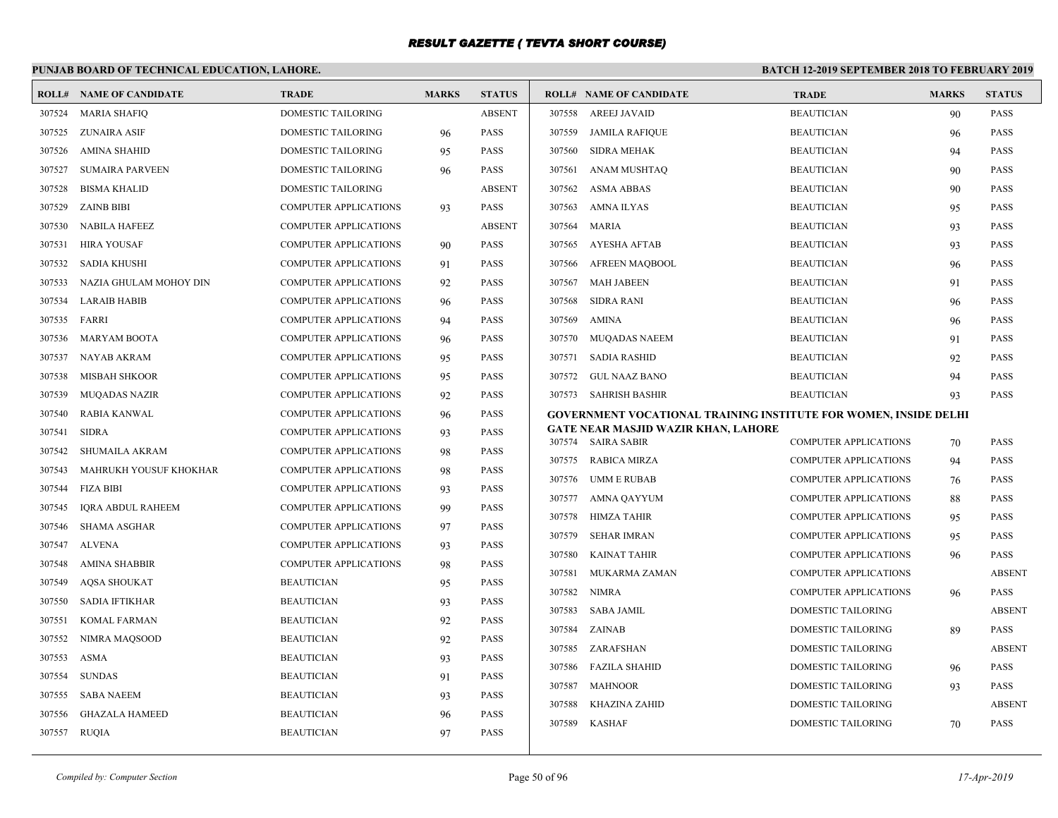# RESULT GAZETTE ( TEVTA SHORT COURSE)

## PUNJAB BOARD OF TECHNICAL EDUCATION, LAHORE.

**BATCH 12-2019 SEPTEMBER 2018 TO FEBRUARY 2019**

| ROLL# | NAME OF CANDIDATE | TRADE | MARKS | STATUS |
|---|---|---|---|---|
| 307524 | MARIA SHAFIQ | DOMESTIC TAILORING | | ABSENT |
| 307525 | ZUNAIRA ASIF | DOMESTIC TAILORING | 96 | PASS |
| 307526 | AMINA SHAHID | DOMESTIC TAILORING | 95 | PASS |
| 307527 | SUMAIRA PARVEEN | DOMESTIC TAILORING | 96 | PASS |
| 307528 | BISMA KHALID | DOMESTIC TAILORING | | ABSENT |
| 307529 | ZAINB BIBI | COMPUTER APPLICATIONS | 93 | PASS |
| 307530 | NABILA HAFEEZ | COMPUTER APPLICATIONS | | ABSENT |
| 307531 | HIRA YOUSAF | COMPUTER APPLICATIONS | 90 | PASS |
| 307532 | SADIA KHUSHI | COMPUTER APPLICATIONS | 91 | PASS |
| 307533 | NAZIA GHULAM MOHOY DIN | COMPUTER APPLICATIONS | 92 | PASS |
| 307534 | LARAIB HABIB | COMPUTER APPLICATIONS | 96 | PASS |
| 307535 | FARRI | COMPUTER APPLICATIONS | 94 | PASS |
| 307536 | MARYAM BOOTA | COMPUTER APPLICATIONS | 96 | PASS |
| 307537 | NAYAB AKRAM | COMPUTER APPLICATIONS | 95 | PASS |
| 307538 | MISBAH SHKOOR | COMPUTER APPLICATIONS | 95 | PASS |
| 307539 | MUQADAS NAZIR | COMPUTER APPLICATIONS | 92 | PASS |
| 307540 | RABIA KANWAL | COMPUTER APPLICATIONS | 96 | PASS |
| 307541 | SIDRA | COMPUTER APPLICATIONS | 93 | PASS |
| 307542 | SHUMAILA AKRAM | COMPUTER APPLICATIONS | 98 | PASS |
| 307543 | MAHRUKH YOUSUF KHOKHAR | COMPUTER APPLICATIONS | 98 | PASS |
| 307544 | FIZA BIBI | COMPUTER APPLICATIONS | 93 | PASS |
| 307545 | IQRA ABDUL RAHEEM | COMPUTER APPLICATIONS | 99 | PASS |
| 307546 | SHAMA ASGHAR | COMPUTER APPLICATIONS | 97 | PASS |
| 307547 | ALVENA | COMPUTER APPLICATIONS | 93 | PASS |
| 307548 | AMINA SHABBIR | COMPUTER APPLICATIONS | 98 | PASS |
| 307549 | AQSA SHOUKAT | BEAUTICIAN | 95 | PASS |
| 307550 | SADIA IFTIKHAR | BEAUTICIAN | 93 | PASS |
| 307551 | KOMAL FARMAN | BEAUTICIAN | 92 | PASS |
| 307552 | NIMRA MAQSOOD | BEAUTICIAN | 92 | PASS |
| 307553 | ASMA | BEAUTICIAN | 93 | PASS |
| 307554 | SUNDAS | BEAUTICIAN | 91 | PASS |
| 307555 | SABA NAEEM | BEAUTICIAN | 93 | PASS |
| 307556 | GHAZALA HAMEED | BEAUTICIAN | 96 | PASS |
| 307557 | RUQIA | BEAUTICIAN | 97 | PASS |
| 307558 | AREEJ JAVAID | BEAUTICIAN | 90 | PASS |
| 307559 | JAMILA RAFIQUE | BEAUTICIAN | 96 | PASS |
| 307560 | SIDRA MEHAK | BEAUTICIAN | 94 | PASS |
| 307561 | ANAM MUSHTAQ | BEAUTICIAN | 90 | PASS |
| 307562 | ASMA ABBAS | BEAUTICIAN | 90 | PASS |
| 307563 | AMNA ILYAS | BEAUTICIAN | 95 | PASS |
| 307564 | MARIA | BEAUTICIAN | 93 | PASS |
| 307565 | AYESHA AFTAB | BEAUTICIAN | 93 | PASS |
| 307566 | AFREEN MAQBOOL | BEAUTICIAN | 96 | PASS |
| 307567 | MAH JABEEN | BEAUTICIAN | 91 | PASS |
| 307568 | SIDRA RANI | BEAUTICIAN | 96 | PASS |
| 307569 | AMINA | BEAUTICIAN | 96 | PASS |
| 307570 | MUQADAS NAEEM | BEAUTICIAN | 91 | PASS |
| 307571 | SADIA RASHID | BEAUTICIAN | 92 | PASS |
| 307572 | GUL NAAZ BANO | BEAUTICIAN | 94 | PASS |
| 307573 | SAHRISH BASHIR | BEAUTICIAN | 93 | PASS |

### GOVERNMENT VOCATIONAL TRAINING INSTITUTE FOR WOMEN, INSIDE DELHI GATE NEAR MASJID WAZIR KHAN, LAHORE

| ROLL# | NAME OF CANDIDATE | TRADE | MARKS | STATUS |
|---|---|---|---|---|
| 307574 | SAIRA SABIR | COMPUTER APPLICATIONS | 70 | PASS |
| 307575 | RABICA MIRZA | COMPUTER APPLICATIONS | 94 | PASS |
| 307576 | UMM E RUBAB | COMPUTER APPLICATIONS | 76 | PASS |
| 307577 | AMNA QAYYUM | COMPUTER APPLICATIONS | 88 | PASS |
| 307578 | HIMZA TAHIR | COMPUTER APPLICATIONS | 95 | PASS |
| 307579 | SEHAR IMRAN | COMPUTER APPLICATIONS | 95 | PASS |
| 307580 | KAINAT TAHIR | COMPUTER APPLICATIONS | 96 | PASS |
| 307581 | MUKARMA ZAMAN | COMPUTER APPLICATIONS | | ABSENT |
| 307582 | NIMRA | COMPUTER APPLICATIONS | 96 | PASS |
| 307583 | SABA JAMIL | DOMESTIC TAILORING | | ABSENT |
| 307584 | ZAINAB | DOMESTIC TAILORING | 89 | PASS |
| 307585 | ZARAFSHAN | DOMESTIC TAILORING | | ABSENT |
| 307586 | FAZILA SHAHID | DOMESTIC TAILORING | 96 | PASS |
| 307587 | MAHNOOR | DOMESTIC TAILORING | 93 | PASS |
| 307588 | KHAZINA ZAHID | DOMESTIC TAILORING | | ABSENT |
| 307589 | KASHAF | DOMESTIC TAILORING | 70 | PASS |

*Compiled by: Computer Section* *17-Apr-2019*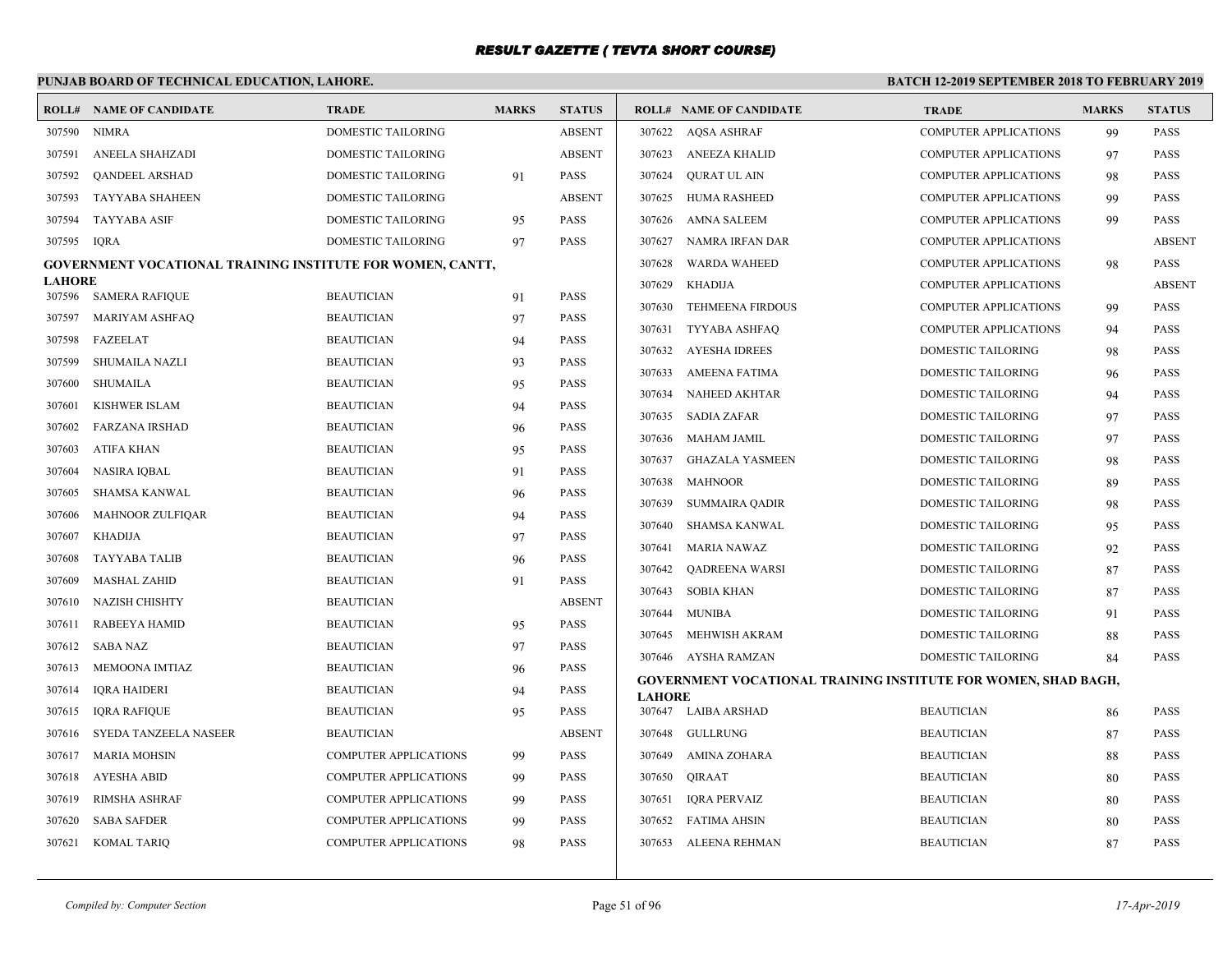# RESULT GAZETTE ( TEVTA SHORT COURSE)

**PUNJAB BOARD OF TECHNICAL EDUCATION, LAHORE.** | **BATCH 12-2019 SEPTEMBER 2018 TO FEBRUARY 2019**

| ROLL# | NAME OF CANDIDATE | TRADE | MARKS | STATUS |
|---|---|---|---|---|
| 307590 | NIMRA | DOMESTIC TAILORING | | ABSENT |
| 307591 | ANEELA SHAHZADI | DOMESTIC TAILORING | | ABSENT |
| 307592 | QANDEEL ARSHAD | DOMESTIC TAILORING | 91 | PASS |
| 307593 | TAYYABA SHAHEEN | DOMESTIC TAILORING | | ABSENT |
| 307594 | TAYYABA ASIF | DOMESTIC TAILORING | 95 | PASS |
| 307595 | IQRA | DOMESTIC TAILORING | 97 | PASS |

**GOVERNMENT VOCATIONAL TRAINING INSTITUTE FOR WOMEN, CANTT, LAHORE**

| ROLL# | NAME OF CANDIDATE | TRADE | MARKS | STATUS |
|---|---|---|---|---|
| 307596 | SAMERA RAFIQUE | BEAUTICIAN | 91 | PASS |
| 307597 | MARIYAM ASHFAQ | BEAUTICIAN | 97 | PASS |
| 307598 | FAZEELAT | BEAUTICIAN | 94 | PASS |
| 307599 | SHUMAILA NAZLI | BEAUTICIAN | 93 | PASS |
| 307600 | SHUMAILA | BEAUTICIAN | 95 | PASS |
| 307601 | KISHWER ISLAM | BEAUTICIAN | 94 | PASS |
| 307602 | FARZANA IRSHAD | BEAUTICIAN | 96 | PASS |
| 307603 | ATIFA KHAN | BEAUTICIAN | 95 | PASS |
| 307604 | NASIRA IQBAL | BEAUTICIAN | 91 | PASS |
| 307605 | SHAMSA KANWAL | BEAUTICIAN | 96 | PASS |
| 307606 | MAHNOOR ZULFIQAR | BEAUTICIAN | 94 | PASS |
| 307607 | KHADIJA | BEAUTICIAN | 97 | PASS |
| 307608 | TAYYABA TALIB | BEAUTICIAN | 96 | PASS |
| 307609 | MASHAL ZAHID | BEAUTICIAN | 91 | PASS |
| 307610 | NAZISH CHISHTY | BEAUTICIAN | | ABSENT |
| 307611 | RABEEYA HAMID | BEAUTICIAN | 95 | PASS |
| 307612 | SABA NAZ | BEAUTICIAN | 97 | PASS |
| 307613 | MEMOONA IMTIAZ | BEAUTICIAN | 96 | PASS |
| 307614 | IQRA HAIDERI | BEAUTICIAN | 94 | PASS |
| 307615 | IQRA RAFIQUE | BEAUTICIAN | 95 | PASS |
| 307616 | SYEDA TANZEELA NASEER | BEAUTICIAN | | ABSENT |
| 307617 | MARIA MOHSIN | COMPUTER APPLICATIONS | 99 | PASS |
| 307618 | AYESHA ABID | COMPUTER APPLICATIONS | 99 | PASS |
| 307619 | RIMSHA ASHRAF | COMPUTER APPLICATIONS | 99 | PASS |
| 307620 | SABA SAFDER | COMPUTER APPLICATIONS | 99 | PASS |
| 307621 | KOMAL TARIQ | COMPUTER APPLICATIONS | 98 | PASS |
| 307622 | AQSA ASHRAF | COMPUTER APPLICATIONS | 99 | PASS |
| 307623 | ANEEZA KHALID | COMPUTER APPLICATIONS | 97 | PASS |
| 307624 | QURAT UL AIN | COMPUTER APPLICATIONS | 98 | PASS |
| 307625 | HUMA RASHEED | COMPUTER APPLICATIONS | 99 | PASS |
| 307626 | AMNA SALEEM | COMPUTER APPLICATIONS | 99 | PASS |
| 307627 | NAMRA IRFAN DAR | COMPUTER APPLICATIONS | | ABSENT |
| 307628 | WARDA WAHEED | COMPUTER APPLICATIONS | 98 | PASS |
| 307629 | KHADIJA | COMPUTER APPLICATIONS | | ABSENT |
| 307630 | TEHMEENA FIRDOUS | COMPUTER APPLICATIONS | 99 | PASS |
| 307631 | TYYABA ASHFAQ | COMPUTER APPLICATIONS | 94 | PASS |
| 307632 | AYESHA IDREES | DOMESTIC TAILORING | 98 | PASS |
| 307633 | AMEENA FATIMA | DOMESTIC TAILORING | 96 | PASS |
| 307634 | NAHEED AKHTAR | DOMESTIC TAILORING | 94 | PASS |
| 307635 | SADIA ZAFAR | DOMESTIC TAILORING | 97 | PASS |
| 307636 | MAHAM JAMIL | DOMESTIC TAILORING | 97 | PASS |
| 307637 | GHAZALA YASMEEN | DOMESTIC TAILORING | 98 | PASS |
| 307638 | MAHNOOR | DOMESTIC TAILORING | 89 | PASS |
| 307639 | SUMMAIRA QADIR | DOMESTIC TAILORING | 98 | PASS |
| 307640 | SHAMSA KANWAL | DOMESTIC TAILORING | 95 | PASS |
| 307641 | MARIA NAWAZ | DOMESTIC TAILORING | 92 | PASS |
| 307642 | QADREENA WARSI | DOMESTIC TAILORING | 87 | PASS |
| 307643 | SOBIA KHAN | DOMESTIC TAILORING | 87 | PASS |
| 307644 | MUNIBA | DOMESTIC TAILORING | 91 | PASS |
| 307645 | MEHWISH AKRAM | DOMESTIC TAILORING | 88 | PASS |
| 307646 | AYSHA RAMZAN | DOMESTIC TAILORING | 84 | PASS |

**GOVERNMENT VOCATIONAL TRAINING INSTITUTE FOR WOMEN, SHAD BAGH, LAHORE**

| ROLL# | NAME OF CANDIDATE | TRADE | MARKS | STATUS |
|---|---|---|---|---|
| 307647 | LAIBA ARSHAD | BEAUTICIAN | 86 | PASS |
| 307648 | GULLRUNG | BEAUTICIAN | 87 | PASS |
| 307649 | AMINA ZOHARA | BEAUTICIAN | 88 | PASS |
| 307650 | QIRAAT | BEAUTICIAN | 80 | PASS |
| 307651 | IQRA PERVAIZ | BEAUTICIAN | 80 | PASS |
| 307652 | FATIMA AHSIN | BEAUTICIAN | 80 | PASS |
| 307653 | ALEENA REHMAN | BEAUTICIAN | 87 | PASS |

*Compiled by: Computer Section* | *17-Apr-2019*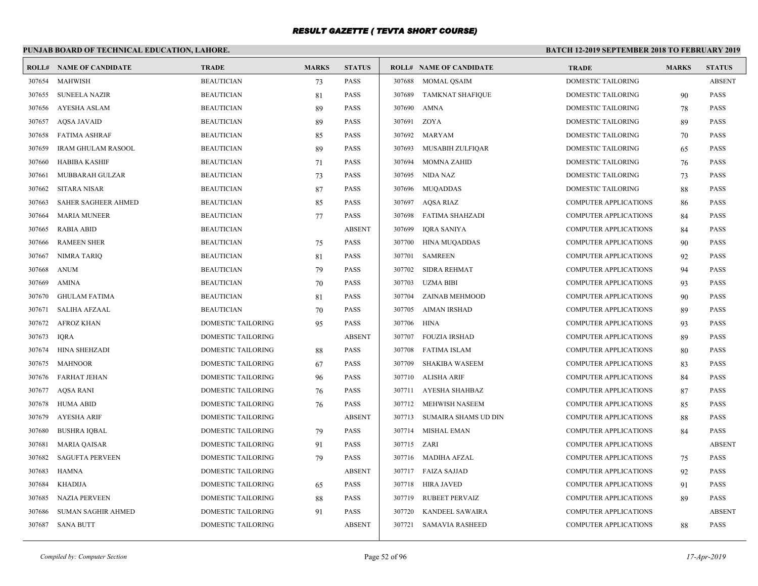# RESULT GAZETTE ( TEVTA SHORT COURSE)

## PUNJAB BOARD OF TECHNICAL EDUCATION, LAHORE.

**BATCH 12-2019 SEPTEMBER 2018 TO FEBRUARY 2019**

| ROLL# | NAME OF CANDIDATE | TRADE | MARKS | STATUS |
|---|---|---|---|---|
| 307654 | MAHWISH | BEAUTICIAN | 73 | PASS |
| 307655 | SUNEELA NAZIR | BEAUTICIAN | 81 | PASS |
| 307656 | AYESHA ASLAM | BEAUTICIAN | 89 | PASS |
| 307657 | AQSA JAVAID | BEAUTICIAN | 89 | PASS |
| 307658 | FATIMA ASHRAF | BEAUTICIAN | 85 | PASS |
| 307659 | IRAM GHULAM RASOOL | BEAUTICIAN | 89 | PASS |
| 307660 | HABIBA KASHIF | BEAUTICIAN | 71 | PASS |
| 307661 | MUBBARAH GULZAR | BEAUTICIAN | 73 | PASS |
| 307662 | SITARA NISAR | BEAUTICIAN | 87 | PASS |
| 307663 | SAHER SAGHEER AHMED | BEAUTICIAN | 85 | PASS |
| 307664 | MARIA MUNEER | BEAUTICIAN | 77 | PASS |
| 307665 | RABIA ABID | BEAUTICIAN | | ABSENT |
| 307666 | RAMEEN SHER | BEAUTICIAN | 75 | PASS |
| 307667 | NIMRA TARIQ | BEAUTICIAN | 81 | PASS |
| 307668 | ANUM | BEAUTICIAN | 79 | PASS |
| 307669 | AMINA | BEAUTICIAN | 70 | PASS |
| 307670 | GHULAM FATIMA | BEAUTICIAN | 81 | PASS |
| 307671 | SALIHA AFZAAL | BEAUTICIAN | 70 | PASS |
| 307672 | AFROZ KHAN | DOMESTIC TAILORING | 95 | PASS |
| 307673 | IQRA | DOMESTIC TAILORING | | ABSENT |
| 307674 | HINA SHEHZADI | DOMESTIC TAILORING | 88 | PASS |
| 307675 | MAHNOOR | DOMESTIC TAILORING | 67 | PASS |
| 307676 | FARHAT JEHAN | DOMESTIC TAILORING | 96 | PASS |
| 307677 | AQSA RANI | DOMESTIC TAILORING | 76 | PASS |
| 307678 | HUMA ABID | DOMESTIC TAILORING | 76 | PASS |
| 307679 | AYESHA ARIF | DOMESTIC TAILORING | | ABSENT |
| 307680 | BUSHRA IQBAL | DOMESTIC TAILORING | 79 | PASS |
| 307681 | MARIA QAISAR | DOMESTIC TAILORING | 91 | PASS |
| 307682 | SAGUFTA PERVEEN | DOMESTIC TAILORING | 79 | PASS |
| 307683 | HAMNA | DOMESTIC TAILORING | | ABSENT |
| 307684 | KHADIJA | DOMESTIC TAILORING | 65 | PASS |
| 307685 | NAZIA PERVEEN | DOMESTIC TAILORING | 88 | PASS |
| 307686 | SUMAN SAGHIR AHMED | DOMESTIC TAILORING | 91 | PASS |
| 307687 | SANA BUTT | DOMESTIC TAILORING | | ABSENT |
| 307688 | MOMAL QSAIM | DOMESTIC TAILORING | | ABSENT |
| 307689 | TAMKNAT SHAFIQUE | DOMESTIC TAILORING | 90 | PASS |
| 307690 | AMNA | DOMESTIC TAILORING | 78 | PASS |
| 307691 | ZOYA | DOMESTIC TAILORING | 89 | PASS |
| 307692 | MARYAM | DOMESTIC TAILORING | 70 | PASS |
| 307693 | MUSABIH ZULFIQAR | DOMESTIC TAILORING | 65 | PASS |
| 307694 | MOMNA ZAHID | DOMESTIC TAILORING | 76 | PASS |
| 307695 | NIDA NAZ | DOMESTIC TAILORING | 73 | PASS |
| 307696 | MUQADDAS | DOMESTIC TAILORING | 88 | PASS |
| 307697 | AQSA RIAZ | COMPUTER APPLICATIONS | 86 | PASS |
| 307698 | FATIMA SHAHZADI | COMPUTER APPLICATIONS | 84 | PASS |
| 307699 | IQRA SANIYA | COMPUTER APPLICATIONS | 84 | PASS |
| 307700 | HINA MUQADDAS | COMPUTER APPLICATIONS | 90 | PASS |
| 307701 | SAMREEN | COMPUTER APPLICATIONS | 92 | PASS |
| 307702 | SIDRA REHMAT | COMPUTER APPLICATIONS | 94 | PASS |
| 307703 | UZMA BIBI | COMPUTER APPLICATIONS | 93 | PASS |
| 307704 | ZAINAB MEHMOOD | COMPUTER APPLICATIONS | 90 | PASS |
| 307705 | AIMAN IRSHAD | COMPUTER APPLICATIONS | 89 | PASS |
| 307706 | HINA | COMPUTER APPLICATIONS | 93 | PASS |
| 307707 | FOUZIA IRSHAD | COMPUTER APPLICATIONS | 89 | PASS |
| 307708 | FATIMA ISLAM | COMPUTER APPLICATIONS | 80 | PASS |
| 307709 | SHAKIBA WASEEM | COMPUTER APPLICATIONS | 83 | PASS |
| 307710 | ALISHA ARIF | COMPUTER APPLICATIONS | 84 | PASS |
| 307711 | AYESHA SHAHBAZ | COMPUTER APPLICATIONS | 87 | PASS |
| 307712 | MEHWISH NASEEM | COMPUTER APPLICATIONS | 85 | PASS |
| 307713 | SUMAIRA SHAMS UD DIN | COMPUTER APPLICATIONS | 88 | PASS |
| 307714 | MISHAL EMAN | COMPUTER APPLICATIONS | 84 | PASS |
| 307715 | ZARI | COMPUTER APPLICATIONS | | ABSENT |
| 307716 | MADIHA AFZAL | COMPUTER APPLICATIONS | 75 | PASS |
| 307717 | FAIZA SAJJAD | COMPUTER APPLICATIONS | 92 | PASS |
| 307718 | HIRA JAVED | COMPUTER APPLICATIONS | 91 | PASS |
| 307719 | RUBEET PERVAIZ | COMPUTER APPLICATIONS | 89 | PASS |
| 307720 | KANDEEL SAWAIRA | COMPUTER APPLICATIONS | | ABSENT |
| 307721 | SAMAVIA RASHEED | COMPUTER APPLICATIONS | 88 | PASS |

*Compiled by: Computer Section* *17-Apr-2019*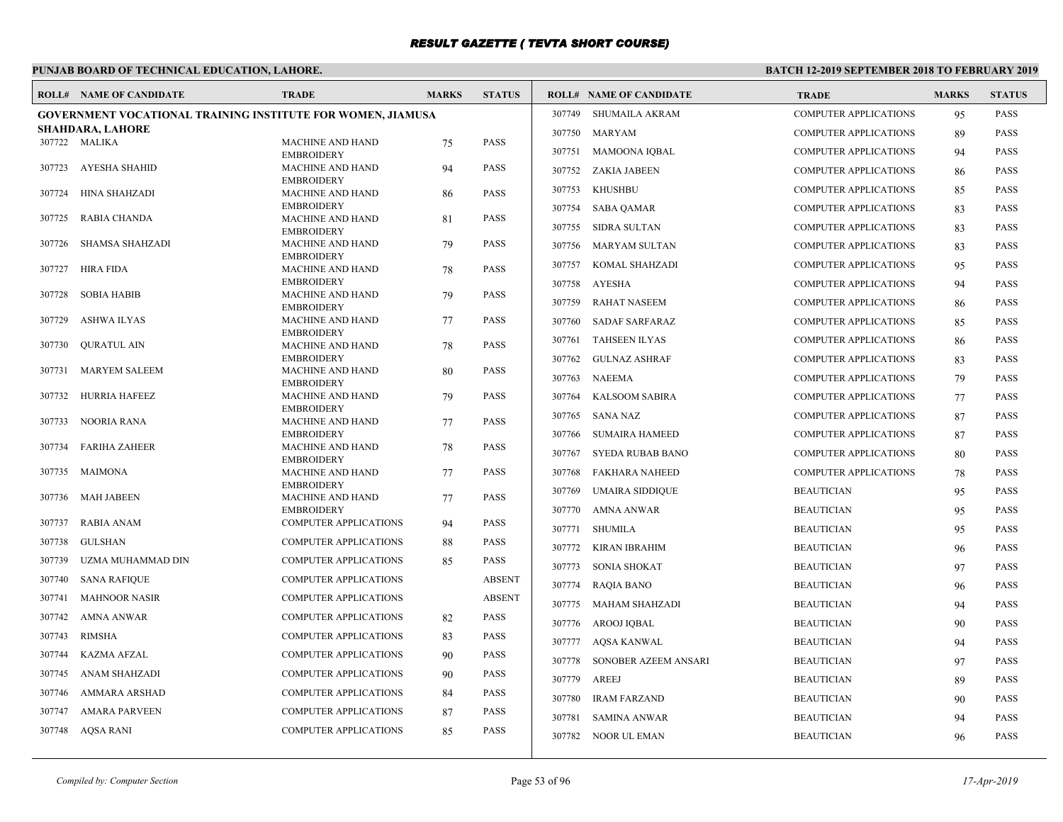# RESULT GAZETTE ( TEVTA SHORT COURSE)

## PUNJAB BOARD OF TECHNICAL EDUCATION, LAHORE.

**BATCH 12-2019 SEPTEMBER 2018 TO FEBRUARY 2019**

### GOVERNMENT VOCATIONAL TRAINING INSTITUTE FOR WOMEN, JIAMUSA SHAHDARA, LAHORE

| ROLL# | NAME OF CANDIDATE | TRADE | MARKS | STATUS |
|---|---|---|---|---|
| 307722 | MALIKA | MACHINE AND HAND EMBROIDERY | 75 | PASS |
| 307723 | AYESHA SHAHID | MACHINE AND HAND EMBROIDERY | 94 | PASS |
| 307724 | HINA SHAHZADI | MACHINE AND HAND EMBROIDERY | 86 | PASS |
| 307725 | RABIA CHANDA | MACHINE AND HAND EMBROIDERY | 81 | PASS |
| 307726 | SHAMSA SHAHZADI | MACHINE AND HAND EMBROIDERY | 79 | PASS |
| 307727 | HIRA FIDA | MACHINE AND HAND EMBROIDERY | 78 | PASS |
| 307728 | SOBIA HABIB | MACHINE AND HAND EMBROIDERY | 79 | PASS |
| 307729 | ASHWA ILYAS | MACHINE AND HAND EMBROIDERY | 77 | PASS |
| 307730 | QURATUL AIN | MACHINE AND HAND EMBROIDERY | 78 | PASS |
| 307731 | MARYEM SALEEM | MACHINE AND HAND EMBROIDERY | 80 | PASS |
| 307732 | HURRIA HAFEEZ | MACHINE AND HAND EMBROIDERY | 79 | PASS |
| 307733 | NOORIA RANA | MACHINE AND HAND EMBROIDERY | 77 | PASS |
| 307734 | FARIHA ZAHEER | MACHINE AND HAND EMBROIDERY | 78 | PASS |
| 307735 | MAIMONA | MACHINE AND HAND EMBROIDERY | 77 | PASS |
| 307736 | MAH JABEEN | MACHINE AND HAND EMBROIDERY | 77 | PASS |
| 307737 | RABIA ANAM | COMPUTER APPLICATIONS | 94 | PASS |
| 307738 | GULSHAN | COMPUTER APPLICATIONS | 88 | PASS |
| 307739 | UZMA MUHAMMAD DIN | COMPUTER APPLICATIONS | 85 | PASS |
| 307740 | SANA RAFIQUE | COMPUTER APPLICATIONS | | ABSENT |
| 307741 | MAHNOOR NASIR | COMPUTER APPLICATIONS | | ABSENT |
| 307742 | AMNA ANWAR | COMPUTER APPLICATIONS | 82 | PASS |
| 307743 | RIMSHA | COMPUTER APPLICATIONS | 83 | PASS |
| 307744 | KAZMA AFZAL | COMPUTER APPLICATIONS | 90 | PASS |
| 307745 | ANAM SHAHZADI | COMPUTER APPLICATIONS | 90 | PASS |
| 307746 | AMMARA ARSHAD | COMPUTER APPLICATIONS | 84 | PASS |
| 307747 | AMARA PARVEEN | COMPUTER APPLICATIONS | 87 | PASS |
| 307748 | AQSA RANI | COMPUTER APPLICATIONS | 85 | PASS |
| 307749 | SHUMAILA AKRAM | COMPUTER APPLICATIONS | 95 | PASS |
| 307750 | MARYAM | COMPUTER APPLICATIONS | 89 | PASS |
| 307751 | MAMOONA IQBAL | COMPUTER APPLICATIONS | 94 | PASS |
| 307752 | ZAKIA JABEEN | COMPUTER APPLICATIONS | 86 | PASS |
| 307753 | KHUSHBU | COMPUTER APPLICATIONS | 85 | PASS |
| 307754 | SABA QAMAR | COMPUTER APPLICATIONS | 83 | PASS |
| 307755 | SIDRA SULTAN | COMPUTER APPLICATIONS | 83 | PASS |
| 307756 | MARYAM SULTAN | COMPUTER APPLICATIONS | 83 | PASS |
| 307757 | KOMAL SHAHZADI | COMPUTER APPLICATIONS | 95 | PASS |
| 307758 | AYESHA | COMPUTER APPLICATIONS | 94 | PASS |
| 307759 | RAHAT NASEEM | COMPUTER APPLICATIONS | 86 | PASS |
| 307760 | SADAF SARFARAZ | COMPUTER APPLICATIONS | 85 | PASS |
| 307761 | TAHSEEN ILYAS | COMPUTER APPLICATIONS | 86 | PASS |
| 307762 | GULNAZ ASHRAF | COMPUTER APPLICATIONS | 83 | PASS |
| 307763 | NAEEMA | COMPUTER APPLICATIONS | 79 | PASS |
| 307764 | KALSOOM SABIRA | COMPUTER APPLICATIONS | 77 | PASS |
| 307765 | SANA NAZ | COMPUTER APPLICATIONS | 87 | PASS |
| 307766 | SUMAIRA HAMEED | COMPUTER APPLICATIONS | 87 | PASS |
| 307767 | SYEDA RUBAB BANO | COMPUTER APPLICATIONS | 80 | PASS |
| 307768 | FAKHARA NAHEED | COMPUTER APPLICATIONS | 78 | PASS |
| 307769 | UMAIRA SIDDIQUE | BEAUTICIAN | 95 | PASS |
| 307770 | AMNA ANWAR | BEAUTICIAN | 95 | PASS |
| 307771 | SHUMILA | BEAUTICIAN | 95 | PASS |
| 307772 | KIRAN IBRAHIM | BEAUTICIAN | 96 | PASS |
| 307773 | SONIA SHOKAT | BEAUTICIAN | 97 | PASS |
| 307774 | RAQIA BANO | BEAUTICIAN | 96 | PASS |
| 307775 | MAHAM SHAHZADI | BEAUTICIAN | 94 | PASS |
| 307776 | AROOJ IQBAL | BEAUTICIAN | 90 | PASS |
| 307777 | AQSA KANWAL | BEAUTICIAN | 94 | PASS |
| 307778 | SONOBER AZEEM ANSARI | BEAUTICIAN | 97 | PASS |
| 307779 | AREEJ | BEAUTICIAN | 89 | PASS |
| 307780 | IRAM FARZAND | BEAUTICIAN | 90 | PASS |
| 307781 | SAMINA ANWAR | BEAUTICIAN | 94 | PASS |
| 307782 | NOOR UL EMAN | BEAUTICIAN | 96 | PASS |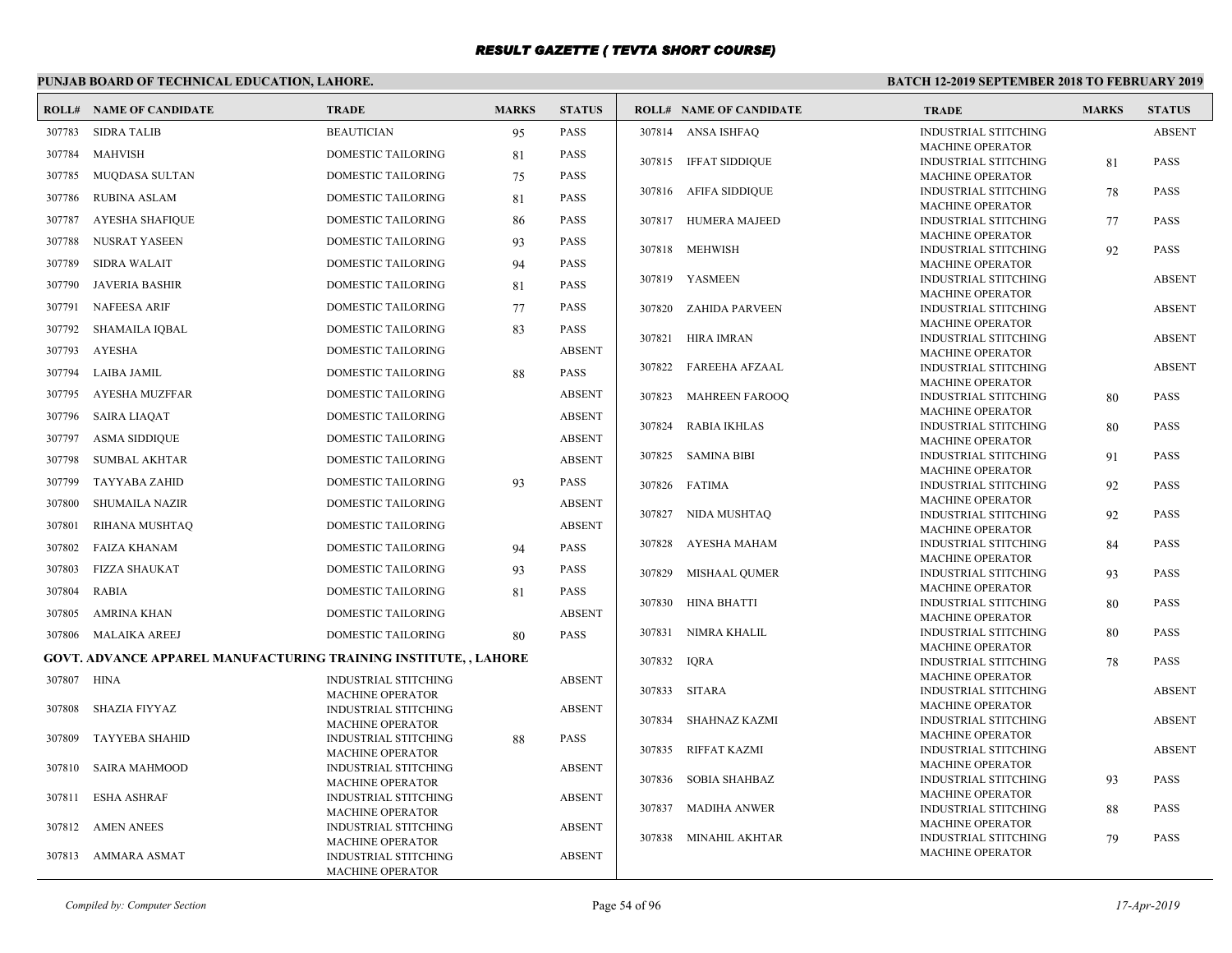# RESULT GAZETTE ( TEVTA SHORT COURSE)

**PUNJAB BOARD OF TECHNICAL EDUCATION, LAHORE.**

**BATCH 12-2019 SEPTEMBER 2018 TO FEBRUARY 2019**

| ROLL# | NAME OF CANDIDATE | TRADE | MARKS | STATUS |
|---|---|---|---|---|
| 307783 | SIDRA TALIB | BEAUTICIAN | 95 | PASS |
| 307784 | MAHVISH | DOMESTIC TAILORING | 81 | PASS |
| 307785 | MUQDASA SULTAN | DOMESTIC TAILORING | 75 | PASS |
| 307786 | RUBINA ASLAM | DOMESTIC TAILORING | 81 | PASS |
| 307787 | AYESHA SHAFIQUE | DOMESTIC TAILORING | 86 | PASS |
| 307788 | NUSRAT YASEEN | DOMESTIC TAILORING | 93 | PASS |
| 307789 | SIDRA WALAIT | DOMESTIC TAILORING | 94 | PASS |
| 307790 | JAVERIA BASHIR | DOMESTIC TAILORING | 81 | PASS |
| 307791 | NAFEESA ARIF | DOMESTIC TAILORING | 77 | PASS |
| 307792 | SHAMAILA IQBAL | DOMESTIC TAILORING | 83 | PASS |
| 307793 | AYESHA | DOMESTIC TAILORING | | ABSENT |
| 307794 | LAIBA JAMIL | DOMESTIC TAILORING | 88 | PASS |
| 307795 | AYESHA MUZFFAR | DOMESTIC TAILORING | | ABSENT |
| 307796 | SAIRA LIAQAT | DOMESTIC TAILORING | | ABSENT |
| 307797 | ASMA SIDDIQUE | DOMESTIC TAILORING | | ABSENT |
| 307798 | SUMBAL AKHTAR | DOMESTIC TAILORING | | ABSENT |
| 307799 | TAYYABA ZAHID | DOMESTIC TAILORING | 93 | PASS |
| 307800 | SHUMAILA NAZIR | DOMESTIC TAILORING | | ABSENT |
| 307801 | RIHANA MUSHTAQ | DOMESTIC TAILORING | | ABSENT |
| 307802 | FAIZA KHANAM | DOMESTIC TAILORING | 94 | PASS |
| 307803 | FIZZA SHAUKAT | DOMESTIC TAILORING | 93 | PASS |
| 307804 | RABIA | DOMESTIC TAILORING | 81 | PASS |
| 307805 | AMRINA KHAN | DOMESTIC TAILORING | | ABSENT |
| 307806 | MALAIKA AREEJ | DOMESTIC TAILORING | 80 | PASS |

**GOVT. ADVANCE APPAREL MANUFACTURING TRAINING INSTITUTE, , LAHORE**

| ROLL# | NAME OF CANDIDATE | TRADE | MARKS | STATUS |
|---|---|---|---|---|
| 307807 | HINA | INDUSTRIAL STITCHING MACHINE OPERATOR | | ABSENT |
| 307808 | SHAZIA FIYYAZ | INDUSTRIAL STITCHING MACHINE OPERATOR | | ABSENT |
| 307809 | TAYYEBA SHAHID | INDUSTRIAL STITCHING MACHINE OPERATOR | 88 | PASS |
| 307810 | SAIRA MAHMOOD | INDUSTRIAL STITCHING MACHINE OPERATOR | | ABSENT |
| 307811 | ESHA ASHRAF | INDUSTRIAL STITCHING MACHINE OPERATOR | | ABSENT |
| 307812 | AMEN ANEES | INDUSTRIAL STITCHING MACHINE OPERATOR | | ABSENT |
| 307813 | AMMARA ASMAT | INDUSTRIAL STITCHING MACHINE OPERATOR | | ABSENT |
| 307814 | ANSA ISHFAQ | INDUSTRIAL STITCHING MACHINE OPERATOR | | ABSENT |
| 307815 | IFFAT SIDDIQUE | INDUSTRIAL STITCHING MACHINE OPERATOR | 81 | PASS |
| 307816 | AFIFA SIDDIQUE | INDUSTRIAL STITCHING MACHINE OPERATOR | 78 | PASS |
| 307817 | HUMERA MAJEED | INDUSTRIAL STITCHING MACHINE OPERATOR | 77 | PASS |
| 307818 | MEHWISH | INDUSTRIAL STITCHING MACHINE OPERATOR | 92 | PASS |
| 307819 | YASMEEN | INDUSTRIAL STITCHING MACHINE OPERATOR | | ABSENT |
| 307820 | ZAHIDA PARVEEN | INDUSTRIAL STITCHING MACHINE OPERATOR | | ABSENT |
| 307821 | HIRA IMRAN | INDUSTRIAL STITCHING MACHINE OPERATOR | | ABSENT |
| 307822 | FAREEHA AFZAAL | INDUSTRIAL STITCHING MACHINE OPERATOR | | ABSENT |
| 307823 | MAHREEN FAROOQ | INDUSTRIAL STITCHING MACHINE OPERATOR | 80 | PASS |
| 307824 | RABIA IKHLAS | INDUSTRIAL STITCHING MACHINE OPERATOR | 80 | PASS |
| 307825 | SAMINA BIBI | INDUSTRIAL STITCHING MACHINE OPERATOR | 91 | PASS |
| 307826 | FATIMA | INDUSTRIAL STITCHING MACHINE OPERATOR | 92 | PASS |
| 307827 | NIDA MUSHTAQ | INDUSTRIAL STITCHING MACHINE OPERATOR | 92 | PASS |
| 307828 | AYESHA MAHAM | INDUSTRIAL STITCHING MACHINE OPERATOR | 84 | PASS |
| 307829 | MISHAAL QUMER | INDUSTRIAL STITCHING MACHINE OPERATOR | 93 | PASS |
| 307830 | HINA BHATTI | INDUSTRIAL STITCHING MACHINE OPERATOR | 80 | PASS |
| 307831 | NIMRA KHALIL | INDUSTRIAL STITCHING MACHINE OPERATOR | 80 | PASS |
| 307832 | IQRA | INDUSTRIAL STITCHING MACHINE OPERATOR | 78 | PASS |
| 307833 | SITARA | INDUSTRIAL STITCHING MACHINE OPERATOR | | ABSENT |
| 307834 | SHAHNAZ KAZMI | INDUSTRIAL STITCHING MACHINE OPERATOR | | ABSENT |
| 307835 | RIFFAT KAZMI | INDUSTRIAL STITCHING MACHINE OPERATOR | | ABSENT |
| 307836 | SOBIA SHAHBAZ | INDUSTRIAL STITCHING MACHINE OPERATOR | 93 | PASS |
| 307837 | MADIHA ANWER | INDUSTRIAL STITCHING MACHINE OPERATOR | 88 | PASS |
| 307838 | MINAHIL AKHTAR | INDUSTRIAL STITCHING MACHINE OPERATOR | 79 | PASS |

*Compiled by: Computer Section* | *17-Apr-2019*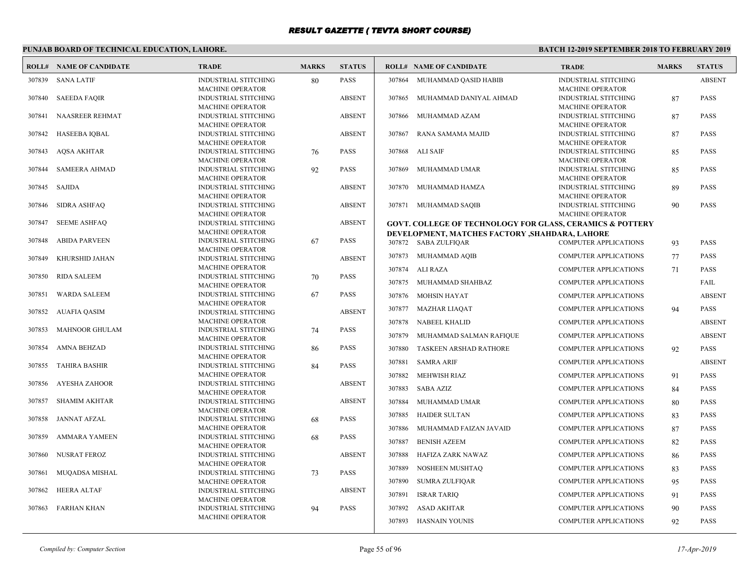# RESULT GAZETTE ( TEVTA SHORT COURSE)

**PUNJAB BOARD OF TECHNICAL EDUCATION, LAHORE.** **BATCH 12-2019 SEPTEMBER 2018 TO FEBRUARY 2019**

| ROLL# | NAME OF CANDIDATE | TRADE | MARKS | STATUS |
|---|---|---|---|---|
| 307839 | SANA LATIF | INDUSTRIAL STITCHING MACHINE OPERATOR | 80 | PASS |
| 307840 | SAEEDA FAQIR | INDUSTRIAL STITCHING MACHINE OPERATOR | | ABSENT |
| 307841 | NAASREER REHMAT | INDUSTRIAL STITCHING MACHINE OPERATOR | | ABSENT |
| 307842 | HASEEBA IQBAL | INDUSTRIAL STITCHING MACHINE OPERATOR | | ABSENT |
| 307843 | AQSA AKHTAR | INDUSTRIAL STITCHING MACHINE OPERATOR | 76 | PASS |
| 307844 | SAMEERA AHMAD | INDUSTRIAL STITCHING MACHINE OPERATOR | 92 | PASS |
| 307845 | SAJIDA | INDUSTRIAL STITCHING MACHINE OPERATOR | | ABSENT |
| 307846 | SIDRA ASHFAQ | INDUSTRIAL STITCHING MACHINE OPERATOR | | ABSENT |
| 307847 | SEEME ASHFAQ | INDUSTRIAL STITCHING MACHINE OPERATOR | | ABSENT |
| 307848 | ABIDA PARVEEN | INDUSTRIAL STITCHING MACHINE OPERATOR | 67 | PASS |
| 307849 | KHURSHID JAHAN | INDUSTRIAL STITCHING MACHINE OPERATOR | | ABSENT |
| 307850 | RIDA SALEEM | INDUSTRIAL STITCHING MACHINE OPERATOR | 70 | PASS |
| 307851 | WARDA SALEEM | INDUSTRIAL STITCHING MACHINE OPERATOR | 67 | PASS |
| 307852 | AUAFIA QASIM | INDUSTRIAL STITCHING MACHINE OPERATOR | | ABSENT |
| 307853 | MAHNOOR GHULAM | INDUSTRIAL STITCHING MACHINE OPERATOR | 74 | PASS |
| 307854 | AMNA BEHZAD | INDUSTRIAL STITCHING MACHINE OPERATOR | 86 | PASS |
| 307855 | TAHIRA BASHIR | INDUSTRIAL STITCHING MACHINE OPERATOR | 84 | PASS |
| 307856 | AYESHA ZAHOOR | INDUSTRIAL STITCHING MACHINE OPERATOR | | ABSENT |
| 307857 | SHAMIM AKHTAR | INDUSTRIAL STITCHING MACHINE OPERATOR | | ABSENT |
| 307858 | JANNAT AFZAL | INDUSTRIAL STITCHING MACHINE OPERATOR | 68 | PASS |
| 307859 | AMMARA YAMEEN | INDUSTRIAL STITCHING MACHINE OPERATOR | 68 | PASS |
| 307860 | NUSRAT FEROZ | INDUSTRIAL STITCHING MACHINE OPERATOR | | ABSENT |
| 307861 | MUQADSA MISHAL | INDUSTRIAL STITCHING MACHINE OPERATOR | 73 | PASS |
| 307862 | HEERA ALTAF | INDUSTRIAL STITCHING MACHINE OPERATOR | | ABSENT |
| 307863 | FARHAN KHAN | INDUSTRIAL STITCHING MACHINE OPERATOR | 94 | PASS |
| 307864 | MUHAMMAD QASID HABIB | INDUSTRIAL STITCHING MACHINE OPERATOR | | ABSENT |
| 307865 | MUHAMMAD DANIYAL AHMAD | INDUSTRIAL STITCHING MACHINE OPERATOR | 87 | PASS |
| 307866 | MUHAMMAD AZAM | INDUSTRIAL STITCHING MACHINE OPERATOR | 87 | PASS |
| 307867 | RANA SAMAMA MAJID | INDUSTRIAL STITCHING MACHINE OPERATOR | 87 | PASS |
| 307868 | ALI SAIF | INDUSTRIAL STITCHING MACHINE OPERATOR | 85 | PASS |
| 307869 | MUHAMMAD UMAR | INDUSTRIAL STITCHING MACHINE OPERATOR | 85 | PASS |
| 307870 | MUHAMMAD HAMZA | INDUSTRIAL STITCHING MACHINE OPERATOR | 89 | PASS |
| 307871 | MUHAMMAD SAQIB | INDUSTRIAL STITCHING MACHINE OPERATOR | 90 | PASS |

**GOVT. COLLEGE OF TECHNOLOGY FOR GLASS, CERAMICS & POTTERY DEVELOPMENT, MATCHES FACTORY ,SHAHDARA, LAHORE**

| ROLL# | NAME OF CANDIDATE | TRADE | MARKS | STATUS |
|---|---|---|---|---|
| 307872 | SABA ZULFIQAR | COMPUTER APPLICATIONS | 93 | PASS |
| 307873 | MUHAMMAD AQIB | COMPUTER APPLICATIONS | 77 | PASS |
| 307874 | ALI RAZA | COMPUTER APPLICATIONS | 71 | PASS |
| 307875 | MUHAMMAD SHAHBAZ | COMPUTER APPLICATIONS | | FAIL |
| 307876 | MOHSIN HAYAT | COMPUTER APPLICATIONS | | ABSENT |
| 307877 | MAZHAR LIAQAT | COMPUTER APPLICATIONS | 94 | PASS |
| 307878 | NABEEL KHALID | COMPUTER APPLICATIONS | | ABSENT |
| 307879 | MUHAMMAD SALMAN RAFIQUE | COMPUTER APPLICATIONS | | ABSENT |
| 307880 | TASKEEN ARSHAD RATHORE | COMPUTER APPLICATIONS | 92 | PASS |
| 307881 | SAMRA ARIF | COMPUTER APPLICATIONS | | ABSENT |
| 307882 | MEHWISH RIAZ | COMPUTER APPLICATIONS | 91 | PASS |
| 307883 | SABA AZIZ | COMPUTER APPLICATIONS | 84 | PASS |
| 307884 | MUHAMMAD UMAR | COMPUTER APPLICATIONS | 80 | PASS |
| 307885 | HAIDER SULTAN | COMPUTER APPLICATIONS | 83 | PASS |
| 307886 | MUHAMMAD FAIZAN JAVAID | COMPUTER APPLICATIONS | 87 | PASS |
| 307887 | BENISH AZEEM | COMPUTER APPLICATIONS | 82 | PASS |
| 307888 | HAFIZA ZARK NAWAZ | COMPUTER APPLICATIONS | 86 | PASS |
| 307889 | NOSHEEN MUSHTAQ | COMPUTER APPLICATIONS | 83 | PASS |
| 307890 | SUMRA ZULFIQAR | COMPUTER APPLICATIONS | 95 | PASS |
| 307891 | ISRAR TARIQ | COMPUTER APPLICATIONS | 91 | PASS |
| 307892 | ASAD AKHTAR | COMPUTER APPLICATIONS | 90 | PASS |
| 307893 | HASNAIN YOUNIS | COMPUTER APPLICATIONS | 92 | PASS |

*Compiled by: Computer Section* *17-Apr-2019*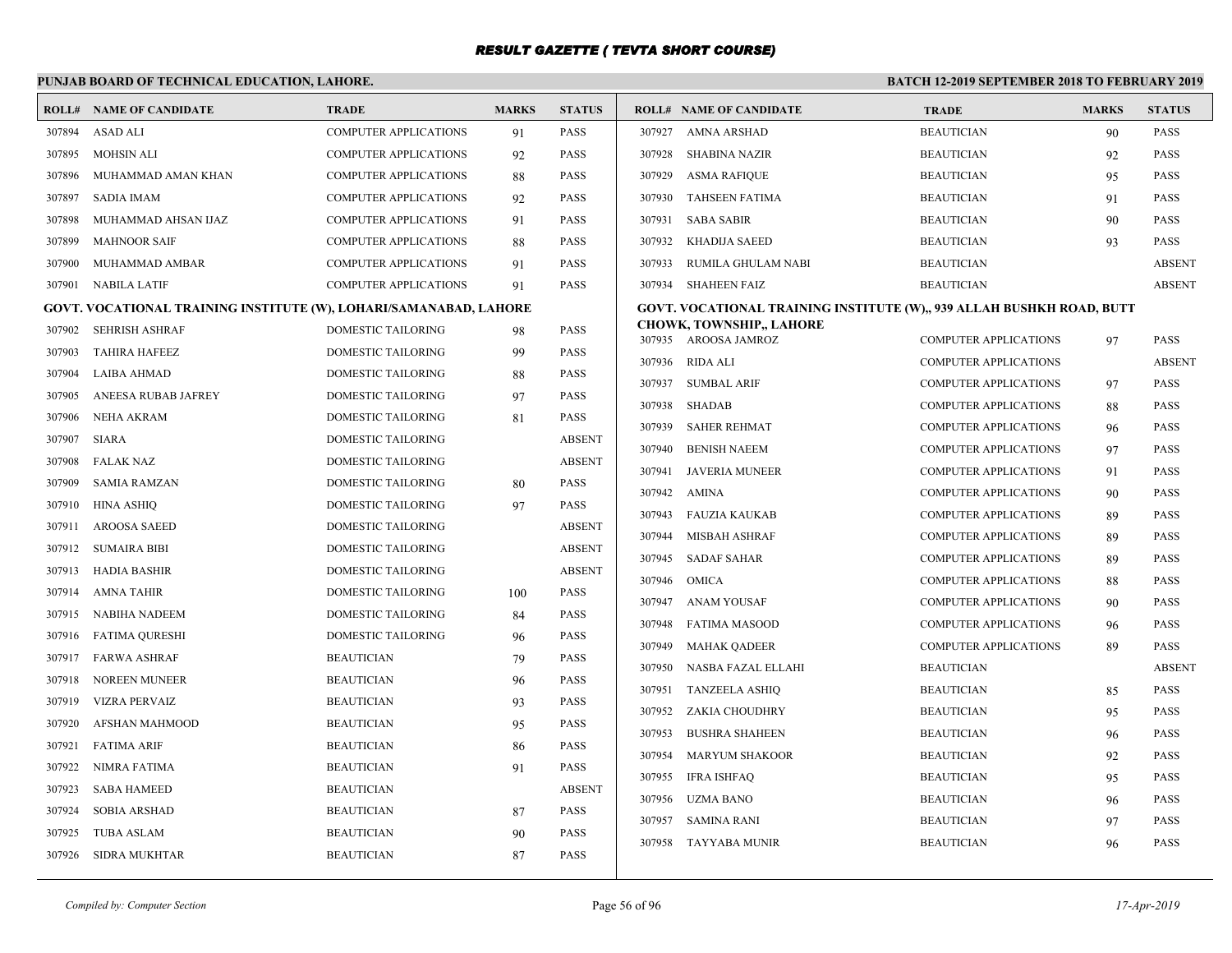# RESULT GAZETTE ( TEVTA SHORT COURSE)

**PUNJAB BOARD OF TECHNICAL EDUCATION, LAHORE.**

**BATCH 12-2019 SEPTEMBER 2018 TO FEBRUARY 2019**

| ROLL# | NAME OF CANDIDATE | TRADE | MARKS | STATUS |
|---|---|---|---|---|
| 307894 | ASAD ALI | COMPUTER APPLICATIONS | 91 | PASS |
| 307895 | MOHSIN ALI | COMPUTER APPLICATIONS | 92 | PASS |
| 307896 | MUHAMMAD AMAN KHAN | COMPUTER APPLICATIONS | 88 | PASS |
| 307897 | SADIA IMAM | COMPUTER APPLICATIONS | 92 | PASS |
| 307898 | MUHAMMAD AHSAN IJAZ | COMPUTER APPLICATIONS | 91 | PASS |
| 307899 | MAHNOOR SAIF | COMPUTER APPLICATIONS | 88 | PASS |
| 307900 | MUHAMMAD AMBAR | COMPUTER APPLICATIONS | 91 | PASS |
| 307901 | NABILA LATIF | COMPUTER APPLICATIONS | 91 | PASS |

**GOVT. VOCATIONAL TRAINING INSTITUTE (W), LOHARI/SAMANABAD, LAHORE**

| ROLL# | NAME OF CANDIDATE | TRADE | MARKS | STATUS |
|---|---|---|---|---|
| 307902 | SEHRISH ASHRAF | DOMESTIC TAILORING | 98 | PASS |
| 307903 | TAHIRA HAFEEZ | DOMESTIC TAILORING | 99 | PASS |
| 307904 | LAIBA AHMAD | DOMESTIC TAILORING | 88 | PASS |
| 307905 | ANEESA RUBAB JAFREY | DOMESTIC TAILORING | 97 | PASS |
| 307906 | NEHA AKRAM | DOMESTIC TAILORING | 81 | PASS |
| 307907 | SIARA | DOMESTIC TAILORING | | ABSENT |
| 307908 | FALAK NAZ | DOMESTIC TAILORING | | ABSENT |
| 307909 | SAMIA RAMZAN | DOMESTIC TAILORING | 80 | PASS |
| 307910 | HINA ASHIQ | DOMESTIC TAILORING | 97 | PASS |
| 307911 | AROOSA SAEED | DOMESTIC TAILORING | | ABSENT |
| 307912 | SUMAIRA BIBI | DOMESTIC TAILORING | | ABSENT |
| 307913 | HADIA BASHIR | DOMESTIC TAILORING | | ABSENT |
| 307914 | AMNA TAHIR | DOMESTIC TAILORING | 100 | PASS |
| 307915 | NABIHA NADEEM | DOMESTIC TAILORING | 84 | PASS |
| 307916 | FATIMA QURESHI | DOMESTIC TAILORING | 96 | PASS |
| 307917 | FARWA ASHRAF | BEAUTICIAN | 79 | PASS |
| 307918 | NOREEN MUNEER | BEAUTICIAN | 96 | PASS |
| 307919 | VIZRA PERVAIZ | BEAUTICIAN | 93 | PASS |
| 307920 | AFSHAN MAHMOOD | BEAUTICIAN | 95 | PASS |
| 307921 | FATIMA ARIF | BEAUTICIAN | 86 | PASS |
| 307922 | NIMRA FATIMA | BEAUTICIAN | 91 | PASS |
| 307923 | SABA HAMEED | BEAUTICIAN | | ABSENT |
| 307924 | SOBIA ARSHAD | BEAUTICIAN | 87 | PASS |
| 307925 | TUBA ASLAM | BEAUTICIAN | 90 | PASS |
| 307926 | SIDRA MUKHTAR | BEAUTICIAN | 87 | PASS |
| 307927 | AMNA ARSHAD | BEAUTICIAN | 90 | PASS |
| 307928 | SHABINA NAZIR | BEAUTICIAN | 92 | PASS |
| 307929 | ASMA RAFIQUE | BEAUTICIAN | 95 | PASS |
| 307930 | TAHSEEN FATIMA | BEAUTICIAN | 91 | PASS |
| 307931 | SABA SABIR | BEAUTICIAN | 90 | PASS |
| 307932 | KHADIJA SAEED | BEAUTICIAN | 93 | PASS |
| 307933 | RUMILA GHULAM NABI | BEAUTICIAN | | ABSENT |
| 307934 | SHAHEEN FAIZ | BEAUTICIAN | | ABSENT |

**GOVT. VOCATIONAL TRAINING INSTITUTE (W),, 939 ALLAH BUSHKH ROAD, BUTT CHOWK, TOWNSHIP,, LAHORE**

| ROLL# | NAME OF CANDIDATE | TRADE | MARKS | STATUS |
|---|---|---|---|---|
| 307935 | AROOSA JAMROZ | COMPUTER APPLICATIONS | 97 | PASS |
| 307936 | RIDA ALI | COMPUTER APPLICATIONS | | ABSENT |
| 307937 | SUMBAL ARIF | COMPUTER APPLICATIONS | 97 | PASS |
| 307938 | SHADAB | COMPUTER APPLICATIONS | 88 | PASS |
| 307939 | SAHER REHMAT | COMPUTER APPLICATIONS | 96 | PASS |
| 307940 | BENISH NAEEM | COMPUTER APPLICATIONS | 97 | PASS |
| 307941 | JAVERIA MUNEER | COMPUTER APPLICATIONS | 91 | PASS |
| 307942 | AMINA | COMPUTER APPLICATIONS | 90 | PASS |
| 307943 | FAUZIA KAUKAB | COMPUTER APPLICATIONS | 89 | PASS |
| 307944 | MISBAH ASHRAF | COMPUTER APPLICATIONS | 89 | PASS |
| 307945 | SADAF SAHAR | COMPUTER APPLICATIONS | 89 | PASS |
| 307946 | OMICA | COMPUTER APPLICATIONS | 88 | PASS |
| 307947 | ANAM YOUSAF | COMPUTER APPLICATIONS | 90 | PASS |
| 307948 | FATIMA MASOOD | COMPUTER APPLICATIONS | 96 | PASS |
| 307949 | MAHAK QADEER | COMPUTER APPLICATIONS | 89 | PASS |
| 307950 | NASBA FAZAL ELLAHI | BEAUTICIAN | | ABSENT |
| 307951 | TANZEELA ASHIQ | BEAUTICIAN | 85 | PASS |
| 307952 | ZAKIA CHOUDHRY | BEAUTICIAN | 95 | PASS |
| 307953 | BUSHRA SHAHEEN | BEAUTICIAN | 96 | PASS |
| 307954 | MARYUM SHAKOOR | BEAUTICIAN | 92 | PASS |
| 307955 | IFRA ISHFAQ | BEAUTICIAN | 95 | PASS |
| 307956 | UZMA BANO | BEAUTICIAN | 96 | PASS |
| 307957 | SAMINA RANI | BEAUTICIAN | 97 | PASS |
| 307958 | TAYYABA MUNIR | BEAUTICIAN | 96 | PASS |

*Compiled by: Computer Section* *17-Apr-2019*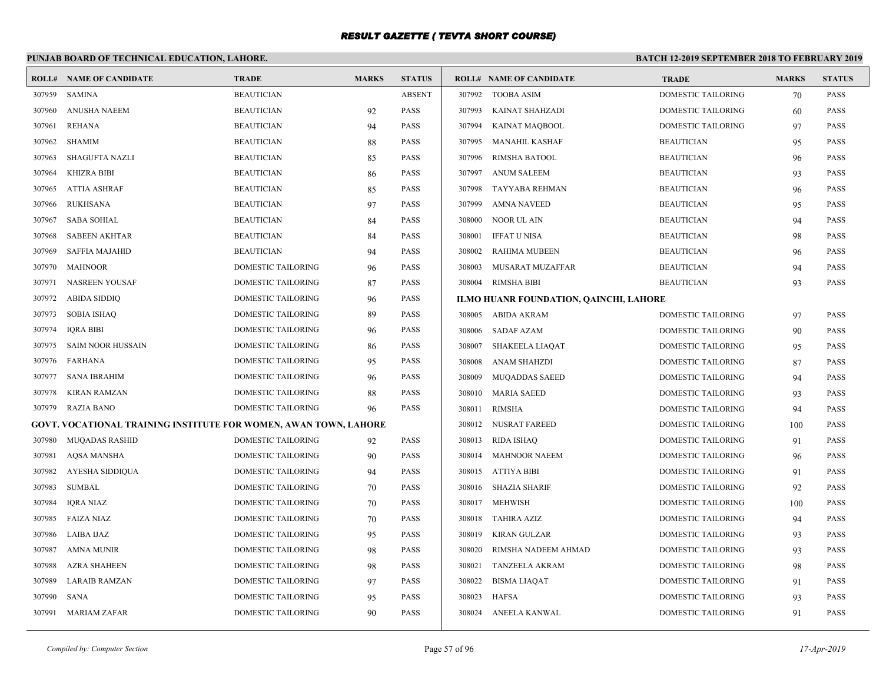# RESULT GAZETTE ( TEVTA SHORT COURSE)

## PUNJAB BOARD OF TECHNICAL EDUCATION, LAHORE.

**BATCH 12-2019 SEPTEMBER 2018 TO FEBRUARY 2019**

| ROLL# | NAME OF CANDIDATE | TRADE | MARKS | STATUS |
|---|---|---|---|---|
| 307959 | SAMINA | BEAUTICIAN | | ABSENT |
| 307960 | ANUSHA NAEEM | BEAUTICIAN | 92 | PASS |
| 307961 | REHANA | BEAUTICIAN | 94 | PASS |
| 307962 | SHAMIM | BEAUTICIAN | 88 | PASS |
| 307963 | SHAGUFTA NAZLI | BEAUTICIAN | 85 | PASS |
| 307964 | KHIZRA BIBI | BEAUTICIAN | 86 | PASS |
| 307965 | ATTIA ASHRAF | BEAUTICIAN | 85 | PASS |
| 307966 | RUKHSANA | BEAUTICIAN | 97 | PASS |
| 307967 | SABA SOHIAL | BEAUTICIAN | 84 | PASS |
| 307968 | SABEEN AKHTAR | BEAUTICIAN | 84 | PASS |
| 307969 | SAFFIA MAJAHID | BEAUTICIAN | 94 | PASS |
| 307970 | MAHNOOR | DOMESTIC TAILORING | 96 | PASS |
| 307971 | NASREEN YOUSAF | DOMESTIC TAILORING | 87 | PASS |
| 307972 | ABIDA SIDDIQ | DOMESTIC TAILORING | 96 | PASS |
| 307973 | SOBIA ISHAQ | DOMESTIC TAILORING | 89 | PASS |
| 307974 | IQRA BIBI | DOMESTIC TAILORING | 96 | PASS |
| 307975 | SAIM NOOR HUSSAIN | DOMESTIC TAILORING | 86 | PASS |
| 307976 | FARHANA | DOMESTIC TAILORING | 95 | PASS |
| 307977 | SANA IBRAHIM | DOMESTIC TAILORING | 96 | PASS |
| 307978 | KIRAN RAMZAN | DOMESTIC TAILORING | 88 | PASS |
| 307979 | RAZIA BANO | DOMESTIC TAILORING | 96 | PASS |

**GOVT. VOCATIONAL TRAINING INSTITUTE FOR WOMEN, AWAN TOWN, LAHORE**

| ROLL# | NAME OF CANDIDATE | TRADE | MARKS | STATUS |
|---|---|---|---|---|
| 307980 | MUQADAS RASHID | DOMESTIC TAILORING | 92 | PASS |
| 307981 | AQSA MANSHA | DOMESTIC TAILORING | 90 | PASS |
| 307982 | AYESHA SIDDIQUA | DOMESTIC TAILORING | 94 | PASS |
| 307983 | SUMBAL | DOMESTIC TAILORING | 70 | PASS |
| 307984 | IQRA NIAZ | DOMESTIC TAILORING | 70 | PASS |
| 307985 | FAIZA NIAZ | DOMESTIC TAILORING | 70 | PASS |
| 307986 | LAIBA IJAZ | DOMESTIC TAILORING | 95 | PASS |
| 307987 | AMNA MUNIR | DOMESTIC TAILORING | 98 | PASS |
| 307988 | AZRA SHAHEEN | DOMESTIC TAILORING | 98 | PASS |
| 307989 | LARAIB RAMZAN | DOMESTIC TAILORING | 97 | PASS |
| 307990 | SANA | DOMESTIC TAILORING | 95 | PASS |
| 307991 | MARIAM ZAFAR | DOMESTIC TAILORING | 90 | PASS |
| 307992 | TOOBA ASIM | DOMESTIC TAILORING | 70 | PASS |
| 307993 | KAINAT SHAHZADI | DOMESTIC TAILORING | 60 | PASS |
| 307994 | KAINAT MAQBOOL | DOMESTIC TAILORING | 97 | PASS |
| 307995 | MANAHIL KASHAF | BEAUTICIAN | 95 | PASS |
| 307996 | RIMSHA BATOOL | BEAUTICIAN | 96 | PASS |
| 307997 | ANUM SALEEM | BEAUTICIAN | 93 | PASS |
| 307998 | TAYYABA REHMAN | BEAUTICIAN | 96 | PASS |
| 307999 | AMNA NAVEED | BEAUTICIAN | 95 | PASS |
| 308000 | NOOR UL AIN | BEAUTICIAN | 94 | PASS |
| 308001 | IFFAT U NISA | BEAUTICIAN | 98 | PASS |
| 308002 | RAHIMA MUBEEN | BEAUTICIAN | 96 | PASS |
| 308003 | MUSARAT MUZAFFAR | BEAUTICIAN | 94 | PASS |
| 308004 | RIMSHA BIBI | BEAUTICIAN | 93 | PASS |

**ILMO HUANR FOUNDATION, QAINCHI, LAHORE**

| ROLL# | NAME OF CANDIDATE | TRADE | MARKS | STATUS |
|---|---|---|---|---|
| 308005 | ABIDA AKRAM | DOMESTIC TAILORING | 97 | PASS |
| 308006 | SADAF AZAM | DOMESTIC TAILORING | 90 | PASS |
| 308007 | SHAKEELA LIAQAT | DOMESTIC TAILORING | 95 | PASS |
| 308008 | ANAM SHAHZDI | DOMESTIC TAILORING | 87 | PASS |
| 308009 | MUQADDAS SAEED | DOMESTIC TAILORING | 94 | PASS |
| 308010 | MARIA SAEED | DOMESTIC TAILORING | 93 | PASS |
| 308011 | RIMSHA | DOMESTIC TAILORING | 94 | PASS |
| 308012 | NUSRAT FAREED | DOMESTIC TAILORING | 100 | PASS |
| 308013 | RIDA ISHAQ | DOMESTIC TAILORING | 91 | PASS |
| 308014 | MAHNOOR NAEEM | DOMESTIC TAILORING | 96 | PASS |
| 308015 | ATTIYA BIBI | DOMESTIC TAILORING | 91 | PASS |
| 308016 | SHAZIA SHARIF | DOMESTIC TAILORING | 92 | PASS |
| 308017 | MEHWISH | DOMESTIC TAILORING | 100 | PASS |
| 308018 | TAHIRA AZIZ | DOMESTIC TAILORING | 94 | PASS |
| 308019 | KIRAN GULZAR | DOMESTIC TAILORING | 93 | PASS |
| 308020 | RIMSHA NADEEM AHMAD | DOMESTIC TAILORING | 93 | PASS |
| 308021 | TANZEELA AKRAM | DOMESTIC TAILORING | 98 | PASS |
| 308022 | BISMA LIAQAT | DOMESTIC TAILORING | 91 | PASS |
| 308023 | HAFSA | DOMESTIC TAILORING | 93 | PASS |
| 308024 | ANEELA KANWAL | DOMESTIC TAILORING | 91 | PASS |

*Compiled by: Computer Section*

*17-Apr-2019*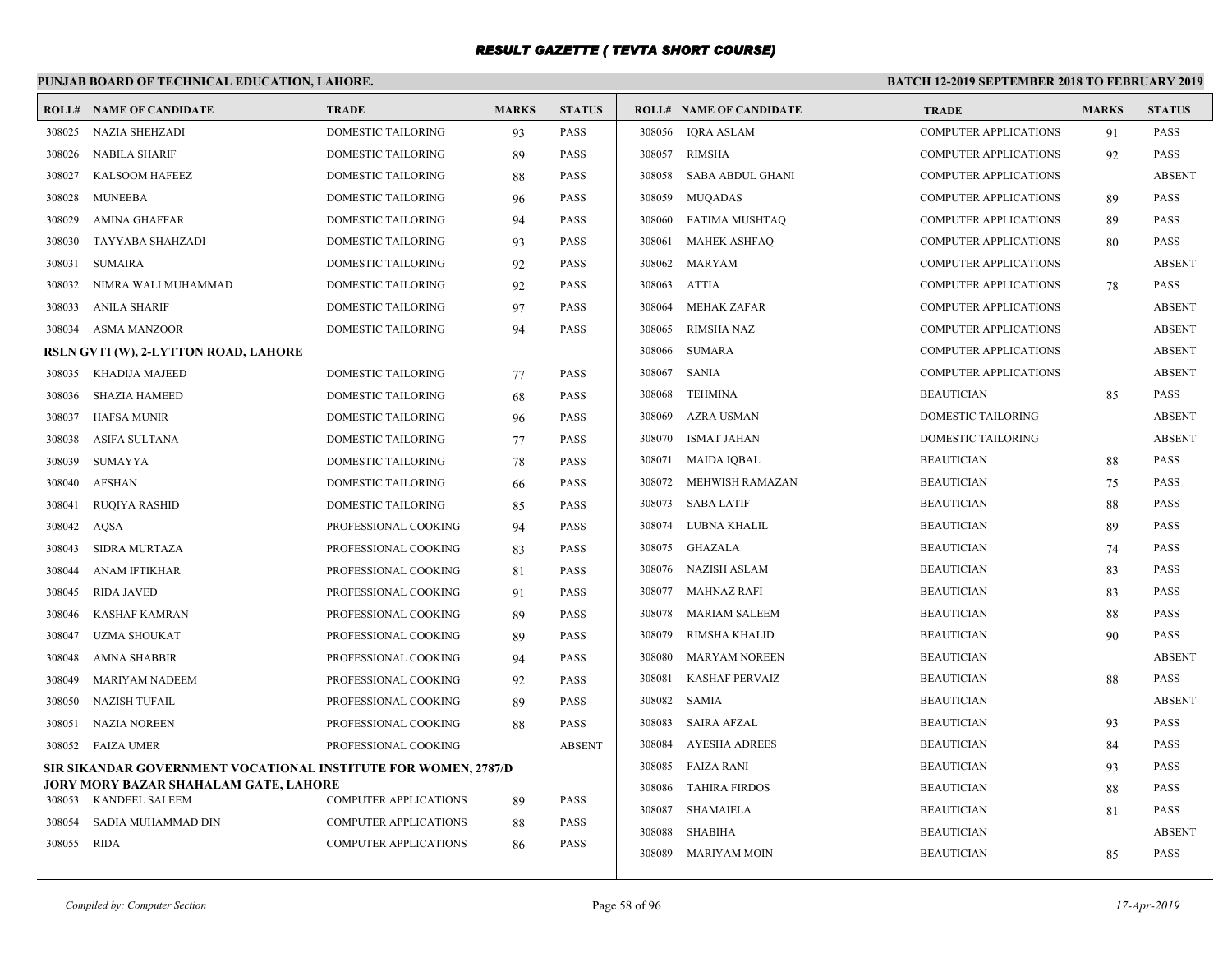# RESULT GAZETTE ( TEVTA SHORT COURSE)

## PUNJAB BOARD OF TECHNICAL EDUCATION, LAHORE.

**BATCH 12-2019 SEPTEMBER 2018 TO FEBRUARY 2019**

| ROLL# | NAME OF CANDIDATE | TRADE | MARKS | STATUS |
|---|---|---|---|---|
| 308025 | NAZIA SHEHZADI | DOMESTIC TAILORING | 93 | PASS |
| 308026 | NABILA SHARIF | DOMESTIC TAILORING | 89 | PASS |
| 308027 | KALSOOM HAFEEZ | DOMESTIC TAILORING | 88 | PASS |
| 308028 | MUNEEBA | DOMESTIC TAILORING | 96 | PASS |
| 308029 | AMINA GHAFFAR | DOMESTIC TAILORING | 94 | PASS |
| 308030 | TAYYABA SHAHZADI | DOMESTIC TAILORING | 93 | PASS |
| 308031 | SUMAIRA | DOMESTIC TAILORING | 92 | PASS |
| 308032 | NIMRA WALI MUHAMMAD | DOMESTIC TAILORING | 92 | PASS |
| 308033 | ANILA SHARIF | DOMESTIC TAILORING | 97 | PASS |
| 308034 | ASMA MANZOOR | DOMESTIC TAILORING | 94 | PASS |

**RSLN GVTI (W), 2-LYTTON ROAD, LAHORE**

| ROLL# | NAME OF CANDIDATE | TRADE | MARKS | STATUS |
|---|---|---|---|---|
| 308035 | KHADIJA MAJEED | DOMESTIC TAILORING | 77 | PASS |
| 308036 | SHAZIA HAMEED | DOMESTIC TAILORING | 68 | PASS |
| 308037 | HAFSA MUNIR | DOMESTIC TAILORING | 96 | PASS |
| 308038 | ASIFA SULTANA | DOMESTIC TAILORING | 77 | PASS |
| 308039 | SUMAYYA | DOMESTIC TAILORING | 78 | PASS |
| 308040 | AFSHAN | DOMESTIC TAILORING | 66 | PASS |
| 308041 | RUQIYA RASHID | DOMESTIC TAILORING | 85 | PASS |
| 308042 | AQSA | PROFESSIONAL COOKING | 94 | PASS |
| 308043 | SIDRA MURTAZA | PROFESSIONAL COOKING | 83 | PASS |
| 308044 | ANAM IFTIKHAR | PROFESSIONAL COOKING | 81 | PASS |
| 308045 | RIDA JAVED | PROFESSIONAL COOKING | 91 | PASS |
| 308046 | KASHAF KAMRAN | PROFESSIONAL COOKING | 89 | PASS |
| 308047 | UZMA SHOUKAT | PROFESSIONAL COOKING | 89 | PASS |
| 308048 | AMNA SHABBIR | PROFESSIONAL COOKING | 94 | PASS |
| 308049 | MARIYAM NADEEM | PROFESSIONAL COOKING | 92 | PASS |
| 308050 | NAZISH TUFAIL | PROFESSIONAL COOKING | 89 | PASS |
| 308051 | NAZIA NOREEN | PROFESSIONAL COOKING | 88 | PASS |
| 308052 | FAIZA UMER | PROFESSIONAL COOKING | | ABSENT |

**SIR SIKANDAR GOVERNMENT VOCATIONAL INSTITUTE FOR WOMEN, 2787/D JORY MORY BAZAR SHAHALAM GATE, LAHORE**

| ROLL# | NAME OF CANDIDATE | TRADE | MARKS | STATUS |
|---|---|---|---|---|
| 308053 | KANDEEL SALEEM | COMPUTER APPLICATIONS | 89 | PASS |
| 308054 | SADIA MUHAMMAD DIN | COMPUTER APPLICATIONS | 88 | PASS |
| 308055 | RIDA | COMPUTER APPLICATIONS | 86 | PASS |
| 308056 | IQRA ASLAM | COMPUTER APPLICATIONS | 91 | PASS |
| 308057 | RIMSHA | COMPUTER APPLICATIONS | 92 | PASS |
| 308058 | SABA ABDUL GHANI | COMPUTER APPLICATIONS | | ABSENT |
| 308059 | MUQADAS | COMPUTER APPLICATIONS | 89 | PASS |
| 308060 | FATIMA MUSHTAQ | COMPUTER APPLICATIONS | 89 | PASS |
| 308061 | MAHEK ASHFAQ | COMPUTER APPLICATIONS | 80 | PASS |
| 308062 | MARYAM | COMPUTER APPLICATIONS | | ABSENT |
| 308063 | ATTIA | COMPUTER APPLICATIONS | 78 | PASS |
| 308064 | MEHAK ZAFAR | COMPUTER APPLICATIONS | | ABSENT |
| 308065 | RIMSHA NAZ | COMPUTER APPLICATIONS | | ABSENT |
| 308066 | SUMARA | COMPUTER APPLICATIONS | | ABSENT |
| 308067 | SANIA | COMPUTER APPLICATIONS | | ABSENT |
| 308068 | TEHMINA | BEAUTICIAN | 85 | PASS |
| 308069 | AZRA USMAN | DOMESTIC TAILORING | | ABSENT |
| 308070 | ISMAT JAHAN | DOMESTIC TAILORING | | ABSENT |
| 308071 | MAIDA IQBAL | BEAUTICIAN | 88 | PASS |
| 308072 | MEHWISH RAMAZAN | BEAUTICIAN | 75 | PASS |
| 308073 | SABA LATIF | BEAUTICIAN | 88 | PASS |
| 308074 | LUBNA KHALIL | BEAUTICIAN | 89 | PASS |
| 308075 | GHAZALA | BEAUTICIAN | 74 | PASS |
| 308076 | NAZISH ASLAM | BEAUTICIAN | 83 | PASS |
| 308077 | MAHNAZ RAFI | BEAUTICIAN | 83 | PASS |
| 308078 | MARIAM SALEEM | BEAUTICIAN | 88 | PASS |
| 308079 | RIMSHA KHALID | BEAUTICIAN | 90 | PASS |
| 308080 | MARYAM NOREEN | BEAUTICIAN | | ABSENT |
| 308081 | KASHAF PERVAIZ | BEAUTICIAN | 88 | PASS |
| 308082 | SAMIA | BEAUTICIAN | | ABSENT |
| 308083 | SAIRA AFZAL | BEAUTICIAN | 93 | PASS |
| 308084 | AYESHA ADREES | BEAUTICIAN | 84 | PASS |
| 308085 | FAIZA RANI | BEAUTICIAN | 93 | PASS |
| 308086 | TAHIRA FIRDOS | BEAUTICIAN | 88 | PASS |
| 308087 | SHAMAIELA | BEAUTICIAN | 81 | PASS |
| 308088 | SHABIHA | BEAUTICIAN | | ABSENT |
| 308089 | MARIYAM MOIN | BEAUTICIAN | 85 | PASS |

*Compiled by: Computer Section* *17-Apr-2019*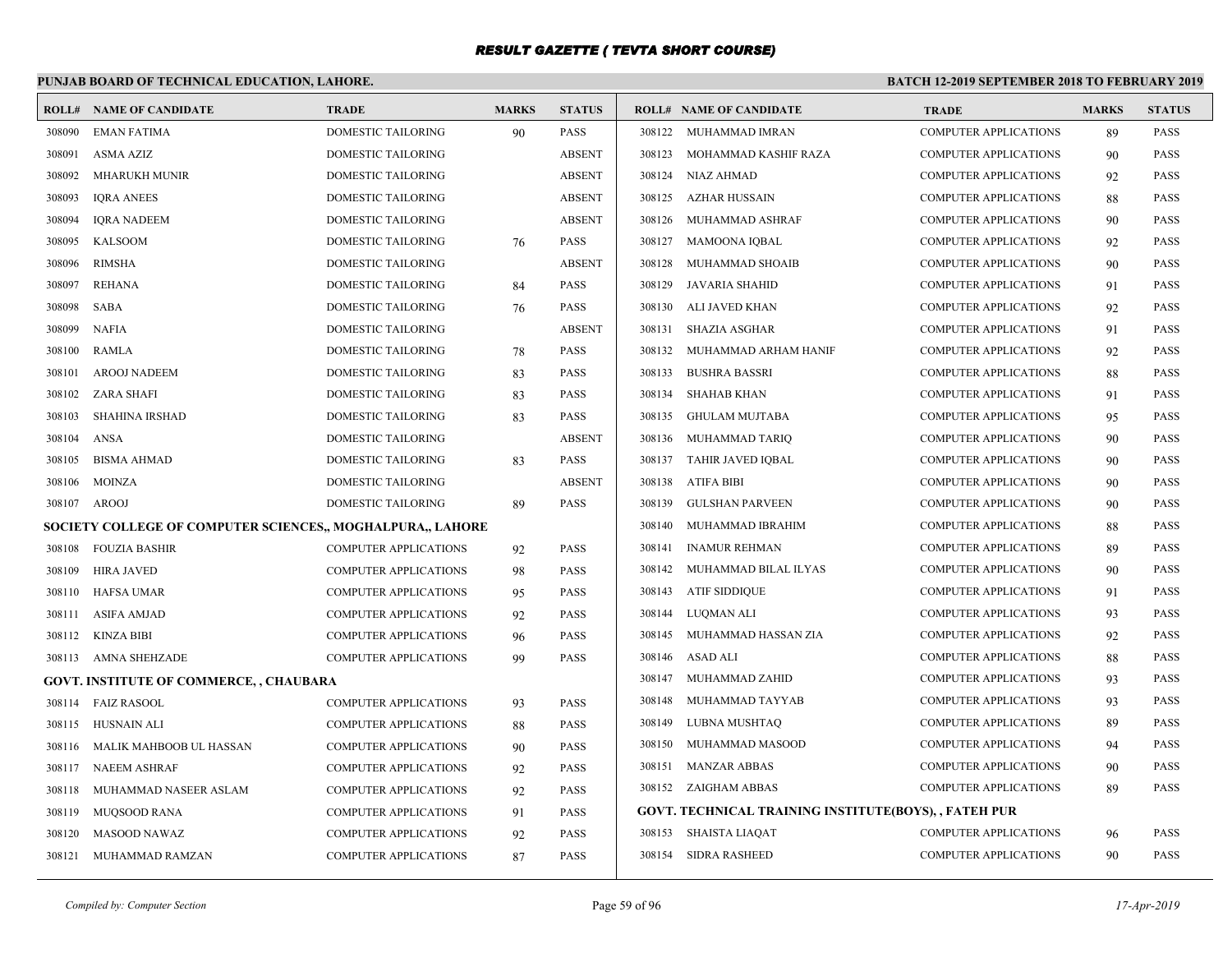# RESULT GAZETTE ( TEVTA SHORT COURSE)

## PUNJAB BOARD OF TECHNICAL EDUCATION, LAHORE.

**BATCH 12-2019 SEPTEMBER 2018 TO FEBRUARY 2019**

| ROLL# | NAME OF CANDIDATE | TRADE | MARKS | STATUS |
|---|---|---|---|---|
| 308090 | EMAN FATIMA | DOMESTIC TAILORING | 90 | PASS |
| 308091 | ASMA AZIZ | DOMESTIC TAILORING | | ABSENT |
| 308092 | MHARUKH MUNIR | DOMESTIC TAILORING | | ABSENT |
| 308093 | IQRA ANEES | DOMESTIC TAILORING | | ABSENT |
| 308094 | IQRA NADEEM | DOMESTIC TAILORING | | ABSENT |
| 308095 | KALSOOM | DOMESTIC TAILORING | 76 | PASS |
| 308096 | RIMSHA | DOMESTIC TAILORING | | ABSENT |
| 308097 | REHANA | DOMESTIC TAILORING | 84 | PASS |
| 308098 | SABA | DOMESTIC TAILORING | 76 | PASS |
| 308099 | NAFIA | DOMESTIC TAILORING | | ABSENT |
| 308100 | RAMLA | DOMESTIC TAILORING | 78 | PASS |
| 308101 | AROOJ NADEEM | DOMESTIC TAILORING | 83 | PASS |
| 308102 | ZARA SHAFI | DOMESTIC TAILORING | 83 | PASS |
| 308103 | SHAHINA IRSHAD | DOMESTIC TAILORING | 83 | PASS |
| 308104 | ANSA | DOMESTIC TAILORING | | ABSENT |
| 308105 | BISMA AHMAD | DOMESTIC TAILORING | 83 | PASS |
| 308106 | MOINZA | DOMESTIC TAILORING | | ABSENT |
| 308107 | AROOJ | DOMESTIC TAILORING | 89 | PASS |

**SOCIETY COLLEGE OF COMPUTER SCIENCES,, MOGHALPURA,, LAHORE**

| ROLL# | NAME OF CANDIDATE | TRADE | MARKS | STATUS |
|---|---|---|---|---|
| 308108 | FOUZIA BASHIR | COMPUTER APPLICATIONS | 92 | PASS |
| 308109 | HIRA JAVED | COMPUTER APPLICATIONS | 98 | PASS |
| 308110 | HAFSA UMAR | COMPUTER APPLICATIONS | 95 | PASS |
| 308111 | ASIFA AMJAD | COMPUTER APPLICATIONS | 92 | PASS |
| 308112 | KINZA BIBI | COMPUTER APPLICATIONS | 96 | PASS |
| 308113 | AMNA SHEHZADE | COMPUTER APPLICATIONS | 99 | PASS |

**GOVT. INSTITUTE OF COMMERCE, , CHAUBARA**

| ROLL# | NAME OF CANDIDATE | TRADE | MARKS | STATUS |
|---|---|---|---|---|
| 308114 | FAIZ RASOOL | COMPUTER APPLICATIONS | 93 | PASS |
| 308115 | HUSNAIN ALI | COMPUTER APPLICATIONS | 88 | PASS |
| 308116 | MALIK MAHBOOB UL HASSAN | COMPUTER APPLICATIONS | 90 | PASS |
| 308117 | NAEEM ASHRAF | COMPUTER APPLICATIONS | 92 | PASS |
| 308118 | MUHAMMAD NASEER ASLAM | COMPUTER APPLICATIONS | 92 | PASS |
| 308119 | MUQSOOD RANA | COMPUTER APPLICATIONS | 91 | PASS |
| 308120 | MASOOD NAWAZ | COMPUTER APPLICATIONS | 92 | PASS |
| 308121 | MUHAMMAD RAMZAN | COMPUTER APPLICATIONS | 87 | PASS |
| 308122 | MUHAMMAD IMRAN | COMPUTER APPLICATIONS | 89 | PASS |
| 308123 | MOHAMMAD KASHIF RAZA | COMPUTER APPLICATIONS | 90 | PASS |
| 308124 | NIAZ AHMAD | COMPUTER APPLICATIONS | 92 | PASS |
| 308125 | AZHAR HUSSAIN | COMPUTER APPLICATIONS | 88 | PASS |
| 308126 | MUHAMMAD ASHRAF | COMPUTER APPLICATIONS | 90 | PASS |
| 308127 | MAMOONA IQBAL | COMPUTER APPLICATIONS | 92 | PASS |
| 308128 | MUHAMMAD SHOAIB | COMPUTER APPLICATIONS | 90 | PASS |
| 308129 | JAVARIA SHAHID | COMPUTER APPLICATIONS | 91 | PASS |
| 308130 | ALI JAVED KHAN | COMPUTER APPLICATIONS | 92 | PASS |
| 308131 | SHAZIA ASGHAR | COMPUTER APPLICATIONS | 91 | PASS |
| 308132 | MUHAMMAD ARHAM HANIF | COMPUTER APPLICATIONS | 92 | PASS |
| 308133 | BUSHRA BASSRI | COMPUTER APPLICATIONS | 88 | PASS |
| 308134 | SHAHAB KHAN | COMPUTER APPLICATIONS | 91 | PASS |
| 308135 | GHULAM MUJTABA | COMPUTER APPLICATIONS | 95 | PASS |
| 308136 | MUHAMMAD TARIQ | COMPUTER APPLICATIONS | 90 | PASS |
| 308137 | TAHIR JAVED IQBAL | COMPUTER APPLICATIONS | 90 | PASS |
| 308138 | ATIFA BIBI | COMPUTER APPLICATIONS | 90 | PASS |
| 308139 | GULSHAN PARVEEN | COMPUTER APPLICATIONS | 90 | PASS |
| 308140 | MUHAMMAD IBRAHIM | COMPUTER APPLICATIONS | 88 | PASS |
| 308141 | INAMUR REHMAN | COMPUTER APPLICATIONS | 89 | PASS |
| 308142 | MUHAMMAD BILAL ILYAS | COMPUTER APPLICATIONS | 90 | PASS |
| 308143 | ATIF SIDDIQUE | COMPUTER APPLICATIONS | 91 | PASS |
| 308144 | LUQMAN ALI | COMPUTER APPLICATIONS | 93 | PASS |
| 308145 | MUHAMMAD HASSAN ZIA | COMPUTER APPLICATIONS | 92 | PASS |
| 308146 | ASAD ALI | COMPUTER APPLICATIONS | 88 | PASS |
| 308147 | MUHAMMAD ZAHID | COMPUTER APPLICATIONS | 93 | PASS |
| 308148 | MUHAMMAD TAYYAB | COMPUTER APPLICATIONS | 93 | PASS |
| 308149 | LUBNA MUSHTAQ | COMPUTER APPLICATIONS | 89 | PASS |
| 308150 | MUHAMMAD MASOOD | COMPUTER APPLICATIONS | 94 | PASS |
| 308151 | MANZAR ABBAS | COMPUTER APPLICATIONS | 90 | PASS |
| 308152 | ZAIGHAM ABBAS | COMPUTER APPLICATIONS | 89 | PASS |

**GOVT. TECHNICAL TRAINING INSTITUTE(BOYS), , FATEH PUR**

| ROLL# | NAME OF CANDIDATE | TRADE | MARKS | STATUS |
|---|---|---|---|---|
| 308153 | SHAISTA LIAQAT | COMPUTER APPLICATIONS | 96 | PASS |
| 308154 | SIDRA RASHEED | COMPUTER APPLICATIONS | 90 | PASS |

*Compiled by: Computer Section*

*17-Apr-2019*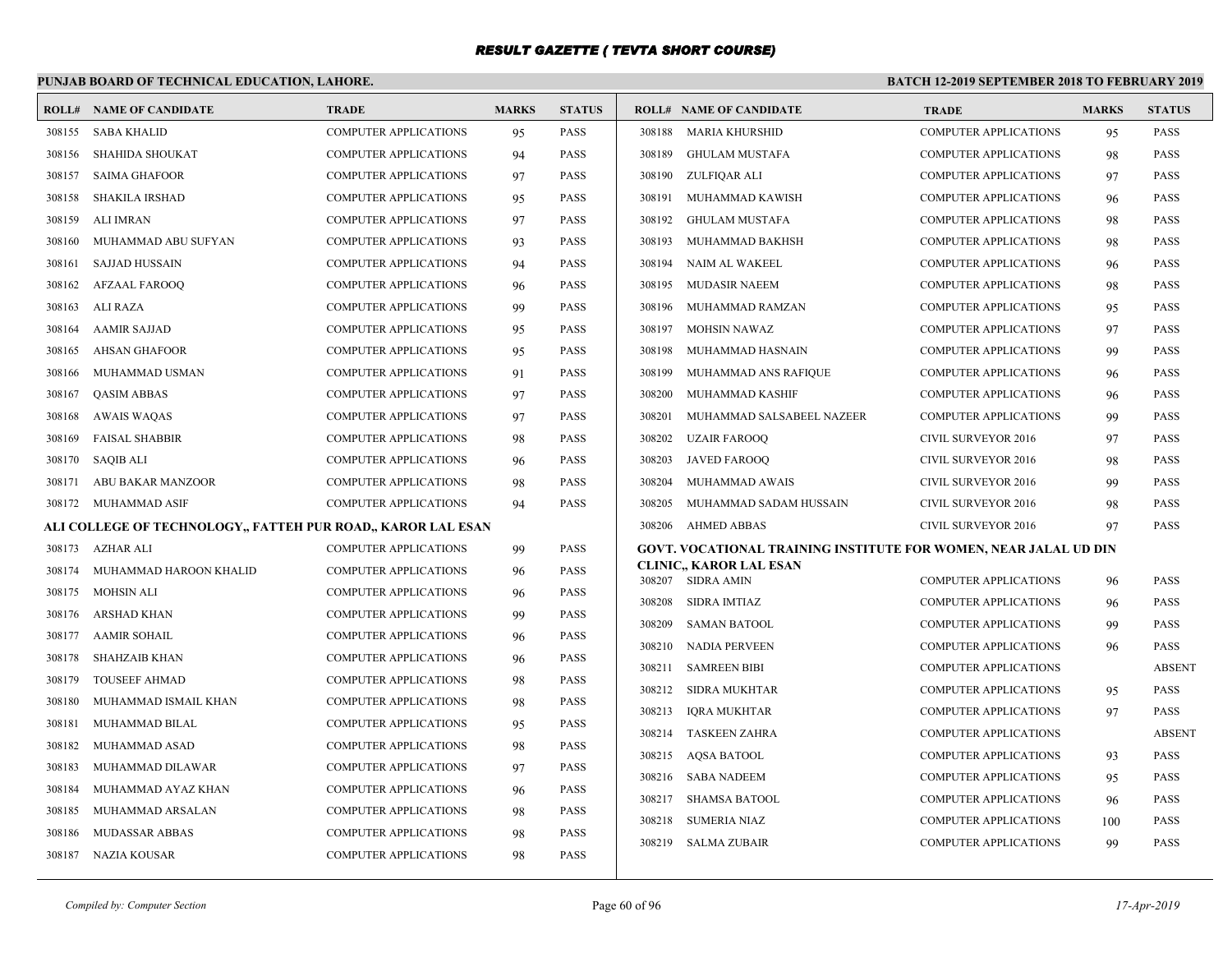# RESULT GAZETTE ( TEVTA SHORT COURSE)

**PUNJAB BOARD OF TECHNICAL EDUCATION, LAHORE.** | **BATCH 12-2019 SEPTEMBER 2018 TO FEBRUARY 2019**

| ROLL# | NAME OF CANDIDATE | TRADE | MARKS | STATUS |
|---|---|---|---|---|
| 308155 | SABA KHALID | COMPUTER APPLICATIONS | 95 | PASS |
| 308156 | SHAHIDA SHOUKAT | COMPUTER APPLICATIONS | 94 | PASS |
| 308157 | SAIMA GHAFOOR | COMPUTER APPLICATIONS | 97 | PASS |
| 308158 | SHAKILA IRSHAD | COMPUTER APPLICATIONS | 95 | PASS |
| 308159 | ALI IMRAN | COMPUTER APPLICATIONS | 97 | PASS |
| 308160 | MUHAMMAD ABU SUFYAN | COMPUTER APPLICATIONS | 93 | PASS |
| 308161 | SAJJAD HUSSAIN | COMPUTER APPLICATIONS | 94 | PASS |
| 308162 | AFZAAL FAROOQ | COMPUTER APPLICATIONS | 96 | PASS |
| 308163 | ALI RAZA | COMPUTER APPLICATIONS | 99 | PASS |
| 308164 | AAMIR SAJJAD | COMPUTER APPLICATIONS | 95 | PASS |
| 308165 | AHSAN GHAFOOR | COMPUTER APPLICATIONS | 95 | PASS |
| 308166 | MUHAMMAD USMAN | COMPUTER APPLICATIONS | 91 | PASS |
| 308167 | QASIM ABBAS | COMPUTER APPLICATIONS | 97 | PASS |
| 308168 | AWAIS WAQAS | COMPUTER APPLICATIONS | 97 | PASS |
| 308169 | FAISAL SHABBIR | COMPUTER APPLICATIONS | 98 | PASS |
| 308170 | SAQIB ALI | COMPUTER APPLICATIONS | 96 | PASS |
| 308171 | ABU BAKAR MANZOOR | COMPUTER APPLICATIONS | 98 | PASS |
| 308172 | MUHAMMAD ASIF | COMPUTER APPLICATIONS | 94 | PASS |

**ALI COLLEGE OF TECHNOLOGY,, FATTEH PUR ROAD,, KAROR LAL ESAN**

| ROLL# | NAME OF CANDIDATE | TRADE | MARKS | STATUS |
|---|---|---|---|---|
| 308173 | AZHAR ALI | COMPUTER APPLICATIONS | 99 | PASS |
| 308174 | MUHAMMAD HAROON KHALID | COMPUTER APPLICATIONS | 96 | PASS |
| 308175 | MOHSIN ALI | COMPUTER APPLICATIONS | 96 | PASS |
| 308176 | ARSHAD KHAN | COMPUTER APPLICATIONS | 99 | PASS |
| 308177 | AAMIR SOHAIL | COMPUTER APPLICATIONS | 96 | PASS |
| 308178 | SHAHZAIB KHAN | COMPUTER APPLICATIONS | 96 | PASS |
| 308179 | TOUSEEF AHMAD | COMPUTER APPLICATIONS | 98 | PASS |
| 308180 | MUHAMMAD ISMAIL KHAN | COMPUTER APPLICATIONS | 98 | PASS |
| 308181 | MUHAMMAD BILAL | COMPUTER APPLICATIONS | 95 | PASS |
| 308182 | MUHAMMAD ASAD | COMPUTER APPLICATIONS | 98 | PASS |
| 308183 | MUHAMMAD DILAWAR | COMPUTER APPLICATIONS | 97 | PASS |
| 308184 | MUHAMMAD AYAZ KHAN | COMPUTER APPLICATIONS | 96 | PASS |
| 308185 | MUHAMMAD ARSALAN | COMPUTER APPLICATIONS | 98 | PASS |
| 308186 | MUDASSAR ABBAS | COMPUTER APPLICATIONS | 98 | PASS |
| 308187 | NAZIA KOUSAR | COMPUTER APPLICATIONS | 98 | PASS |
| 308188 | MARIA KHURSHID | COMPUTER APPLICATIONS | 95 | PASS |
| 308189 | GHULAM MUSTAFA | COMPUTER APPLICATIONS | 98 | PASS |
| 308190 | ZULFIQAR ALI | COMPUTER APPLICATIONS | 97 | PASS |
| 308191 | MUHAMMAD KAWISH | COMPUTER APPLICATIONS | 96 | PASS |
| 308192 | GHULAM MUSTAFA | COMPUTER APPLICATIONS | 98 | PASS |
| 308193 | MUHAMMAD BAKHSH | COMPUTER APPLICATIONS | 98 | PASS |
| 308194 | NAIM AL WAKEEL | COMPUTER APPLICATIONS | 96 | PASS |
| 308195 | MUDASIR NAEEM | COMPUTER APPLICATIONS | 98 | PASS |
| 308196 | MUHAMMAD RAMZAN | COMPUTER APPLICATIONS | 95 | PASS |
| 308197 | MOHSIN NAWAZ | COMPUTER APPLICATIONS | 97 | PASS |
| 308198 | MUHAMMAD HASNAIN | COMPUTER APPLICATIONS | 99 | PASS |
| 308199 | MUHAMMAD ANS RAFIQUE | COMPUTER APPLICATIONS | 96 | PASS |
| 308200 | MUHAMMAD KASHIF | COMPUTER APPLICATIONS | 96 | PASS |
| 308201 | MUHAMMAD SALSABEEL NAZEER | COMPUTER APPLICATIONS | 99 | PASS |
| 308202 | UZAIR FAROOQ | CIVIL SURVEYOR 2016 | 97 | PASS |
| 308203 | JAVED FAROOQ | CIVIL SURVEYOR 2016 | 98 | PASS |
| 308204 | MUHAMMAD AWAIS | CIVIL SURVEYOR 2016 | 99 | PASS |
| 308205 | MUHAMMAD SADAM HUSSAIN | CIVIL SURVEYOR 2016 | 98 | PASS |
| 308206 | AHMED ABBAS | CIVIL SURVEYOR 2016 | 97 | PASS |

**GOVT. VOCATIONAL TRAINING INSTITUTE FOR WOMEN, NEAR JALAL UD DIN CLINIC,, KAROR LAL ESAN**

| ROLL# | NAME OF CANDIDATE | TRADE | MARKS | STATUS |
|---|---|---|---|---|
| 308207 | SIDRA AMIN | COMPUTER APPLICATIONS | 96 | PASS |
| 308208 | SIDRA IMTIAZ | COMPUTER APPLICATIONS | 96 | PASS |
| 308209 | SAMAN BATOOL | COMPUTER APPLICATIONS | 99 | PASS |
| 308210 | NADIA PERVEEN | COMPUTER APPLICATIONS | 96 | PASS |
| 308211 | SAMREEN BIBI | COMPUTER APPLICATIONS | | ABSENT |
| 308212 | SIDRA MUKHTAR | COMPUTER APPLICATIONS | 95 | PASS |
| 308213 | IQRA MUKHTAR | COMPUTER APPLICATIONS | 97 | PASS |
| 308214 | TASKEEN ZAHRA | COMPUTER APPLICATIONS | | ABSENT |
| 308215 | AQSA BATOOL | COMPUTER APPLICATIONS | 93 | PASS |
| 308216 | SABA NADEEM | COMPUTER APPLICATIONS | 95 | PASS |
| 308217 | SHAMSA BATOOL | COMPUTER APPLICATIONS | 96 | PASS |
| 308218 | SUMERIA NIAZ | COMPUTER APPLICATIONS | 100 | PASS |
| 308219 | SALMA ZUBAIR | COMPUTER APPLICATIONS | 99 | PASS |

*Compiled by: Computer Section* | *17-Apr-2019*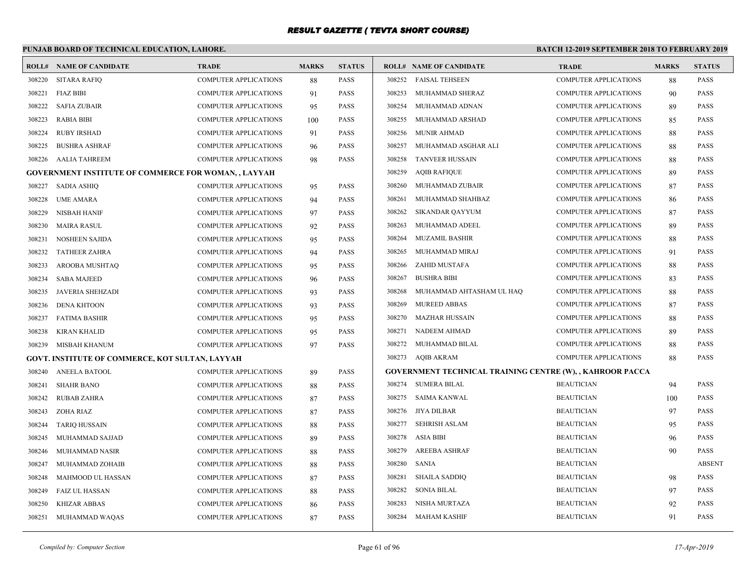# RESULT GAZETTE ( TEVTA SHORT COURSE)

**PUNJAB BOARD OF TECHNICAL EDUCATION, LAHORE.**

**BATCH 12-2019 SEPTEMBER 2018 TO FEBRUARY 2019**

| ROLL# | NAME OF CANDIDATE | TRADE | MARKS | STATUS |
|---|---|---|---|---|
| 308220 | SITARA RAFIQ | COMPUTER APPLICATIONS | 88 | PASS |
| 308221 | FIAZ BIBI | COMPUTER APPLICATIONS | 91 | PASS |
| 308222 | SAFIA ZUBAIR | COMPUTER APPLICATIONS | 95 | PASS |
| 308223 | RABIA BIBI | COMPUTER APPLICATIONS | 100 | PASS |
| 308224 | RUBY IRSHAD | COMPUTER APPLICATIONS | 91 | PASS |
| 308225 | BUSHRA ASHRAF | COMPUTER APPLICATIONS | 96 | PASS |
| 308226 | AALIA TAHREEM | COMPUTER APPLICATIONS | 98 | PASS |
| **GOVERNMENT INSTITUTE OF COMMERCE FOR WOMAN, , LAYYAH** | | | | |
| 308227 | SADIA ASHIQ | COMPUTER APPLICATIONS | 95 | PASS |
| 308228 | UME AMARA | COMPUTER APPLICATIONS | 94 | PASS |
| 308229 | NISBAH HANIF | COMPUTER APPLICATIONS | 97 | PASS |
| 308230 | MAIRA RASUL | COMPUTER APPLICATIONS | 92 | PASS |
| 308231 | NOSHEEN SAJIDA | COMPUTER APPLICATIONS | 95 | PASS |
| 308232 | TATHEER ZAHRA | COMPUTER APPLICATIONS | 94 | PASS |
| 308233 | AROOBA MUSHTAQ | COMPUTER APPLICATIONS | 95 | PASS |
| 308234 | SABA MAJEED | COMPUTER APPLICATIONS | 96 | PASS |
| 308235 | JAVERIA SHEHZADI | COMPUTER APPLICATIONS | 93 | PASS |
| 308236 | DENA KHTOON | COMPUTER APPLICATIONS | 93 | PASS |
| 308237 | FATIMA BASHIR | COMPUTER APPLICATIONS | 95 | PASS |
| 308238 | KIRAN KHALID | COMPUTER APPLICATIONS | 95 | PASS |
| 308239 | MISBAH KHANUM | COMPUTER APPLICATIONS | 97 | PASS |
| **GOVT. INSTITUTE OF COMMERCE, KOT SULTAN, LAYYAH** | | | | |
| 308240 | ANEELA BATOOL | COMPUTER APPLICATIONS | 89 | PASS |
| 308241 | SHAHR BANO | COMPUTER APPLICATIONS | 88 | PASS |
| 308242 | RUBAB ZAHRA | COMPUTER APPLICATIONS | 87 | PASS |
| 308243 | ZOHA RIAZ | COMPUTER APPLICATIONS | 87 | PASS |
| 308244 | TARIQ HUSSAIN | COMPUTER APPLICATIONS | 88 | PASS |
| 308245 | MUHAMMAD SAJJAD | COMPUTER APPLICATIONS | 89 | PASS |
| 308246 | MUHAMMAD NASIR | COMPUTER APPLICATIONS | 88 | PASS |
| 308247 | MUHAMMAD ZOHAIB | COMPUTER APPLICATIONS | 88 | PASS |
| 308248 | MAHMOOD UL HASSAN | COMPUTER APPLICATIONS | 87 | PASS |
| 308249 | FAIZ UL HASSAN | COMPUTER APPLICATIONS | 88 | PASS |
| 308250 | KHIZAR ABBAS | COMPUTER APPLICATIONS | 86 | PASS |
| 308251 | MUHAMMAD WAQAS | COMPUTER APPLICATIONS | 87 | PASS |
| 308252 | FAISAL TEHSEEN | COMPUTER APPLICATIONS | 88 | PASS |
| 308253 | MUHAMMAD SHERAZ | COMPUTER APPLICATIONS | 90 | PASS |
| 308254 | MUHAMMAD ADNAN | COMPUTER APPLICATIONS | 89 | PASS |
| 308255 | MUHAMMAD ARSHAD | COMPUTER APPLICATIONS | 85 | PASS |
| 308256 | MUNIR AHMAD | COMPUTER APPLICATIONS | 88 | PASS |
| 308257 | MUHAMMAD ASGHAR ALI | COMPUTER APPLICATIONS | 88 | PASS |
| 308258 | TANVEER HUSSAIN | COMPUTER APPLICATIONS | 88 | PASS |
| 308259 | AQIB RAFIQUE | COMPUTER APPLICATIONS | 89 | PASS |
| 308260 | MUHAMMAD ZUBAIR | COMPUTER APPLICATIONS | 87 | PASS |
| 308261 | MUHAMMAD SHAHBAZ | COMPUTER APPLICATIONS | 86 | PASS |
| 308262 | SIKANDAR QAYYUM | COMPUTER APPLICATIONS | 87 | PASS |
| 308263 | MUHAMMAD ADEEL | COMPUTER APPLICATIONS | 89 | PASS |
| 308264 | MUZAMIL BASHIR | COMPUTER APPLICATIONS | 88 | PASS |
| 308265 | MUHAMMAD MIRAJ | COMPUTER APPLICATIONS | 91 | PASS |
| 308266 | ZAHID MUSTAFA | COMPUTER APPLICATIONS | 88 | PASS |
| 308267 | BUSHRA BIBI | COMPUTER APPLICATIONS | 83 | PASS |
| 308268 | MUHAMMAD AHTASHAM UL HAQ | COMPUTER APPLICATIONS | 88 | PASS |
| 308269 | MUREED ABBAS | COMPUTER APPLICATIONS | 87 | PASS |
| 308270 | MAZHAR HUSSAIN | COMPUTER APPLICATIONS | 88 | PASS |
| 308271 | NADEEM AHMAD | COMPUTER APPLICATIONS | 89 | PASS |
| 308272 | MUHAMMAD BILAL | COMPUTER APPLICATIONS | 88 | PASS |
| 308273 | AQIB AKRAM | COMPUTER APPLICATIONS | 88 | PASS |
| **GOVERNMENT TECHNICAL TRAINING CENTRE (W), , KAHROOR PACCA** | | | | |
| 308274 | SUMERA BILAL | BEAUTICIAN | 94 | PASS |
| 308275 | SAIMA KANWAL | BEAUTICIAN | 100 | PASS |
| 308276 | JIYA DILBAR | BEAUTICIAN | 97 | PASS |
| 308277 | SEHRISH ASLAM | BEAUTICIAN | 95 | PASS |
| 308278 | ASIA BIBI | BEAUTICIAN | 96 | PASS |
| 308279 | AREEBA ASHRAF | BEAUTICIAN | 90 | PASS |
| 308280 | SANIA | BEAUTICIAN | | ABSENT |
| 308281 | SHAILA SADDIQ | BEAUTICIAN | 98 | PASS |
| 308282 | SONIA BILAL | BEAUTICIAN | 97 | PASS |
| 308283 | NISHA MURTAZA | BEAUTICIAN | 92 | PASS |
| 308284 | MAHAM KASHIF | BEAUTICIAN | 91 | PASS |

*Compiled by: Computer Section*

*17-Apr-2019*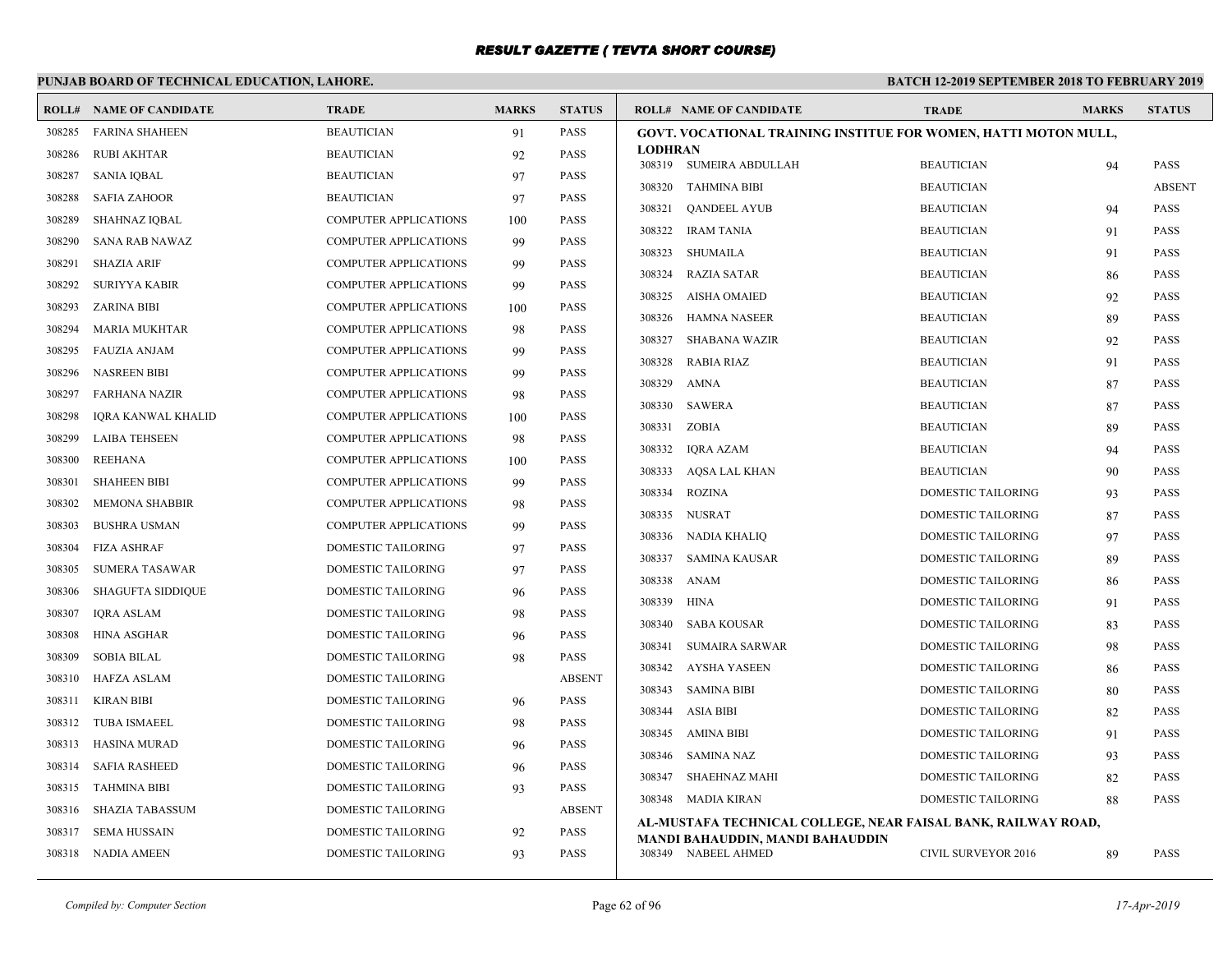# RESULT GAZETTE ( TEVTA SHORT COURSE)

**PUNJAB BOARD OF TECHNICAL EDUCATION, LAHORE.**

**BATCH 12-2019 SEPTEMBER 2018 TO FEBRUARY 2019**

| ROLL# | NAME OF CANDIDATE | TRADE | MARKS | STATUS |
|---|---|---|---|---|
| 308285 | FARINA SHAHEEN | BEAUTICIAN | 91 | PASS |
| 308286 | RUBI AKHTAR | BEAUTICIAN | 92 | PASS |
| 308287 | SANIA IQBAL | BEAUTICIAN | 97 | PASS |
| 308288 | SAFIA ZAHOOR | BEAUTICIAN | 97 | PASS |
| 308289 | SHAHNAZ IQBAL | COMPUTER APPLICATIONS | 100 | PASS |
| 308290 | SANA RAB NAWAZ | COMPUTER APPLICATIONS | 99 | PASS |
| 308291 | SHAZIA ARIF | COMPUTER APPLICATIONS | 99 | PASS |
| 308292 | SURIYYA KABIR | COMPUTER APPLICATIONS | 99 | PASS |
| 308293 | ZARINA BIBI | COMPUTER APPLICATIONS | 100 | PASS |
| 308294 | MARIA MUKHTAR | COMPUTER APPLICATIONS | 98 | PASS |
| 308295 | FAUZIA ANJAM | COMPUTER APPLICATIONS | 99 | PASS |
| 308296 | NASREEN BIBI | COMPUTER APPLICATIONS | 99 | PASS |
| 308297 | FARHANA NAZIR | COMPUTER APPLICATIONS | 98 | PASS |
| 308298 | IQRA KANWAL KHALID | COMPUTER APPLICATIONS | 100 | PASS |
| 308299 | LAIBA TEHSEEN | COMPUTER APPLICATIONS | 98 | PASS |
| 308300 | REEHANA | COMPUTER APPLICATIONS | 100 | PASS |
| 308301 | SHAHEEN BIBI | COMPUTER APPLICATIONS | 99 | PASS |
| 308302 | MEMONA SHABBIR | COMPUTER APPLICATIONS | 98 | PASS |
| 308303 | BUSHRA USMAN | COMPUTER APPLICATIONS | 99 | PASS |
| 308304 | FIZA ASHRAF | DOMESTIC TAILORING | 97 | PASS |
| 308305 | SUMERA TASAWAR | DOMESTIC TAILORING | 97 | PASS |
| 308306 | SHAGUFTA SIDDIQUE | DOMESTIC TAILORING | 96 | PASS |
| 308307 | IQRA ASLAM | DOMESTIC TAILORING | 98 | PASS |
| 308308 | HINA ASGHAR | DOMESTIC TAILORING | 96 | PASS |
| 308309 | SOBIA BILAL | DOMESTIC TAILORING | 98 | PASS |
| 308310 | HAFZA ASLAM | DOMESTIC TAILORING | | ABSENT |
| 308311 | KIRAN BIBI | DOMESTIC TAILORING | 96 | PASS |
| 308312 | TUBA ISMAEEL | DOMESTIC TAILORING | 98 | PASS |
| 308313 | HASINA MURAD | DOMESTIC TAILORING | 96 | PASS |
| 308314 | SAFIA RASHEED | DOMESTIC TAILORING | 96 | PASS |
| 308315 | TAHMINA BIBI | DOMESTIC TAILORING | 93 | PASS |
| 308316 | SHAZIA TABASSUM | DOMESTIC TAILORING | | ABSENT |
| 308317 | SEMA HUSSAIN | DOMESTIC TAILORING | 92 | PASS |
| 308318 | NADIA AMEEN | DOMESTIC TAILORING | 93 | PASS |

**GOVT. VOCATIONAL TRAINING INSTITUE FOR WOMEN, HATTI MOTON MULL, LODHRAN**

| ROLL# | NAME OF CANDIDATE | TRADE | MARKS | STATUS |
|---|---|---|---|---|
| 308319 | SUMEIRA ABDULLAH | BEAUTICIAN | 94 | PASS |
| 308320 | TAHMINA BIBI | BEAUTICIAN | | ABSENT |
| 308321 | QANDEEL AYUB | BEAUTICIAN | 94 | PASS |
| 308322 | IRAM TANIA | BEAUTICIAN | 91 | PASS |
| 308323 | SHUMAILA | BEAUTICIAN | 91 | PASS |
| 308324 | RAZIA SATAR | BEAUTICIAN | 86 | PASS |
| 308325 | AISHA OMAIED | BEAUTICIAN | 92 | PASS |
| 308326 | HAMNA NASEER | BEAUTICIAN | 89 | PASS |
| 308327 | SHABANA WAZIR | BEAUTICIAN | 92 | PASS |
| 308328 | RABIA RIAZ | BEAUTICIAN | 91 | PASS |
| 308329 | AMNA | BEAUTICIAN | 87 | PASS |
| 308330 | SAWERA | BEAUTICIAN | 87 | PASS |
| 308331 | ZOBIA | BEAUTICIAN | 89 | PASS |
| 308332 | IQRA AZAM | BEAUTICIAN | 94 | PASS |
| 308333 | AQSA LAL KHAN | BEAUTICIAN | 90 | PASS |
| 308334 | ROZINA | DOMESTIC TAILORING | 93 | PASS |
| 308335 | NUSRAT | DOMESTIC TAILORING | 87 | PASS |
| 308336 | NADIA KHALIQ | DOMESTIC TAILORING | 97 | PASS |
| 308337 | SAMINA KAUSAR | DOMESTIC TAILORING | 89 | PASS |
| 308338 | ANAM | DOMESTIC TAILORING | 86 | PASS |
| 308339 | HINA | DOMESTIC TAILORING | 91 | PASS |
| 308340 | SABA KOUSAR | DOMESTIC TAILORING | 83 | PASS |
| 308341 | SUMAIRA SARWAR | DOMESTIC TAILORING | 98 | PASS |
| 308342 | AYSHA YASEEN | DOMESTIC TAILORING | 86 | PASS |
| 308343 | SAMINA BIBI | DOMESTIC TAILORING | 80 | PASS |
| 308344 | ASIA BIBI | DOMESTIC TAILORING | 82 | PASS |
| 308345 | AMINA BIBI | DOMESTIC TAILORING | 91 | PASS |
| 308346 | SAMINA NAZ | DOMESTIC TAILORING | 93 | PASS |
| 308347 | SHAEHNAZ MAHI | DOMESTIC TAILORING | 82 | PASS |
| 308348 | MADIA KIRAN | DOMESTIC TAILORING | 88 | PASS |

**AL-MUSTAFA TECHNICAL COLLEGE, NEAR FAISAL BANK, RAILWAY ROAD, MANDI BAHAUDDIN, MANDI BAHAUDDIN**

| ROLL# | NAME OF CANDIDATE | TRADE | MARKS | STATUS |
|---|---|---|---|---|
| 308349 | NABEEL AHMED | CIVIL SURVEYOR 2016 | 89 | PASS |

*Compiled by: Computer Section* *17-Apr-2019*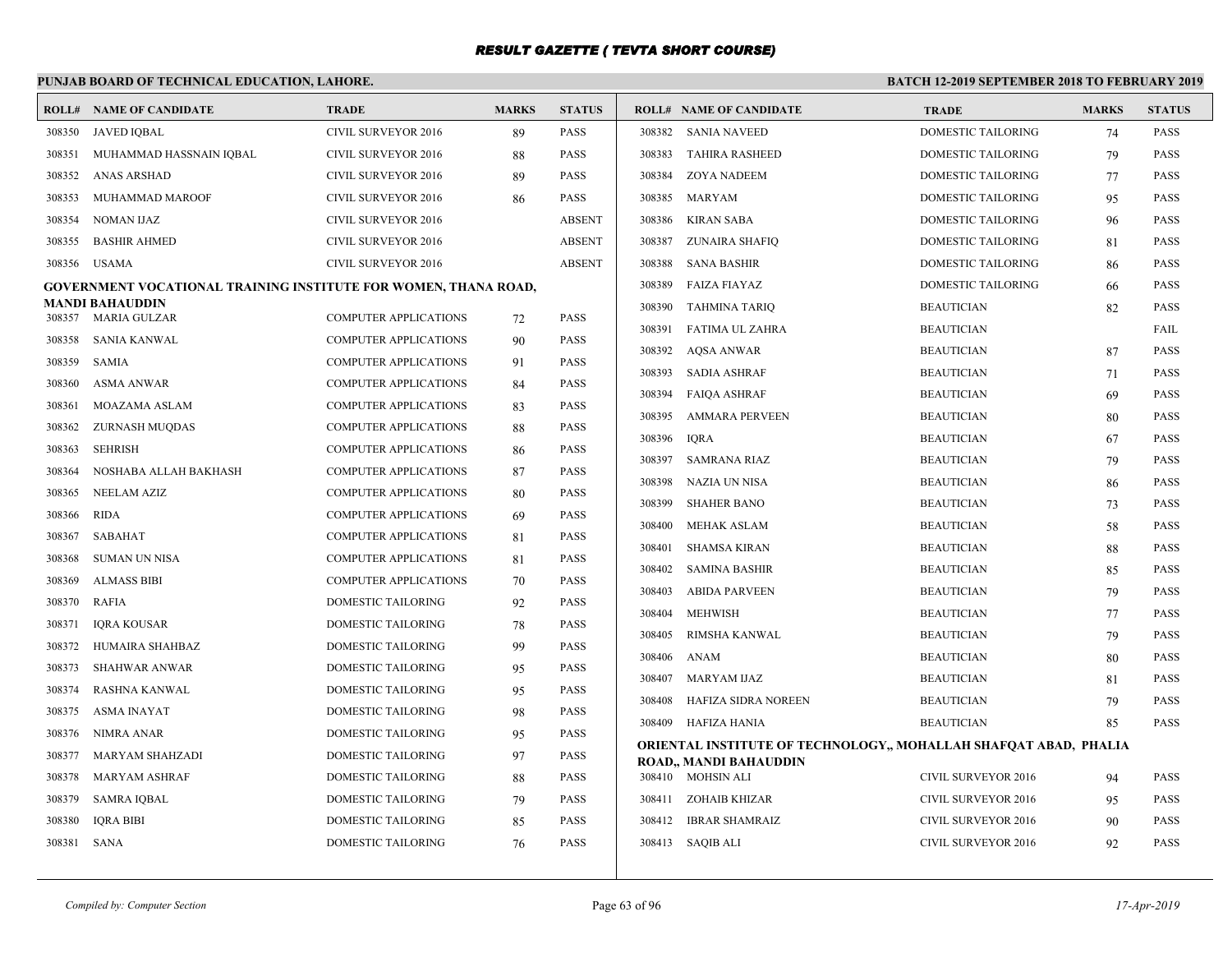# RESULT GAZETTE ( TEVTA SHORT COURSE)

## PUNJAB BOARD OF TECHNICAL EDUCATION, LAHORE.

**BATCH 12-2019 SEPTEMBER 2018 TO FEBRUARY 2019**

| ROLL# | NAME OF CANDIDATE | TRADE | MARKS | STATUS |
|---|---|---|---|---|
| 308350 | JAVED IQBAL | CIVIL SURVEYOR 2016 | 89 | PASS |
| 308351 | MUHAMMAD HASSNAIN IQBAL | CIVIL SURVEYOR 2016 | 88 | PASS |
| 308352 | ANAS ARSHAD | CIVIL SURVEYOR 2016 | 89 | PASS |
| 308353 | MUHAMMAD MAROOF | CIVIL SURVEYOR 2016 | 86 | PASS |
| 308354 | NOMAN IJAZ | CIVIL SURVEYOR 2016 | | ABSENT |
| 308355 | BASHIR AHMED | CIVIL SURVEYOR 2016 | | ABSENT |
| 308356 | USAMA | CIVIL SURVEYOR 2016 | | ABSENT |

**GOVERNMENT VOCATIONAL TRAINING INSTITUTE FOR WOMEN, THANA ROAD, MANDI BAHAUDDIN**

| ROLL# | NAME OF CANDIDATE | TRADE | MARKS | STATUS |
|---|---|---|---|---|
| 308357 | MARIA GULZAR | COMPUTER APPLICATIONS | 72 | PASS |
| 308358 | SANIA KANWAL | COMPUTER APPLICATIONS | 90 | PASS |
| 308359 | SAMIA | COMPUTER APPLICATIONS | 91 | PASS |
| 308360 | ASMA ANWAR | COMPUTER APPLICATIONS | 84 | PASS |
| 308361 | MOAZAMA ASLAM | COMPUTER APPLICATIONS | 83 | PASS |
| 308362 | ZURNASH MUQDAS | COMPUTER APPLICATIONS | 88 | PASS |
| 308363 | SEHRISH | COMPUTER APPLICATIONS | 86 | PASS |
| 308364 | NOSHABA ALLAH BAKHASH | COMPUTER APPLICATIONS | 87 | PASS |
| 308365 | NEELAM AZIZ | COMPUTER APPLICATIONS | 80 | PASS |
| 308366 | RIDA | COMPUTER APPLICATIONS | 69 | PASS |
| 308367 | SABAHAT | COMPUTER APPLICATIONS | 81 | PASS |
| 308368 | SUMAN UN NISA | COMPUTER APPLICATIONS | 81 | PASS |
| 308369 | ALMASS BIBI | COMPUTER APPLICATIONS | 70 | PASS |
| 308370 | RAFIA | DOMESTIC TAILORING | 92 | PASS |
| 308371 | IQRA KOUSAR | DOMESTIC TAILORING | 78 | PASS |
| 308372 | HUMAIRA SHAHBAZ | DOMESTIC TAILORING | 99 | PASS |
| 308373 | SHAHWAR ANWAR | DOMESTIC TAILORING | 95 | PASS |
| 308374 | RASHNA KANWAL | DOMESTIC TAILORING | 95 | PASS |
| 308375 | ASMA INAYAT | DOMESTIC TAILORING | 98 | PASS |
| 308376 | NIMRA ANAR | DOMESTIC TAILORING | 95 | PASS |
| 308377 | MARYAM SHAHZADI | DOMESTIC TAILORING | 97 | PASS |
| 308378 | MARYAM ASHRAF | DOMESTIC TAILORING | 88 | PASS |
| 308379 | SAMRA IQBAL | DOMESTIC TAILORING | 79 | PASS |
| 308380 | IQRA BIBI | DOMESTIC TAILORING | 85 | PASS |
| 308381 | SANA | DOMESTIC TAILORING | 76 | PASS |
| 308382 | SANIA NAVEED | DOMESTIC TAILORING | 74 | PASS |
| 308383 | TAHIRA RASHEED | DOMESTIC TAILORING | 79 | PASS |
| 308384 | ZOYA NADEEM | DOMESTIC TAILORING | 77 | PASS |
| 308385 | MARYAM | DOMESTIC TAILORING | 95 | PASS |
| 308386 | KIRAN SABA | DOMESTIC TAILORING | 96 | PASS |
| 308387 | ZUNAIRA SHAFIQ | DOMESTIC TAILORING | 81 | PASS |
| 308388 | SANA BASHIR | DOMESTIC TAILORING | 86 | PASS |
| 308389 | FAIZA FIAYAZ | DOMESTIC TAILORING | 66 | PASS |
| 308390 | TAHMINA TARIQ | BEAUTICIAN | 82 | PASS |
| 308391 | FATIMA UL ZAHRA | BEAUTICIAN | | FAIL |
| 308392 | AQSA ANWAR | BEAUTICIAN | 87 | PASS |
| 308393 | SADIA ASHRAF | BEAUTICIAN | 71 | PASS |
| 308394 | FAIQA ASHRAF | BEAUTICIAN | 69 | PASS |
| 308395 | AMMARA PERVEEN | BEAUTICIAN | 80 | PASS |
| 308396 | IQRA | BEAUTICIAN | 67 | PASS |
| 308397 | SAMRANA RIAZ | BEAUTICIAN | 79 | PASS |
| 308398 | NAZIA UN NISA | BEAUTICIAN | 86 | PASS |
| 308399 | SHAHER BANO | BEAUTICIAN | 73 | PASS |
| 308400 | MEHAK ASLAM | BEAUTICIAN | 58 | PASS |
| 308401 | SHAMSA KIRAN | BEAUTICIAN | 88 | PASS |
| 308402 | SAMINA BASHIR | BEAUTICIAN | 85 | PASS |
| 308403 | ABIDA PARVEEN | BEAUTICIAN | 79 | PASS |
| 308404 | MEHWISH | BEAUTICIAN | 77 | PASS |
| 308405 | RIMSHA KANWAL | BEAUTICIAN | 79 | PASS |
| 308406 | ANAM | BEAUTICIAN | 80 | PASS |
| 308407 | MARYAM IJAZ | BEAUTICIAN | 81 | PASS |
| 308408 | HAFIZA SIDRA NOREEN | BEAUTICIAN | 79 | PASS |
| 308409 | HAFIZA HANIA | BEAUTICIAN | 85 | PASS |

**ORIENTAL INSTITUTE OF TECHNOLOGY,, MOHALLAH SHAFQAT ABAD, PHALIA ROAD,, MANDI BAHAUDDIN**

| ROLL# | NAME OF CANDIDATE | TRADE | MARKS | STATUS |
|---|---|---|---|---|
| 308410 | MOHSIN ALI | CIVIL SURVEYOR 2016 | 94 | PASS |
| 308411 | ZOHAIB KHIZAR | CIVIL SURVEYOR 2016 | 95 | PASS |
| 308412 | IBRAR SHAMRAIZ | CIVIL SURVEYOR 2016 | 90 | PASS |
| 308413 | SAQIB ALI | CIVIL SURVEYOR 2016 | 92 | PASS |

*Compiled by: Computer Section* *17-Apr-2019*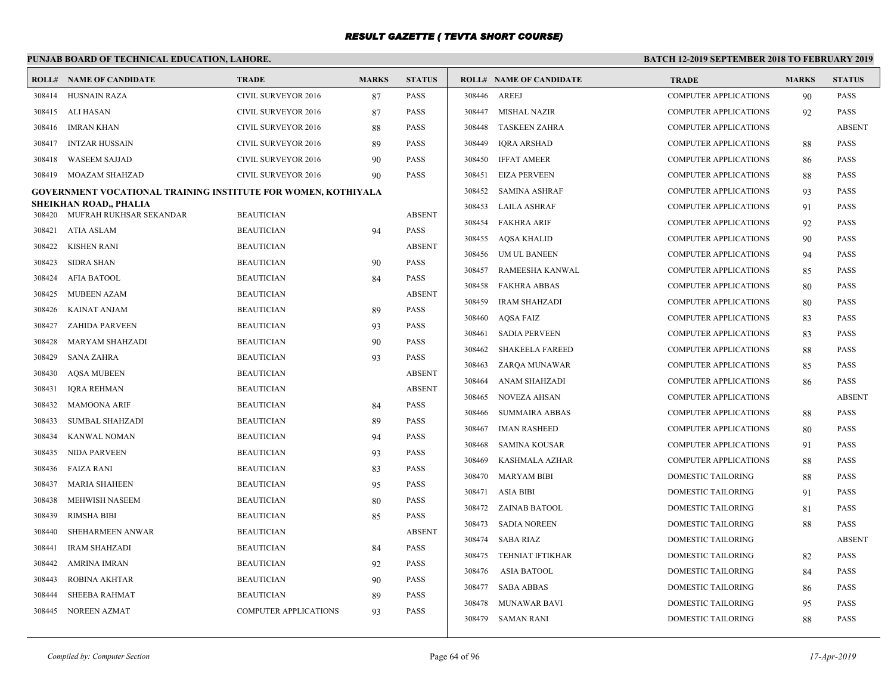# RESULT GAZETTE ( TEVTA SHORT COURSE)

**PUNJAB BOARD OF TECHNICAL EDUCATION, LAHORE.**

**BATCH 12-2019 SEPTEMBER 2018 TO FEBRUARY 2019**

| ROLL# | NAME OF CANDIDATE | TRADE | MARKS | STATUS |
|---|---|---|---|---|
| 308414 | HUSNAIN RAZA | CIVIL SURVEYOR 2016 | 87 | PASS |
| 308415 | ALI HASAN | CIVIL SURVEYOR 2016 | 87 | PASS |
| 308416 | IMRAN KHAN | CIVIL SURVEYOR 2016 | 88 | PASS |
| 308417 | INTZAR HUSSAIN | CIVIL SURVEYOR 2016 | 89 | PASS |
| 308418 | WASEEM SAJJAD | CIVIL SURVEYOR 2016 | 90 | PASS |
| 308419 | MOAZAM SHAHZAD | CIVIL SURVEYOR 2016 | 90 | PASS |

**GOVERNMENT VOCATIONAL TRAINING INSTITUTE FOR WOMEN, KOTHIYALA SHEIKHAN ROAD,, PHALIA**

| ROLL# | NAME OF CANDIDATE | TRADE | MARKS | STATUS |
|---|---|---|---|---|
| 308420 | MUFRAH RUKHSAR SEKANDAR | BEAUTICIAN | | ABSENT |
| 308421 | ATIA ASLAM | BEAUTICIAN | 94 | PASS |
| 308422 | KISHEN RANI | BEAUTICIAN | | ABSENT |
| 308423 | SIDRA SHAN | BEAUTICIAN | 90 | PASS |
| 308424 | AFIA BATOOL | BEAUTICIAN | 84 | PASS |
| 308425 | MUBEEN AZAM | BEAUTICIAN | | ABSENT |
| 308426 | KAINAT ANJAM | BEAUTICIAN | 89 | PASS |
| 308427 | ZAHIDA PARVEEN | BEAUTICIAN | 93 | PASS |
| 308428 | MARYAM SHAHZADI | BEAUTICIAN | 90 | PASS |
| 308429 | SANA ZAHRA | BEAUTICIAN | 93 | PASS |
| 308430 | AQSA MUBEEN | BEAUTICIAN | | ABSENT |
| 308431 | IQRA REHMAN | BEAUTICIAN | | ABSENT |
| 308432 | MAMOONA ARIF | BEAUTICIAN | 84 | PASS |
| 308433 | SUMBAL SHAHZADI | BEAUTICIAN | 89 | PASS |
| 308434 | KANWAL NOMAN | BEAUTICIAN | 94 | PASS |
| 308435 | NIDA PARVEEN | BEAUTICIAN | 93 | PASS |
| 308436 | FAIZA RANI | BEAUTICIAN | 83 | PASS |
| 308437 | MARIA SHAHEEN | BEAUTICIAN | 95 | PASS |
| 308438 | MEHWISH NASEEM | BEAUTICIAN | 80 | PASS |
| 308439 | RIMSHA BIBI | BEAUTICIAN | 85 | PASS |
| 308440 | SHEHARMEEN ANWAR | BEAUTICIAN | | ABSENT |
| 308441 | IRAM SHAHZADI | BEAUTICIAN | 84 | PASS |
| 308442 | AMRINA IMRAN | BEAUTICIAN | 92 | PASS |
| 308443 | ROBINA AKHTAR | BEAUTICIAN | 90 | PASS |
| 308444 | SHEEBA RAHMAT | BEAUTICIAN | 89 | PASS |
| 308445 | NOREEN AZMAT | COMPUTER APPLICATIONS | 93 | PASS |
| 308446 | AREEJ | COMPUTER APPLICATIONS | 90 | PASS |
| 308447 | MISHAL NAZIR | COMPUTER APPLICATIONS | 92 | PASS |
| 308448 | TASKEEN ZAHRA | COMPUTER APPLICATIONS | | ABSENT |
| 308449 | IQRA ARSHAD | COMPUTER APPLICATIONS | 88 | PASS |
| 308450 | IFFAT AMEER | COMPUTER APPLICATIONS | 86 | PASS |
| 308451 | EIZA PERVEEN | COMPUTER APPLICATIONS | 88 | PASS |
| 308452 | SAMINA ASHRAF | COMPUTER APPLICATIONS | 93 | PASS |
| 308453 | LAILA ASHRAF | COMPUTER APPLICATIONS | 91 | PASS |
| 308454 | FAKHRA ARIF | COMPUTER APPLICATIONS | 92 | PASS |
| 308455 | AQSA KHALID | COMPUTER APPLICATIONS | 90 | PASS |
| 308456 | UM UL BANEEN | COMPUTER APPLICATIONS | 94 | PASS |
| 308457 | RAMEESHA KANWAL | COMPUTER APPLICATIONS | 85 | PASS |
| 308458 | FAKHRA ABBAS | COMPUTER APPLICATIONS | 80 | PASS |
| 308459 | IRAM SHAHZADI | COMPUTER APPLICATIONS | 80 | PASS |
| 308460 | AQSA FAIZ | COMPUTER APPLICATIONS | 83 | PASS |
| 308461 | SADIA PERVEEN | COMPUTER APPLICATIONS | 83 | PASS |
| 308462 | SHAKEELA FAREED | COMPUTER APPLICATIONS | 88 | PASS |
| 308463 | ZARQA MUNAWAR | COMPUTER APPLICATIONS | 85 | PASS |
| 308464 | ANAM SHAHZADI | COMPUTER APPLICATIONS | 86 | PASS |
| 308465 | NOVEZA AHSAN | COMPUTER APPLICATIONS | | ABSENT |
| 308466 | SUMMAIRA ABBAS | COMPUTER APPLICATIONS | 88 | PASS |
| 308467 | IMAN RASHEED | COMPUTER APPLICATIONS | 80 | PASS |
| 308468 | SAMINA KOUSAR | COMPUTER APPLICATIONS | 91 | PASS |
| 308469 | KASHMALA AZHAR | COMPUTER APPLICATIONS | 88 | PASS |
| 308470 | MARYAM BIBI | DOMESTIC TAILORING | 88 | PASS |
| 308471 | ASIA BIBI | DOMESTIC TAILORING | 91 | PASS |
| 308472 | ZAINAB BATOOL | DOMESTIC TAILORING | 81 | PASS |
| 308473 | SADIA NOREEN | DOMESTIC TAILORING | 88 | PASS |
| 308474 | SABA RIAZ | DOMESTIC TAILORING | | ABSENT |
| 308475 | TEHNIAT IFTIKHAR | DOMESTIC TAILORING | 82 | PASS |
| 308476 | ASIA BATOOL | DOMESTIC TAILORING | 84 | PASS |
| 308477 | SABA ABBAS | DOMESTIC TAILORING | 86 | PASS |
| 308478 | MUNAWAR BAVI | DOMESTIC TAILORING | 95 | PASS |
| 308479 | SAMAN RANI | DOMESTIC TAILORING | 88 | PASS |

*Compiled by: Computer Section* *17-Apr-2019*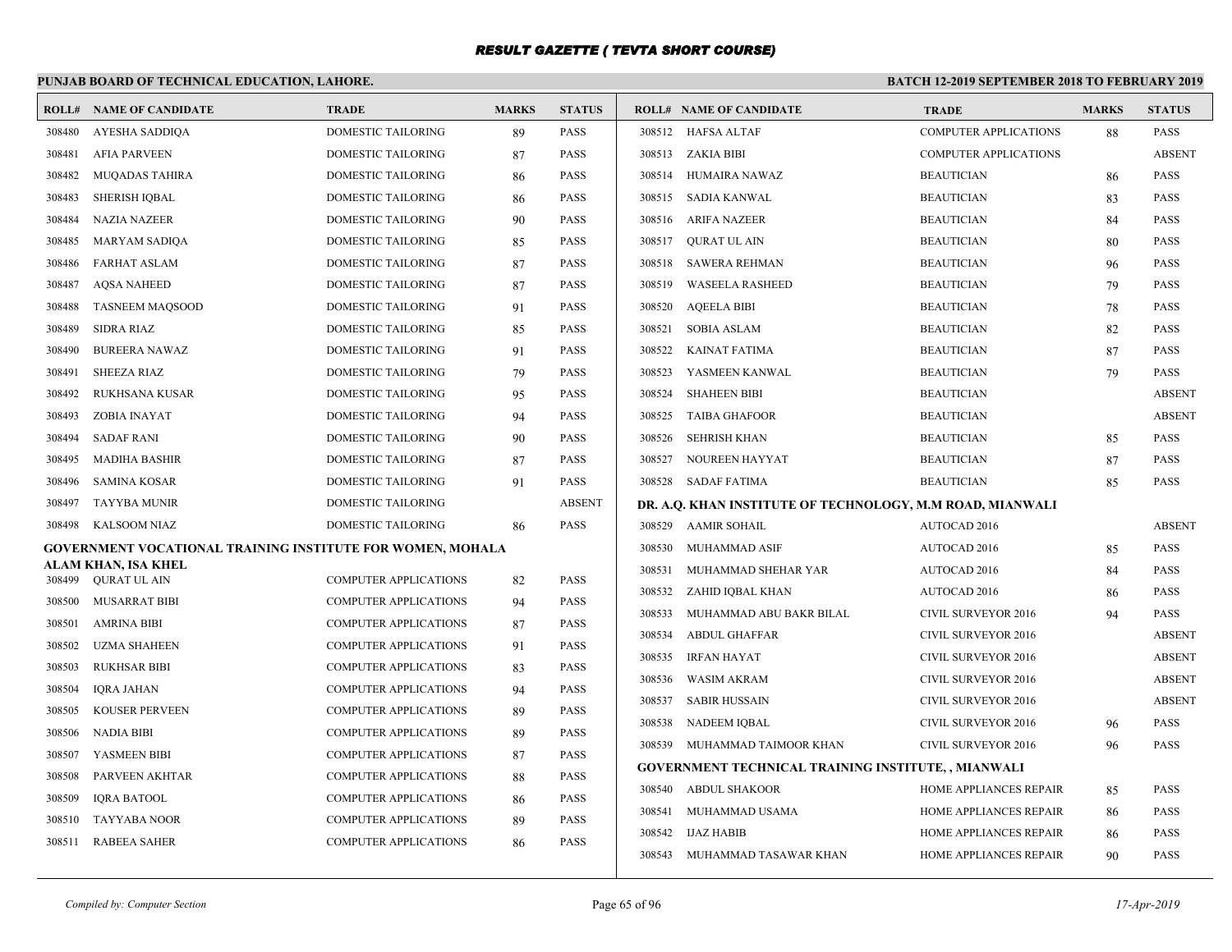# RESULT GAZETTE ( TEVTA SHORT COURSE)

**PUNJAB BOARD OF TECHNICAL EDUCATION, LAHORE.**

**BATCH 12-2019 SEPTEMBER 2018 TO FEBRUARY 2019**

| ROLL# | NAME OF CANDIDATE | TRADE | MARKS | STATUS |
|---|---|---|---|---|
| 308480 | AYESHA SADDIQA | DOMESTIC TAILORING | 89 | PASS |
| 308481 | AFIA PARVEEN | DOMESTIC TAILORING | 87 | PASS |
| 308482 | MUQADAS TAHIRA | DOMESTIC TAILORING | 86 | PASS |
| 308483 | SHERISH IQBAL | DOMESTIC TAILORING | 86 | PASS |
| 308484 | NAZIA NAZEER | DOMESTIC TAILORING | 90 | PASS |
| 308485 | MARYAM SADIQA | DOMESTIC TAILORING | 85 | PASS |
| 308486 | FARHAT ASLAM | DOMESTIC TAILORING | 87 | PASS |
| 308487 | AQSA NAHEED | DOMESTIC TAILORING | 87 | PASS |
| 308488 | TASNEEM MAQSOOD | DOMESTIC TAILORING | 91 | PASS |
| 308489 | SIDRA RIAZ | DOMESTIC TAILORING | 85 | PASS |
| 308490 | BUREERA NAWAZ | DOMESTIC TAILORING | 91 | PASS |
| 308491 | SHEEZA RIAZ | DOMESTIC TAILORING | 79 | PASS |
| 308492 | RUKHSANA KUSAR | DOMESTIC TAILORING | 95 | PASS |
| 308493 | ZOBIA INAYAT | DOMESTIC TAILORING | 94 | PASS |
| 308494 | SADAF RANI | DOMESTIC TAILORING | 90 | PASS |
| 308495 | MADIHA BASHIR | DOMESTIC TAILORING | 87 | PASS |
| 308496 | SAMINA KOSAR | DOMESTIC TAILORING | 91 | PASS |
| 308497 | TAYYBA MUNIR | DOMESTIC TAILORING | | ABSENT |
| 308498 | KALSOOM NIAZ | DOMESTIC TAILORING | 86 | PASS |

**GOVERNMENT VOCATIONAL TRAINING INSTITUTE FOR WOMEN, MOHALA ALAM KHAN, ISA KHEL**

| ROLL# | NAME OF CANDIDATE | TRADE | MARKS | STATUS |
|---|---|---|---|---|
| 308499 | QURAT UL AIN | COMPUTER APPLICATIONS | 82 | PASS |
| 308500 | MUSARRAT BIBI | COMPUTER APPLICATIONS | 94 | PASS |
| 308501 | AMRINA BIBI | COMPUTER APPLICATIONS | 87 | PASS |
| 308502 | UZMA SHAHEEN | COMPUTER APPLICATIONS | 91 | PASS |
| 308503 | RUKHSAR BIBI | COMPUTER APPLICATIONS | 83 | PASS |
| 308504 | IQRA JAHAN | COMPUTER APPLICATIONS | 94 | PASS |
| 308505 | KOUSER PERVEEN | COMPUTER APPLICATIONS | 89 | PASS |
| 308506 | NADIA BIBI | COMPUTER APPLICATIONS | 89 | PASS |
| 308507 | YASMEEN BIBI | COMPUTER APPLICATIONS | 87 | PASS |
| 308508 | PARVEEN AKHTAR | COMPUTER APPLICATIONS | 88 | PASS |
| 308509 | IQRA BATOOL | COMPUTER APPLICATIONS | 86 | PASS |
| 308510 | TAYYABA NOOR | COMPUTER APPLICATIONS | 89 | PASS |
| 308511 | RABEEA SAHER | COMPUTER APPLICATIONS | 86 | PASS |
| 308512 | HAFSA ALTAF | COMPUTER APPLICATIONS | 88 | PASS |
| 308513 | ZAKIA BIBI | COMPUTER APPLICATIONS | | ABSENT |
| 308514 | HUMAIRA NAWAZ | BEAUTICIAN | 86 | PASS |
| 308515 | SADIA KANWAL | BEAUTICIAN | 83 | PASS |
| 308516 | ARIFA NAZEER | BEAUTICIAN | 84 | PASS |
| 308517 | QURAT UL AIN | BEAUTICIAN | 80 | PASS |
| 308518 | SAWERA REHMAN | BEAUTICIAN | 96 | PASS |
| 308519 | WASEELA RASHEED | BEAUTICIAN | 79 | PASS |
| 308520 | AQEELA BIBI | BEAUTICIAN | 78 | PASS |
| 308521 | SOBIA ASLAM | BEAUTICIAN | 82 | PASS |
| 308522 | KAINAT FATIMA | BEAUTICIAN | 87 | PASS |
| 308523 | YASMEEN KANWAL | BEAUTICIAN | 79 | PASS |
| 308524 | SHAHEEN BIBI | BEAUTICIAN | | ABSENT |
| 308525 | TAIBA GHAFOOR | BEAUTICIAN | | ABSENT |
| 308526 | SEHRISH KHAN | BEAUTICIAN | 85 | PASS |
| 308527 | NOUREEN HAYYAT | BEAUTICIAN | 87 | PASS |
| 308528 | SADAF FATIMA | BEAUTICIAN | 85 | PASS |

**DR. A.Q. KHAN INSTITUTE OF TECHNOLOGY, M.M ROAD, MIANWALI**

| ROLL# | NAME OF CANDIDATE | TRADE | MARKS | STATUS |
|---|---|---|---|---|
| 308529 | AAMIR SOHAIL | AUTOCAD 2016 | | ABSENT |
| 308530 | MUHAMMAD ASIF | AUTOCAD 2016 | 85 | PASS |
| 308531 | MUHAMMAD SHEHAR YAR | AUTOCAD 2016 | 84 | PASS |
| 308532 | ZAHID IQBAL KHAN | AUTOCAD 2016 | 86 | PASS |
| 308533 | MUHAMMAD ABU BAKR BILAL | CIVIL SURVEYOR 2016 | 94 | PASS |
| 308534 | ABDUL GHAFFAR | CIVIL SURVEYOR 2016 | | ABSENT |
| 308535 | IRFAN HAYAT | CIVIL SURVEYOR 2016 | | ABSENT |
| 308536 | WASIM AKRAM | CIVIL SURVEYOR 2016 | | ABSENT |
| 308537 | SABIR HUSSAIN | CIVIL SURVEYOR 2016 | | ABSENT |
| 308538 | NADEEM IQBAL | CIVIL SURVEYOR 2016 | 96 | PASS |
| 308539 | MUHAMMAD TAIMOOR KHAN | CIVIL SURVEYOR 2016 | 96 | PASS |

**GOVERNMENT TECHNICAL TRAINING INSTITUTE, , MIANWALI**

| ROLL# | NAME OF CANDIDATE | TRADE | MARKS | STATUS |
|---|---|---|---|---|
| 308540 | ABDUL SHAKOOR | HOME APPLIANCES REPAIR | 85 | PASS |
| 308541 | MUHAMMAD USAMA | HOME APPLIANCES REPAIR | 86 | PASS |
| 308542 | IJAZ HABIB | HOME APPLIANCES REPAIR | 86 | PASS |
| 308543 | MUHAMMAD TASAWAR KHAN | HOME APPLIANCES REPAIR | 90 | PASS |

*Compiled by: Computer Section*

*17-Apr-2019*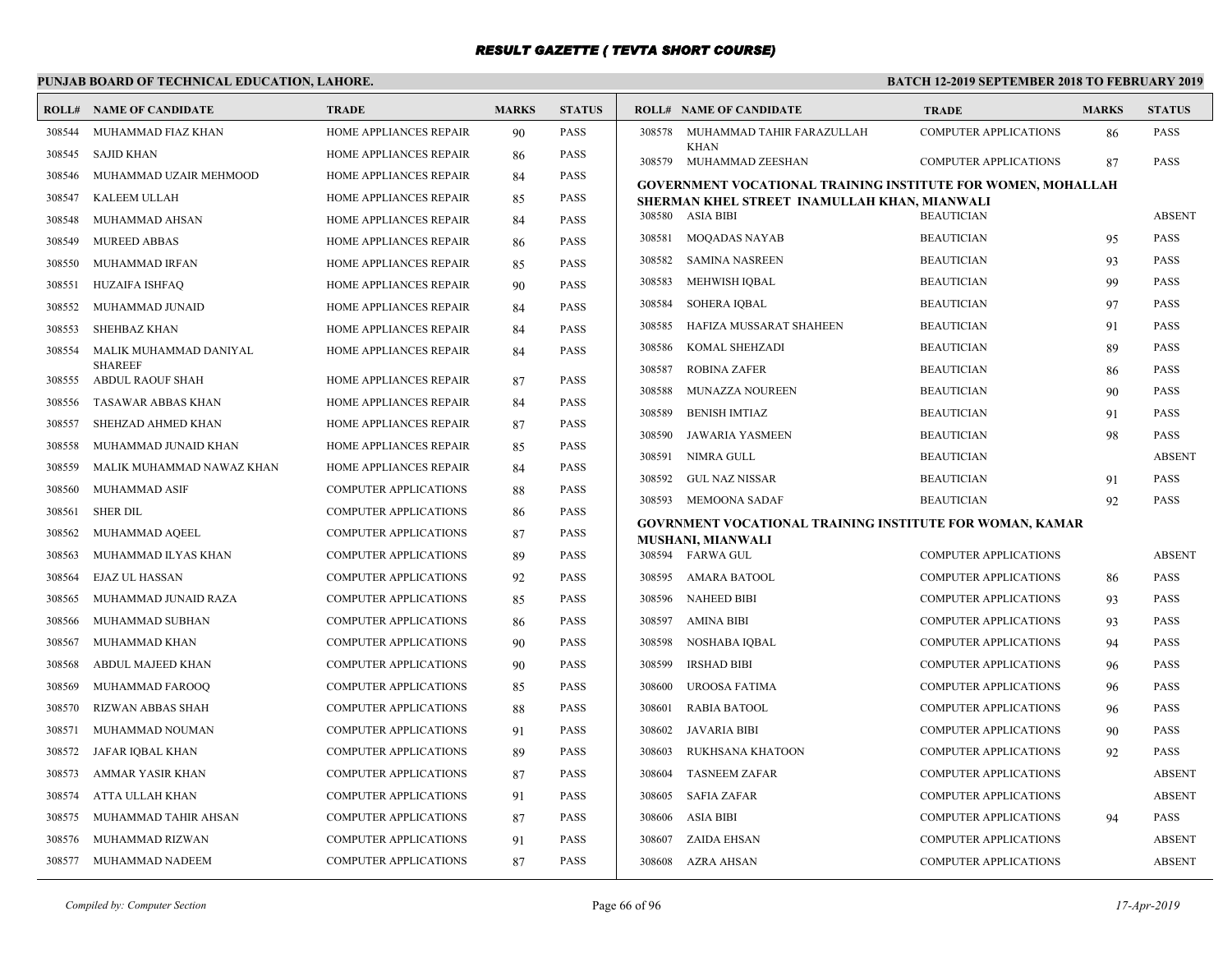# RESULT GAZETTE ( TEVTA SHORT COURSE)

**PUNJAB BOARD OF TECHNICAL EDUCATION, LAHORE.** **BATCH 12-2019 SEPTEMBER 2018 TO FEBRUARY 2019**

| ROLL# | NAME OF CANDIDATE | TRADE | MARKS | STATUS |
|---|---|---|---|---|
| 308544 | MUHAMMAD FIAZ KHAN | HOME APPLIANCES REPAIR | 90 | PASS |
| 308545 | SAJID KHAN | HOME APPLIANCES REPAIR | 86 | PASS |
| 308546 | MUHAMMAD UZAIR MEHMOOD | HOME APPLIANCES REPAIR | 84 | PASS |
| 308547 | KALEEM ULLAH | HOME APPLIANCES REPAIR | 85 | PASS |
| 308548 | MUHAMMAD AHSAN | HOME APPLIANCES REPAIR | 84 | PASS |
| 308549 | MUREED ABBAS | HOME APPLIANCES REPAIR | 86 | PASS |
| 308550 | MUHAMMAD IRFAN | HOME APPLIANCES REPAIR | 85 | PASS |
| 308551 | HUZAIFA ISHFAQ | HOME APPLIANCES REPAIR | 90 | PASS |
| 308552 | MUHAMMAD JUNAID | HOME APPLIANCES REPAIR | 84 | PASS |
| 308553 | SHEHBAZ KHAN | HOME APPLIANCES REPAIR | 84 | PASS |
| 308554 | MALIK MUHAMMAD DANIYAL SHAREEF | HOME APPLIANCES REPAIR | 84 | PASS |
| 308555 | ABDUL RAOUF SHAH | HOME APPLIANCES REPAIR | 87 | PASS |
| 308556 | TASAWAR ABBAS KHAN | HOME APPLIANCES REPAIR | 84 | PASS |
| 308557 | SHEHZAD AHMED KHAN | HOME APPLIANCES REPAIR | 87 | PASS |
| 308558 | MUHAMMAD JUNAID KHAN | HOME APPLIANCES REPAIR | 85 | PASS |
| 308559 | MALIK MUHAMMAD NAWAZ KHAN | HOME APPLIANCES REPAIR | 84 | PASS |
| 308560 | MUHAMMAD ASIF | COMPUTER APPLICATIONS | 88 | PASS |
| 308561 | SHER DIL | COMPUTER APPLICATIONS | 86 | PASS |
| 308562 | MUHAMMAD AQEEL | COMPUTER APPLICATIONS | 87 | PASS |
| 308563 | MUHAMMAD ILYAS KHAN | COMPUTER APPLICATIONS | 89 | PASS |
| 308564 | EJAZ UL HASSAN | COMPUTER APPLICATIONS | 92 | PASS |
| 308565 | MUHAMMAD JUNAID RAZA | COMPUTER APPLICATIONS | 85 | PASS |
| 308566 | MUHAMMAD SUBHAN | COMPUTER APPLICATIONS | 86 | PASS |
| 308567 | MUHAMMAD KHAN | COMPUTER APPLICATIONS | 90 | PASS |
| 308568 | ABDUL MAJEED KHAN | COMPUTER APPLICATIONS | 90 | PASS |
| 308569 | MUHAMMAD FAROOQ | COMPUTER APPLICATIONS | 85 | PASS |
| 308570 | RIZWAN ABBAS SHAH | COMPUTER APPLICATIONS | 88 | PASS |
| 308571 | MUHAMMAD NOUMAN | COMPUTER APPLICATIONS | 91 | PASS |
| 308572 | JAFAR IQBAL KHAN | COMPUTER APPLICATIONS | 89 | PASS |
| 308573 | AMMAR YASIR KHAN | COMPUTER APPLICATIONS | 87 | PASS |
| 308574 | ATTA ULLAH KHAN | COMPUTER APPLICATIONS | 91 | PASS |
| 308575 | MUHAMMAD TAHIR AHSAN | COMPUTER APPLICATIONS | 87 | PASS |
| 308576 | MUHAMMAD RIZWAN | COMPUTER APPLICATIONS | 91 | PASS |
| 308577 | MUHAMMAD NADEEM | COMPUTER APPLICATIONS | 87 | PASS |
| 308578 | MUHAMMAD TAHIR FARAZULLAH KHAN | COMPUTER APPLICATIONS | 86 | PASS |
| 308579 | MUHAMMAD ZEESHAN | COMPUTER APPLICATIONS | 87 | PASS |

**GOVERNMENT VOCATIONAL TRAINING INSTITUTE FOR WOMEN, MOHALLAH SHERMAN KHEL STREET INAMULLAH KHAN, MIANWALI**

| ROLL# | NAME OF CANDIDATE | TRADE | MARKS | STATUS |
|---|---|---|---|---|
| 308580 | ASIA BIBI | BEAUTICIAN | | ABSENT |
| 308581 | MOQADAS NAYAB | BEAUTICIAN | 95 | PASS |
| 308582 | SAMINA NASREEN | BEAUTICIAN | 93 | PASS |
| 308583 | MEHWISH IQBAL | BEAUTICIAN | 99 | PASS |
| 308584 | SOHERA IQBAL | BEAUTICIAN | 97 | PASS |
| 308585 | HAFIZA MUSSARAT SHAHEEN | BEAUTICIAN | 91 | PASS |
| 308586 | KOMAL SHEHZADI | BEAUTICIAN | 89 | PASS |
| 308587 | ROBINA ZAFER | BEAUTICIAN | 86 | PASS |
| 308588 | MUNAZZA NOUREEN | BEAUTICIAN | 90 | PASS |
| 308589 | BENISH IMTIAZ | BEAUTICIAN | 91 | PASS |
| 308590 | JAWARIA YASMEEN | BEAUTICIAN | 98 | PASS |
| 308591 | NIMRA GULL | BEAUTICIAN | | ABSENT |
| 308592 | GUL NAZ NISSAR | BEAUTICIAN | 91 | PASS |
| 308593 | MEMOONA SADAF | BEAUTICIAN | 92 | PASS |

**GOVRNMENT VOCATIONAL TRAINING INSTITUTE FOR WOMAN, KAMAR MUSHANI, MIANWALI**

| ROLL# | NAME OF CANDIDATE | TRADE | MARKS | STATUS |
|---|---|---|---|---|
| 308594 | FARWA GUL | COMPUTER APPLICATIONS | | ABSENT |
| 308595 | AMARA BATOOL | COMPUTER APPLICATIONS | 86 | PASS |
| 308596 | NAHEED BIBI | COMPUTER APPLICATIONS | 93 | PASS |
| 308597 | AMINA BIBI | COMPUTER APPLICATIONS | 93 | PASS |
| 308598 | NOSHABA IQBAL | COMPUTER APPLICATIONS | 94 | PASS |
| 308599 | IRSHAD BIBI | COMPUTER APPLICATIONS | 96 | PASS |
| 308600 | UROOSA FATIMA | COMPUTER APPLICATIONS | 96 | PASS |
| 308601 | RABIA BATOOL | COMPUTER APPLICATIONS | 96 | PASS |
| 308602 | JAVARIA BIBI | COMPUTER APPLICATIONS | 90 | PASS |
| 308603 | RUKHSANA KHATOON | COMPUTER APPLICATIONS | 92 | PASS |
| 308604 | TASNEEM ZAFAR | COMPUTER APPLICATIONS | | ABSENT |
| 308605 | SAFIA ZAFAR | COMPUTER APPLICATIONS | | ABSENT |
| 308606 | ASIA BIBI | COMPUTER APPLICATIONS | 94 | PASS |
| 308607 | ZAIDA EHSAN | COMPUTER APPLICATIONS | | ABSENT |
| 308608 | AZRA AHSAN | COMPUTER APPLICATIONS | | ABSENT |

*Compiled by: Computer Section* *17-Apr-2019*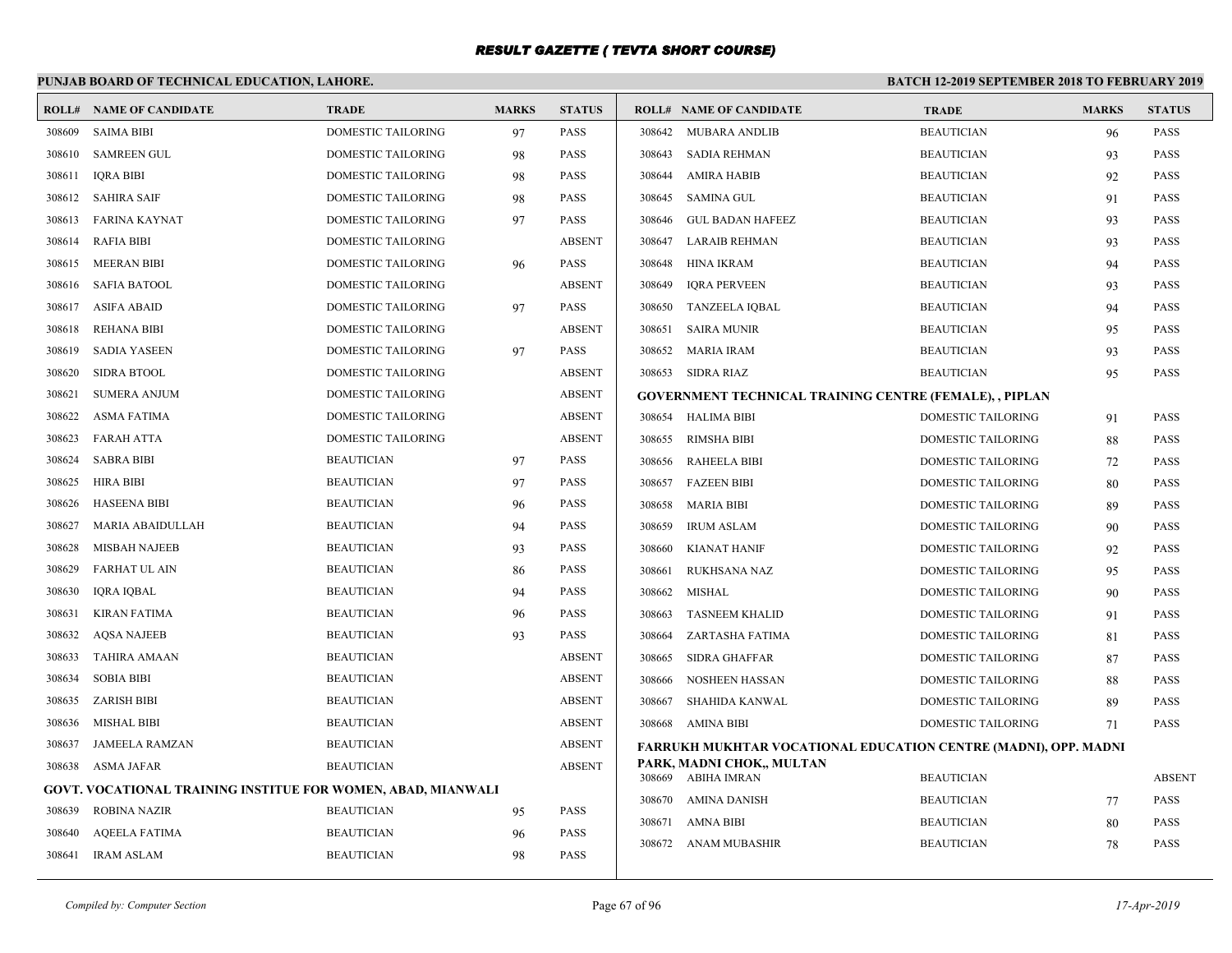# RESULT GAZETTE ( TEVTA SHORT COURSE)

**PUNJAB BOARD OF TECHNICAL EDUCATION, LAHORE.** **BATCH 12-2019 SEPTEMBER 2018 TO FEBRUARY 2019**

| ROLL# | NAME OF CANDIDATE | TRADE | MARKS | STATUS |
|---|---|---|---|---|
| 308609 | SAIMA BIBI | DOMESTIC TAILORING | 97 | PASS |
| 308610 | SAMREEN GUL | DOMESTIC TAILORING | 98 | PASS |
| 308611 | IQRA BIBI | DOMESTIC TAILORING | 98 | PASS |
| 308612 | SAHIRA SAIF | DOMESTIC TAILORING | 98 | PASS |
| 308613 | FARINA KAYNAT | DOMESTIC TAILORING | 97 | PASS |
| 308614 | RAFIA BIBI | DOMESTIC TAILORING | | ABSENT |
| 308615 | MEERAN BIBI | DOMESTIC TAILORING | 96 | PASS |
| 308616 | SAFIA BATOOL | DOMESTIC TAILORING | | ABSENT |
| 308617 | ASIFA ABAID | DOMESTIC TAILORING | 97 | PASS |
| 308618 | REHANA BIBI | DOMESTIC TAILORING | | ABSENT |
| 308619 | SADIA YASEEN | DOMESTIC TAILORING | 97 | PASS |
| 308620 | SIDRA BTOOL | DOMESTIC TAILORING | | ABSENT |
| 308621 | SUMERA ANJUM | DOMESTIC TAILORING | | ABSENT |
| 308622 | ASMA FATIMA | DOMESTIC TAILORING | | ABSENT |
| 308623 | FARAH ATTA | DOMESTIC TAILORING | | ABSENT |
| 308624 | SABRA BIBI | BEAUTICIAN | 97 | PASS |
| 308625 | HIRA BIBI | BEAUTICIAN | 97 | PASS |
| 308626 | HASEENA BIBI | BEAUTICIAN | 96 | PASS |
| 308627 | MARIA ABAIDULLAH | BEAUTICIAN | 94 | PASS |
| 308628 | MISBAH NAJEEB | BEAUTICIAN | 93 | PASS |
| 308629 | FARHAT UL AIN | BEAUTICIAN | 86 | PASS |
| 308630 | IQRA IQBAL | BEAUTICIAN | 94 | PASS |
| 308631 | KIRAN FATIMA | BEAUTICIAN | 96 | PASS |
| 308632 | AQSA NAJEEB | BEAUTICIAN | 93 | PASS |
| 308633 | TAHIRA AMAAN | BEAUTICIAN | | ABSENT |
| 308634 | SOBIA BIBI | BEAUTICIAN | | ABSENT |
| 308635 | ZARISH BIBI | BEAUTICIAN | | ABSENT |
| 308636 | MISHAL BIBI | BEAUTICIAN | | ABSENT |
| 308637 | JAMEELA RAMZAN | BEAUTICIAN | | ABSENT |
| 308638 | ASMA JAFAR | BEAUTICIAN | | ABSENT |

**GOVT. VOCATIONAL TRAINING INSTITUE FOR WOMEN, ABAD, MIANWALI**

| ROLL# | NAME OF CANDIDATE | TRADE | MARKS | STATUS |
|---|---|---|---|---|
| 308639 | ROBINA NAZIR | BEAUTICIAN | 95 | PASS |
| 308640 | AQEELA FATIMA | BEAUTICIAN | 96 | PASS |
| 308641 | IRAM ASLAM | BEAUTICIAN | 98 | PASS |
| 308642 | MUBARA ANDLIB | BEAUTICIAN | 96 | PASS |
| 308643 | SADIA REHMAN | BEAUTICIAN | 93 | PASS |
| 308644 | AMIRA HABIB | BEAUTICIAN | 92 | PASS |
| 308645 | SAMINA GUL | BEAUTICIAN | 91 | PASS |
| 308646 | GUL BADAN HAFEEZ | BEAUTICIAN | 93 | PASS |
| 308647 | LARAIB REHMAN | BEAUTICIAN | 93 | PASS |
| 308648 | HINA IKRAM | BEAUTICIAN | 94 | PASS |
| 308649 | IQRA PERVEEN | BEAUTICIAN | 93 | PASS |
| 308650 | TANZEELA IQBAL | BEAUTICIAN | 94 | PASS |
| 308651 | SAIRA MUNIR | BEAUTICIAN | 95 | PASS |
| 308652 | MARIA IRAM | BEAUTICIAN | 93 | PASS |
| 308653 | SIDRA RIAZ | BEAUTICIAN | 95 | PASS |

**GOVERNMENT TECHNICAL TRAINING CENTRE (FEMALE), , PIPLAN**

| ROLL# | NAME OF CANDIDATE | TRADE | MARKS | STATUS |
|---|---|---|---|---|
| 308654 | HALIMA BIBI | DOMESTIC TAILORING | 91 | PASS |
| 308655 | RIMSHA BIBI | DOMESTIC TAILORING | 88 | PASS |
| 308656 | RAHEELA BIBI | DOMESTIC TAILORING | 72 | PASS |
| 308657 | FAZEEN BIBI | DOMESTIC TAILORING | 80 | PASS |
| 308658 | MARIA BIBI | DOMESTIC TAILORING | 89 | PASS |
| 308659 | IRUM ASLAM | DOMESTIC TAILORING | 90 | PASS |
| 308660 | KIANAT HANIF | DOMESTIC TAILORING | 92 | PASS |
| 308661 | RUKHSANA NAZ | DOMESTIC TAILORING | 95 | PASS |
| 308662 | MISHAL | DOMESTIC TAILORING | 90 | PASS |
| 308663 | TASNEEM KHALID | DOMESTIC TAILORING | 91 | PASS |
| 308664 | ZARTASHA FATIMA | DOMESTIC TAILORING | 81 | PASS |
| 308665 | SIDRA GHAFFAR | DOMESTIC TAILORING | 87 | PASS |
| 308666 | NOSHEEN HASSAN | DOMESTIC TAILORING | 88 | PASS |
| 308667 | SHAHIDA KANWAL | DOMESTIC TAILORING | 89 | PASS |
| 308668 | AMINA BIBI | DOMESTIC TAILORING | 71 | PASS |

**FARRUKH MUKHTAR VOCATIONAL EDUCATION CENTRE (MADNI), OPP. MADNI PARK, MADNI CHOK,, MULTAN**

| ROLL# | NAME OF CANDIDATE | TRADE | MARKS | STATUS |
|---|---|---|---|---|
| 308669 | ABIHA IMRAN | BEAUTICIAN | | ABSENT |
| 308670 | AMINA DANISH | BEAUTICIAN | 77 | PASS |
| 308671 | AMNA BIBI | BEAUTICIAN | 80 | PASS |
| 308672 | ANAM MUBASHIR | BEAUTICIAN | 78 | PASS |

*Compiled by: Computer Section* *17-Apr-2019*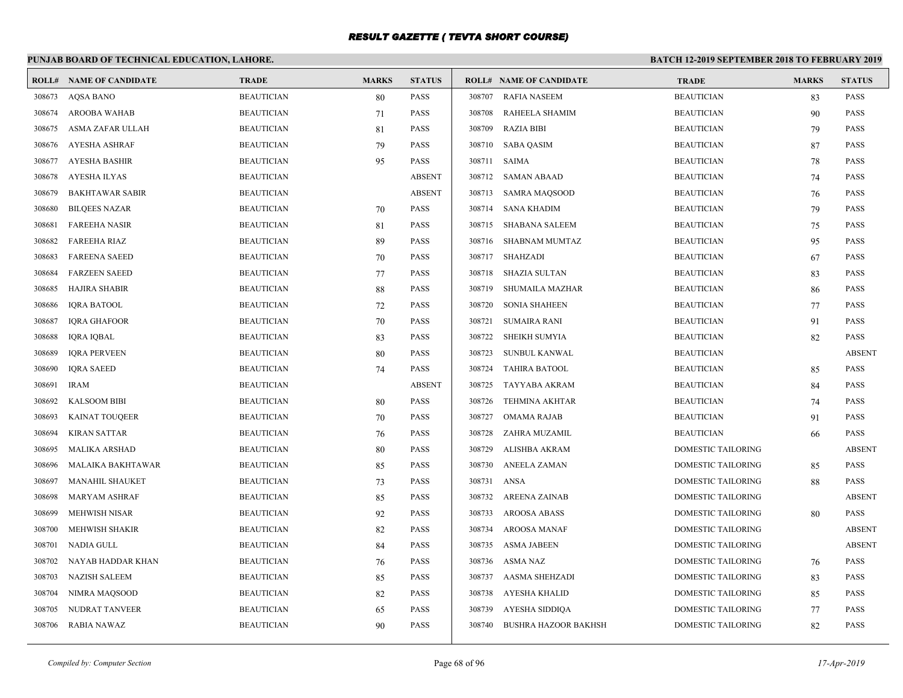# RESULT GAZETTE ( TEVTA SHORT COURSE)

## PUNJAB BOARD OF TECHNICAL EDUCATION, LAHORE.

**BATCH 12-2019 SEPTEMBER 2018 TO FEBRUARY 2019**

| ROLL# | NAME OF CANDIDATE | TRADE | MARKS | STATUS |
|---|---|---|---|---|
| 308673 | AQSA BANO | BEAUTICIAN | 80 | PASS |
| 308674 | AROOBA WAHAB | BEAUTICIAN | 71 | PASS |
| 308675 | ASMA ZAFAR ULLAH | BEAUTICIAN | 81 | PASS |
| 308676 | AYESHA ASHRAF | BEAUTICIAN | 79 | PASS |
| 308677 | AYESHA BASHIR | BEAUTICIAN | 95 | PASS |
| 308678 | AYESHA ILYAS | BEAUTICIAN | | ABSENT |
| 308679 | BAKHTAWAR SABIR | BEAUTICIAN | | ABSENT |
| 308680 | BILQEES NAZAR | BEAUTICIAN | 70 | PASS |
| 308681 | FAREEHA NASIR | BEAUTICIAN | 81 | PASS |
| 308682 | FAREEHA RIAZ | BEAUTICIAN | 89 | PASS |
| 308683 | FAREENA SAEED | BEAUTICIAN | 70 | PASS |
| 308684 | FARZEEN SAEED | BEAUTICIAN | 77 | PASS |
| 308685 | HAJIRA SHABIR | BEAUTICIAN | 88 | PASS |
| 308686 | IQRA BATOOL | BEAUTICIAN | 72 | PASS |
| 308687 | IQRA GHAFOOR | BEAUTICIAN | 70 | PASS |
| 308688 | IQRA IQBAL | BEAUTICIAN | 83 | PASS |
| 308689 | IQRA PERVEEN | BEAUTICIAN | 80 | PASS |
| 308690 | IQRA SAEED | BEAUTICIAN | 74 | PASS |
| 308691 | IRAM | BEAUTICIAN | | ABSENT |
| 308692 | KALSOOM BIBI | BEAUTICIAN | 80 | PASS |
| 308693 | KAINAT TOUQEER | BEAUTICIAN | 70 | PASS |
| 308694 | KIRAN SATTAR | BEAUTICIAN | 76 | PASS |
| 308695 | MALIKA ARSHAD | BEAUTICIAN | 80 | PASS |
| 308696 | MALAIKA BAKHTAWAR | BEAUTICIAN | 85 | PASS |
| 308697 | MANAHIL SHAUKET | BEAUTICIAN | 73 | PASS |
| 308698 | MARYAM ASHRAF | BEAUTICIAN | 85 | PASS |
| 308699 | MEHWISH NISAR | BEAUTICIAN | 92 | PASS |
| 308700 | MEHWISH SHAKIR | BEAUTICIAN | 82 | PASS |
| 308701 | NADIA GULL | BEAUTICIAN | 84 | PASS |
| 308702 | NAYAB HADDAR KHAN | BEAUTICIAN | 76 | PASS |
| 308703 | NAZISH SALEEM | BEAUTICIAN | 85 | PASS |
| 308704 | NIMRA MAQSOOD | BEAUTICIAN | 82 | PASS |
| 308705 | NUDRAT TANVEER | BEAUTICIAN | 65 | PASS |
| 308706 | RABIA NAWAZ | BEAUTICIAN | 90 | PASS |
| 308707 | RAFIA NASEEM | BEAUTICIAN | 83 | PASS |
| 308708 | RAHEELA SHAMIM | BEAUTICIAN | 90 | PASS |
| 308709 | RAZIA BIBI | BEAUTICIAN | 79 | PASS |
| 308710 | SABA QASIM | BEAUTICIAN | 87 | PASS |
| 308711 | SAIMA | BEAUTICIAN | 78 | PASS |
| 308712 | SAMAN ABAAD | BEAUTICIAN | 74 | PASS |
| 308713 | SAMRA MAQSOOD | BEAUTICIAN | 76 | PASS |
| 308714 | SANA KHADIM | BEAUTICIAN | 79 | PASS |
| 308715 | SHABANA SALEEM | BEAUTICIAN | 75 | PASS |
| 308716 | SHABNAM MUMTAZ | BEAUTICIAN | 95 | PASS |
| 308717 | SHAHZADI | BEAUTICIAN | 67 | PASS |
| 308718 | SHAZIA SULTAN | BEAUTICIAN | 83 | PASS |
| 308719 | SHUMAILA MAZHAR | BEAUTICIAN | 86 | PASS |
| 308720 | SONIA SHAHEEN | BEAUTICIAN | 77 | PASS |
| 308721 | SUMAIRA RANI | BEAUTICIAN | 91 | PASS |
| 308722 | SHEIKH SUMYIA | BEAUTICIAN | 82 | PASS |
| 308723 | SUNBUL KANWAL | BEAUTICIAN | | ABSENT |
| 308724 | TAHIRA BATOOL | BEAUTICIAN | 85 | PASS |
| 308725 | TAYYABA AKRAM | BEAUTICIAN | 84 | PASS |
| 308726 | TEHMINA AKHTAR | BEAUTICIAN | 74 | PASS |
| 308727 | OMAMA RAJAB | BEAUTICIAN | 91 | PASS |
| 308728 | ZAHRA MUZAMIL | BEAUTICIAN | 66 | PASS |
| 308729 | ALISHBA AKRAM | DOMESTIC TAILORING | | ABSENT |
| 308730 | ANEELA ZAMAN | DOMESTIC TAILORING | 85 | PASS |
| 308731 | ANSA | DOMESTIC TAILORING | 88 | PASS |
| 308732 | AREENA ZAINAB | DOMESTIC TAILORING | | ABSENT |
| 308733 | AROOSA ABASS | DOMESTIC TAILORING | 80 | PASS |
| 308734 | AROOSA MANAF | DOMESTIC TAILORING | | ABSENT |
| 308735 | ASMA JABEEN | DOMESTIC TAILORING | | ABSENT |
| 308736 | ASMA NAZ | DOMESTIC TAILORING | 76 | PASS |
| 308737 | AASMA SHEHZADI | DOMESTIC TAILORING | 83 | PASS |
| 308738 | AYESHA KHALID | DOMESTIC TAILORING | 85 | PASS |
| 308739 | AYESHA SIDDIQA | DOMESTIC TAILORING | 77 | PASS |
| 308740 | BUSHRA HAZOOR BAKHSH | DOMESTIC TAILORING | 82 | PASS |

*Compiled by: Computer Section* 

*17-Apr-2019*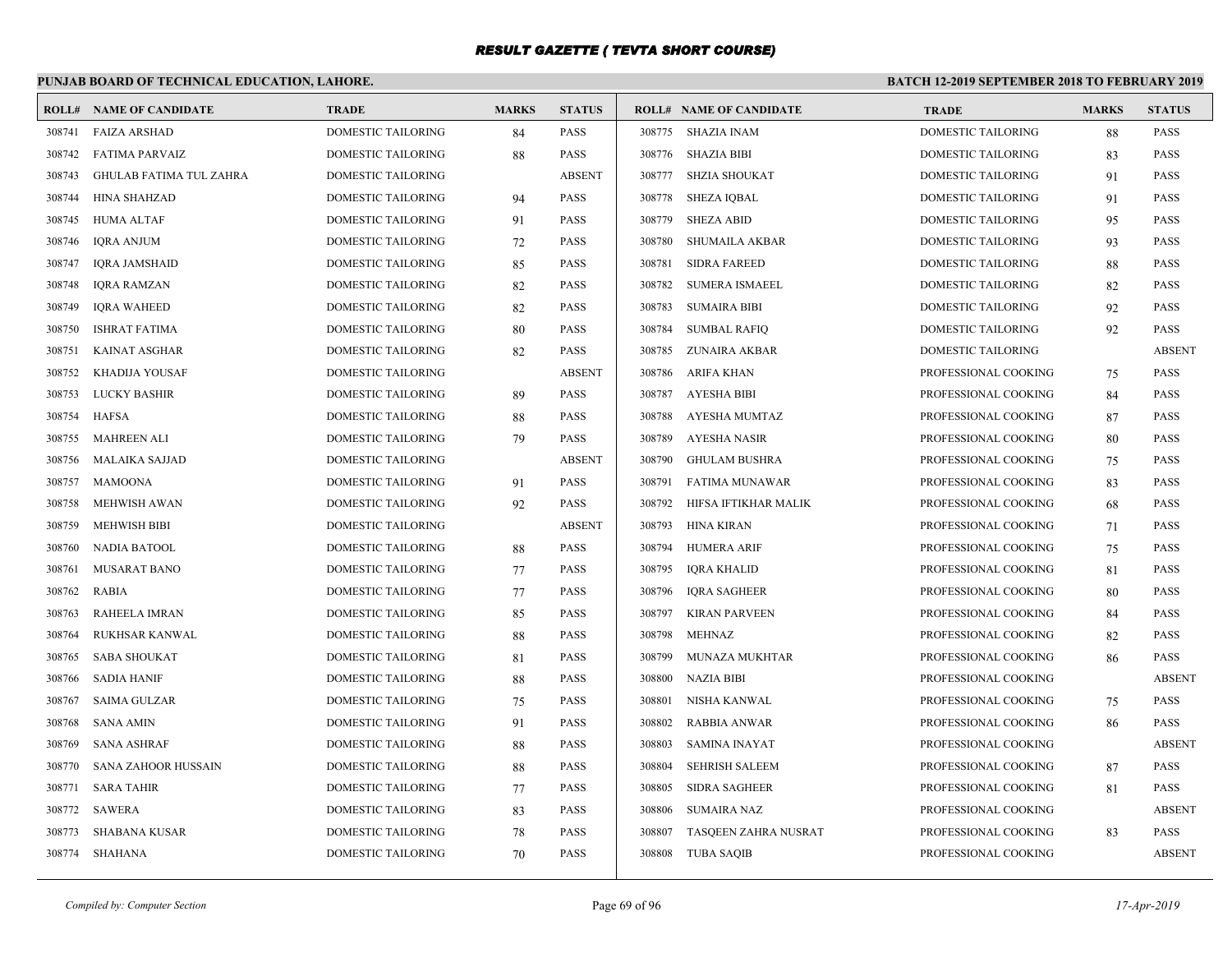## RESULT GAZETTE ( TEVTA SHORT COURSE)

**PUNJAB BOARD OF TECHNICAL EDUCATION, LAHORE.**

**BATCH 12-2019 SEPTEMBER 2018 TO FEBRUARY 2019**

| ROLL# | NAME OF CANDIDATE | TRADE | MARKS | STATUS |
|---|---|---|---|---|
| 308741 | FAIZA ARSHAD | DOMESTIC TAILORING | 84 | PASS |
| 308742 | FATIMA PARVAIZ | DOMESTIC TAILORING | 88 | PASS |
| 308743 | GHULAB FATIMA TUL ZAHRA | DOMESTIC TAILORING | | ABSENT |
| 308744 | HINA SHAHZAD | DOMESTIC TAILORING | 94 | PASS |
| 308745 | HUMA ALTAF | DOMESTIC TAILORING | 91 | PASS |
| 308746 | IQRA ANJUM | DOMESTIC TAILORING | 72 | PASS |
| 308747 | IQRA JAMSHAID | DOMESTIC TAILORING | 85 | PASS |
| 308748 | IQRA RAMZAN | DOMESTIC TAILORING | 82 | PASS |
| 308749 | IQRA WAHEED | DOMESTIC TAILORING | 82 | PASS |
| 308750 | ISHRAT FATIMA | DOMESTIC TAILORING | 80 | PASS |
| 308751 | KAINAT ASGHAR | DOMESTIC TAILORING | 82 | PASS |
| 308752 | KHADIJA YOUSAF | DOMESTIC TAILORING | | ABSENT |
| 308753 | LUCKY BASHIR | DOMESTIC TAILORING | 89 | PASS |
| 308754 | HAFSA | DOMESTIC TAILORING | 88 | PASS |
| 308755 | MAHREEN ALI | DOMESTIC TAILORING | 79 | PASS |
| 308756 | MALAIKA SAJJAD | DOMESTIC TAILORING | | ABSENT |
| 308757 | MAMOONA | DOMESTIC TAILORING | 91 | PASS |
| 308758 | MEHWISH AWAN | DOMESTIC TAILORING | 92 | PASS |
| 308759 | MEHWISH BIBI | DOMESTIC TAILORING | | ABSENT |
| 308760 | NADIA BATOOL | DOMESTIC TAILORING | 88 | PASS |
| 308761 | MUSARAT BANO | DOMESTIC TAILORING | 77 | PASS |
| 308762 | RABIA | DOMESTIC TAILORING | 77 | PASS |
| 308763 | RAHEELA IMRAN | DOMESTIC TAILORING | 85 | PASS |
| 308764 | RUKHSAR KANWAL | DOMESTIC TAILORING | 88 | PASS |
| 308765 | SABA SHOUKAT | DOMESTIC TAILORING | 81 | PASS |
| 308766 | SADIA HANIF | DOMESTIC TAILORING | 88 | PASS |
| 308767 | SAIMA GULZAR | DOMESTIC TAILORING | 75 | PASS |
| 308768 | SANA AMIN | DOMESTIC TAILORING | 91 | PASS |
| 308769 | SANA ASHRAF | DOMESTIC TAILORING | 88 | PASS |
| 308770 | SANA ZAHOOR HUSSAIN | DOMESTIC TAILORING | 88 | PASS |
| 308771 | SARA TAHIR | DOMESTIC TAILORING | 77 | PASS |
| 308772 | SAWERA | DOMESTIC TAILORING | 83 | PASS |
| 308773 | SHABANA KUSAR | DOMESTIC TAILORING | 78 | PASS |
| 308774 | SHAHANA | DOMESTIC TAILORING | 70 | PASS |
| 308775 | SHAZIA INAM | DOMESTIC TAILORING | 88 | PASS |
| 308776 | SHAZIA BIBI | DOMESTIC TAILORING | 83 | PASS |
| 308777 | SHZIA SHOUKAT | DOMESTIC TAILORING | 91 | PASS |
| 308778 | SHEZA IQBAL | DOMESTIC TAILORING | 91 | PASS |
| 308779 | SHEZA ABID | DOMESTIC TAILORING | 95 | PASS |
| 308780 | SHUMAILA AKBAR | DOMESTIC TAILORING | 93 | PASS |
| 308781 | SIDRA FAREED | DOMESTIC TAILORING | 88 | PASS |
| 308782 | SUMERA ISMAEEL | DOMESTIC TAILORING | 82 | PASS |
| 308783 | SUMAIRA BIBI | DOMESTIC TAILORING | 92 | PASS |
| 308784 | SUMBAL RAFIQ | DOMESTIC TAILORING | 92 | PASS |
| 308785 | ZUNAIRA AKBAR | DOMESTIC TAILORING | | ABSENT |
| 308786 | ARIFA KHAN | PROFESSIONAL COOKING | 75 | PASS |
| 308787 | AYESHA BIBI | PROFESSIONAL COOKING | 84 | PASS |
| 308788 | AYESHA MUMTAZ | PROFESSIONAL COOKING | 87 | PASS |
| 308789 | AYESHA NASIR | PROFESSIONAL COOKING | 80 | PASS |
| 308790 | GHULAM BUSHRA | PROFESSIONAL COOKING | 75 | PASS |
| 308791 | FATIMA MUNAWAR | PROFESSIONAL COOKING | 83 | PASS |
| 308792 | HIFSA IFTIKHAR MALIK | PROFESSIONAL COOKING | 68 | PASS |
| 308793 | HINA KIRAN | PROFESSIONAL COOKING | 71 | PASS |
| 308794 | HUMERA ARIF | PROFESSIONAL COOKING | 75 | PASS |
| 308795 | IQRA KHALID | PROFESSIONAL COOKING | 81 | PASS |
| 308796 | IQRA SAGHEER | PROFESSIONAL COOKING | 80 | PASS |
| 308797 | KIRAN PARVEEN | PROFESSIONAL COOKING | 84 | PASS |
| 308798 | MEHNAZ | PROFESSIONAL COOKING | 82 | PASS |
| 308799 | MUNAZA MUKHTAR | PROFESSIONAL COOKING | 86 | PASS |
| 308800 | NAZIA BIBI | PROFESSIONAL COOKING | | ABSENT |
| 308801 | NISHA KANWAL | PROFESSIONAL COOKING | 75 | PASS |
| 308802 | RABBIA ANWAR | PROFESSIONAL COOKING | 86 | PASS |
| 308803 | SAMINA INAYAT | PROFESSIONAL COOKING | | ABSENT |
| 308804 | SEHRISH SALEEM | PROFESSIONAL COOKING | 87 | PASS |
| 308805 | SIDRA SAGHEER | PROFESSIONAL COOKING | 81 | PASS |
| 308806 | SUMAIRA NAZ | PROFESSIONAL COOKING | | ABSENT |
| 308807 | TASQEEN ZAHRA NUSRAT | PROFESSIONAL COOKING | 83 | PASS |
| 308808 | TUBA SAQIB | PROFESSIONAL COOKING | | ABSENT |

*Compiled by: Computer Section*

*17-Apr-2019*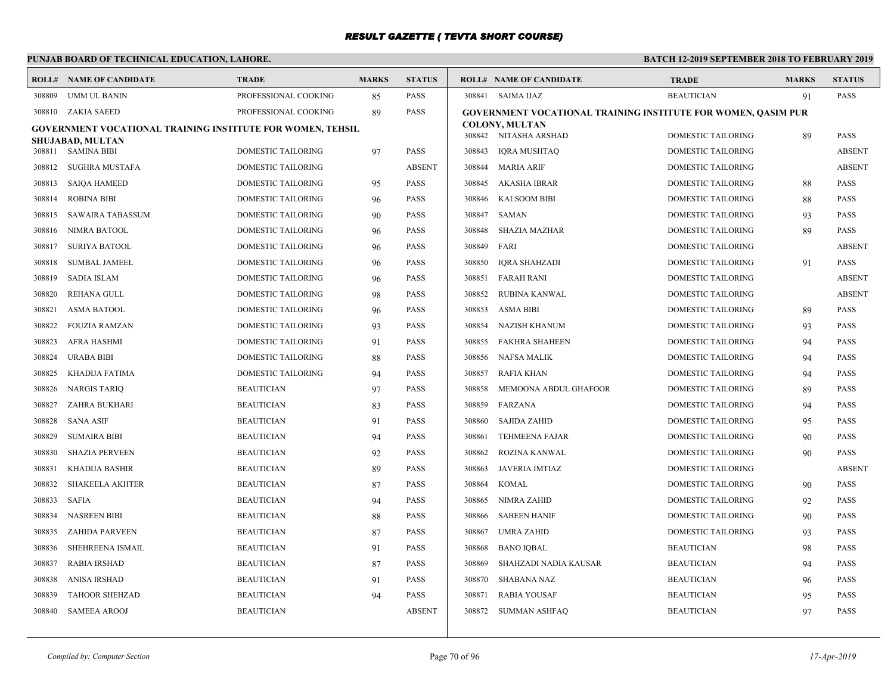# RESULT GAZETTE ( TEVTA SHORT COURSE)

## PUNJAB BOARD OF TECHNICAL EDUCATION, LAHORE.

**BATCH 12-2019 SEPTEMBER 2018 TO FEBRUARY 2019**

| ROLL# | NAME OF CANDIDATE | TRADE | MARKS | STATUS |
|---|---|---|---|---|
| 308809 | UMM UL BANIN | PROFESSIONAL COOKING | 85 | PASS |
| 308810 | ZAKIA SAEED | PROFESSIONAL COOKING | 89 | PASS |

**GOVERNMENT VOCATIONAL TRAINING INSTITUTE FOR WOMEN, TEHSIL SHUJABAD, MULTAN**

| ROLL# | NAME OF CANDIDATE | TRADE | MARKS | STATUS |
|---|---|---|---|---|
| 308811 | SAMINA BIBI | DOMESTIC TAILORING | 97 | PASS |
| 308812 | SUGHRA MUSTAFA | DOMESTIC TAILORING | | ABSENT |
| 308813 | SAIQA HAMEED | DOMESTIC TAILORING | 95 | PASS |
| 308814 | ROBINA BIBI | DOMESTIC TAILORING | 96 | PASS |
| 308815 | SAWAIRA TABASSUM | DOMESTIC TAILORING | 90 | PASS |
| 308816 | NIMRA BATOOL | DOMESTIC TAILORING | 96 | PASS |
| 308817 | SURIYA BATOOL | DOMESTIC TAILORING | 96 | PASS |
| 308818 | SUMBAL JAMEEL | DOMESTIC TAILORING | 96 | PASS |
| 308819 | SADIA ISLAM | DOMESTIC TAILORING | 96 | PASS |
| 308820 | REHANA GULL | DOMESTIC TAILORING | 98 | PASS |
| 308821 | ASMA BATOOL | DOMESTIC TAILORING | 96 | PASS |
| 308822 | FOUZIA RAMZAN | DOMESTIC TAILORING | 93 | PASS |
| 308823 | AFRA HASHMI | DOMESTIC TAILORING | 91 | PASS |
| 308824 | URABA BIBI | DOMESTIC TAILORING | 88 | PASS |
| 308825 | KHADIJA FATIMA | DOMESTIC TAILORING | 94 | PASS |
| 308826 | NARGIS TARIQ | BEAUTICIAN | 97 | PASS |
| 308827 | ZAHRA BUKHARI | BEAUTICIAN | 83 | PASS |
| 308828 | SANA ASIF | BEAUTICIAN | 91 | PASS |
| 308829 | SUMAIRA BIBI | BEAUTICIAN | 94 | PASS |
| 308830 | SHAZIA PERVEEN | BEAUTICIAN | 92 | PASS |
| 308831 | KHADIJA BASHIR | BEAUTICIAN | 89 | PASS |
| 308832 | SHAKEELA AKHTER | BEAUTICIAN | 87 | PASS |
| 308833 | SAFIA | BEAUTICIAN | 94 | PASS |
| 308834 | NASREEN BIBI | BEAUTICIAN | 88 | PASS |
| 308835 | ZAHIDA PARVEEN | BEAUTICIAN | 87 | PASS |
| 308836 | SHEHREENA ISMAIL | BEAUTICIAN | 91 | PASS |
| 308837 | RABIA IRSHAD | BEAUTICIAN | 87 | PASS |
| 308838 | ANISA IRSHAD | BEAUTICIAN | 91 | PASS |
| 308839 | TAHOOR SHEHZAD | BEAUTICIAN | 94 | PASS |
| 308840 | SAMEEA AROOJ | BEAUTICIAN | | ABSENT |
| 308841 | SAIMA IJAZ | BEAUTICIAN | 91 | PASS |

**GOVERNMENT VOCATIONAL TRAINING INSTITUTE FOR WOMEN, QASIM PUR COLONY, MULTAN**

| ROLL# | NAME OF CANDIDATE | TRADE | MARKS | STATUS |
|---|---|---|---|---|
| 308842 | NITASHA ARSHAD | DOMESTIC TAILORING | 89 | PASS |
| 308843 | IQRA MUSHTAQ | DOMESTIC TAILORING | | ABSENT |
| 308844 | MARIA ARIF | DOMESTIC TAILORING | | ABSENT |
| 308845 | AKASHA IBRAR | DOMESTIC TAILORING | 88 | PASS |
| 308846 | KALSOOM BIBI | DOMESTIC TAILORING | 88 | PASS |
| 308847 | SAMAN | DOMESTIC TAILORING | 93 | PASS |
| 308848 | SHAZIA MAZHAR | DOMESTIC TAILORING | 89 | PASS |
| 308849 | FARI | DOMESTIC TAILORING | | ABSENT |
| 308850 | IQRA SHAHZADI | DOMESTIC TAILORING | 91 | PASS |
| 308851 | FARAH RANI | DOMESTIC TAILORING | | ABSENT |
| 308852 | RUBINA KANWAL | DOMESTIC TAILORING | | ABSENT |
| 308853 | ASMA BIBI | DOMESTIC TAILORING | 89 | PASS |
| 308854 | NAZISH KHANUM | DOMESTIC TAILORING | 93 | PASS |
| 308855 | FAKHRA SHAHEEN | DOMESTIC TAILORING | 94 | PASS |
| 308856 | NAFSA MALIK | DOMESTIC TAILORING | 94 | PASS |
| 308857 | RAFIA KHAN | DOMESTIC TAILORING | 94 | PASS |
| 308858 | MEMOONA ABDUL GHAFOOR | DOMESTIC TAILORING | 89 | PASS |
| 308859 | FARZANA | DOMESTIC TAILORING | 94 | PASS |
| 308860 | SAJIDA ZAHID | DOMESTIC TAILORING | 95 | PASS |
| 308861 | TEHMEENA FAJAR | DOMESTIC TAILORING | 90 | PASS |
| 308862 | ROZINA KANWAL | DOMESTIC TAILORING | 90 | PASS |
| 308863 | JAVERIA IMTIAZ | DOMESTIC TAILORING | | ABSENT |
| 308864 | KOMAL | DOMESTIC TAILORING | 90 | PASS |
| 308865 | NIMRA ZAHID | DOMESTIC TAILORING | 92 | PASS |
| 308866 | SABEEN HANIF | DOMESTIC TAILORING | 90 | PASS |
| 308867 | UMRA ZAHID | DOMESTIC TAILORING | 93 | PASS |
| 308868 | BANO IQBAL | BEAUTICIAN | 98 | PASS |
| 308869 | SHAHZADI NADIA KAUSAR | BEAUTICIAN | 94 | PASS |
| 308870 | SHABANA NAZ | BEAUTICIAN | 96 | PASS |
| 308871 | RABIA YOUSAF | BEAUTICIAN | 95 | PASS |
| 308872 | SUMMAN ASHFAQ | BEAUTICIAN | 97 | PASS |

*Compiled by: Computer Section* — *17-Apr-2019*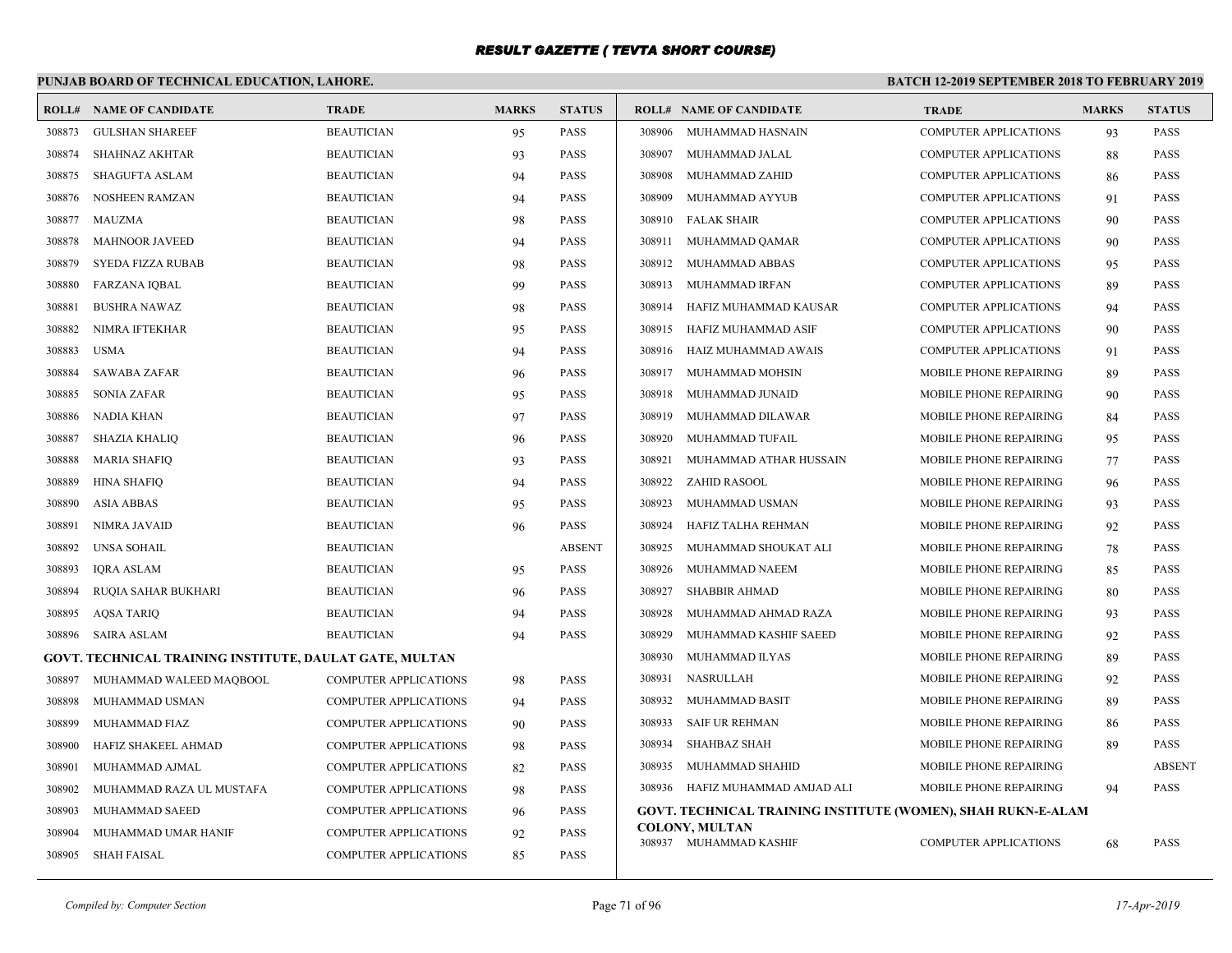# RESULT GAZETTE ( TEVTA SHORT COURSE)

**PUNJAB BOARD OF TECHNICAL EDUCATION, LAHORE.**

**BATCH 12-2019 SEPTEMBER 2018 TO FEBRUARY 2019**

| ROLL# | NAME OF CANDIDATE | TRADE | MARKS | STATUS |
|---|---|---|---|---|
| 308873 | GULSHAN SHAREEF | BEAUTICIAN | 95 | PASS |
| 308874 | SHAHNAZ AKHTAR | BEAUTICIAN | 93 | PASS |
| 308875 | SHAGUFTA ASLAM | BEAUTICIAN | 94 | PASS |
| 308876 | NOSHEEN RAMZAN | BEAUTICIAN | 94 | PASS |
| 308877 | MAUZMA | BEAUTICIAN | 98 | PASS |
| 308878 | MAHNOOR JAVEED | BEAUTICIAN | 94 | PASS |
| 308879 | SYEDA FIZZA RUBAB | BEAUTICIAN | 98 | PASS |
| 308880 | FARZANA IQBAL | BEAUTICIAN | 99 | PASS |
| 308881 | BUSHRA NAWAZ | BEAUTICIAN | 98 | PASS |
| 308882 | NIMRA IFTEKHAR | BEAUTICIAN | 95 | PASS |
| 308883 | USMA | BEAUTICIAN | 94 | PASS |
| 308884 | SAWABA ZAFAR | BEAUTICIAN | 96 | PASS |
| 308885 | SONIA ZAFAR | BEAUTICIAN | 95 | PASS |
| 308886 | NADIA KHAN | BEAUTICIAN | 97 | PASS |
| 308887 | SHAZIA KHALIQ | BEAUTICIAN | 96 | PASS |
| 308888 | MARIA SHAFIQ | BEAUTICIAN | 93 | PASS |
| 308889 | HINA SHAFIQ | BEAUTICIAN | 94 | PASS |
| 308890 | ASIA ABBAS | BEAUTICIAN | 95 | PASS |
| 308891 | NIMRA JAVAID | BEAUTICIAN | 96 | PASS |
| 308892 | UNSA SOHAIL | BEAUTICIAN | | ABSENT |
| 308893 | IQRA ASLAM | BEAUTICIAN | 95 | PASS |
| 308894 | RUQIA SAHAR BUKHARI | BEAUTICIAN | 96 | PASS |
| 308895 | AQSA TARIQ | BEAUTICIAN | 94 | PASS |
| 308896 | SAIRA ASLAM | BEAUTICIAN | 94 | PASS |

**GOVT. TECHNICAL TRAINING INSTITUTE, DAULAT GATE, MULTAN**

| ROLL# | NAME OF CANDIDATE | TRADE | MARKS | STATUS |
|---|---|---|---|---|
| 308897 | MUHAMMAD WALEED MAQBOOL | COMPUTER APPLICATIONS | 98 | PASS |
| 308898 | MUHAMMAD USMAN | COMPUTER APPLICATIONS | 94 | PASS |
| 308899 | MUHAMMAD FIAZ | COMPUTER APPLICATIONS | 90 | PASS |
| 308900 | HAFIZ SHAKEEL AHMAD | COMPUTER APPLICATIONS | 98 | PASS |
| 308901 | MUHAMMAD AJMAL | COMPUTER APPLICATIONS | 82 | PASS |
| 308902 | MUHAMMAD RAZA UL MUSTAFA | COMPUTER APPLICATIONS | 98 | PASS |
| 308903 | MUHAMMAD SAEED | COMPUTER APPLICATIONS | 96 | PASS |
| 308904 | MUHAMMAD UMAR HANIF | COMPUTER APPLICATIONS | 92 | PASS |
| 308905 | SHAH FAISAL | COMPUTER APPLICATIONS | 85 | PASS |
| 308906 | MUHAMMAD HASNAIN | COMPUTER APPLICATIONS | 93 | PASS |
| 308907 | MUHAMMAD JALAL | COMPUTER APPLICATIONS | 88 | PASS |
| 308908 | MUHAMMAD ZAHID | COMPUTER APPLICATIONS | 86 | PASS |
| 308909 | MUHAMMAD AYYUB | COMPUTER APPLICATIONS | 91 | PASS |
| 308910 | FALAK SHAIR | COMPUTER APPLICATIONS | 90 | PASS |
| 308911 | MUHAMMAD QAMAR | COMPUTER APPLICATIONS | 90 | PASS |
| 308912 | MUHAMMAD ABBAS | COMPUTER APPLICATIONS | 95 | PASS |
| 308913 | MUHAMMAD IRFAN | COMPUTER APPLICATIONS | 89 | PASS |
| 308914 | HAFIZ MUHAMMAD KAUSAR | COMPUTER APPLICATIONS | 94 | PASS |
| 308915 | HAFIZ MUHAMMAD ASIF | COMPUTER APPLICATIONS | 90 | PASS |
| 308916 | HAIZ MUHAMMAD AWAIS | COMPUTER APPLICATIONS | 91 | PASS |
| 308917 | MUHAMMAD MOHSIN | MOBILE PHONE REPAIRING | 89 | PASS |
| 308918 | MUHAMMAD JUNAID | MOBILE PHONE REPAIRING | 90 | PASS |
| 308919 | MUHAMMAD DILAWAR | MOBILE PHONE REPAIRING | 84 | PASS |
| 308920 | MUHAMMAD TUFAIL | MOBILE PHONE REPAIRING | 95 | PASS |
| 308921 | MUHAMMAD ATHAR HUSSAIN | MOBILE PHONE REPAIRING | 77 | PASS |
| 308922 | ZAHID RASOOL | MOBILE PHONE REPAIRING | 96 | PASS |
| 308923 | MUHAMMAD USMAN | MOBILE PHONE REPAIRING | 93 | PASS |
| 308924 | HAFIZ TALHA REHMAN | MOBILE PHONE REPAIRING | 92 | PASS |
| 308925 | MUHAMMAD SHOUKAT ALI | MOBILE PHONE REPAIRING | 78 | PASS |
| 308926 | MUHAMMAD NAEEM | MOBILE PHONE REPAIRING | 85 | PASS |
| 308927 | SHABBIR AHMAD | MOBILE PHONE REPAIRING | 80 | PASS |
| 308928 | MUHAMMAD AHMAD RAZA | MOBILE PHONE REPAIRING | 93 | PASS |
| 308929 | MUHAMMAD KASHIF SAEED | MOBILE PHONE REPAIRING | 92 | PASS |
| 308930 | MUHAMMAD ILYAS | MOBILE PHONE REPAIRING | 89 | PASS |
| 308931 | NASRULLAH | MOBILE PHONE REPAIRING | 92 | PASS |
| 308932 | MUHAMMAD BASIT | MOBILE PHONE REPAIRING | 89 | PASS |
| 308933 | SAIF UR REHMAN | MOBILE PHONE REPAIRING | 86 | PASS |
| 308934 | SHAHBAZ SHAH | MOBILE PHONE REPAIRING | 89 | PASS |
| 308935 | MUHAMMAD SHAHID | MOBILE PHONE REPAIRING | | ABSENT |
| 308936 | HAFIZ MUHAMMAD AMJAD ALI | MOBILE PHONE REPAIRING | 94 | PASS |

**GOVT. TECHNICAL TRAINING INSTITUTE (WOMEN), SHAH RUKN-E-ALAM COLONY, MULTAN**

| ROLL# | NAME OF CANDIDATE | TRADE | MARKS | STATUS |
|---|---|---|---|---|
| 308937 | MUHAMMAD KASHIF | COMPUTER APPLICATIONS | 68 | PASS |

*Compiled by: Computer Section* *17-Apr-2019*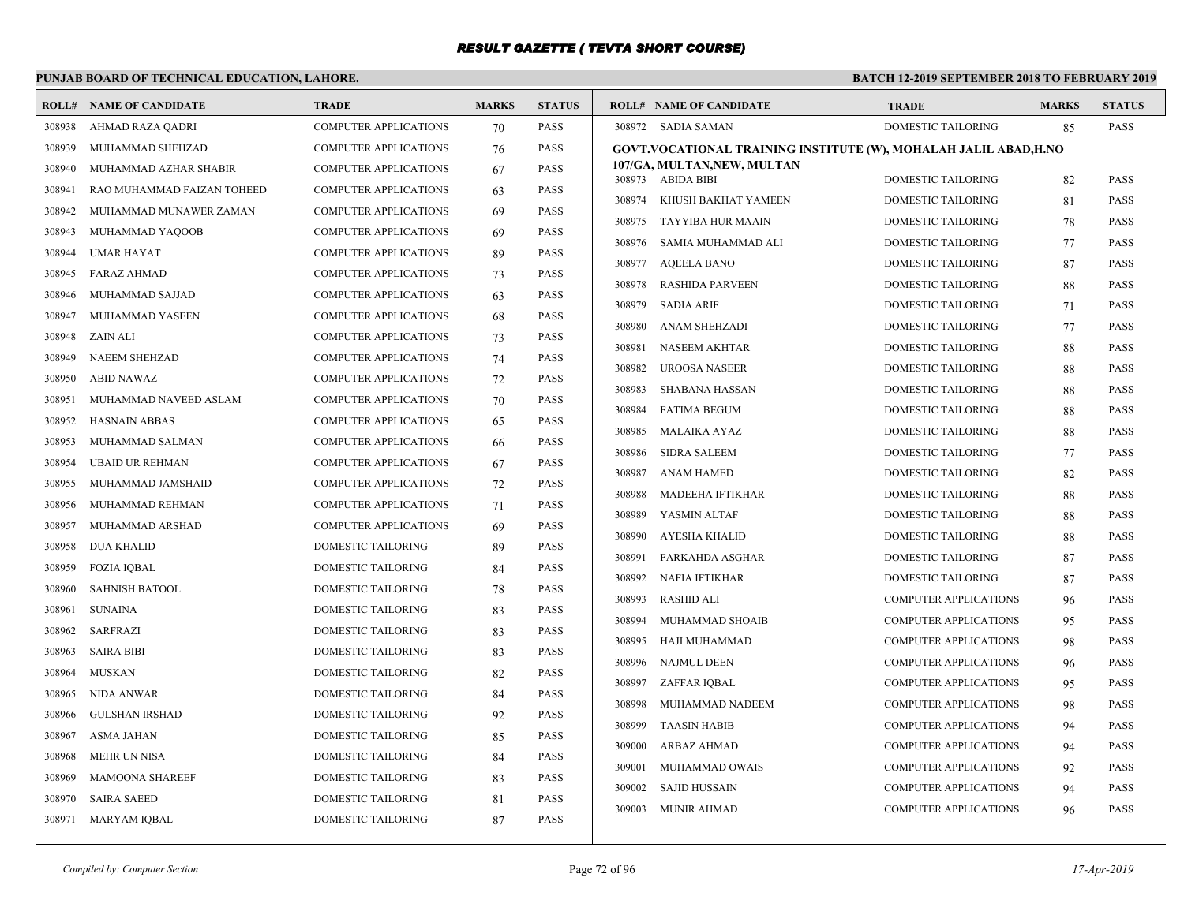## RESULT GAZETTE ( TEVTA SHORT COURSE)

**PUNJAB BOARD OF TECHNICAL EDUCATION, LAHORE.**

**BATCH 12-2019 SEPTEMBER 2018 TO FEBRUARY 2019**

| ROLL# | NAME OF CANDIDATE | TRADE | MARKS | STATUS |
|---|---|---|---|---|
| 308938 | AHMAD RAZA QADRI | COMPUTER APPLICATIONS | 70 | PASS |
| 308939 | MUHAMMAD SHEHZAD | COMPUTER APPLICATIONS | 76 | PASS |
| 308940 | MUHAMMAD AZHAR SHABIR | COMPUTER APPLICATIONS | 67 | PASS |
| 308941 | RAO MUHAMMAD FAIZAN TOHEED | COMPUTER APPLICATIONS | 63 | PASS |
| 308942 | MUHAMMAD MUNAWER ZAMAN | COMPUTER APPLICATIONS | 69 | PASS |
| 308943 | MUHAMMAD YAQOOB | COMPUTER APPLICATIONS | 69 | PASS |
| 308944 | UMAR HAYAT | COMPUTER APPLICATIONS | 89 | PASS |
| 308945 | FARAZ AHMAD | COMPUTER APPLICATIONS | 73 | PASS |
| 308946 | MUHAMMAD SAJJAD | COMPUTER APPLICATIONS | 63 | PASS |
| 308947 | MUHAMMAD YASEEN | COMPUTER APPLICATIONS | 68 | PASS |
| 308948 | ZAIN ALI | COMPUTER APPLICATIONS | 73 | PASS |
| 308949 | NAEEM SHEHZAD | COMPUTER APPLICATIONS | 74 | PASS |
| 308950 | ABID NAWAZ | COMPUTER APPLICATIONS | 72 | PASS |
| 308951 | MUHAMMAD NAVEED ASLAM | COMPUTER APPLICATIONS | 70 | PASS |
| 308952 | HASNAIN ABBAS | COMPUTER APPLICATIONS | 65 | PASS |
| 308953 | MUHAMMAD SALMAN | COMPUTER APPLICATIONS | 66 | PASS |
| 308954 | UBAID UR REHMAN | COMPUTER APPLICATIONS | 67 | PASS |
| 308955 | MUHAMMAD JAMSHAID | COMPUTER APPLICATIONS | 72 | PASS |
| 308956 | MUHAMMAD REHMAN | COMPUTER APPLICATIONS | 71 | PASS |
| 308957 | MUHAMMAD ARSHAD | COMPUTER APPLICATIONS | 69 | PASS |
| 308958 | DUA KHALID | DOMESTIC TAILORING | 89 | PASS |
| 308959 | FOZIA IQBAL | DOMESTIC TAILORING | 84 | PASS |
| 308960 | SAHNISH BATOOL | DOMESTIC TAILORING | 78 | PASS |
| 308961 | SUNAINA | DOMESTIC TAILORING | 83 | PASS |
| 308962 | SARFRAZI | DOMESTIC TAILORING | 83 | PASS |
| 308963 | SAIRA BIBI | DOMESTIC TAILORING | 83 | PASS |
| 308964 | MUSKAN | DOMESTIC TAILORING | 82 | PASS |
| 308965 | NIDA ANWAR | DOMESTIC TAILORING | 84 | PASS |
| 308966 | GULSHAN IRSHAD | DOMESTIC TAILORING | 92 | PASS |
| 308967 | ASMA JAHAN | DOMESTIC TAILORING | 85 | PASS |
| 308968 | MEHR UN NISA | DOMESTIC TAILORING | 84 | PASS |
| 308969 | MAMOONA SHAREEF | DOMESTIC TAILORING | 83 | PASS |
| 308970 | SAIRA SAEED | DOMESTIC TAILORING | 81 | PASS |
| 308971 | MARYAM IQBAL | DOMESTIC TAILORING | 87 | PASS |
| 308972 | SADIA SAMAN | DOMESTIC TAILORING | 85 | PASS |

**GOVT.VOCATIONAL TRAINING INSTITUTE (W), MOHALAH JALIL ABAD,H.NO 107/GA, MULTAN,NEW, MULTAN**

| ROLL# | NAME OF CANDIDATE | TRADE | MARKS | STATUS |
|---|---|---|---|---|
| 308973 | ABIDA BIBI | DOMESTIC TAILORING | 82 | PASS |
| 308974 | KHUSH BAKHAT YAMEEN | DOMESTIC TAILORING | 81 | PASS |
| 308975 | TAYYIBA HUR MAAIN | DOMESTIC TAILORING | 78 | PASS |
| 308976 | SAMIA MUHAMMAD ALI | DOMESTIC TAILORING | 77 | PASS |
| 308977 | AQEELA BANO | DOMESTIC TAILORING | 87 | PASS |
| 308978 | RASHIDA PARVEEN | DOMESTIC TAILORING | 88 | PASS |
| 308979 | SADIA ARIF | DOMESTIC TAILORING | 71 | PASS |
| 308980 | ANAM SHEHZADI | DOMESTIC TAILORING | 77 | PASS |
| 308981 | NASEEM AKHTAR | DOMESTIC TAILORING | 88 | PASS |
| 308982 | UROOSA NASEER | DOMESTIC TAILORING | 88 | PASS |
| 308983 | SHABANA HASSAN | DOMESTIC TAILORING | 88 | PASS |
| 308984 | FATIMA BEGUM | DOMESTIC TAILORING | 88 | PASS |
| 308985 | MALAIKA AYAZ | DOMESTIC TAILORING | 88 | PASS |
| 308986 | SIDRA SALEEM | DOMESTIC TAILORING | 77 | PASS |
| 308987 | ANAM HAMED | DOMESTIC TAILORING | 82 | PASS |
| 308988 | MADEEHA IFTIKHAR | DOMESTIC TAILORING | 88 | PASS |
| 308989 | YASMIN ALTAF | DOMESTIC TAILORING | 88 | PASS |
| 308990 | AYESHA KHALID | DOMESTIC TAILORING | 88 | PASS |
| 308991 | FARKAHDA ASGHAR | DOMESTIC TAILORING | 87 | PASS |
| 308992 | NAFIA IFTIKHAR | DOMESTIC TAILORING | 87 | PASS |
| 308993 | RASHID ALI | COMPUTER APPLICATIONS | 96 | PASS |
| 308994 | MUHAMMAD SHOAIB | COMPUTER APPLICATIONS | 95 | PASS |
| 308995 | HAJI MUHAMMAD | COMPUTER APPLICATIONS | 98 | PASS |
| 308996 | NAJMUL DEEN | COMPUTER APPLICATIONS | 96 | PASS |
| 308997 | ZAFFAR IQBAL | COMPUTER APPLICATIONS | 95 | PASS |
| 308998 | MUHAMMAD NADEEM | COMPUTER APPLICATIONS | 98 | PASS |
| 308999 | TAASIN HABIB | COMPUTER APPLICATIONS | 94 | PASS |
| 309000 | ARBAZ AHMAD | COMPUTER APPLICATIONS | 94 | PASS |
| 309001 | MUHAMMAD OWAIS | COMPUTER APPLICATIONS | 92 | PASS |
| 309002 | SAJID HUSSAIN | COMPUTER APPLICATIONS | 94 | PASS |
| 309003 | MUNIR AHMAD | COMPUTER APPLICATIONS | 96 | PASS |

*Compiled by: Computer Section* *17-Apr-2019*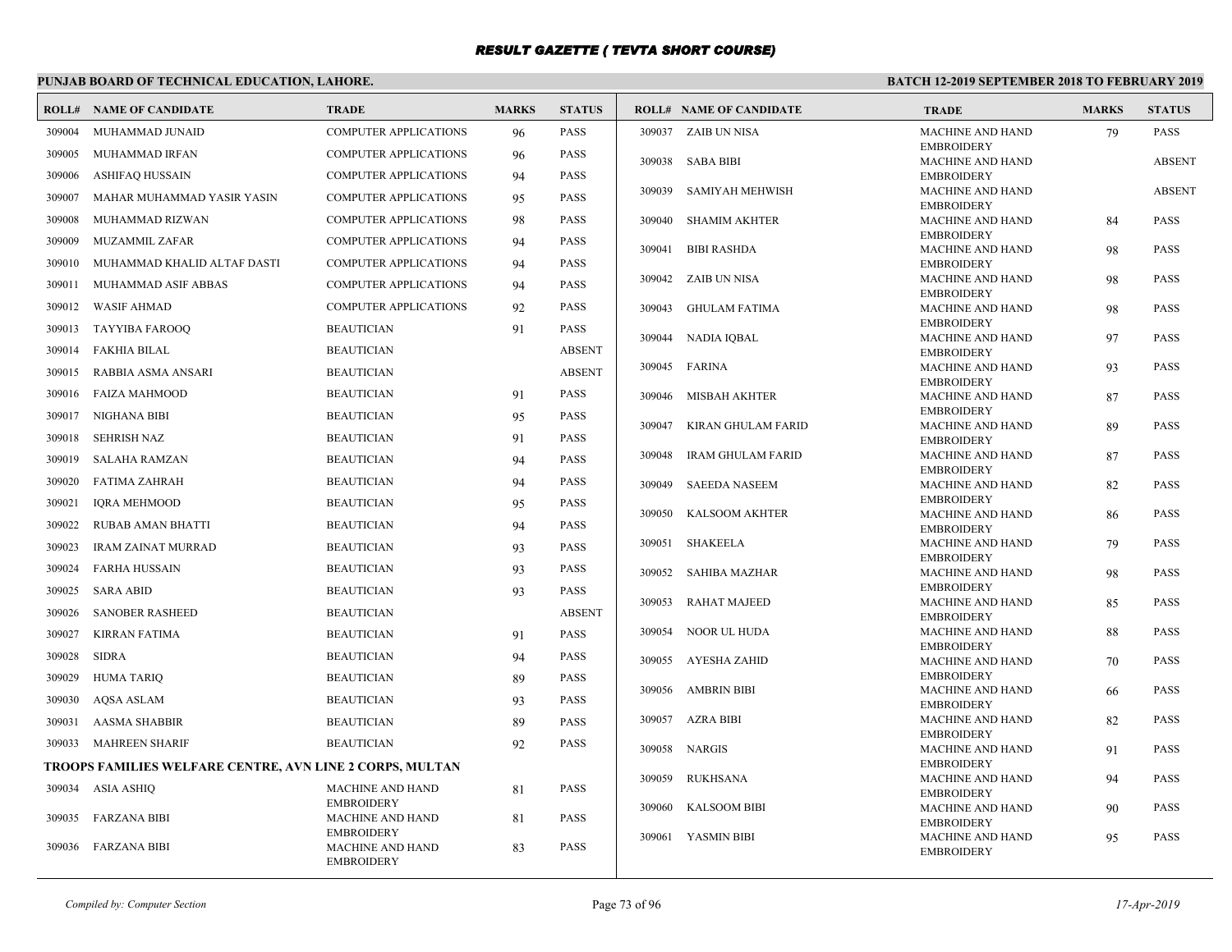## RESULT GAZETTE ( TEVTA SHORT COURSE)

**PUNJAB BOARD OF TECHNICAL EDUCATION, LAHORE.** **BATCH 12-2019 SEPTEMBER 2018 TO FEBRUARY 2019**

| ROLL# | NAME OF CANDIDATE | TRADE | MARKS | STATUS |
|---|---|---|---|---|
| 309004 | MUHAMMAD JUNAID | COMPUTER APPLICATIONS | 96 | PASS |
| 309005 | MUHAMMAD IRFAN | COMPUTER APPLICATIONS | 96 | PASS |
| 309006 | ASHIFAQ HUSSAIN | COMPUTER APPLICATIONS | 94 | PASS |
| 309007 | MAHAR MUHAMMAD YASIR YASIN | COMPUTER APPLICATIONS | 95 | PASS |
| 309008 | MUHAMMAD RIZWAN | COMPUTER APPLICATIONS | 98 | PASS |
| 309009 | MUZAMMIL ZAFAR | COMPUTER APPLICATIONS | 94 | PASS |
| 309010 | MUHAMMAD KHALID ALTAF DASTI | COMPUTER APPLICATIONS | 94 | PASS |
| 309011 | MUHAMMAD ASIF ABBAS | COMPUTER APPLICATIONS | 94 | PASS |
| 309012 | WASIF AHMAD | COMPUTER APPLICATIONS | 92 | PASS |
| 309013 | TAYYIBA FAROOQ | BEAUTICIAN | 91 | PASS |
| 309014 | FAKHIA BILAL | BEAUTICIAN | | ABSENT |
| 309015 | RABBIA ASMA ANSARI | BEAUTICIAN | | ABSENT |
| 309016 | FAIZA MAHMOOD | BEAUTICIAN | 91 | PASS |
| 309017 | NIGHANA BIBI | BEAUTICIAN | 95 | PASS |
| 309018 | SEHRISH NAZ | BEAUTICIAN | 91 | PASS |
| 309019 | SALAHA RAMZAN | BEAUTICIAN | 94 | PASS |
| 309020 | FATIMA ZAHRAH | BEAUTICIAN | 94 | PASS |
| 309021 | IQRA MEHMOOD | BEAUTICIAN | 95 | PASS |
| 309022 | RUBAB AMAN BHATTI | BEAUTICIAN | 94 | PASS |
| 309023 | IRAM ZAINAT MURRAD | BEAUTICIAN | 93 | PASS |
| 309024 | FARHA HUSSAIN | BEAUTICIAN | 93 | PASS |
| 309025 | SARA ABID | BEAUTICIAN | 93 | PASS |
| 309026 | SANOBER RASHEED | BEAUTICIAN | | ABSENT |
| 309027 | KIRRAN FATIMA | BEAUTICIAN | 91 | PASS |
| 309028 | SIDRA | BEAUTICIAN | 94 | PASS |
| 309029 | HUMA TARIQ | BEAUTICIAN | 89 | PASS |
| 309030 | AQSA ASLAM | BEAUTICIAN | 93 | PASS |
| 309031 | AASMA SHABBIR | BEAUTICIAN | 89 | PASS |
| 309033 | MAHREEN SHARIF | BEAUTICIAN | 92 | PASS |

**TROOPS FAMILIES WELFARE CENTRE, AVN LINE 2 CORPS, MULTAN**

| ROLL# | NAME OF CANDIDATE | TRADE | MARKS | STATUS |
|---|---|---|---|---|
| 309034 | ASIA ASHIQ | MACHINE AND HAND EMBROIDERY | 81 | PASS |
| 309035 | FARZANA BIBI | MACHINE AND HAND EMBROIDERY | 81 | PASS |
| 309036 | FARZANA BIBI | MACHINE AND HAND EMBROIDERY | 83 | PASS |
| 309037 | ZAIB UN NISA | MACHINE AND HAND EMBROIDERY | 79 | PASS |
| 309038 | SABA BIBI | MACHINE AND HAND EMBROIDERY | | ABSENT |
| 309039 | SAMIYAH MEHWISH | MACHINE AND HAND EMBROIDERY | | ABSENT |
| 309040 | SHAMIM AKHTER | MACHINE AND HAND EMBROIDERY | 84 | PASS |
| 309041 | BIBI RASHDA | MACHINE AND HAND EMBROIDERY | 98 | PASS |
| 309042 | ZAIB UN NISA | MACHINE AND HAND EMBROIDERY | 98 | PASS |
| 309043 | GHULAM FATIMA | MACHINE AND HAND EMBROIDERY | 98 | PASS |
| 309044 | NADIA IQBAL | MACHINE AND HAND EMBROIDERY | 97 | PASS |
| 309045 | FARINA | MACHINE AND HAND EMBROIDERY | 93 | PASS |
| 309046 | MISBAH AKHTER | MACHINE AND HAND EMBROIDERY | 87 | PASS |
| 309047 | KIRAN GHULAM FARID | MACHINE AND HAND EMBROIDERY | 89 | PASS |
| 309048 | IRAM GHULAM FARID | MACHINE AND HAND EMBROIDERY | 87 | PASS |
| 309049 | SAEEDA NASEEM | MACHINE AND HAND EMBROIDERY | 82 | PASS |
| 309050 | KALSOOM AKHTER | MACHINE AND HAND EMBROIDERY | 86 | PASS |
| 309051 | SHAKEELA | MACHINE AND HAND EMBROIDERY | 79 | PASS |
| 309052 | SAHIBA MAZHAR | MACHINE AND HAND EMBROIDERY | 98 | PASS |
| 309053 | RAHAT MAJEED | MACHINE AND HAND EMBROIDERY | 85 | PASS |
| 309054 | NOOR UL HUDA | MACHINE AND HAND EMBROIDERY | 88 | PASS |
| 309055 | AYESHA ZAHID | MACHINE AND HAND EMBROIDERY | 70 | PASS |
| 309056 | AMBRIN BIBI | MACHINE AND HAND EMBROIDERY | 66 | PASS |
| 309057 | AZRA BIBI | MACHINE AND HAND EMBROIDERY | 82 | PASS |
| 309058 | NARGIS | MACHINE AND HAND EMBROIDERY | 91 | PASS |
| 309059 | RUKHSANA | MACHINE AND HAND EMBROIDERY | 94 | PASS |
| 309060 | KALSOOM BIBI | MACHINE AND HAND EMBROIDERY | 90 | PASS |
| 309061 | YASMIN BIBI | MACHINE AND HAND EMBROIDERY | 95 | PASS |

*Compiled by: Computer Section* *17-Apr-2019*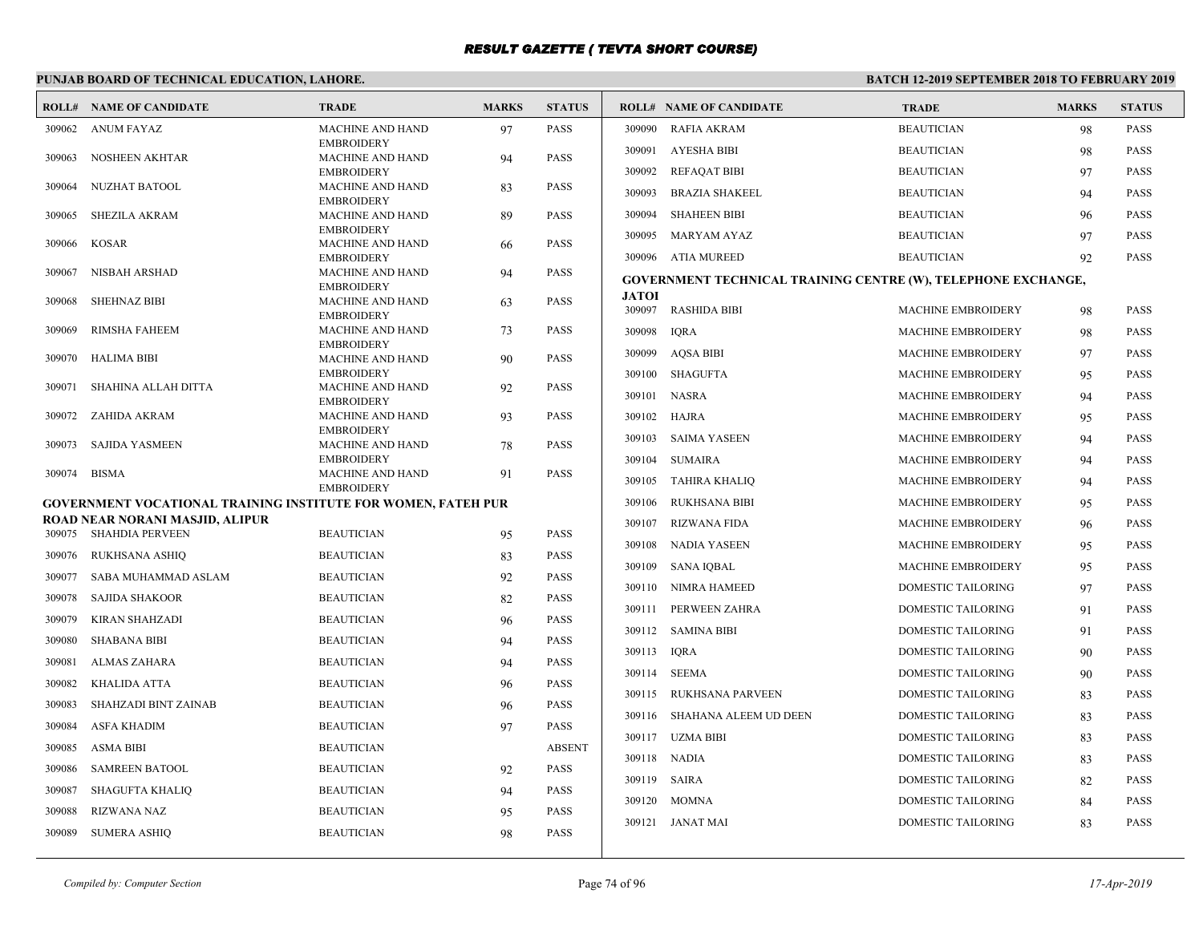# RESULT GAZETTE ( TEVTA SHORT COURSE)

**PUNJAB BOARD OF TECHNICAL EDUCATION, LAHORE.**

**BATCH 12-2019 SEPTEMBER 2018 TO FEBRUARY 2019**

| ROLL# | NAME OF CANDIDATE | TRADE | MARKS | STATUS |
|---|---|---|---|---|
| 309062 | ANUM FAYAZ | MACHINE AND HAND EMBROIDERY | 97 | PASS |
| 309063 | NOSHEEN AKHTAR | MACHINE AND HAND EMBROIDERY | 94 | PASS |
| 309064 | NUZHAT BATOOL | MACHINE AND HAND EMBROIDERY | 83 | PASS |
| 309065 | SHEZILA AKRAM | MACHINE AND HAND EMBROIDERY | 89 | PASS |
| 309066 | KOSAR | MACHINE AND HAND EMBROIDERY | 66 | PASS |
| 309067 | NISBAH ARSHAD | MACHINE AND HAND EMBROIDERY | 94 | PASS |
| 309068 | SHEHNAZ BIBI | MACHINE AND HAND EMBROIDERY | 63 | PASS |
| 309069 | RIMSHA FAHEEM | MACHINE AND HAND EMBROIDERY | 73 | PASS |
| 309070 | HALIMA BIBI | MACHINE AND HAND EMBROIDERY | 90 | PASS |
| 309071 | SHAHINA ALLAH DITTA | MACHINE AND HAND EMBROIDERY | 92 | PASS |
| 309072 | ZAHIDA AKRAM | MACHINE AND HAND EMBROIDERY | 93 | PASS |
| 309073 | SAJIDA YASMEEN | MACHINE AND HAND EMBROIDERY | 78 | PASS |
| 309074 | BISMA | MACHINE AND HAND EMBROIDERY | 91 | PASS |

**GOVERNMENT VOCATIONAL TRAINING INSTITUTE FOR WOMEN, FATEH PUR ROAD NEAR NORANI MASJID, ALIPUR**

| ROLL# | NAME OF CANDIDATE | TRADE | MARKS | STATUS |
|---|---|---|---|---|
| 309075 | SHAHDIA PERVEEN | BEAUTICIAN | 95 | PASS |
| 309076 | RUKHSANA ASHIQ | BEAUTICIAN | 83 | PASS |
| 309077 | SABA MUHAMMAD ASLAM | BEAUTICIAN | 92 | PASS |
| 309078 | SAJIDA SHAKOOR | BEAUTICIAN | 82 | PASS |
| 309079 | KIRAN SHAHZADI | BEAUTICIAN | 96 | PASS |
| 309080 | SHABANA BIBI | BEAUTICIAN | 94 | PASS |
| 309081 | ALMAS ZAHARA | BEAUTICIAN | 94 | PASS |
| 309082 | KHALIDA ATTA | BEAUTICIAN | 96 | PASS |
| 309083 | SHAHZADI BINT ZAINAB | BEAUTICIAN | 96 | PASS |
| 309084 | ASFA KHADIM | BEAUTICIAN | 97 | PASS |
| 309085 | ASMA BIBI | BEAUTICIAN | | ABSENT |
| 309086 | SAMREEN BATOOL | BEAUTICIAN | 92 | PASS |
| 309087 | SHAGUFTA KHALIQ | BEAUTICIAN | 94 | PASS |
| 309088 | RIZWANA NAZ | BEAUTICIAN | 95 | PASS |
| 309089 | SUMERA ASHIQ | BEAUTICIAN | 98 | PASS |
| 309090 | RAFIA AKRAM | BEAUTICIAN | 98 | PASS |
| 309091 | AYESHA BIBI | BEAUTICIAN | 98 | PASS |
| 309092 | REFAQAT BIBI | BEAUTICIAN | 97 | PASS |
| 309093 | BRAZIA SHAKEEL | BEAUTICIAN | 94 | PASS |
| 309094 | SHAHEEN BIBI | BEAUTICIAN | 96 | PASS |
| 309095 | MARYAM AYAZ | BEAUTICIAN | 97 | PASS |
| 309096 | ATIA MUREED | BEAUTICIAN | 92 | PASS |

**GOVERNMENT TECHNICAL TRAINING CENTRE (W), TELEPHONE EXCHANGE, JATOI**

| ROLL# | NAME OF CANDIDATE | TRADE | MARKS | STATUS |
|---|---|---|---|---|
| 309097 | RASHIDA BIBI | MACHINE EMBROIDERY | 98 | PASS |
| 309098 | IQRA | MACHINE EMBROIDERY | 98 | PASS |
| 309099 | AQSA BIBI | MACHINE EMBROIDERY | 97 | PASS |
| 309100 | SHAGUFTA | MACHINE EMBROIDERY | 95 | PASS |
| 309101 | NASRA | MACHINE EMBROIDERY | 94 | PASS |
| 309102 | HAJRA | MACHINE EMBROIDERY | 95 | PASS |
| 309103 | SAIMA YASEEN | MACHINE EMBROIDERY | 94 | PASS |
| 309104 | SUMAIRA | MACHINE EMBROIDERY | 94 | PASS |
| 309105 | TAHIRA KHALIQ | MACHINE EMBROIDERY | 94 | PASS |
| 309106 | RUKHSANA BIBI | MACHINE EMBROIDERY | 95 | PASS |
| 309107 | RIZWANA FIDA | MACHINE EMBROIDERY | 96 | PASS |
| 309108 | NADIA YASEEN | MACHINE EMBROIDERY | 95 | PASS |
| 309109 | SANA IQBAL | MACHINE EMBROIDERY | 95 | PASS |
| 309110 | NIMRA HAMEED | DOMESTIC TAILORING | 97 | PASS |
| 309111 | PERWEEN ZAHRA | DOMESTIC TAILORING | 91 | PASS |
| 309112 | SAMINA BIBI | DOMESTIC TAILORING | 91 | PASS |
| 309113 | IQRA | DOMESTIC TAILORING | 90 | PASS |
| 309114 | SEEMA | DOMESTIC TAILORING | 90 | PASS |
| 309115 | RUKHSANA PARVEEN | DOMESTIC TAILORING | 83 | PASS |
| 309116 | SHAHANA ALEEM UD DEEN | DOMESTIC TAILORING | 83 | PASS |
| 309117 | UZMA BIBI | DOMESTIC TAILORING | 83 | PASS |
| 309118 | NADIA | DOMESTIC TAILORING | 83 | PASS |
| 309119 | SAIRA | DOMESTIC TAILORING | 82 | PASS |
| 309120 | MOMNA | DOMESTIC TAILORING | 84 | PASS |
| 309121 | JANAT MAI | DOMESTIC TAILORING | 83 | PASS |

*Compiled by: Computer Section*

*17-Apr-2019*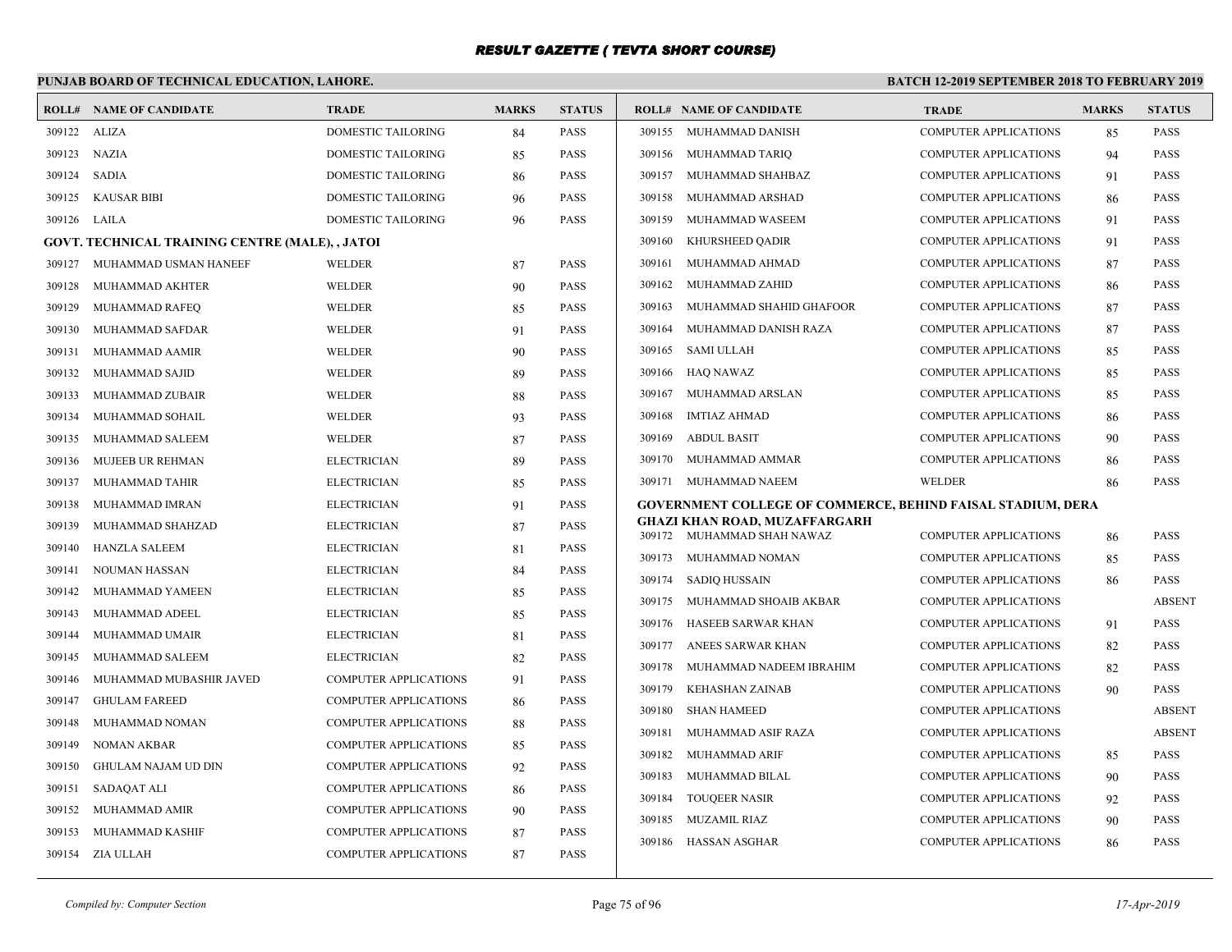# RESULT GAZETTE ( TEVTA SHORT COURSE)

**PUNJAB BOARD OF TECHNICAL EDUCATION, LAHORE.**

**BATCH 12-2019 SEPTEMBER 2018 TO FEBRUARY 2019**

| ROLL# | NAME OF CANDIDATE | TRADE | MARKS | STATUS |
|---|---|---|---|---|
| 309122 | ALIZA | DOMESTIC TAILORING | 84 | PASS |
| 309123 | NAZIA | DOMESTIC TAILORING | 85 | PASS |
| 309124 | SADIA | DOMESTIC TAILORING | 86 | PASS |
| 309125 | KAUSAR BIBI | DOMESTIC TAILORING | 96 | PASS |
| 309126 | LAILA | DOMESTIC TAILORING | 96 | PASS |

**GOVT. TECHNICAL TRAINING CENTRE (MALE), , JATOI**

| ROLL# | NAME OF CANDIDATE | TRADE | MARKS | STATUS |
|---|---|---|---|---|
| 309127 | MUHAMMAD USMAN HANEEF | WELDER | 87 | PASS |
| 309128 | MUHAMMAD AKHTER | WELDER | 90 | PASS |
| 309129 | MUHAMMAD RAFEQ | WELDER | 85 | PASS |
| 309130 | MUHAMMAD SAFDAR | WELDER | 91 | PASS |
| 309131 | MUHAMMAD AAMIR | WELDER | 90 | PASS |
| 309132 | MUHAMMAD SAJID | WELDER | 89 | PASS |
| 309133 | MUHAMMAD ZUBAIR | WELDER | 88 | PASS |
| 309134 | MUHAMMAD SOHAIL | WELDER | 93 | PASS |
| 309135 | MUHAMMAD SALEEM | WELDER | 87 | PASS |
| 309136 | MUJEEB UR REHMAN | ELECTRICIAN | 89 | PASS |
| 309137 | MUHAMMAD TAHIR | ELECTRICIAN | 85 | PASS |
| 309138 | MUHAMMAD IMRAN | ELECTRICIAN | 91 | PASS |
| 309139 | MUHAMMAD SHAHZAD | ELECTRICIAN | 87 | PASS |
| 309140 | HANZLA SALEEM | ELECTRICIAN | 81 | PASS |
| 309141 | NOUMAN HASSAN | ELECTRICIAN | 84 | PASS |
| 309142 | MUHAMMAD YAMEEN | ELECTRICIAN | 85 | PASS |
| 309143 | MUHAMMAD ADEEL | ELECTRICIAN | 85 | PASS |
| 309144 | MUHAMMAD UMAIR | ELECTRICIAN | 81 | PASS |
| 309145 | MUHAMMAD SALEEM | ELECTRICIAN | 82 | PASS |
| 309146 | MUHAMMAD MUBASHIR JAVED | COMPUTER APPLICATIONS | 91 | PASS |
| 309147 | GHULAM FAREED | COMPUTER APPLICATIONS | 86 | PASS |
| 309148 | MUHAMMAD NOMAN | COMPUTER APPLICATIONS | 88 | PASS |
| 309149 | NOMAN AKBAR | COMPUTER APPLICATIONS | 85 | PASS |
| 309150 | GHULAM NAJAM UD DIN | COMPUTER APPLICATIONS | 92 | PASS |
| 309151 | SADAQAT ALI | COMPUTER APPLICATIONS | 86 | PASS |
| 309152 | MUHAMMAD AMIR | COMPUTER APPLICATIONS | 90 | PASS |
| 309153 | MUHAMMAD KASHIF | COMPUTER APPLICATIONS | 87 | PASS |
| 309154 | ZIA ULLAH | COMPUTER APPLICATIONS | 87 | PASS |
| 309155 | MUHAMMAD DANISH | COMPUTER APPLICATIONS | 85 | PASS |
| 309156 | MUHAMMAD TARIQ | COMPUTER APPLICATIONS | 94 | PASS |
| 309157 | MUHAMMAD SHAHBAZ | COMPUTER APPLICATIONS | 91 | PASS |
| 309158 | MUHAMMAD ARSHAD | COMPUTER APPLICATIONS | 86 | PASS |
| 309159 | MUHAMMAD WASEEM | COMPUTER APPLICATIONS | 91 | PASS |
| 309160 | KHURSHEED QADIR | COMPUTER APPLICATIONS | 91 | PASS |
| 309161 | MUHAMMAD AHMAD | COMPUTER APPLICATIONS | 87 | PASS |
| 309162 | MUHAMMAD ZAHID | COMPUTER APPLICATIONS | 86 | PASS |
| 309163 | MUHAMMAD SHAHID GHAFOOR | COMPUTER APPLICATIONS | 87 | PASS |
| 309164 | MUHAMMAD DANISH RAZA | COMPUTER APPLICATIONS | 87 | PASS |
| 309165 | SAMI ULLAH | COMPUTER APPLICATIONS | 85 | PASS |
| 309166 | HAQ NAWAZ | COMPUTER APPLICATIONS | 85 | PASS |
| 309167 | MUHAMMAD ARSLAN | COMPUTER APPLICATIONS | 85 | PASS |
| 309168 | IMTIAZ AHMAD | COMPUTER APPLICATIONS | 86 | PASS |
| 309169 | ABDUL BASIT | COMPUTER APPLICATIONS | 90 | PASS |
| 309170 | MUHAMMAD AMMAR | COMPUTER APPLICATIONS | 86 | PASS |
| 309171 | MUHAMMAD NAEEM | WELDER | 86 | PASS |

**GOVERNMENT COLLEGE OF COMMERCE, BEHIND FAISAL STADIUM, DERA GHAZI KHAN ROAD, MUZAFFARGARH**

| ROLL# | NAME OF CANDIDATE | TRADE | MARKS | STATUS |
|---|---|---|---|---|
| 309172 | MUHAMMAD SHAH NAWAZ | COMPUTER APPLICATIONS | 86 | PASS |
| 309173 | MUHAMMAD NOMAN | COMPUTER APPLICATIONS | 85 | PASS |
| 309174 | SADIQ HUSSAIN | COMPUTER APPLICATIONS | 86 | PASS |
| 309175 | MUHAMMAD SHOAIB AKBAR | COMPUTER APPLICATIONS | | ABSENT |
| 309176 | HASEEB SARWAR KHAN | COMPUTER APPLICATIONS | 91 | PASS |
| 309177 | ANEES SARWAR KHAN | COMPUTER APPLICATIONS | 82 | PASS |
| 309178 | MUHAMMAD NADEEM IBRAHIM | COMPUTER APPLICATIONS | 82 | PASS |
| 309179 | KEHASHAN ZAINAB | COMPUTER APPLICATIONS | 90 | PASS |
| 309180 | SHAN HAMEED | COMPUTER APPLICATIONS | | ABSENT |
| 309181 | MUHAMMAD ASIF RAZA | COMPUTER APPLICATIONS | | ABSENT |
| 309182 | MUHAMMAD ARIF | COMPUTER APPLICATIONS | 85 | PASS |
| 309183 | MUHAMMAD BILAL | COMPUTER APPLICATIONS | 90 | PASS |
| 309184 | TOUQEER NASIR | COMPUTER APPLICATIONS | 92 | PASS |
| 309185 | MUZAMIL RIAZ | COMPUTER APPLICATIONS | 90 | PASS |
| 309186 | HASSAN ASGHAR | COMPUTER APPLICATIONS | 86 | PASS |

*Compiled by: Computer Section*

*17-Apr-2019*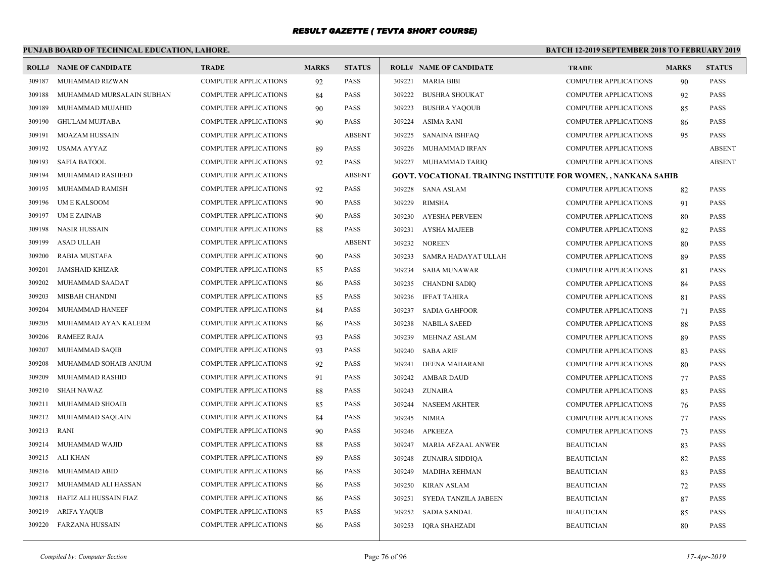## RESULT GAZETTE ( TEVTA SHORT COURSE)

**PUNJAB BOARD OF TECHNICAL EDUCATION, LAHORE.**

**BATCH 12-2019 SEPTEMBER 2018 TO FEBRUARY 2019**

| ROLL# | NAME OF CANDIDATE | TRADE | MARKS | STATUS |
|---|---|---|---|---|
| 309187 | MUHAMMAD RIZWAN | COMPUTER APPLICATIONS | 92 | PASS |
| 309188 | MUHAMMAD MURSALAIN SUBHAN | COMPUTER APPLICATIONS | 84 | PASS |
| 309189 | MUHAMMAD MUJAHID | COMPUTER APPLICATIONS | 90 | PASS |
| 309190 | GHULAM MUJTABA | COMPUTER APPLICATIONS | 90 | PASS |
| 309191 | MOAZAM HUSSAIN | COMPUTER APPLICATIONS | | ABSENT |
| 309192 | USAMA AYYAZ | COMPUTER APPLICATIONS | 89 | PASS |
| 309193 | SAFIA BATOOL | COMPUTER APPLICATIONS | 92 | PASS |
| 309194 | MUHAMMAD RASHEED | COMPUTER APPLICATIONS | | ABSENT |
| 309195 | MUHAMMAD RAMISH | COMPUTER APPLICATIONS | 92 | PASS |
| 309196 | UM E KALSOOM | COMPUTER APPLICATIONS | 90 | PASS |
| 309197 | UM E ZAINAB | COMPUTER APPLICATIONS | 90 | PASS |
| 309198 | NASIR HUSSAIN | COMPUTER APPLICATIONS | 88 | PASS |
| 309199 | ASAD ULLAH | COMPUTER APPLICATIONS | | ABSENT |
| 309200 | RABIA MUSTAFA | COMPUTER APPLICATIONS | 90 | PASS |
| 309201 | JAMSHAID KHIZAR | COMPUTER APPLICATIONS | 85 | PASS |
| 309202 | MUHAMMAD SAADAT | COMPUTER APPLICATIONS | 86 | PASS |
| 309203 | MISBAH CHANDNI | COMPUTER APPLICATIONS | 85 | PASS |
| 309204 | MUHAMMAD HANEEF | COMPUTER APPLICATIONS | 84 | PASS |
| 309205 | MUHAMMAD AYAN KALEEM | COMPUTER APPLICATIONS | 86 | PASS |
| 309206 | RAMEEZ RAJA | COMPUTER APPLICATIONS | 93 | PASS |
| 309207 | MUHAMMAD SAQIB | COMPUTER APPLICATIONS | 93 | PASS |
| 309208 | MUHAMMAD SOHAIB ANJUM | COMPUTER APPLICATIONS | 92 | PASS |
| 309209 | MUHAMMAD RASHID | COMPUTER APPLICATIONS | 91 | PASS |
| 309210 | SHAH NAWAZ | COMPUTER APPLICATIONS | 88 | PASS |
| 309211 | MUHAMMAD SHOAIB | COMPUTER APPLICATIONS | 85 | PASS |
| 309212 | MUHAMMAD SAQLAIN | COMPUTER APPLICATIONS | 84 | PASS |
| 309213 | RANI | COMPUTER APPLICATIONS | 90 | PASS |
| 309214 | MUHAMMAD WAJID | COMPUTER APPLICATIONS | 88 | PASS |
| 309215 | ALI KHAN | COMPUTER APPLICATIONS | 89 | PASS |
| 309216 | MUHAMMAD ABID | COMPUTER APPLICATIONS | 86 | PASS |
| 309217 | MUHAMMAD ALI HASSAN | COMPUTER APPLICATIONS | 86 | PASS |
| 309218 | HAFIZ ALI HUSSAIN FIAZ | COMPUTER APPLICATIONS | 86 | PASS |
| 309219 | ARIFA YAQUB | COMPUTER APPLICATIONS | 85 | PASS |
| 309220 | FARZANA HUSSAIN | COMPUTER APPLICATIONS | 86 | PASS |
| 309221 | MARIA BIBI | COMPUTER APPLICATIONS | 90 | PASS |
| 309222 | BUSHRA SHOUKAT | COMPUTER APPLICATIONS | 92 | PASS |
| 309223 | BUSHRA YAQOUB | COMPUTER APPLICATIONS | 85 | PASS |
| 309224 | ASIMA RANI | COMPUTER APPLICATIONS | 86 | PASS |
| 309225 | SANAINA ISHFAQ | COMPUTER APPLICATIONS | 95 | PASS |
| 309226 | MUHAMMAD IRFAN | COMPUTER APPLICATIONS | | ABSENT |
| 309227 | MUHAMMAD TARIQ | COMPUTER APPLICATIONS | | ABSENT |

**GOVT. VOCATIONAL TRAINING INSTITUTE FOR WOMEN, , NANKANA SAHIB**

| ROLL# | NAME OF CANDIDATE | TRADE | MARKS | STATUS |
|---|---|---|---|---|
| 309228 | SANA ASLAM | COMPUTER APPLICATIONS | 82 | PASS |
| 309229 | RIMSHA | COMPUTER APPLICATIONS | 91 | PASS |
| 309230 | AYESHA PERVEEN | COMPUTER APPLICATIONS | 80 | PASS |
| 309231 | AYSHA MAJEEB | COMPUTER APPLICATIONS | 82 | PASS |
| 309232 | NOREEN | COMPUTER APPLICATIONS | 80 | PASS |
| 309233 | SAMRA HADAYAT ULLAH | COMPUTER APPLICATIONS | 89 | PASS |
| 309234 | SABA MUNAWAR | COMPUTER APPLICATIONS | 81 | PASS |
| 309235 | CHANDNI SADIQ | COMPUTER APPLICATIONS | 84 | PASS |
| 309236 | IFFAT TAHIRA | COMPUTER APPLICATIONS | 81 | PASS |
| 309237 | SADIA GAHFOOR | COMPUTER APPLICATIONS | 71 | PASS |
| 309238 | NABILA SAEED | COMPUTER APPLICATIONS | 88 | PASS |
| 309239 | MEHNAZ ASLAM | COMPUTER APPLICATIONS | 89 | PASS |
| 309240 | SABA ARIF | COMPUTER APPLICATIONS | 83 | PASS |
| 309241 | DEENA MAHARANI | COMPUTER APPLICATIONS | 80 | PASS |
| 309242 | AMBAR DAUD | COMPUTER APPLICATIONS | 77 | PASS |
| 309243 | ZUNAIRA | COMPUTER APPLICATIONS | 83 | PASS |
| 309244 | NASEEM AKHTER | COMPUTER APPLICATIONS | 76 | PASS |
| 309245 | NIMRA | COMPUTER APPLICATIONS | 77 | PASS |
| 309246 | APKEEZA | COMPUTER APPLICATIONS | 73 | PASS |
| 309247 | MARIA AFZAAL ANWER | BEAUTICIAN | 83 | PASS |
| 309248 | ZUNAIRA SIDDIQA | BEAUTICIAN | 82 | PASS |
| 309249 | MADIHA REHMAN | BEAUTICIAN | 83 | PASS |
| 309250 | KIRAN ASLAM | BEAUTICIAN | 72 | PASS |
| 309251 | SYEDA TANZILA JABEEN | BEAUTICIAN | 87 | PASS |
| 309252 | SADIA SANDAL | BEAUTICIAN | 85 | PASS |
| 309253 | IQRA SHAHZADI | BEAUTICIAN | 80 | PASS |

*Compiled by: Computer Section*

*17-Apr-2019*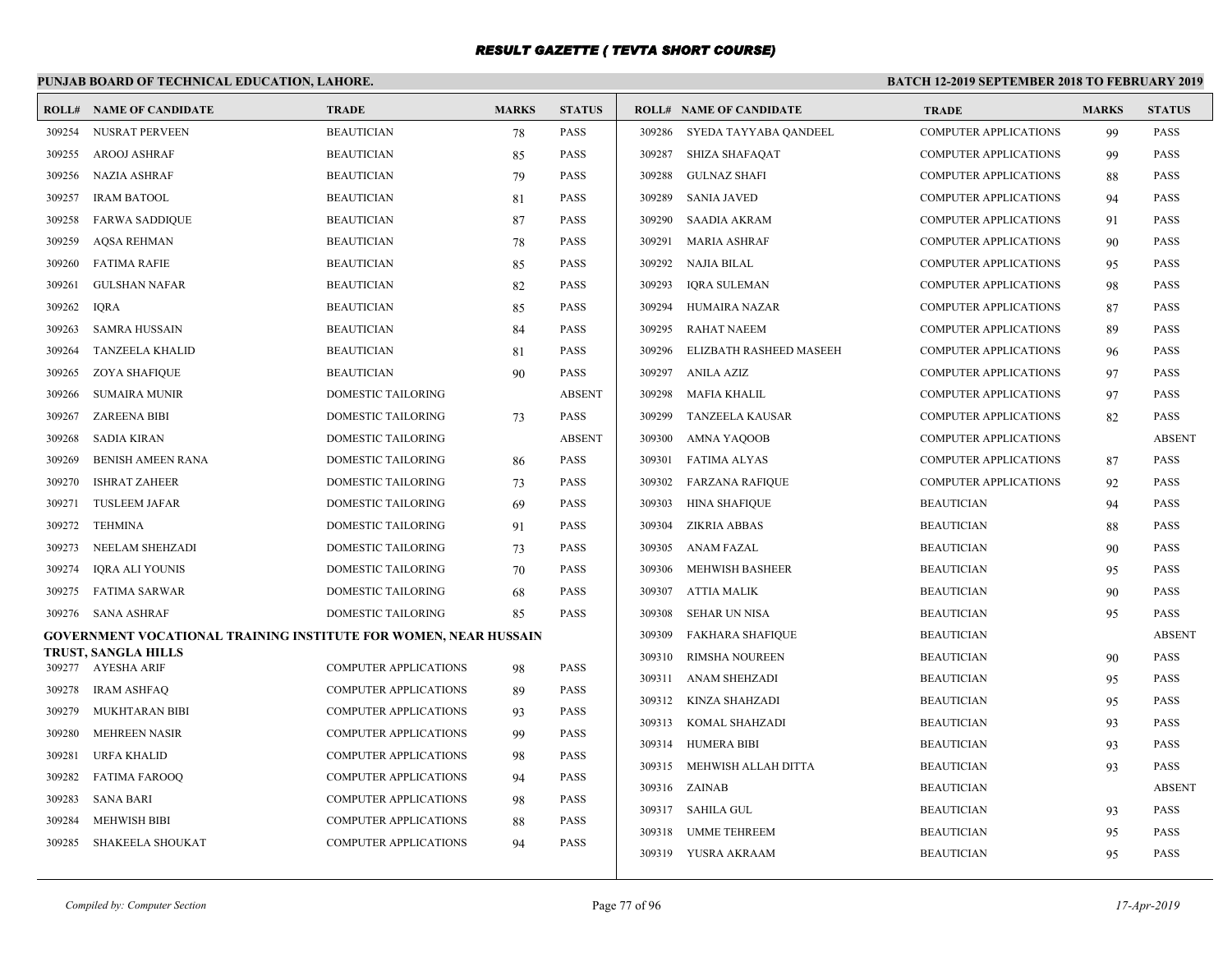# RESULT GAZETTE ( TEVTA SHORT COURSE)

**PUNJAB BOARD OF TECHNICAL EDUCATION, LAHORE.**

**BATCH 12-2019 SEPTEMBER 2018 TO FEBRUARY 2019**

| ROLL# | NAME OF CANDIDATE | TRADE | MARKS | STATUS |
|---|---|---|---|---|
| 309254 | NUSRAT PERVEEN | BEAUTICIAN | 78 | PASS |
| 309255 | AROOJ ASHRAF | BEAUTICIAN | 85 | PASS |
| 309256 | NAZIA ASHRAF | BEAUTICIAN | 79 | PASS |
| 309257 | IRAM BATOOL | BEAUTICIAN | 81 | PASS |
| 309258 | FARWA SADDIQUE | BEAUTICIAN | 87 | PASS |
| 309259 | AQSA REHMAN | BEAUTICIAN | 78 | PASS |
| 309260 | FATIMA RAFIE | BEAUTICIAN | 85 | PASS |
| 309261 | GULSHAN NAFAR | BEAUTICIAN | 82 | PASS |
| 309262 | IQRA | BEAUTICIAN | 85 | PASS |
| 309263 | SAMRA HUSSAIN | BEAUTICIAN | 84 | PASS |
| 309264 | TANZEELA KHALID | BEAUTICIAN | 81 | PASS |
| 309265 | ZOYA SHAFIQUE | BEAUTICIAN | 90 | PASS |
| 309266 | SUMAIRA MUNIR | DOMESTIC TAILORING | | ABSENT |
| 309267 | ZAREENA BIBI | DOMESTIC TAILORING | 73 | PASS |
| 309268 | SADIA KIRAN | DOMESTIC TAILORING | | ABSENT |
| 309269 | BENISH AMEEN RANA | DOMESTIC TAILORING | 86 | PASS |
| 309270 | ISHRAT ZAHEER | DOMESTIC TAILORING | 73 | PASS |
| 309271 | TUSLEEM JAFAR | DOMESTIC TAILORING | 69 | PASS |
| 309272 | TEHMINA | DOMESTIC TAILORING | 91 | PASS |
| 309273 | NEELAM SHEHZADI | DOMESTIC TAILORING | 73 | PASS |
| 309274 | IQRA ALI YOUNIS | DOMESTIC TAILORING | 70 | PASS |
| 309275 | FATIMA SARWAR | DOMESTIC TAILORING | 68 | PASS |
| 309276 | SANA ASHRAF | DOMESTIC TAILORING | 85 | PASS |

**GOVERNMENT VOCATIONAL TRAINING INSTITUTE FOR WOMEN, NEAR HUSSAIN TRUST, SANGLA HILLS**

| ROLL# | NAME OF CANDIDATE | TRADE | MARKS | STATUS |
|---|---|---|---|---|
| 309277 | AYESHA ARIF | COMPUTER APPLICATIONS | 98 | PASS |
| 309278 | IRAM ASHFAQ | COMPUTER APPLICATIONS | 89 | PASS |
| 309279 | MUKHTARAN BIBI | COMPUTER APPLICATIONS | 93 | PASS |
| 309280 | MEHREEN NASIR | COMPUTER APPLICATIONS | 99 | PASS |
| 309281 | URFA KHALID | COMPUTER APPLICATIONS | 98 | PASS |
| 309282 | FATIMA FAROOQ | COMPUTER APPLICATIONS | 94 | PASS |
| 309283 | SANA BARI | COMPUTER APPLICATIONS | 98 | PASS |
| 309284 | MEHWISH BIBI | COMPUTER APPLICATIONS | 88 | PASS |
| 309285 | SHAKEELA SHOUKAT | COMPUTER APPLICATIONS | 94 | PASS |
| 309286 | SYEDA TAYYABA QANDEEL | COMPUTER APPLICATIONS | 99 | PASS |
| 309287 | SHIZA SHAFAQAT | COMPUTER APPLICATIONS | 99 | PASS |
| 309288 | GULNAZ SHAFI | COMPUTER APPLICATIONS | 88 | PASS |
| 309289 | SANIA JAVED | COMPUTER APPLICATIONS | 94 | PASS |
| 309290 | SAADIA AKRAM | COMPUTER APPLICATIONS | 91 | PASS |
| 309291 | MARIA ASHRAF | COMPUTER APPLICATIONS | 90 | PASS |
| 309292 | NAJIA BILAL | COMPUTER APPLICATIONS | 95 | PASS |
| 309293 | IQRA SULEMAN | COMPUTER APPLICATIONS | 98 | PASS |
| 309294 | HUMAIRA NAZAR | COMPUTER APPLICATIONS | 87 | PASS |
| 309295 | RAHAT NAEEM | COMPUTER APPLICATIONS | 89 | PASS |
| 309296 | ELIZBATH RASHEED MASEEH | COMPUTER APPLICATIONS | 96 | PASS |
| 309297 | ANILA AZIZ | COMPUTER APPLICATIONS | 97 | PASS |
| 309298 | MAFIA KHALIL | COMPUTER APPLICATIONS | 97 | PASS |
| 309299 | TANZEELA KAUSAR | COMPUTER APPLICATIONS | 82 | PASS |
| 309300 | AMNA YAQOOB | COMPUTER APPLICATIONS | | ABSENT |
| 309301 | FATIMA ALYAS | COMPUTER APPLICATIONS | 87 | PASS |
| 309302 | FARZANA RAFIQUE | COMPUTER APPLICATIONS | 92 | PASS |
| 309303 | HINA SHAFIQUE | BEAUTICIAN | 94 | PASS |
| 309304 | ZIKRIA ABBAS | BEAUTICIAN | 88 | PASS |
| 309305 | ANAM FAZAL | BEAUTICIAN | 90 | PASS |
| 309306 | MEHWISH BASHEER | BEAUTICIAN | 95 | PASS |
| 309307 | ATTIA MALIK | BEAUTICIAN | 90 | PASS |
| 309308 | SEHAR UN NISA | BEAUTICIAN | 95 | PASS |
| 309309 | FAKHARA SHAFIQUE | BEAUTICIAN | | ABSENT |
| 309310 | RIMSHA NOUREEN | BEAUTICIAN | 90 | PASS |
| 309311 | ANAM SHEHZADI | BEAUTICIAN | 95 | PASS |
| 309312 | KINZA SHAHZADI | BEAUTICIAN | 95 | PASS |
| 309313 | KOMAL SHAHZADI | BEAUTICIAN | 93 | PASS |
| 309314 | HUMERA BIBI | BEAUTICIAN | 93 | PASS |
| 309315 | MEHWISH ALLAH DITTA | BEAUTICIAN | 93 | PASS |
| 309316 | ZAINAB | BEAUTICIAN | | ABSENT |
| 309317 | SAHILA GUL | BEAUTICIAN | 93 | PASS |
| 309318 | UMME TEHREEM | BEAUTICIAN | 95 | PASS |
| 309319 | YUSRA AKRAAM | BEAUTICIAN | 95 | PASS |

*Compiled by: Computer Section*

*17-Apr-2019*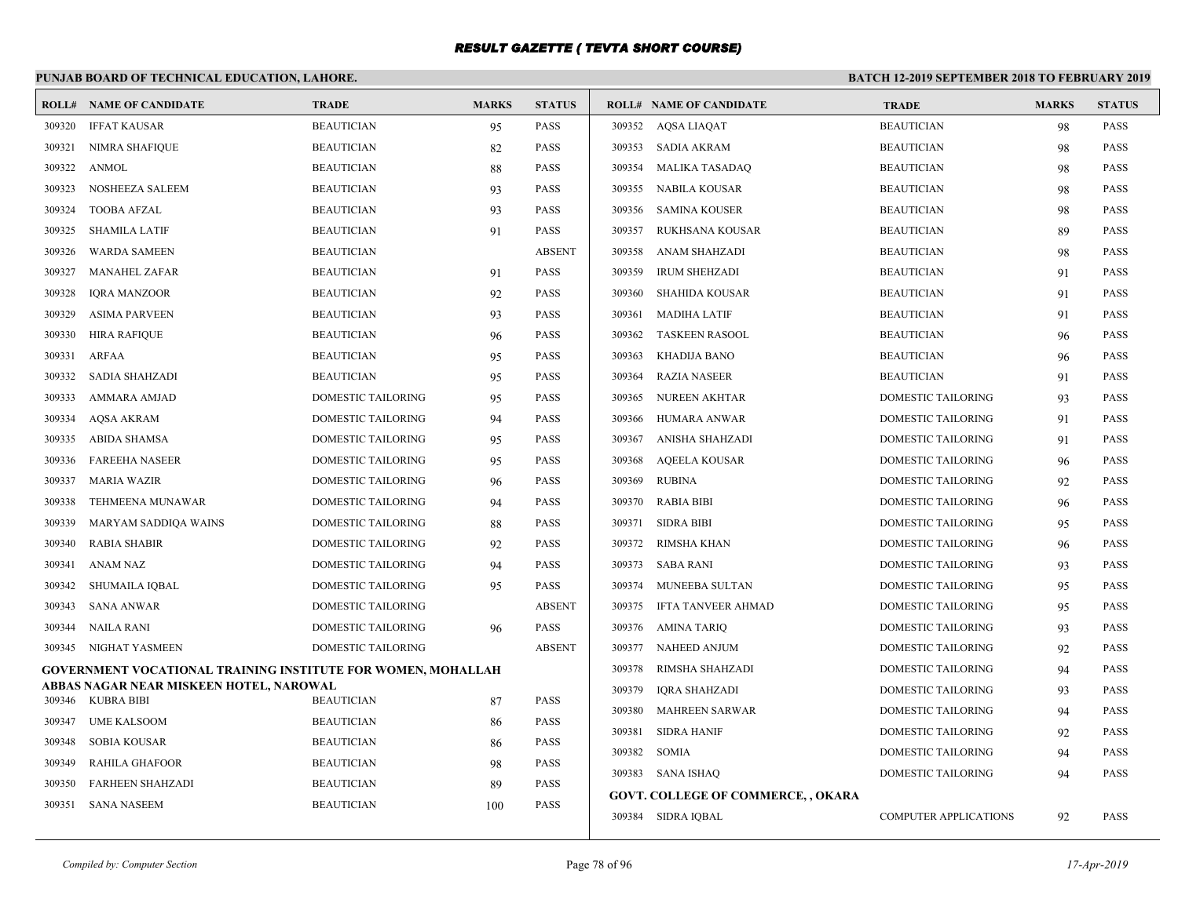# RESULT GAZETTE ( TEVTA SHORT COURSE)

## PUNJAB BOARD OF TECHNICAL EDUCATION, LAHORE.

**BATCH 12-2019 SEPTEMBER 2018 TO FEBRUARY 2019**

| ROLL# | NAME OF CANDIDATE | TRADE | MARKS | STATUS |
|---|---|---|---|---|
| 309320 | IFFAT KAUSAR | BEAUTICIAN | 95 | PASS |
| 309321 | NIMRA SHAFIQUE | BEAUTICIAN | 82 | PASS |
| 309322 | ANMOL | BEAUTICIAN | 88 | PASS |
| 309323 | NOSHEEZA SALEEM | BEAUTICIAN | 93 | PASS |
| 309324 | TOOBA AFZAL | BEAUTICIAN | 93 | PASS |
| 309325 | SHAMILA LATIF | BEAUTICIAN | 91 | PASS |
| 309326 | WARDA SAMEEN | BEAUTICIAN | | ABSENT |
| 309327 | MANAHEL ZAFAR | BEAUTICIAN | 91 | PASS |
| 309328 | IQRA MANZOOR | BEAUTICIAN | 92 | PASS |
| 309329 | ASIMA PARVEEN | BEAUTICIAN | 93 | PASS |
| 309330 | HIRA RAFIQUE | BEAUTICIAN | 96 | PASS |
| 309331 | ARFAA | BEAUTICIAN | 95 | PASS |
| 309332 | SADIA SHAHZADI | BEAUTICIAN | 95 | PASS |
| 309333 | AMMARA AMJAD | DOMESTIC TAILORING | 95 | PASS |
| 309334 | AQSA AKRAM | DOMESTIC TAILORING | 94 | PASS |
| 309335 | ABIDA SHAMSA | DOMESTIC TAILORING | 95 | PASS |
| 309336 | FAREEHA NASEER | DOMESTIC TAILORING | 95 | PASS |
| 309337 | MARIA WAZIR | DOMESTIC TAILORING | 96 | PASS |
| 309338 | TEHMEENA MUNAWAR | DOMESTIC TAILORING | 94 | PASS |
| 309339 | MARYAM SADDIQA WAINS | DOMESTIC TAILORING | 88 | PASS |
| 309340 | RABIA SHABIR | DOMESTIC TAILORING | 92 | PASS |
| 309341 | ANAM NAZ | DOMESTIC TAILORING | 94 | PASS |
| 309342 | SHUMAILA IQBAL | DOMESTIC TAILORING | 95 | PASS |
| 309343 | SANA ANWAR | DOMESTIC TAILORING | | ABSENT |
| 309344 | NAILA RANI | DOMESTIC TAILORING | 96 | PASS |
| 309345 | NIGHAT YASMEEN | DOMESTIC TAILORING | | ABSENT |

**GOVERNMENT VOCATIONAL TRAINING INSTITUTE FOR WOMEN, MOHALLAH ABBAS NAGAR NEAR MISKEEN HOTEL, NAROWAL**

| ROLL# | NAME OF CANDIDATE | TRADE | MARKS | STATUS |
|---|---|---|---|---|
| 309346 | KUBRA BIBI | BEAUTICIAN | 87 | PASS |
| 309347 | UME KALSOOM | BEAUTICIAN | 86 | PASS |
| 309348 | SOBIA KOUSAR | BEAUTICIAN | 86 | PASS |
| 309349 | RAHILA GHAFOOR | BEAUTICIAN | 98 | PASS |
| 309350 | FARHEEN SHAHZADI | BEAUTICIAN | 89 | PASS |
| 309351 | SANA NASEEM | BEAUTICIAN | 100 | PASS |
| 309352 | AQSA LIAQAT | BEAUTICIAN | 98 | PASS |
| 309353 | SADIA AKRAM | BEAUTICIAN | 98 | PASS |
| 309354 | MALIKA TASADAQ | BEAUTICIAN | 98 | PASS |
| 309355 | NABILA KOUSAR | BEAUTICIAN | 98 | PASS |
| 309356 | SAMINA KOUSER | BEAUTICIAN | 98 | PASS |
| 309357 | RUKHSANA KOUSAR | BEAUTICIAN | 89 | PASS |
| 309358 | ANAM SHAHZADI | BEAUTICIAN | 98 | PASS |
| 309359 | IRUM SHEHZADI | BEAUTICIAN | 91 | PASS |
| 309360 | SHAHIDA KOUSAR | BEAUTICIAN | 91 | PASS |
| 309361 | MADIHA LATIF | BEAUTICIAN | 91 | PASS |
| 309362 | TASKEEN RASOOL | BEAUTICIAN | 96 | PASS |
| 309363 | KHADIJA BANO | BEAUTICIAN | 96 | PASS |
| 309364 | RAZIA NASEER | BEAUTICIAN | 91 | PASS |
| 309365 | NUREEN AKHTAR | DOMESTIC TAILORING | 93 | PASS |
| 309366 | HUMARA ANWAR | DOMESTIC TAILORING | 91 | PASS |
| 309367 | ANISHA SHAHZADI | DOMESTIC TAILORING | 91 | PASS |
| 309368 | AQEELA KOUSAR | DOMESTIC TAILORING | 96 | PASS |
| 309369 | RUBINA | DOMESTIC TAILORING | 92 | PASS |
| 309370 | RABIA BIBI | DOMESTIC TAILORING | 96 | PASS |
| 309371 | SIDRA BIBI | DOMESTIC TAILORING | 95 | PASS |
| 309372 | RIMSHA KHAN | DOMESTIC TAILORING | 96 | PASS |
| 309373 | SABA RANI | DOMESTIC TAILORING | 93 | PASS |
| 309374 | MUNEEBA SULTAN | DOMESTIC TAILORING | 95 | PASS |
| 309375 | IFTA TANVEER AHMAD | DOMESTIC TAILORING | 95 | PASS |
| 309376 | AMINA TARIQ | DOMESTIC TAILORING | 93 | PASS |
| 309377 | NAHEED ANJUM | DOMESTIC TAILORING | 92 | PASS |
| 309378 | RIMSHA SHAHZADI | DOMESTIC TAILORING | 94 | PASS |
| 309379 | IQRA SHAHZADI | DOMESTIC TAILORING | 93 | PASS |
| 309380 | MAHREEN SARWAR | DOMESTIC TAILORING | 94 | PASS |
| 309381 | SIDRA HANIF | DOMESTIC TAILORING | 92 | PASS |
| 309382 | SOMIA | DOMESTIC TAILORING | 94 | PASS |
| 309383 | SANA ISHAQ | DOMESTIC TAILORING | 94 | PASS |

**GOVT. COLLEGE OF COMMERCE, , OKARA**

| ROLL# | NAME OF CANDIDATE | TRADE | MARKS | STATUS |
|---|---|---|---|---|
| 309384 | SIDRA IQBAL | COMPUTER APPLICATIONS | 92 | PASS |

*Compiled by: Computer Section* *17-Apr-2019*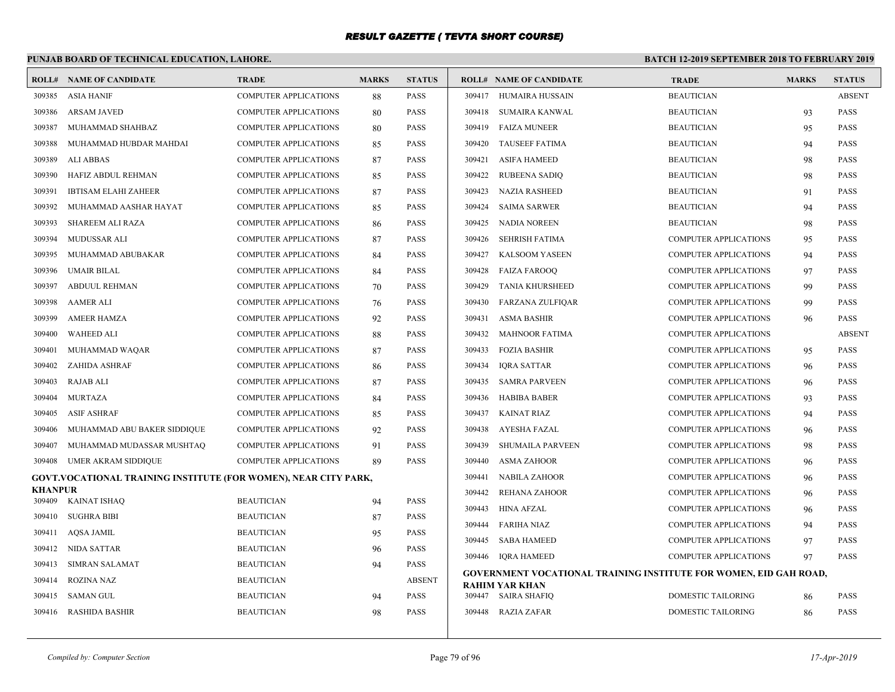# RESULT GAZETTE ( TEVTA SHORT COURSE)

**PUNJAB BOARD OF TECHNICAL EDUCATION, LAHORE.** **BATCH 12-2019 SEPTEMBER 2018 TO FEBRUARY 2019**

| ROLL# | NAME OF CANDIDATE | TRADE | MARKS | STATUS |
|---|---|---|---|---|
| 309385 | ASIA HANIF | COMPUTER APPLICATIONS | 88 | PASS |
| 309386 | ARSAM JAVED | COMPUTER APPLICATIONS | 80 | PASS |
| 309387 | MUHAMMAD SHAHBAZ | COMPUTER APPLICATIONS | 80 | PASS |
| 309388 | MUHAMMAD HUBDAR MAHDAI | COMPUTER APPLICATIONS | 85 | PASS |
| 309389 | ALI ABBAS | COMPUTER APPLICATIONS | 87 | PASS |
| 309390 | HAFIZ ABDUL REHMAN | COMPUTER APPLICATIONS | 85 | PASS |
| 309391 | IBTISAM ELAHI ZAHEER | COMPUTER APPLICATIONS | 87 | PASS |
| 309392 | MUHAMMAD AASHAR HAYAT | COMPUTER APPLICATIONS | 85 | PASS |
| 309393 | SHAREEM ALI RAZA | COMPUTER APPLICATIONS | 86 | PASS |
| 309394 | MUDUSSAR ALI | COMPUTER APPLICATIONS | 87 | PASS |
| 309395 | MUHAMMAD ABUBAKAR | COMPUTER APPLICATIONS | 84 | PASS |
| 309396 | UMAIR BILAL | COMPUTER APPLICATIONS | 84 | PASS |
| 309397 | ABDUUL REHMAN | COMPUTER APPLICATIONS | 70 | PASS |
| 309398 | AAMER ALI | COMPUTER APPLICATIONS | 76 | PASS |
| 309399 | AMEER HAMZA | COMPUTER APPLICATIONS | 92 | PASS |
| 309400 | WAHEED ALI | COMPUTER APPLICATIONS | 88 | PASS |
| 309401 | MUHAMMAD WAQAR | COMPUTER APPLICATIONS | 87 | PASS |
| 309402 | ZAHIDA ASHRAF | COMPUTER APPLICATIONS | 86 | PASS |
| 309403 | RAJAB ALI | COMPUTER APPLICATIONS | 87 | PASS |
| 309404 | MURTAZA | COMPUTER APPLICATIONS | 84 | PASS |
| 309405 | ASIF ASHRAF | COMPUTER APPLICATIONS | 85 | PASS |
| 309406 | MUHAMMAD ABU BAKER SIDDIQUE | COMPUTER APPLICATIONS | 92 | PASS |
| 309407 | MUHAMMAD MUDASSAR MUSHTAQ | COMPUTER APPLICATIONS | 91 | PASS |
| 309408 | UMER AKRAM SIDDIQUE | COMPUTER APPLICATIONS | 89 | PASS |

**GOVT.VOCATIONAL TRAINING INSTITUTE (FOR WOMEN), NEAR CITY PARK, KHANPUR**

| ROLL# | NAME OF CANDIDATE | TRADE | MARKS | STATUS |
|---|---|---|---|---|
| 309409 | KAINAT ISHAQ | BEAUTICIAN | 94 | PASS |
| 309410 | SUGHRA BIBI | BEAUTICIAN | 87 | PASS |
| 309411 | AQSA JAMIL | BEAUTICIAN | 95 | PASS |
| 309412 | NIDA SATTAR | BEAUTICIAN | 96 | PASS |
| 309413 | SIMRAN SALAMAT | BEAUTICIAN | 94 | PASS |
| 309414 | ROZINA NAZ | BEAUTICIAN | | ABSENT |
| 309415 | SAMAN GUL | BEAUTICIAN | 94 | PASS |
| 309416 | RASHIDA BASHIR | BEAUTICIAN | 98 | PASS |
| 309417 | HUMAIRA HUSSAIN | BEAUTICIAN | | ABSENT |
| 309418 | SUMAIRA KANWAL | BEAUTICIAN | 93 | PASS |
| 309419 | FAIZA MUNEER | BEAUTICIAN | 95 | PASS |
| 309420 | TAUSEEF FATIMA | BEAUTICIAN | 94 | PASS |
| 309421 | ASIFA HAMEED | BEAUTICIAN | 98 | PASS |
| 309422 | RUBEENA SADIQ | BEAUTICIAN | 98 | PASS |
| 309423 | NAZIA RASHEED | BEAUTICIAN | 91 | PASS |
| 309424 | SAIMA SARWER | BEAUTICIAN | 94 | PASS |
| 309425 | NADIA NOREEN | BEAUTICIAN | 98 | PASS |
| 309426 | SEHRISH FATIMA | COMPUTER APPLICATIONS | 95 | PASS |
| 309427 | KALSOOM YASEEN | COMPUTER APPLICATIONS | 94 | PASS |
| 309428 | FAIZA FAROOQ | COMPUTER APPLICATIONS | 97 | PASS |
| 309429 | TANIA KHURSHEED | COMPUTER APPLICATIONS | 99 | PASS |
| 309430 | FARZANA ZULFIQAR | COMPUTER APPLICATIONS | 99 | PASS |
| 309431 | ASMA BASHIR | COMPUTER APPLICATIONS | 96 | PASS |
| 309432 | MAHNOOR FATIMA | COMPUTER APPLICATIONS | | ABSENT |
| 309433 | FOZIA BASHIR | COMPUTER APPLICATIONS | 95 | PASS |
| 309434 | IQRA SATTAR | COMPUTER APPLICATIONS | 96 | PASS |
| 309435 | SAMRA PARVEEN | COMPUTER APPLICATIONS | 96 | PASS |
| 309436 | HABIBA BABER | COMPUTER APPLICATIONS | 93 | PASS |
| 309437 | KAINAT RIAZ | COMPUTER APPLICATIONS | 94 | PASS |
| 309438 | AYESHA FAZAL | COMPUTER APPLICATIONS | 96 | PASS |
| 309439 | SHUMAILA PARVEEN | COMPUTER APPLICATIONS | 98 | PASS |
| 309440 | ASMA ZAHOOR | COMPUTER APPLICATIONS | 96 | PASS |
| 309441 | NABILA ZAHOOR | COMPUTER APPLICATIONS | 96 | PASS |
| 309442 | REHANA ZAHOOR | COMPUTER APPLICATIONS | 96 | PASS |
| 309443 | HINA AFZAL | COMPUTER APPLICATIONS | 96 | PASS |
| 309444 | FARIHA NIAZ | COMPUTER APPLICATIONS | 94 | PASS |
| 309445 | SABA HAMEED | COMPUTER APPLICATIONS | 97 | PASS |
| 309446 | IQRA HAMEED | COMPUTER APPLICATIONS | 97 | PASS |

**GOVERNMENT VOCATIONAL TRAINING INSTITUTE FOR WOMEN, EID GAH ROAD, RAHIM YAR KHAN**

| ROLL# | NAME OF CANDIDATE | TRADE | MARKS | STATUS |
|---|---|---|---|---|
| 309447 | SAIRA SHAFIQ | DOMESTIC TAILORING | 86 | PASS |
| 309448 | RAZIA ZAFAR | DOMESTIC TAILORING | 86 | PASS |

*Compiled by: Computer Section* *17-Apr-2019*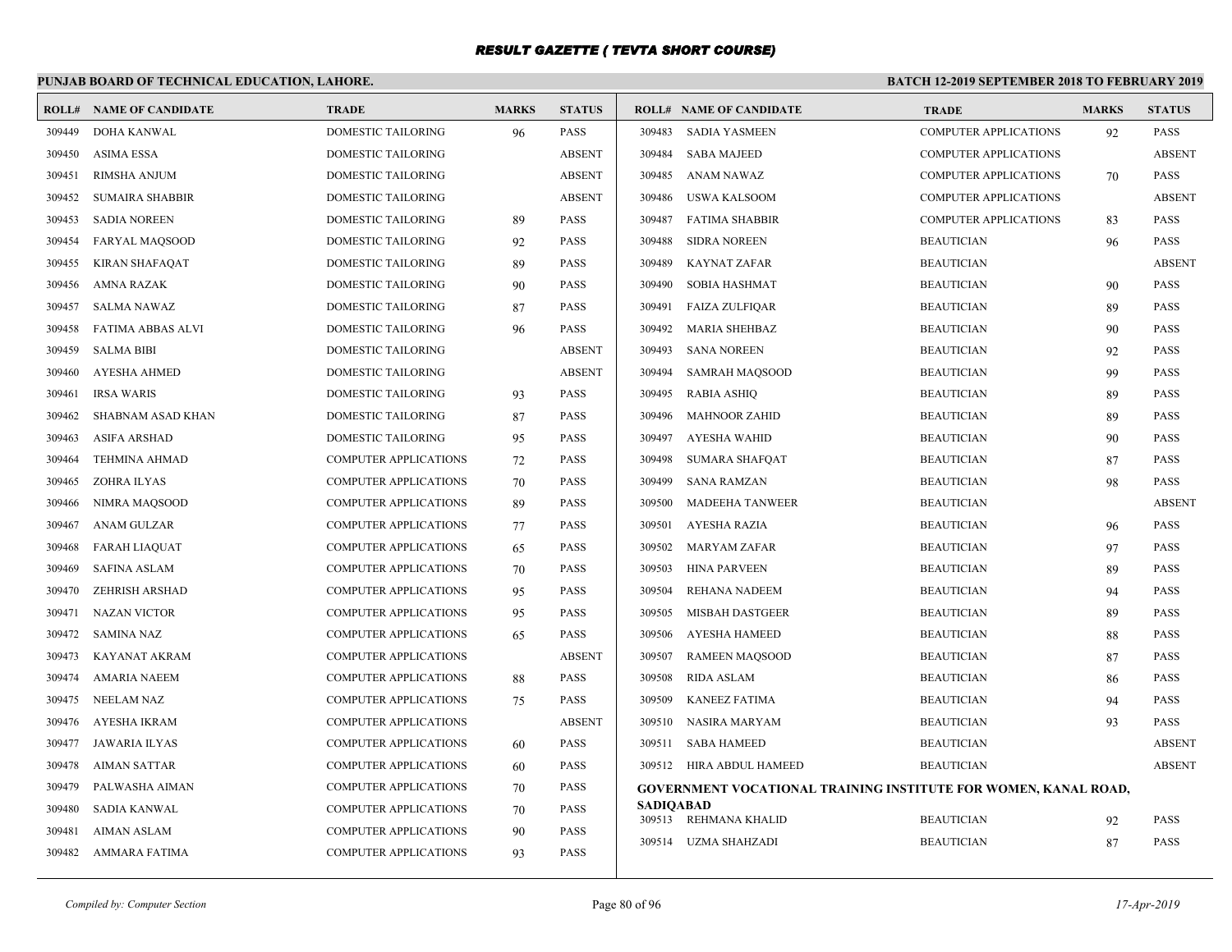# RESULT GAZETTE ( TEVTA SHORT COURSE)

**PUNJAB BOARD OF TECHNICAL EDUCATION, LAHORE.** **BATCH 12-2019 SEPTEMBER 2018 TO FEBRUARY 2019**

| ROLL# | NAME OF CANDIDATE | TRADE | MARKS | STATUS |
|---|---|---|---|---|
| 309449 | DOHA KANWAL | DOMESTIC TAILORING | 96 | PASS |
| 309450 | ASIMA ESSA | DOMESTIC TAILORING | | ABSENT |
| 309451 | RIMSHA ANJUM | DOMESTIC TAILORING | | ABSENT |
| 309452 | SUMAIRA SHABBIR | DOMESTIC TAILORING | | ABSENT |
| 309453 | SADIA NOREEN | DOMESTIC TAILORING | 89 | PASS |
| 309454 | FARYAL MAQSOOD | DOMESTIC TAILORING | 92 | PASS |
| 309455 | KIRAN SHAFAQAT | DOMESTIC TAILORING | 89 | PASS |
| 309456 | AMNA RAZAK | DOMESTIC TAILORING | 90 | PASS |
| 309457 | SALMA NAWAZ | DOMESTIC TAILORING | 87 | PASS |
| 309458 | FATIMA ABBAS ALVI | DOMESTIC TAILORING | 96 | PASS |
| 309459 | SALMA BIBI | DOMESTIC TAILORING | | ABSENT |
| 309460 | AYESHA AHMED | DOMESTIC TAILORING | | ABSENT |
| 309461 | IRSA WARIS | DOMESTIC TAILORING | 93 | PASS |
| 309462 | SHABNAM ASAD KHAN | DOMESTIC TAILORING | 87 | PASS |
| 309463 | ASIFA ARSHAD | DOMESTIC TAILORING | 95 | PASS |
| 309464 | TEHMINA AHMAD | COMPUTER APPLICATIONS | 72 | PASS |
| 309465 | ZOHRA ILYAS | COMPUTER APPLICATIONS | 70 | PASS |
| 309466 | NIMRA MAQSOOD | COMPUTER APPLICATIONS | 89 | PASS |
| 309467 | ANAM GULZAR | COMPUTER APPLICATIONS | 77 | PASS |
| 309468 | FARAH LIAQUAT | COMPUTER APPLICATIONS | 65 | PASS |
| 309469 | SAFINA ASLAM | COMPUTER APPLICATIONS | 70 | PASS |
| 309470 | ZEHRISH ARSHAD | COMPUTER APPLICATIONS | 95 | PASS |
| 309471 | NAZAN VICTOR | COMPUTER APPLICATIONS | 95 | PASS |
| 309472 | SAMINA NAZ | COMPUTER APPLICATIONS | 65 | PASS |
| 309473 | KAYANAT AKRAM | COMPUTER APPLICATIONS | | ABSENT |
| 309474 | AMARIA NAEEM | COMPUTER APPLICATIONS | 88 | PASS |
| 309475 | NEELAM NAZ | COMPUTER APPLICATIONS | 75 | PASS |
| 309476 | AYESHA IKRAM | COMPUTER APPLICATIONS | | ABSENT |
| 309477 | JAWARIA ILYAS | COMPUTER APPLICATIONS | 60 | PASS |
| 309478 | AIMAN SATTAR | COMPUTER APPLICATIONS | 60 | PASS |
| 309479 | PALWASHA AIMAN | COMPUTER APPLICATIONS | 70 | PASS |
| 309480 | SADIA KANWAL | COMPUTER APPLICATIONS | 70 | PASS |
| 309481 | AIMAN ASLAM | COMPUTER APPLICATIONS | 90 | PASS |
| 309482 | AMMARA FATIMA | COMPUTER APPLICATIONS | 93 | PASS |
| 309483 | SADIA YASMEEN | COMPUTER APPLICATIONS | 92 | PASS |
| 309484 | SABA MAJEED | COMPUTER APPLICATIONS | | ABSENT |
| 309485 | ANAM NAWAZ | COMPUTER APPLICATIONS | 70 | PASS |
| 309486 | USWA KALSOOM | COMPUTER APPLICATIONS | | ABSENT |
| 309487 | FATIMA SHABBIR | COMPUTER APPLICATIONS | 83 | PASS |
| 309488 | SIDRA NOREEN | BEAUTICIAN | 96 | PASS |
| 309489 | KAYNAT ZAFAR | BEAUTICIAN | | ABSENT |
| 309490 | SOBIA HASHMAT | BEAUTICIAN | 90 | PASS |
| 309491 | FAIZA ZULFIQAR | BEAUTICIAN | 89 | PASS |
| 309492 | MARIA SHEHBAZ | BEAUTICIAN | 90 | PASS |
| 309493 | SANA NOREEN | BEAUTICIAN | 92 | PASS |
| 309494 | SAMRAH MAQSOOD | BEAUTICIAN | 99 | PASS |
| 309495 | RABIA ASHIQ | BEAUTICIAN | 89 | PASS |
| 309496 | MAHNOOR ZAHID | BEAUTICIAN | 89 | PASS |
| 309497 | AYESHA WAHID | BEAUTICIAN | 90 | PASS |
| 309498 | SUMARA SHAFQAT | BEAUTICIAN | 87 | PASS |
| 309499 | SANA RAMZAN | BEAUTICIAN | 98 | PASS |
| 309500 | MADEEHA TANWEER | BEAUTICIAN | | ABSENT |
| 309501 | AYESHA RAZIA | BEAUTICIAN | 96 | PASS |
| 309502 | MARYAM ZAFAR | BEAUTICIAN | 97 | PASS |
| 309503 | HINA PARVEEN | BEAUTICIAN | 89 | PASS |
| 309504 | REHANA NADEEM | BEAUTICIAN | 94 | PASS |
| 309505 | MISBAH DASTGEER | BEAUTICIAN | 89 | PASS |
| 309506 | AYESHA HAMEED | BEAUTICIAN | 88 | PASS |
| 309507 | RAMEEN MAQSOOD | BEAUTICIAN | 87 | PASS |
| 309508 | RIDA ASLAM | BEAUTICIAN | 86 | PASS |
| 309509 | KANEEZ FATIMA | BEAUTICIAN | 94 | PASS |
| 309510 | NASIRA MARYAM | BEAUTICIAN | 93 | PASS |
| 309511 | SABA HAMEED | BEAUTICIAN | | ABSENT |
| 309512 | HIRA ABDUL HAMEED | BEAUTICIAN | | ABSENT |

**GOVERNMENT VOCATIONAL TRAINING INSTITUTE FOR WOMEN, KANAL ROAD, SADIQABAD**

| ROLL# | NAME OF CANDIDATE | TRADE | MARKS | STATUS |
|---|---|---|---|---|
| 309513 | REHMANA KHALID | BEAUTICIAN | 92 | PASS |
| 309514 | UZMA SHAHZADI | BEAUTICIAN | 87 | PASS |

*Compiled by: Computer Section* *17-Apr-2019*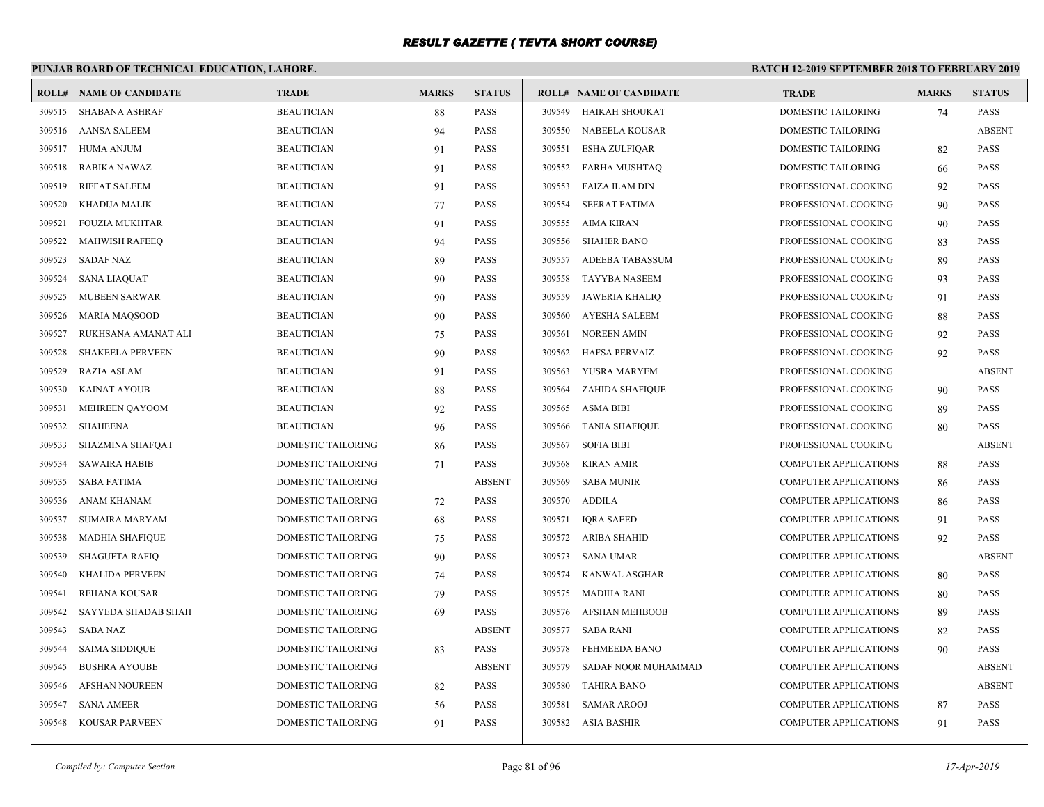# RESULT GAZETTE ( TEVTA SHORT COURSE)

**PUNJAB BOARD OF TECHNICAL EDUCATION, LAHORE.** | **BATCH 12-2019 SEPTEMBER 2018 TO FEBRUARY 2019**

| ROLL# | NAME OF CANDIDATE | TRADE | MARKS | STATUS |
|---|---|---|---|---|
| 309515 | SHABANA ASHRAF | BEAUTICIAN | 88 | PASS |
| 309516 | AANSA SALEEM | BEAUTICIAN | 94 | PASS |
| 309517 | HUMA ANJUM | BEAUTICIAN | 91 | PASS |
| 309518 | RABIKA NAWAZ | BEAUTICIAN | 91 | PASS |
| 309519 | RIFFAT SALEEM | BEAUTICIAN | 91 | PASS |
| 309520 | KHADIJA MALIK | BEAUTICIAN | 77 | PASS |
| 309521 | FOUZIA MUKHTAR | BEAUTICIAN | 91 | PASS |
| 309522 | MAHWISH RAFEEQ | BEAUTICIAN | 94 | PASS |
| 309523 | SADAF NAZ | BEAUTICIAN | 89 | PASS |
| 309524 | SANA LIAQUAT | BEAUTICIAN | 90 | PASS |
| 309525 | MUBEEN SARWAR | BEAUTICIAN | 90 | PASS |
| 309526 | MARIA MAQSOOD | BEAUTICIAN | 90 | PASS |
| 309527 | RUKHSANA AMANAT ALI | BEAUTICIAN | 75 | PASS |
| 309528 | SHAKEELA PERVEEN | BEAUTICIAN | 90 | PASS |
| 309529 | RAZIA ASLAM | BEAUTICIAN | 91 | PASS |
| 309530 | KAINAT AYOUB | BEAUTICIAN | 88 | PASS |
| 309531 | MEHREEN QAYOOM | BEAUTICIAN | 92 | PASS |
| 309532 | SHAHEENA | BEAUTICIAN | 96 | PASS |
| 309533 | SHAZMINA SHAFQAT | DOMESTIC TAILORING | 86 | PASS |
| 309534 | SAWAIRA HABIB | DOMESTIC TAILORING | 71 | PASS |
| 309535 | SABA FATIMA | DOMESTIC TAILORING | | ABSENT |
| 309536 | ANAM KHANAM | DOMESTIC TAILORING | 72 | PASS |
| 309537 | SUMAIRA MARYAM | DOMESTIC TAILORING | 68 | PASS |
| 309538 | MADHIA SHAFIQUE | DOMESTIC TAILORING | 75 | PASS |
| 309539 | SHAGUFTA RAFIQ | DOMESTIC TAILORING | 90 | PASS |
| 309540 | KHALIDA PERVEEN | DOMESTIC TAILORING | 74 | PASS |
| 309541 | REHANA KOUSAR | DOMESTIC TAILORING | 79 | PASS |
| 309542 | SAYYEDA SHADAB SHAH | DOMESTIC TAILORING | 69 | PASS |
| 309543 | SABA NAZ | DOMESTIC TAILORING | | ABSENT |
| 309544 | SAIMA SIDDIQUE | DOMESTIC TAILORING | 83 | PASS |
| 309545 | BUSHRA AYOUBE | DOMESTIC TAILORING | | ABSENT |
| 309546 | AFSHAN NOUREEN | DOMESTIC TAILORING | 82 | PASS |
| 309547 | SANA AMEER | DOMESTIC TAILORING | 56 | PASS |
| 309548 | KOUSAR PARVEEN | DOMESTIC TAILORING | 91 | PASS |
| 309549 | HAIKAH SHOUKAT | DOMESTIC TAILORING | 74 | PASS |
| 309550 | NABEELA KOUSAR | DOMESTIC TAILORING | | ABSENT |
| 309551 | ESHA ZULFIQAR | DOMESTIC TAILORING | 82 | PASS |
| 309552 | FARHA MUSHTAQ | DOMESTIC TAILORING | 66 | PASS |
| 309553 | FAIZA ILAM DIN | PROFESSIONAL COOKING | 92 | PASS |
| 309554 | SEERAT FATIMA | PROFESSIONAL COOKING | 90 | PASS |
| 309555 | AIMA KIRAN | PROFESSIONAL COOKING | 90 | PASS |
| 309556 | SHAHER BANO | PROFESSIONAL COOKING | 83 | PASS |
| 309557 | ADEEBA TABASSUM | PROFESSIONAL COOKING | 89 | PASS |
| 309558 | TAYYBA NASEEM | PROFESSIONAL COOKING | 93 | PASS |
| 309559 | JAWERIA KHALIQ | PROFESSIONAL COOKING | 91 | PASS |
| 309560 | AYESHA SALEEM | PROFESSIONAL COOKING | 88 | PASS |
| 309561 | NOREEN AMIN | PROFESSIONAL COOKING | 92 | PASS |
| 309562 | HAFSA PERVAIZ | PROFESSIONAL COOKING | 92 | PASS |
| 309563 | YUSRA MARYEM | PROFESSIONAL COOKING | | ABSENT |
| 309564 | ZAHIDA SHAFIQUE | PROFESSIONAL COOKING | 90 | PASS |
| 309565 | ASMA BIBI | PROFESSIONAL COOKING | 89 | PASS |
| 309566 | TANIA SHAFIQUE | PROFESSIONAL COOKING | 80 | PASS |
| 309567 | SOFIA BIBI | PROFESSIONAL COOKING | | ABSENT |
| 309568 | KIRAN AMIR | COMPUTER APPLICATIONS | 88 | PASS |
| 309569 | SABA MUNIR | COMPUTER APPLICATIONS | 86 | PASS |
| 309570 | ADDILA | COMPUTER APPLICATIONS | 86 | PASS |
| 309571 | IQRA SAEED | COMPUTER APPLICATIONS | 91 | PASS |
| 309572 | ARIBA SHAHID | COMPUTER APPLICATIONS | 92 | PASS |
| 309573 | SANA UMAR | COMPUTER APPLICATIONS | | ABSENT |
| 309574 | KANWAL ASGHAR | COMPUTER APPLICATIONS | 80 | PASS |
| 309575 | MADIHA RANI | COMPUTER APPLICATIONS | 80 | PASS |
| 309576 | AFSHAN MEHBOOB | COMPUTER APPLICATIONS | 89 | PASS |
| 309577 | SABA RANI | COMPUTER APPLICATIONS | 82 | PASS |
| 309578 | FEHMEEDA BANO | COMPUTER APPLICATIONS | 90 | PASS |
| 309579 | SADAF NOOR MUHAMMAD | COMPUTER APPLICATIONS | | ABSENT |
| 309580 | TAHIRA BANO | COMPUTER APPLICATIONS | | ABSENT |
| 309581 | SAMAR AROOJ | COMPUTER APPLICATIONS | 87 | PASS |
| 309582 | ASIA BASHIR | COMPUTER APPLICATIONS | 91 | PASS |

*Compiled by: Computer Section* | *17-Apr-2019*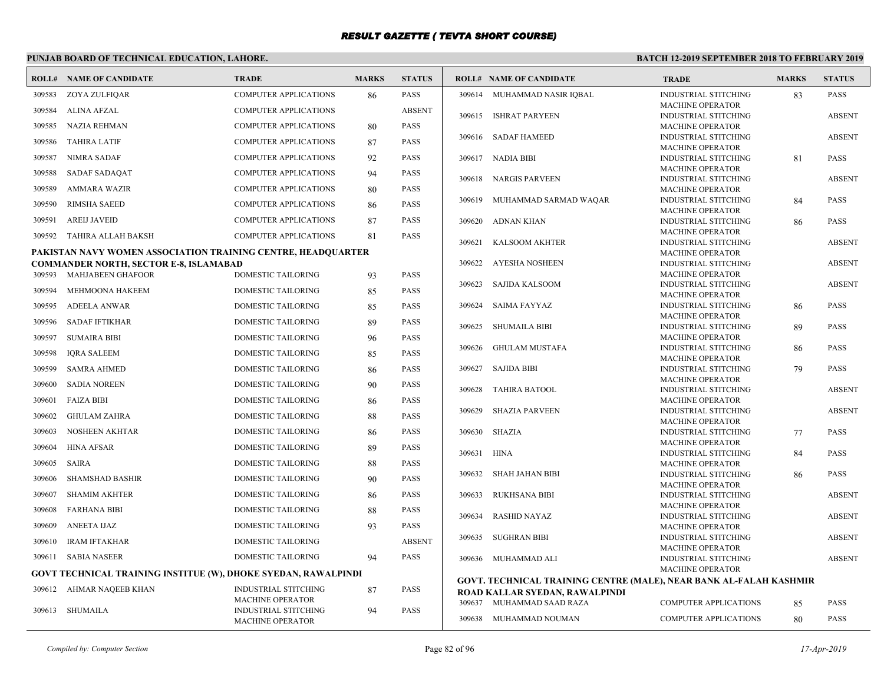# RESULT GAZETTE ( TEVTA SHORT COURSE)

**PUNJAB BOARD OF TECHNICAL EDUCATION, LAHORE.** **BATCH 12-2019 SEPTEMBER 2018 TO FEBRUARY 2019**

| ROLL# | NAME OF CANDIDATE | TRADE | MARKS | STATUS |
|---|---|---|---|---|
| 309583 | ZOYA ZULFIQAR | COMPUTER APPLICATIONS | 86 | PASS |
| 309584 | ALINA AFZAL | COMPUTER APPLICATIONS | | ABSENT |
| 309585 | NAZIA REHMAN | COMPUTER APPLICATIONS | 80 | PASS |
| 309586 | TAHIRA LATIF | COMPUTER APPLICATIONS | 87 | PASS |
| 309587 | NIMRA SADAF | COMPUTER APPLICATIONS | 92 | PASS |
| 309588 | SADAF SADAQAT | COMPUTER APPLICATIONS | 94 | PASS |
| 309589 | AMMARA WAZIR | COMPUTER APPLICATIONS | 80 | PASS |
| 309590 | RIMSHA SAEED | COMPUTER APPLICATIONS | 86 | PASS |
| 309591 | AREIJ JAVEID | COMPUTER APPLICATIONS | 87 | PASS |
| 309592 | TAHIRA ALLAH BAKSH | COMPUTER APPLICATIONS | 81 | PASS |

**PAKISTAN NAVY WOMEN ASSOCIATION TRAINING CENTRE, HEADQUARTER COMMANDER NORTH, SECTOR E-8, ISLAMABAD**

| ROLL# | NAME OF CANDIDATE | TRADE | MARKS | STATUS |
|---|---|---|---|---|
| 309593 | MAHJABEEN GHAFOOR | DOMESTIC TAILORING | 93 | PASS |
| 309594 | MEHMOONA HAKEEM | DOMESTIC TAILORING | 85 | PASS |
| 309595 | ADEELA ANWAR | DOMESTIC TAILORING | 85 | PASS |
| 309596 | SADAF IFTIKHAR | DOMESTIC TAILORING | 89 | PASS |
| 309597 | SUMAIRA BIBI | DOMESTIC TAILORING | 96 | PASS |
| 309598 | IQRA SALEEM | DOMESTIC TAILORING | 85 | PASS |
| 309599 | SAMRA AHMED | DOMESTIC TAILORING | 86 | PASS |
| 309600 | SADIA NOREEN | DOMESTIC TAILORING | 90 | PASS |
| 309601 | FAIZA BIBI | DOMESTIC TAILORING | 86 | PASS |
| 309602 | GHULAM ZAHRA | DOMESTIC TAILORING | 88 | PASS |
| 309603 | NOSHEEN AKHTAR | DOMESTIC TAILORING | 86 | PASS |
| 309604 | HINA AFSAR | DOMESTIC TAILORING | 89 | PASS |
| 309605 | SAIRA | DOMESTIC TAILORING | 88 | PASS |
| 309606 | SHAMSHAD BASHIR | DOMESTIC TAILORING | 90 | PASS |
| 309607 | SHAMIM AKHTER | DOMESTIC TAILORING | 86 | PASS |
| 309608 | FARHANA BIBI | DOMESTIC TAILORING | 88 | PASS |
| 309609 | ANEETA IJAZ | DOMESTIC TAILORING | 93 | PASS |
| 309610 | IRAM IFTAKHAR | DOMESTIC TAILORING | | ABSENT |
| 309611 | SABIA NASEER | DOMESTIC TAILORING | 94 | PASS |

**GOVT TECHNICAL TRAINING INSTITUE (W), DHOKE SYEDAN, RAWALPINDI**

| ROLL# | NAME OF CANDIDATE | TRADE | MARKS | STATUS |
|---|---|---|---|---|
| 309612 | AHMAR NAQEEB KHAN | INDUSTRIAL STITCHING MACHINE OPERATOR | 87 | PASS |
| 309613 | SHUMAILA | INDUSTRIAL STITCHING MACHINE OPERATOR | 94 | PASS |
| 309614 | MUHAMMAD NASIR IQBAL | INDUSTRIAL STITCHING MACHINE OPERATOR | 83 | PASS |
| 309615 | ISHRAT PARYEEN | INDUSTRIAL STITCHING MACHINE OPERATOR | | ABSENT |
| 309616 | SADAF HAMEED | INDUSTRIAL STITCHING MACHINE OPERATOR | | ABSENT |
| 309617 | NADIA BIBI | INDUSTRIAL STITCHING MACHINE OPERATOR | 81 | PASS |
| 309618 | NARGIS PARVEEN | INDUSTRIAL STITCHING MACHINE OPERATOR | | ABSENT |
| 309619 | MUHAMMAD SARMAD WAQAR | INDUSTRIAL STITCHING MACHINE OPERATOR | 84 | PASS |
| 309620 | ADNAN KHAN | INDUSTRIAL STITCHING MACHINE OPERATOR | 86 | PASS |
| 309621 | KALSOOM AKHTER | INDUSTRIAL STITCHING MACHINE OPERATOR | | ABSENT |
| 309622 | AYESHA NOSHEEN | INDUSTRIAL STITCHING MACHINE OPERATOR | | ABSENT |
| 309623 | SAJIDA KALSOOM | INDUSTRIAL STITCHING MACHINE OPERATOR | | ABSENT |
| 309624 | SAIMA FAYYAZ | INDUSTRIAL STITCHING MACHINE OPERATOR | 86 | PASS |
| 309625 | SHUMAILA BIBI | INDUSTRIAL STITCHING MACHINE OPERATOR | 89 | PASS |
| 309626 | GHULAM MUSTAFA | INDUSTRIAL STITCHING MACHINE OPERATOR | 86 | PASS |
| 309627 | SAJIDA BIBI | INDUSTRIAL STITCHING MACHINE OPERATOR | 79 | PASS |
| 309628 | TAHIRA BATOOL | INDUSTRIAL STITCHING MACHINE OPERATOR | | ABSENT |
| 309629 | SHAZIA PARVEEN | INDUSTRIAL STITCHING MACHINE OPERATOR | | ABSENT |
| 309630 | SHAZIA | INDUSTRIAL STITCHING MACHINE OPERATOR | 77 | PASS |
| 309631 | HINA | INDUSTRIAL STITCHING MACHINE OPERATOR | 84 | PASS |
| 309632 | SHAH JAHAN BIBI | INDUSTRIAL STITCHING MACHINE OPERATOR | 86 | PASS |
| 309633 | RUKHSANA BIBI | INDUSTRIAL STITCHING MACHINE OPERATOR | | ABSENT |
| 309634 | RASHID NAYAZ | INDUSTRIAL STITCHING MACHINE OPERATOR | | ABSENT |
| 309635 | SUGHRAN BIBI | INDUSTRIAL STITCHING MACHINE OPERATOR | | ABSENT |
| 309636 | MUHAMMAD ALI | INDUSTRIAL STITCHING MACHINE OPERATOR | | ABSENT |

**GOVT. TECHNICAL TRAINING CENTRE (MALE), NEAR BANK AL-FALAH KASHMIR ROAD KALLAR SYEDAN, RAWALPINDI**

| ROLL# | NAME OF CANDIDATE | TRADE | MARKS | STATUS |
|---|---|---|---|---|
| 309637 | MUHAMMAD SAAD RAZA | COMPUTER APPLICATIONS | 85 | PASS |
| 309638 | MUHAMMAD NOUMAN | COMPUTER APPLICATIONS | 80 | PASS |

*Compiled by: Computer Section* *17-Apr-2019*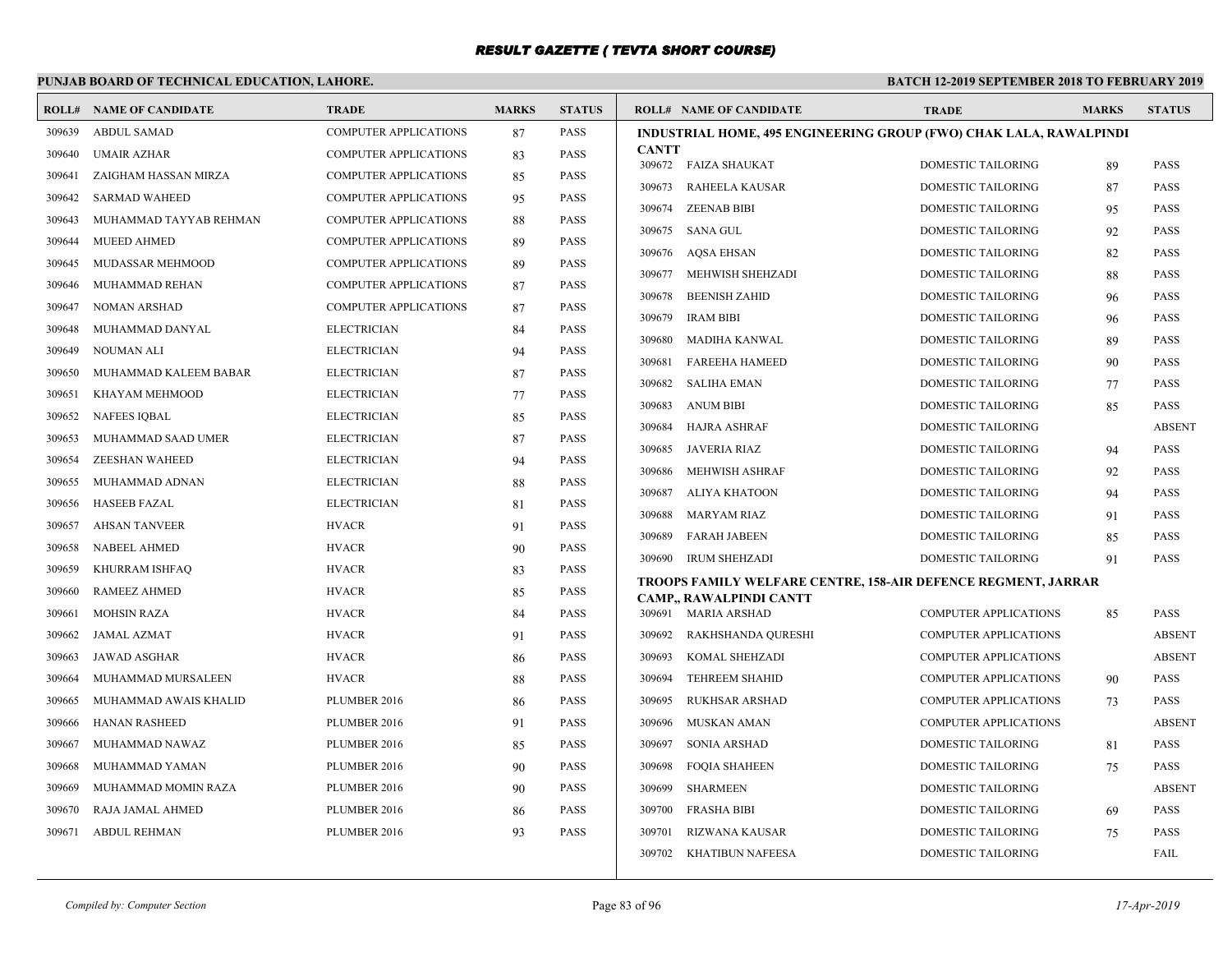# RESULT GAZETTE ( TEVTA SHORT COURSE)

**PUNJAB BOARD OF TECHNICAL EDUCATION, LAHORE.** **BATCH 12-2019 SEPTEMBER 2018 TO FEBRUARY 2019**

| ROLL# | NAME OF CANDIDATE | TRADE | MARKS | STATUS |
|---|---|---|---|---|
| 309639 | ABDUL SAMAD | COMPUTER APPLICATIONS | 87 | PASS |
| 309640 | UMAIR AZHAR | COMPUTER APPLICATIONS | 83 | PASS |
| 309641 | ZAIGHAM HASSAN MIRZA | COMPUTER APPLICATIONS | 85 | PASS |
| 309642 | SARMAD WAHEED | COMPUTER APPLICATIONS | 95 | PASS |
| 309643 | MUHAMMAD TAYYAB REHMAN | COMPUTER APPLICATIONS | 88 | PASS |
| 309644 | MUEED AHMED | COMPUTER APPLICATIONS | 89 | PASS |
| 309645 | MUDASSAR MEHMOOD | COMPUTER APPLICATIONS | 89 | PASS |
| 309646 | MUHAMMAD REHAN | COMPUTER APPLICATIONS | 87 | PASS |
| 309647 | NOMAN ARSHAD | COMPUTER APPLICATIONS | 87 | PASS |
| 309648 | MUHAMMAD DANYAL | ELECTRICIAN | 84 | PASS |
| 309649 | NOUMAN ALI | ELECTRICIAN | 94 | PASS |
| 309650 | MUHAMMAD KALEEM BABAR | ELECTRICIAN | 87 | PASS |
| 309651 | KHAYAM MEHMOOD | ELECTRICIAN | 77 | PASS |
| 309652 | NAFEES IQBAL | ELECTRICIAN | 85 | PASS |
| 309653 | MUHAMMAD SAAD UMER | ELECTRICIAN | 87 | PASS |
| 309654 | ZEESHAN WAHEED | ELECTRICIAN | 94 | PASS |
| 309655 | MUHAMMAD ADNAN | ELECTRICIAN | 88 | PASS |
| 309656 | HASEEB FAZAL | ELECTRICIAN | 81 | PASS |
| 309657 | AHSAN TANVEER | HVACR | 91 | PASS |
| 309658 | NABEEL AHMED | HVACR | 90 | PASS |
| 309659 | KHURRAM ISHFAQ | HVACR | 83 | PASS |
| 309660 | RAMEEZ AHMED | HVACR | 85 | PASS |
| 309661 | MOHSIN RAZA | HVACR | 84 | PASS |
| 309662 | JAMAL AZMAT | HVACR | 91 | PASS |
| 309663 | JAWAD ASGHAR | HVACR | 86 | PASS |
| 309664 | MUHAMMAD MURSALEEN | HVACR | 88 | PASS |
| 309665 | MUHAMMAD AWAIS KHALID | PLUMBER 2016 | 86 | PASS |
| 309666 | HANAN RASHEED | PLUMBER 2016 | 91 | PASS |
| 309667 | MUHAMMAD NAWAZ | PLUMBER 2016 | 85 | PASS |
| 309668 | MUHAMMAD YAMAN | PLUMBER 2016 | 90 | PASS |
| 309669 | MUHAMMAD MOMIN RAZA | PLUMBER 2016 | 90 | PASS |
| 309670 | RAJA JAMAL AHMED | PLUMBER 2016 | 86 | PASS |
| 309671 | ABDUL REHMAN | PLUMBER 2016 | 93 | PASS |

**INDUSTRIAL HOME, 495 ENGINEERING GROUP (FWO) CHAK LALA, RAWALPINDI CANTT**

| ROLL# | NAME OF CANDIDATE | TRADE | MARKS | STATUS |
|---|---|---|---|---|
| 309672 | FAIZA SHAUKAT | DOMESTIC TAILORING | 89 | PASS |
| 309673 | RAHEELA KAUSAR | DOMESTIC TAILORING | 87 | PASS |
| 309674 | ZEENAB BIBI | DOMESTIC TAILORING | 95 | PASS |
| 309675 | SANA GUL | DOMESTIC TAILORING | 92 | PASS |
| 309676 | AQSA EHSAN | DOMESTIC TAILORING | 82 | PASS |
| 309677 | MEHWISH SHEHZADI | DOMESTIC TAILORING | 88 | PASS |
| 309678 | BEENISH ZAHID | DOMESTIC TAILORING | 96 | PASS |
| 309679 | IRAM BIBI | DOMESTIC TAILORING | 96 | PASS |
| 309680 | MADIHA KANWAL | DOMESTIC TAILORING | 89 | PASS |
| 309681 | FAREEHA HAMEED | DOMESTIC TAILORING | 90 | PASS |
| 309682 | SALIHA EMAN | DOMESTIC TAILORING | 77 | PASS |
| 309683 | ANUM BIBI | DOMESTIC TAILORING | 85 | PASS |
| 309684 | HAJRA ASHRAF | DOMESTIC TAILORING | | ABSENT |
| 309685 | JAVERIA RIAZ | DOMESTIC TAILORING | 94 | PASS |
| 309686 | MEHWISH ASHRAF | DOMESTIC TAILORING | 92 | PASS |
| 309687 | ALIYA KHATOON | DOMESTIC TAILORING | 94 | PASS |
| 309688 | MARYAM RIAZ | DOMESTIC TAILORING | 91 | PASS |
| 309689 | FARAH JABEEN | DOMESTIC TAILORING | 85 | PASS |
| 309690 | IRUM SHEHZADI | DOMESTIC TAILORING | 91 | PASS |

**TROOPS FAMILY WELFARE CENTRE, 158-AIR DEFENCE REGMENT, JARRAR CAMP,, RAWALPINDI CANTT**

| ROLL# | NAME OF CANDIDATE | TRADE | MARKS | STATUS |
|---|---|---|---|---|
| 309691 | MARIA ARSHAD | COMPUTER APPLICATIONS | 85 | PASS |
| 309692 | RAKHSHANDA QURESHI | COMPUTER APPLICATIONS | | ABSENT |
| 309693 | KOMAL SHEHZADI | COMPUTER APPLICATIONS | | ABSENT |
| 309694 | TEHREEM SHAHID | COMPUTER APPLICATIONS | 90 | PASS |
| 309695 | RUKHSAR ARSHAD | COMPUTER APPLICATIONS | 73 | PASS |
| 309696 | MUSKAN AMAN | COMPUTER APPLICATIONS | | ABSENT |
| 309697 | SONIA ARSHAD | DOMESTIC TAILORING | 81 | PASS |
| 309698 | FOQIA SHAHEEN | DOMESTIC TAILORING | 75 | PASS |
| 309699 | SHARMEEN | DOMESTIC TAILORING | | ABSENT |
| 309700 | FRASHA BIBI | DOMESTIC TAILORING | 69 | PASS |
| 309701 | RIZWANA KAUSAR | DOMESTIC TAILORING | 75 | PASS |
| 309702 | KHATIBUN NAFEESA | DOMESTIC TAILORING | | FAIL |

*Compiled by: Computer Section* *17-Apr-2019*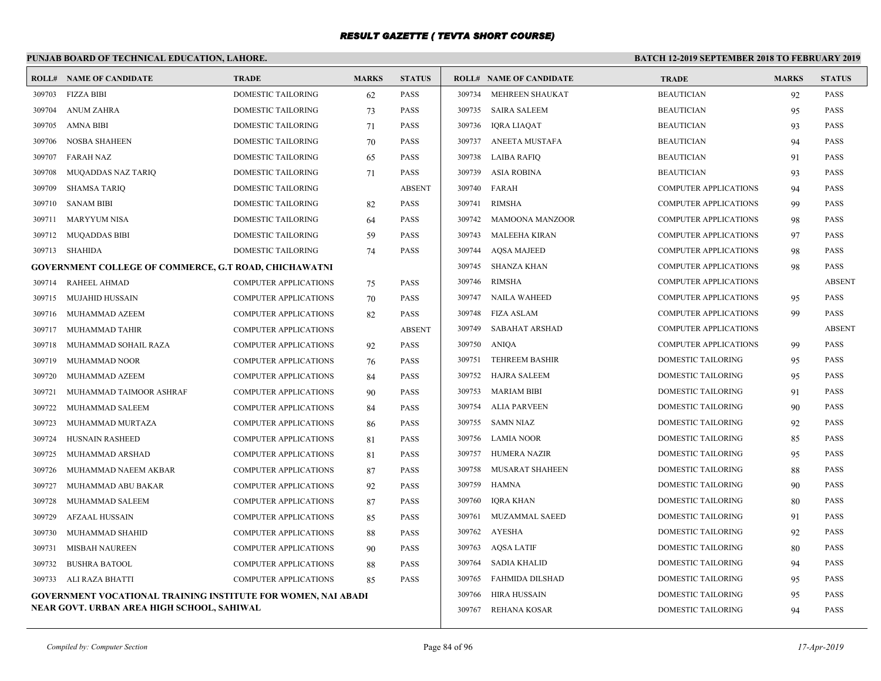# RESULT GAZETTE ( TEVTA SHORT COURSE)

**PUNJAB BOARD OF TECHNICAL EDUCATION, LAHORE.**

**BATCH 12-2019 SEPTEMBER 2018 TO FEBRUARY 2019**

| ROLL# | NAME OF CANDIDATE | TRADE | MARKS | STATUS |
|---|---|---|---|---|
| 309703 | FIZZA BIBI | DOMESTIC TAILORING | 62 | PASS |
| 309704 | ANUM ZAHRA | DOMESTIC TAILORING | 73 | PASS |
| 309705 | AMNA BIBI | DOMESTIC TAILORING | 71 | PASS |
| 309706 | NOSBA SHAHEEN | DOMESTIC TAILORING | 70 | PASS |
| 309707 | FARAH NAZ | DOMESTIC TAILORING | 65 | PASS |
| 309708 | MUQADDAS NAZ TARIQ | DOMESTIC TAILORING | 71 | PASS |
| 309709 | SHAMSA TARIQ | DOMESTIC TAILORING | | ABSENT |
| 309710 | SANAM BIBI | DOMESTIC TAILORING | 82 | PASS |
| 309711 | MARYYUM NISA | DOMESTIC TAILORING | 64 | PASS |
| 309712 | MUQADDAS BIBI | DOMESTIC TAILORING | 59 | PASS |
| 309713 | SHAHIDA | DOMESTIC TAILORING | 74 | PASS |

**GOVERNMENT COLLEGE OF COMMERCE, G.T ROAD, CHICHAWATNI**

| ROLL# | NAME OF CANDIDATE | TRADE | MARKS | STATUS |
|---|---|---|---|---|
| 309714 | RAHEEL AHMAD | COMPUTER APPLICATIONS | 75 | PASS |
| 309715 | MUJAHID HUSSAIN | COMPUTER APPLICATIONS | 70 | PASS |
| 309716 | MUHAMMAD AZEEM | COMPUTER APPLICATIONS | 82 | PASS |
| 309717 | MUHAMMAD TAHIR | COMPUTER APPLICATIONS | | ABSENT |
| 309718 | MUHAMMAD SOHAIL RAZA | COMPUTER APPLICATIONS | 92 | PASS |
| 309719 | MUHAMMAD NOOR | COMPUTER APPLICATIONS | 76 | PASS |
| 309720 | MUHAMMAD AZEEM | COMPUTER APPLICATIONS | 84 | PASS |
| 309721 | MUHAMMAD TAIMOOR ASHRAF | COMPUTER APPLICATIONS | 90 | PASS |
| 309722 | MUHAMMAD SALEEM | COMPUTER APPLICATIONS | 84 | PASS |
| 309723 | MUHAMMAD MURTAZA | COMPUTER APPLICATIONS | 86 | PASS |
| 309724 | HUSNAIN RASHEED | COMPUTER APPLICATIONS | 81 | PASS |
| 309725 | MUHAMMAD ARSHAD | COMPUTER APPLICATIONS | 81 | PASS |
| 309726 | MUHAMMAD NAEEM AKBAR | COMPUTER APPLICATIONS | 87 | PASS |
| 309727 | MUHAMMAD ABU BAKAR | COMPUTER APPLICATIONS | 92 | PASS |
| 309728 | MUHAMMAD SALEEM | COMPUTER APPLICATIONS | 87 | PASS |
| 309729 | AFZAAL HUSSAIN | COMPUTER APPLICATIONS | 85 | PASS |
| 309730 | MUHAMMAD SHAHID | COMPUTER APPLICATIONS | 88 | PASS |
| 309731 | MISBAH NAUREEN | COMPUTER APPLICATIONS | 90 | PASS |
| 309732 | BUSHRA BATOOL | COMPUTER APPLICATIONS | 88 | PASS |
| 309733 | ALI RAZA BHATTI | COMPUTER APPLICATIONS | 85 | PASS |

**GOVERNMENT VOCATIONAL TRAINING INSTITUTE FOR WOMEN, NAI ABADI NEAR GOVT. URBAN AREA HIGH SCHOOL, SAHIWAL**

| ROLL# | NAME OF CANDIDATE | TRADE | MARKS | STATUS |
|---|---|---|---|---|
| 309734 | MEHREEN SHAUKAT | BEAUTICIAN | 92 | PASS |
| 309735 | SAIRA SALEEM | BEAUTICIAN | 95 | PASS |
| 309736 | IQRA LIAQAT | BEAUTICIAN | 93 | PASS |
| 309737 | ANEETA MUSTAFA | BEAUTICIAN | 94 | PASS |
| 309738 | LAIBA RAFIQ | BEAUTICIAN | 91 | PASS |
| 309739 | ASIA ROBINA | BEAUTICIAN | 93 | PASS |
| 309740 | FARAH | COMPUTER APPLICATIONS | 94 | PASS |
| 309741 | RIMSHA | COMPUTER APPLICATIONS | 99 | PASS |
| 309742 | MAMOONA MANZOOR | COMPUTER APPLICATIONS | 98 | PASS |
| 309743 | MALEEHA KIRAN | COMPUTER APPLICATIONS | 97 | PASS |
| 309744 | AQSA MAJEED | COMPUTER APPLICATIONS | 98 | PASS |
| 309745 | SHANZA KHAN | COMPUTER APPLICATIONS | 98 | PASS |
| 309746 | RIMSHA | COMPUTER APPLICATIONS | | ABSENT |
| 309747 | NAILA WAHEED | COMPUTER APPLICATIONS | 95 | PASS |
| 309748 | FIZA ASLAM | COMPUTER APPLICATIONS | 99 | PASS |
| 309749 | SABAHAT ARSHAD | COMPUTER APPLICATIONS | | ABSENT |
| 309750 | ANIQA | COMPUTER APPLICATIONS | 99 | PASS |
| 309751 | TEHREEM BASHIR | DOMESTIC TAILORING | 95 | PASS |
| 309752 | HAJRA SALEEM | DOMESTIC TAILORING | 95 | PASS |
| 309753 | MARIAM BIBI | DOMESTIC TAILORING | 91 | PASS |
| 309754 | ALIA PARVEEN | DOMESTIC TAILORING | 90 | PASS |
| 309755 | SAMN NIAZ | DOMESTIC TAILORING | 92 | PASS |
| 309756 | LAMIA NOOR | DOMESTIC TAILORING | 85 | PASS |
| 309757 | HUMERA NAZIR | DOMESTIC TAILORING | 95 | PASS |
| 309758 | MUSARAT SHAHEEN | DOMESTIC TAILORING | 88 | PASS |
| 309759 | HAMNA | DOMESTIC TAILORING | 90 | PASS |
| 309760 | IQRA KHAN | DOMESTIC TAILORING | 80 | PASS |
| 309761 | MUZAMMAL SAEED | DOMESTIC TAILORING | 91 | PASS |
| 309762 | AYESHA | DOMESTIC TAILORING | 92 | PASS |
| 309763 | AQSA LATIF | DOMESTIC TAILORING | 80 | PASS |
| 309764 | SADIA KHALID | DOMESTIC TAILORING | 94 | PASS |
| 309765 | FAHMIDA DILSHAD | DOMESTIC TAILORING | 95 | PASS |
| 309766 | HIRA HUSSAIN | DOMESTIC TAILORING | 95 | PASS |
| 309767 | REHANA KOSAR | DOMESTIC TAILORING | 94 | PASS |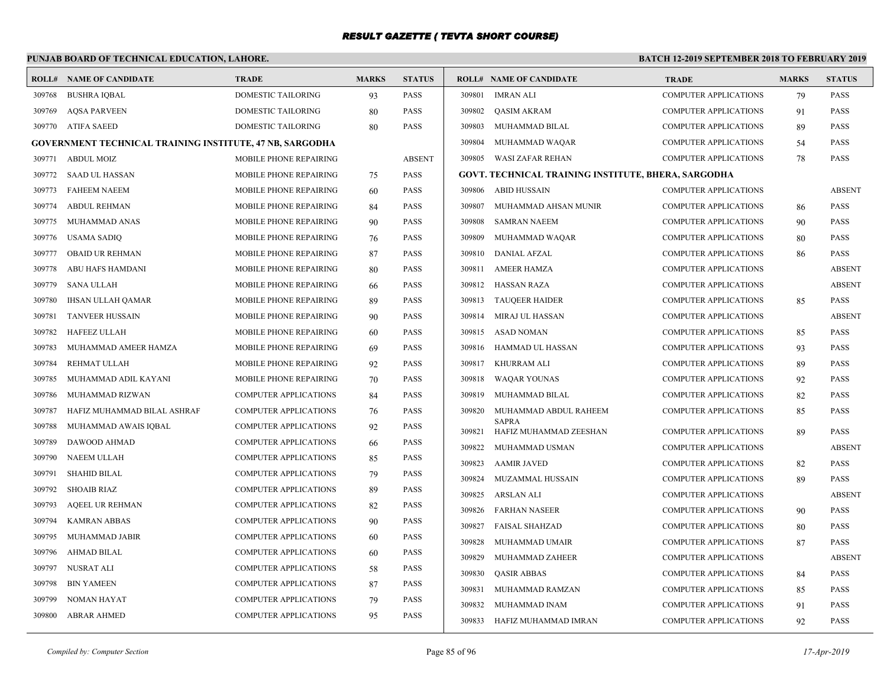# RESULT GAZETTE ( TEVTA SHORT COURSE)

**PUNJAB BOARD OF TECHNICAL EDUCATION, LAHORE.**

**BATCH 12-2019 SEPTEMBER 2018 TO FEBRUARY 2019**

| ROLL# | NAME OF CANDIDATE | TRADE | MARKS | STATUS |
|---|---|---|---|---|
| 309768 | BUSHRA IQBAL | DOMESTIC TAILORING | 93 | PASS |
| 309769 | AQSA PARVEEN | DOMESTIC TAILORING | 80 | PASS |
| 309770 | ATIFA SAEED | DOMESTIC TAILORING | 80 | PASS |
| **GOVERNMENT TECHNICAL TRAINING INSTITUTE, 47 NB, SARGODHA** | | | | |
| 309771 | ABDUL MOIZ | MOBILE PHONE REPAIRING | | ABSENT |
| 309772 | SAAD UL HASSAN | MOBILE PHONE REPAIRING | 75 | PASS |
| 309773 | FAHEEM NAEEM | MOBILE PHONE REPAIRING | 60 | PASS |
| 309774 | ABDUL REHMAN | MOBILE PHONE REPAIRING | 84 | PASS |
| 309775 | MUHAMMAD ANAS | MOBILE PHONE REPAIRING | 90 | PASS |
| 309776 | USAMA SADIQ | MOBILE PHONE REPAIRING | 76 | PASS |
| 309777 | OBAID UR REHMAN | MOBILE PHONE REPAIRING | 87 | PASS |
| 309778 | ABU HAFS HAMDANI | MOBILE PHONE REPAIRING | 80 | PASS |
| 309779 | SANA ULLAH | MOBILE PHONE REPAIRING | 66 | PASS |
| 309780 | IHSAN ULLAH QAMAR | MOBILE PHONE REPAIRING | 89 | PASS |
| 309781 | TANVEER HUSSAIN | MOBILE PHONE REPAIRING | 90 | PASS |
| 309782 | HAFEEZ ULLAH | MOBILE PHONE REPAIRING | 60 | PASS |
| 309783 | MUHAMMAD AMEER HAMZA | MOBILE PHONE REPAIRING | 69 | PASS |
| 309784 | REHMAT ULLAH | MOBILE PHONE REPAIRING | 92 | PASS |
| 309785 | MUHAMMAD ADIL KAYANI | MOBILE PHONE REPAIRING | 70 | PASS |
| 309786 | MUHAMMAD RIZWAN | COMPUTER APPLICATIONS | 84 | PASS |
| 309787 | HAFIZ MUHAMMAD BILAL ASHRAF | COMPUTER APPLICATIONS | 76 | PASS |
| 309788 | MUHAMMAD AWAIS IQBAL | COMPUTER APPLICATIONS | 92 | PASS |
| 309789 | DAWOOD AHMAD | COMPUTER APPLICATIONS | 66 | PASS |
| 309790 | NAEEM ULLAH | COMPUTER APPLICATIONS | 85 | PASS |
| 309791 | SHAHID BILAL | COMPUTER APPLICATIONS | 79 | PASS |
| 309792 | SHOAIB RIAZ | COMPUTER APPLICATIONS | 89 | PASS |
| 309793 | AQEEL UR REHMAN | COMPUTER APPLICATIONS | 82 | PASS |
| 309794 | KAMRAN ABBAS | COMPUTER APPLICATIONS | 90 | PASS |
| 309795 | MUHAMMAD JABIR | COMPUTER APPLICATIONS | 60 | PASS |
| 309796 | AHMAD BILAL | COMPUTER APPLICATIONS | 60 | PASS |
| 309797 | NUSRAT ALI | COMPUTER APPLICATIONS | 58 | PASS |
| 309798 | BIN YAMEEN | COMPUTER APPLICATIONS | 87 | PASS |
| 309799 | NOMAN HAYAT | COMPUTER APPLICATIONS | 79 | PASS |
| 309800 | ABRAR AHMED | COMPUTER APPLICATIONS | 95 | PASS |
| 309801 | IMRAN ALI | COMPUTER APPLICATIONS | 79 | PASS |
| 309802 | QASIM AKRAM | COMPUTER APPLICATIONS | 91 | PASS |
| 309803 | MUHAMMAD BILAL | COMPUTER APPLICATIONS | 89 | PASS |
| 309804 | MUHAMMAD WAQAR | COMPUTER APPLICATIONS | 54 | PASS |
| 309805 | WASI ZAFAR REHAN | COMPUTER APPLICATIONS | 78 | PASS |
| **GOVT. TECHNICAL TRAINING INSTITUTE, BHERA, SARGODHA** | | | | |
| 309806 | ABID HUSSAIN | COMPUTER APPLICATIONS | | ABSENT |
| 309807 | MUHAMMAD AHSAN MUNIR | COMPUTER APPLICATIONS | 86 | PASS |
| 309808 | SAMRAN NAEEM | COMPUTER APPLICATIONS | 90 | PASS |
| 309809 | MUHAMMAD WAQAR | COMPUTER APPLICATIONS | 80 | PASS |
| 309810 | DANIAL AFZAL | COMPUTER APPLICATIONS | 86 | PASS |
| 309811 | AMEER HAMZA | COMPUTER APPLICATIONS | | ABSENT |
| 309812 | HASSAN RAZA | COMPUTER APPLICATIONS | | ABSENT |
| 309813 | TAUQEER HAIDER | COMPUTER APPLICATIONS | 85 | PASS |
| 309814 | MIRAJ UL HASSAN | COMPUTER APPLICATIONS | | ABSENT |
| 309815 | ASAD NOMAN | COMPUTER APPLICATIONS | 85 | PASS |
| 309816 | HAMMAD UL HASSAN | COMPUTER APPLICATIONS | 93 | PASS |
| 309817 | KHURRAM ALI | COMPUTER APPLICATIONS | 89 | PASS |
| 309818 | WAQAR YOUNAS | COMPUTER APPLICATIONS | 92 | PASS |
| 309819 | MUHAMMAD BILAL | COMPUTER APPLICATIONS | 82 | PASS |
| 309820 | MUHAMMAD ABDUL RAHEEM SAPRA | COMPUTER APPLICATIONS | 85 | PASS |
| 309821 | HAFIZ MUHAMMAD ZEESHAN | COMPUTER APPLICATIONS | 89 | PASS |
| 309822 | MUHAMMAD USMAN | COMPUTER APPLICATIONS | | ABSENT |
| 309823 | AAMIR JAVED | COMPUTER APPLICATIONS | 82 | PASS |
| 309824 | MUZAMMAL HUSSAIN | COMPUTER APPLICATIONS | 89 | PASS |
| 309825 | ARSLAN ALI | COMPUTER APPLICATIONS | | ABSENT |
| 309826 | FARHAN NASEER | COMPUTER APPLICATIONS | 90 | PASS |
| 309827 | FAISAL SHAHZAD | COMPUTER APPLICATIONS | 80 | PASS |
| 309828 | MUHAMMAD UMAIR | COMPUTER APPLICATIONS | 87 | PASS |
| 309829 | MUHAMMAD ZAHEER | COMPUTER APPLICATIONS | | ABSENT |
| 309830 | QASIR ABBAS | COMPUTER APPLICATIONS | 84 | PASS |
| 309831 | MUHAMMAD RAMZAN | COMPUTER APPLICATIONS | 85 | PASS |
| 309832 | MUHAMMAD INAM | COMPUTER APPLICATIONS | 91 | PASS |
| 309833 | HAFIZ MUHAMMAD IMRAN | COMPUTER APPLICATIONS | 92 | PASS |

*Compiled by: Computer Section* *17-Apr-2019*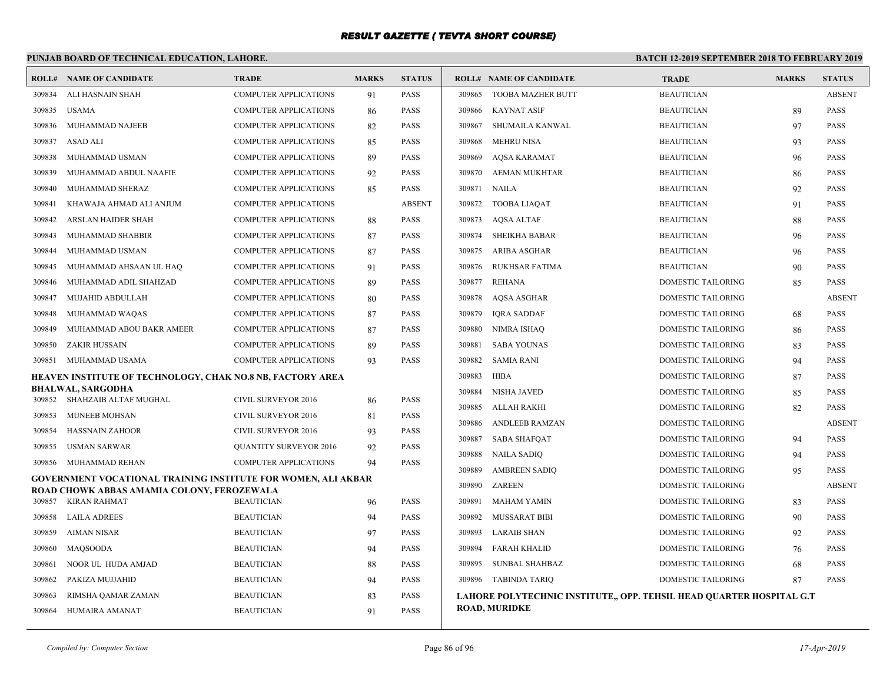# RESULT GAZETTE ( TEVTA SHORT COURSE)

**PUNJAB BOARD OF TECHNICAL EDUCATION, LAHORE.**

**BATCH 12-2019 SEPTEMBER 2018 TO FEBRUARY 2019**

| ROLL# | NAME OF CANDIDATE | TRADE | MARKS | STATUS |
|---|---|---|---|---|
| 309834 | ALI HASNAIN SHAH | COMPUTER APPLICATIONS | 91 | PASS |
| 309835 | USAMA | COMPUTER APPLICATIONS | 86 | PASS |
| 309836 | MUHAMMAD NAJEEB | COMPUTER APPLICATIONS | 82 | PASS |
| 309837 | ASAD ALI | COMPUTER APPLICATIONS | 85 | PASS |
| 309838 | MUHAMMAD USMAN | COMPUTER APPLICATIONS | 89 | PASS |
| 309839 | MUHAMMAD ABDUL NAAFIE | COMPUTER APPLICATIONS | 92 | PASS |
| 309840 | MUHAMMAD SHERAZ | COMPUTER APPLICATIONS | 85 | PASS |
| 309841 | KHAWAJA AHMAD ALI ANJUM | COMPUTER APPLICATIONS | | ABSENT |
| 309842 | ARSLAN HAIDER SHAH | COMPUTER APPLICATIONS | 88 | PASS |
| 309843 | MUHAMMAD SHABBIR | COMPUTER APPLICATIONS | 87 | PASS |
| 309844 | MUHAMMAD USMAN | COMPUTER APPLICATIONS | 87 | PASS |
| 309845 | MUHAMMAD AHSAAN UL HAQ | COMPUTER APPLICATIONS | 91 | PASS |
| 309846 | MUHAMMAD ADIL SHAHZAD | COMPUTER APPLICATIONS | 89 | PASS |
| 309847 | MUJAHID ABDULLAH | COMPUTER APPLICATIONS | 80 | PASS |
| 309848 | MUHAMMAD WAQAS | COMPUTER APPLICATIONS | 87 | PASS |
| 309849 | MUHAMMAD ABOU BAKR AMEER | COMPUTER APPLICATIONS | 87 | PASS |
| 309850 | ZAKIR HUSSAIN | COMPUTER APPLICATIONS | 89 | PASS |
| 309851 | MUHAMMAD USAMA | COMPUTER APPLICATIONS | 93 | PASS |

**HEAVEN INSTITUTE OF TECHNOLOGY, CHAK NO.8 NB, FACTORY AREA BHALWAL, SARGODHA**

| ROLL# | NAME OF CANDIDATE | TRADE | MARKS | STATUS |
|---|---|---|---|---|
| 309852 | SHAHZAIB ALTAF MUGHAL | CIVIL SURVEYOR 2016 | 86 | PASS |
| 309853 | MUNEEB MOHSAN | CIVIL SURVEYOR 2016 | 81 | PASS |
| 309854 | HASSNAIN ZAHOOR | CIVIL SURVEYOR 2016 | 93 | PASS |
| 309855 | USMAN SARWAR | QUANTITY SURVEYOR 2016 | 92 | PASS |
| 309856 | MUHAMMAD REHAN | COMPUTER APPLICATIONS | 94 | PASS |

**GOVERNMENT VOCATIONAL TRAINING INSTITUTE FOR WOMEN, ALI AKBAR ROAD CHOWK ABBAS AMAMIA COLONY, FEROZEWALA**

| ROLL# | NAME OF CANDIDATE | TRADE | MARKS | STATUS |
|---|---|---|---|---|
| 309857 | KIRAN RAHMAT | BEAUTICIAN | 96 | PASS |
| 309858 | LAILA ADREES | BEAUTICIAN | 94 | PASS |
| 309859 | AIMAN NISAR | BEAUTICIAN | 97 | PASS |
| 309860 | MAQSOODA | BEAUTICIAN | 94 | PASS |
| 309861 | NOOR UL HUDA AMJAD | BEAUTICIAN | 88 | PASS |
| 309862 | PAKIZA MUJJAHID | BEAUTICIAN | 94 | PASS |
| 309863 | RIMSHA QAMAR ZAMAN | BEAUTICIAN | 83 | PASS |
| 309864 | HUMAIRA AMANAT | BEAUTICIAN | 91 | PASS |
| 309865 | TOOBA MAZHER BUTT | BEAUTICIAN | | ABSENT |
| 309866 | KAYNAT ASIF | BEAUTICIAN | 89 | PASS |
| 309867 | SHUMAILA KANWAL | BEAUTICIAN | 97 | PASS |
| 309868 | MEHRU NISA | BEAUTICIAN | 93 | PASS |
| 309869 | AQSA KARAMAT | BEAUTICIAN | 96 | PASS |
| 309870 | AEMAN MUKHTAR | BEAUTICIAN | 86 | PASS |
| 309871 | NAILA | BEAUTICIAN | 92 | PASS |
| 309872 | TOOBA LIAQAT | BEAUTICIAN | 91 | PASS |
| 309873 | AQSA ALTAF | BEAUTICIAN | 88 | PASS |
| 309874 | SHEIKHA BABAR | BEAUTICIAN | 96 | PASS |
| 309875 | ARIBA ASGHAR | BEAUTICIAN | 96 | PASS |
| 309876 | RUKHSAR FATIMA | BEAUTICIAN | 90 | PASS |
| 309877 | REHANA | DOMESTIC TAILORING | 85 | PASS |
| 309878 | AQSA ASGHAR | DOMESTIC TAILORING | | ABSENT |
| 309879 | IQRA SADDAF | DOMESTIC TAILORING | 68 | PASS |
| 309880 | NIMRA ISHAQ | DOMESTIC TAILORING | 86 | PASS |
| 309881 | SABA YOUNAS | DOMESTIC TAILORING | 83 | PASS |
| 309882 | SAMIA RANI | DOMESTIC TAILORING | 94 | PASS |
| 309883 | HIBA | DOMESTIC TAILORING | 87 | PASS |
| 309884 | NISHA JAVED | DOMESTIC TAILORING | 85 | PASS |
| 309885 | ALLAH RAKHI | DOMESTIC TAILORING | 82 | PASS |
| 309886 | ANDLEEB RAMZAN | DOMESTIC TAILORING | | ABSENT |
| 309887 | SABA SHAFQAT | DOMESTIC TAILORING | 94 | PASS |
| 309888 | NAILA SADIQ | DOMESTIC TAILORING | 94 | PASS |
| 309889 | AMBREEN SADIQ | DOMESTIC TAILORING | 95 | PASS |
| 309890 | ZAREEN | DOMESTIC TAILORING | | ABSENT |
| 309891 | MAHAM YAMIN | DOMESTIC TAILORING | 83 | PASS |
| 309892 | MUSSARAT BIBI | DOMESTIC TAILORING | 90 | PASS |
| 309893 | LARAIB SHAN | DOMESTIC TAILORING | 92 | PASS |
| 309894 | FARAH KHALID | DOMESTIC TAILORING | 76 | PASS |
| 309895 | SUNBAL SHAHBAZ | DOMESTIC TAILORING | 68 | PASS |
| 309896 | TABINDA TARIQ | DOMESTIC TAILORING | 87 | PASS |

**LAHORE POLYTECHNIC INSTITUTE,, OPP. TEHSIL HEAD QUARTER HOSPITAL G.T ROAD, MURIDKE**

*Compiled by: Computer Section*

*17-Apr-2019*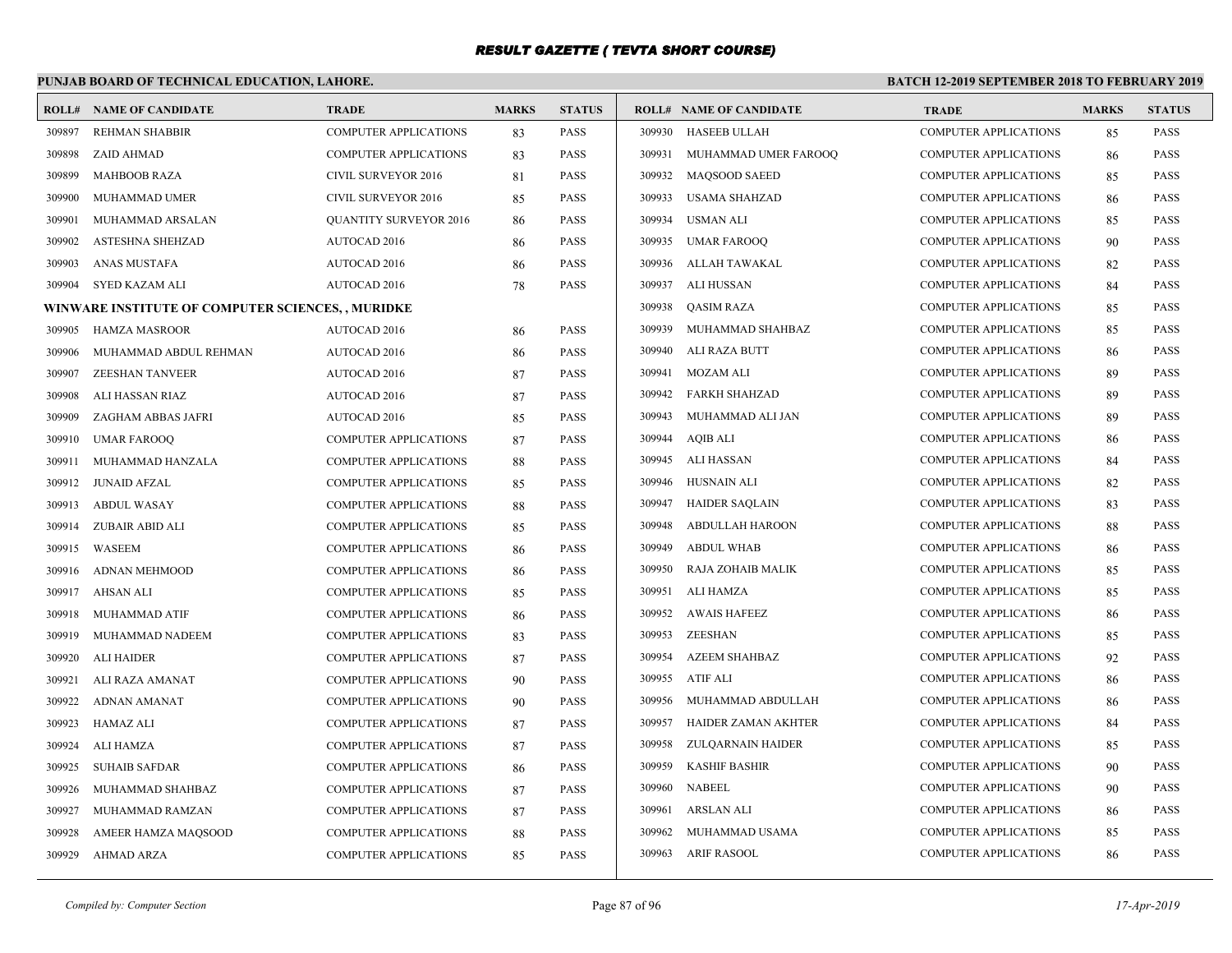# RESULT GAZETTE ( TEVTA SHORT COURSE)

## PUNJAB BOARD OF TECHNICAL EDUCATION, LAHORE.

**BATCH 12-2019 SEPTEMBER 2018 TO FEBRUARY 2019**

| ROLL# | NAME OF CANDIDATE | TRADE | MARKS | STATUS |
|---|---|---|---|---|
| 309897 | REHMAN SHABBIR | COMPUTER APPLICATIONS | 83 | PASS |
| 309898 | ZAID AHMAD | COMPUTER APPLICATIONS | 83 | PASS |
| 309899 | MAHBOOB RAZA | CIVIL SURVEYOR 2016 | 81 | PASS |
| 309900 | MUHAMMAD UMER | CIVIL SURVEYOR 2016 | 85 | PASS |
| 309901 | MUHAMMAD ARSALAN | QUANTITY SURVEYOR 2016 | 86 | PASS |
| 309902 | ASTESHNA SHEHZAD | AUTOCAD 2016 | 86 | PASS |
| 309903 | ANAS MUSTAFA | AUTOCAD 2016 | 86 | PASS |
| 309904 | SYED KAZAM ALI | AUTOCAD 2016 | 78 | PASS |

**WINWARE INSTITUTE OF COMPUTER SCIENCES, , MURIDKE**

| ROLL# | NAME OF CANDIDATE | TRADE | MARKS | STATUS |
|---|---|---|---|---|
| 309905 | HAMZA MASROOR | AUTOCAD 2016 | 86 | PASS |
| 309906 | MUHAMMAD ABDUL REHMAN | AUTOCAD 2016 | 86 | PASS |
| 309907 | ZEESHAN TANVEER | AUTOCAD 2016 | 87 | PASS |
| 309908 | ALI HASSAN RIAZ | AUTOCAD 2016 | 87 | PASS |
| 309909 | ZAGHAM ABBAS JAFRI | AUTOCAD 2016 | 85 | PASS |
| 309910 | UMAR FAROOQ | COMPUTER APPLICATIONS | 87 | PASS |
| 309911 | MUHAMMAD HANZALA | COMPUTER APPLICATIONS | 88 | PASS |
| 309912 | JUNAID AFZAL | COMPUTER APPLICATIONS | 85 | PASS |
| 309913 | ABDUL WASAY | COMPUTER APPLICATIONS | 88 | PASS |
| 309914 | ZUBAIR ABID ALI | COMPUTER APPLICATIONS | 85 | PASS |
| 309915 | WASEEM | COMPUTER APPLICATIONS | 86 | PASS |
| 309916 | ADNAN MEHMOOD | COMPUTER APPLICATIONS | 86 | PASS |
| 309917 | AHSAN ALI | COMPUTER APPLICATIONS | 85 | PASS |
| 309918 | MUHAMMAD ATIF | COMPUTER APPLICATIONS | 86 | PASS |
| 309919 | MUHAMMAD NADEEM | COMPUTER APPLICATIONS | 83 | PASS |
| 309920 | ALI HAIDER | COMPUTER APPLICATIONS | 87 | PASS |
| 309921 | ALI RAZA AMANAT | COMPUTER APPLICATIONS | 90 | PASS |
| 309922 | ADNAN AMANAT | COMPUTER APPLICATIONS | 90 | PASS |
| 309923 | HAMAZ ALI | COMPUTER APPLICATIONS | 87 | PASS |
| 309924 | ALI HAMZA | COMPUTER APPLICATIONS | 87 | PASS |
| 309925 | SUHAIB SAFDAR | COMPUTER APPLICATIONS | 86 | PASS |
| 309926 | MUHAMMAD SHAHBAZ | COMPUTER APPLICATIONS | 87 | PASS |
| 309927 | MUHAMMAD RAMZAN | COMPUTER APPLICATIONS | 87 | PASS |
| 309928 | AMEER HAMZA MAQSOOD | COMPUTER APPLICATIONS | 88 | PASS |
| 309929 | AHMAD ARZA | COMPUTER APPLICATIONS | 85 | PASS |
| 309930 | HASEEB ULLAH | COMPUTER APPLICATIONS | 85 | PASS |
| 309931 | MUHAMMAD UMER FAROOQ | COMPUTER APPLICATIONS | 86 | PASS |
| 309932 | MAQSOOD SAEED | COMPUTER APPLICATIONS | 85 | PASS |
| 309933 | USAMA SHAHZAD | COMPUTER APPLICATIONS | 86 | PASS |
| 309934 | USMAN ALI | COMPUTER APPLICATIONS | 85 | PASS |
| 309935 | UMAR FAROOQ | COMPUTER APPLICATIONS | 90 | PASS |
| 309936 | ALLAH TAWAKAL | COMPUTER APPLICATIONS | 82 | PASS |
| 309937 | ALI HUSSAN | COMPUTER APPLICATIONS | 84 | PASS |
| 309938 | QASIM RAZA | COMPUTER APPLICATIONS | 85 | PASS |
| 309939 | MUHAMMAD SHAHBAZ | COMPUTER APPLICATIONS | 85 | PASS |
| 309940 | ALI RAZA BUTT | COMPUTER APPLICATIONS | 86 | PASS |
| 309941 | MOZAM ALI | COMPUTER APPLICATIONS | 89 | PASS |
| 309942 | FARKH SHAHZAD | COMPUTER APPLICATIONS | 89 | PASS |
| 309943 | MUHAMMAD ALI JAN | COMPUTER APPLICATIONS | 89 | PASS |
| 309944 | AQIB ALI | COMPUTER APPLICATIONS | 86 | PASS |
| 309945 | ALI HASSAN | COMPUTER APPLICATIONS | 84 | PASS |
| 309946 | HUSNAIN ALI | COMPUTER APPLICATIONS | 82 | PASS |
| 309947 | HAIDER SAQLAIN | COMPUTER APPLICATIONS | 83 | PASS |
| 309948 | ABDULLAH HAROON | COMPUTER APPLICATIONS | 88 | PASS |
| 309949 | ABDUL WHAB | COMPUTER APPLICATIONS | 86 | PASS |
| 309950 | RAJA ZOHAIB MALIK | COMPUTER APPLICATIONS | 85 | PASS |
| 309951 | ALI HAMZA | COMPUTER APPLICATIONS | 85 | PASS |
| 309952 | AWAIS HAFEEZ | COMPUTER APPLICATIONS | 86 | PASS |
| 309953 | ZEESHAN | COMPUTER APPLICATIONS | 85 | PASS |
| 309954 | AZEEM SHAHBAZ | COMPUTER APPLICATIONS | 92 | PASS |
| 309955 | ATIF ALI | COMPUTER APPLICATIONS | 86 | PASS |
| 309956 | MUHAMMAD ABDULLAH | COMPUTER APPLICATIONS | 86 | PASS |
| 309957 | HAIDER ZAMAN AKHTER | COMPUTER APPLICATIONS | 84 | PASS |
| 309958 | ZULQARNAIN HAIDER | COMPUTER APPLICATIONS | 85 | PASS |
| 309959 | KASHIF BASHIR | COMPUTER APPLICATIONS | 90 | PASS |
| 309960 | NABEEL | COMPUTER APPLICATIONS | 90 | PASS |
| 309961 | ARSLAN ALI | COMPUTER APPLICATIONS | 86 | PASS |
| 309962 | MUHAMMAD USAMA | COMPUTER APPLICATIONS | 85 | PASS |
| 309963 | ARIF RASOOL | COMPUTER APPLICATIONS | 86 | PASS |

*Compiled by: Computer Section* — *17-Apr-2019*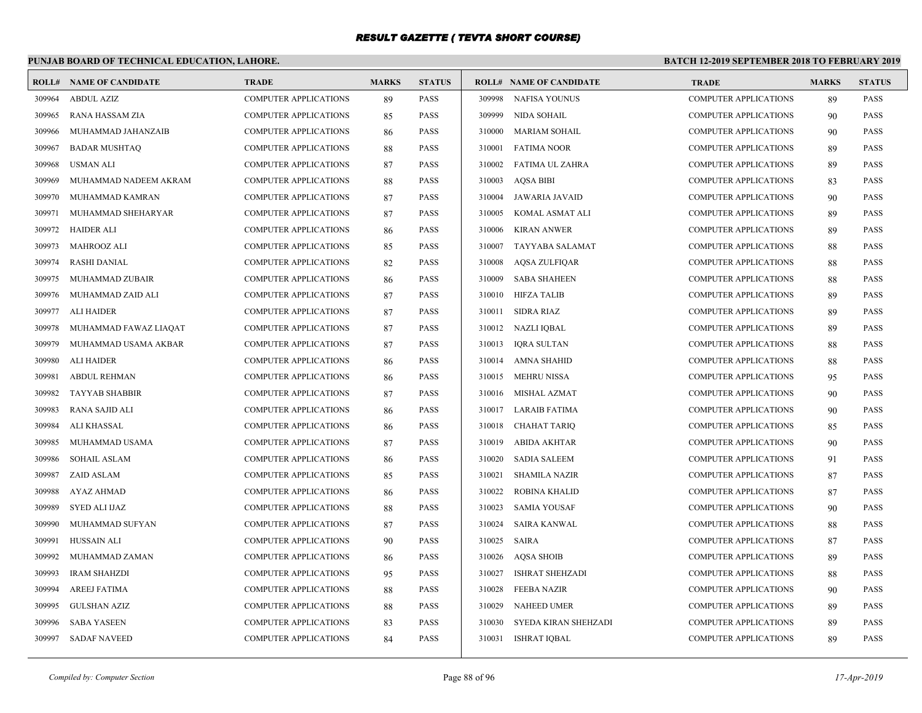# RESULT GAZETTE ( TEVTA SHORT COURSE)

## PUNJAB BOARD OF TECHNICAL EDUCATION, LAHORE.

**BATCH 12-2019 SEPTEMBER 2018 TO FEBRUARY 2019**

| ROLL# | NAME OF CANDIDATE | TRADE | MARKS | STATUS |
|---|---|---|---|---|
| 309964 | ABDUL AZIZ | COMPUTER APPLICATIONS | 89 | PASS |
| 309965 | RANA HASSAM ZIA | COMPUTER APPLICATIONS | 85 | PASS |
| 309966 | MUHAMMAD JAHANZAIB | COMPUTER APPLICATIONS | 86 | PASS |
| 309967 | BADAR MUSHTAQ | COMPUTER APPLICATIONS | 88 | PASS |
| 309968 | USMAN ALI | COMPUTER APPLICATIONS | 87 | PASS |
| 309969 | MUHAMMAD NADEEM AKRAM | COMPUTER APPLICATIONS | 88 | PASS |
| 309970 | MUHAMMAD KAMRAN | COMPUTER APPLICATIONS | 87 | PASS |
| 309971 | MUHAMMAD SHEHARYAR | COMPUTER APPLICATIONS | 87 | PASS |
| 309972 | HAIDER ALI | COMPUTER APPLICATIONS | 86 | PASS |
| 309973 | MAHROOZ ALI | COMPUTER APPLICATIONS | 85 | PASS |
| 309974 | RASHI DANIAL | COMPUTER APPLICATIONS | 82 | PASS |
| 309975 | MUHAMMAD ZUBAIR | COMPUTER APPLICATIONS | 86 | PASS |
| 309976 | MUHAMMAD ZAID ALI | COMPUTER APPLICATIONS | 87 | PASS |
| 309977 | ALI HAIDER | COMPUTER APPLICATIONS | 87 | PASS |
| 309978 | MUHAMMAD FAWAZ LIAQAT | COMPUTER APPLICATIONS | 87 | PASS |
| 309979 | MUHAMMAD USAMA AKBAR | COMPUTER APPLICATIONS | 87 | PASS |
| 309980 | ALI HAIDER | COMPUTER APPLICATIONS | 86 | PASS |
| 309981 | ABDUL REHMAN | COMPUTER APPLICATIONS | 86 | PASS |
| 309982 | TAYYAB SHABBIR | COMPUTER APPLICATIONS | 87 | PASS |
| 309983 | RANA SAJID ALI | COMPUTER APPLICATIONS | 86 | PASS |
| 309984 | ALI KHASSAL | COMPUTER APPLICATIONS | 86 | PASS |
| 309985 | MUHAMMAD USAMA | COMPUTER APPLICATIONS | 87 | PASS |
| 309986 | SOHAIL ASLAM | COMPUTER APPLICATIONS | 86 | PASS |
| 309987 | ZAID ASLAM | COMPUTER APPLICATIONS | 85 | PASS |
| 309988 | AYAZ AHMAD | COMPUTER APPLICATIONS | 86 | PASS |
| 309989 | SYED ALI IJAZ | COMPUTER APPLICATIONS | 88 | PASS |
| 309990 | MUHAMMAD SUFYAN | COMPUTER APPLICATIONS | 87 | PASS |
| 309991 | HUSSAIN ALI | COMPUTER APPLICATIONS | 90 | PASS |
| 309992 | MUHAMMAD ZAMAN | COMPUTER APPLICATIONS | 86 | PASS |
| 309993 | IRAM SHAHZDI | COMPUTER APPLICATIONS | 95 | PASS |
| 309994 | AREEJ FATIMA | COMPUTER APPLICATIONS | 88 | PASS |
| 309995 | GULSHAN AZIZ | COMPUTER APPLICATIONS | 88 | PASS |
| 309996 | SABA YASEEN | COMPUTER APPLICATIONS | 83 | PASS |
| 309997 | SADAF NAVEED | COMPUTER APPLICATIONS | 84 | PASS |
| 309998 | NAFISA YOUNUS | COMPUTER APPLICATIONS | 89 | PASS |
| 309999 | NIDA SOHAIL | COMPUTER APPLICATIONS | 90 | PASS |
| 310000 | MARIAM SOHAIL | COMPUTER APPLICATIONS | 90 | PASS |
| 310001 | FATIMA NOOR | COMPUTER APPLICATIONS | 89 | PASS |
| 310002 | FATIMA UL ZAHRA | COMPUTER APPLICATIONS | 89 | PASS |
| 310003 | AQSA BIBI | COMPUTER APPLICATIONS | 83 | PASS |
| 310004 | JAWARIA JAVAID | COMPUTER APPLICATIONS | 90 | PASS |
| 310005 | KOMAL ASMAT ALI | COMPUTER APPLICATIONS | 89 | PASS |
| 310006 | KIRAN ANWER | COMPUTER APPLICATIONS | 89 | PASS |
| 310007 | TAYYABA SALAMAT | COMPUTER APPLICATIONS | 88 | PASS |
| 310008 | AQSA ZULFIQAR | COMPUTER APPLICATIONS | 88 | PASS |
| 310009 | SABA SHAHEEN | COMPUTER APPLICATIONS | 88 | PASS |
| 310010 | HIFZA TALIB | COMPUTER APPLICATIONS | 89 | PASS |
| 310011 | SIDRA RIAZ | COMPUTER APPLICATIONS | 89 | PASS |
| 310012 | NAZLI IQBAL | COMPUTER APPLICATIONS | 89 | PASS |
| 310013 | IQRA SULTAN | COMPUTER APPLICATIONS | 88 | PASS |
| 310014 | AMNA SHAHID | COMPUTER APPLICATIONS | 88 | PASS |
| 310015 | MEHRU NISSA | COMPUTER APPLICATIONS | 95 | PASS |
| 310016 | MISHAL AZMAT | COMPUTER APPLICATIONS | 90 | PASS |
| 310017 | LARAIB FATIMA | COMPUTER APPLICATIONS | 90 | PASS |
| 310018 | CHAHAT TARIQ | COMPUTER APPLICATIONS | 85 | PASS |
| 310019 | ABIDA AKHTAR | COMPUTER APPLICATIONS | 90 | PASS |
| 310020 | SADIA SALEEM | COMPUTER APPLICATIONS | 91 | PASS |
| 310021 | SHAMILA NAZIR | COMPUTER APPLICATIONS | 87 | PASS |
| 310022 | ROBINA KHALID | COMPUTER APPLICATIONS | 87 | PASS |
| 310023 | SAMIA YOUSAF | COMPUTER APPLICATIONS | 90 | PASS |
| 310024 | SAIRA KANWAL | COMPUTER APPLICATIONS | 88 | PASS |
| 310025 | SAIRA | COMPUTER APPLICATIONS | 87 | PASS |
| 310026 | AQSA SHOIB | COMPUTER APPLICATIONS | 89 | PASS |
| 310027 | ISHRAT SHEHZADI | COMPUTER APPLICATIONS | 88 | PASS |
| 310028 | FEEBA NAZIR | COMPUTER APPLICATIONS | 90 | PASS |
| 310029 | NAHEED UMER | COMPUTER APPLICATIONS | 89 | PASS |
| 310030 | SYEDA KIRAN SHEHZADI | COMPUTER APPLICATIONS | 89 | PASS |
| 310031 | ISHRAT IQBAL | COMPUTER APPLICATIONS | 89 | PASS |

*Compiled by: Computer Section*

*17-Apr-2019*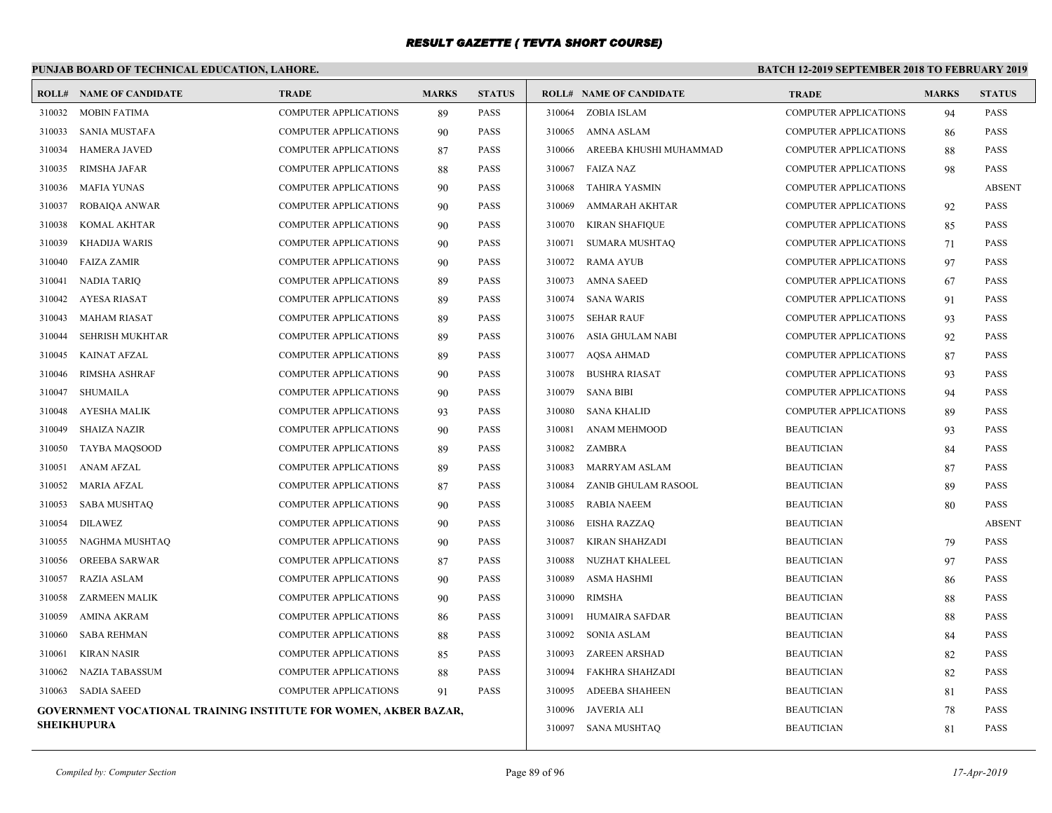# RESULT GAZETTE ( TEVTA SHORT COURSE)

**PUNJAB BOARD OF TECHNICAL EDUCATION, LAHORE.**

**BATCH 12-2019 SEPTEMBER 2018 TO FEBRUARY 2019**

| ROLL# | NAME OF CANDIDATE | TRADE | MARKS | STATUS |
|---|---|---|---|---|
| 310032 | MOBIN FATIMA | COMPUTER APPLICATIONS | 89 | PASS |
| 310033 | SANIA MUSTAFA | COMPUTER APPLICATIONS | 90 | PASS |
| 310034 | HAMERA JAVED | COMPUTER APPLICATIONS | 87 | PASS |
| 310035 | RIMSHA JAFAR | COMPUTER APPLICATIONS | 88 | PASS |
| 310036 | MAFIA YUNAS | COMPUTER APPLICATIONS | 90 | PASS |
| 310037 | ROBAIQA ANWAR | COMPUTER APPLICATIONS | 90 | PASS |
| 310038 | KOMAL AKHTAR | COMPUTER APPLICATIONS | 90 | PASS |
| 310039 | KHADIJA WARIS | COMPUTER APPLICATIONS | 90 | PASS |
| 310040 | FAIZA ZAMIR | COMPUTER APPLICATIONS | 90 | PASS |
| 310041 | NADIA TARIQ | COMPUTER APPLICATIONS | 89 | PASS |
| 310042 | AYESA RIASAT | COMPUTER APPLICATIONS | 89 | PASS |
| 310043 | MAHAM RIASAT | COMPUTER APPLICATIONS | 89 | PASS |
| 310044 | SEHRISH MUKHTAR | COMPUTER APPLICATIONS | 89 | PASS |
| 310045 | KAINAT AFZAL | COMPUTER APPLICATIONS | 89 | PASS |
| 310046 | RIMSHA ASHRAF | COMPUTER APPLICATIONS | 90 | PASS |
| 310047 | SHUMAILA | COMPUTER APPLICATIONS | 90 | PASS |
| 310048 | AYESHA MALIK | COMPUTER APPLICATIONS | 93 | PASS |
| 310049 | SHAIZA NAZIR | COMPUTER APPLICATIONS | 90 | PASS |
| 310050 | TAYBA MAQSOOD | COMPUTER APPLICATIONS | 89 | PASS |
| 310051 | ANAM AFZAL | COMPUTER APPLICATIONS | 89 | PASS |
| 310052 | MARIA AFZAL | COMPUTER APPLICATIONS | 87 | PASS |
| 310053 | SABA MUSHTAQ | COMPUTER APPLICATIONS | 90 | PASS |
| 310054 | DILAWEZ | COMPUTER APPLICATIONS | 90 | PASS |
| 310055 | NAGHMA MUSHTAQ | COMPUTER APPLICATIONS | 90 | PASS |
| 310056 | OREEBA SARWAR | COMPUTER APPLICATIONS | 87 | PASS |
| 310057 | RAZIA ASLAM | COMPUTER APPLICATIONS | 90 | PASS |
| 310058 | ZARMEEN MALIK | COMPUTER APPLICATIONS | 90 | PASS |
| 310059 | AMINA AKRAM | COMPUTER APPLICATIONS | 86 | PASS |
| 310060 | SABA REHMAN | COMPUTER APPLICATIONS | 88 | PASS |
| 310061 | KIRAN NASIR | COMPUTER APPLICATIONS | 85 | PASS |
| 310062 | NAZIA TABASSUM | COMPUTER APPLICATIONS | 88 | PASS |
| 310063 | SADIA SAEED | COMPUTER APPLICATIONS | 91 | PASS |

**GOVERNMENT VOCATIONAL TRAINING INSTITUTE FOR WOMEN, AKBER BAZAR, SHEIKHUPURA**

| ROLL# | NAME OF CANDIDATE | TRADE | MARKS | STATUS |
|---|---|---|---|---|
| 310064 | ZOBIA ISLAM | COMPUTER APPLICATIONS | 94 | PASS |
| 310065 | AMNA ASLAM | COMPUTER APPLICATIONS | 86 | PASS |
| 310066 | AREEBA KHUSHI MUHAMMAD | COMPUTER APPLICATIONS | 88 | PASS |
| 310067 | FAIZA NAZ | COMPUTER APPLICATIONS | 98 | PASS |
| 310068 | TAHIRA YASMIN | COMPUTER APPLICATIONS | | ABSENT |
| 310069 | AMMARAH AKHTAR | COMPUTER APPLICATIONS | 92 | PASS |
| 310070 | KIRAN SHAFIQUE | COMPUTER APPLICATIONS | 85 | PASS |
| 310071 | SUMARA MUSHTAQ | COMPUTER APPLICATIONS | 71 | PASS |
| 310072 | RAMA AYUB | COMPUTER APPLICATIONS | 97 | PASS |
| 310073 | AMNA SAEED | COMPUTER APPLICATIONS | 67 | PASS |
| 310074 | SANA WARIS | COMPUTER APPLICATIONS | 91 | PASS |
| 310075 | SEHAR RAUF | COMPUTER APPLICATIONS | 93 | PASS |
| 310076 | ASIA GHULAM NABI | COMPUTER APPLICATIONS | 92 | PASS |
| 310077 | AQSA AHMAD | COMPUTER APPLICATIONS | 87 | PASS |
| 310078 | BUSHRA RIASAT | COMPUTER APPLICATIONS | 93 | PASS |
| 310079 | SANA BIBI | COMPUTER APPLICATIONS | 94 | PASS |
| 310080 | SANA KHALID | COMPUTER APPLICATIONS | 89 | PASS |
| 310081 | ANAM MEHMOOD | BEAUTICIAN | 93 | PASS |
| 310082 | ZAMBRA | BEAUTICIAN | 84 | PASS |
| 310083 | MARRYAM ASLAM | BEAUTICIAN | 87 | PASS |
| 310084 | ZANIB GHULAM RASOOL | BEAUTICIAN | 89 | PASS |
| 310085 | RABIA NAEEM | BEAUTICIAN | 80 | PASS |
| 310086 | EISHA RAZZAQ | BEAUTICIAN | | ABSENT |
| 310087 | KIRAN SHAHZADI | BEAUTICIAN | 79 | PASS |
| 310088 | NUZHAT KHALEEL | BEAUTICIAN | 97 | PASS |
| 310089 | ASMA HASHMI | BEAUTICIAN | 86 | PASS |
| 310090 | RIMSHA | BEAUTICIAN | 88 | PASS |
| 310091 | HUMAIRA SAFDAR | BEAUTICIAN | 88 | PASS |
| 310092 | SONIA ASLAM | BEAUTICIAN | 84 | PASS |
| 310093 | ZAREEN ARSHAD | BEAUTICIAN | 82 | PASS |
| 310094 | FAKHRA SHAHZADI | BEAUTICIAN | 82 | PASS |
| 310095 | ADEEBA SHAHEEN | BEAUTICIAN | 81 | PASS |
| 310096 | JAVERIA ALI | BEAUTICIAN | 78 | PASS |
| 310097 | SANA MUSHTAQ | BEAUTICIAN | 81 | PASS |

*Compiled by: Computer Section*

*17-Apr-2019*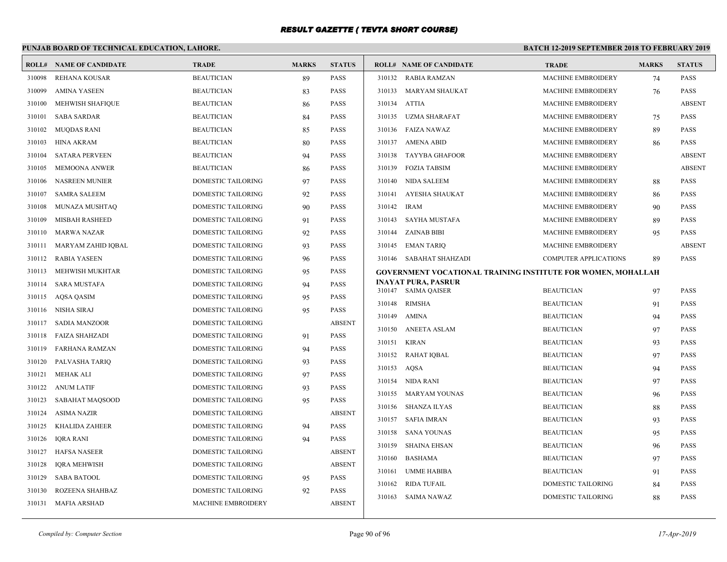# RESULT GAZETTE ( TEVTA SHORT COURSE)

**PUNJAB BOARD OF TECHNICAL EDUCATION, LAHORE.** **BATCH 12-2019 SEPTEMBER 2018 TO FEBRUARY 2019**

| ROLL# | NAME OF CANDIDATE | TRADE | MARKS | STATUS |
|---|---|---|---|---|
| 310098 | REHANA KOUSAR | BEAUTICIAN | 89 | PASS |
| 310099 | AMINA YASEEN | BEAUTICIAN | 83 | PASS |
| 310100 | MEHWISH SHAFIQUE | BEAUTICIAN | 86 | PASS |
| 310101 | SABA SARDAR | BEAUTICIAN | 84 | PASS |
| 310102 | MUQDAS RANI | BEAUTICIAN | 85 | PASS |
| 310103 | HINA AKRAM | BEAUTICIAN | 80 | PASS |
| 310104 | SATARA PERVEEN | BEAUTICIAN | 94 | PASS |
| 310105 | MEMOONA ANWER | BEAUTICIAN | 86 | PASS |
| 310106 | NASREEN MUNIER | DOMESTIC TAILORING | 97 | PASS |
| 310107 | SAMRA SALEEM | DOMESTIC TAILORING | 92 | PASS |
| 310108 | MUNAZA MUSHTAQ | DOMESTIC TAILORING | 90 | PASS |
| 310109 | MISBAH RASHEED | DOMESTIC TAILORING | 91 | PASS |
| 310110 | MARWA NAZAR | DOMESTIC TAILORING | 92 | PASS |
| 310111 | MARYAM ZAHID IQBAL | DOMESTIC TAILORING | 93 | PASS |
| 310112 | RABIA YASEEN | DOMESTIC TAILORING | 96 | PASS |
| 310113 | MEHWISH MUKHTAR | DOMESTIC TAILORING | 95 | PASS |
| 310114 | SARA MUSTAFA | DOMESTIC TAILORING | 94 | PASS |
| 310115 | AQSA QASIM | DOMESTIC TAILORING | 95 | PASS |
| 310116 | NISHA SIRAJ | DOMESTIC TAILORING | 95 | PASS |
| 310117 | SADIA MANZOOR | DOMESTIC TAILORING | | ABSENT |
| 310118 | FAIZA SHAHZADI | DOMESTIC TAILORING | 91 | PASS |
| 310119 | FARHANA RAMZAN | DOMESTIC TAILORING | 94 | PASS |
| 310120 | PALVASHA TARIQ | DOMESTIC TAILORING | 93 | PASS |
| 310121 | MEHAK ALI | DOMESTIC TAILORING | 97 | PASS |
| 310122 | ANUM LATIF | DOMESTIC TAILORING | 93 | PASS |
| 310123 | SABAHAT MAQSOOD | DOMESTIC TAILORING | 95 | PASS |
| 310124 | ASIMA NAZIR | DOMESTIC TAILORING | | ABSENT |
| 310125 | KHALIDA ZAHEER | DOMESTIC TAILORING | 94 | PASS |
| 310126 | IQRA RANI | DOMESTIC TAILORING | 94 | PASS |
| 310127 | HAFSA NASEER | DOMESTIC TAILORING | | ABSENT |
| 310128 | IQRA MEHWISH | DOMESTIC TAILORING | | ABSENT |
| 310129 | SABA BATOOL | DOMESTIC TAILORING | 95 | PASS |
| 310130 | ROZEENA SHAHBAZ | DOMESTIC TAILORING | 92 | PASS |
| 310131 | MAFIA ARSHAD | MACHINE EMBROIDERY | | ABSENT |
| 310132 | RABIA RAMZAN | MACHINE EMBROIDERY | 74 | PASS |
| 310133 | MARYAM SHAUKAT | MACHINE EMBROIDERY | 76 | PASS |
| 310134 | ATTIA | MACHINE EMBROIDERY | | ABSENT |
| 310135 | UZMA SHARAFAT | MACHINE EMBROIDERY | 75 | PASS |
| 310136 | FAIZA NAWAZ | MACHINE EMBROIDERY | 89 | PASS |
| 310137 | AMENA ABID | MACHINE EMBROIDERY | 86 | PASS |
| 310138 | TAYYBA GHAFOOR | MACHINE EMBROIDERY | | ABSENT |
| 310139 | FOZIA TABSIM | MACHINE EMBROIDERY | | ABSENT |
| 310140 | NIDA SALEEM | MACHINE EMBROIDERY | 88 | PASS |
| 310141 | AYESHA SHAUKAT | MACHINE EMBROIDERY | 86 | PASS |
| 310142 | IRAM | MACHINE EMBROIDERY | 90 | PASS |
| 310143 | SAYHA MUSTAFA | MACHINE EMBROIDERY | 89 | PASS |
| 310144 | ZAINAB BIBI | MACHINE EMBROIDERY | 95 | PASS |
| 310145 | EMAN TARIQ | MACHINE EMBROIDERY | | ABSENT |
| 310146 | SABAHAT SHAHZADI | COMPUTER APPLICATIONS | 89 | PASS |

**GOVERNMENT VOCATIONAL TRAINING INSTITUTE FOR WOMEN, MOHALLAH INAYAT PURA, PASRUR**

| ROLL# | NAME OF CANDIDATE | TRADE | MARKS | STATUS |
|---|---|---|---|---|
| 310147 | SAIMA QAISER | BEAUTICIAN | 97 | PASS |
| 310148 | RIMSHA | BEAUTICIAN | 91 | PASS |
| 310149 | AMINA | BEAUTICIAN | 94 | PASS |
| 310150 | ANEETA ASLAM | BEAUTICIAN | 97 | PASS |
| 310151 | KIRAN | BEAUTICIAN | 93 | PASS |
| 310152 | RAHAT IQBAL | BEAUTICIAN | 97 | PASS |
| 310153 | AQSA | BEAUTICIAN | 94 | PASS |
| 310154 | NIDA RANI | BEAUTICIAN | 97 | PASS |
| 310155 | MARYAM YOUNAS | BEAUTICIAN | 96 | PASS |
| 310156 | SHANZA ILYAS | BEAUTICIAN | 88 | PASS |
| 310157 | SAFIA IMRAN | BEAUTICIAN | 93 | PASS |
| 310158 | SANA YOUNAS | BEAUTICIAN | 95 | PASS |
| 310159 | SHAINA EHSAN | BEAUTICIAN | 96 | PASS |
| 310160 | BASHAMA | BEAUTICIAN | 97 | PASS |
| 310161 | UMME HABIBA | BEAUTICIAN | 91 | PASS |
| 310162 | RIDA TUFAIL | DOMESTIC TAILORING | 84 | PASS |
| 310163 | SAIMA NAWAZ | DOMESTIC TAILORING | 88 | PASS |

*Compiled by: Computer Section* *17-Apr-2019*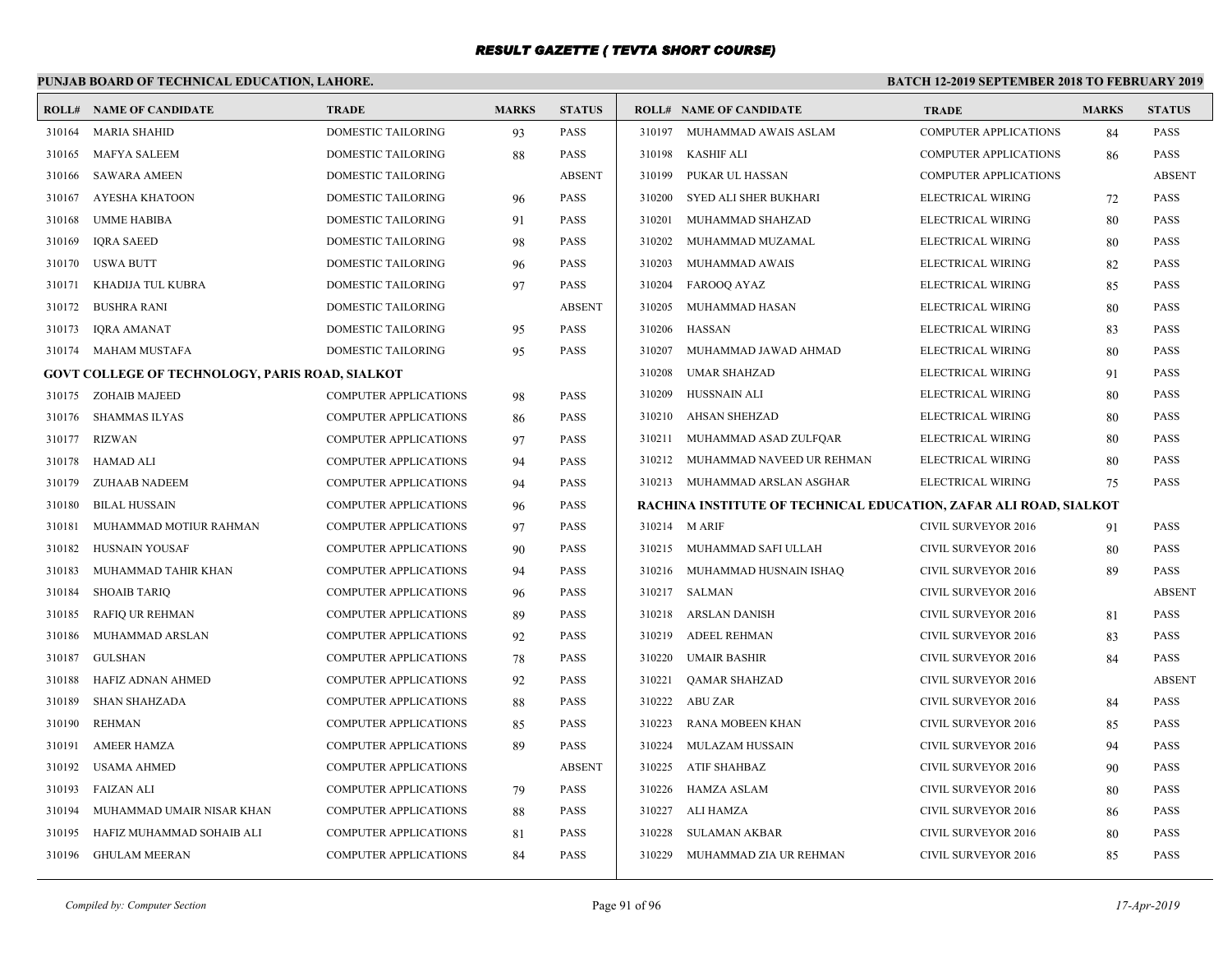## RESULT GAZETTE ( TEVTA SHORT COURSE)

**PUNJAB BOARD OF TECHNICAL EDUCATION, LAHORE.**

**BATCH 12-2019 SEPTEMBER 2018 TO FEBRUARY 2019**

| ROLL# | NAME OF CANDIDATE | TRADE | MARKS | STATUS |
|---|---|---|---|---|
| 310164 | MARIA SHAHID | DOMESTIC TAILORING | 93 | PASS |
| 310165 | MAFYA SALEEM | DOMESTIC TAILORING | 88 | PASS |
| 310166 | SAWARA AMEEN | DOMESTIC TAILORING | | ABSENT |
| 310167 | AYESHA KHATOON | DOMESTIC TAILORING | 96 | PASS |
| 310168 | UMME HABIBA | DOMESTIC TAILORING | 91 | PASS |
| 310169 | IQRA SAEED | DOMESTIC TAILORING | 98 | PASS |
| 310170 | USWA BUTT | DOMESTIC TAILORING | 96 | PASS |
| 310171 | KHADIJA TUL KUBRA | DOMESTIC TAILORING | 97 | PASS |
| 310172 | BUSHRA RANI | DOMESTIC TAILORING | | ABSENT |
| 310173 | IQRA AMANAT | DOMESTIC TAILORING | 95 | PASS |
| 310174 | MAHAM MUSTAFA | DOMESTIC TAILORING | 95 | PASS |
| **GOVT COLLEGE OF TECHNOLOGY, PARIS ROAD, SIALKOT** | | | | |
| 310175 | ZOHAIB MAJEED | COMPUTER APPLICATIONS | 98 | PASS |
| 310176 | SHAMMAS ILYAS | COMPUTER APPLICATIONS | 86 | PASS |
| 310177 | RIZWAN | COMPUTER APPLICATIONS | 97 | PASS |
| 310178 | HAMAD ALI | COMPUTER APPLICATIONS | 94 | PASS |
| 310179 | ZUHAAB NADEEM | COMPUTER APPLICATIONS | 94 | PASS |
| 310180 | BILAL HUSSAIN | COMPUTER APPLICATIONS | 96 | PASS |
| 310181 | MUHAMMAD MOTIUR RAHMAN | COMPUTER APPLICATIONS | 97 | PASS |
| 310182 | HUSNAIN YOUSAF | COMPUTER APPLICATIONS | 90 | PASS |
| 310183 | MUHAMMAD TAHIR KHAN | COMPUTER APPLICATIONS | 94 | PASS |
| 310184 | SHOAIB TARIQ | COMPUTER APPLICATIONS | 96 | PASS |
| 310185 | RAFIQ UR REHMAN | COMPUTER APPLICATIONS | 89 | PASS |
| 310186 | MUHAMMAD ARSLAN | COMPUTER APPLICATIONS | 92 | PASS |
| 310187 | GULSHAN | COMPUTER APPLICATIONS | 78 | PASS |
| 310188 | HAFIZ ADNAN AHMED | COMPUTER APPLICATIONS | 92 | PASS |
| 310189 | SHAN SHAHZADA | COMPUTER APPLICATIONS | 88 | PASS |
| 310190 | REHMAN | COMPUTER APPLICATIONS | 85 | PASS |
| 310191 | AMEER HAMZA | COMPUTER APPLICATIONS | 89 | PASS |
| 310192 | USAMA AHMED | COMPUTER APPLICATIONS | | ABSENT |
| 310193 | FAIZAN ALI | COMPUTER APPLICATIONS | 79 | PASS |
| 310194 | MUHAMMAD UMAIR NISAR KHAN | COMPUTER APPLICATIONS | 88 | PASS |
| 310195 | HAFIZ MUHAMMAD SOHAIB ALI | COMPUTER APPLICATIONS | 81 | PASS |
| 310196 | GHULAM MEERAN | COMPUTER APPLICATIONS | 84 | PASS |
| 310197 | MUHAMMAD AWAIS ASLAM | COMPUTER APPLICATIONS | 84 | PASS |
| 310198 | KASHIF ALI | COMPUTER APPLICATIONS | 86 | PASS |
| 310199 | PUKAR UL HASSAN | COMPUTER APPLICATIONS | | ABSENT |
| 310200 | SYED ALI SHER BUKHARI | ELECTRICAL WIRING | 72 | PASS |
| 310201 | MUHAMMAD SHAHZAD | ELECTRICAL WIRING | 80 | PASS |
| 310202 | MUHAMMAD MUZAMAL | ELECTRICAL WIRING | 80 | PASS |
| 310203 | MUHAMMAD AWAIS | ELECTRICAL WIRING | 82 | PASS |
| 310204 | FAROOQ AYAZ | ELECTRICAL WIRING | 85 | PASS |
| 310205 | MUHAMMAD HASAN | ELECTRICAL WIRING | 80 | PASS |
| 310206 | HASSAN | ELECTRICAL WIRING | 83 | PASS |
| 310207 | MUHAMMAD JAWAD AHMAD | ELECTRICAL WIRING | 80 | PASS |
| 310208 | UMAR SHAHZAD | ELECTRICAL WIRING | 91 | PASS |
| 310209 | HUSSNAIN ALI | ELECTRICAL WIRING | 80 | PASS |
| 310210 | AHSAN SHEHZAD | ELECTRICAL WIRING | 80 | PASS |
| 310211 | MUHAMMAD ASAD ZULFQAR | ELECTRICAL WIRING | 80 | PASS |
| 310212 | MUHAMMAD NAVEED UR REHMAN | ELECTRICAL WIRING | 80 | PASS |
| 310213 | MUHAMMAD ARSLAN ASGHAR | ELECTRICAL WIRING | 75 | PASS |
| **RACHINA INSTITUTE OF TECHNICAL EDUCATION, ZAFAR ALI ROAD, SIALKOT** | | | | |
| 310214 | M ARIF | CIVIL SURVEYOR 2016 | 91 | PASS |
| 310215 | MUHAMMAD SAFI ULLAH | CIVIL SURVEYOR 2016 | 80 | PASS |
| 310216 | MUHAMMAD HUSNAIN ISHAQ | CIVIL SURVEYOR 2016 | 89 | PASS |
| 310217 | SALMAN | CIVIL SURVEYOR 2016 | | ABSENT |
| 310218 | ARSLAN DANISH | CIVIL SURVEYOR 2016 | 81 | PASS |
| 310219 | ADEEL REHMAN | CIVIL SURVEYOR 2016 | 83 | PASS |
| 310220 | UMAIR BASHIR | CIVIL SURVEYOR 2016 | 84 | PASS |
| 310221 | QAMAR SHAHZAD | CIVIL SURVEYOR 2016 | | ABSENT |
| 310222 | ABU ZAR | CIVIL SURVEYOR 2016 | 84 | PASS |
| 310223 | RANA MOBEEN KHAN | CIVIL SURVEYOR 2016 | 85 | PASS |
| 310224 | MULAZAM HUSSAIN | CIVIL SURVEYOR 2016 | 94 | PASS |
| 310225 | ATIF SHAHBAZ | CIVIL SURVEYOR 2016 | 90 | PASS |
| 310226 | HAMZA ASLAM | CIVIL SURVEYOR 2016 | 80 | PASS |
| 310227 | ALI HAMZA | CIVIL SURVEYOR 2016 | 86 | PASS |
| 310228 | SULAMAN AKBAR | CIVIL SURVEYOR 2016 | 80 | PASS |
| 310229 | MUHAMMAD ZIA UR REHMAN | CIVIL SURVEYOR 2016 | 85 | PASS |

*Compiled by: Computer Section*

*17-Apr-2019*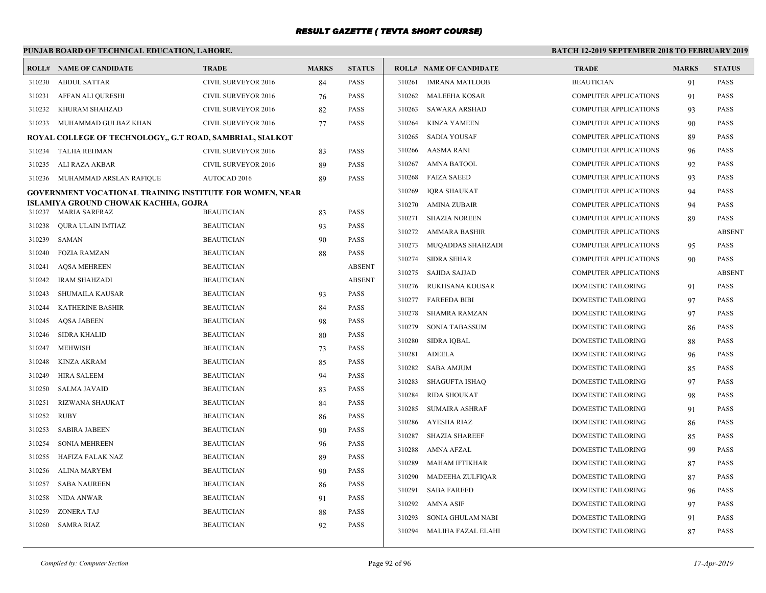# RESULT GAZETTE ( TEVTA SHORT COURSE)

**PUNJAB BOARD OF TECHNICAL EDUCATION, LAHORE.**

**BATCH 12-2019 SEPTEMBER 2018 TO FEBRUARY 2019**

| ROLL# | NAME OF CANDIDATE | TRADE | MARKS | STATUS |
|---|---|---|---|---|
| 310230 | ABDUL SATTAR | CIVIL SURVEYOR 2016 | 84 | PASS |
| 310231 | AFFAN ALI QURESHI | CIVIL SURVEYOR 2016 | 76 | PASS |
| 310232 | KHURAM SHAHZAD | CIVIL SURVEYOR 2016 | 82 | PASS |
| 310233 | MUHAMMAD GULBAZ KHAN | CIVIL SURVEYOR 2016 | 77 | PASS |

**ROYAL COLLEGE OF TECHNOLOGY,, G.T ROAD, SAMBRIAL, SIALKOT**

| ROLL# | NAME OF CANDIDATE | TRADE | MARKS | STATUS |
|---|---|---|---|---|
| 310234 | TALHA REHMAN | CIVIL SURVEYOR 2016 | 83 | PASS |
| 310235 | ALI RAZA AKBAR | CIVIL SURVEYOR 2016 | 89 | PASS |
| 310236 | MUHAMMAD ARSLAN RAFIQUE | AUTOCAD 2016 | 89 | PASS |

**GOVERNMENT VOCATIONAL TRAINING INSTITUTE FOR WOMEN, NEAR ISLAMIYA GROUND CHOWAK KACHHA, GOJRA**

| ROLL# | NAME OF CANDIDATE | TRADE | MARKS | STATUS |
|---|---|---|---|---|
| 310237 | MARIA SARFRAZ | BEAUTICIAN | 83 | PASS |
| 310238 | QURA ULAIN IMTIAZ | BEAUTICIAN | 93 | PASS |
| 310239 | SAMAN | BEAUTICIAN | 90 | PASS |
| 310240 | FOZIA RAMZAN | BEAUTICIAN | 88 | PASS |
| 310241 | AQSA MEHREEN | BEAUTICIAN | | ABSENT |
| 310242 | IRAM SHAHZADI | BEAUTICIAN | | ABSENT |
| 310243 | SHUMAILA KAUSAR | BEAUTICIAN | 93 | PASS |
| 310244 | KATHERINE BASHIR | BEAUTICIAN | 84 | PASS |
| 310245 | AQSA JABEEN | BEAUTICIAN | 98 | PASS |
| 310246 | SIDRA KHALID | BEAUTICIAN | 80 | PASS |
| 310247 | MEHWISH | BEAUTICIAN | 73 | PASS |
| 310248 | KINZA AKRAM | BEAUTICIAN | 85 | PASS |
| 310249 | HIRA SALEEM | BEAUTICIAN | 94 | PASS |
| 310250 | SALMA JAVAID | BEAUTICIAN | 83 | PASS |
| 310251 | RIZWANA SHAUKAT | BEAUTICIAN | 84 | PASS |
| 310252 | RUBY | BEAUTICIAN | 86 | PASS |
| 310253 | SABIRA JABEEN | BEAUTICIAN | 90 | PASS |
| 310254 | SONIA MEHREEN | BEAUTICIAN | 96 | PASS |
| 310255 | HAFIZA FALAK NAZ | BEAUTICIAN | 89 | PASS |
| 310256 | ALINA MARYEM | BEAUTICIAN | 90 | PASS |
| 310257 | SABA NAUREEN | BEAUTICIAN | 86 | PASS |
| 310258 | NIDA ANWAR | BEAUTICIAN | 91 | PASS |
| 310259 | ZONERA TAJ | BEAUTICIAN | 88 | PASS |
| 310260 | SAMRA RIAZ | BEAUTICIAN | 92 | PASS |
| 310261 | IMRANA MATLOOB | BEAUTICIAN | 91 | PASS |
| 310262 | MALEEHA KOSAR | COMPUTER APPLICATIONS | 91 | PASS |
| 310263 | SAWARA ARSHAD | COMPUTER APPLICATIONS | 93 | PASS |
| 310264 | KINZA YAMEEN | COMPUTER APPLICATIONS | 90 | PASS |
| 310265 | SADIA YOUSAF | COMPUTER APPLICATIONS | 89 | PASS |
| 310266 | AASMA RANI | COMPUTER APPLICATIONS | 96 | PASS |
| 310267 | AMNA BATOOL | COMPUTER APPLICATIONS | 92 | PASS |
| 310268 | FAIZA SAEED | COMPUTER APPLICATIONS | 93 | PASS |
| 310269 | IQRA SHAUKAT | COMPUTER APPLICATIONS | 94 | PASS |
| 310270 | AMINA ZUBAIR | COMPUTER APPLICATIONS | 94 | PASS |
| 310271 | SHAZIA NOREEN | COMPUTER APPLICATIONS | 89 | PASS |
| 310272 | AMMARA BASHIR | COMPUTER APPLICATIONS | | ABSENT |
| 310273 | MUQADDAS SHAHZADI | COMPUTER APPLICATIONS | 95 | PASS |
| 310274 | SIDRA SEHAR | COMPUTER APPLICATIONS | 90 | PASS |
| 310275 | SAJIDA SAJJAD | COMPUTER APPLICATIONS | | ABSENT |
| 310276 | RUKHSANA KOUSAR | DOMESTIC TAILORING | 91 | PASS |
| 310277 | FAREEDA BIBI | DOMESTIC TAILORING | 97 | PASS |
| 310278 | SHAMRA RAMZAN | DOMESTIC TAILORING | 97 | PASS |
| 310279 | SONIA TABASSUM | DOMESTIC TAILORING | 86 | PASS |
| 310280 | SIDRA IQBAL | DOMESTIC TAILORING | 88 | PASS |
| 310281 | ADEELA | DOMESTIC TAILORING | 96 | PASS |
| 310282 | SABA AMJUM | DOMESTIC TAILORING | 85 | PASS |
| 310283 | SHAGUFTA ISHAQ | DOMESTIC TAILORING | 97 | PASS |
| 310284 | RIDA SHOUKAT | DOMESTIC TAILORING | 98 | PASS |
| 310285 | SUMAIRA ASHRAF | DOMESTIC TAILORING | 91 | PASS |
| 310286 | AYESHA RIAZ | DOMESTIC TAILORING | 86 | PASS |
| 310287 | SHAZIA SHAREEF | DOMESTIC TAILORING | 85 | PASS |
| 310288 | AMNA AFZAL | DOMESTIC TAILORING | 99 | PASS |
| 310289 | MAHAM IFTIKHAR | DOMESTIC TAILORING | 87 | PASS |
| 310290 | MADEEHA ZULFIQAR | DOMESTIC TAILORING | 87 | PASS |
| 310291 | SABA FAREED | DOMESTIC TAILORING | 96 | PASS |
| 310292 | AMNA ASIF | DOMESTIC TAILORING | 97 | PASS |
| 310293 | SONIA GHULAM NABI | DOMESTIC TAILORING | 91 | PASS |
| 310294 | MALIHA FAZAL ELAHI | DOMESTIC TAILORING | 87 | PASS |

*Compiled by: Computer Section*

*17-Apr-2019*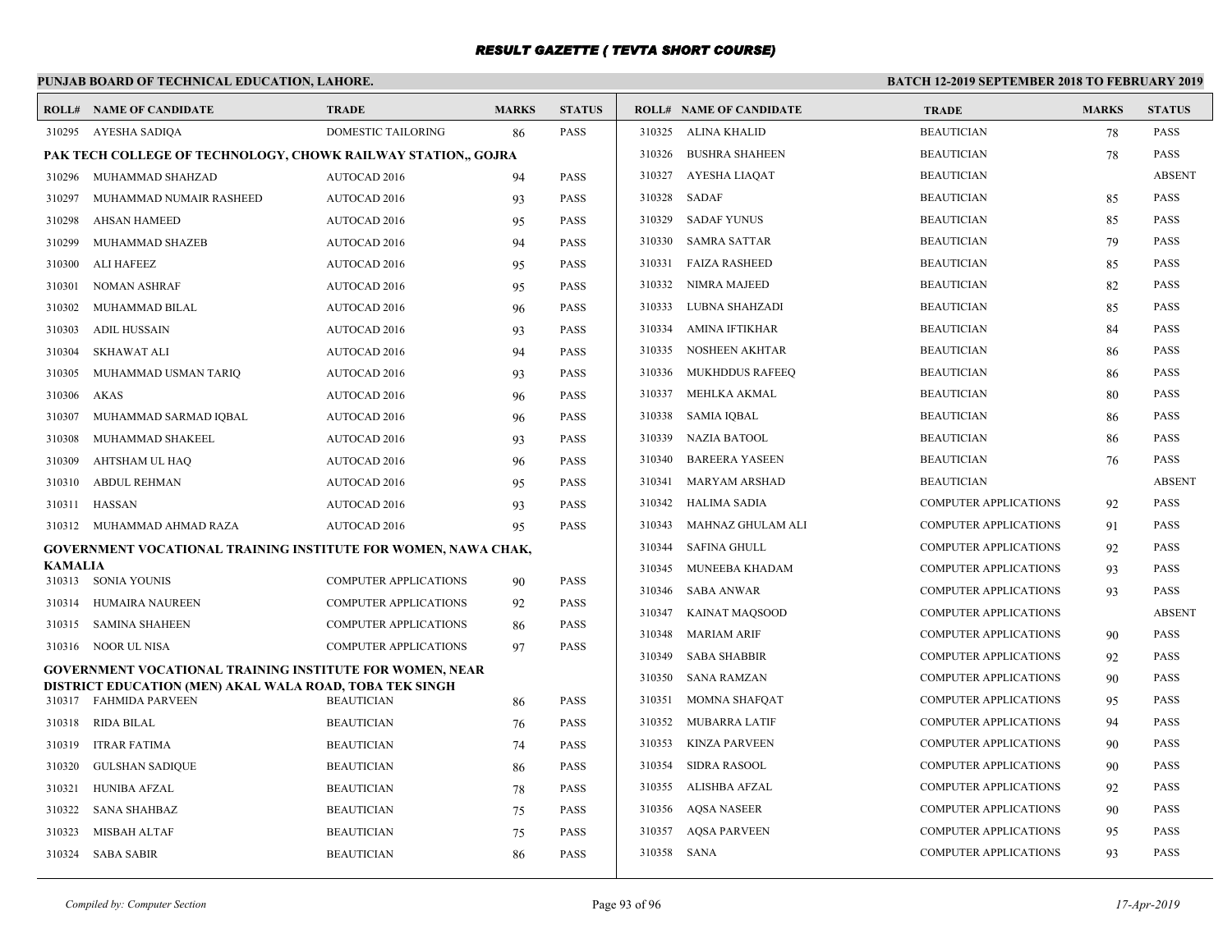# RESULT GAZETTE ( TEVTA SHORT COURSE)

**PUNJAB BOARD OF TECHNICAL EDUCATION, LAHORE.**

**BATCH 12-2019 SEPTEMBER 2018 TO FEBRUARY 2019**

| ROLL# | NAME OF CANDIDATE | TRADE | MARKS | STATUS |
|---|---|---|---|---|
| 310295 | AYESHA SADIQA | DOMESTIC TAILORING | 86 | PASS |

**PAK TECH COLLEGE OF TECHNOLOGY, CHOWK RAILWAY STATION,, GOJRA**

| ROLL# | NAME OF CANDIDATE | TRADE | MARKS | STATUS |
|---|---|---|---|---|
| 310296 | MUHAMMAD SHAHZAD | AUTOCAD 2016 | 94 | PASS |
| 310297 | MUHAMMAD NUMAIR RASHEED | AUTOCAD 2016 | 93 | PASS |
| 310298 | AHSAN HAMEED | AUTOCAD 2016 | 95 | PASS |
| 310299 | MUHAMMAD SHAZEB | AUTOCAD 2016 | 94 | PASS |
| 310300 | ALI HAFEEZ | AUTOCAD 2016 | 95 | PASS |
| 310301 | NOMAN ASHRAF | AUTOCAD 2016 | 95 | PASS |
| 310302 | MUHAMMAD BILAL | AUTOCAD 2016 | 96 | PASS |
| 310303 | ADIL HUSSAIN | AUTOCAD 2016 | 93 | PASS |
| 310304 | SKHAWAT ALI | AUTOCAD 2016 | 94 | PASS |
| 310305 | MUHAMMAD USMAN TARIQ | AUTOCAD 2016 | 93 | PASS |
| 310306 | AKAS | AUTOCAD 2016 | 96 | PASS |
| 310307 | MUHAMMAD SARMAD IQBAL | AUTOCAD 2016 | 96 | PASS |
| 310308 | MUHAMMAD SHAKEEL | AUTOCAD 2016 | 93 | PASS |
| 310309 | AHTSHAM UL HAQ | AUTOCAD 2016 | 96 | PASS |
| 310310 | ABDUL REHMAN | AUTOCAD 2016 | 95 | PASS |
| 310311 | HASSAN | AUTOCAD 2016 | 93 | PASS |
| 310312 | MUHAMMAD AHMAD RAZA | AUTOCAD 2016 | 95 | PASS |

**GOVERNMENT VOCATIONAL TRAINING INSTITUTE FOR WOMEN, NAWA CHAK, KAMALIA**

| ROLL# | NAME OF CANDIDATE | TRADE | MARKS | STATUS |
|---|---|---|---|---|
| 310313 | SONIA YOUNIS | COMPUTER APPLICATIONS | 90 | PASS |
| 310314 | HUMAIRA NAUREEN | COMPUTER APPLICATIONS | 92 | PASS |
| 310315 | SAMINA SHAHEEN | COMPUTER APPLICATIONS | 86 | PASS |
| 310316 | NOOR UL NISA | COMPUTER APPLICATIONS | 97 | PASS |

**GOVERNMENT VOCATIONAL TRAINING INSTITUTE FOR WOMEN, NEAR DISTRICT EDUCATION (MEN) AKAL WALA ROAD, TOBA TEK SINGH**

| ROLL# | NAME OF CANDIDATE | TRADE | MARKS | STATUS |
|---|---|---|---|---|
| 310317 | FAHMIDA PARVEEN | BEAUTICIAN | 86 | PASS |
| 310318 | RIDA BILAL | BEAUTICIAN | 76 | PASS |
| 310319 | ITRAR FATIMA | BEAUTICIAN | 74 | PASS |
| 310320 | GULSHAN SADIQUE | BEAUTICIAN | 86 | PASS |
| 310321 | HUNIBA AFZAL | BEAUTICIAN | 78 | PASS |
| 310322 | SANA SHAHBAZ | BEAUTICIAN | 75 | PASS |
| 310323 | MISBAH ALTAF | BEAUTICIAN | 75 | PASS |
| 310324 | SABA SABIR | BEAUTICIAN | 86 | PASS |
| 310325 | ALINA KHALID | BEAUTICIAN | 78 | PASS |
| 310326 | BUSHRA SHAHEEN | BEAUTICIAN | 78 | PASS |
| 310327 | AYESHA LIAQAT | BEAUTICIAN | | ABSENT |
| 310328 | SADAF | BEAUTICIAN | 85 | PASS |
| 310329 | SADAF YUNUS | BEAUTICIAN | 85 | PASS |
| 310330 | SAMRA SATTAR | BEAUTICIAN | 79 | PASS |
| 310331 | FAIZA RASHEED | BEAUTICIAN | 85 | PASS |
| 310332 | NIMRA MAJEED | BEAUTICIAN | 82 | PASS |
| 310333 | LUBNA SHAHZADI | BEAUTICIAN | 85 | PASS |
| 310334 | AMINA IFTIKHAR | BEAUTICIAN | 84 | PASS |
| 310335 | NOSHEEN AKHTAR | BEAUTICIAN | 86 | PASS |
| 310336 | MUKHDDUS RAFEEQ | BEAUTICIAN | 86 | PASS |
| 310337 | MEHLKA AKMAL | BEAUTICIAN | 80 | PASS |
| 310338 | SAMIA IQBAL | BEAUTICIAN | 86 | PASS |
| 310339 | NAZIA BATOOL | BEAUTICIAN | 86 | PASS |
| 310340 | BAREERA YASEEN | BEAUTICIAN | 76 | PASS |
| 310341 | MARYAM ARSHAD | BEAUTICIAN | | ABSENT |
| 310342 | HALIMA SADIA | COMPUTER APPLICATIONS | 92 | PASS |
| 310343 | MAHNAZ GHULAM ALI | COMPUTER APPLICATIONS | 91 | PASS |
| 310344 | SAFINA GHULL | COMPUTER APPLICATIONS | 92 | PASS |
| 310345 | MUNEEBA KHADAM | COMPUTER APPLICATIONS | 93 | PASS |
| 310346 | SABA ANWAR | COMPUTER APPLICATIONS | 93 | PASS |
| 310347 | KAINAT MAQSOOD | COMPUTER APPLICATIONS | | ABSENT |
| 310348 | MARIAM ARIF | COMPUTER APPLICATIONS | 90 | PASS |
| 310349 | SABA SHABBIR | COMPUTER APPLICATIONS | 92 | PASS |
| 310350 | SANA RAMZAN | COMPUTER APPLICATIONS | 90 | PASS |
| 310351 | MOMNA SHAFQAT | COMPUTER APPLICATIONS | 95 | PASS |
| 310352 | MUBARRA LATIF | COMPUTER APPLICATIONS | 94 | PASS |
| 310353 | KINZA PARVEEN | COMPUTER APPLICATIONS | 90 | PASS |
| 310354 | SIDRA RASOOL | COMPUTER APPLICATIONS | 90 | PASS |
| 310355 | ALISHBA AFZAL | COMPUTER APPLICATIONS | 92 | PASS |
| 310356 | AQSA NASEER | COMPUTER APPLICATIONS | 90 | PASS |
| 310357 | AQSA PARVEEN | COMPUTER APPLICATIONS | 95 | PASS |
| 310358 | SANA | COMPUTER APPLICATIONS | 93 | PASS |

*Compiled by: Computer Section* *17-Apr-2019*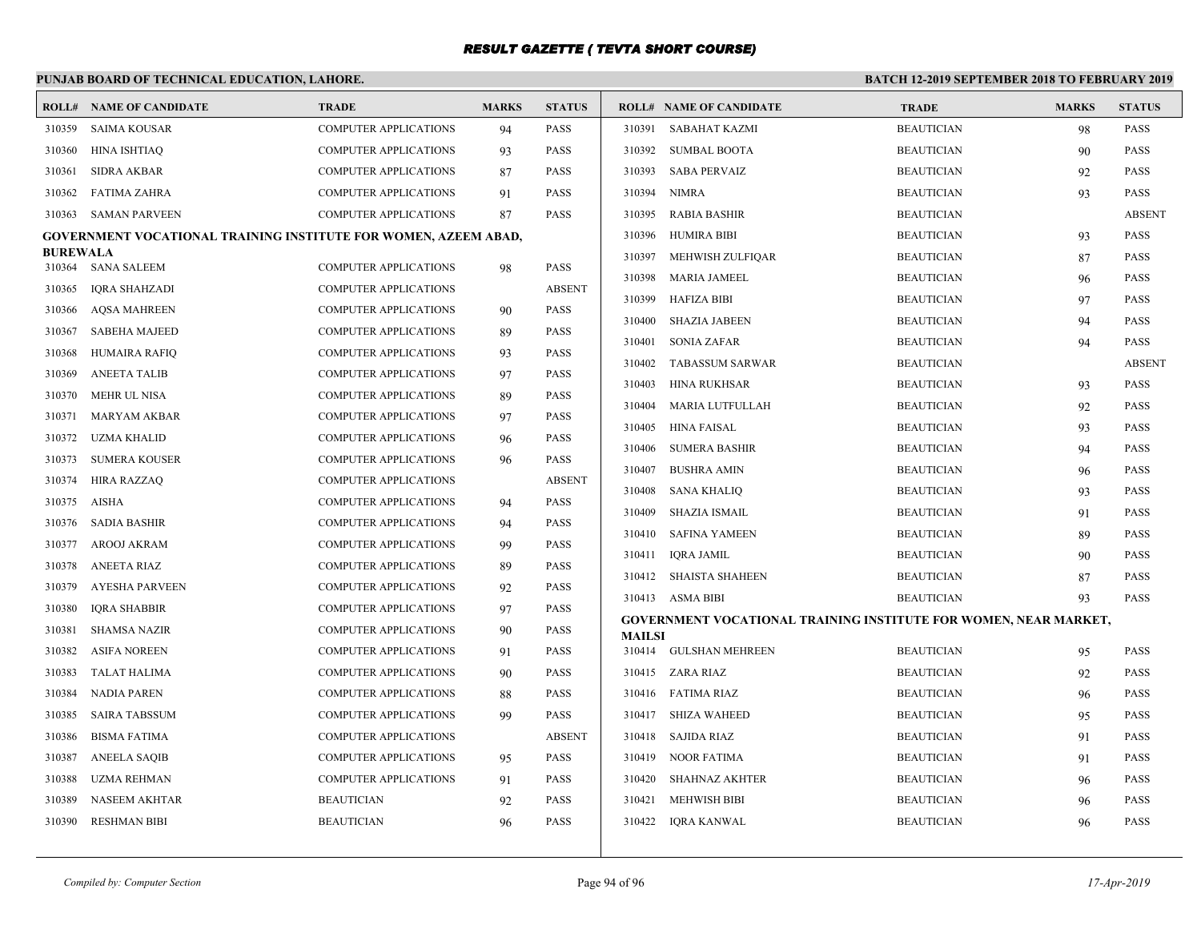# RESULT GAZETTE ( TEVTA SHORT COURSE)

**PUNJAB BOARD OF TECHNICAL EDUCATION, LAHORE.**

**BATCH 12-2019 SEPTEMBER 2018 TO FEBRUARY 2019**

| ROLL# | NAME OF CANDIDATE | TRADE | MARKS | STATUS |
|---|---|---|---|---|
| 310359 | SAIMA KOUSAR | COMPUTER APPLICATIONS | 94 | PASS |
| 310360 | HINA ISHTIAQ | COMPUTER APPLICATIONS | 93 | PASS |
| 310361 | SIDRA AKBAR | COMPUTER APPLICATIONS | 87 | PASS |
| 310362 | FATIMA ZAHRA | COMPUTER APPLICATIONS | 91 | PASS |
| 310363 | SAMAN PARVEEN | COMPUTER APPLICATIONS | 87 | PASS |

**GOVERNMENT VOCATIONAL TRAINING INSTITUTE FOR WOMEN, AZEEM ABAD, BUREWALA**

| ROLL# | NAME OF CANDIDATE | TRADE | MARKS | STATUS |
|---|---|---|---|---|
| 310364 | SANA SALEEM | COMPUTER APPLICATIONS | 98 | PASS |
| 310365 | IQRA SHAHZADI | COMPUTER APPLICATIONS | | ABSENT |
| 310366 | AQSA MAHREEN | COMPUTER APPLICATIONS | 90 | PASS |
| 310367 | SABEHA MAJEED | COMPUTER APPLICATIONS | 89 | PASS |
| 310368 | HUMAIRA RAFIQ | COMPUTER APPLICATIONS | 93 | PASS |
| 310369 | ANEETA TALIB | COMPUTER APPLICATIONS | 97 | PASS |
| 310370 | MEHR UL NISA | COMPUTER APPLICATIONS | 89 | PASS |
| 310371 | MARYAM AKBAR | COMPUTER APPLICATIONS | 97 | PASS |
| 310372 | UZMA KHALID | COMPUTER APPLICATIONS | 96 | PASS |
| 310373 | SUMERA KOUSER | COMPUTER APPLICATIONS | 96 | PASS |
| 310374 | HIRA RAZZAQ | COMPUTER APPLICATIONS | | ABSENT |
| 310375 | AISHA | COMPUTER APPLICATIONS | 94 | PASS |
| 310376 | SADIA BASHIR | COMPUTER APPLICATIONS | 94 | PASS |
| 310377 | AROOJ AKRAM | COMPUTER APPLICATIONS | 99 | PASS |
| 310378 | ANEETA RIAZ | COMPUTER APPLICATIONS | 89 | PASS |
| 310379 | AYESHA PARVEEN | COMPUTER APPLICATIONS | 92 | PASS |
| 310380 | IQRA SHABBIR | COMPUTER APPLICATIONS | 97 | PASS |
| 310381 | SHAMSA NAZIR | COMPUTER APPLICATIONS | 90 | PASS |
| 310382 | ASIFA NOREEN | COMPUTER APPLICATIONS | 91 | PASS |
| 310383 | TALAT HALIMA | COMPUTER APPLICATIONS | 90 | PASS |
| 310384 | NADIA PAREN | COMPUTER APPLICATIONS | 88 | PASS |
| 310385 | SAIRA TABSSUM | COMPUTER APPLICATIONS | 99 | PASS |
| 310386 | BISMA FATIMA | COMPUTER APPLICATIONS | | ABSENT |
| 310387 | ANEELA SAQIB | COMPUTER APPLICATIONS | 95 | PASS |
| 310388 | UZMA REHMAN | COMPUTER APPLICATIONS | 91 | PASS |
| 310389 | NASEEM AKHTAR | BEAUTICIAN | 92 | PASS |
| 310390 | RESHMAN BIBI | BEAUTICIAN | 96 | PASS |
| 310391 | SABAHAT KAZMI | BEAUTICIAN | 98 | PASS |
| 310392 | SUMBAL BOOTA | BEAUTICIAN | 90 | PASS |
| 310393 | SABA PERVAIZ | BEAUTICIAN | 92 | PASS |
| 310394 | NIMRA | BEAUTICIAN | 93 | PASS |
| 310395 | RABIA BASHIR | BEAUTICIAN | | ABSENT |
| 310396 | HUMIRA BIBI | BEAUTICIAN | 93 | PASS |
| 310397 | MEHWISH ZULFIQAR | BEAUTICIAN | 87 | PASS |
| 310398 | MARIA JAMEEL | BEAUTICIAN | 96 | PASS |
| 310399 | HAFIZA BIBI | BEAUTICIAN | 97 | PASS |
| 310400 | SHAZIA JABEEN | BEAUTICIAN | 94 | PASS |
| 310401 | SONIA ZAFAR | BEAUTICIAN | 94 | PASS |
| 310402 | TABASSUM SARWAR | BEAUTICIAN | | ABSENT |
| 310403 | HINA RUKHSAR | BEAUTICIAN | 93 | PASS |
| 310404 | MARIA LUTFULLAH | BEAUTICIAN | 92 | PASS |
| 310405 | HINA FAISAL | BEAUTICIAN | 93 | PASS |
| 310406 | SUMERA BASHIR | BEAUTICIAN | 94 | PASS |
| 310407 | BUSHRA AMIN | BEAUTICIAN | 96 | PASS |
| 310408 | SANA KHALIQ | BEAUTICIAN | 93 | PASS |
| 310409 | SHAZIA ISMAIL | BEAUTICIAN | 91 | PASS |
| 310410 | SAFINA YAMEEN | BEAUTICIAN | 89 | PASS |
| 310411 | IQRA JAMIL | BEAUTICIAN | 90 | PASS |
| 310412 | SHAISTA SHAHEEN | BEAUTICIAN | 87 | PASS |
| 310413 | ASMA BIBI | BEAUTICIAN | 93 | PASS |

**GOVERNMENT VOCATIONAL TRAINING INSTITUTE FOR WOMEN, NEAR MARKET, MAILSI**

| ROLL# | NAME OF CANDIDATE | TRADE | MARKS | STATUS |
|---|---|---|---|---|
| 310414 | GULSHAN MEHREEN | BEAUTICIAN | 95 | PASS |
| 310415 | ZARA RIAZ | BEAUTICIAN | 92 | PASS |
| 310416 | FATIMA RIAZ | BEAUTICIAN | 96 | PASS |
| 310417 | SHIZA WAHEED | BEAUTICIAN | 95 | PASS |
| 310418 | SAJIDA RIAZ | BEAUTICIAN | 91 | PASS |
| 310419 | NOOR FATIMA | BEAUTICIAN | 91 | PASS |
| 310420 | SHAHNAZ AKHTER | BEAUTICIAN | 96 | PASS |
| 310421 | MEHWISH BIBI | BEAUTICIAN | 96 | PASS |
| 310422 | IQRA KANWAL | BEAUTICIAN | 96 | PASS |

*Compiled by: Computer Section*

*17-Apr-2019*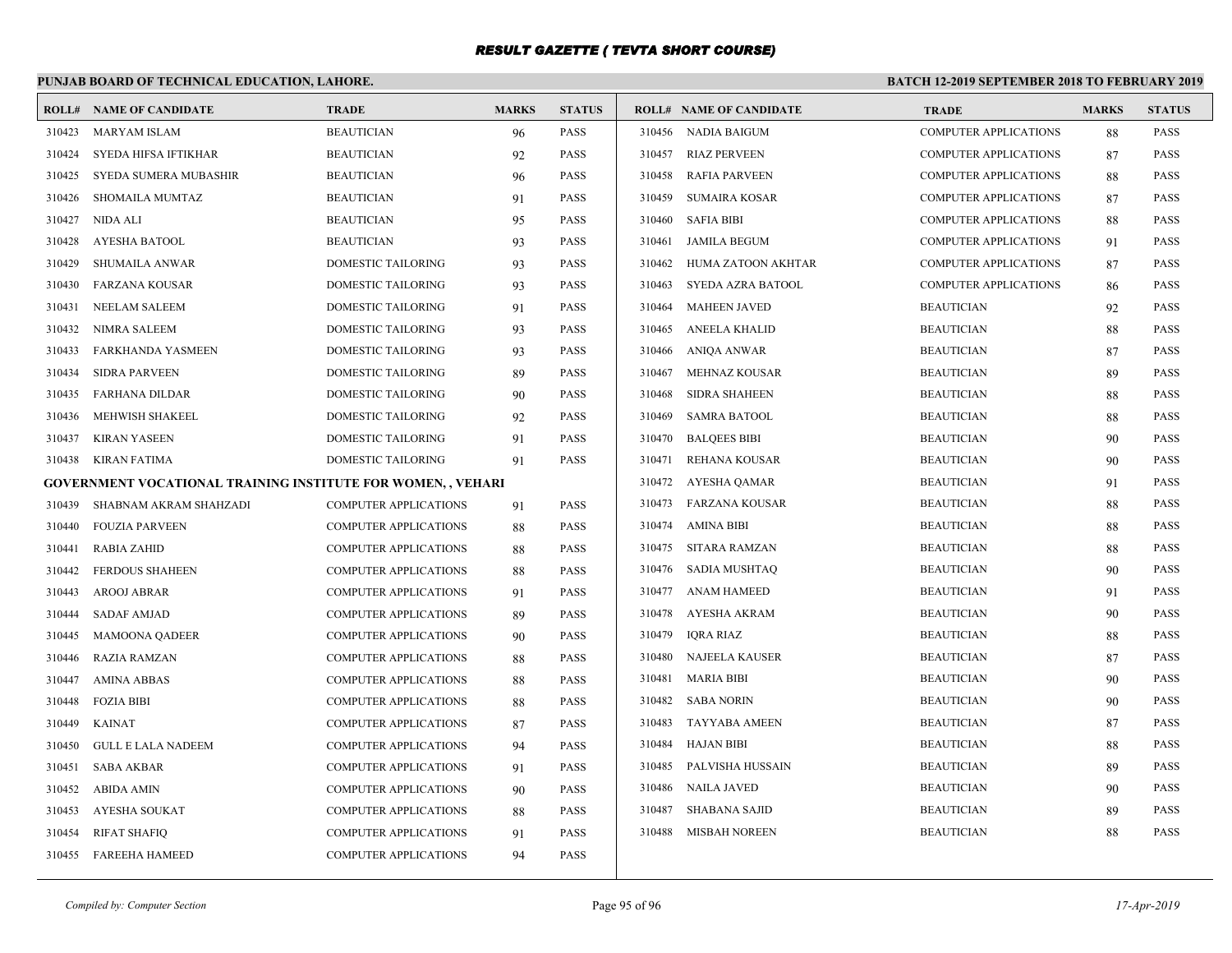# RESULT GAZETTE ( TEVTA SHORT COURSE)

## PUNJAB BOARD OF TECHNICAL EDUCATION, LAHORE.

**BATCH 12-2019 SEPTEMBER 2018 TO FEBRUARY 2019**

| ROLL# | NAME OF CANDIDATE | TRADE | MARKS | STATUS |
|---|---|---|---|---|
| 310423 | MARYAM ISLAM | BEAUTICIAN | 96 | PASS |
| 310424 | SYEDA HIFSA IFTIKHAR | BEAUTICIAN | 92 | PASS |
| 310425 | SYEDA SUMERA MUBASHIR | BEAUTICIAN | 96 | PASS |
| 310426 | SHOMAILA MUMTAZ | BEAUTICIAN | 91 | PASS |
| 310427 | NIDA ALI | BEAUTICIAN | 95 | PASS |
| 310428 | AYESHA BATOOL | BEAUTICIAN | 93 | PASS |
| 310429 | SHUMAILA ANWAR | DOMESTIC TAILORING | 93 | PASS |
| 310430 | FARZANA KOUSAR | DOMESTIC TAILORING | 93 | PASS |
| 310431 | NEELAM SALEEM | DOMESTIC TAILORING | 91 | PASS |
| 310432 | NIMRA SALEEM | DOMESTIC TAILORING | 93 | PASS |
| 310433 | FARKHANDA YASMEEN | DOMESTIC TAILORING | 93 | PASS |
| 310434 | SIDRA PARVEEN | DOMESTIC TAILORING | 89 | PASS |
| 310435 | FARHANA DILDAR | DOMESTIC TAILORING | 90 | PASS |
| 310436 | MEHWISH SHAKEEL | DOMESTIC TAILORING | 92 | PASS |
| 310437 | KIRAN YASEEN | DOMESTIC TAILORING | 91 | PASS |
| 310438 | KIRAN FATIMA | DOMESTIC TAILORING | 91 | PASS |

**GOVERNMENT VOCATIONAL TRAINING INSTITUTE FOR WOMEN, , VEHARI**

| ROLL# | NAME OF CANDIDATE | TRADE | MARKS | STATUS |
|---|---|---|---|---|
| 310439 | SHABNAM AKRAM SHAHZADI | COMPUTER APPLICATIONS | 91 | PASS |
| 310440 | FOUZIA PARVEEN | COMPUTER APPLICATIONS | 88 | PASS |
| 310441 | RABIA ZAHID | COMPUTER APPLICATIONS | 88 | PASS |
| 310442 | FERDOUS SHAHEEN | COMPUTER APPLICATIONS | 88 | PASS |
| 310443 | AROOJ ABRAR | COMPUTER APPLICATIONS | 91 | PASS |
| 310444 | SADAF AMJAD | COMPUTER APPLICATIONS | 89 | PASS |
| 310445 | MAMOONA QADEER | COMPUTER APPLICATIONS | 90 | PASS |
| 310446 | RAZIA RAMZAN | COMPUTER APPLICATIONS | 88 | PASS |
| 310447 | AMINA ABBAS | COMPUTER APPLICATIONS | 88 | PASS |
| 310448 | FOZIA BIBI | COMPUTER APPLICATIONS | 88 | PASS |
| 310449 | KAINAT | COMPUTER APPLICATIONS | 87 | PASS |
| 310450 | GULL E LALA NADEEM | COMPUTER APPLICATIONS | 94 | PASS |
| 310451 | SABA AKBAR | COMPUTER APPLICATIONS | 91 | PASS |
| 310452 | ABIDA AMIN | COMPUTER APPLICATIONS | 90 | PASS |
| 310453 | AYESHA SOUKAT | COMPUTER APPLICATIONS | 88 | PASS |
| 310454 | RIFAT SHAFIQ | COMPUTER APPLICATIONS | 91 | PASS |
| 310455 | FAREEHA HAMEED | COMPUTER APPLICATIONS | 94 | PASS |
| 310456 | NADIA BAIGUM | COMPUTER APPLICATIONS | 88 | PASS |
| 310457 | RIAZ PERVEEN | COMPUTER APPLICATIONS | 87 | PASS |
| 310458 | RAFIA PARVEEN | COMPUTER APPLICATIONS | 88 | PASS |
| 310459 | SUMAIRA KOSAR | COMPUTER APPLICATIONS | 87 | PASS |
| 310460 | SAFIA BIBI | COMPUTER APPLICATIONS | 88 | PASS |
| 310461 | JAMILA BEGUM | COMPUTER APPLICATIONS | 91 | PASS |
| 310462 | HUMA ZATOON AKHTAR | COMPUTER APPLICATIONS | 87 | PASS |
| 310463 | SYEDA AZRA BATOOL | COMPUTER APPLICATIONS | 86 | PASS |
| 310464 | MAHEEN JAVED | BEAUTICIAN | 92 | PASS |
| 310465 | ANEELA KHALID | BEAUTICIAN | 88 | PASS |
| 310466 | ANIQA ANWAR | BEAUTICIAN | 87 | PASS |
| 310467 | MEHNAZ KOUSAR | BEAUTICIAN | 89 | PASS |
| 310468 | SIDRA SHAHEEN | BEAUTICIAN | 88 | PASS |
| 310469 | SAMRA BATOOL | BEAUTICIAN | 88 | PASS |
| 310470 | BALQEES BIBI | BEAUTICIAN | 90 | PASS |
| 310471 | REHANA KOUSAR | BEAUTICIAN | 90 | PASS |
| 310472 | AYESHA QAMAR | BEAUTICIAN | 91 | PASS |
| 310473 | FARZANA KOUSAR | BEAUTICIAN | 88 | PASS |
| 310474 | AMINA BIBI | BEAUTICIAN | 88 | PASS |
| 310475 | SITARA RAMZAN | BEAUTICIAN | 88 | PASS |
| 310476 | SADIA MUSHTAQ | BEAUTICIAN | 90 | PASS |
| 310477 | ANAM HAMEED | BEAUTICIAN | 91 | PASS |
| 310478 | AYESHA AKRAM | BEAUTICIAN | 90 | PASS |
| 310479 | IQRA RIAZ | BEAUTICIAN | 88 | PASS |
| 310480 | NAJEELA KAUSER | BEAUTICIAN | 87 | PASS |
| 310481 | MARIA BIBI | BEAUTICIAN | 90 | PASS |
| 310482 | SABA NORIN | BEAUTICIAN | 90 | PASS |
| 310483 | TAYYABA AMEEN | BEAUTICIAN | 87 | PASS |
| 310484 | HAJAN BIBI | BEAUTICIAN | 88 | PASS |
| 310485 | PALVISHA HUSSAIN | BEAUTICIAN | 89 | PASS |
| 310486 | NAILA JAVED | BEAUTICIAN | 90 | PASS |
| 310487 | SHABANA SAJID | BEAUTICIAN | 89 | PASS |
| 310488 | MISBAH NOREEN | BEAUTICIAN | 88 | PASS |

*Compiled by: Computer Section*

*17-Apr-2019*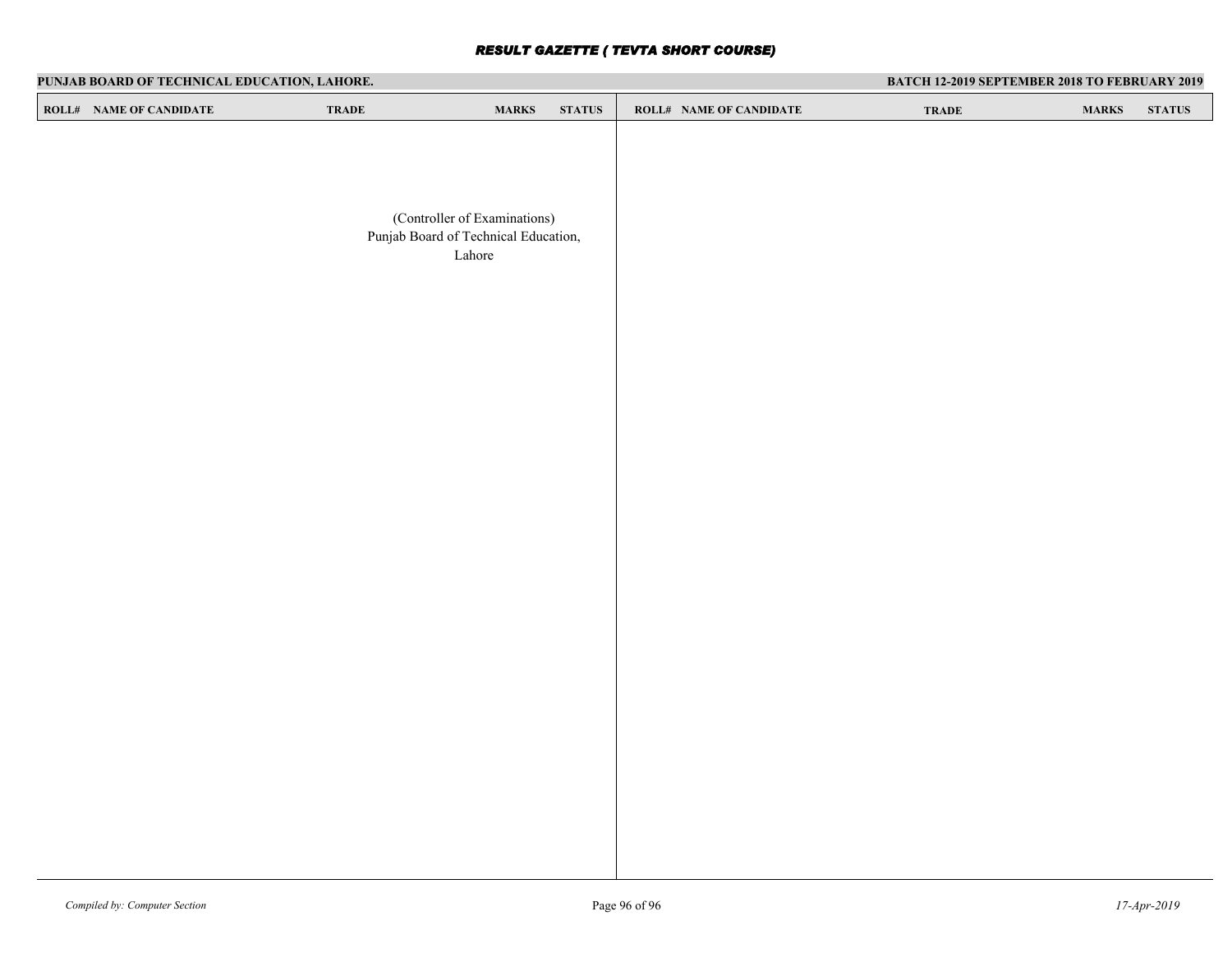(Controller of Examinations)
Punjab Board of Technical Education,
Lahore